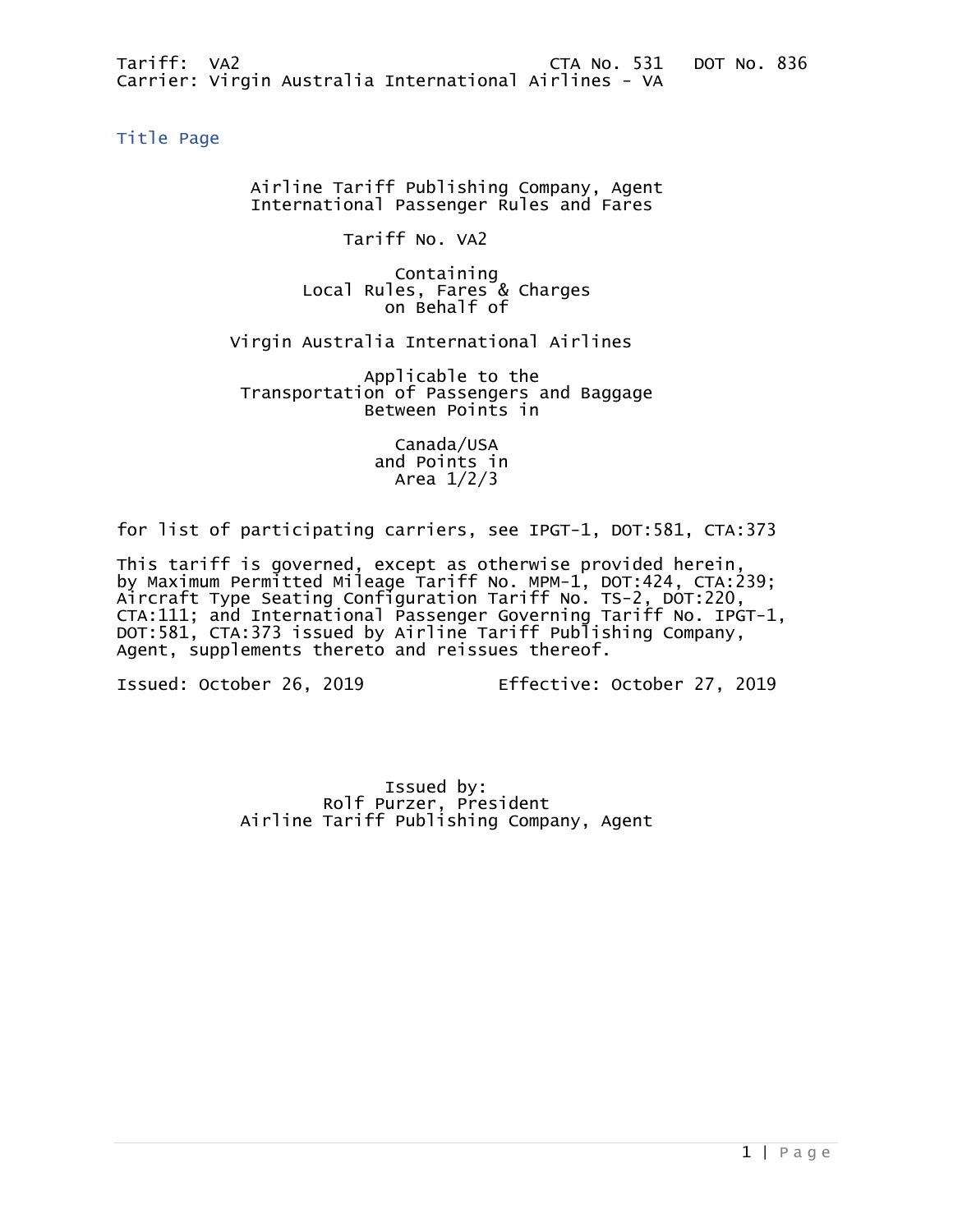Tariff: VA2 CTA No. 531 DOT No. 836
Carrier: Virgin Australia International Airlines - VA

## Title Page

Airline Tariff Publishing Company, Agent
International Passenger Rules and Fares

Tariff No. VA2

Containing
Local Rules, Fares & Charges
on Behalf of

Virgin Australia International Airlines

Applicable to the
Transportation of Passengers and Baggage
Between Points in

Canada/USA
and Points in
Area 1/2/3

for list of participating carriers, see IPGT-1, DOT:581, CTA:373

This tariff is governed, except as otherwise provided herein, by Maximum Permitted Mileage Tariff No. MPM-1, DOT:424, CTA:239; Aircraft Type Seating Configuration Tariff No. TS-2, DOT:220, CTA:111; and International Passenger Governing Tariff No. IPGT-1, DOT:581, CTA:373 issued by Airline Tariff Publishing Company, Agent, supplements thereto and reissues thereof.

Issued: October 26, 2019 Effective: October 27, 2019

Issued by:
Rolf Purzer, President
Airline Tariff Publishing Company, Agent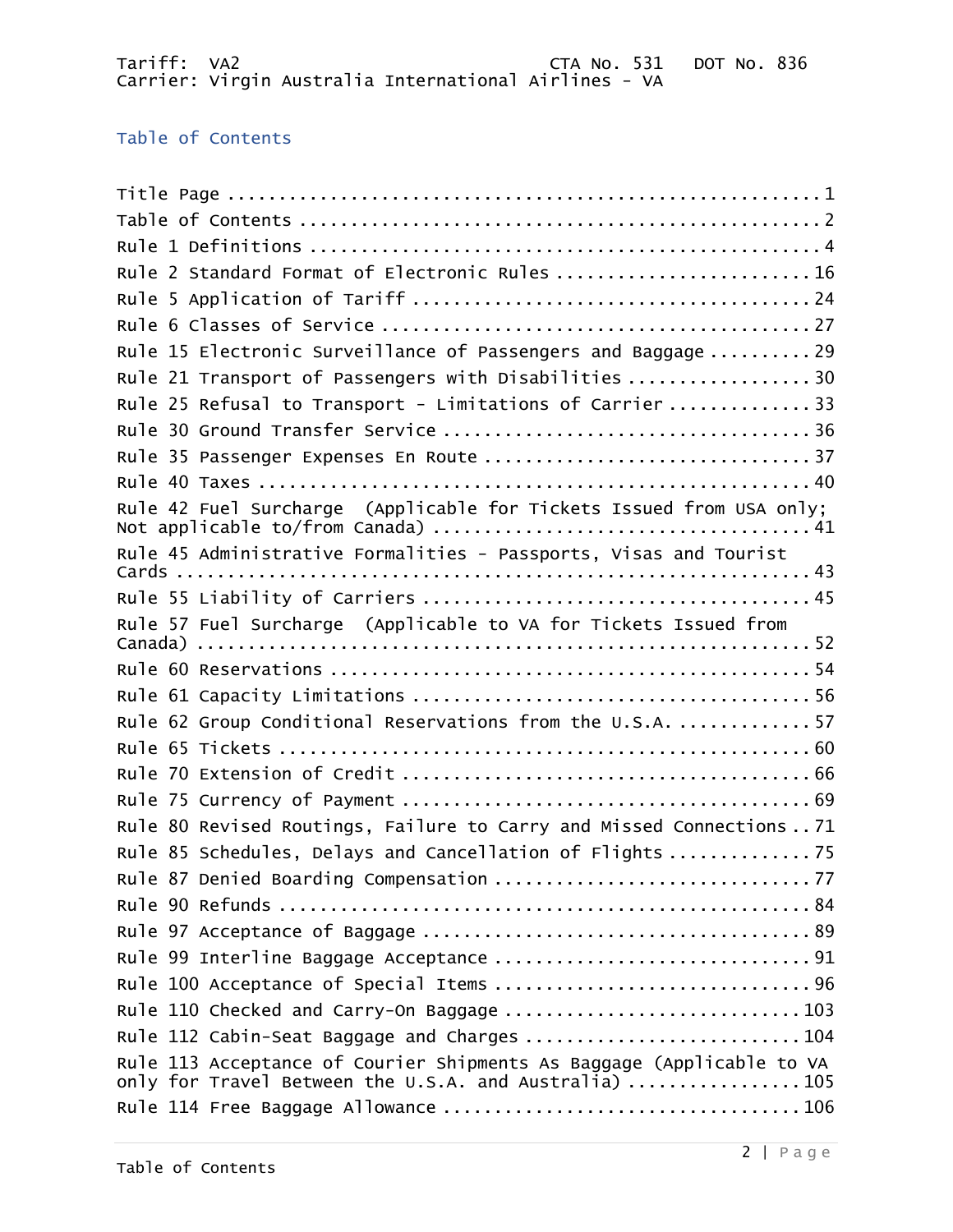## Table of Contents

| | |
|---|---|
| Title Page | 1 |
| Table of Contents | 2 |
| Rule 1 Definitions | 4 |
| Rule 2 Standard Format of Electronic Rules | 16 |
| Rule 5 Application of Tariff | 24 |
| Rule 6 Classes of Service | 27 |
| Rule 15 Electronic Surveillance of Passengers and Baggage | 29 |
| Rule 21 Transport of Passengers with Disabilities | 30 |
| Rule 25 Refusal to Transport - Limitations of Carrier | 33 |
| Rule 30 Ground Transfer Service | 36 |
| Rule 35 Passenger Expenses En Route | 37 |
| Rule 40 Taxes | 40 |
| Rule 42 Fuel Surcharge (Applicable for Tickets Issued from USA only; Not applicable to/from Canada) | 41 |
| Rule 45 Administrative Formalities - Passports, Visas and Tourist Cards | 43 |
| Rule 55 Liability of Carriers | 45 |
| Rule 57 Fuel Surcharge (Applicable to VA for Tickets Issued from Canada) | 52 |
| Rule 60 Reservations | 54 |
| Rule 61 Capacity Limitations | 56 |
| Rule 62 Group Conditional Reservations from the U.S.A. | 57 |
| Rule 65 Tickets | 60 |
| Rule 70 Extension of Credit | 66 |
| Rule 75 Currency of Payment | 69 |
| Rule 80 Revised Routings, Failure to Carry and Missed Connections | 71 |
| Rule 85 Schedules, Delays and Cancellation of Flights | 75 |
| Rule 87 Denied Boarding Compensation | 77 |
| Rule 90 Refunds | 84 |
| Rule 97 Acceptance of Baggage | 89 |
| Rule 99 Interline Baggage Acceptance | 91 |
| Rule 100 Acceptance of Special Items | 96 |
| Rule 110 Checked and Carry-On Baggage | 103 |
| Rule 112 Cabin-Seat Baggage and Charges | 104 |
| Rule 113 Acceptance of Courier Shipments As Baggage (Applicable to VA only for Travel Between the U.S.A. and Australia) | 105 |
| Rule 114 Free Baggage Allowance | 106 |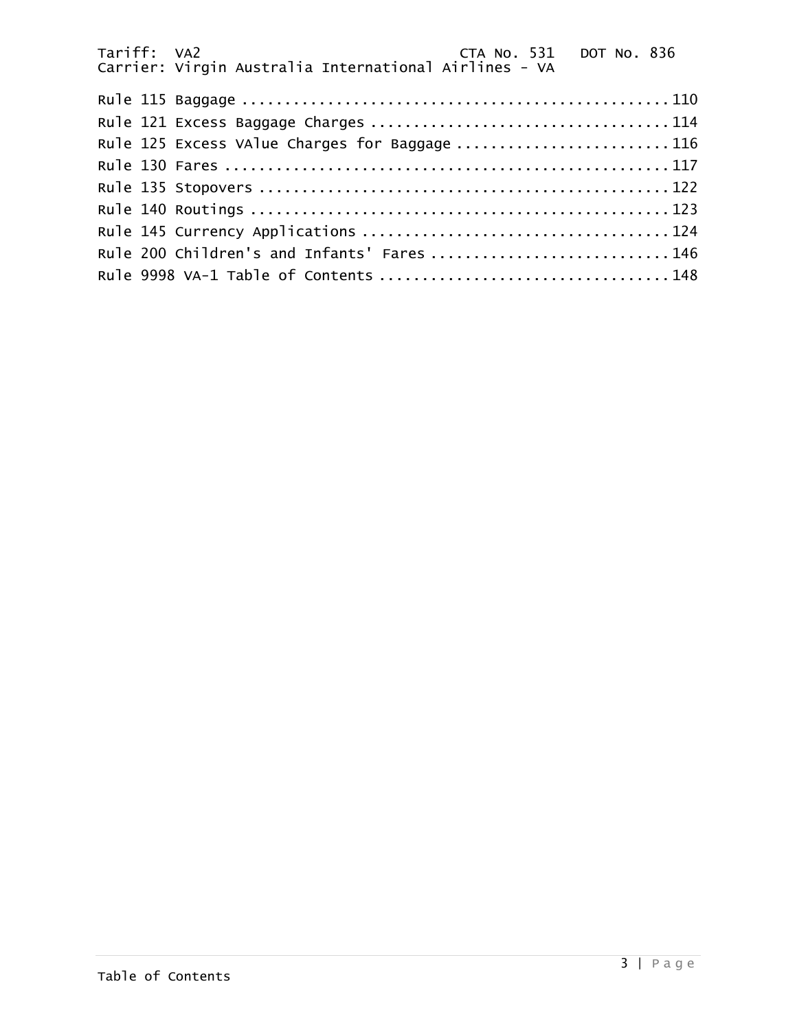Rule 115 Baggage .................................................. 110
Rule 121 Excess Baggage Charges .................................. 114
Rule 125 Excess VAlue Charges for Baggage ......................... 116
Rule 130 Fares .................................................... 117
Rule 135 Stopovers ................................................ 122
Rule 140 Routings ................................................. 123
Rule 145 Currency Applications .................................... 124
Rule 200 Children's and Infants' Fares ............................ 146
Rule 9998 VA-1 Table of Contents .................................. 148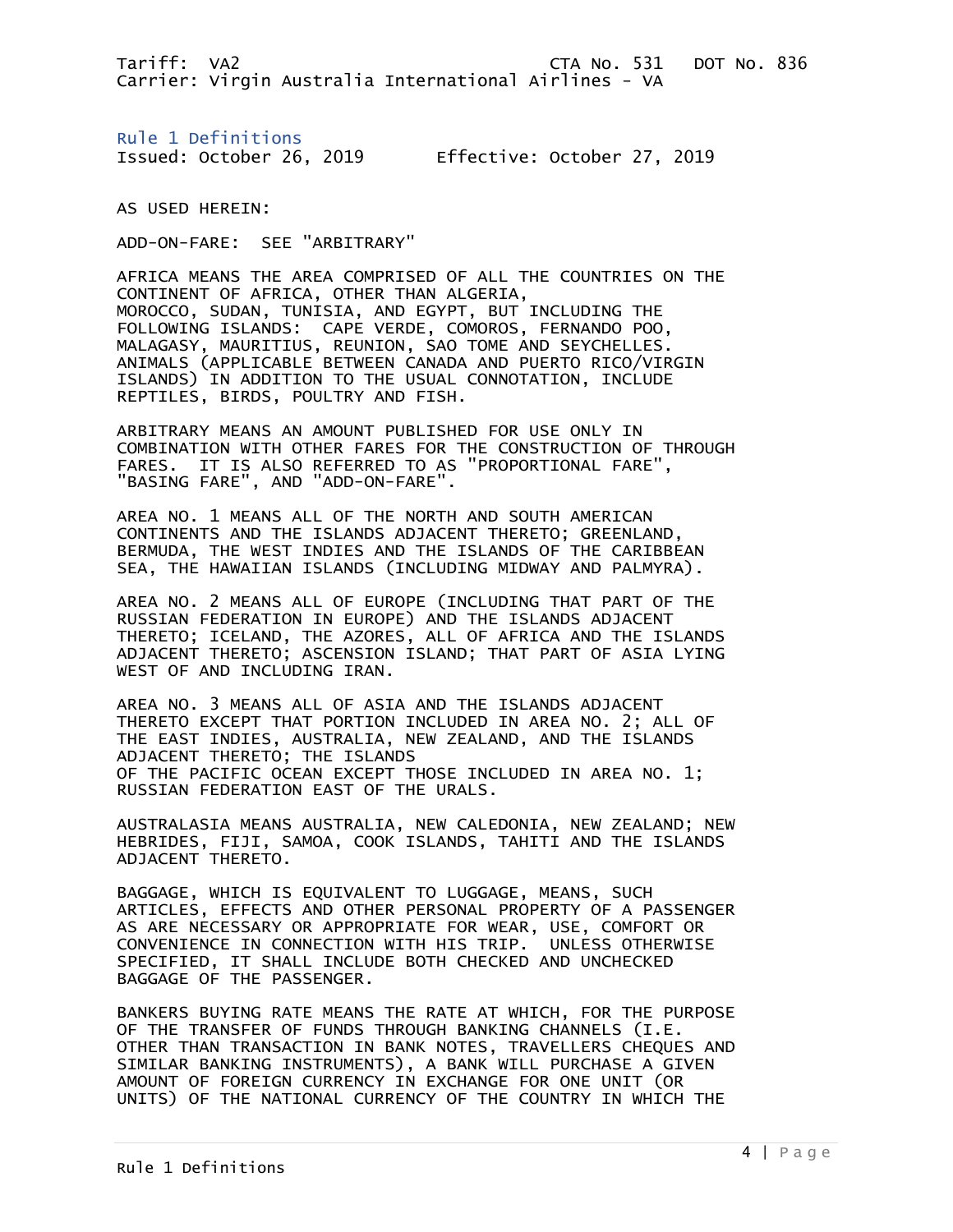Tariff: VA2 CTA No. 531 DOT No. 836
Carrier: Virgin Australia International Airlines - VA

## Rule 1 Definitions

Issued: October 26, 2019 Effective: October 27, 2019

AS USED HEREIN:

ADD-ON-FARE: SEE "ARBITRARY"

AFRICA MEANS THE AREA COMPRISED OF ALL THE COUNTRIES ON THE CONTINENT OF AFRICA, OTHER THAN ALGERIA, MOROCCO, SUDAN, TUNISIA, AND EGYPT, BUT INCLUDING THE FOLLOWING ISLANDS: CAPE VERDE, COMOROS, FERNANDO POO, MALAGASY, MAURITIUS, REUNION, SAO TOME AND SEYCHELLES.
ANIMALS (APPLICABLE BETWEEN CANADA AND PUERTO RICO/VIRGIN ISLANDS) IN ADDITION TO THE USUAL CONNOTATION, INCLUDE REPTILES, BIRDS, POULTRY AND FISH.

ARBITRARY MEANS AN AMOUNT PUBLISHED FOR USE ONLY IN COMBINATION WITH OTHER FARES FOR THE CONSTRUCTION OF THROUGH FARES. IT IS ALSO REFERRED TO AS "PROPORTIONAL FARE", "BASING FARE", AND "ADD-ON-FARE".

AREA NO. 1 MEANS ALL OF THE NORTH AND SOUTH AMERICAN CONTINENTS AND THE ISLANDS ADJACENT THERETO; GREENLAND, BERMUDA, THE WEST INDIES AND THE ISLANDS OF THE CARIBBEAN SEA, THE HAWAIIAN ISLANDS (INCLUDING MIDWAY AND PALMYRA).

AREA NO. 2 MEANS ALL OF EUROPE (INCLUDING THAT PART OF THE RUSSIAN FEDERATION IN EUROPE) AND THE ISLANDS ADJACENT THERETO; ICELAND, THE AZORES, ALL OF AFRICA AND THE ISLANDS ADJACENT THERETO; ASCENSION ISLAND; THAT PART OF ASIA LYING WEST OF AND INCLUDING IRAN.

AREA NO. 3 MEANS ALL OF ASIA AND THE ISLANDS ADJACENT THERETO EXCEPT THAT PORTION INCLUDED IN AREA NO. 2; ALL OF THE EAST INDIES, AUSTRALIA, NEW ZEALAND, AND THE ISLANDS ADJACENT THERETO; THE ISLANDS OF THE PACIFIC OCEAN EXCEPT THOSE INCLUDED IN AREA NO. 1; RUSSIAN FEDERATION EAST OF THE URALS.

AUSTRALASIA MEANS AUSTRALIA, NEW CALEDONIA, NEW ZEALAND; NEW HEBRIDES, FIJI, SAMOA, COOK ISLANDS, TAHITI AND THE ISLANDS ADJACENT THERETO.

BAGGAGE, WHICH IS EQUIVALENT TO LUGGAGE, MEANS, SUCH ARTICLES, EFFECTS AND OTHER PERSONAL PROPERTY OF A PASSENGER AS ARE NECESSARY OR APPROPRIATE FOR WEAR, USE, COMFORT OR CONVENIENCE IN CONNECTION WITH HIS TRIP. UNLESS OTHERWISE SPECIFIED, IT SHALL INCLUDE BOTH CHECKED AND UNCHECKED BAGGAGE OF THE PASSENGER.

BANKERS BUYING RATE MEANS THE RATE AT WHICH, FOR THE PURPOSE OF THE TRANSFER OF FUNDS THROUGH BANKING CHANNELS (I.E. OTHER THAN TRANSACTION IN BANK NOTES, TRAVELLERS CHEQUES AND SIMILAR BANKING INSTRUMENTS), A BANK WILL PURCHASE A GIVEN AMOUNT OF FOREIGN CURRENCY IN EXCHANGE FOR ONE UNIT (OR UNITS) OF THE NATIONAL CURRENCY OF THE COUNTRY IN WHICH THE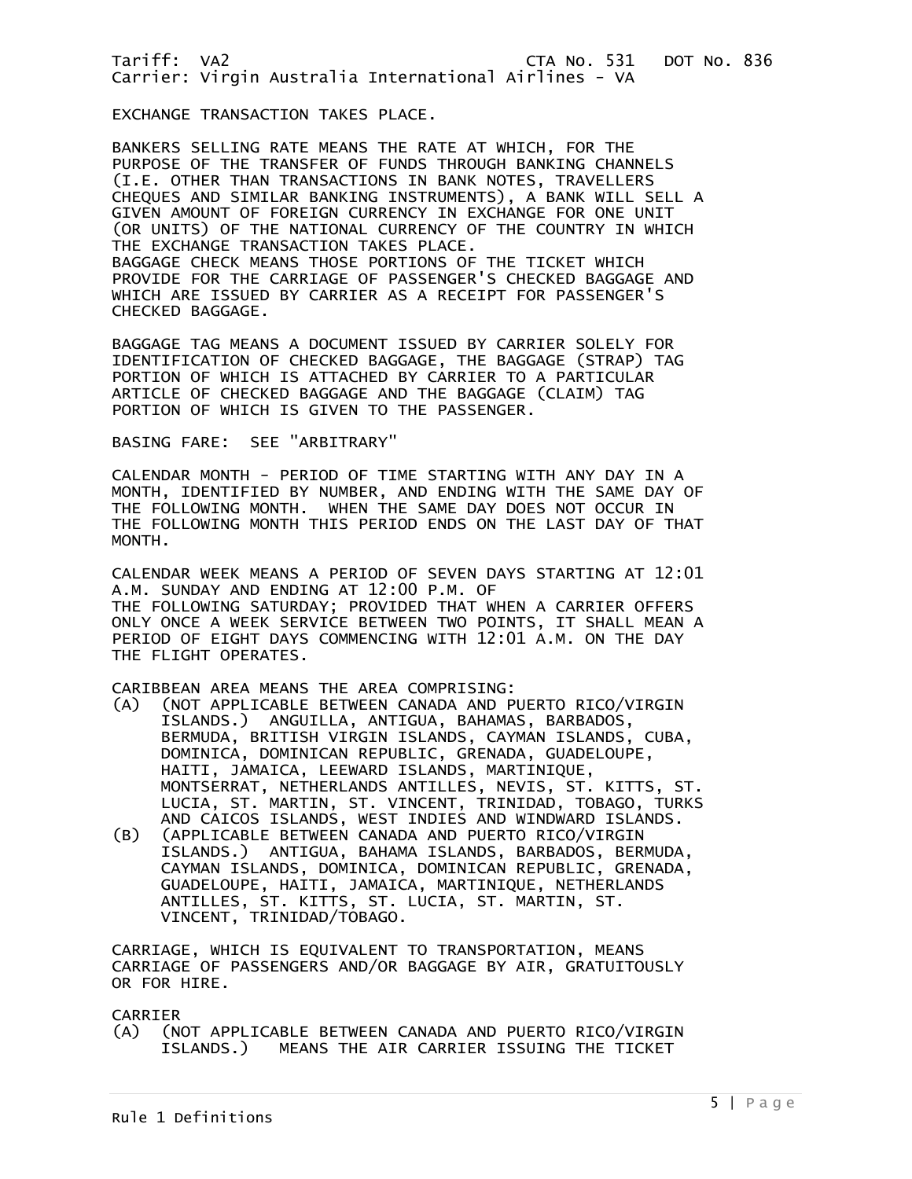EXCHANGE TRANSACTION TAKES PLACE.

BANKERS SELLING RATE MEANS THE RATE AT WHICH, FOR THE PURPOSE OF THE TRANSFER OF FUNDS THROUGH BANKING CHANNELS (I.E. OTHER THAN TRANSACTIONS IN BANK NOTES, TRAVELLERS CHEQUES AND SIMILAR BANKING INSTRUMENTS), A BANK WILL SELL A GIVEN AMOUNT OF FOREIGN CURRENCY IN EXCHANGE FOR ONE UNIT (OR UNITS) OF THE NATIONAL CURRENCY OF THE COUNTRY IN WHICH THE EXCHANGE TRANSACTION TAKES PLACE.
BAGGAGE CHECK MEANS THOSE PORTIONS OF THE TICKET WHICH PROVIDE FOR THE CARRIAGE OF PASSENGER'S CHECKED BAGGAGE AND WHICH ARE ISSUED BY CARRIER AS A RECEIPT FOR PASSENGER'S CHECKED BAGGAGE.

BAGGAGE TAG MEANS A DOCUMENT ISSUED BY CARRIER SOLELY FOR IDENTIFICATION OF CHECKED BAGGAGE, THE BAGGAGE (STRAP) TAG PORTION OF WHICH IS ATTACHED BY CARRIER TO A PARTICULAR ARTICLE OF CHECKED BAGGAGE AND THE BAGGAGE (CLAIM) TAG PORTION OF WHICH IS GIVEN TO THE PASSENGER.

BASING FARE: SEE "ARBITRARY"

CALENDAR MONTH - PERIOD OF TIME STARTING WITH ANY DAY IN A MONTH, IDENTIFIED BY NUMBER, AND ENDING WITH THE SAME DAY OF THE FOLLOWING MONTH. WHEN THE SAME DAY DOES NOT OCCUR IN THE FOLLOWING MONTH THIS PERIOD ENDS ON THE LAST DAY OF THAT MONTH.

CALENDAR WEEK MEANS A PERIOD OF SEVEN DAYS STARTING AT 12:01 A.M. SUNDAY AND ENDING AT 12:00 P.M. OF THE FOLLOWING SATURDAY; PROVIDED THAT WHEN A CARRIER OFFERS ONLY ONCE A WEEK SERVICE BETWEEN TWO POINTS, IT SHALL MEAN A PERIOD OF EIGHT DAYS COMMENCING WITH 12:01 A.M. ON THE DAY THE FLIGHT OPERATES.

CARIBBEAN AREA MEANS THE AREA COMPRISING:

(A) (NOT APPLICABLE BETWEEN CANADA AND PUERTO RICO/VIRGIN ISLANDS.) ANGUILLA, ANTIGUA, BAHAMAS, BARBADOS, BERMUDA, BRITISH VIRGIN ISLANDS, CAYMAN ISLANDS, CUBA, DOMINICA, DOMINICAN REPUBLIC, GRENADA, GUADELOUPE, HAITI, JAMAICA, LEEWARD ISLANDS, MARTINIQUE, MONTSERRAT, NETHERLANDS ANTILLES, NEVIS, ST. KITTS, ST. LUCIA, ST. MARTIN, ST. VINCENT, TRINIDAD, TOBAGO, TURKS AND CAICOS ISLANDS, WEST INDIES AND WINDWARD ISLANDS.

(B) (APPLICABLE BETWEEN CANADA AND PUERTO RICO/VIRGIN ISLANDS.) ANTIGUA, BAHAMA ISLANDS, BARBADOS, BERMUDA, CAYMAN ISLANDS, DOMINICA, DOMINICAN REPUBLIC, GRENADA, GUADELOUPE, HAITI, JAMAICA, MARTINIQUE, NETHERLANDS ANTILLES, ST. KITTS, ST. LUCIA, ST. MARTIN, ST. VINCENT, TRINIDAD/TOBAGO.

CARRIAGE, WHICH IS EQUIVALENT TO TRANSPORTATION, MEANS CARRIAGE OF PASSENGERS AND/OR BAGGAGE BY AIR, GRATUITOUSLY OR FOR HIRE.

CARRIER

(A) (NOT APPLICABLE BETWEEN CANADA AND PUERTO RICO/VIRGIN ISLANDS.) MEANS THE AIR CARRIER ISSUING THE TICKET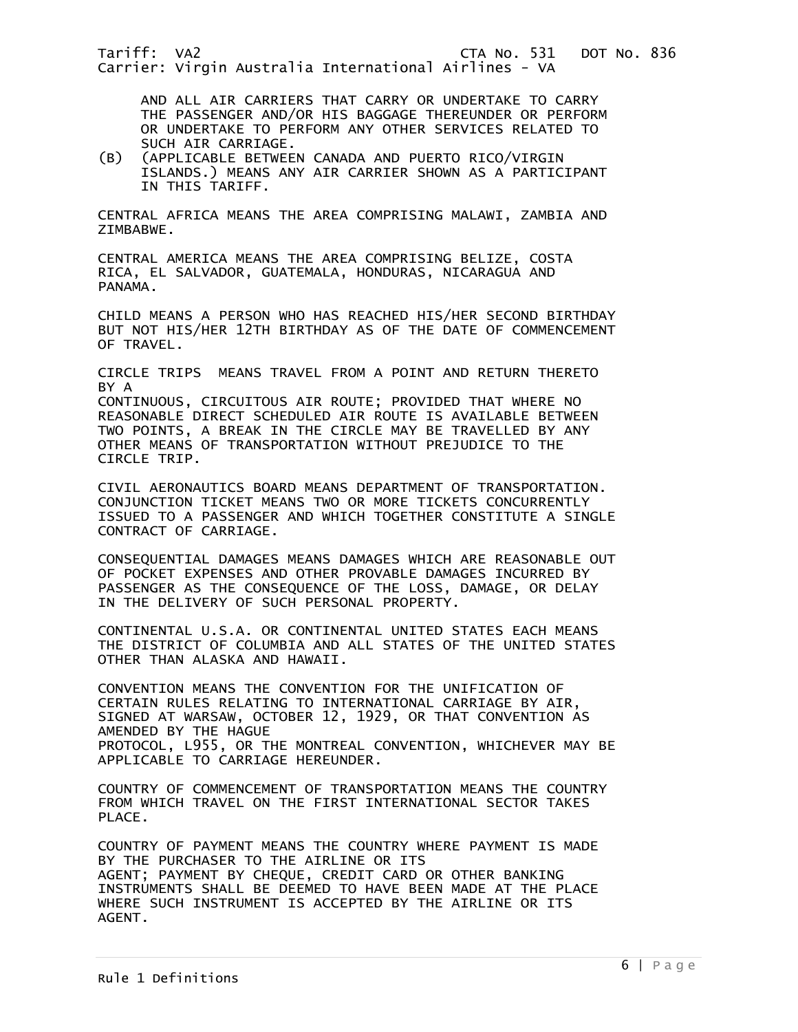AND ALL AIR CARRIERS THAT CARRY OR UNDERTAKE TO CARRY THE PASSENGER AND/OR HIS BAGGAGE THEREUNDER OR PERFORM OR UNDERTAKE TO PERFORM ANY OTHER SERVICES RELATED TO SUCH AIR CARRIAGE.

(B) (APPLICABLE BETWEEN CANADA AND PUERTO RICO/VIRGIN ISLANDS.) MEANS ANY AIR CARRIER SHOWN AS A PARTICIPANT IN THIS TARIFF.

CENTRAL AFRICA MEANS THE AREA COMPRISING MALAWI, ZAMBIA AND ZIMBABWE.

CENTRAL AMERICA MEANS THE AREA COMPRISING BELIZE, COSTA RICA, EL SALVADOR, GUATEMALA, HONDURAS, NICARAGUA AND PANAMA.

CHILD MEANS A PERSON WHO HAS REACHED HIS/HER SECOND BIRTHDAY BUT NOT HIS/HER 12TH BIRTHDAY AS OF THE DATE OF COMMENCEMENT OF TRAVEL.

CIRCLE TRIPS MEANS TRAVEL FROM A POINT AND RETURN THERETO BY A
CONTINUOUS, CIRCUITOUS AIR ROUTE; PROVIDED THAT WHERE NO REASONABLE DIRECT SCHEDULED AIR ROUTE IS AVAILABLE BETWEEN TWO POINTS, A BREAK IN THE CIRCLE MAY BE TRAVELLED BY ANY OTHER MEANS OF TRANSPORTATION WITHOUT PREJUDICE TO THE CIRCLE TRIP.

CIVIL AERONAUTICS BOARD MEANS DEPARTMENT OF TRANSPORTATION.
CONJUNCTION TICKET MEANS TWO OR MORE TICKETS CONCURRENTLY ISSUED TO A PASSENGER AND WHICH TOGETHER CONSTITUTE A SINGLE CONTRACT OF CARRIAGE.

CONSEQUENTIAL DAMAGES MEANS DAMAGES WHICH ARE REASONABLE OUT OF POCKET EXPENSES AND OTHER PROVABLE DAMAGES INCURRED BY PASSENGER AS THE CONSEQUENCE OF THE LOSS, DAMAGE, OR DELAY IN THE DELIVERY OF SUCH PERSONAL PROPERTY.

CONTINENTAL U.S.A. OR CONTINENTAL UNITED STATES EACH MEANS THE DISTRICT OF COLUMBIA AND ALL STATES OF THE UNITED STATES OTHER THAN ALASKA AND HAWAII.

CONVENTION MEANS THE CONVENTION FOR THE UNIFICATION OF CERTAIN RULES RELATING TO INTERNATIONAL CARRIAGE BY AIR, SIGNED AT WARSAW, OCTOBER 12, 1929, OR THAT CONVENTION AS AMENDED BY THE HAGUE
PROTOCOL, L955, OR THE MONTREAL CONVENTION, WHICHEVER MAY BE APPLICABLE TO CARRIAGE HEREUNDER.

COUNTRY OF COMMENCEMENT OF TRANSPORTATION MEANS THE COUNTRY FROM WHICH TRAVEL ON THE FIRST INTERNATIONAL SECTOR TAKES PLACE.

COUNTRY OF PAYMENT MEANS THE COUNTRY WHERE PAYMENT IS MADE BY THE PURCHASER TO THE AIRLINE OR ITS
AGENT; PAYMENT BY CHEQUE, CREDIT CARD OR OTHER BANKING INSTRUMENTS SHALL BE DEEMED TO HAVE BEEN MADE AT THE PLACE WHERE SUCH INSTRUMENT IS ACCEPTED BY THE AIRLINE OR ITS AGENT.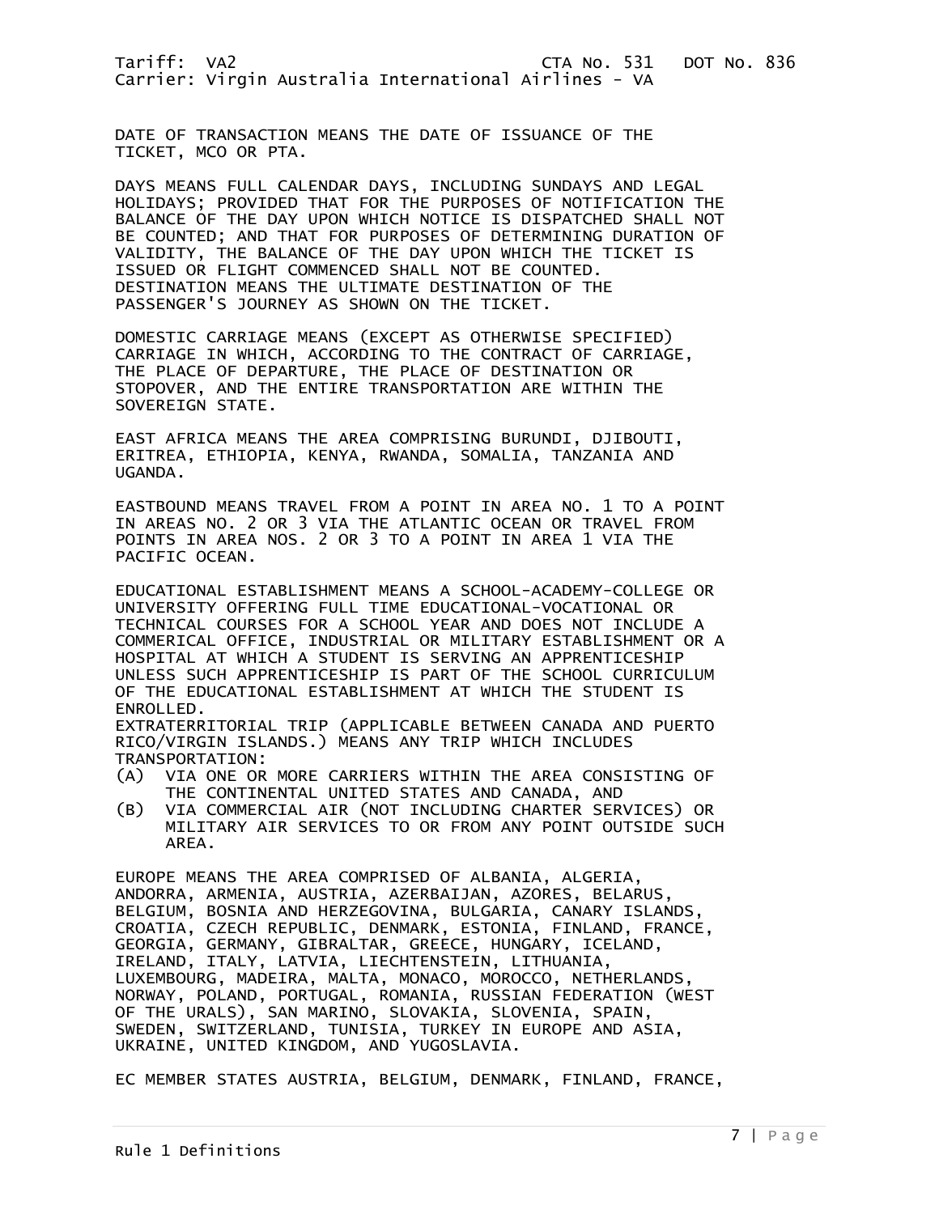DATE OF TRANSACTION MEANS THE DATE OF ISSUANCE OF THE TICKET, MCO OR PTA.

DAYS MEANS FULL CALENDAR DAYS, INCLUDING SUNDAYS AND LEGAL HOLIDAYS; PROVIDED THAT FOR THE PURPOSES OF NOTIFICATION THE BALANCE OF THE DAY UPON WHICH NOTICE IS DISPATCHED SHALL NOT BE COUNTED; AND THAT FOR PURPOSES OF DETERMINING DURATION OF VALIDITY, THE BALANCE OF THE DAY UPON WHICH THE TICKET IS ISSUED OR FLIGHT COMMENCED SHALL NOT BE COUNTED.
DESTINATION MEANS THE ULTIMATE DESTINATION OF THE PASSENGER'S JOURNEY AS SHOWN ON THE TICKET.

DOMESTIC CARRIAGE MEANS (EXCEPT AS OTHERWISE SPECIFIED) CARRIAGE IN WHICH, ACCORDING TO THE CONTRACT OF CARRIAGE, THE PLACE OF DEPARTURE, THE PLACE OF DESTINATION OR STOPOVER, AND THE ENTIRE TRANSPORTATION ARE WITHIN THE SOVEREIGN STATE.

EAST AFRICA MEANS THE AREA COMPRISING BURUNDI, DJIBOUTI, ERITREA, ETHIOPIA, KENYA, RWANDA, SOMALIA, TANZANIA AND UGANDA.

EASTBOUND MEANS TRAVEL FROM A POINT IN AREA NO. 1 TO A POINT IN AREAS NO. 2 OR 3 VIA THE ATLANTIC OCEAN OR TRAVEL FROM POINTS IN AREA NOS. 2 OR 3 TO A POINT IN AREA 1 VIA THE PACIFIC OCEAN.

EDUCATIONAL ESTABLISHMENT MEANS A SCHOOL-ACADEMY-COLLEGE OR UNIVERSITY OFFERING FULL TIME EDUCATIONAL-VOCATIONAL OR TECHNICAL COURSES FOR A SCHOOL YEAR AND DOES NOT INCLUDE A COMMERICAL OFFICE, INDUSTRIAL OR MILITARY ESTABLISHMENT OR A HOSPITAL AT WHICH A STUDENT IS SERVING AN APPRENTICESHIP UNLESS SUCH APPRENTICESHIP IS PART OF THE SCHOOL CURRICULUM OF THE EDUCATIONAL ESTABLISHMENT AT WHICH THE STUDENT IS ENROLLED.
EXTRATERRITORIAL TRIP (APPLICABLE BETWEEN CANADA AND PUERTO RICO/VIRGIN ISLANDS.) MEANS ANY TRIP WHICH INCLUDES TRANSPORTATION:

(A) VIA ONE OR MORE CARRIERS WITHIN THE AREA CONSISTING OF THE CONTINENTAL UNITED STATES AND CANADA, AND
(B) VIA COMMERCIAL AIR (NOT INCLUDING CHARTER SERVICES) OR MILITARY AIR SERVICES TO OR FROM ANY POINT OUTSIDE SUCH AREA.

EUROPE MEANS THE AREA COMPRISED OF ALBANIA, ALGERIA, ANDORRA, ARMENIA, AUSTRIA, AZERBAIJAN, AZORES, BELARUS, BELGIUM, BOSNIA AND HERZEGOVINA, BULGARIA, CANARY ISLANDS, CROATIA, CZECH REPUBLIC, DENMARK, ESTONIA, FINLAND, FRANCE, GEORGIA, GERMANY, GIBRALTAR, GREECE, HUNGARY, ICELAND, IRELAND, ITALY, LATVIA, LIECHTENSTEIN, LITHUANIA, LUXEMBOURG, MADEIRA, MALTA, MONACO, MOROCCO, NETHERLANDS, NORWAY, POLAND, PORTUGAL, ROMANIA, RUSSIAN FEDERATION (WEST OF THE URALS), SAN MARINO, SLOVAKIA, SLOVENIA, SPAIN, SWEDEN, SWITZERLAND, TUNISIA, TURKEY IN EUROPE AND ASIA, UKRAINE, UNITED KINGDOM, AND YUGOSLAVIA.

EC MEMBER STATES AUSTRIA, BELGIUM, DENMARK, FINLAND, FRANCE,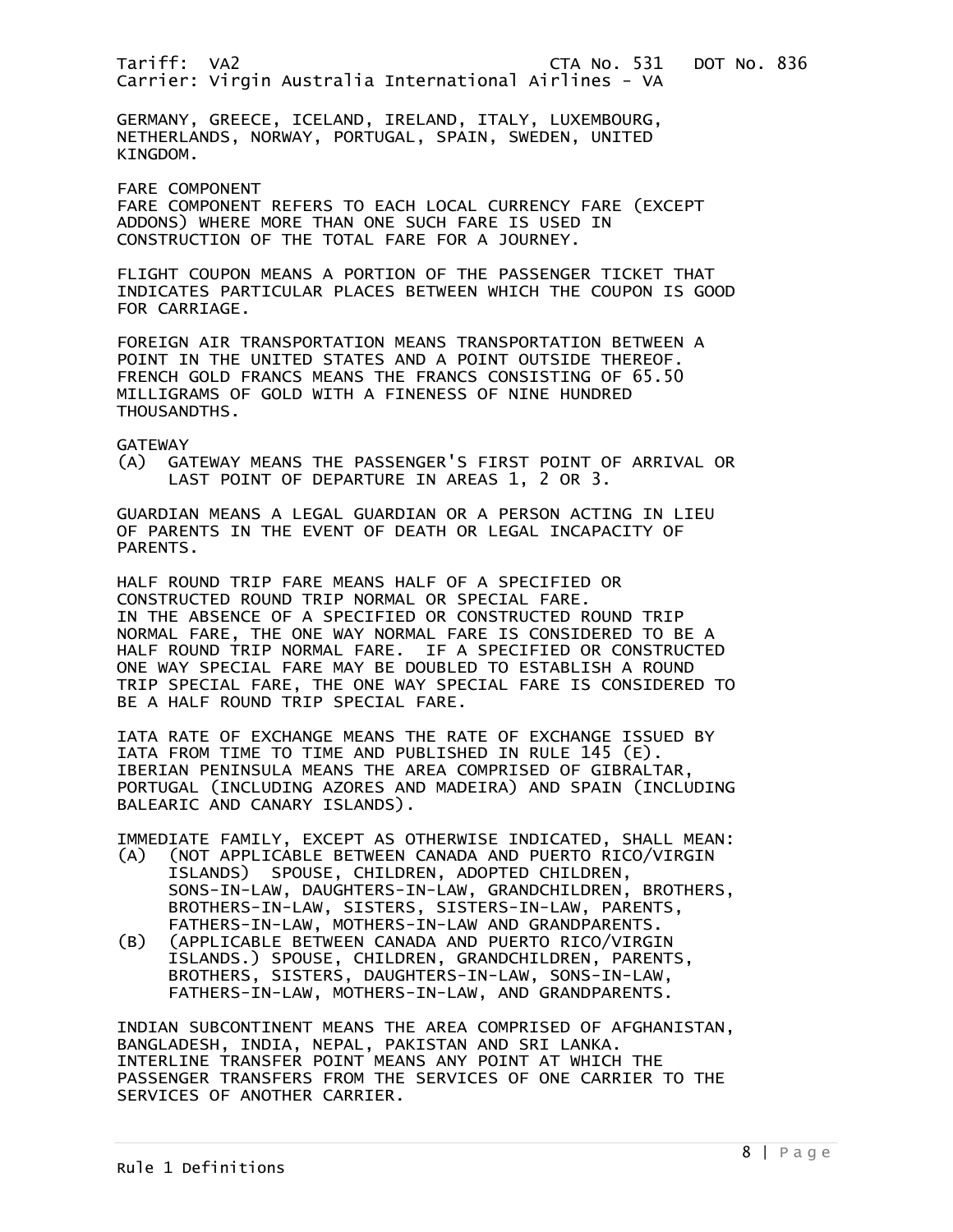GERMANY, GREECE, ICELAND, IRELAND, ITALY, LUXEMBOURG, NETHERLANDS, NORWAY, PORTUGAL, SPAIN, SWEDEN, UNITED KINGDOM.

FARE COMPONENT
FARE COMPONENT REFERS TO EACH LOCAL CURRENCY FARE (EXCEPT ADDONS) WHERE MORE THAN ONE SUCH FARE IS USED IN CONSTRUCTION OF THE TOTAL FARE FOR A JOURNEY.

FLIGHT COUPON MEANS A PORTION OF THE PASSENGER TICKET THAT INDICATES PARTICULAR PLACES BETWEEN WHICH THE COUPON IS GOOD FOR CARRIAGE.

FOREIGN AIR TRANSPORTATION MEANS TRANSPORTATION BETWEEN A POINT IN THE UNITED STATES AND A POINT OUTSIDE THEREOF.
FRENCH GOLD FRANCS MEANS THE FRANCS CONSISTING OF 65.50 MILLIGRAMS OF GOLD WITH A FINENESS OF NINE HUNDRED THOUSANDTHS.

GATEWAY
(A) GATEWAY MEANS THE PASSENGER'S FIRST POINT OF ARRIVAL OR LAST POINT OF DEPARTURE IN AREAS 1, 2 OR 3.

GUARDIAN MEANS A LEGAL GUARDIAN OR A PERSON ACTING IN LIEU OF PARENTS IN THE EVENT OF DEATH OR LEGAL INCAPACITY OF PARENTS.

HALF ROUND TRIP FARE MEANS HALF OF A SPECIFIED OR CONSTRUCTED ROUND TRIP NORMAL OR SPECIAL FARE.
IN THE ABSENCE OF A SPECIFIED OR CONSTRUCTED ROUND TRIP NORMAL FARE, THE ONE WAY NORMAL FARE IS CONSIDERED TO BE A HALF ROUND TRIP NORMAL FARE. IF A SPECIFIED OR CONSTRUCTED ONE WAY SPECIAL FARE MAY BE DOUBLED TO ESTABLISH A ROUND TRIP SPECIAL FARE, THE ONE WAY SPECIAL FARE IS CONSIDERED TO BE A HALF ROUND TRIP SPECIAL FARE.

IATA RATE OF EXCHANGE MEANS THE RATE OF EXCHANGE ISSUED BY IATA FROM TIME TO TIME AND PUBLISHED IN RULE 145 (E).
IBERIAN PENINSULA MEANS THE AREA COMPRISED OF GIBRALTAR, PORTUGAL (INCLUDING AZORES AND MADEIRA) AND SPAIN (INCLUDING BALEARIC AND CANARY ISLANDS).

IMMEDIATE FAMILY, EXCEPT AS OTHERWISE INDICATED, SHALL MEAN:
(A) (NOT APPLICABLE BETWEEN CANADA AND PUERTO RICO/VIRGIN ISLANDS) SPOUSE, CHILDREN, ADOPTED CHILDREN, SONS-IN-LAW, DAUGHTERS-IN-LAW, GRANDCHILDREN, BROTHERS, BROTHERS-IN-LAW, SISTERS, SISTERS-IN-LAW, PARENTS, FATHERS-IN-LAW, MOTHERS-IN-LAW AND GRANDPARENTS.
(B) (APPLICABLE BETWEEN CANADA AND PUERTO RICO/VIRGIN ISLANDS.) SPOUSE, CHILDREN, GRANDCHILDREN, PARENTS, BROTHERS, SISTERS, DAUGHTERS-IN-LAW, SONS-IN-LAW, FATHERS-IN-LAW, MOTHERS-IN-LAW, AND GRANDPARENTS.

INDIAN SUBCONTINENT MEANS THE AREA COMPRISED OF AFGHANISTAN, BANGLADESH, INDIA, NEPAL, PAKISTAN AND SRI LANKA.
INTERLINE TRANSFER POINT MEANS ANY POINT AT WHICH THE PASSENGER TRANSFERS FROM THE SERVICES OF ONE CARRIER TO THE SERVICES OF ANOTHER CARRIER.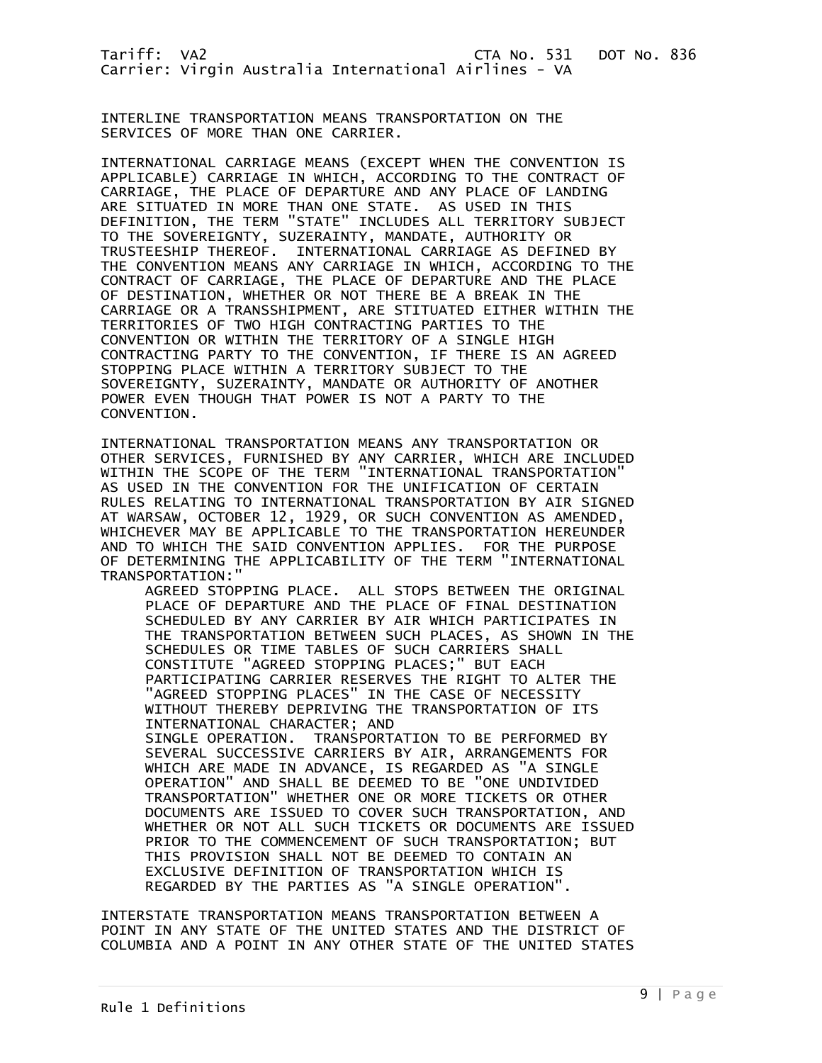INTERLINE TRANSPORTATION MEANS TRANSPORTATION ON THE SERVICES OF MORE THAN ONE CARRIER.

INTERNATIONAL CARRIAGE MEANS (EXCEPT WHEN THE CONVENTION IS APPLICABLE) CARRIAGE IN WHICH, ACCORDING TO THE CONTRACT OF CARRIAGE, THE PLACE OF DEPARTURE AND ANY PLACE OF LANDING ARE SITUATED IN MORE THAN ONE STATE. AS USED IN THIS DEFINITION, THE TERM "STATE" INCLUDES ALL TERRITORY SUBJECT TO THE SOVEREIGNTY, SUZERAINTY, MANDATE, AUTHORITY OR TRUSTEESHIP THEREOF. INTERNATIONAL CARRIAGE AS DEFINED BY THE CONVENTION MEANS ANY CARRIAGE IN WHICH, ACCORDING TO THE CONTRACT OF CARRIAGE, THE PLACE OF DEPARTURE AND THE PLACE OF DESTINATION, WHETHER OR NOT THERE BE A BREAK IN THE CARRIAGE OR A TRANSSHIPMENT, ARE STITUATED EITHER WITHIN THE TERRITORIES OF TWO HIGH CONTRACTING PARTIES TO THE CONVENTION OR WITHIN THE TERRITORY OF A SINGLE HIGH CONTRACTING PARTY TO THE CONVENTION, IF THERE IS AN AGREED STOPPING PLACE WITHIN A TERRITORY SUBJECT TO THE SOVEREIGNTY, SUZERAINTY, MANDATE OR AUTHORITY OF ANOTHER POWER EVEN THOUGH THAT POWER IS NOT A PARTY TO THE CONVENTION.

INTERNATIONAL TRANSPORTATION MEANS ANY TRANSPORTATION OR OTHER SERVICES, FURNISHED BY ANY CARRIER, WHICH ARE INCLUDED WITHIN THE SCOPE OF THE TERM "INTERNATIONAL TRANSPORTATION" AS USED IN THE CONVENTION FOR THE UNIFICATION OF CERTAIN RULES RELATING TO INTERNATIONAL TRANSPORTATION BY AIR SIGNED AT WARSAW, OCTOBER 12, 1929, OR SUCH CONVENTION AS AMENDED, WHICHEVER MAY BE APPLICABLE TO THE TRANSPORTATION HEREUNDER AND TO WHICH THE SAID CONVENTION APPLIES. FOR THE PURPOSE OF DETERMINING THE APPLICABILITY OF THE TERM "INTERNATIONAL TRANSPORTATION:"

AGREED STOPPING PLACE. ALL STOPS BETWEEN THE ORIGINAL PLACE OF DEPARTURE AND THE PLACE OF FINAL DESTINATION SCHEDULED BY ANY CARRIER BY AIR WHICH PARTICIPATES IN THE TRANSPORTATION BETWEEN SUCH PLACES, AS SHOWN IN THE SCHEDULES OR TIME TABLES OF SUCH CARRIERS SHALL CONSTITUTE "AGREED STOPPING PLACES;" BUT EACH PARTICIPATING CARRIER RESERVES THE RIGHT TO ALTER THE "AGREED STOPPING PLACES" IN THE CASE OF NECESSITY WITHOUT THEREBY DEPRIVING THE TRANSPORTATION OF ITS INTERNATIONAL CHARACTER; AND

SINGLE OPERATION. TRANSPORTATION TO BE PERFORMED BY SEVERAL SUCCESSIVE CARRIERS BY AIR, ARRANGEMENTS FOR WHICH ARE MADE IN ADVANCE, IS REGARDED AS "A SINGLE OPERATION" AND SHALL BE DEEMED TO BE "ONE UNDIVIDED TRANSPORTATION" WHETHER ONE OR MORE TICKETS OR OTHER DOCUMENTS ARE ISSUED TO COVER SUCH TRANSPORTATION, AND WHETHER OR NOT ALL SUCH TICKETS OR DOCUMENTS ARE ISSUED PRIOR TO THE COMMENCEMENT OF SUCH TRANSPORTATION; BUT THIS PROVISION SHALL NOT BE DEEMED TO CONTAIN AN EXCLUSIVE DEFINITION OF TRANSPORTATION WHICH IS REGARDED BY THE PARTIES AS "A SINGLE OPERATION".

INTERSTATE TRANSPORTATION MEANS TRANSPORTATION BETWEEN A POINT IN ANY STATE OF THE UNITED STATES AND THE DISTRICT OF COLUMBIA AND A POINT IN ANY OTHER STATE OF THE UNITED STATES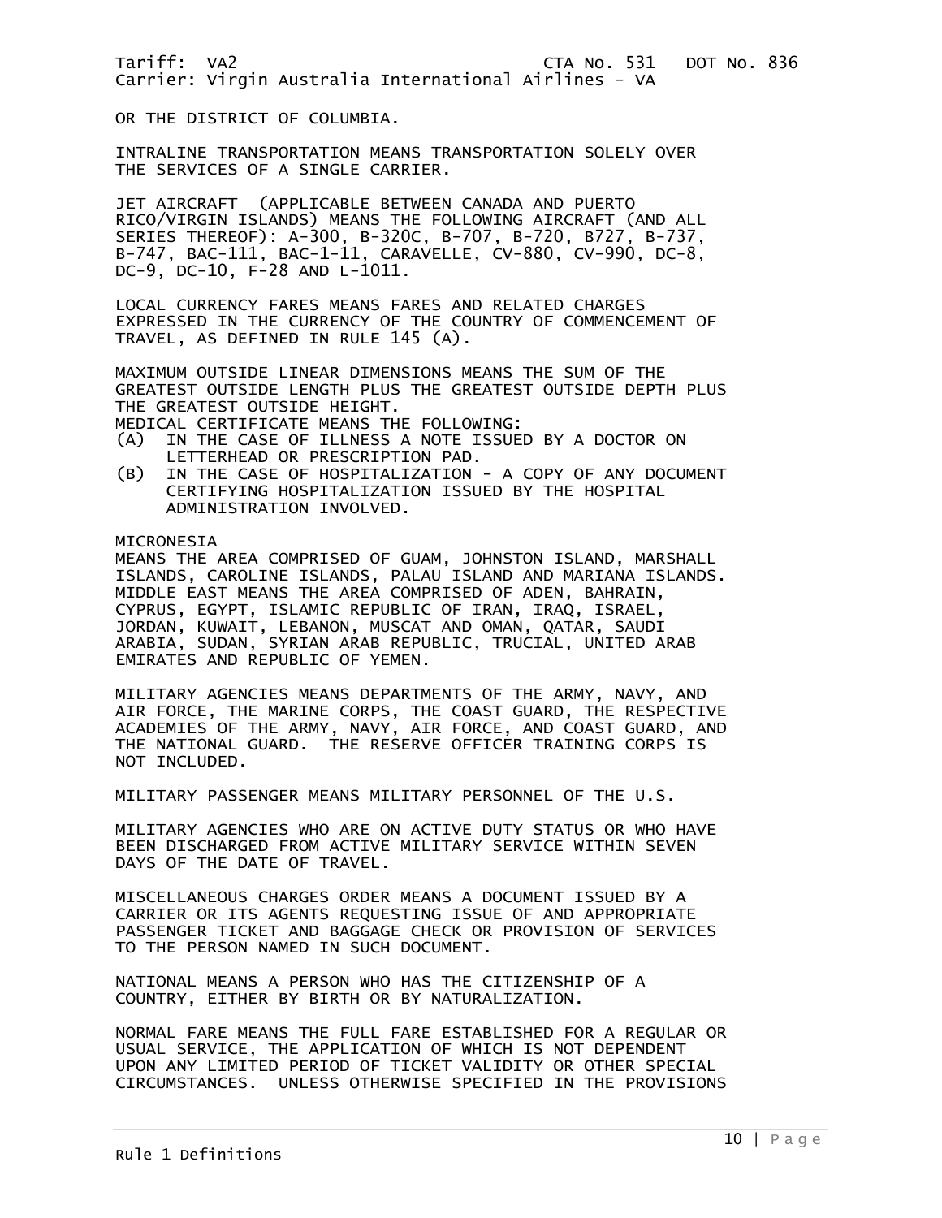OR THE DISTRICT OF COLUMBIA.

INTRALINE TRANSPORTATION MEANS TRANSPORTATION SOLELY OVER THE SERVICES OF A SINGLE CARRIER.

JET AIRCRAFT (APPLICABLE BETWEEN CANADA AND PUERTO RICO/VIRGIN ISLANDS) MEANS THE FOLLOWING AIRCRAFT (AND ALL SERIES THEREOF): A-300, B-320C, B-707, B-720, B727, B-737, B-747, BAC-111, BAC-1-11, CARAVELLE, CV-880, CV-990, DC-8, DC-9, DC-10, F-28 AND L-1011.

LOCAL CURRENCY FARES MEANS FARES AND RELATED CHARGES EXPRESSED IN THE CURRENCY OF THE COUNTRY OF COMMENCEMENT OF TRAVEL, AS DEFINED IN RULE 145 (A).

MAXIMUM OUTSIDE LINEAR DIMENSIONS MEANS THE SUM OF THE GREATEST OUTSIDE LENGTH PLUS THE GREATEST OUTSIDE DEPTH PLUS THE GREATEST OUTSIDE HEIGHT.

MEDICAL CERTIFICATE MEANS THE FOLLOWING:

(A) IN THE CASE OF ILLNESS A NOTE ISSUED BY A DOCTOR ON LETTERHEAD OR PRESCRIPTION PAD.
(B) IN THE CASE OF HOSPITALIZATION - A COPY OF ANY DOCUMENT CERTIFYING HOSPITALIZATION ISSUED BY THE HOSPITAL ADMINISTRATION INVOLVED.

MICRONESIA
MEANS THE AREA COMPRISED OF GUAM, JOHNSTON ISLAND, MARSHALL ISLANDS, CAROLINE ISLANDS, PALAU ISLAND AND MARIANA ISLANDS.

MIDDLE EAST MEANS THE AREA COMPRISED OF ADEN, BAHRAIN, CYPRUS, EGYPT, ISLAMIC REPUBLIC OF IRAN, IRAQ, ISRAEL, JORDAN, KUWAIT, LEBANON, MUSCAT AND OMAN, QATAR, SAUDI ARABIA, SUDAN, SYRIAN ARAB REPUBLIC, TRUCIAL, UNITED ARAB EMIRATES AND REPUBLIC OF YEMEN.

MILITARY AGENCIES MEANS DEPARTMENTS OF THE ARMY, NAVY, AND AIR FORCE, THE MARINE CORPS, THE COAST GUARD, THE RESPECTIVE ACADEMIES OF THE ARMY, NAVY, AIR FORCE, AND COAST GUARD, AND THE NATIONAL GUARD. THE RESERVE OFFICER TRAINING CORPS IS NOT INCLUDED.

MILITARY PASSENGER MEANS MILITARY PERSONNEL OF THE U.S.

MILITARY AGENCIES WHO ARE ON ACTIVE DUTY STATUS OR WHO HAVE BEEN DISCHARGED FROM ACTIVE MILITARY SERVICE WITHIN SEVEN DAYS OF THE DATE OF TRAVEL.

MISCELLANEOUS CHARGES ORDER MEANS A DOCUMENT ISSUED BY A CARRIER OR ITS AGENTS REQUESTING ISSUE OF AND APPROPRIATE PASSENGER TICKET AND BAGGAGE CHECK OR PROVISION OF SERVICES TO THE PERSON NAMED IN SUCH DOCUMENT.

NATIONAL MEANS A PERSON WHO HAS THE CITIZENSHIP OF A COUNTRY, EITHER BY BIRTH OR BY NATURALIZATION.

NORMAL FARE MEANS THE FULL FARE ESTABLISHED FOR A REGULAR OR USUAL SERVICE, THE APPLICATION OF WHICH IS NOT DEPENDENT UPON ANY LIMITED PERIOD OF TICKET VALIDITY OR OTHER SPECIAL CIRCUMSTANCES. UNLESS OTHERWISE SPECIFIED IN THE PROVISIONS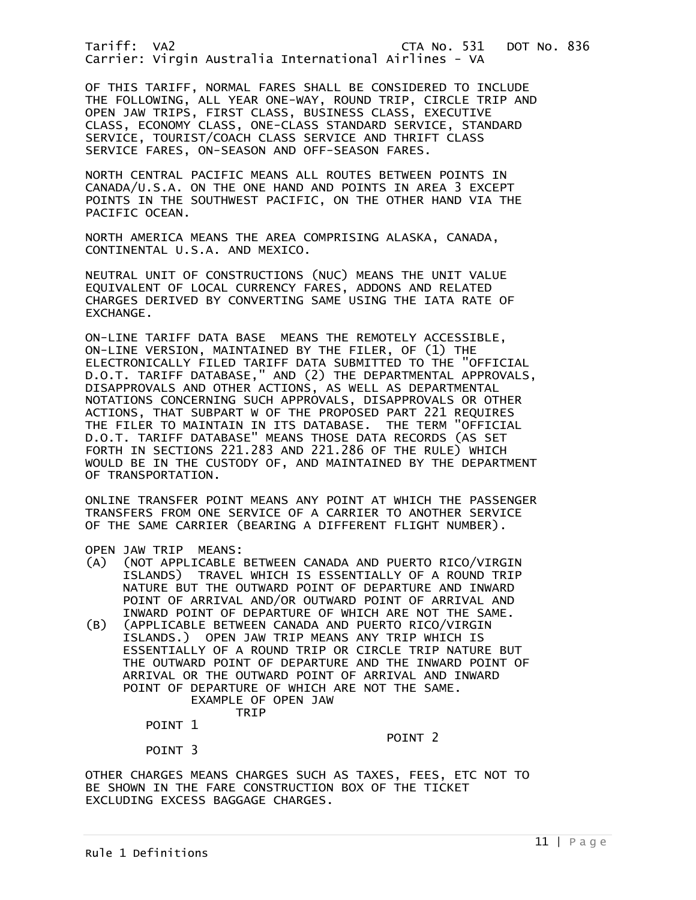OF THIS TARIFF, NORMAL FARES SHALL BE CONSIDERED TO INCLUDE THE FOLLOWING, ALL YEAR ONE-WAY, ROUND TRIP, CIRCLE TRIP AND OPEN JAW TRIPS, FIRST CLASS, BUSINESS CLASS, EXECUTIVE CLASS, ECONOMY CLASS, ONE-CLASS STANDARD SERVICE, STANDARD SERVICE, TOURIST/COACH CLASS SERVICE AND THRIFT CLASS SERVICE FARES, ON-SEASON AND OFF-SEASON FARES.

NORTH CENTRAL PACIFIC MEANS ALL ROUTES BETWEEN POINTS IN CANADA/U.S.A. ON THE ONE HAND AND POINTS IN AREA 3 EXCEPT POINTS IN THE SOUTHWEST PACIFIC, ON THE OTHER HAND VIA THE PACIFIC OCEAN.

NORTH AMERICA MEANS THE AREA COMPRISING ALASKA, CANADA, CONTINENTAL U.S.A. AND MEXICO.

NEUTRAL UNIT OF CONSTRUCTIONS (NUC) MEANS THE UNIT VALUE EQUIVALENT OF LOCAL CURRENCY FARES, ADDONS AND RELATED CHARGES DERIVED BY CONVERTING SAME USING THE IATA RATE OF EXCHANGE.

ON-LINE TARIFF DATA BASE MEANS THE REMOTELY ACCESSIBLE, ON-LINE VERSION, MAINTAINED BY THE FILER, OF (1) THE ELECTRONICALLY FILED TARIFF DATA SUBMITTED TO THE "OFFICIAL D.O.T. TARIFF DATABASE," AND (2) THE DEPARTMENTAL APPROVALS, DISAPPROVALS AND OTHER ACTIONS, AS WELL AS DEPARTMENTAL NOTATIONS CONCERNING SUCH APPROVALS, DISAPPROVALS OR OTHER ACTIONS, THAT SUBPART W OF THE PROPOSED PART 221 REQUIRES THE FILER TO MAINTAIN IN ITS DATABASE. THE TERM "OFFICIAL D.O.T. TARIFF DATABASE" MEANS THOSE DATA RECORDS (AS SET FORTH IN SECTIONS 221.283 AND 221.286 OF THE RULE) WHICH WOULD BE IN THE CUSTODY OF, AND MAINTAINED BY THE DEPARTMENT OF TRANSPORTATION.

ONLINE TRANSFER POINT MEANS ANY POINT AT WHICH THE PASSENGER TRANSFERS FROM ONE SERVICE OF A CARRIER TO ANOTHER SERVICE OF THE SAME CARRIER (BEARING A DIFFERENT FLIGHT NUMBER).

OPEN JAW TRIP MEANS:

(A) (NOT APPLICABLE BETWEEN CANADA AND PUERTO RICO/VIRGIN ISLANDS) TRAVEL WHICH IS ESSENTIALLY OF A ROUND TRIP NATURE BUT THE OUTWARD POINT OF DEPARTURE AND INWARD POINT OF ARRIVAL AND/OR OUTWARD POINT OF ARRIVAL AND INWARD POINT OF DEPARTURE OF WHICH ARE NOT THE SAME.

(B) (APPLICABLE BETWEEN CANADA AND PUERTO RICO/VIRGIN ISLANDS.) OPEN JAW TRIP MEANS ANY TRIP WHICH IS ESSENTIALLY OF A ROUND TRIP OR CIRCLE TRIP NATURE BUT THE OUTWARD POINT OF DEPARTURE AND THE INWARD POINT OF ARRIVAL OR THE OUTWARD POINT OF ARRIVAL AND INWARD POINT OF DEPARTURE OF WHICH ARE NOT THE SAME.

EXAMPLE OF OPEN JAW TRIP

POINT 1

POINT 2

POINT 3

OTHER CHARGES MEANS CHARGES SUCH AS TAXES, FEES, ETC NOT TO BE SHOWN IN THE FARE CONSTRUCTION BOX OF THE TICKET EXCLUDING EXCESS BAGGAGE CHARGES.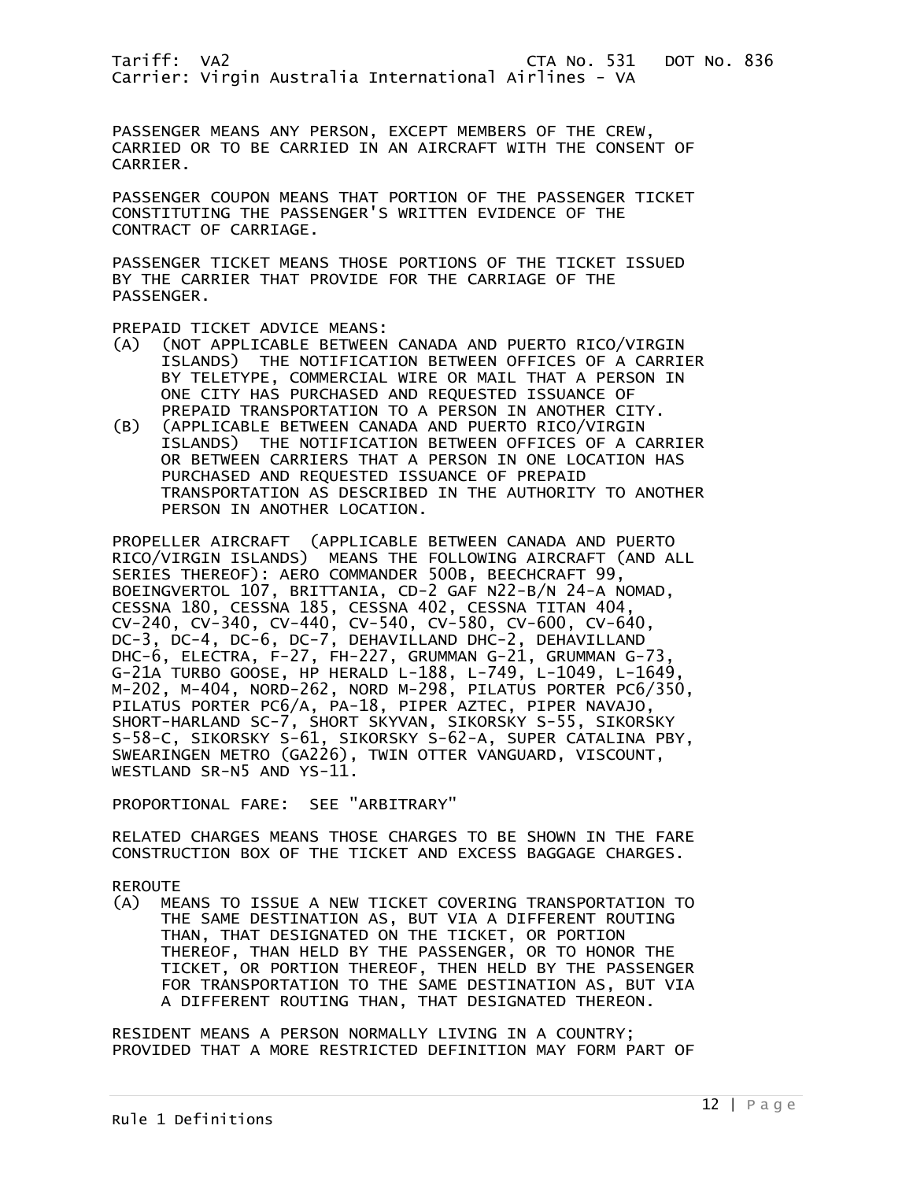PASSENGER MEANS ANY PERSON, EXCEPT MEMBERS OF THE CREW, CARRIED OR TO BE CARRIED IN AN AIRCRAFT WITH THE CONSENT OF CARRIER.

PASSENGER COUPON MEANS THAT PORTION OF THE PASSENGER TICKET CONSTITUTING THE PASSENGER'S WRITTEN EVIDENCE OF THE CONTRACT OF CARRIAGE.

PASSENGER TICKET MEANS THOSE PORTIONS OF THE TICKET ISSUED BY THE CARRIER THAT PROVIDE FOR THE CARRIAGE OF THE PASSENGER.

PREPAID TICKET ADVICE MEANS:

(A) (NOT APPLICABLE BETWEEN CANADA AND PUERTO RICO/VIRGIN ISLANDS) THE NOTIFICATION BETWEEN OFFICES OF A CARRIER BY TELETYPE, COMMERCIAL WIRE OR MAIL THAT A PERSON IN ONE CITY HAS PURCHASED AND REQUESTED ISSUANCE OF PREPAID TRANSPORTATION TO A PERSON IN ANOTHER CITY.

(B) (APPLICABLE BETWEEN CANADA AND PUERTO RICO/VIRGIN ISLANDS) THE NOTIFICATION BETWEEN OFFICES OF A CARRIER OR BETWEEN CARRIERS THAT A PERSON IN ONE LOCATION HAS PURCHASED AND REQUESTED ISSUANCE OF PREPAID TRANSPORTATION AS DESCRIBED IN THE AUTHORITY TO ANOTHER PERSON IN ANOTHER LOCATION.

PROPELLER AIRCRAFT (APPLICABLE BETWEEN CANADA AND PUERTO RICO/VIRGIN ISLANDS) MEANS THE FOLLOWING AIRCRAFT (AND ALL SERIES THEREOF): AERO COMMANDER 500B, BEECHCRAFT 99, BOEINGVERTOL 107, BRITTANIA, CD-2 GAF N22-B/N 24-A NOMAD, CESSNA 180, CESSNA 185, CESSNA 402, CESSNA TITAN 404, CV-240, CV-340, CV-440, CV-540, CV-580, CV-600, CV-640, DC-3, DC-4, DC-6, DC-7, DEHAVILLAND DHC-2, DEHAVILLAND DHC-6, ELECTRA, F-27, FH-227, GRUMMAN G-21, GRUMMAN G-73, G-21A TURBO GOOSE, HP HERALD L-188, L-749, L-1049, L-1649, M-202, M-404, NORD-262, NORD M-298, PILATUS PORTER PC6/350, PILATUS PORTER PC6/A, PA-18, PIPER AZTEC, PIPER NAVAJO, SHORT-HARLAND SC-7, SHORT SKYVAN, SIKORSKY S-55, SIKORSKY S-58-C, SIKORSKY S-61, SIKORSKY S-62-A, SUPER CATALINA PBY, SWEARINGEN METRO (GA226), TWIN OTTER VANGUARD, VISCOUNT, WESTLAND SR-N5 AND YS-11.

PROPORTIONAL FARE: SEE "ARBITRARY"

RELATED CHARGES MEANS THOSE CHARGES TO BE SHOWN IN THE FARE CONSTRUCTION BOX OF THE TICKET AND EXCESS BAGGAGE CHARGES.

REROUTE

(A) MEANS TO ISSUE A NEW TICKET COVERING TRANSPORTATION TO THE SAME DESTINATION AS, BUT VIA A DIFFERENT ROUTING THAN, THAT DESIGNATED ON THE TICKET, OR PORTION THEREOF, THAN HELD BY THE PASSENGER, OR TO HONOR THE TICKET, OR PORTION THEREOF, THEN HELD BY THE PASSENGER FOR TRANSPORTATION TO THE SAME DESTINATION AS, BUT VIA A DIFFERENT ROUTING THAN, THAT DESIGNATED THEREON.

RESIDENT MEANS A PERSON NORMALLY LIVING IN A COUNTRY; PROVIDED THAT A MORE RESTRICTED DEFINITION MAY FORM PART OF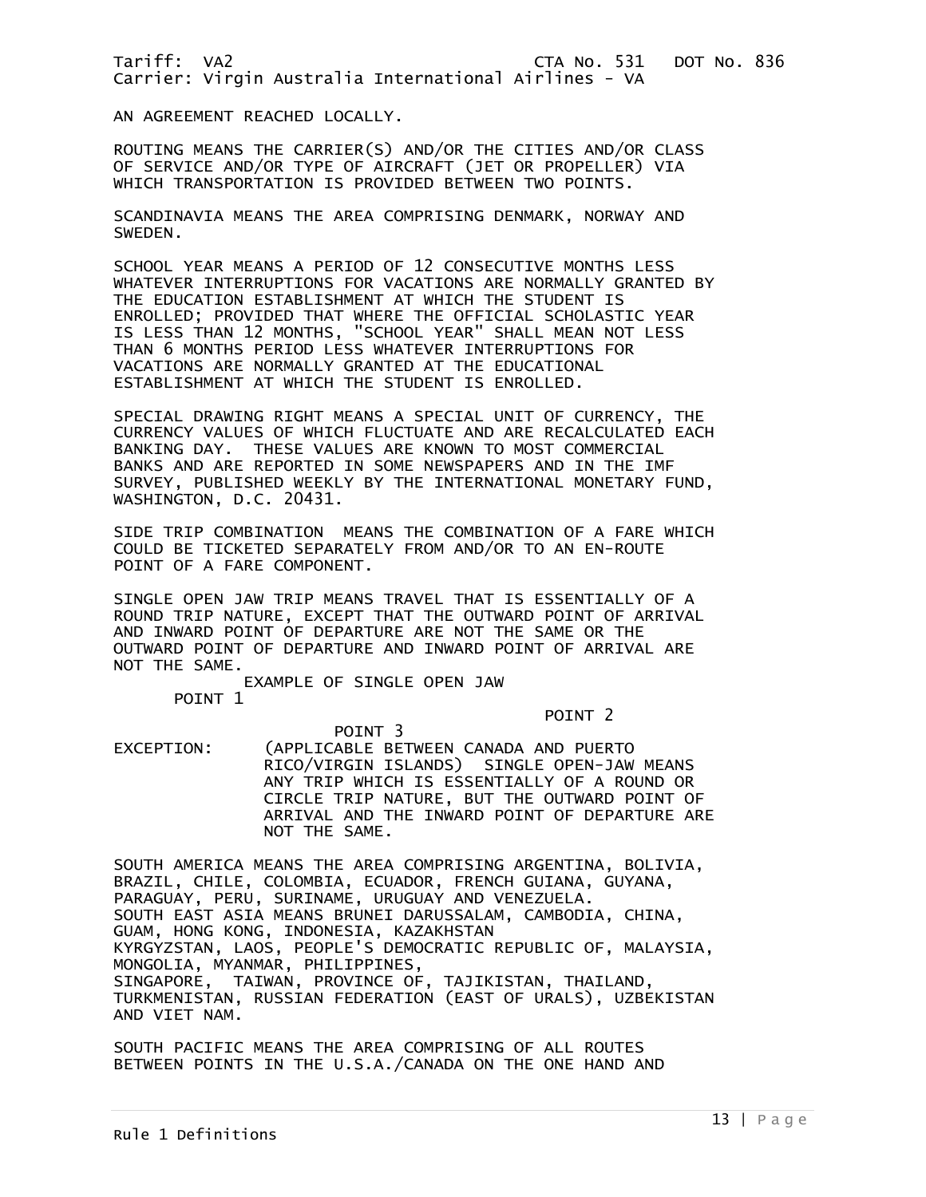AN AGREEMENT REACHED LOCALLY.

ROUTING MEANS THE CARRIER(S) AND/OR THE CITIES AND/OR CLASS OF SERVICE AND/OR TYPE OF AIRCRAFT (JET OR PROPELLER) VIA WHICH TRANSPORTATION IS PROVIDED BETWEEN TWO POINTS.

SCANDINAVIA MEANS THE AREA COMPRISING DENMARK, NORWAY AND SWEDEN.

SCHOOL YEAR MEANS A PERIOD OF 12 CONSECUTIVE MONTHS LESS WHATEVER INTERRUPTIONS FOR VACATIONS ARE NORMALLY GRANTED BY THE EDUCATION ESTABLISHMENT AT WHICH THE STUDENT IS ENROLLED; PROVIDED THAT WHERE THE OFFICIAL SCHOLASTIC YEAR IS LESS THAN 12 MONTHS, "SCHOOL YEAR" SHALL MEAN NOT LESS THAN 6 MONTHS PERIOD LESS WHATEVER INTERRUPTIONS FOR VACATIONS ARE NORMALLY GRANTED AT THE EDUCATIONAL ESTABLISHMENT AT WHICH THE STUDENT IS ENROLLED.

SPECIAL DRAWING RIGHT MEANS A SPECIAL UNIT OF CURRENCY, THE CURRENCY VALUES OF WHICH FLUCTUATE AND ARE RECALCULATED EACH BANKING DAY. THESE VALUES ARE KNOWN TO MOST COMMERCIAL BANKS AND ARE REPORTED IN SOME NEWSPAPERS AND IN THE IMF SURVEY, PUBLISHED WEEKLY BY THE INTERNATIONAL MONETARY FUND, WASHINGTON, D.C. 20431.

SIDE TRIP COMBINATION MEANS THE COMBINATION OF A FARE WHICH COULD BE TICKETED SEPARATELY FROM AND/OR TO AN EN-ROUTE POINT OF A FARE COMPONENT.

SINGLE OPEN JAW TRIP MEANS TRAVEL THAT IS ESSENTIALLY OF A ROUND TRIP NATURE, EXCEPT THAT THE OUTWARD POINT OF ARRIVAL AND INWARD POINT OF DEPARTURE ARE NOT THE SAME OR THE OUTWARD POINT OF DEPARTURE AND INWARD POINT OF ARRIVAL ARE NOT THE SAME.

EXAMPLE OF SINGLE OPEN JAW

POINT 1

POINT 2

POINT 3

EXCEPTION: (APPLICABLE BETWEEN CANADA AND PUERTO RICO/VIRGIN ISLANDS) SINGLE OPEN-JAW MEANS ANY TRIP WHICH IS ESSENTIALLY OF A ROUND OR CIRCLE TRIP NATURE, BUT THE OUTWARD POINT OF ARRIVAL AND THE INWARD POINT OF DEPARTURE ARE NOT THE SAME.

SOUTH AMERICA MEANS THE AREA COMPRISING ARGENTINA, BOLIVIA, BRAZIL, CHILE, COLOMBIA, ECUADOR, FRENCH GUIANA, GUYANA, PARAGUAY, PERU, SURINAME, URUGUAY AND VENEZUELA.
SOUTH EAST ASIA MEANS BRUNEI DARUSSALAM, CAMBODIA, CHINA, GUAM, HONG KONG, INDONESIA, KAZAKHSTAN KYRGYZSTAN, LAOS, PEOPLE'S DEMOCRATIC REPUBLIC OF, MALAYSIA, MONGOLIA, MYANMAR, PHILIPPINES, SINGAPORE, TAIWAN, PROVINCE OF, TAJIKISTAN, THAILAND, TURKMENISTAN, RUSSIAN FEDERATION (EAST OF URALS), UZBEKISTAN AND VIET NAM.

SOUTH PACIFIC MEANS THE AREA COMPRISING OF ALL ROUTES BETWEEN POINTS IN THE U.S.A./CANADA ON THE ONE HAND AND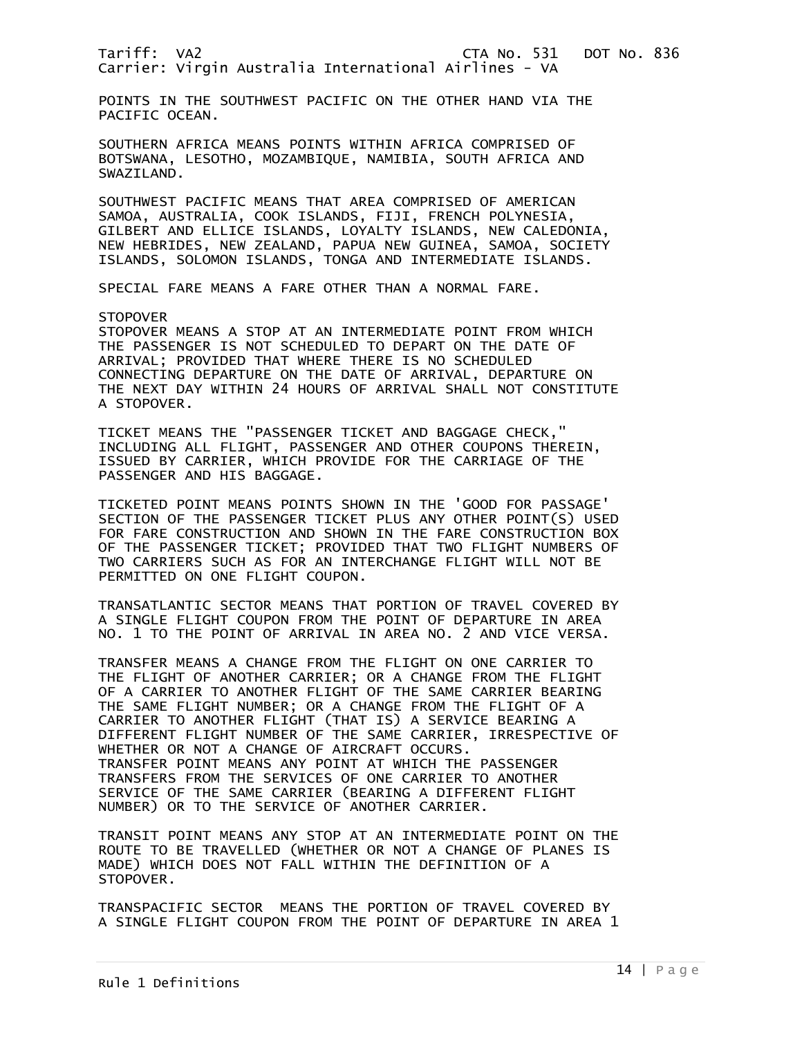POINTS IN THE SOUTHWEST PACIFIC ON THE OTHER HAND VIA THE PACIFIC OCEAN.

SOUTHERN AFRICA MEANS POINTS WITHIN AFRICA COMPRISED OF BOTSWANA, LESOTHO, MOZAMBIQUE, NAMIBIA, SOUTH AFRICA AND SWAZILAND.

SOUTHWEST PACIFIC MEANS THAT AREA COMPRISED OF AMERICAN SAMOA, AUSTRALIA, COOK ISLANDS, FIJI, FRENCH POLYNESIA, GILBERT AND ELLICE ISLANDS, LOYALTY ISLANDS, NEW CALEDONIA, NEW HEBRIDES, NEW ZEALAND, PAPUA NEW GUINEA, SAMOA, SOCIETY ISLANDS, SOLOMON ISLANDS, TONGA AND INTERMEDIATE ISLANDS.

SPECIAL FARE MEANS A FARE OTHER THAN A NORMAL FARE.

STOPOVER
STOPOVER MEANS A STOP AT AN INTERMEDIATE POINT FROM WHICH THE PASSENGER IS NOT SCHEDULED TO DEPART ON THE DATE OF ARRIVAL; PROVIDED THAT WHERE THERE IS NO SCHEDULED CONNECTING DEPARTURE ON THE DATE OF ARRIVAL, DEPARTURE ON THE NEXT DAY WITHIN 24 HOURS OF ARRIVAL SHALL NOT CONSTITUTE A STOPOVER.

TICKET MEANS THE "PASSENGER TICKET AND BAGGAGE CHECK," INCLUDING ALL FLIGHT, PASSENGER AND OTHER COUPONS THEREIN, ISSUED BY CARRIER, WHICH PROVIDE FOR THE CARRIAGE OF THE PASSENGER AND HIS BAGGAGE.

TICKETED POINT MEANS POINTS SHOWN IN THE 'GOOD FOR PASSAGE' SECTION OF THE PASSENGER TICKET PLUS ANY OTHER POINT(S) USED FOR FARE CONSTRUCTION AND SHOWN IN THE FARE CONSTRUCTION BOX OF THE PASSENGER TICKET; PROVIDED THAT TWO FLIGHT NUMBERS OF TWO CARRIERS SUCH AS FOR AN INTERCHANGE FLIGHT WILL NOT BE PERMITTED ON ONE FLIGHT COUPON.

TRANSATLANTIC SECTOR MEANS THAT PORTION OF TRAVEL COVERED BY A SINGLE FLIGHT COUPON FROM THE POINT OF DEPARTURE IN AREA NO. 1 TO THE POINT OF ARRIVAL IN AREA NO. 2 AND VICE VERSA.

TRANSFER MEANS A CHANGE FROM THE FLIGHT ON ONE CARRIER TO THE FLIGHT OF ANOTHER CARRIER; OR A CHANGE FROM THE FLIGHT OF A CARRIER TO ANOTHER FLIGHT OF THE SAME CARRIER BEARING THE SAME FLIGHT NUMBER; OR A CHANGE FROM THE FLIGHT OF A CARRIER TO ANOTHER FLIGHT (THAT IS) A SERVICE BEARING A DIFFERENT FLIGHT NUMBER OF THE SAME CARRIER, IRRESPECTIVE OF WHETHER OR NOT A CHANGE OF AIRCRAFT OCCURS.
TRANSFER POINT MEANS ANY POINT AT WHICH THE PASSENGER TRANSFERS FROM THE SERVICES OF ONE CARRIER TO ANOTHER SERVICE OF THE SAME CARRIER (BEARING A DIFFERENT FLIGHT NUMBER) OR TO THE SERVICE OF ANOTHER CARRIER.

TRANSIT POINT MEANS ANY STOP AT AN INTERMEDIATE POINT ON THE ROUTE TO BE TRAVELLED (WHETHER OR NOT A CHANGE OF PLANES IS MADE) WHICH DOES NOT FALL WITHIN THE DEFINITION OF A STOPOVER.

TRANSPACIFIC SECTOR MEANS THE PORTION OF TRAVEL COVERED BY A SINGLE FLIGHT COUPON FROM THE POINT OF DEPARTURE IN AREA 1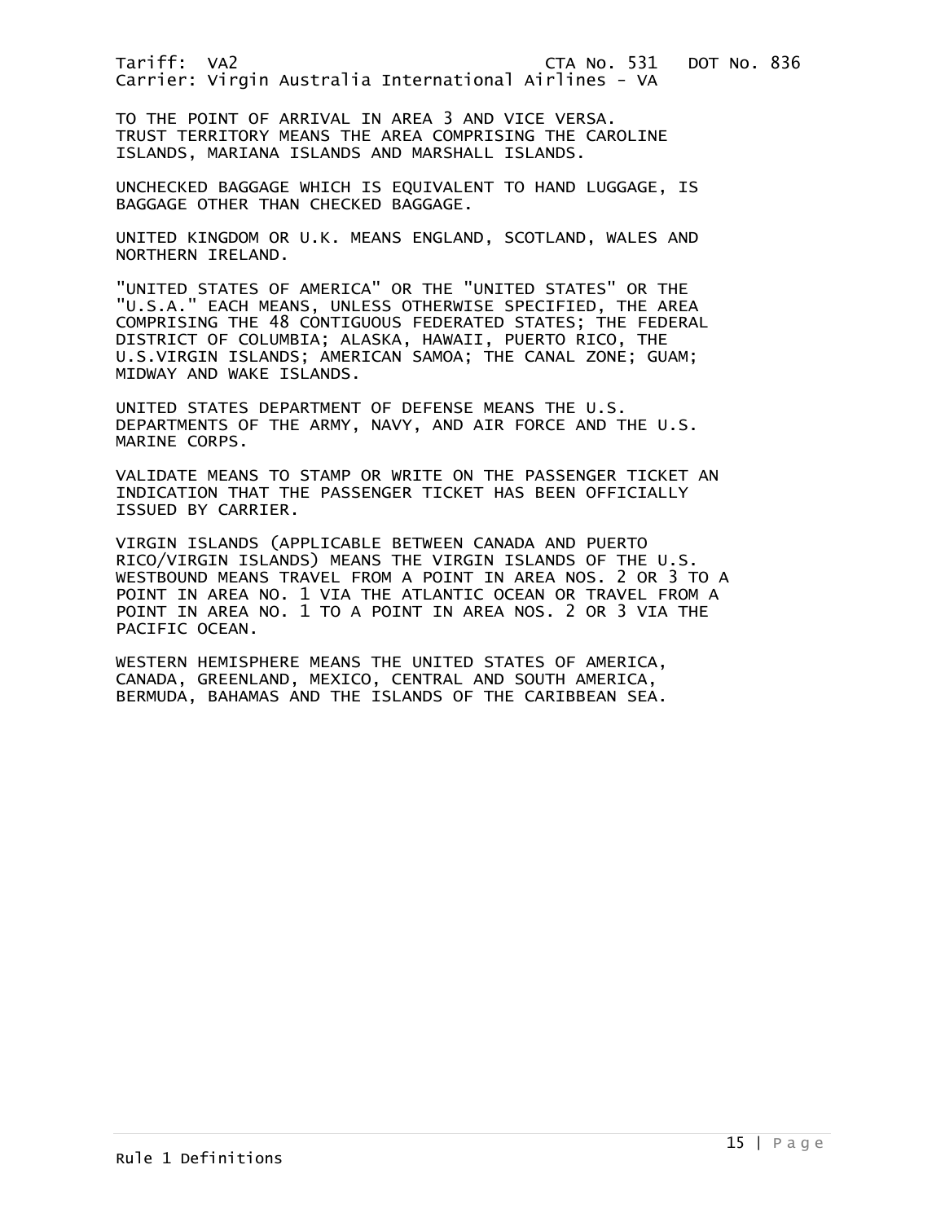TO THE POINT OF ARRIVAL IN AREA 3 AND VICE VERSA.
TRUST TERRITORY MEANS THE AREA COMPRISING THE CAROLINE ISLANDS, MARIANA ISLANDS AND MARSHALL ISLANDS.

UNCHECKED BAGGAGE WHICH IS EQUIVALENT TO HAND LUGGAGE, IS BAGGAGE OTHER THAN CHECKED BAGGAGE.

UNITED KINGDOM OR U.K. MEANS ENGLAND, SCOTLAND, WALES AND NORTHERN IRELAND.

"UNITED STATES OF AMERICA" OR THE "UNITED STATES" OR THE "U.S.A." EACH MEANS, UNLESS OTHERWISE SPECIFIED, THE AREA COMPRISING THE 48 CONTIGUOUS FEDERATED STATES; THE FEDERAL DISTRICT OF COLUMBIA; ALASKA, HAWAII, PUERTO RICO, THE U.S.VIRGIN ISLANDS; AMERICAN SAMOA; THE CANAL ZONE; GUAM; MIDWAY AND WAKE ISLANDS.

UNITED STATES DEPARTMENT OF DEFENSE MEANS THE U.S. DEPARTMENTS OF THE ARMY, NAVY, AND AIR FORCE AND THE U.S. MARINE CORPS.

VALIDATE MEANS TO STAMP OR WRITE ON THE PASSENGER TICKET AN INDICATION THAT THE PASSENGER TICKET HAS BEEN OFFICIALLY ISSUED BY CARRIER.

VIRGIN ISLANDS (APPLICABLE BETWEEN CANADA AND PUERTO RICO/VIRGIN ISLANDS) MEANS THE VIRGIN ISLANDS OF THE U.S.
WESTBOUND MEANS TRAVEL FROM A POINT IN AREA NOS. 2 OR 3 TO A POINT IN AREA NO. 1 VIA THE ATLANTIC OCEAN OR TRAVEL FROM A POINT IN AREA NO. 1 TO A POINT IN AREA NOS. 2 OR 3 VIA THE PACIFIC OCEAN.

WESTERN HEMISPHERE MEANS THE UNITED STATES OF AMERICA, CANADA, GREENLAND, MEXICO, CENTRAL AND SOUTH AMERICA, BERMUDA, BAHAMAS AND THE ISLANDS OF THE CARIBBEAN SEA.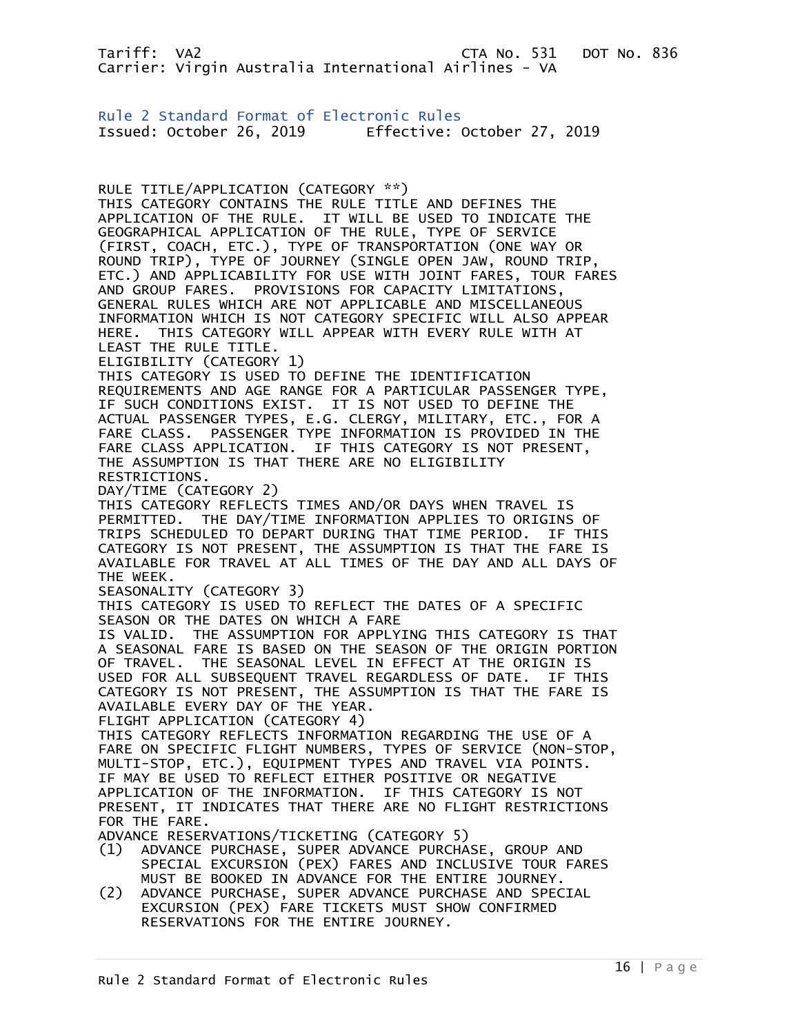Tariff: VA2 CTA No. 531 DOT No. 836
Carrier: Virgin Australia International Airlines - VA

## Rule 2 Standard Format of Electronic Rules

Issued: October 26, 2019 Effective: October 27, 2019

RULE TITLE/APPLICATION (CATEGORY **)
THIS CATEGORY CONTAINS THE RULE TITLE AND DEFINES THE APPLICATION OF THE RULE. IT WILL BE USED TO INDICATE THE GEOGRAPHICAL APPLICATION OF THE RULE, TYPE OF SERVICE (FIRST, COACH, ETC.), TYPE OF TRANSPORTATION (ONE WAY OR ROUND TRIP), TYPE OF JOURNEY (SINGLE OPEN JAW, ROUND TRIP, ETC.) AND APPLICABILITY FOR USE WITH JOINT FARES, TOUR FARES AND GROUP FARES. PROVISIONS FOR CAPACITY LIMITATIONS, GENERAL RULES WHICH ARE NOT APPLICABLE AND MISCELLANEOUS INFORMATION WHICH IS NOT CATEGORY SPECIFIC WILL ALSO APPEAR HERE. THIS CATEGORY WILL APPEAR WITH EVERY RULE WITH AT LEAST THE RULE TITLE.

ELIGIBILITY (CATEGORY 1)
THIS CATEGORY IS USED TO DEFINE THE IDENTIFICATION REQUIREMENTS AND AGE RANGE FOR A PARTICULAR PASSENGER TYPE, IF SUCH CONDITIONS EXIST. IT IS NOT USED TO DEFINE THE ACTUAL PASSENGER TYPES, E.G. CLERGY, MILITARY, ETC., FOR A FARE CLASS. PASSENGER TYPE INFORMATION IS PROVIDED IN THE FARE CLASS APPLICATION. IF THIS CATEGORY IS NOT PRESENT, THE ASSUMPTION IS THAT THERE ARE NO ELIGIBILITY RESTRICTIONS.

DAY/TIME (CATEGORY 2)
THIS CATEGORY REFLECTS TIMES AND/OR DAYS WHEN TRAVEL IS PERMITTED. THE DAY/TIME INFORMATION APPLIES TO ORIGINS OF TRIPS SCHEDULED TO DEPART DURING THAT TIME PERIOD. IF THIS CATEGORY IS NOT PRESENT, THE ASSUMPTION IS THAT THE FARE IS AVAILABLE FOR TRAVEL AT ALL TIMES OF THE DAY AND ALL DAYS OF THE WEEK.

SEASONALITY (CATEGORY 3)
THIS CATEGORY IS USED TO REFLECT THE DATES OF A SPECIFIC SEASON OR THE DATES ON WHICH A FARE IS VALID. THE ASSUMPTION FOR APPLYING THIS CATEGORY IS THAT A SEASONAL FARE IS BASED ON THE SEASON OF THE ORIGIN PORTION OF TRAVEL. THE SEASONAL LEVEL IN EFFECT AT THE ORIGIN IS USED FOR ALL SUBSEQUENT TRAVEL REGARDLESS OF DATE. IF THIS CATEGORY IS NOT PRESENT, THE ASSUMPTION IS THAT THE FARE IS AVAILABLE EVERY DAY OF THE YEAR.

FLIGHT APPLICATION (CATEGORY 4)
THIS CATEGORY REFLECTS INFORMATION REGARDING THE USE OF A FARE ON SPECIFIC FLIGHT NUMBERS, TYPES OF SERVICE (NON-STOP, MULTI-STOP, ETC.), EQUIPMENT TYPES AND TRAVEL VIA POINTS. IF MAY BE USED TO REFLECT EITHER POSITIVE OR NEGATIVE APPLICATION OF THE INFORMATION. IF THIS CATEGORY IS NOT PRESENT, IT INDICATES THAT THERE ARE NO FLIGHT RESTRICTIONS FOR THE FARE.

ADVANCE RESERVATIONS/TICKETING (CATEGORY 5)

(1) ADVANCE PURCHASE, SUPER ADVANCE PURCHASE, GROUP AND SPECIAL EXCURSION (PEX) FARES AND INCLUSIVE TOUR FARES MUST BE BOOKED IN ADVANCE FOR THE ENTIRE JOURNEY.

(2) ADVANCE PURCHASE, SUPER ADVANCE PURCHASE AND SPECIAL EXCURSION (PEX) FARE TICKETS MUST SHOW CONFIRMED RESERVATIONS FOR THE ENTIRE JOURNEY.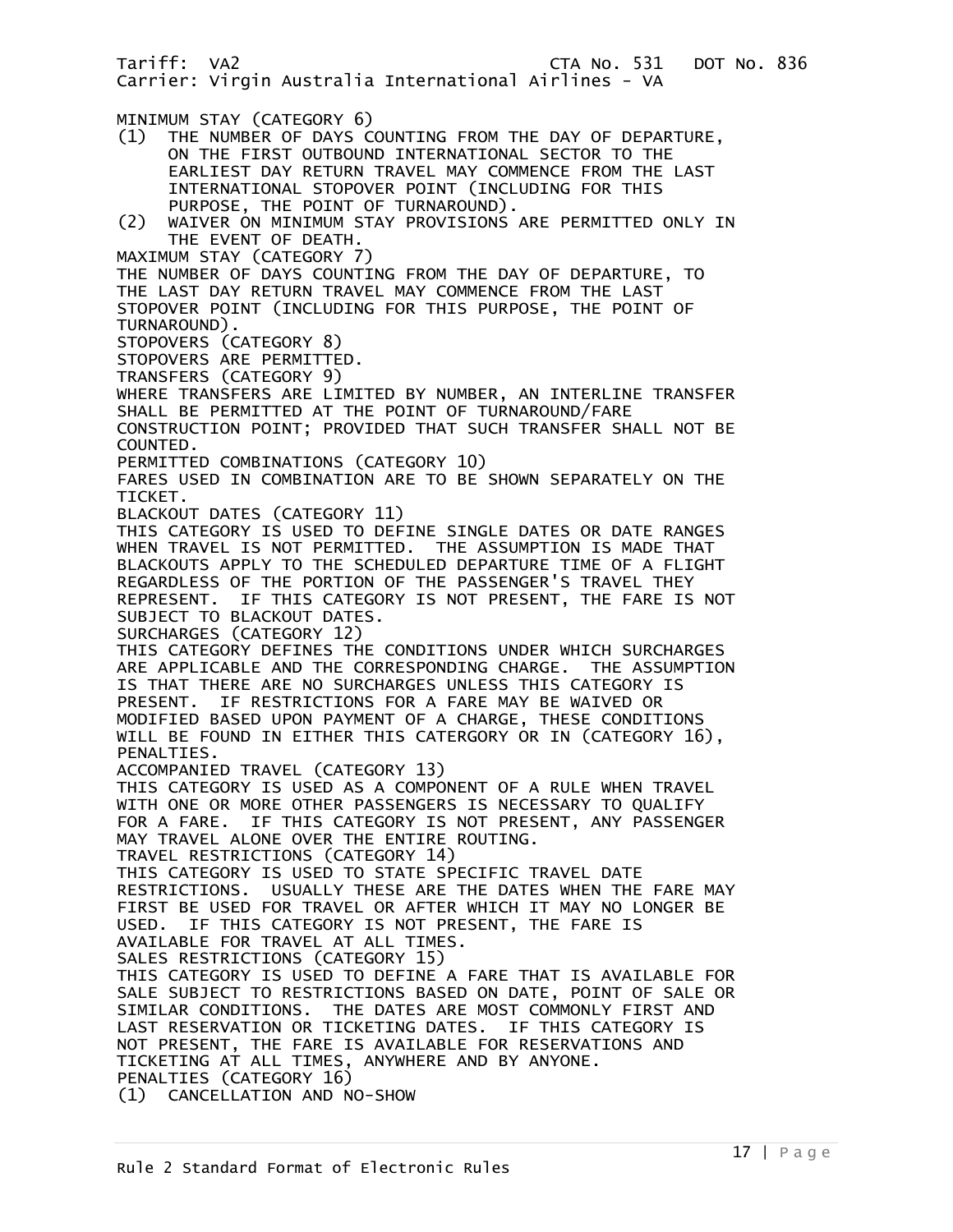MINIMUM STAY (CATEGORY 6)

(1) THE NUMBER OF DAYS COUNTING FROM THE DAY OF DEPARTURE, ON THE FIRST OUTBOUND INTERNATIONAL SECTOR TO THE EARLIEST DAY RETURN TRAVEL MAY COMMENCE FROM THE LAST INTERNATIONAL STOPOVER POINT (INCLUDING FOR THIS PURPOSE, THE POINT OF TURNAROUND).

(2) WAIVER ON MINIMUM STAY PROVISIONS ARE PERMITTED ONLY IN THE EVENT OF DEATH.

MAXIMUM STAY (CATEGORY 7)

THE NUMBER OF DAYS COUNTING FROM THE DAY OF DEPARTURE, TO THE LAST DAY RETURN TRAVEL MAY COMMENCE FROM THE LAST STOPOVER POINT (INCLUDING FOR THIS PURPOSE, THE POINT OF TURNAROUND).

STOPOVERS (CATEGORY 8)

STOPOVERS ARE PERMITTED.

TRANSFERS (CATEGORY 9)

WHERE TRANSFERS ARE LIMITED BY NUMBER, AN INTERLINE TRANSFER SHALL BE PERMITTED AT THE POINT OF TURNAROUND/FARE CONSTRUCTION POINT; PROVIDED THAT SUCH TRANSFER SHALL NOT BE COUNTED.

PERMITTED COMBINATIONS (CATEGORY 10)

FARES USED IN COMBINATION ARE TO BE SHOWN SEPARATELY ON THE TICKET.

BLACKOUT DATES (CATEGORY 11)

THIS CATEGORY IS USED TO DEFINE SINGLE DATES OR DATE RANGES WHEN TRAVEL IS NOT PERMITTED. THE ASSUMPTION IS MADE THAT BLACKOUTS APPLY TO THE SCHEDULED DEPARTURE TIME OF A FLIGHT REGARDLESS OF THE PORTION OF THE PASSENGER'S TRAVEL THEY REPRESENT. IF THIS CATEGORY IS NOT PRESENT, THE FARE IS NOT SUBJECT TO BLACKOUT DATES.

SURCHARGES (CATEGORY 12)

THIS CATEGORY DEFINES THE CONDITIONS UNDER WHICH SURCHARGES ARE APPLICABLE AND THE CORRESPONDING CHARGE. THE ASSUMPTION IS THAT THERE ARE NO SURCHARGES UNLESS THIS CATEGORY IS PRESENT. IF RESTRICTIONS FOR A FARE MAY BE WAIVED OR MODIFIED BASED UPON PAYMENT OF A CHARGE, THESE CONDITIONS WILL BE FOUND IN EITHER THIS CATERGORY OR IN (CATEGORY 16), PENALTIES.

ACCOMPANIED TRAVEL (CATEGORY 13)

THIS CATEGORY IS USED AS A COMPONENT OF A RULE WHEN TRAVEL WITH ONE OR MORE OTHER PASSENGERS IS NECESSARY TO QUALIFY FOR A FARE. IF THIS CATEGORY IS NOT PRESENT, ANY PASSENGER MAY TRAVEL ALONE OVER THE ENTIRE ROUTING.

TRAVEL RESTRICTIONS (CATEGORY 14)

THIS CATEGORY IS USED TO STATE SPECIFIC TRAVEL DATE RESTRICTIONS. USUALLY THESE ARE THE DATES WHEN THE FARE MAY FIRST BE USED FOR TRAVEL OR AFTER WHICH IT MAY NO LONGER BE USED. IF THIS CATEGORY IS NOT PRESENT, THE FARE IS AVAILABLE FOR TRAVEL AT ALL TIMES.

SALES RESTRICTIONS (CATEGORY 15)

THIS CATEGORY IS USED TO DEFINE A FARE THAT IS AVAILABLE FOR SALE SUBJECT TO RESTRICTIONS BASED ON DATE, POINT OF SALE OR SIMILAR CONDITIONS. THE DATES ARE MOST COMMONLY FIRST AND LAST RESERVATION OR TICKETING DATES. IF THIS CATEGORY IS NOT PRESENT, THE FARE IS AVAILABLE FOR RESERVATIONS AND TICKETING AT ALL TIMES, ANYWHERE AND BY ANYONE.

PENALTIES (CATEGORY 16)

(1) CANCELLATION AND NO-SHOW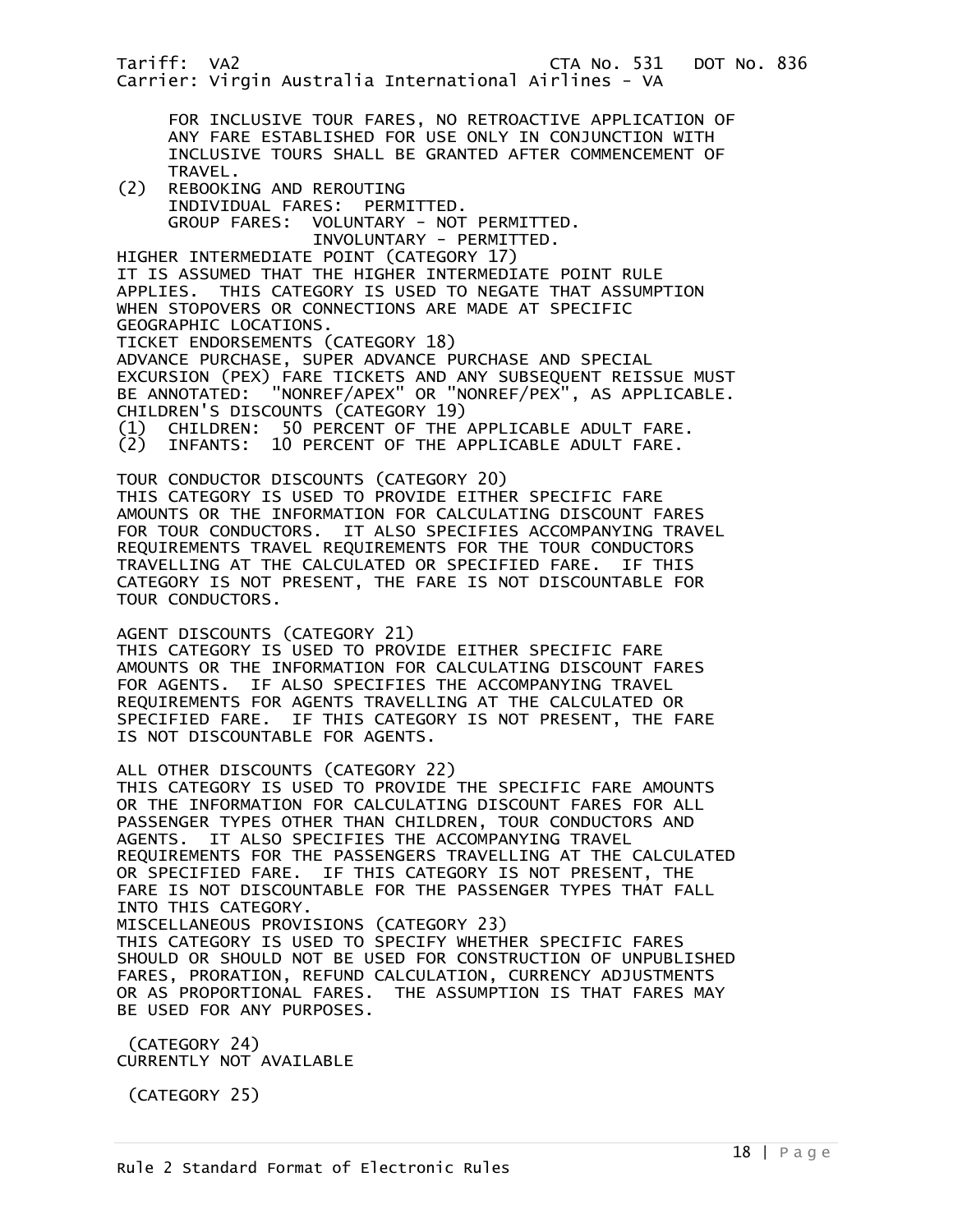FOR INCLUSIVE TOUR FARES, NO RETROACTIVE APPLICATION OF ANY FARE ESTABLISHED FOR USE ONLY IN CONJUNCTION WITH INCLUSIVE TOURS SHALL BE GRANTED AFTER COMMENCEMENT OF TRAVEL.

(2) REBOOKING AND REROUTING
INDIVIDUAL FARES: PERMITTED.
GROUP FARES: VOLUNTARY - NOT PERMITTED.
INVOLUNTARY - PERMITTED.

HIGHER INTERMEDIATE POINT (CATEGORY 17)
IT IS ASSUMED THAT THE HIGHER INTERMEDIATE POINT RULE APPLIES. THIS CATEGORY IS USED TO NEGATE THAT ASSUMPTION WHEN STOPOVERS OR CONNECTIONS ARE MADE AT SPECIFIC GEOGRAPHIC LOCATIONS.

TICKET ENDORSEMENTS (CATEGORY 18)
ADVANCE PURCHASE, SUPER ADVANCE PURCHASE AND SPECIAL EXCURSION (PEX) FARE TICKETS AND ANY SUBSEQUENT REISSUE MUST BE ANNOTATED: "NONREF/APEX" OR "NONREF/PEX", AS APPLICABLE.

CHILDREN'S DISCOUNTS (CATEGORY 19)
(1) CHILDREN: 50 PERCENT OF THE APPLICABLE ADULT FARE.
(2) INFANTS: 10 PERCENT OF THE APPLICABLE ADULT FARE.

TOUR CONDUCTOR DISCOUNTS (CATEGORY 20)
THIS CATEGORY IS USED TO PROVIDE EITHER SPECIFIC FARE AMOUNTS OR THE INFORMATION FOR CALCULATING DISCOUNT FARES FOR TOUR CONDUCTORS. IT ALSO SPECIFIES ACCOMPANYING TRAVEL REQUIREMENTS TRAVEL REQUIREMENTS FOR THE TOUR CONDUCTORS TRAVELLING AT THE CALCULATED OR SPECIFIED FARE. IF THIS CATEGORY IS NOT PRESENT, THE FARE IS NOT DISCOUNTABLE FOR TOUR CONDUCTORS.

AGENT DISCOUNTS (CATEGORY 21)
THIS CATEGORY IS USED TO PROVIDE EITHER SPECIFIC FARE AMOUNTS OR THE INFORMATION FOR CALCULATING DISCOUNT FARES FOR AGENTS. IF ALSO SPECIFIES THE ACCOMPANYING TRAVEL REQUIREMENTS FOR AGENTS TRAVELLING AT THE CALCULATED OR SPECIFIED FARE. IF THIS CATEGORY IS NOT PRESENT, THE FARE IS NOT DISCOUNTABLE FOR AGENTS.

ALL OTHER DISCOUNTS (CATEGORY 22)
THIS CATEGORY IS USED TO PROVIDE THE SPECIFIC FARE AMOUNTS OR THE INFORMATION FOR CALCULATING DISCOUNT FARES FOR ALL PASSENGER TYPES OTHER THAN CHILDREN, TOUR CONDUCTORS AND AGENTS. IT ALSO SPECIFIES THE ACCOMPANYING TRAVEL REQUIREMENTS FOR THE PASSENGERS TRAVELLING AT THE CALCULATED OR SPECIFIED FARE. IF THIS CATEGORY IS NOT PRESENT, THE FARE IS NOT DISCOUNTABLE FOR THE PASSENGER TYPES THAT FALL INTO THIS CATEGORY.

MISCELLANEOUS PROVISIONS (CATEGORY 23)
THIS CATEGORY IS USED TO SPECIFY WHETHER SPECIFIC FARES SHOULD OR SHOULD NOT BE USED FOR CONSTRUCTION OF UNPUBLISHED FARES, PRORATION, REFUND CALCULATION, CURRENCY ADJUSTMENTS OR AS PROPORTIONAL FARES. THE ASSUMPTION IS THAT FARES MAY BE USED FOR ANY PURPOSES.

(CATEGORY 24)
CURRENTLY NOT AVAILABLE

(CATEGORY 25)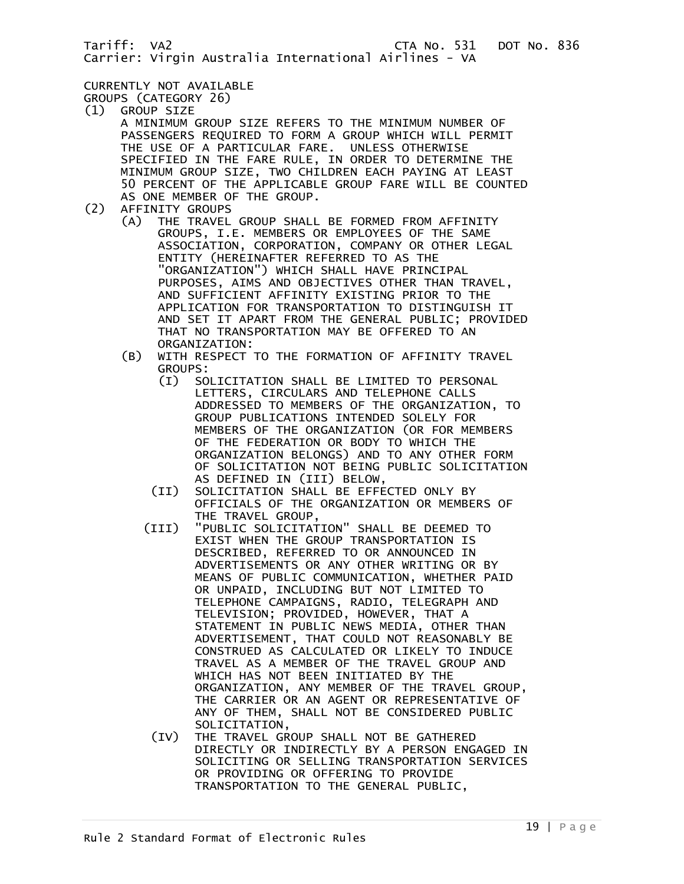CURRENTLY NOT AVAILABLE

GROUPS (CATEGORY 26)

(1) GROUP SIZE

A MINIMUM GROUP SIZE REFERS TO THE MINIMUM NUMBER OF PASSENGERS REQUIRED TO FORM A GROUP WHICH WILL PERMIT THE USE OF A PARTICULAR FARE. UNLESS OTHERWISE SPECIFIED IN THE FARE RULE, IN ORDER TO DETERMINE THE MINIMUM GROUP SIZE, TWO CHILDREN EACH PAYING AT LEAST 50 PERCENT OF THE APPLICABLE GROUP FARE WILL BE COUNTED AS ONE MEMBER OF THE GROUP.

(2) AFFINITY GROUPS

(A) THE TRAVEL GROUP SHALL BE FORMED FROM AFFINITY GROUPS, I.E. MEMBERS OR EMPLOYEES OF THE SAME ASSOCIATION, CORPORATION, COMPANY OR OTHER LEGAL ENTITY (HEREINAFTER REFERRED TO AS THE "ORGANIZATION") WHICH SHALL HAVE PRINCIPAL PURPOSES, AIMS AND OBJECTIVES OTHER THAN TRAVEL, AND SUFFICIENT AFFINITY EXISTING PRIOR TO THE APPLICATION FOR TRANSPORTATION TO DISTINGUISH IT AND SET IT APART FROM THE GENERAL PUBLIC; PROVIDED THAT NO TRANSPORTATION MAY BE OFFERED TO AN ORGANIZATION:

(B) WITH RESPECT TO THE FORMATION OF AFFINITY TRAVEL GROUPS:

(I) SOLICITATION SHALL BE LIMITED TO PERSONAL LETTERS, CIRCULARS AND TELEPHONE CALLS ADDRESSED TO MEMBERS OF THE ORGANIZATION, TO GROUP PUBLICATIONS INTENDED SOLELY FOR MEMBERS OF THE ORGANIZATION (OR FOR MEMBERS OF THE FEDERATION OR BODY TO WHICH THE ORGANIZATION BELONGS) AND TO ANY OTHER FORM OF SOLICITATION NOT BEING PUBLIC SOLICITATION AS DEFINED IN (III) BELOW,

(II) SOLICITATION SHALL BE EFFECTED ONLY BY OFFICIALS OF THE ORGANIZATION OR MEMBERS OF THE TRAVEL GROUP,

(III) "PUBLIC SOLICITATION" SHALL BE DEEMED TO EXIST WHEN THE GROUP TRANSPORTATION IS DESCRIBED, REFERRED TO OR ANNOUNCED IN ADVERTISEMENTS OR ANY OTHER WRITING OR BY MEANS OF PUBLIC COMMUNICATION, WHETHER PAID OR UNPAID, INCLUDING BUT NOT LIMITED TO TELEPHONE CAMPAIGNS, RADIO, TELEGRAPH AND TELEVISION; PROVIDED, HOWEVER, THAT A STATEMENT IN PUBLIC NEWS MEDIA, OTHER THAN ADVERTISEMENT, THAT COULD NOT REASONABLY BE CONSTRUED AS CALCULATED OR LIKELY TO INDUCE TRAVEL AS A MEMBER OF THE TRAVEL GROUP AND WHICH HAS NOT BEEN INITIATED BY THE ORGANIZATION, ANY MEMBER OF THE TRAVEL GROUP, THE CARRIER OR AN AGENT OR REPRESENTATIVE OF ANY OF THEM, SHALL NOT BE CONSIDERED PUBLIC SOLICITATION,

(IV) THE TRAVEL GROUP SHALL NOT BE GATHERED DIRECTLY OR INDIRECTLY BY A PERSON ENGAGED IN SOLICITING OR SELLING TRANSPORTATION SERVICES OR PROVIDING OR OFFERING TO PROVIDE TRANSPORTATION TO THE GENERAL PUBLIC,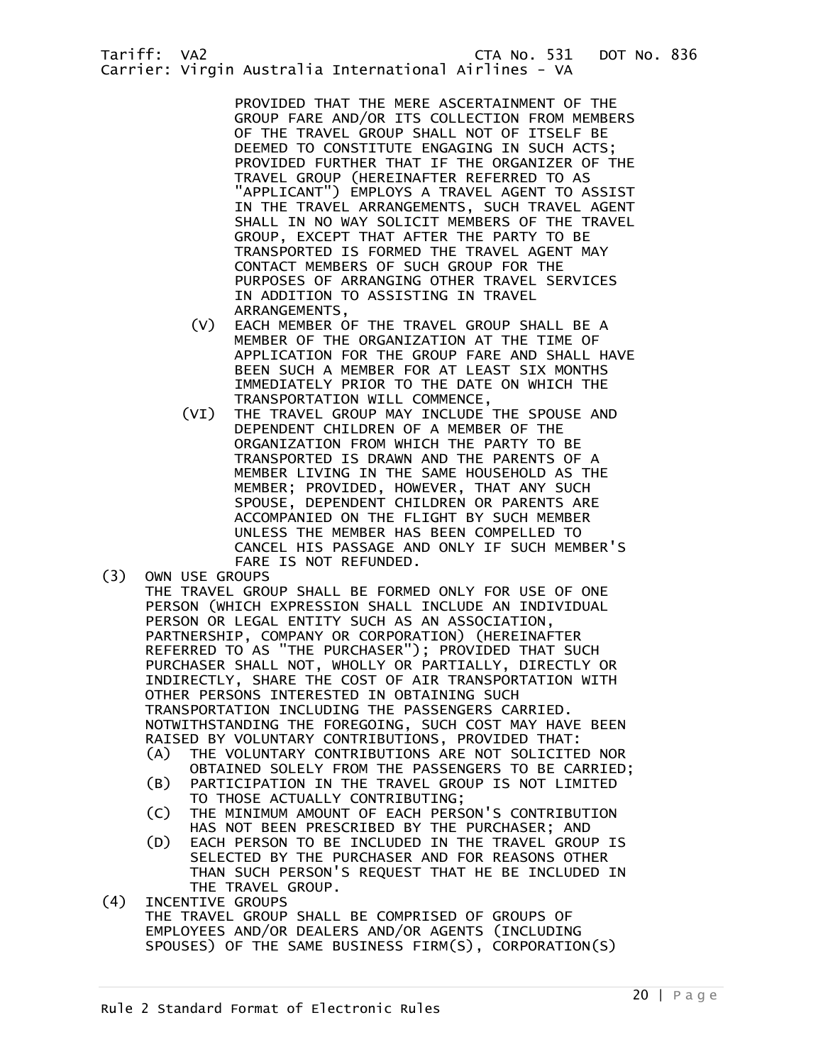PROVIDED THAT THE MERE ASCERTAINMENT OF THE GROUP FARE AND/OR ITS COLLECTION FROM MEMBERS OF THE TRAVEL GROUP SHALL NOT OF ITSELF BE DEEMED TO CONSTITUTE ENGAGING IN SUCH ACTS; PROVIDED FURTHER THAT IF THE ORGANIZER OF THE TRAVEL GROUP (HEREINAFTER REFERRED TO AS "APPLICANT") EMPLOYS A TRAVEL AGENT TO ASSIST IN THE TRAVEL ARRANGEMENTS, SUCH TRAVEL AGENT SHALL IN NO WAY SOLICIT MEMBERS OF THE TRAVEL GROUP, EXCEPT THAT AFTER THE PARTY TO BE TRANSPORTED IS FORMED THE TRAVEL AGENT MAY CONTACT MEMBERS OF SUCH GROUP FOR THE PURPOSES OF ARRANGING OTHER TRAVEL SERVICES IN ADDITION TO ASSISTING IN TRAVEL ARRANGEMENTS,

(V) EACH MEMBER OF THE TRAVEL GROUP SHALL BE A MEMBER OF THE ORGANIZATION AT THE TIME OF APPLICATION FOR THE GROUP FARE AND SHALL HAVE BEEN SUCH A MEMBER FOR AT LEAST SIX MONTHS IMMEDIATELY PRIOR TO THE DATE ON WHICH THE TRANSPORTATION WILL COMMENCE,

(VI) THE TRAVEL GROUP MAY INCLUDE THE SPOUSE AND DEPENDENT CHILDREN OF A MEMBER OF THE ORGANIZATION FROM WHICH THE PARTY TO BE TRANSPORTED IS DRAWN AND THE PARENTS OF A MEMBER LIVING IN THE SAME HOUSEHOLD AS THE MEMBER; PROVIDED, HOWEVER, THAT ANY SUCH SPOUSE, DEPENDENT CHILDREN OR PARENTS ARE ACCOMPANIED ON THE FLIGHT BY SUCH MEMBER UNLESS THE MEMBER HAS BEEN COMPELLED TO CANCEL HIS PASSAGE AND ONLY IF SUCH MEMBER'S FARE IS NOT REFUNDED.

(3) OWN USE GROUPS
THE TRAVEL GROUP SHALL BE FORMED ONLY FOR USE OF ONE PERSON (WHICH EXPRESSION SHALL INCLUDE AN INDIVIDUAL PERSON OR LEGAL ENTITY SUCH AS AN ASSOCIATION, PARTNERSHIP, COMPANY OR CORPORATION) (HEREINAFTER REFERRED TO AS "THE PURCHASER"); PROVIDED THAT SUCH PURCHASER SHALL NOT, WHOLLY OR PARTIALLY, DIRECTLY OR INDIRECTLY, SHARE THE COST OF AIR TRANSPORTATION WITH OTHER PERSONS INTERESTED IN OBTAINING SUCH TRANSPORTATION INCLUDING THE PASSENGERS CARRIED. NOTWITHSTANDING THE FOREGOING, SUCH COST MAY HAVE BEEN RAISED BY VOLUNTARY CONTRIBUTIONS, PROVIDED THAT:

(A) THE VOLUNTARY CONTRIBUTIONS ARE NOT SOLICITED NOR OBTAINED SOLELY FROM THE PASSENGERS TO BE CARRIED;
(B) PARTICIPATION IN THE TRAVEL GROUP IS NOT LIMITED TO THOSE ACTUALLY CONTRIBUTING;
(C) THE MINIMUM AMOUNT OF EACH PERSON'S CONTRIBUTION HAS NOT BEEN PRESCRIBED BY THE PURCHASER; AND
(D) EACH PERSON TO BE INCLUDED IN THE TRAVEL GROUP IS SELECTED BY THE PURCHASER AND FOR REASONS OTHER THAN SUCH PERSON'S REQUEST THAT HE BE INCLUDED IN THE TRAVEL GROUP.

(4) INCENTIVE GROUPS
THE TRAVEL GROUP SHALL BE COMPRISED OF GROUPS OF EMPLOYEES AND/OR DEALERS AND/OR AGENTS (INCLUDING SPOUSES) OF THE SAME BUSINESS FIRM(S), CORPORATION(S)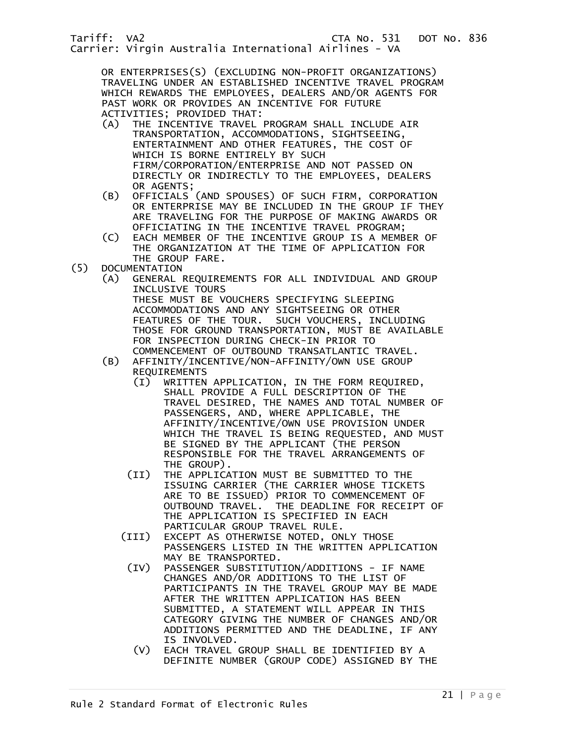OR ENTERPRISES(S) (EXCLUDING NON-PROFIT ORGANIZATIONS) TRAVELING UNDER AN ESTABLISHED INCENTIVE TRAVEL PROGRAM WHICH REWARDS THE EMPLOYEES, DEALERS AND/OR AGENTS FOR PAST WORK OR PROVIDES AN INCENTIVE FOR FUTURE ACTIVITIES; PROVIDED THAT:

- (A) THE INCENTIVE TRAVEL PROGRAM SHALL INCLUDE AIR TRANSPORTATION, ACCOMMODATIONS, SIGHTSEEING, ENTERTAINMENT AND OTHER FEATURES, THE COST OF WHICH IS BORNE ENTIRELY BY SUCH FIRM/CORPORATION/ENTERPRISE AND NOT PASSED ON DIRECTLY OR INDIRECTLY TO THE EMPLOYEES, DEALERS OR AGENTS;
- (B) OFFICIALS (AND SPOUSES) OF SUCH FIRM, CORPORATION OR ENTERPRISE MAY BE INCLUDED IN THE GROUP IF THEY ARE TRAVELING FOR THE PURPOSE OF MAKING AWARDS OR OFFICIATING IN THE INCENTIVE TRAVEL PROGRAM;
- (C) EACH MEMBER OF THE INCENTIVE GROUP IS A MEMBER OF THE ORGANIZATION AT THE TIME OF APPLICATION FOR THE GROUP FARE.

(5) DOCUMENTATION

- (A) GENERAL REQUIREMENTS FOR ALL INDIVIDUAL AND GROUP INCLUSIVE TOURS
  THESE MUST BE VOUCHERS SPECIFYING SLEEPING ACCOMMODATIONS AND ANY SIGHTSEEING OR OTHER FEATURES OF THE TOUR. SUCH VOUCHERS, INCLUDING THOSE FOR GROUND TRANSPORTATION, MUST BE AVAILABLE FOR INSPECTION DURING CHECK-IN PRIOR TO COMMENCEMENT OF OUTBOUND TRANSATLANTIC TRAVEL.
- (B) AFFINITY/INCENTIVE/NON-AFFINITY/OWN USE GROUP REQUIREMENTS
  - (I) WRITTEN APPLICATION, IN THE FORM REQUIRED, SHALL PROVIDE A FULL DESCRIPTION OF THE TRAVEL DESIRED, THE NAMES AND TOTAL NUMBER OF PASSENGERS, AND, WHERE APPLICABLE, THE AFFINITY/INCENTIVE/OWN USE PROVISION UNDER WHICH THE TRAVEL IS BEING REQUESTED, AND MUST BE SIGNED BY THE APPLICANT (THE PERSON RESPONSIBLE FOR THE TRAVEL ARRANGEMENTS OF THE GROUP).
  - (II) THE APPLICATION MUST BE SUBMITTED TO THE ISSUING CARRIER (THE CARRIER WHOSE TICKETS ARE TO BE ISSUED) PRIOR TO COMMENCEMENT OF OUTBOUND TRAVEL. THE DEADLINE FOR RECEIPT OF THE APPLICATION IS SPECIFIED IN EACH PARTICULAR GROUP TRAVEL RULE.
  - (III) EXCEPT AS OTHERWISE NOTED, ONLY THOSE PASSENGERS LISTED IN THE WRITTEN APPLICATION MAY BE TRANSPORTED.
  - (IV) PASSENGER SUBSTITUTION/ADDITIONS - IF NAME CHANGES AND/OR ADDITIONS TO THE LIST OF PARTICIPANTS IN THE TRAVEL GROUP MAY BE MADE AFTER THE WRITTEN APPLICATION HAS BEEN SUBMITTED, A STATEMENT WILL APPEAR IN THIS CATEGORY GIVING THE NUMBER OF CHANGES AND/OR ADDITIONS PERMITTED AND THE DEADLINE, IF ANY IS INVOLVED.
  - (V) EACH TRAVEL GROUP SHALL BE IDENTIFIED BY A DEFINITE NUMBER (GROUP CODE) ASSIGNED BY THE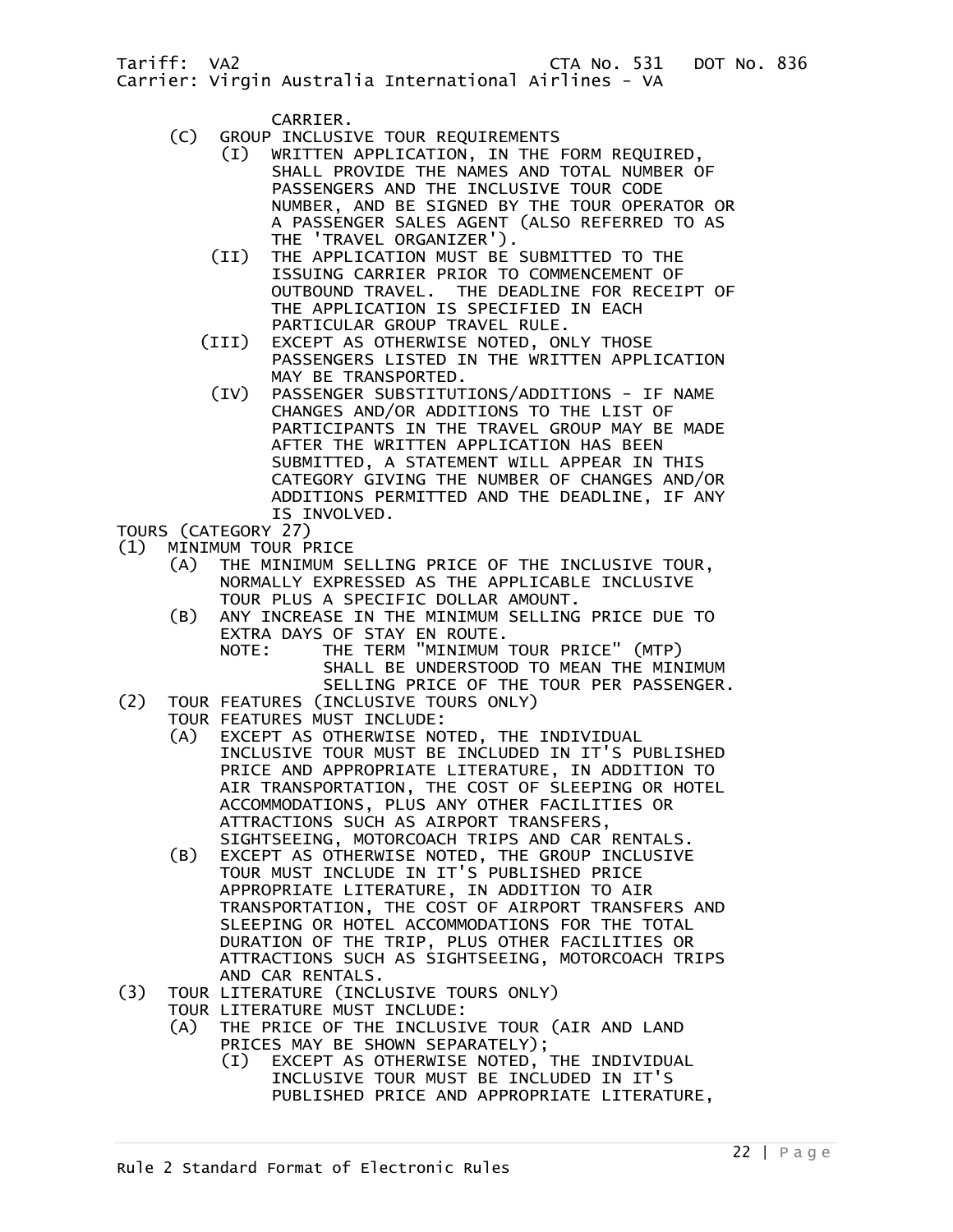CARRIER.

(C) GROUP INCLUSIVE TOUR REQUIREMENTS

(I) WRITTEN APPLICATION, IN THE FORM REQUIRED, SHALL PROVIDE THE NAMES AND TOTAL NUMBER OF PASSENGERS AND THE INCLUSIVE TOUR CODE NUMBER, AND BE SIGNED BY THE TOUR OPERATOR OR A PASSENGER SALES AGENT (ALSO REFERRED TO AS THE 'TRAVEL ORGANIZER').

(II) THE APPLICATION MUST BE SUBMITTED TO THE ISSUING CARRIER PRIOR TO COMMENCEMENT OF OUTBOUND TRAVEL. THE DEADLINE FOR RECEIPT OF THE APPLICATION IS SPECIFIED IN EACH PARTICULAR GROUP TRAVEL RULE.

(III) EXCEPT AS OTHERWISE NOTED, ONLY THOSE PASSENGERS LISTED IN THE WRITTEN APPLICATION MAY BE TRANSPORTED.

(IV) PASSENGER SUBSTITUTIONS/ADDITIONS - IF NAME CHANGES AND/OR ADDITIONS TO THE LIST OF PARTICIPANTS IN THE TRAVEL GROUP MAY BE MADE AFTER THE WRITTEN APPLICATION HAS BEEN SUBMITTED, A STATEMENT WILL APPEAR IN THIS CATEGORY GIVING THE NUMBER OF CHANGES AND/OR ADDITIONS PERMITTED AND THE DEADLINE, IF ANY IS INVOLVED.

TOURS (CATEGORY 27)

(1) MINIMUM TOUR PRICE

(A) THE MINIMUM SELLING PRICE OF THE INCLUSIVE TOUR, NORMALLY EXPRESSED AS THE APPLICABLE INCLUSIVE TOUR PLUS A SPECIFIC DOLLAR AMOUNT.

(B) ANY INCREASE IN THE MINIMUM SELLING PRICE DUE TO EXTRA DAYS OF STAY EN ROUTE.

NOTE: THE TERM "MINIMUM TOUR PRICE" (MTP) SHALL BE UNDERSTOOD TO MEAN THE MINIMUM SELLING PRICE OF THE TOUR PER PASSENGER.

(2) TOUR FEATURES (INCLUSIVE TOURS ONLY)

TOUR FEATURES MUST INCLUDE:

(A) EXCEPT AS OTHERWISE NOTED, THE INDIVIDUAL INCLUSIVE TOUR MUST BE INCLUDED IN IT'S PUBLISHED PRICE AND APPROPRIATE LITERATURE, IN ADDITION TO AIR TRANSPORTATION, THE COST OF SLEEPING OR HOTEL ACCOMMODATIONS, PLUS ANY OTHER FACILITIES OR ATTRACTIONS SUCH AS AIRPORT TRANSFERS, SIGHTSEEING, MOTORCOACH TRIPS AND CAR RENTALS.

(B) EXCEPT AS OTHERWISE NOTED, THE GROUP INCLUSIVE TOUR MUST INCLUDE IN IT'S PUBLISHED PRICE APPROPRIATE LITERATURE, IN ADDITION TO AIR TRANSPORTATION, THE COST OF AIRPORT TRANSFERS AND SLEEPING OR HOTEL ACCOMMODATIONS FOR THE TOTAL DURATION OF THE TRIP, PLUS OTHER FACILITIES OR ATTRACTIONS SUCH AS SIGHTSEEING, MOTORCOACH TRIPS AND CAR RENTALS.

(3) TOUR LITERATURE (INCLUSIVE TOURS ONLY)

TOUR LITERATURE MUST INCLUDE:

(A) THE PRICE OF THE INCLUSIVE TOUR (AIR AND LAND PRICES MAY BE SHOWN SEPARATELY);

(I) EXCEPT AS OTHERWISE NOTED, THE INDIVIDUAL INCLUSIVE TOUR MUST BE INCLUDED IN IT'S PUBLISHED PRICE AND APPROPRIATE LITERATURE,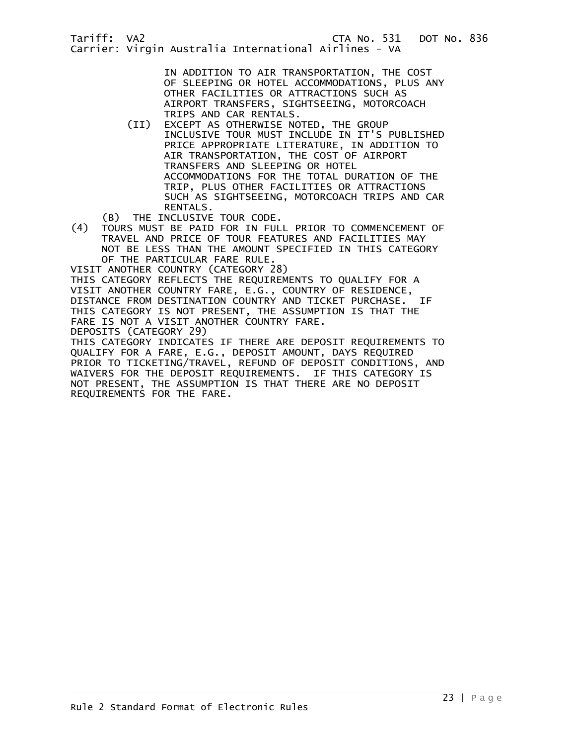IN ADDITION TO AIR TRANSPORTATION, THE COST OF SLEEPING OR HOTEL ACCOMMODATIONS, PLUS ANY OTHER FACILITIES OR ATTRACTIONS SUCH AS AIRPORT TRANSFERS, SIGHTSEEING, MOTORCOACH TRIPS AND CAR RENTALS.

(II) EXCEPT AS OTHERWISE NOTED, THE GROUP INCLUSIVE TOUR MUST INCLUDE IN IT'S PUBLISHED PRICE APPROPRIATE LITERATURE, IN ADDITION TO AIR TRANSPORTATION, THE COST OF AIRPORT TRANSFERS AND SLEEPING OR HOTEL ACCOMMODATIONS FOR THE TOTAL DURATION OF THE TRIP, PLUS OTHER FACILITIES OR ATTRACTIONS SUCH AS SIGHTSEEING, MOTORCOACH TRIPS AND CAR RENTALS.

(B) THE INCLUSIVE TOUR CODE.

(4) TOURS MUST BE PAID FOR IN FULL PRIOR TO COMMENCEMENT OF TRAVEL AND PRICE OF TOUR FEATURES AND FACILITIES MAY NOT BE LESS THAN THE AMOUNT SPECIFIED IN THIS CATEGORY OF THE PARTICULAR FARE RULE.

VISIT ANOTHER COUNTRY (CATEGORY 28)

THIS CATEGORY REFLECTS THE REQUIREMENTS TO QUALIFY FOR A VISIT ANOTHER COUNTRY FARE, E.G., COUNTRY OF RESIDENCE, DISTANCE FROM DESTINATION COUNTRY AND TICKET PURCHASE. IF THIS CATEGORY IS NOT PRESENT, THE ASSUMPTION IS THAT THE FARE IS NOT A VISIT ANOTHER COUNTRY FARE.

DEPOSITS (CATEGORY 29)

THIS CATEGORY INDICATES IF THERE ARE DEPOSIT REQUIREMENTS TO QUALIFY FOR A FARE, E.G., DEPOSIT AMOUNT, DAYS REQUIRED PRIOR TO TICKETING/TRAVEL, REFUND OF DEPOSIT CONDITIONS, AND WAIVERS FOR THE DEPOSIT REQUIREMENTS. IF THIS CATEGORY IS NOT PRESENT, THE ASSUMPTION IS THAT THERE ARE NO DEPOSIT REQUIREMENTS FOR THE FARE.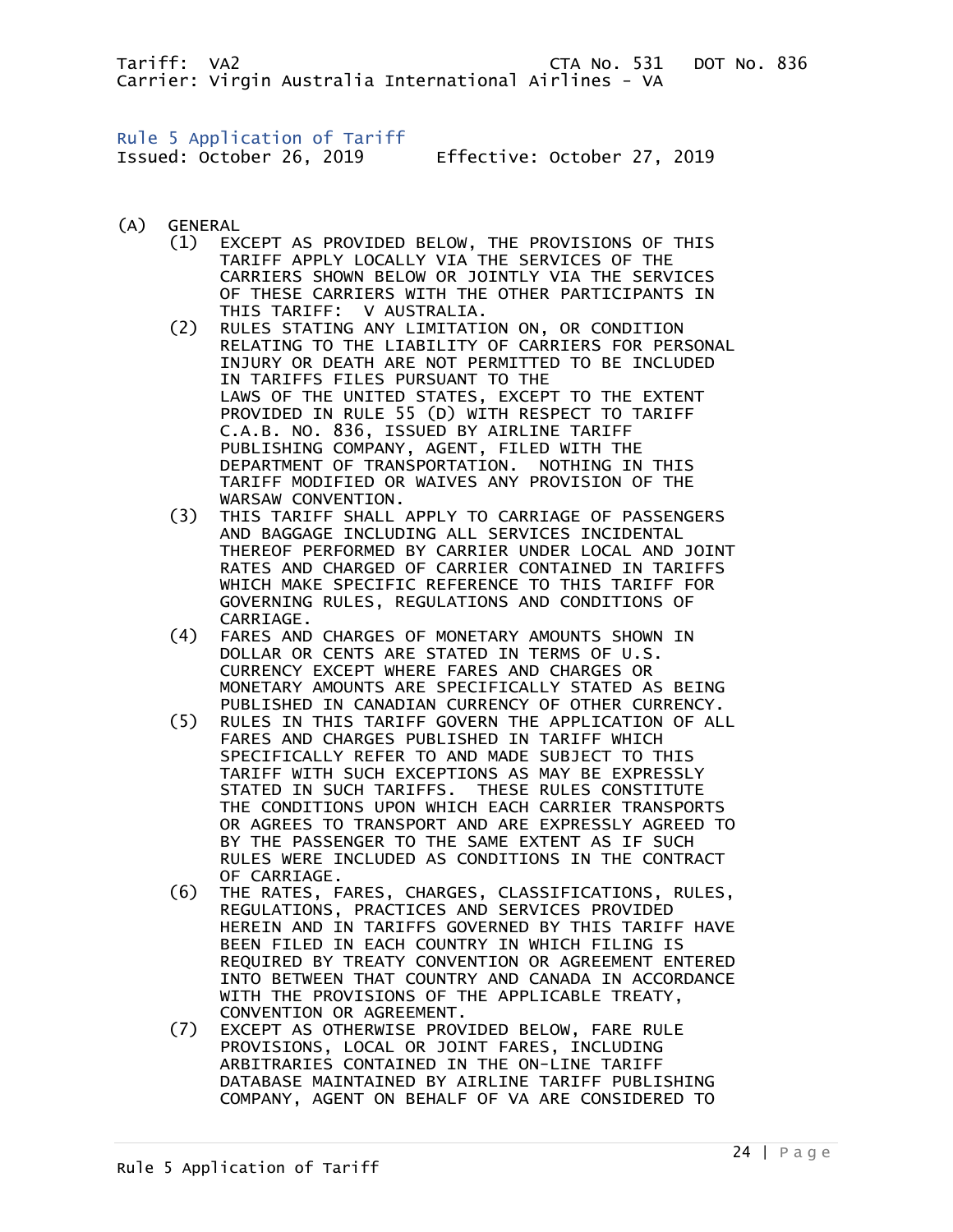Tariff: VA2 CTA No. 531 DOT No. 836
Carrier: Virgin Australia International Airlines - VA

## Rule 5 Application of Tariff

Issued: October 26, 2019 Effective: October 27, 2019

(A) GENERAL

(1) EXCEPT AS PROVIDED BELOW, THE PROVISIONS OF THIS TARIFF APPLY LOCALLY VIA THE SERVICES OF THE CARRIERS SHOWN BELOW OR JOINTLY VIA THE SERVICES OF THESE CARRIERS WITH THE OTHER PARTICIPANTS IN THIS TARIFF: V AUSTRALIA.

(2) RULES STATING ANY LIMITATION ON, OR CONDITION RELATING TO THE LIABILITY OF CARRIERS FOR PERSONAL INJURY OR DEATH ARE NOT PERMITTED TO BE INCLUDED IN TARIFFS FILES PURSUANT TO THE LAWS OF THE UNITED STATES, EXCEPT TO THE EXTENT PROVIDED IN RULE 55 (D) WITH RESPECT TO TARIFF C.A.B. NO. 836, ISSUED BY AIRLINE TARIFF PUBLISHING COMPANY, AGENT, FILED WITH THE DEPARTMENT OF TRANSPORTATION. NOTHING IN THIS TARIFF MODIFIED OR WAIVES ANY PROVISION OF THE WARSAW CONVENTION.

(3) THIS TARIFF SHALL APPLY TO CARRIAGE OF PASSENGERS AND BAGGAGE INCLUDING ALL SERVICES INCIDENTAL THEREOF PERFORMED BY CARRIER UNDER LOCAL AND JOINT RATES AND CHARGED OF CARRIER CONTAINED IN TARIFFS WHICH MAKE SPECIFIC REFERENCE TO THIS TARIFF FOR GOVERNING RULES, REGULATIONS AND CONDITIONS OF CARRIAGE.

(4) FARES AND CHARGES OF MONETARY AMOUNTS SHOWN IN DOLLAR OR CENTS ARE STATED IN TERMS OF U.S. CURRENCY EXCEPT WHERE FARES AND CHARGES OR MONETARY AMOUNTS ARE SPECIFICALLY STATED AS BEING PUBLISHED IN CANADIAN CURRENCY OF OTHER CURRENCY.

(5) RULES IN THIS TARIFF GOVERN THE APPLICATION OF ALL FARES AND CHARGES PUBLISHED IN TARIFF WHICH SPECIFICALLY REFER TO AND MADE SUBJECT TO THIS TARIFF WITH SUCH EXCEPTIONS AS MAY BE EXPRESSLY STATED IN SUCH TARIFFS. THESE RULES CONSTITUTE THE CONDITIONS UPON WHICH EACH CARRIER TRANSPORTS OR AGREES TO TRANSPORT AND ARE EXPRESSLY AGREED TO BY THE PASSENGER TO THE SAME EXTENT AS IF SUCH RULES WERE INCLUDED AS CONDITIONS IN THE CONTRACT OF CARRIAGE.

(6) THE RATES, FARES, CHARGES, CLASSIFICATIONS, RULES, REGULATIONS, PRACTICES AND SERVICES PROVIDED HEREIN AND IN TARIFFS GOVERNED BY THIS TARIFF HAVE BEEN FILED IN EACH COUNTRY IN WHICH FILING IS REQUIRED BY TREATY CONVENTION OR AGREEMENT ENTERED INTO BETWEEN THAT COUNTRY AND CANADA IN ACCORDANCE WITH THE PROVISIONS OF THE APPLICABLE TREATY, CONVENTION OR AGREEMENT.

(7) EXCEPT AS OTHERWISE PROVIDED BELOW, FARE RULE PROVISIONS, LOCAL OR JOINT FARES, INCLUDING ARBITRARIES CONTAINED IN THE ON-LINE TARIFF DATABASE MAINTAINED BY AIRLINE TARIFF PUBLISHING COMPANY, AGENT ON BEHALF OF VA ARE CONSIDERED TO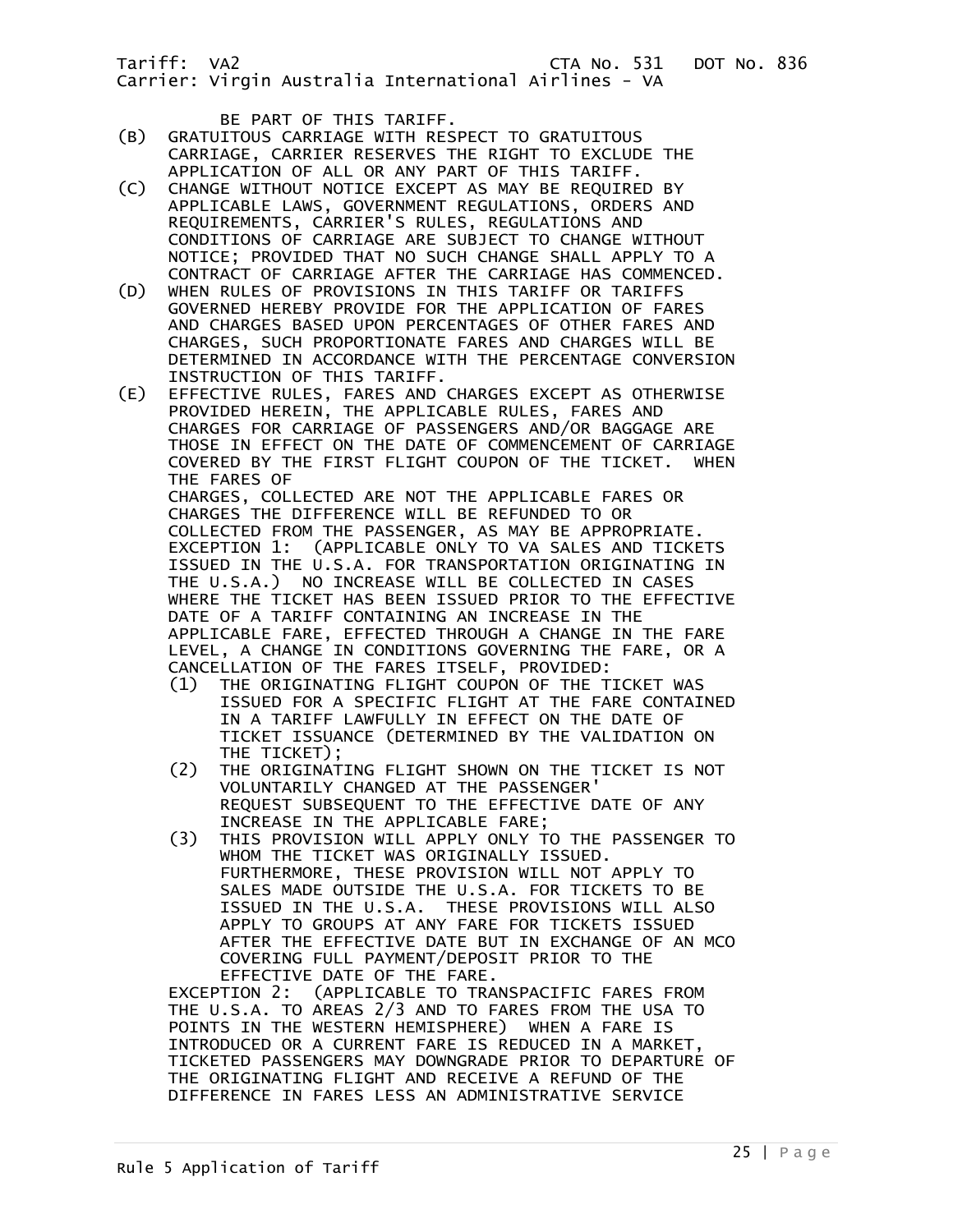BE PART OF THIS TARIFF.

(B) GRATUITOUS CARRIAGE WITH RESPECT TO GRATUITOUS CARRIAGE, CARRIER RESERVES THE RIGHT TO EXCLUDE THE APPLICATION OF ALL OR ANY PART OF THIS TARIFF.

(C) CHANGE WITHOUT NOTICE EXCEPT AS MAY BE REQUIRED BY APPLICABLE LAWS, GOVERNMENT REGULATIONS, ORDERS AND REQUIREMENTS, CARRIER'S RULES, REGULATIONS AND CONDITIONS OF CARRIAGE ARE SUBJECT TO CHANGE WITHOUT NOTICE; PROVIDED THAT NO SUCH CHANGE SHALL APPLY TO A CONTRACT OF CARRIAGE AFTER THE CARRIAGE HAS COMMENCED.

(D) WHEN RULES OF PROVISIONS IN THIS TARIFF OR TARIFFS GOVERNED HEREBY PROVIDE FOR THE APPLICATION OF FARES AND CHARGES BASED UPON PERCENTAGES OF OTHER FARES AND CHARGES, SUCH PROPORTIONATE FARES AND CHARGES WILL BE DETERMINED IN ACCORDANCE WITH THE PERCENTAGE CONVERSION INSTRUCTION OF THIS TARIFF.

(E) EFFECTIVE RULES, FARES AND CHARGES EXCEPT AS OTHERWISE PROVIDED HEREIN, THE APPLICABLE RULES, FARES AND CHARGES FOR CARRIAGE OF PASSENGERS AND/OR BAGGAGE ARE THOSE IN EFFECT ON THE DATE OF COMMENCEMENT OF CARRIAGE COVERED BY THE FIRST FLIGHT COUPON OF THE TICKET. WHEN THE FARES OF
CHARGES, COLLECTED ARE NOT THE APPLICABLE FARES OR CHARGES THE DIFFERENCE WILL BE REFUNDED TO OR COLLECTED FROM THE PASSENGER, AS MAY BE APPROPRIATE.

EXCEPTION 1: (APPLICABLE ONLY TO VA SALES AND TICKETS ISSUED IN THE U.S.A. FOR TRANSPORTATION ORIGINATING IN THE U.S.A.) NO INCREASE WILL BE COLLECTED IN CASES WHERE THE TICKET HAS BEEN ISSUED PRIOR TO THE EFFECTIVE DATE OF A TARIFF CONTAINING AN INCREASE IN THE APPLICABLE FARE, EFFECTED THROUGH A CHANGE IN THE FARE LEVEL, A CHANGE IN CONDITIONS GOVERNING THE FARE, OR A CANCELLATION OF THE FARES ITSELF, PROVIDED:

(1) THE ORIGINATING FLIGHT COUPON OF THE TICKET WAS ISSUED FOR A SPECIFIC FLIGHT AT THE FARE CONTAINED IN A TARIFF LAWFULLY IN EFFECT ON THE DATE OF TICKET ISSUANCE (DETERMINED BY THE VALIDATION ON THE TICKET);

(2) THE ORIGINATING FLIGHT SHOWN ON THE TICKET IS NOT VOLUNTARILY CHANGED AT THE PASSENGER' REQUEST SUBSEQUENT TO THE EFFECTIVE DATE OF ANY INCREASE IN THE APPLICABLE FARE;

(3) THIS PROVISION WILL APPLY ONLY TO THE PASSENGER TO WHOM THE TICKET WAS ORIGINALLY ISSUED. FURTHERMORE, THESE PROVISION WILL NOT APPLY TO SALES MADE OUTSIDE THE U.S.A. FOR TICKETS TO BE ISSUED IN THE U.S.A. THESE PROVISIONS WILL ALSO APPLY TO GROUPS AT ANY FARE FOR TICKETS ISSUED AFTER THE EFFECTIVE DATE BUT IN EXCHANGE OF AN MCO COVERING FULL PAYMENT/DEPOSIT PRIOR TO THE EFFECTIVE DATE OF THE FARE.

EXCEPTION 2: (APPLICABLE TO TRANSPACIFIC FARES FROM THE U.S.A. TO AREAS 2/3 AND TO FARES FROM THE USA TO POINTS IN THE WESTERN HEMISPHERE) WHEN A FARE IS INTRODUCED OR A CURRENT FARE IS REDUCED IN A MARKET, TICKETED PASSENGERS MAY DOWNGRADE PRIOR TO DEPARTURE OF THE ORIGINATING FLIGHT AND RECEIVE A REFUND OF THE DIFFERENCE IN FARES LESS AN ADMINISTRATIVE SERVICE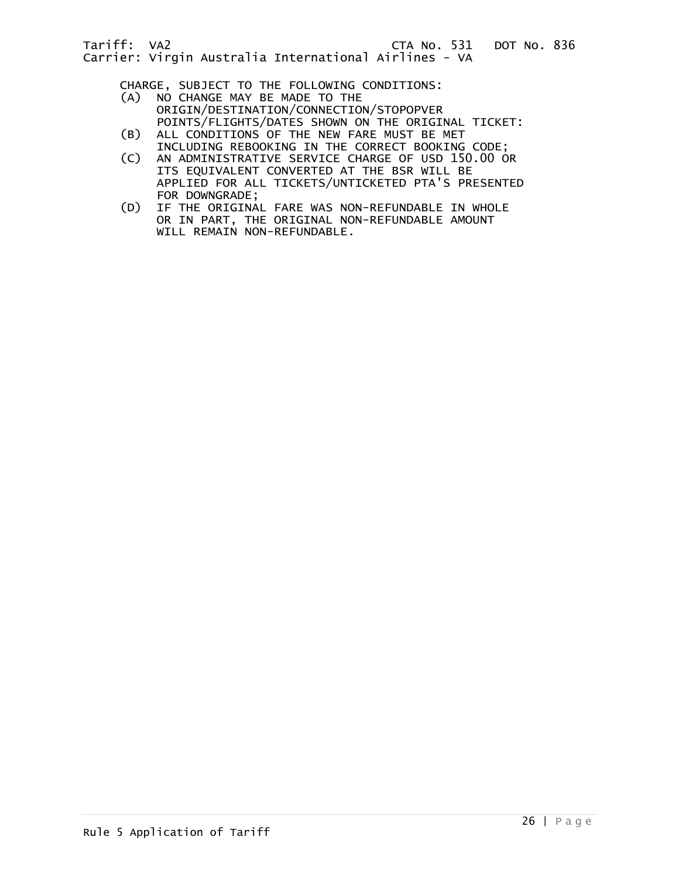CHARGE, SUBJECT TO THE FOLLOWING CONDITIONS:

(A) NO CHANGE MAY BE MADE TO THE ORIGIN/DESTINATION/CONNECTION/STOPOPVER POINTS/FLIGHTS/DATES SHOWN ON THE ORIGINAL TICKET:

(B) ALL CONDITIONS OF THE NEW FARE MUST BE MET INCLUDING REBOOKING IN THE CORRECT BOOKING CODE;

(C) AN ADMINISTRATIVE SERVICE CHARGE OF USD 150.00 OR ITS EQUIVALENT CONVERTED AT THE BSR WILL BE APPLIED FOR ALL TICKETS/UNTICKETED PTA'S PRESENTED FOR DOWNGRADE;

(D) IF THE ORIGINAL FARE WAS NON-REFUNDABLE IN WHOLE OR IN PART, THE ORIGINAL NON-REFUNDABLE AMOUNT WILL REMAIN NON-REFUNDABLE.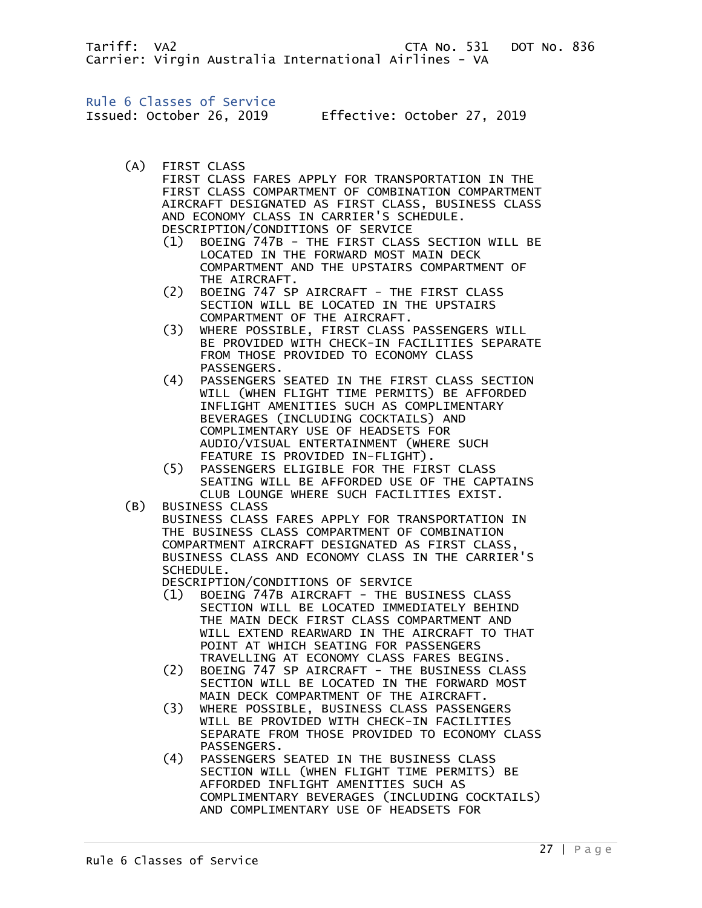Tariff: VA2 CTA No. 531 DOT No. 836
Carrier: Virgin Australia International Airlines - VA

## Rule 6 Classes of Service

Issued: October 26, 2019 Effective: October 27, 2019

(A) FIRST CLASS
FIRST CLASS FARES APPLY FOR TRANSPORTATION IN THE FIRST CLASS COMPARTMENT OF COMBINATION COMPARTMENT AIRCRAFT DESIGNATED AS FIRST CLASS, BUSINESS CLASS AND ECONOMY CLASS IN CARRIER'S SCHEDULE.
DESCRIPTION/CONDITIONS OF SERVICE
  (1) BOEING 747B - THE FIRST CLASS SECTION WILL BE LOCATED IN THE FORWARD MOST MAIN DECK COMPARTMENT AND THE UPSTAIRS COMPARTMENT OF THE AIRCRAFT.
  (2) BOEING 747 SP AIRCRAFT - THE FIRST CLASS SECTION WILL BE LOCATED IN THE UPSTAIRS COMPARTMENT OF THE AIRCRAFT.
  (3) WHERE POSSIBLE, FIRST CLASS PASSENGERS WILL BE PROVIDED WITH CHECK-IN FACILITIES SEPARATE FROM THOSE PROVIDED TO ECONOMY CLASS PASSENGERS.
  (4) PASSENGERS SEATED IN THE FIRST CLASS SECTION WILL (WHEN FLIGHT TIME PERMITS) BE AFFORDED INFLIGHT AMENITIES SUCH AS COMPLIMENTARY BEVERAGES (INCLUDING COCKTAILS) AND COMPLIMENTARY USE OF HEADSETS FOR AUDIO/VISUAL ENTERTAINMENT (WHERE SUCH FEATURE IS PROVIDED IN-FLIGHT).
  (5) PASSENGERS ELIGIBLE FOR THE FIRST CLASS SEATING WILL BE AFFORDED USE OF THE CAPTAINS CLUB LOUNGE WHERE SUCH FACILITIES EXIST.

(B) BUSINESS CLASS
BUSINESS CLASS FARES APPLY FOR TRANSPORTATION IN THE BUSINESS CLASS COMPARTMENT OF COMBINATION COMPARTMENT AIRCRAFT DESIGNATED AS FIRST CLASS, BUSINESS CLASS AND ECONOMY CLASS IN THE CARRIER'S SCHEDULE.
DESCRIPTION/CONDITIONS OF SERVICE
  (1) BOEING 747B AIRCRAFT - THE BUSINESS CLASS SECTION WILL BE LOCATED IMMEDIATELY BEHIND THE MAIN DECK FIRST CLASS COMPARTMENT AND WILL EXTEND REARWARD IN THE AIRCRAFT TO THAT POINT AT WHICH SEATING FOR PASSENGERS TRAVELLING AT ECONOMY CLASS FARES BEGINS.
  (2) BOEING 747 SP AIRCRAFT - THE BUSINESS CLASS SECTION WILL BE LOCATED IN THE FORWARD MOST MAIN DECK COMPARTMENT OF THE AIRCRAFT.
  (3) WHERE POSSIBLE, BUSINESS CLASS PASSENGERS WILL BE PROVIDED WITH CHECK-IN FACILITIES SEPARATE FROM THOSE PROVIDED TO ECONOMY CLASS PASSENGERS.
  (4) PASSENGERS SEATED IN THE BUSINESS CLASS SECTION WILL (WHEN FLIGHT TIME PERMITS) BE AFFORDED INFLIGHT AMENITIES SUCH AS COMPLIMENTARY BEVERAGES (INCLUDING COCKTAILS) AND COMPLIMENTARY USE OF HEADSETS FOR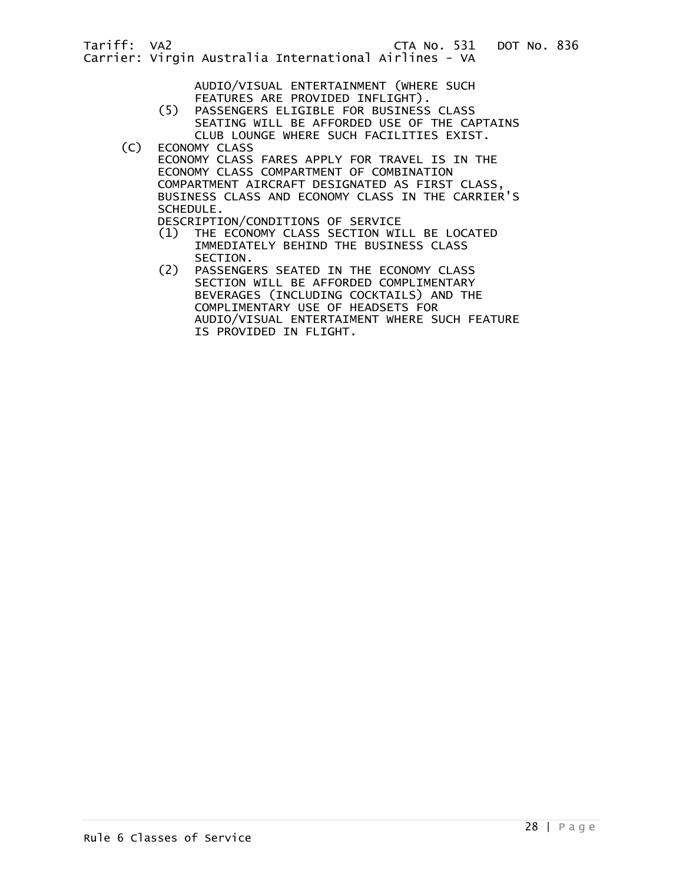AUDIO/VISUAL ENTERTAINMENT (WHERE SUCH FEATURES ARE PROVIDED INFLIGHT).

(5) PASSENGERS ELIGIBLE FOR BUSINESS CLASS SEATING WILL BE AFFORDED USE OF THE CAPTAINS CLUB LOUNGE WHERE SUCH FACILITIES EXIST.

(C) ECONOMY CLASS

ECONOMY CLASS FARES APPLY FOR TRAVEL IS IN THE ECONOMY CLASS COMPARTMENT OF COMBINATION COMPARTMENT AIRCRAFT DESIGNATED AS FIRST CLASS, BUSINESS CLASS AND ECONOMY CLASS IN THE CARRIER'S SCHEDULE.

DESCRIPTION/CONDITIONS OF SERVICE

(1) THE ECONOMY CLASS SECTION WILL BE LOCATED IMMEDIATELY BEHIND THE BUSINESS CLASS SECTION.

(2) PASSENGERS SEATED IN THE ECONOMY CLASS SECTION WILL BE AFFORDED COMPLIMENTARY BEVERAGES (INCLUDING COCKTAILS) AND THE COMPLIMENTARY USE OF HEADSETS FOR AUDIO/VISUAL ENTERTAIMENT WHERE SUCH FEATURE IS PROVIDED IN FLIGHT.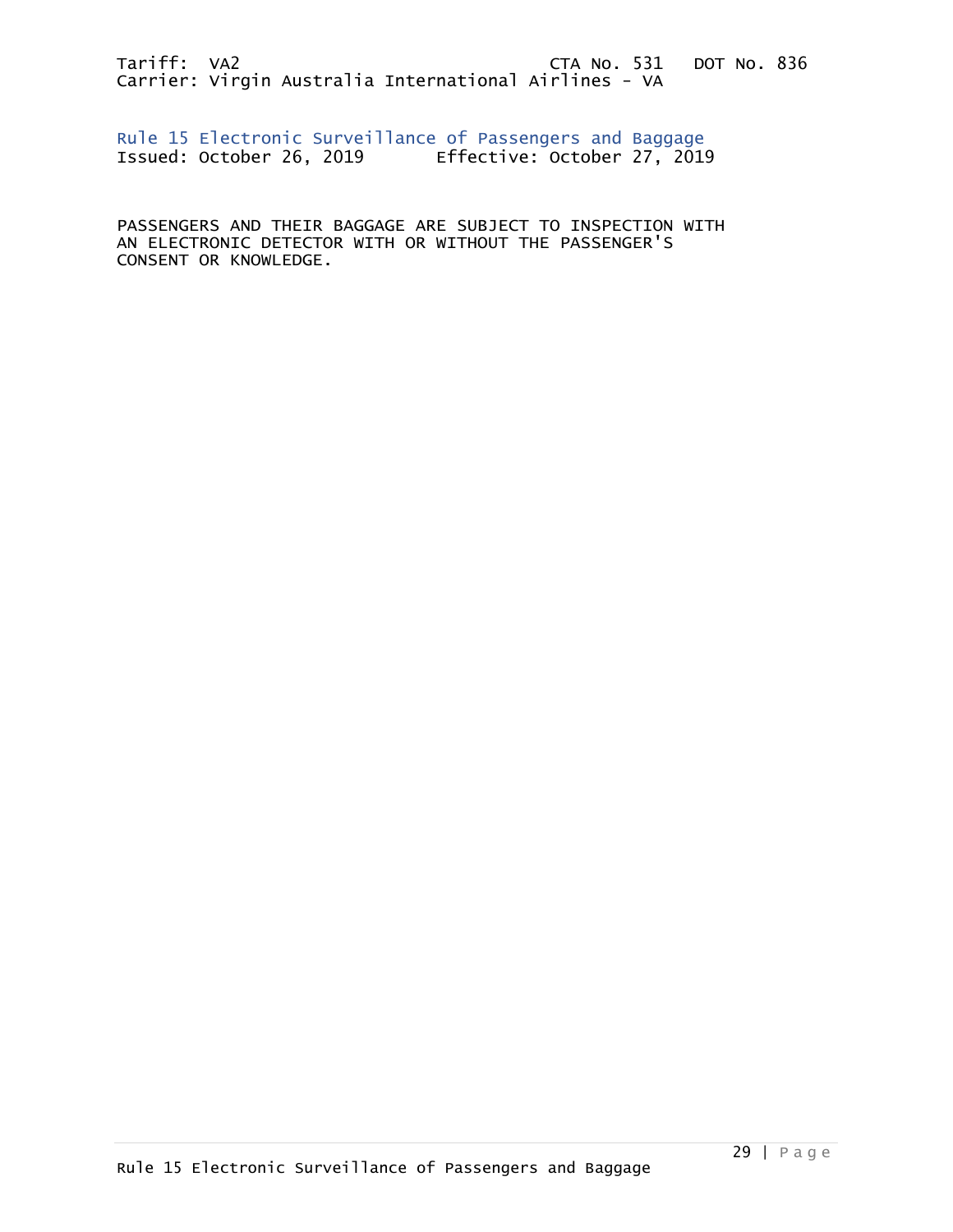## Rule 15 Electronic Surveillance of Passengers and Baggage

Issued: October 26, 2019 Effective: October 27, 2019

PASSENGERS AND THEIR BAGGAGE ARE SUBJECT TO INSPECTION WITH AN ELECTRONIC DETECTOR WITH OR WITHOUT THE PASSENGER'S CONSENT OR KNOWLEDGE.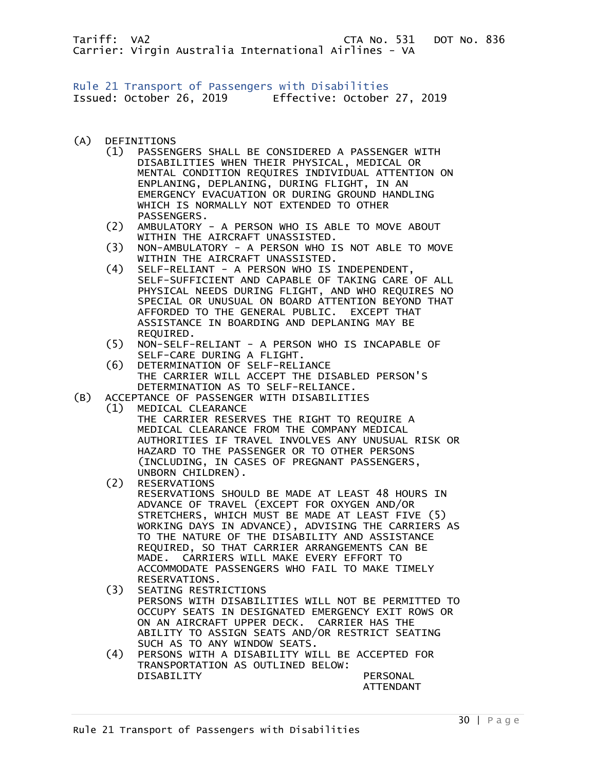Tariff: VA2 CTA No. 531 DOT No. 836

Carrier: Virgin Australia International Airlines - VA

## Rule 21 Transport of Passengers with Disabilities

Issued: October 26, 2019 Effective: October 27, 2019

(A) DEFINITIONS

(1) PASSENGERS SHALL BE CONSIDERED A PASSENGER WITH DISABILITIES WHEN THEIR PHYSICAL, MEDICAL OR MENTAL CONDITION REQUIRES INDIVIDUAL ATTENTION ON ENPLANING, DEPLANING, DURING FLIGHT, IN AN EMERGENCY EVACUATION OR DURING GROUND HANDLING WHICH IS NORMALLY NOT EXTENDED TO OTHER PASSENGERS.

(2) AMBULATORY - A PERSON WHO IS ABLE TO MOVE ABOUT WITHIN THE AIRCRAFT UNASSISTED.

(3) NON-AMBULATORY - A PERSON WHO IS NOT ABLE TO MOVE WITHIN THE AIRCRAFT UNASSISTED.

(4) SELF-RELIANT - A PERSON WHO IS INDEPENDENT, SELF-SUFFICIENT AND CAPABLE OF TAKING CARE OF ALL PHYSICAL NEEDS DURING FLIGHT, AND WHO REQUIRES NO SPECIAL OR UNUSUAL ON BOARD ATTENTION BEYOND THAT AFFORDED TO THE GENERAL PUBLIC. EXCEPT THAT ASSISTANCE IN BOARDING AND DEPLANING MAY BE REQUIRED.

(5) NON-SELF-RELIANT - A PERSON WHO IS INCAPABLE OF SELF-CARE DURING A FLIGHT.

(6) DETERMINATION OF SELF-RELIANCE
THE CARRIER WILL ACCEPT THE DISABLED PERSON'S DETERMINATION AS TO SELF-RELIANCE.

(B) ACCEPTANCE OF PASSENGER WITH DISABILITIES

(1) MEDICAL CLEARANCE
THE CARRIER RESERVES THE RIGHT TO REQUIRE A MEDICAL CLEARANCE FROM THE COMPANY MEDICAL AUTHORITIES IF TRAVEL INVOLVES ANY UNUSUAL RISK OR HAZARD TO THE PASSENGER OR TO OTHER PERSONS (INCLUDING, IN CASES OF PREGNANT PASSENGERS, UNBORN CHILDREN).

(2) RESERVATIONS
RESERVATIONS SHOULD BE MADE AT LEAST 48 HOURS IN ADVANCE OF TRAVEL (EXCEPT FOR OXYGEN AND/OR STRETCHERS, WHICH MUST BE MADE AT LEAST FIVE (5) WORKING DAYS IN ADVANCE), ADVISING THE CARRIERS AS TO THE NATURE OF THE DISABILITY AND ASSISTANCE REQUIRED, SO THAT CARRIER ARRANGEMENTS CAN BE MADE. CARRIERS WILL MAKE EVERY EFFORT TO ACCOMMODATE PASSENGERS WHO FAIL TO MAKE TIMELY RESERVATIONS.

(3) SEATING RESTRICTIONS
PERSONS WITH DISABILITIES WILL NOT BE PERMITTED TO OCCUPY SEATS IN DESIGNATED EMERGENCY EXIT ROWS OR ON AN AIRCRAFT UPPER DECK. CARRIER HAS THE ABILITY TO ASSIGN SEATS AND/OR RESTRICT SEATING SUCH AS TO ANY WINDOW SEATS.

(4) PERSONS WITH A DISABILITY WILL BE ACCEPTED FOR TRANSPORTATION AS OUTLINED BELOW:

| DISABILITY | PERSONAL ATTENDANT |
|---|---|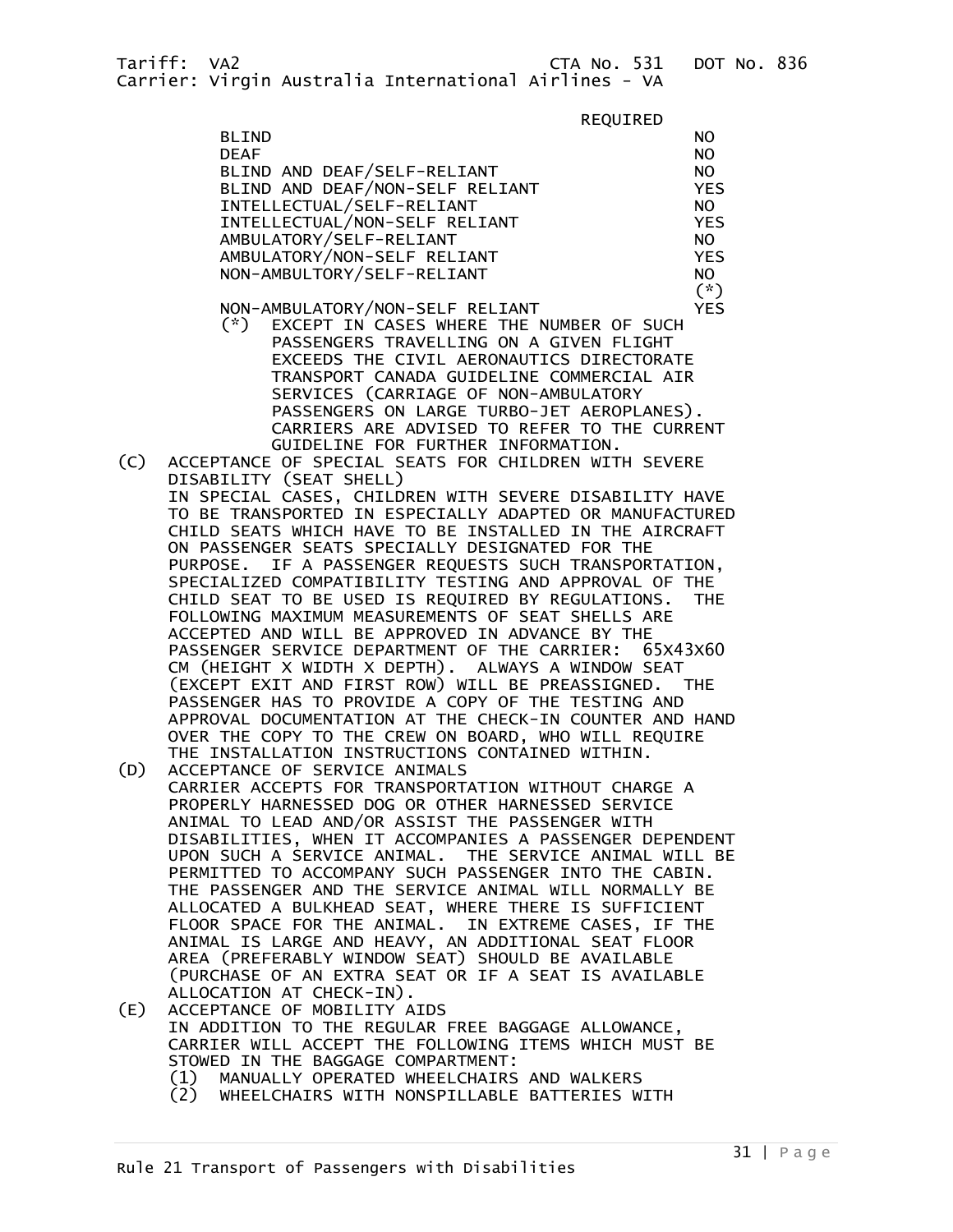| | REQUIRED |
|---|---|
| BLIND | NO |
| DEAF | NO |
| BLIND AND DEAF/SELF-RELIANT | NO |
| BLIND AND DEAF/NON-SELF RELIANT | YES |
| INTELLECTUAL/SELF-RELIANT | NO |
| INTELLECTUAL/NON-SELF RELIANT | YES |
| AMBULATORY/SELF-RELIANT | NO |
| AMBULATORY/NON-SELF RELIANT | YES |
| NON-AMBULTORY/SELF-RELIANT | NO (*) |
| NON-AMBULATORY/NON-SELF RELIANT | YES |

(*) EXCEPT IN CASES WHERE THE NUMBER OF SUCH PASSENGERS TRAVELLING ON A GIVEN FLIGHT EXCEEDS THE CIVIL AERONAUTICS DIRECTORATE TRANSPORT CANADA GUIDELINE COMMERCIAL AIR SERVICES (CARRIAGE OF NON-AMBULATORY PASSENGERS ON LARGE TURBO-JET AEROPLANES). CARRIERS ARE ADVISED TO REFER TO THE CURRENT GUIDELINE FOR FURTHER INFORMATION.

(C) ACCEPTANCE OF SPECIAL SEATS FOR CHILDREN WITH SEVERE DISABILITY (SEAT SHELL)
IN SPECIAL CASES, CHILDREN WITH SEVERE DISABILITY HAVE TO BE TRANSPORTED IN ESPECIALLY ADAPTED OR MANUFACTURED CHILD SEATS WHICH HAVE TO BE INSTALLED IN THE AIRCRAFT ON PASSENGER SEATS SPECIALLY DESIGNATED FOR THE PURPOSE. IF A PASSENGER REQUESTS SUCH TRANSPORTATION, SPECIALIZED COMPATIBILITY TESTING AND APPROVAL OF THE CHILD SEAT TO BE USED IS REQUIRED BY REGULATIONS. THE FOLLOWING MAXIMUM MEASUREMENTS OF SEAT SHELLS ARE ACCEPTED AND WILL BE APPROVED IN ADVANCE BY THE PASSENGER SERVICE DEPARTMENT OF THE CARRIER: 65X43X60 CM (HEIGHT X WIDTH X DEPTH). ALWAYS A WINDOW SEAT (EXCEPT EXIT AND FIRST ROW) WILL BE PREASSIGNED. THE PASSENGER HAS TO PROVIDE A COPY OF THE TESTING AND APPROVAL DOCUMENTATION AT THE CHECK-IN COUNTER AND HAND OVER THE COPY TO THE CREW ON BOARD, WHO WILL REQUIRE THE INSTALLATION INSTRUCTIONS CONTAINED WITHIN.

(D) ACCEPTANCE OF SERVICE ANIMALS
CARRIER ACCEPTS FOR TRANSPORTATION WITHOUT CHARGE A PROPERLY HARNESSED DOG OR OTHER HARNESSED SERVICE ANIMAL TO LEAD AND/OR ASSIST THE PASSENGER WITH DISABILITIES, WHEN IT ACCOMPANIES A PASSENGER DEPENDENT UPON SUCH A SERVICE ANIMAL. THE SERVICE ANIMAL WILL BE PERMITTED TO ACCOMPANY SUCH PASSENGER INTO THE CABIN. THE PASSENGER AND THE SERVICE ANIMAL WILL NORMALLY BE ALLOCATED A BULKHEAD SEAT, WHERE THERE IS SUFFICIENT FLOOR SPACE FOR THE ANIMAL. IN EXTREME CASES, IF THE ANIMAL IS LARGE AND HEAVY, AN ADDITIONAL SEAT FLOOR AREA (PREFERABLY WINDOW SEAT) SHOULD BE AVAILABLE (PURCHASE OF AN EXTRA SEAT OR IF A SEAT IS AVAILABLE ALLOCATION AT CHECK-IN).

(E) ACCEPTANCE OF MOBILITY AIDS
IN ADDITION TO THE REGULAR FREE BAGGAGE ALLOWANCE, CARRIER WILL ACCEPT THE FOLLOWING ITEMS WHICH MUST BE STOWED IN THE BAGGAGE COMPARTMENT:
(1) MANUALLY OPERATED WHEELCHAIRS AND WALKERS
(2) WHEELCHAIRS WITH NONSPILLABLE BATTERIES WITH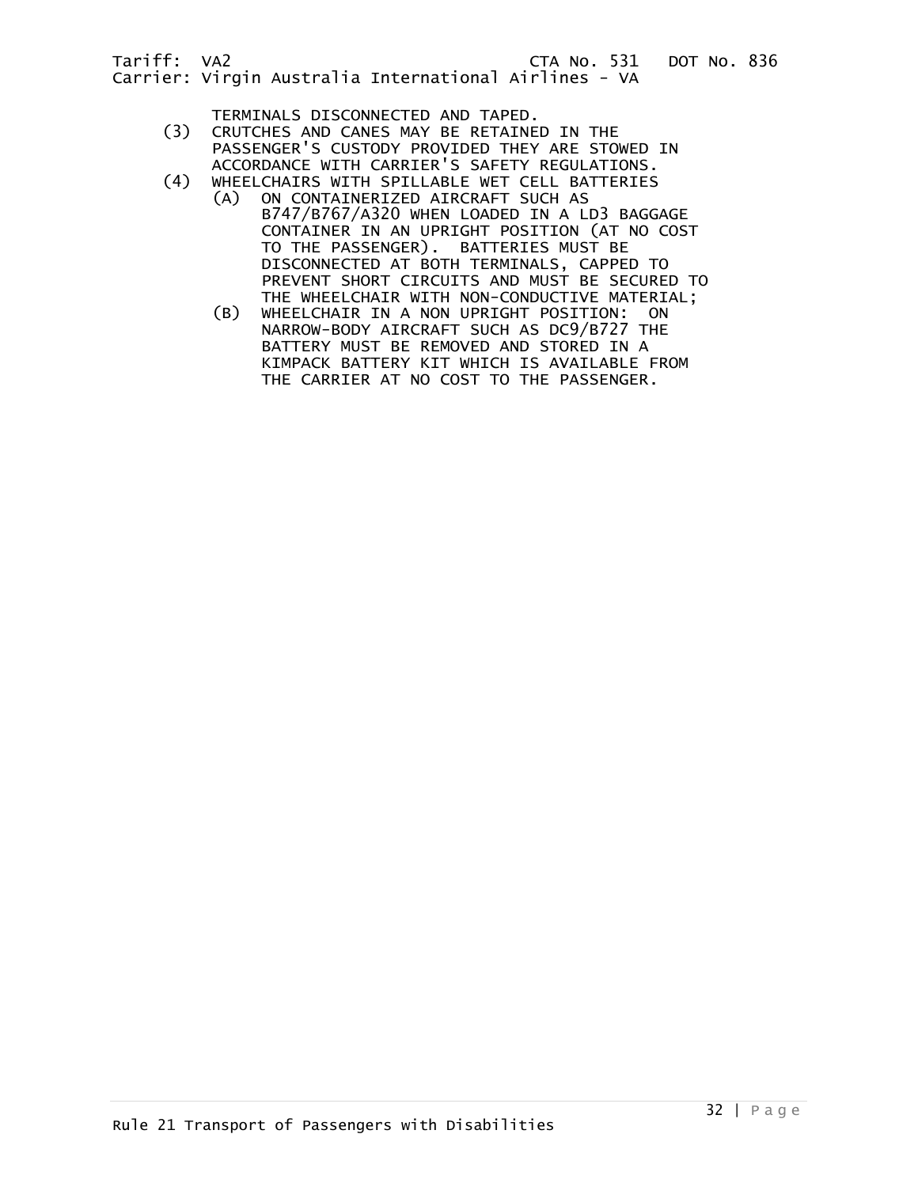TERMINALS DISCONNECTED AND TAPED.

(3) CRUTCHES AND CANES MAY BE RETAINED IN THE PASSENGER'S CUSTODY PROVIDED THEY ARE STOWED IN ACCORDANCE WITH CARRIER'S SAFETY REGULATIONS.

(4) WHEELCHAIRS WITH SPILLABLE WET CELL BATTERIES

  (A) ON CONTAINERIZED AIRCRAFT SUCH AS B747/B767/A320 WHEN LOADED IN A LD3 BAGGAGE CONTAINER IN AN UPRIGHT POSITION (AT NO COST TO THE PASSENGER). BATTERIES MUST BE DISCONNECTED AT BOTH TERMINALS, CAPPED TO PREVENT SHORT CIRCUITS AND MUST BE SECURED TO THE WHEELCHAIR WITH NON-CONDUCTIVE MATERIAL;

  (B) WHEELCHAIR IN A NON UPRIGHT POSITION: ON NARROW-BODY AIRCRAFT SUCH AS DC9/B727 THE BATTERY MUST BE REMOVED AND STORED IN A KIMPACK BATTERY KIT WHICH IS AVAILABLE FROM THE CARRIER AT NO COST TO THE PASSENGER.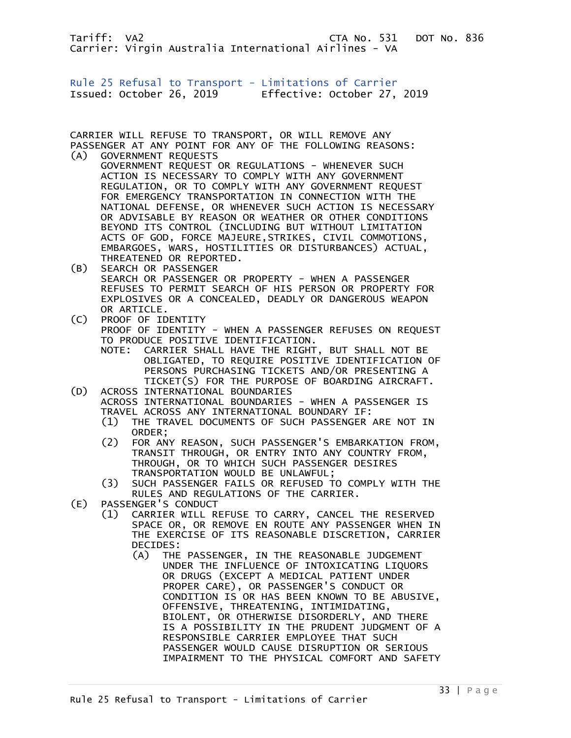Tariff: VA2 CTA No. 531 DOT No. 836
Carrier: Virgin Australia International Airlines - VA

## Rule 25 Refusal to Transport - Limitations of Carrier

Issued: October 26, 2019 Effective: October 27, 2019

CARRIER WILL REFUSE TO TRANSPORT, OR WILL REMOVE ANY PASSENGER AT ANY POINT FOR ANY OF THE FOLLOWING REASONS:

(A) GOVERNMENT REQUESTS
GOVERNMENT REQUEST OR REGULATIONS - WHENEVER SUCH ACTION IS NECESSARY TO COMPLY WITH ANY GOVERNMENT REGULATION, OR TO COMPLY WITH ANY GOVERNMENT REQUEST FOR EMERGENCY TRANSPORTATION IN CONNECTION WITH THE NATIONAL DEFENSE, OR WHENEVER SUCH ACTION IS NECESSARY OR ADVISABLE BY REASON OR WEATHER OR OTHER CONDITIONS BEYOND ITS CONTROL (INCLUDING BUT WITHOUT LIMITATION ACTS OF GOD, FORCE MAJEURE,STRIKES, CIVIL COMMOTIONS, EMBARGOES, WARS, HOSTILITIES OR DISTURBANCES) ACTUAL, THREATENED OR REPORTED.

(B) SEARCH OR PASSENGER
SEARCH OR PASSENGER OR PROPERTY - WHEN A PASSENGER REFUSES TO PERMIT SEARCH OF HIS PERSON OR PROPERTY FOR EXPLOSIVES OR A CONCEALED, DEADLY OR DANGEROUS WEAPON OR ARTICLE.

(C) PROOF OF IDENTITY
PROOF OF IDENTITY - WHEN A PASSENGER REFUSES ON REQUEST TO PRODUCE POSITIVE IDENTIFICATION.
NOTE: CARRIER SHALL HAVE THE RIGHT, BUT SHALL NOT BE OBLIGATED, TO REQUIRE POSITIVE IDENTIFICATION OF PERSONS PURCHASING TICKETS AND/OR PRESENTING A TICKET(S) FOR THE PURPOSE OF BOARDING AIRCRAFT.

(D) ACROSS INTERNATIONAL BOUNDARIES
ACROSS INTERNATIONAL BOUNDARIES - WHEN A PASSENGER IS TRAVEL ACROSS ANY INTERNATIONAL BOUNDARY IF:
  (1) THE TRAVEL DOCUMENTS OF SUCH PASSENGER ARE NOT IN ORDER;
  (2) FOR ANY REASON, SUCH PASSENGER'S EMBARKATION FROM, TRANSIT THROUGH, OR ENTRY INTO ANY COUNTRY FROM, THROUGH, OR TO WHICH SUCH PASSENGER DESIRES TRANSPORTATION WOULD BE UNLAWFUL;
  (3) SUCH PASSENGER FAILS OR REFUSED TO COMPLY WITH THE RULES AND REGULATIONS OF THE CARRIER.

(E) PASSENGER'S CONDUCT
  (1) CARRIER WILL REFUSE TO CARRY, CANCEL THE RESERVED SPACE OR, OR REMOVE EN ROUTE ANY PASSENGER WHEN IN THE EXERCISE OF ITS REASONABLE DISCRETION, CARRIER DECIDES:
    (A) THE PASSENGER, IN THE REASONABLE JUDGEMENT UNDER THE INFLUENCE OF INTOXICATING LIQUORS OR DRUGS (EXCEPT A MEDICAL PATIENT UNDER PROPER CARE), OR PASSENGER'S CONDUCT OR CONDITION IS OR HAS BEEN KNOWN TO BE ABUSIVE, OFFENSIVE, THREATENING, INTIMIDATING, BIOLENT, OR OTHERWISE DISORDERLY, AND THERE IS A POSSIBILITY IN THE PRUDENT JUDGMENT OF A RESPONSIBLE CARRIER EMPLOYEE THAT SUCH PASSENGER WOULD CAUSE DISRUPTION OR SERIOUS IMPAIRMENT TO THE PHYSICAL COMFORT AND SAFETY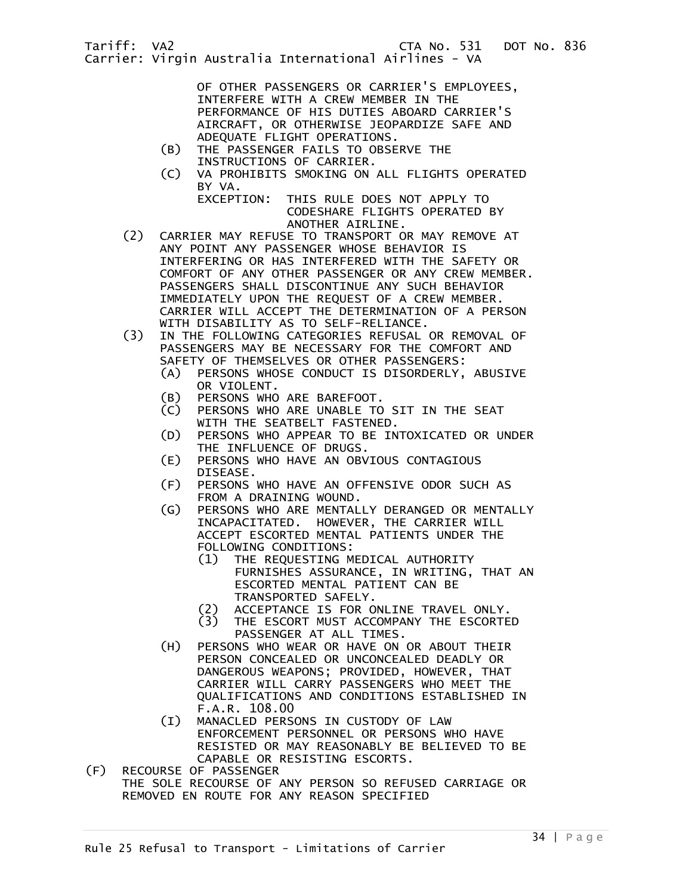OF OTHER PASSENGERS OR CARRIER'S EMPLOYEES, INTERFERE WITH A CREW MEMBER IN THE PERFORMANCE OF HIS DUTIES ABOARD CARRIER'S AIRCRAFT, OR OTHERWISE JEOPARDIZE SAFE AND ADEQUATE FLIGHT OPERATIONS.

- (B) THE PASSENGER FAILS TO OBSERVE THE INSTRUCTIONS OF CARRIER.
- (C) VA PROHIBITS SMOKING ON ALL FLIGHTS OPERATED BY VA.

  EXCEPTION: THIS RULE DOES NOT APPLY TO CODESHARE FLIGHTS OPERATED BY ANOTHER AIRLINE.

(2) CARRIER MAY REFUSE TO TRANSPORT OR MAY REMOVE AT ANY POINT ANY PASSENGER WHOSE BEHAVIOR IS INTERFERING OR HAS INTERFERED WITH THE SAFETY OR COMFORT OF ANY OTHER PASSENGER OR ANY CREW MEMBER. PASSENGERS SHALL DISCONTINUE ANY SUCH BEHAVIOR IMMEDIATELY UPON THE REQUEST OF A CREW MEMBER. CARRIER WILL ACCEPT THE DETERMINATION OF A PERSON WITH DISABILITY AS TO SELF-RELIANCE.

(3) IN THE FOLLOWING CATEGORIES REFUSAL OR REMOVAL OF PASSENGERS MAY BE NECESSARY FOR THE COMFORT AND SAFETY OF THEMSELVES OR OTHER PASSENGERS:

- (A) PERSONS WHOSE CONDUCT IS DISORDERLY, ABUSIVE OR VIOLENT.
- (B) PERSONS WHO ARE BAREFOOT.
- (C) PERSONS WHO ARE UNABLE TO SIT IN THE SEAT WITH THE SEATBELT FASTENED.
- (D) PERSONS WHO APPEAR TO BE INTOXICATED OR UNDER THE INFLUENCE OF DRUGS.
- (E) PERSONS WHO HAVE AN OBVIOUS CONTAGIOUS DISEASE.
- (F) PERSONS WHO HAVE AN OFFENSIVE ODOR SUCH AS FROM A DRAINING WOUND.
- (G) PERSONS WHO ARE MENTALLY DERANGED OR MENTALLY INCAPACITATED. HOWEVER, THE CARRIER WILL ACCEPT ESCORTED MENTAL PATIENTS UNDER THE FOLLOWING CONDITIONS:
  - (1) THE REQUESTING MEDICAL AUTHORITY FURNISHES ASSURANCE, IN WRITING, THAT AN ESCORTED MENTAL PATIENT CAN BE TRANSPORTED SAFELY.
  - (2) ACCEPTANCE IS FOR ONLINE TRAVEL ONLY.
  - (3) THE ESCORT MUST ACCOMPANY THE ESCORTED PASSENGER AT ALL TIMES.
- (H) PERSONS WHO WEAR OR HAVE ON OR ABOUT THEIR PERSON CONCEALED OR UNCONCEALED DEADLY OR DANGEROUS WEAPONS; PROVIDED, HOWEVER, THAT CARRIER WILL CARRY PASSENGERS WHO MEET THE QUALIFICATIONS AND CONDITIONS ESTABLISHED IN F.A.R. 108.00
- (I) MANACLED PERSONS IN CUSTODY OF LAW ENFORCEMENT PERSONNEL OR PERSONS WHO HAVE RESISTED OR MAY REASONABLY BE BELIEVED TO BE CAPABLE OR RESISTING ESCORTS.

(F) RECOURSE OF PASSENGER

THE SOLE RECOURSE OF ANY PERSON SO REFUSED CARRIAGE OR REMOVED EN ROUTE FOR ANY REASON SPECIFIED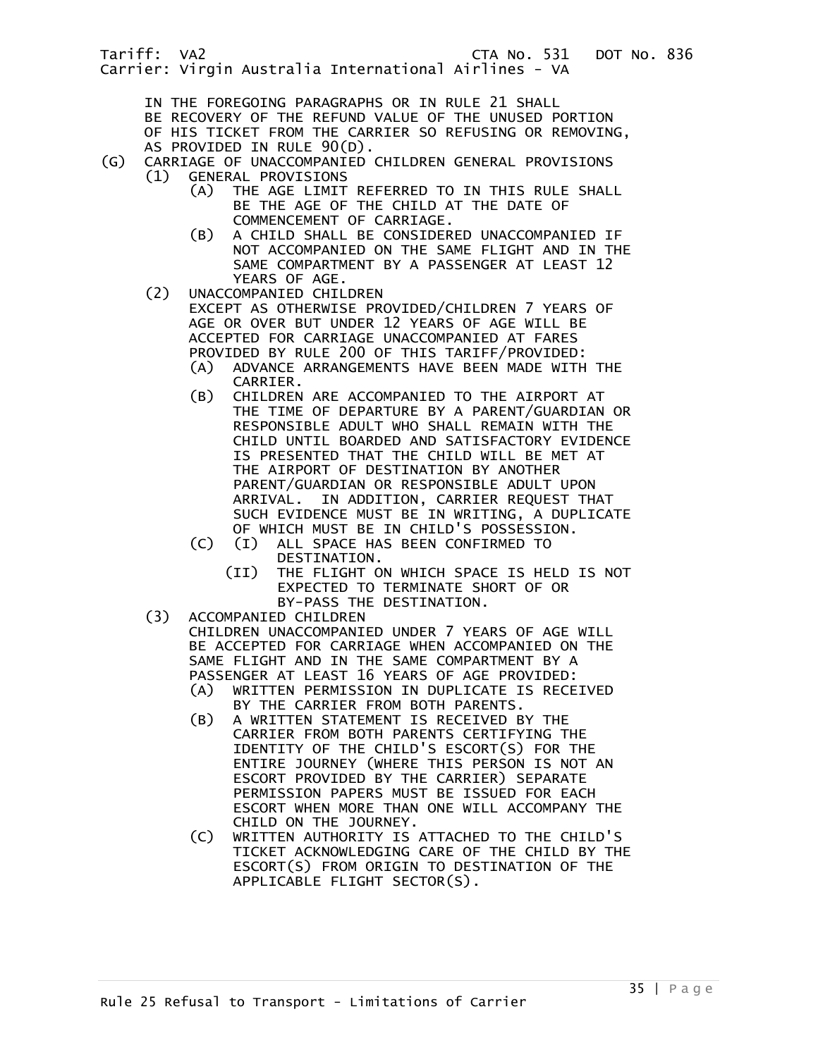IN THE FOREGOING PARAGRAPHS OR IN RULE 21 SHALL BE RECOVERY OF THE REFUND VALUE OF THE UNUSED PORTION OF HIS TICKET FROM THE CARRIER SO REFUSING OR REMOVING, AS PROVIDED IN RULE 90(D).

(G) CARRIAGE OF UNACCOMPANIED CHILDREN GENERAL PROVISIONS

- (1) GENERAL PROVISIONS
  - (A) THE AGE LIMIT REFERRED TO IN THIS RULE SHALL BE THE AGE OF THE CHILD AT THE DATE OF COMMENCEMENT OF CARRIAGE.
  - (B) A CHILD SHALL BE CONSIDERED UNACCOMPANIED IF NOT ACCOMPANIED ON THE SAME FLIGHT AND IN THE SAME COMPARTMENT BY A PASSENGER AT LEAST 12 YEARS OF AGE.
- (2) UNACCOMPANIED CHILDREN

  EXCEPT AS OTHERWISE PROVIDED/CHILDREN 7 YEARS OF AGE OR OVER BUT UNDER 12 YEARS OF AGE WILL BE ACCEPTED FOR CARRIAGE UNACCOMPANIED AT FARES PROVIDED BY RULE 200 OF THIS TARIFF/PROVIDED:
  - (A) ADVANCE ARRANGEMENTS HAVE BEEN MADE WITH THE CARRIER.
  - (B) CHILDREN ARE ACCOMPANIED TO THE AIRPORT AT THE TIME OF DEPARTURE BY A PARENT/GUARDIAN OR RESPONSIBLE ADULT WHO SHALL REMAIN WITH THE CHILD UNTIL BOARDED AND SATISFACTORY EVIDENCE IS PRESENTED THAT THE CHILD WILL BE MET AT THE AIRPORT OF DESTINATION BY ANOTHER PARENT/GUARDIAN OR RESPONSIBLE ADULT UPON ARRIVAL. IN ADDITION, CARRIER REQUEST THAT SUCH EVIDENCE MUST BE IN WRITING, A DUPLICATE OF WHICH MUST BE IN CHILD'S POSSESSION.
  - (C)
    - (I) ALL SPACE HAS BEEN CONFIRMED TO DESTINATION.
    - (II) THE FLIGHT ON WHICH SPACE IS HELD IS NOT EXPECTED TO TERMINATE SHORT OF OR BY-PASS THE DESTINATION.
- (3) ACCOMPANIED CHILDREN

  CHILDREN UNACCOMPANIED UNDER 7 YEARS OF AGE WILL BE ACCEPTED FOR CARRIAGE WHEN ACCOMPANIED ON THE SAME FLIGHT AND IN THE SAME COMPARTMENT BY A PASSENGER AT LEAST 16 YEARS OF AGE PROVIDED:
  - (A) WRITTEN PERMISSION IN DUPLICATE IS RECEIVED BY THE CARRIER FROM BOTH PARENTS.
  - (B) A WRITTEN STATEMENT IS RECEIVED BY THE CARRIER FROM BOTH PARENTS CERTIFYING THE IDENTITY OF THE CHILD'S ESCORT(S) FOR THE ENTIRE JOURNEY (WHERE THIS PERSON IS NOT AN ESCORT PROVIDED BY THE CARRIER) SEPARATE PERMISSION PAPERS MUST BE ISSUED FOR EACH ESCORT WHEN MORE THAN ONE WILL ACCOMPANY THE CHILD ON THE JOURNEY.
  - (C) WRITTEN AUTHORITY IS ATTACHED TO THE CHILD'S TICKET ACKNOWLEDGING CARE OF THE CHILD BY THE ESCORT(S) FROM ORIGIN TO DESTINATION OF THE APPLICABLE FLIGHT SECTOR(S).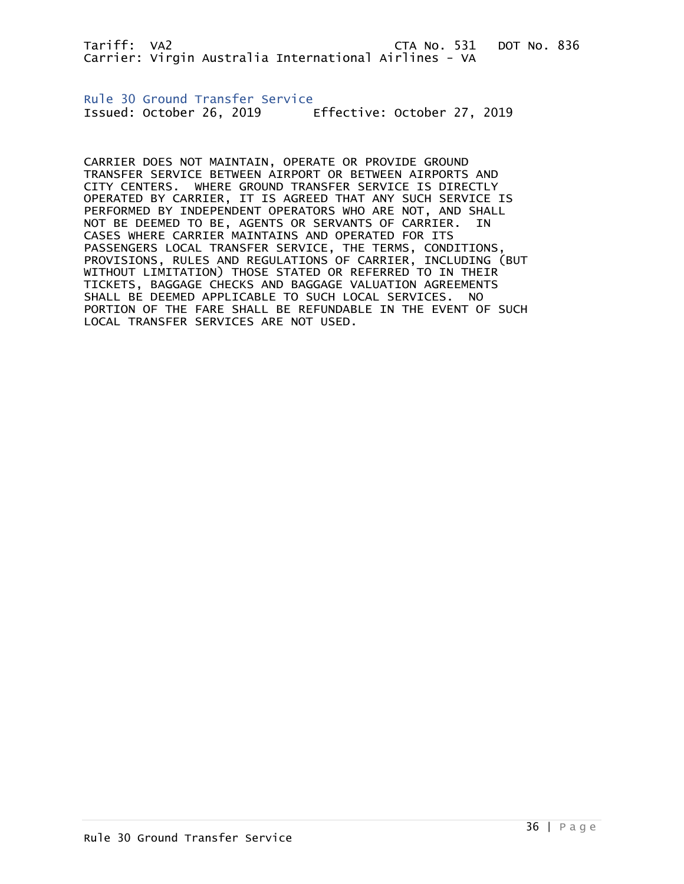Tariff: VA2 CTA No. 531 DOT No. 836
Carrier: Virgin Australia International Airlines - VA

## Rule 30 Ground Transfer Service

Issued: October 26, 2019 Effective: October 27, 2019

CARRIER DOES NOT MAINTAIN, OPERATE OR PROVIDE GROUND TRANSFER SERVICE BETWEEN AIRPORT OR BETWEEN AIRPORTS AND CITY CENTERS. WHERE GROUND TRANSFER SERVICE IS DIRECTLY OPERATED BY CARRIER, IT IS AGREED THAT ANY SUCH SERVICE IS PERFORMED BY INDEPENDENT OPERATORS WHO ARE NOT, AND SHALL NOT BE DEEMED TO BE, AGENTS OR SERVANTS OF CARRIER. IN CASES WHERE CARRIER MAINTAINS AND OPERATED FOR ITS PASSENGERS LOCAL TRANSFER SERVICE, THE TERMS, CONDITIONS, PROVISIONS, RULES AND REGULATIONS OF CARRIER, INCLUDING (BUT WITHOUT LIMITATION) THOSE STATED OR REFERRED TO IN THEIR TICKETS, BAGGAGE CHECKS AND BAGGAGE VALUATION AGREEMENTS SHALL BE DEEMED APPLICABLE TO SUCH LOCAL SERVICES. NO PORTION OF THE FARE SHALL BE REFUNDABLE IN THE EVENT OF SUCH LOCAL TRANSFER SERVICES ARE NOT USED.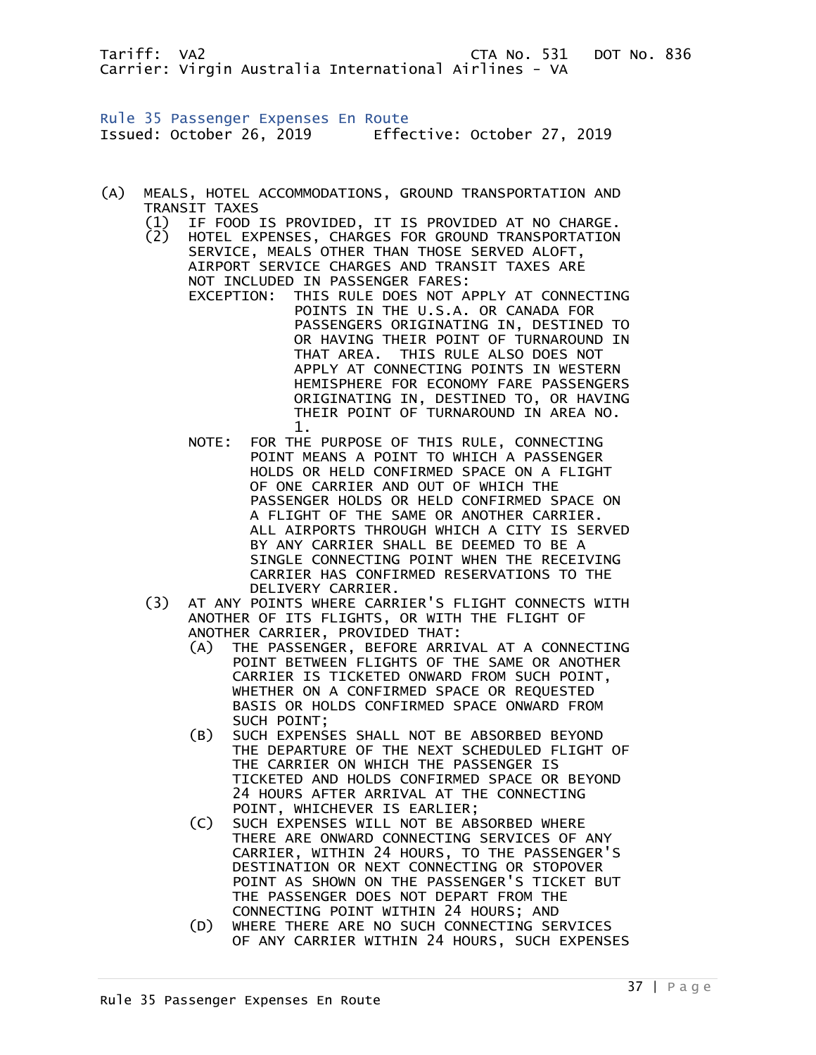Tariff: VA2 CTA No. 531 DOT No. 836
Carrier: Virgin Australia International Airlines - VA

## Rule 35 Passenger Expenses En Route

Issued: October 26, 2019 Effective: October 27, 2019

(A) MEALS, HOTEL ACCOMMODATIONS, GROUND TRANSPORTATION AND TRANSIT TAXES

(1) IF FOOD IS PROVIDED, IT IS PROVIDED AT NO CHARGE.

(2) HOTEL EXPENSES, CHARGES FOR GROUND TRANSPORTATION SERVICE, MEALS OTHER THAN THOSE SERVED ALOFT, AIRPORT SERVICE CHARGES AND TRANSIT TAXES ARE NOT INCLUDED IN PASSENGER FARES:

EXCEPTION: THIS RULE DOES NOT APPLY AT CONNECTING POINTS IN THE U.S.A. OR CANADA FOR PASSENGERS ORIGINATING IN, DESTINED TO OR HAVING THEIR POINT OF TURNAROUND IN THAT AREA. THIS RULE ALSO DOES NOT APPLY AT CONNECTING POINTS IN WESTERN HEMISPHERE FOR ECONOMY FARE PASSENGERS ORIGINATING IN, DESTINED TO, OR HAVING THEIR POINT OF TURNAROUND IN AREA NO. 1.

NOTE: FOR THE PURPOSE OF THIS RULE, CONNECTING POINT MEANS A POINT TO WHICH A PASSENGER HOLDS OR HELD CONFIRMED SPACE ON A FLIGHT OF ONE CARRIER AND OUT OF WHICH THE PASSENGER HOLDS OR HELD CONFIRMED SPACE ON A FLIGHT OF THE SAME OR ANOTHER CARRIER. ALL AIRPORTS THROUGH WHICH A CITY IS SERVED BY ANY CARRIER SHALL BE DEEMED TO BE A SINGLE CONNECTING POINT WHEN THE RECEIVING CARRIER HAS CONFIRMED RESERVATIONS TO THE DELIVERY CARRIER.

(3) AT ANY POINTS WHERE CARRIER'S FLIGHT CONNECTS WITH ANOTHER OF ITS FLIGHTS, OR WITH THE FLIGHT OF ANOTHER CARRIER, PROVIDED THAT:

(A) THE PASSENGER, BEFORE ARRIVAL AT A CONNECTING POINT BETWEEN FLIGHTS OF THE SAME OR ANOTHER CARRIER IS TICKETED ONWARD FROM SUCH POINT, WHETHER ON A CONFIRMED SPACE OR REQUESTED BASIS OR HOLDS CONFIRMED SPACE ONWARD FROM SUCH POINT;

(B) SUCH EXPENSES SHALL NOT BE ABSORBED BEYOND THE DEPARTURE OF THE NEXT SCHEDULED FLIGHT OF THE CARRIER ON WHICH THE PASSENGER IS TICKETED AND HOLDS CONFIRMED SPACE OR BEYOND 24 HOURS AFTER ARRIVAL AT THE CONNECTING POINT, WHICHEVER IS EARLIER;

(C) SUCH EXPENSES WILL NOT BE ABSORBED WHERE THERE ARE ONWARD CONNECTING SERVICES OF ANY CARRIER, WITHIN 24 HOURS, TO THE PASSENGER'S DESTINATION OR NEXT CONNECTING OR STOPOVER POINT AS SHOWN ON THE PASSENGER'S TICKET BUT THE PASSENGER DOES NOT DEPART FROM THE CONNECTING POINT WITHIN 24 HOURS; AND

(D) WHERE THERE ARE NO SUCH CONNECTING SERVICES OF ANY CARRIER WITHIN 24 HOURS, SUCH EXPENSES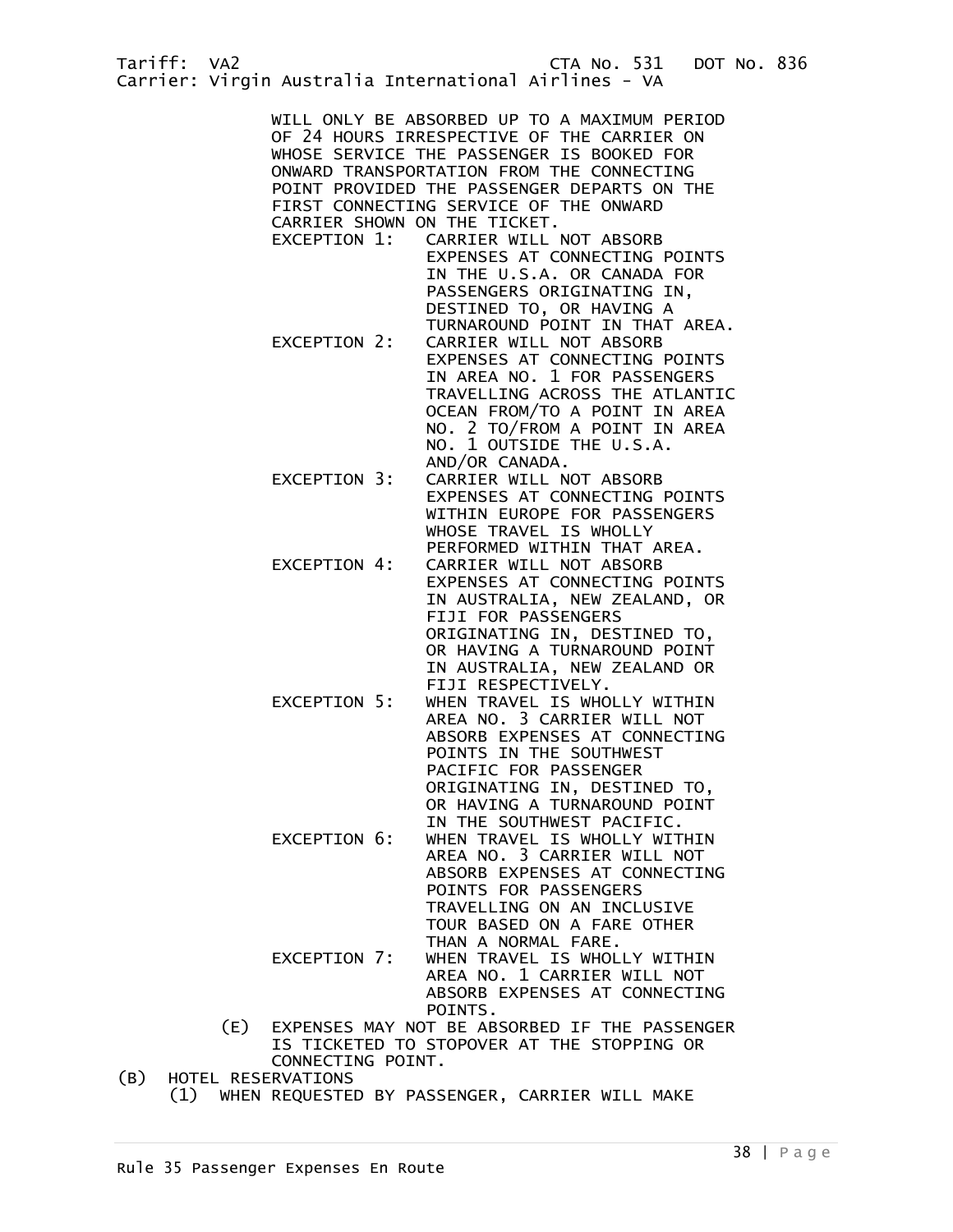WILL ONLY BE ABSORBED UP TO A MAXIMUM PERIOD OF 24 HOURS IRRESPECTIVE OF THE CARRIER ON WHOSE SERVICE THE PASSENGER IS BOOKED FOR ONWARD TRANSPORTATION FROM THE CONNECTING POINT PROVIDED THE PASSENGER DEPARTS ON THE FIRST CONNECTING SERVICE OF THE ONWARD CARRIER SHOWN ON THE TICKET.

EXCEPTION 1: CARRIER WILL NOT ABSORB EXPENSES AT CONNECTING POINTS IN THE U.S.A. OR CANADA FOR PASSENGERS ORIGINATING IN, DESTINED TO, OR HAVING A TURNAROUND POINT IN THAT AREA.

EXCEPTION 2: CARRIER WILL NOT ABSORB EXPENSES AT CONNECTING POINTS IN AREA NO. 1 FOR PASSENGERS TRAVELLING ACROSS THE ATLANTIC OCEAN FROM/TO A POINT IN AREA NO. 2 TO/FROM A POINT IN AREA NO. 1 OUTSIDE THE U.S.A. AND/OR CANADA.

EXCEPTION 3: CARRIER WILL NOT ABSORB EXPENSES AT CONNECTING POINTS WITHIN EUROPE FOR PASSENGERS WHOSE TRAVEL IS WHOLLY PERFORMED WITHIN THAT AREA.

EXCEPTION 4: CARRIER WILL NOT ABSORB EXPENSES AT CONNECTING POINTS IN AUSTRALIA, NEW ZEALAND, OR FIJI FOR PASSENGERS ORIGINATING IN, DESTINED TO, OR HAVING A TURNAROUND POINT IN AUSTRALIA, NEW ZEALAND OR FIJI RESPECTIVELY.

EXCEPTION 5: WHEN TRAVEL IS WHOLLY WITHIN AREA NO. 3 CARRIER WILL NOT ABSORB EXPENSES AT CONNECTING POINTS IN THE SOUTHWEST PACIFIC FOR PASSENGER ORIGINATING IN, DESTINED TO, OR HAVING A TURNAROUND POINT IN THE SOUTHWEST PACIFIC.

EXCEPTION 6: WHEN TRAVEL IS WHOLLY WITHIN AREA NO. 3 CARRIER WILL NOT ABSORB EXPENSES AT CONNECTING POINTS FOR PASSENGERS TRAVELLING ON AN INCLUSIVE TOUR BASED ON A FARE OTHER THAN A NORMAL FARE.

EXCEPTION 7: WHEN TRAVEL IS WHOLLY WITHIN AREA NO. 1 CARRIER WILL NOT ABSORB EXPENSES AT CONNECTING POINTS.

(E) EXPENSES MAY NOT BE ABSORBED IF THE PASSENGER IS TICKETED TO STOPOVER AT THE STOPPING OR CONNECTING POINT.

(B) HOTEL RESERVATIONS

(1) WHEN REQUESTED BY PASSENGER, CARRIER WILL MAKE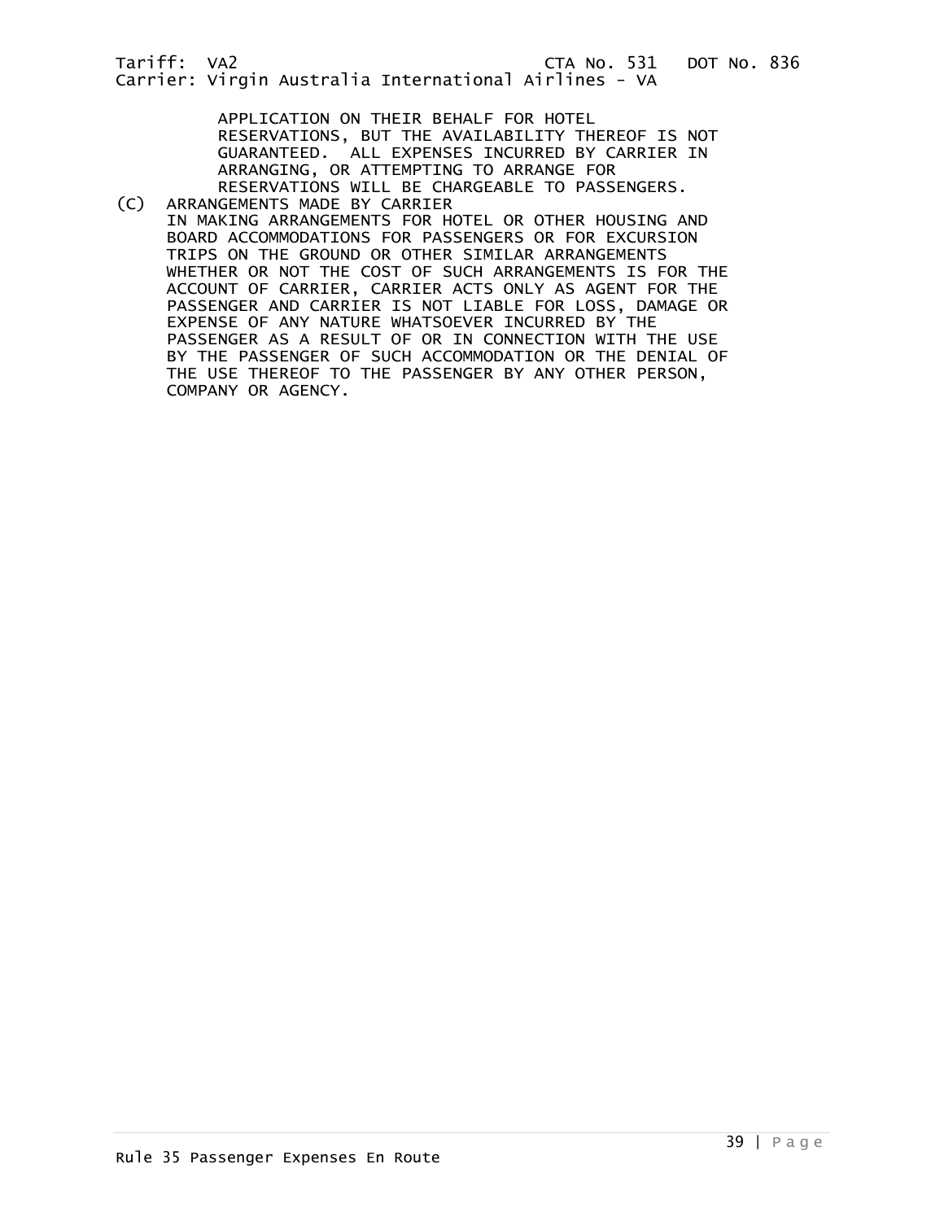APPLICATION ON THEIR BEHALF FOR HOTEL RESERVATIONS, BUT THE AVAILABILITY THEREOF IS NOT GUARANTEED. ALL EXPENSES INCURRED BY CARRIER IN ARRANGING, OR ATTEMPTING TO ARRANGE FOR RESERVATIONS WILL BE CHARGEABLE TO PASSENGERS.

(C) ARRANGEMENTS MADE BY CARRIER

IN MAKING ARRANGEMENTS FOR HOTEL OR OTHER HOUSING AND BOARD ACCOMMODATIONS FOR PASSENGERS OR FOR EXCURSION TRIPS ON THE GROUND OR OTHER SIMILAR ARRANGEMENTS WHETHER OR NOT THE COST OF SUCH ARRANGEMENTS IS FOR THE ACCOUNT OF CARRIER, CARRIER ACTS ONLY AS AGENT FOR THE PASSENGER AND CARRIER IS NOT LIABLE FOR LOSS, DAMAGE OR EXPENSE OF ANY NATURE WHATSOEVER INCURRED BY THE PASSENGER AS A RESULT OF OR IN CONNECTION WITH THE USE BY THE PASSENGER OF SUCH ACCOMMODATION OR THE DENIAL OF THE USE THEREOF TO THE PASSENGER BY ANY OTHER PERSON, COMPANY OR AGENCY.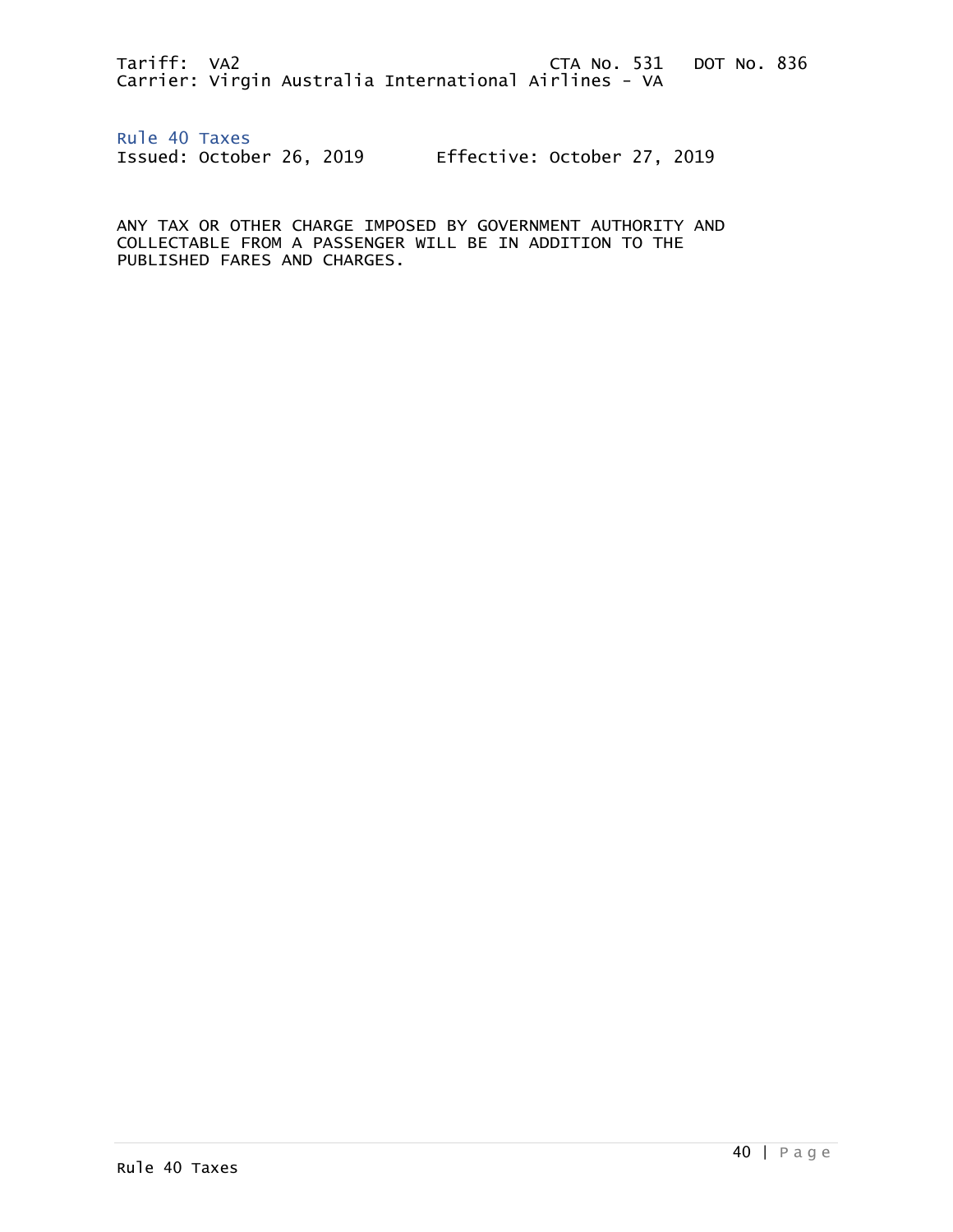Tariff: VA2 CTA No. 531 DOT No. 836
Carrier: Virgin Australia International Airlines - VA

## Rule 40 Taxes

Issued: October 26, 2019 Effective: October 27, 2019

ANY TAX OR OTHER CHARGE IMPOSED BY GOVERNMENT AUTHORITY AND COLLECTABLE FROM A PASSENGER WILL BE IN ADDITION TO THE PUBLISHED FARES AND CHARGES.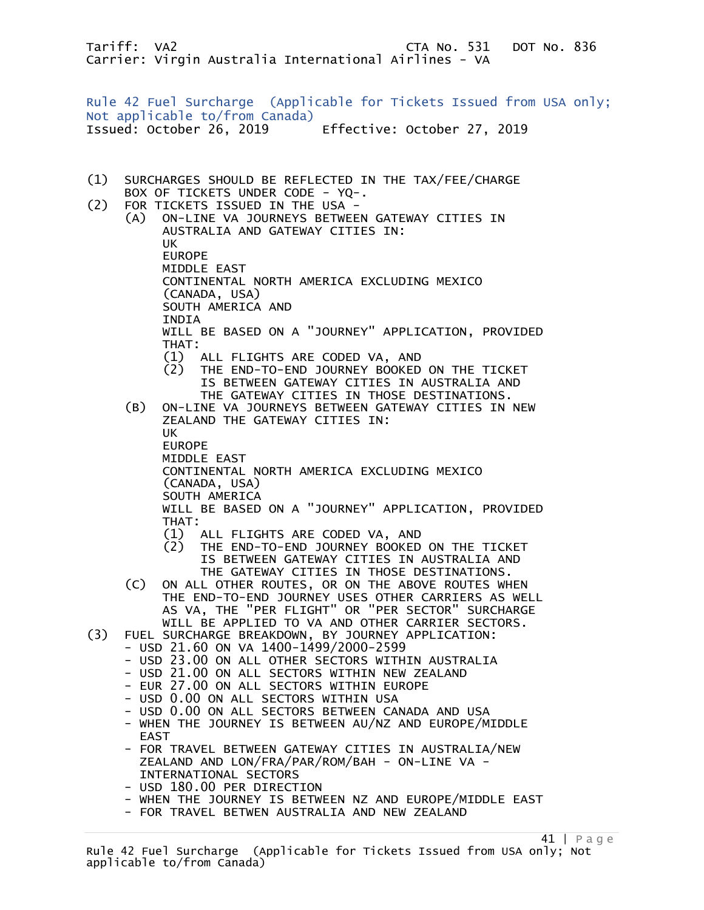Tariff: VA2 CTA No. 531 DOT No. 836
Carrier: Virgin Australia International Airlines - VA

## Rule 42 Fuel Surcharge (Applicable for Tickets Issued from USA only; Not applicable to/from Canada)

Issued: October 26, 2019 Effective: October 27, 2019

(1) SURCHARGES SHOULD BE REFLECTED IN THE TAX/FEE/CHARGE BOX OF TICKETS UNDER CODE - YQ-.

(2) FOR TICKETS ISSUED IN THE USA -

- (A) ON-LINE VA JOURNEYS BETWEEN GATEWAY CITIES IN AUSTRALIA AND GATEWAY CITIES IN:
  UK
  EUROPE
  MIDDLE EAST
  CONTINENTAL NORTH AMERICA EXCLUDING MEXICO (CANADA, USA)
  SOUTH AMERICA AND
  INDIA
  WILL BE BASED ON A "JOURNEY" APPLICATION, PROVIDED THAT:
  - (1) ALL FLIGHTS ARE CODED VA, AND
  - (2) THE END-TO-END JOURNEY BOOKED ON THE TICKET IS BETWEEN GATEWAY CITIES IN AUSTRALIA AND THE GATEWAY CITIES IN THOSE DESTINATIONS.
- (B) ON-LINE VA JOURNEYS BETWEEN GATEWAY CITIES IN NEW ZEALAND THE GATEWAY CITIES IN:
  UK
  EUROPE
  MIDDLE EAST
  CONTINENTAL NORTH AMERICA EXCLUDING MEXICO (CANADA, USA)
  SOUTH AMERICA
  WILL BE BASED ON A "JOURNEY" APPLICATION, PROVIDED THAT:
  - (1) ALL FLIGHTS ARE CODED VA, AND
  - (2) THE END-TO-END JOURNEY BOOKED ON THE TICKET IS BETWEEN GATEWAY CITIES IN AUSTRALIA AND THE GATEWAY CITIES IN THOSE DESTINATIONS.
- (C) ON ALL OTHER ROUTES, OR ON THE ABOVE ROUTES WHEN THE END-TO-END JOURNEY USES OTHER CARRIERS AS WELL AS VA, THE "PER FLIGHT" OR "PER SECTOR" SURCHARGE WILL BE APPLIED TO VA AND OTHER CARRIER SECTORS.

(3) FUEL SURCHARGE BREAKDOWN, BY JOURNEY APPLICATION:

- USD 21.60 ON VA 1400-1499/2000-2599
- USD 23.00 ON ALL OTHER SECTORS WITHIN AUSTRALIA
- USD 21.00 ON ALL SECTORS WITHIN NEW ZEALAND
- EUR 27.00 ON ALL SECTORS WITHIN EUROPE
- USD 0.00 ON ALL SECTORS WITHIN USA
- USD 0.00 ON ALL SECTORS BETWEEN CANADA AND USA
- WHEN THE JOURNEY IS BETWEEN AU/NZ AND EUROPE/MIDDLE EAST
- FOR TRAVEL BETWEEN GATEWAY CITIES IN AUSTRALIA/NEW ZEALAND AND LON/FRA/PAR/ROM/BAH - ON-LINE VA - INTERNATIONAL SECTORS
- USD 180.00 PER DIRECTION
- WHEN THE JOURNEY IS BETWEEN NZ AND EUROPE/MIDDLE EAST
- FOR TRAVEL BETWEN AUSTRALIA AND NEW ZEALAND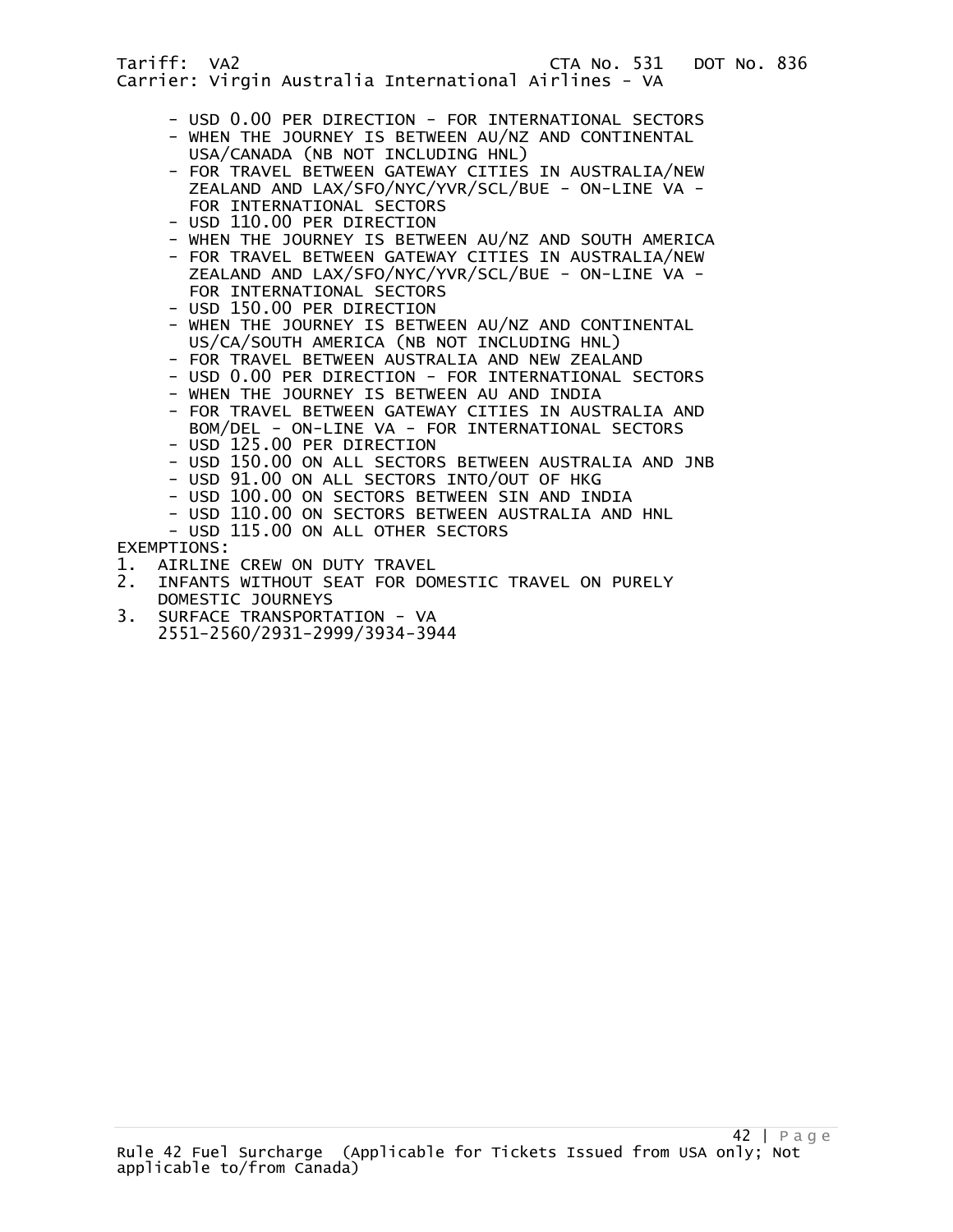Tariff: VA2 CTA No. 531 DOT No. 836
Carrier: Virgin Australia International Airlines - VA

- USD 0.00 PER DIRECTION - FOR INTERNATIONAL SECTORS
- WHEN THE JOURNEY IS BETWEEN AU/NZ AND CONTINENTAL USA/CANADA (NB NOT INCLUDING HNL)
- FOR TRAVEL BETWEEN GATEWAY CITIES IN AUSTRALIA/NEW ZEALAND AND LAX/SFO/NYC/YVR/SCL/BUE - ON-LINE VA - FOR INTERNATIONAL SECTORS
- USD 110.00 PER DIRECTION
- WHEN THE JOURNEY IS BETWEEN AU/NZ AND SOUTH AMERICA
- FOR TRAVEL BETWEEN GATEWAY CITIES IN AUSTRALIA/NEW ZEALAND AND LAX/SFO/NYC/YVR/SCL/BUE - ON-LINE VA - FOR INTERNATIONAL SECTORS
- USD 150.00 PER DIRECTION
- WHEN THE JOURNEY IS BETWEEN AU/NZ AND CONTINENTAL US/CA/SOUTH AMERICA (NB NOT INCLUDING HNL)
- FOR TRAVEL BETWEEN AUSTRALIA AND NEW ZEALAND
- USD 0.00 PER DIRECTION - FOR INTERNATIONAL SECTORS
- WHEN THE JOURNEY IS BETWEEN AU AND INDIA
- FOR TRAVEL BETWEEN GATEWAY CITIES IN AUSTRALIA AND BOM/DEL - ON-LINE VA - FOR INTERNATIONAL SECTORS
- USD 125.00 PER DIRECTION
- USD 150.00 ON ALL SECTORS BETWEEN AUSTRALIA AND JNB
- USD 91.00 ON ALL SECTORS INTO/OUT OF HKG
- USD 100.00 ON SECTORS BETWEEN SIN AND INDIA
- USD 110.00 ON SECTORS BETWEEN AUSTRALIA AND HNL
- USD 115.00 ON ALL OTHER SECTORS

EXEMPTIONS:

1. AIRLINE CREW ON DUTY TRAVEL
2. INFANTS WITHOUT SEAT FOR DOMESTIC TRAVEL ON PURELY DOMESTIC JOURNEYS
3. SURFACE TRANSPORTATION - VA 2551-2560/2931-2999/3934-3944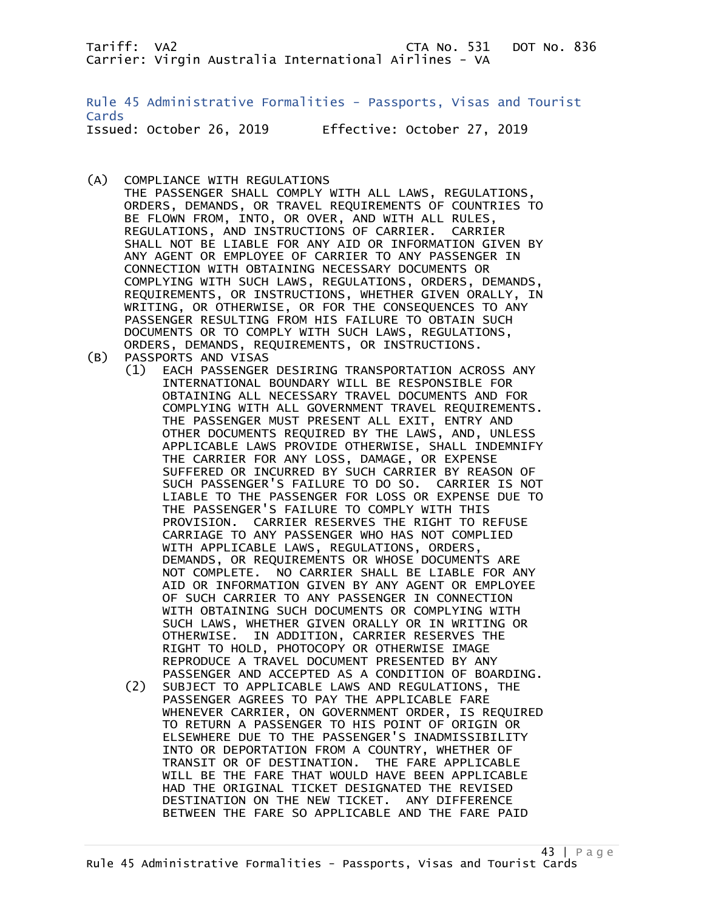Tariff: VA2 CTA No. 531 DOT No. 836
Carrier: Virgin Australia International Airlines - VA

## Rule 45 Administrative Formalities - Passports, Visas and Tourist Cards

Issued: October 26, 2019 Effective: October 27, 2019

(A) COMPLIANCE WITH REGULATIONS
THE PASSENGER SHALL COMPLY WITH ALL LAWS, REGULATIONS, ORDERS, DEMANDS, OR TRAVEL REQUIREMENTS OF COUNTRIES TO BE FLOWN FROM, INTO, OR OVER, AND WITH ALL RULES, REGULATIONS, AND INSTRUCTIONS OF CARRIER. CARRIER SHALL NOT BE LIABLE FOR ANY AID OR INFORMATION GIVEN BY ANY AGENT OR EMPLOYEE OF CARRIER TO ANY PASSENGER IN CONNECTION WITH OBTAINING NECESSARY DOCUMENTS OR COMPLYING WITH SUCH LAWS, REGULATIONS, ORDERS, DEMANDS, REQUIREMENTS, OR INSTRUCTIONS, WHETHER GIVEN ORALLY, IN WRITING, OR OTHERWISE, OR FOR THE CONSEQUENCES TO ANY PASSENGER RESULTING FROM HIS FAILURE TO OBTAIN SUCH DOCUMENTS OR TO COMPLY WITH SUCH LAWS, REGULATIONS, ORDERS, DEMANDS, REQUIREMENTS, OR INSTRUCTIONS.

(B) PASSPORTS AND VISAS

(1) EACH PASSENGER DESIRING TRANSPORTATION ACROSS ANY INTERNATIONAL BOUNDARY WILL BE RESPONSIBLE FOR OBTAINING ALL NECESSARY TRAVEL DOCUMENTS AND FOR COMPLYING WITH ALL GOVERNMENT TRAVEL REQUIREMENTS. THE PASSENGER MUST PRESENT ALL EXIT, ENTRY AND OTHER DOCUMENTS REQUIRED BY THE LAWS, AND, UNLESS APPLICABLE LAWS PROVIDE OTHERWISE, SHALL INDEMNIFY THE CARRIER FOR ANY LOSS, DAMAGE, OR EXPENSE SUFFERED OR INCURRED BY SUCH CARRIER BY REASON OF SUCH PASSENGER'S FAILURE TO DO SO. CARRIER IS NOT LIABLE TO THE PASSENGER FOR LOSS OR EXPENSE DUE TO THE PASSENGER'S FAILURE TO COMPLY WITH THIS PROVISION. CARRIER RESERVES THE RIGHT TO REFUSE CARRIAGE TO ANY PASSENGER WHO HAS NOT COMPLIED WITH APPLICABLE LAWS, REGULATIONS, ORDERS, DEMANDS, OR REQUIREMENTS OR WHOSE DOCUMENTS ARE NOT COMPLETE. NO CARRIER SHALL BE LIABLE FOR ANY AID OR INFORMATION GIVEN BY ANY AGENT OR EMPLOYEE OF SUCH CARRIER TO ANY PASSENGER IN CONNECTION WITH OBTAINING SUCH DOCUMENTS OR COMPLYING WITH SUCH LAWS, WHETHER GIVEN ORALLY OR IN WRITING OR OTHERWISE. IN ADDITION, CARRIER RESERVES THE RIGHT TO HOLD, PHOTOCOPY OR OTHERWISE IMAGE REPRODUCE A TRAVEL DOCUMENT PRESENTED BY ANY PASSENGER AND ACCEPTED AS A CONDITION OF BOARDING.

(2) SUBJECT TO APPLICABLE LAWS AND REGULATIONS, THE PASSENGER AGREES TO PAY THE APPLICABLE FARE WHENEVER CARRIER, ON GOVERNMENT ORDER, IS REQUIRED TO RETURN A PASSENGER TO HIS POINT OF ORIGIN OR ELSEWHERE DUE TO THE PASSENGER'S INADMISSIBILITY INTO OR DEPORTATION FROM A COUNTRY, WHETHER OF TRANSIT OR OF DESTINATION. THE FARE APPLICABLE WILL BE THE FARE THAT WOULD HAVE BEEN APPLICABLE HAD THE ORIGINAL TICKET DESIGNATED THE REVISED DESTINATION ON THE NEW TICKET. ANY DIFFERENCE BETWEEN THE FARE SO APPLICABLE AND THE FARE PAID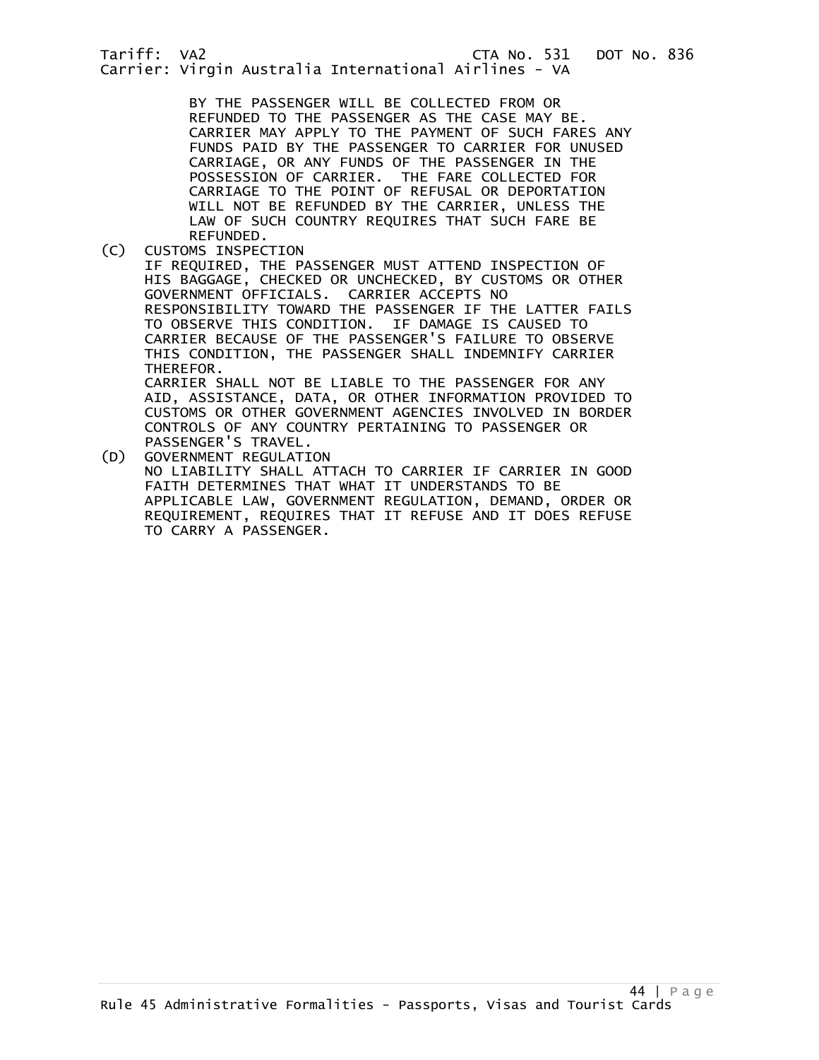BY THE PASSENGER WILL BE COLLECTED FROM OR REFUNDED TO THE PASSENGER AS THE CASE MAY BE. CARRIER MAY APPLY TO THE PAYMENT OF SUCH FARES ANY FUNDS PAID BY THE PASSENGER TO CARRIER FOR UNUSED CARRIAGE, OR ANY FUNDS OF THE PASSENGER IN THE POSSESSION OF CARRIER. THE FARE COLLECTED FOR CARRIAGE TO THE POINT OF REFUSAL OR DEPORTATION WILL NOT BE REFUNDED BY THE CARRIER, UNLESS THE LAW OF SUCH COUNTRY REQUIRES THAT SUCH FARE BE REFUNDED.

(C) CUSTOMS INSPECTION

IF REQUIRED, THE PASSENGER MUST ATTEND INSPECTION OF HIS BAGGAGE, CHECKED OR UNCHECKED, BY CUSTOMS OR OTHER GOVERNMENT OFFICIALS. CARRIER ACCEPTS NO RESPONSIBILITY TOWARD THE PASSENGER IF THE LATTER FAILS TO OBSERVE THIS CONDITION. IF DAMAGE IS CAUSED TO CARRIER BECAUSE OF THE PASSENGER'S FAILURE TO OBSERVE THIS CONDITION, THE PASSENGER SHALL INDEMNIFY CARRIER THEREFOR.

CARRIER SHALL NOT BE LIABLE TO THE PASSENGER FOR ANY AID, ASSISTANCE, DATA, OR OTHER INFORMATION PROVIDED TO CUSTOMS OR OTHER GOVERNMENT AGENCIES INVOLVED IN BORDER CONTROLS OF ANY COUNTRY PERTAINING TO PASSENGER OR PASSENGER'S TRAVEL.

(D) GOVERNMENT REGULATION

NO LIABILITY SHALL ATTACH TO CARRIER IF CARRIER IN GOOD FAITH DETERMINES THAT WHAT IT UNDERSTANDS TO BE APPLICABLE LAW, GOVERNMENT REGULATION, DEMAND, ORDER OR REQUIREMENT, REQUIRES THAT IT REFUSE AND IT DOES REFUSE TO CARRY A PASSENGER.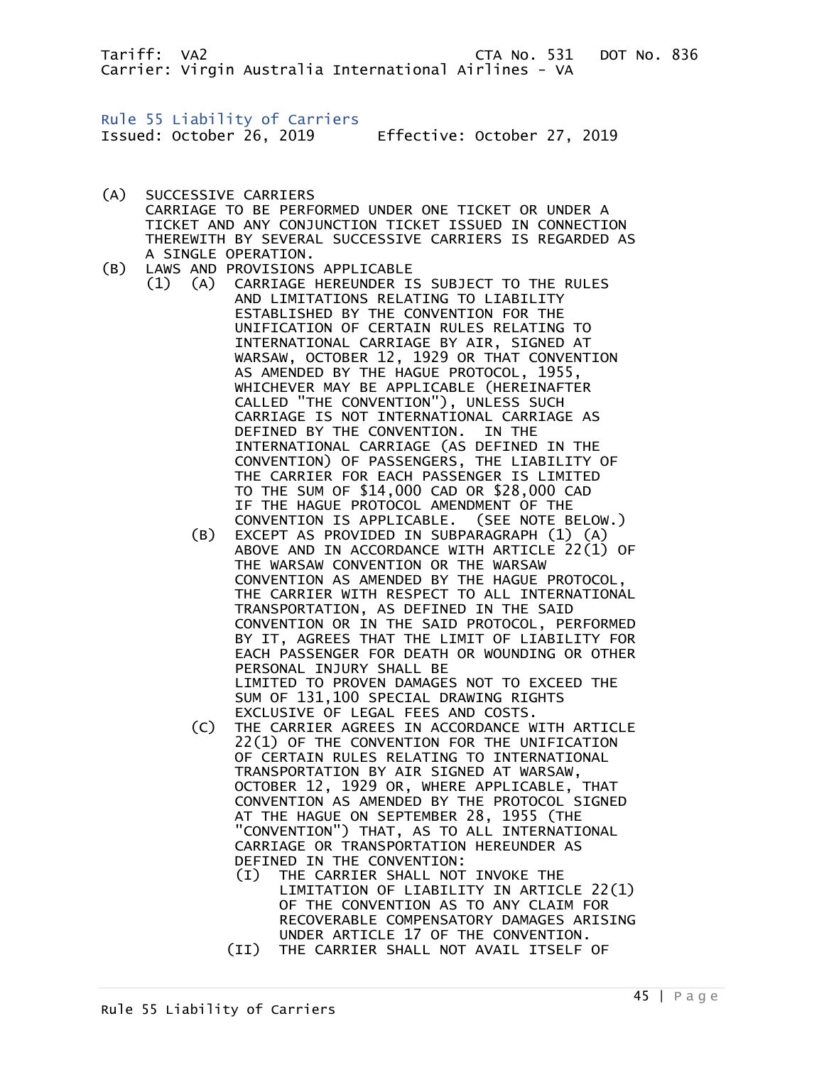Tariff: VA2 CTA No. 531 DOT No. 836
Carrier: Virgin Australia International Airlines - VA

## Rule 55 Liability of Carriers

Issued: October 26, 2019 Effective: October 27, 2019

(A) SUCCESSIVE CARRIERS
CARRIAGE TO BE PERFORMED UNDER ONE TICKET OR UNDER A TICKET AND ANY CONJUNCTION TICKET ISSUED IN CONNECTION THEREWITH BY SEVERAL SUCCESSIVE CARRIERS IS REGARDED AS A SINGLE OPERATION.

(B) LAWS AND PROVISIONS APPLICABLE

(1) (A) CARRIAGE HEREUNDER IS SUBJECT TO THE RULES AND LIMITATIONS RELATING TO LIABILITY ESTABLISHED BY THE CONVENTION FOR THE UNIFICATION OF CERTAIN RULES RELATING TO INTERNATIONAL CARRIAGE BY AIR, SIGNED AT WARSAW, OCTOBER 12, 1929 OR THAT CONVENTION AS AMENDED BY THE HAGUE PROTOCOL, 1955, WHICHEVER MAY BE APPLICABLE (HEREINAFTER CALLED "THE CONVENTION"), UNLESS SUCH CARRIAGE IS NOT INTERNATIONAL CARRIAGE AS DEFINED BY THE CONVENTION. IN THE INTERNATIONAL CARRIAGE (AS DEFINED IN THE CONVENTION) OF PASSENGERS, THE LIABILITY OF THE CARRIER FOR EACH PASSENGER IS LIMITED TO THE SUM OF $14,000 CAD OR $28,000 CAD IF THE HAGUE PROTOCOL AMENDMENT OF THE CONVENTION IS APPLICABLE. (SEE NOTE BELOW.)

(B) EXCEPT AS PROVIDED IN SUBPARAGRAPH (1) (A) ABOVE AND IN ACCORDANCE WITH ARTICLE 22(1) OF THE WARSAW CONVENTION OR THE WARSAW CONVENTION AS AMENDED BY THE HAGUE PROTOCOL, THE CARRIER WITH RESPECT TO ALL INTERNATIONAL TRANSPORTATION, AS DEFINED IN THE SAID CONVENTION OR IN THE SAID PROTOCOL, PERFORMED BY IT, AGREES THAT THE LIMIT OF LIABILITY FOR EACH PASSENGER FOR DEATH OR WOUNDING OR OTHER PERSONAL INJURY SHALL BE LIMITED TO PROVEN DAMAGES NOT TO EXCEED THE SUM OF 131,100 SPECIAL DRAWING RIGHTS EXCLUSIVE OF LEGAL FEES AND COSTS.

(C) THE CARRIER AGREES IN ACCORDANCE WITH ARTICLE 22(1) OF THE CONVENTION FOR THE UNIFICATION OF CERTAIN RULES RELATING TO INTERNATIONAL TRANSPORTATION BY AIR SIGNED AT WARSAW, OCTOBER 12, 1929 OR, WHERE APPLICABLE, THAT CONVENTION AS AMENDED BY THE PROTOCOL SIGNED AT THE HAGUE ON SEPTEMBER 28, 1955 (THE "CONVENTION") THAT, AS TO ALL INTERNATIONAL CARRIAGE OR TRANSPORTATION HEREUNDER AS DEFINED IN THE CONVENTION:

(I) THE CARRIER SHALL NOT INVOKE THE LIMITATION OF LIABILITY IN ARTICLE 22(1) OF THE CONVENTION AS TO ANY CLAIM FOR RECOVERABLE COMPENSATORY DAMAGES ARISING UNDER ARTICLE 17 OF THE CONVENTION.

(II) THE CARRIER SHALL NOT AVAIL ITSELF OF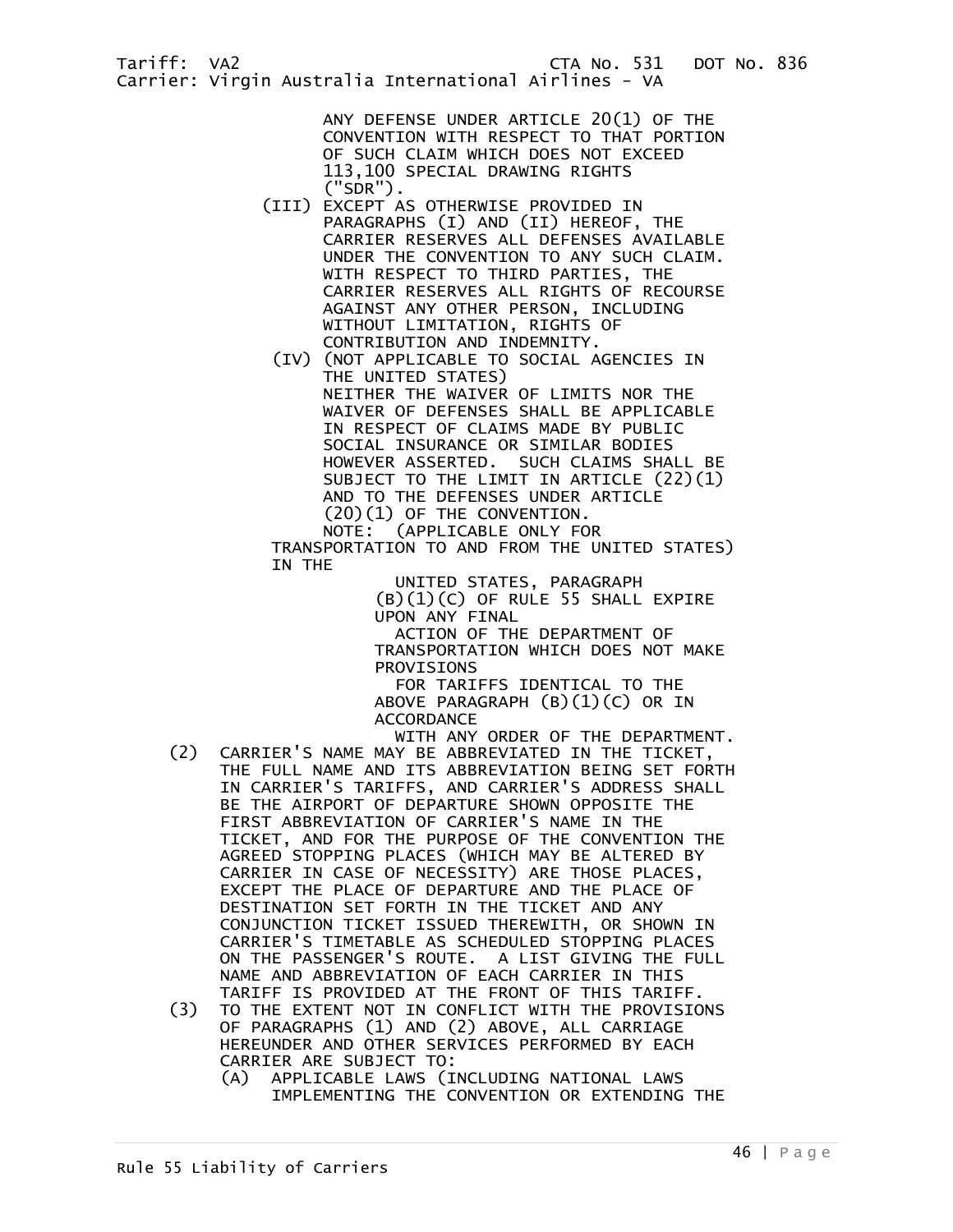ANY DEFENSE UNDER ARTICLE 20(1) OF THE CONVENTION WITH RESPECT TO THAT PORTION OF SUCH CLAIM WHICH DOES NOT EXCEED 113,100 SPECIAL DRAWING RIGHTS ("SDR").

(III) EXCEPT AS OTHERWISE PROVIDED IN PARAGRAPHS (I) AND (II) HEREOF, THE CARRIER RESERVES ALL DEFENSES AVAILABLE UNDER THE CONVENTION TO ANY SUCH CLAIM. WITH RESPECT TO THIRD PARTIES, THE CARRIER RESERVES ALL RIGHTS OF RECOURSE AGAINST ANY OTHER PERSON, INCLUDING WITHOUT LIMITATION, RIGHTS OF CONTRIBUTION AND INDEMNITY.

(IV) (NOT APPLICABLE TO SOCIAL AGENCIES IN THE UNITED STATES) NEITHER THE WAIVER OF LIMITS NOR THE WAIVER OF DEFENSES SHALL BE APPLICABLE IN RESPECT OF CLAIMS MADE BY PUBLIC SOCIAL INSURANCE OR SIMILAR BODIES HOWEVER ASSERTED. SUCH CLAIMS SHALL BE SUBJECT TO THE LIMIT IN ARTICLE (22)(1) AND TO THE DEFENSES UNDER ARTICLE (20)(1) OF THE CONVENTION.

NOTE: (APPLICABLE ONLY FOR TRANSPORTATION TO AND FROM THE UNITED STATES) IN THE UNITED STATES, PARAGRAPH (B)(1)(C) OF RULE 55 SHALL EXPIRE UPON ANY FINAL ACTION OF THE DEPARTMENT OF TRANSPORTATION WHICH DOES NOT MAKE PROVISIONS FOR TARIFFS IDENTICAL TO THE ABOVE PARAGRAPH (B)(1)(C) OR IN ACCORDANCE WITH ANY ORDER OF THE DEPARTMENT.

(2) CARRIER'S NAME MAY BE ABBREVIATED IN THE TICKET, THE FULL NAME AND ITS ABBREVIATION BEING SET FORTH IN CARRIER'S TARIFFS, AND CARRIER'S ADDRESS SHALL BE THE AIRPORT OF DEPARTURE SHOWN OPPOSITE THE FIRST ABBREVIATION OF CARRIER'S NAME IN THE TICKET, AND FOR THE PURPOSE OF THE CONVENTION THE AGREED STOPPING PLACES (WHICH MAY BE ALTERED BY CARRIER IN CASE OF NECESSITY) ARE THOSE PLACES, EXCEPT THE PLACE OF DEPARTURE AND THE PLACE OF DESTINATION SET FORTH IN THE TICKET AND ANY CONJUNCTION TICKET ISSUED THEREWITH, OR SHOWN IN CARRIER'S TIMETABLE AS SCHEDULED STOPPING PLACES ON THE PASSENGER'S ROUTE. A LIST GIVING THE FULL NAME AND ABBREVIATION OF EACH CARRIER IN THIS TARIFF IS PROVIDED AT THE FRONT OF THIS TARIFF.

(3) TO THE EXTENT NOT IN CONFLICT WITH THE PROVISIONS OF PARAGRAPHS (1) AND (2) ABOVE, ALL CARRIAGE HEREUNDER AND OTHER SERVICES PERFORMED BY EACH CARRIER ARE SUBJECT TO:

(A) APPLICABLE LAWS (INCLUDING NATIONAL LAWS IMPLEMENTING THE CONVENTION OR EXTENDING THE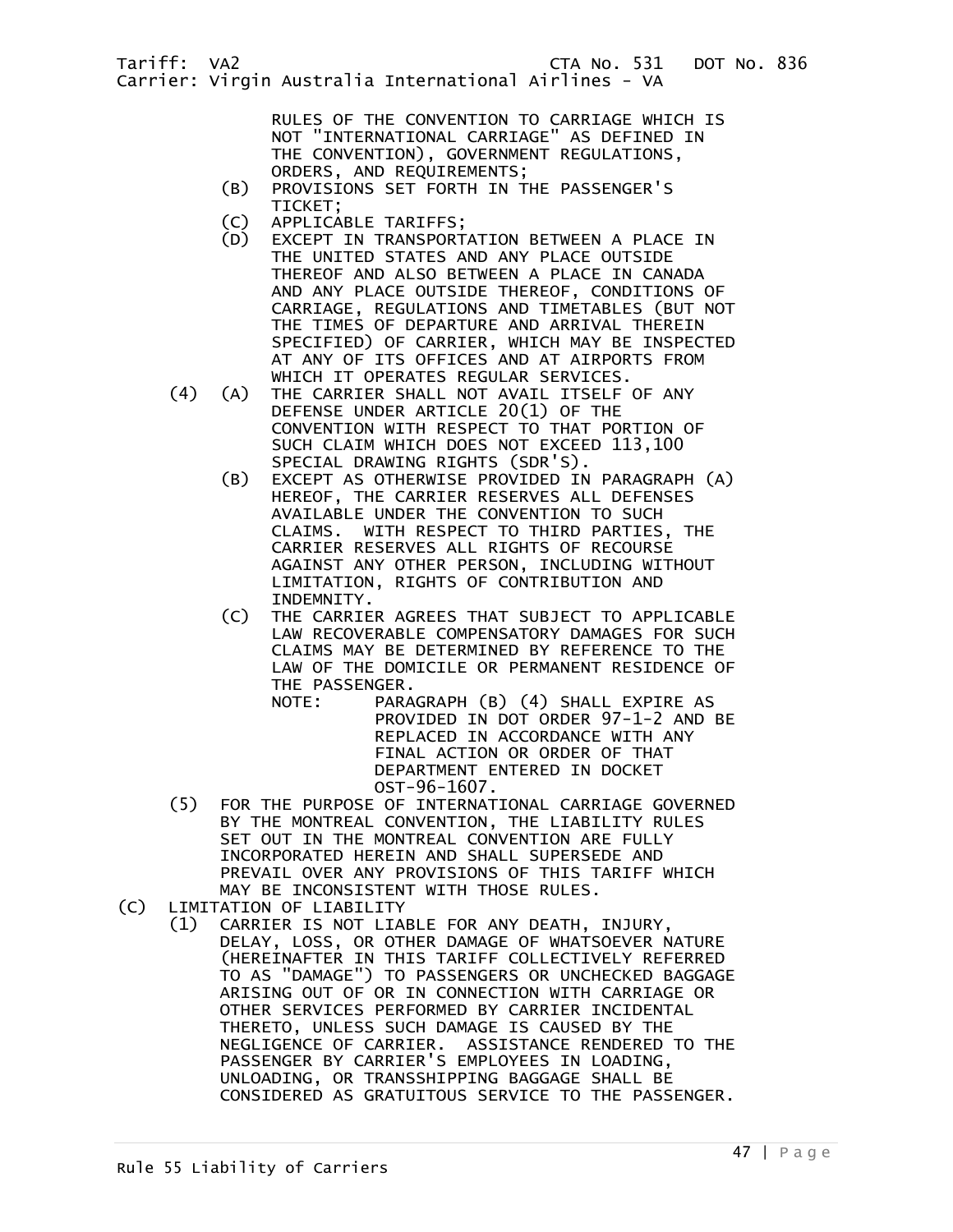RULES OF THE CONVENTION TO CARRIAGE WHICH IS NOT "INTERNATIONAL CARRIAGE" AS DEFINED IN THE CONVENTION), GOVERNMENT REGULATIONS, ORDERS, AND REQUIREMENTS;

- (B) PROVISIONS SET FORTH IN THE PASSENGER'S TICKET;
- (C) APPLICABLE TARIFFS;
- (D) EXCEPT IN TRANSPORTATION BETWEEN A PLACE IN THE UNITED STATES AND ANY PLACE OUTSIDE THEREOF AND ALSO BETWEEN A PLACE IN CANADA AND ANY PLACE OUTSIDE THEREOF, CONDITIONS OF CARRIAGE, REGULATIONS AND TIMETABLES (BUT NOT THE TIMES OF DEPARTURE AND ARRIVAL THEREIN SPECIFIED) OF CARRIER, WHICH MAY BE INSPECTED AT ANY OF ITS OFFICES AND AT AIRPORTS FROM WHICH IT OPERATES REGULAR SERVICES.

(4)

- (A) THE CARRIER SHALL NOT AVAIL ITSELF OF ANY DEFENSE UNDER ARTICLE 20(1) OF THE CONVENTION WITH RESPECT TO THAT PORTION OF SUCH CLAIM WHICH DOES NOT EXCEED 113,100 SPECIAL DRAWING RIGHTS (SDR'S).
- (B) EXCEPT AS OTHERWISE PROVIDED IN PARAGRAPH (A) HEREOF, THE CARRIER RESERVES ALL DEFENSES AVAILABLE UNDER THE CONVENTION TO SUCH CLAIMS. WITH RESPECT TO THIRD PARTIES, THE CARRIER RESERVES ALL RIGHTS OF RECOURSE AGAINST ANY OTHER PERSON, INCLUDING WITHOUT LIMITATION, RIGHTS OF CONTRIBUTION AND INDEMNITY.
- (C) THE CARRIER AGREES THAT SUBJECT TO APPLICABLE LAW RECOVERABLE COMPENSATORY DAMAGES FOR SUCH CLAIMS MAY BE DETERMINED BY REFERENCE TO THE LAW OF THE DOMICILE OR PERMANENT RESIDENCE OF THE PASSENGER.

  NOTE: PARAGRAPH (B) (4) SHALL EXPIRE AS PROVIDED IN DOT ORDER 97-1-2 AND BE REPLACED IN ACCORDANCE WITH ANY FINAL ACTION OR ORDER OF THAT DEPARTMENT ENTERED IN DOCKET OST-96-1607.

(5) FOR THE PURPOSE OF INTERNATIONAL CARRIAGE GOVERNED BY THE MONTREAL CONVENTION, THE LIABILITY RULES SET OUT IN THE MONTREAL CONVENTION ARE FULLY INCORPORATED HEREIN AND SHALL SUPERSEDE AND PREVAIL OVER ANY PROVISIONS OF THIS TARIFF WHICH MAY BE INCONSISTENT WITH THOSE RULES.

(C) LIMITATION OF LIABILITY

(1) CARRIER IS NOT LIABLE FOR ANY DEATH, INJURY, DELAY, LOSS, OR OTHER DAMAGE OF WHATSOEVER NATURE (HEREINAFTER IN THIS TARIFF COLLECTIVELY REFERRED TO AS "DAMAGE") TO PASSENGERS OR UNCHECKED BAGGAGE ARISING OUT OF OR IN CONNECTION WITH CARRIAGE OR OTHER SERVICES PERFORMED BY CARRIER INCIDENTAL THERETO, UNLESS SUCH DAMAGE IS CAUSED BY THE NEGLIGENCE OF CARRIER. ASSISTANCE RENDERED TO THE PASSENGER BY CARRIER'S EMPLOYEES IN LOADING, UNLOADING, OR TRANSSHIPPING BAGGAGE SHALL BE CONSIDERED AS GRATUITOUS SERVICE TO THE PASSENGER.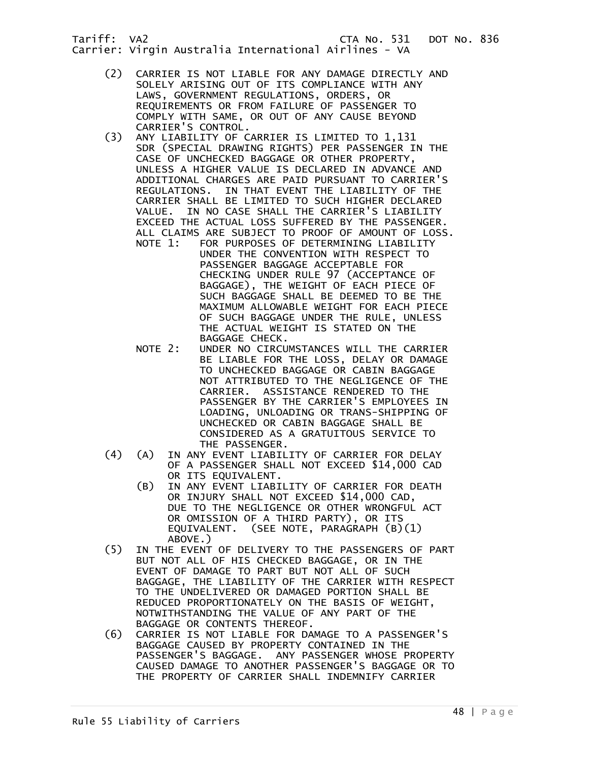(2) CARRIER IS NOT LIABLE FOR ANY DAMAGE DIRECTLY AND SOLELY ARISING OUT OF ITS COMPLIANCE WITH ANY LAWS, GOVERNMENT REGULATIONS, ORDERS, OR REQUIREMENTS OR FROM FAILURE OF PASSENGER TO COMPLY WITH SAME, OR OUT OF ANY CAUSE BEYOND CARRIER'S CONTROL.

(3) ANY LIABILITY OF CARRIER IS LIMITED TO 1,131 SDR (SPECIAL DRAWING RIGHTS) PER PASSENGER IN THE CASE OF UNCHECKED BAGGAGE OR OTHER PROPERTY, UNLESS A HIGHER VALUE IS DECLARED IN ADVANCE AND ADDITIONAL CHARGES ARE PAID PURSUANT TO CARRIER'S REGULATIONS. IN THAT EVENT THE LIABILITY OF THE CARRIER SHALL BE LIMITED TO SUCH HIGHER DECLARED VALUE. IN NO CASE SHALL THE CARRIER'S LIABILITY EXCEED THE ACTUAL LOSS SUFFERED BY THE PASSENGER. ALL CLAIMS ARE SUBJECT TO PROOF OF AMOUNT OF LOSS.

NOTE 1: FOR PURPOSES OF DETERMINING LIABILITY UNDER THE CONVENTION WITH RESPECT TO PASSENGER BAGGAGE ACCEPTABLE FOR CHECKING UNDER RULE 97 (ACCEPTANCE OF BAGGAGE), THE WEIGHT OF EACH PIECE OF SUCH BAGGAGE SHALL BE DEEMED TO BE THE MAXIMUM ALLOWABLE WEIGHT FOR EACH PIECE OF SUCH BAGGAGE UNDER THE RULE, UNLESS THE ACTUAL WEIGHT IS STATED ON THE BAGGAGE CHECK.

NOTE 2: UNDER NO CIRCUMSTANCES WILL THE CARRIER BE LIABLE FOR THE LOSS, DELAY OR DAMAGE TO UNCHECKED BAGGAGE OR CABIN BAGGAGE NOT ATTRIBUTED TO THE NEGLIGENCE OF THE CARRIER. ASSISTANCE RENDERED TO THE PASSENGER BY THE CARRIER'S EMPLOYEES IN LOADING, UNLOADING OR TRANS-SHIPPING OF UNCHECKED OR CABIN BAGGAGE SHALL BE CONSIDERED AS A GRATUITOUS SERVICE TO THE PASSENGER.

(4) (A) IN ANY EVENT LIABILITY OF CARRIER FOR DELAY OF A PASSENGER SHALL NOT EXCEED $14,000 CAD OR ITS EQUIVALENT.

(B) IN ANY EVENT LIABILITY OF CARRIER FOR DEATH OR INJURY SHALL NOT EXCEED $14,000 CAD, DUE TO THE NEGLIGENCE OR OTHER WRONGFUL ACT OR OMISSION OF A THIRD PARTY), OR ITS EQUIVALENT. (SEE NOTE, PARAGRAPH (B)(1) ABOVE.)

(5) IN THE EVENT OF DELIVERY TO THE PASSENGERS OF PART BUT NOT ALL OF HIS CHECKED BAGGAGE, OR IN THE EVENT OF DAMAGE TO PART BUT NOT ALL OF SUCH BAGGAGE, THE LIABILITY OF THE CARRIER WITH RESPECT TO THE UNDELIVERED OR DAMAGED PORTION SHALL BE REDUCED PROPORTIONATELY ON THE BASIS OF WEIGHT, NOTWITHSTANDING THE VALUE OF ANY PART OF THE BAGGAGE OR CONTENTS THEREOF.

(6) CARRIER IS NOT LIABLE FOR DAMAGE TO A PASSENGER'S BAGGAGE CAUSED BY PROPERTY CONTAINED IN THE PASSENGER'S BAGGAGE. ANY PASSENGER WHOSE PROPERTY CAUSED DAMAGE TO ANOTHER PASSENGER'S BAGGAGE OR TO THE PROPERTY OF CARRIER SHALL INDEMNIFY CARRIER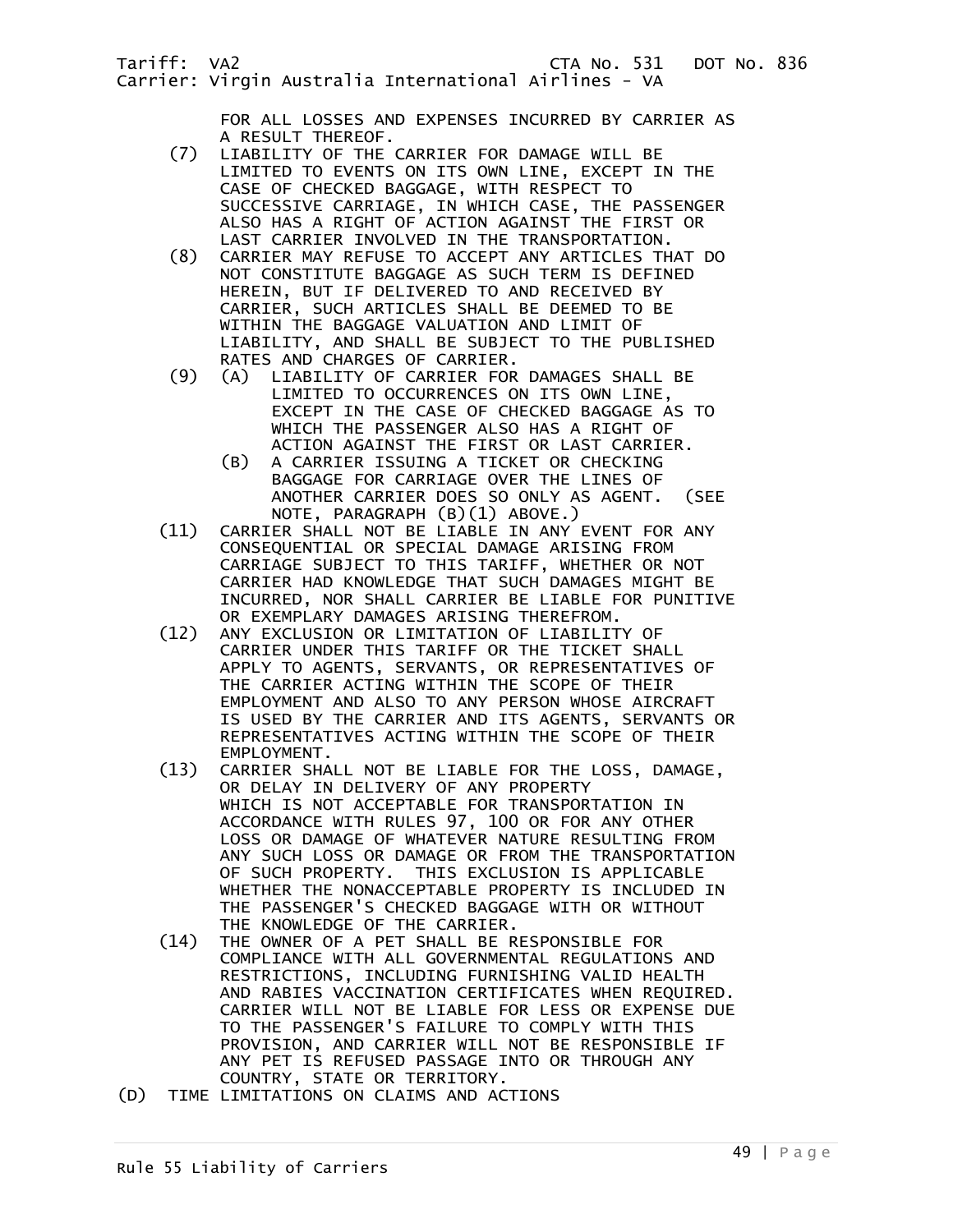FOR ALL LOSSES AND EXPENSES INCURRED BY CARRIER AS A RESULT THEREOF.

(7) LIABILITY OF THE CARRIER FOR DAMAGE WILL BE LIMITED TO EVENTS ON ITS OWN LINE, EXCEPT IN THE CASE OF CHECKED BAGGAGE, WITH RESPECT TO SUCCESSIVE CARRIAGE, IN WHICH CASE, THE PASSENGER ALSO HAS A RIGHT OF ACTION AGAINST THE FIRST OR LAST CARRIER INVOLVED IN THE TRANSPORTATION.

(8) CARRIER MAY REFUSE TO ACCEPT ANY ARTICLES THAT DO NOT CONSTITUTE BAGGAGE AS SUCH TERM IS DEFINED HEREIN, BUT IF DELIVERED TO AND RECEIVED BY CARRIER, SUCH ARTICLES SHALL BE DEEMED TO BE WITHIN THE BAGGAGE VALUATION AND LIMIT OF LIABILITY, AND SHALL BE SUBJECT TO THE PUBLISHED RATES AND CHARGES OF CARRIER.

(9) (A) LIABILITY OF CARRIER FOR DAMAGES SHALL BE LIMITED TO OCCURRENCES ON ITS OWN LINE, EXCEPT IN THE CASE OF CHECKED BAGGAGE AS TO WHICH THE PASSENGER ALSO HAS A RIGHT OF ACTION AGAINST THE FIRST OR LAST CARRIER.

(B) A CARRIER ISSUING A TICKET OR CHECKING BAGGAGE FOR CARRIAGE OVER THE LINES OF ANOTHER CARRIER DOES SO ONLY AS AGENT. (SEE NOTE, PARAGRAPH (B)(1) ABOVE.)

(11) CARRIER SHALL NOT BE LIABLE IN ANY EVENT FOR ANY CONSEQUENTIAL OR SPECIAL DAMAGE ARISING FROM CARRIAGE SUBJECT TO THIS TARIFF, WHETHER OR NOT CARRIER HAD KNOWLEDGE THAT SUCH DAMAGES MIGHT BE INCURRED, NOR SHALL CARRIER BE LIABLE FOR PUNITIVE OR EXEMPLARY DAMAGES ARISING THEREFROM.

(12) ANY EXCLUSION OR LIMITATION OF LIABILITY OF CARRIER UNDER THIS TARIFF OR THE TICKET SHALL APPLY TO AGENTS, SERVANTS, OR REPRESENTATIVES OF THE CARRIER ACTING WITHIN THE SCOPE OF THEIR EMPLOYMENT AND ALSO TO ANY PERSON WHOSE AIRCRAFT IS USED BY THE CARRIER AND ITS AGENTS, SERVANTS OR REPRESENTATIVES ACTING WITHIN THE SCOPE OF THEIR EMPLOYMENT.

(13) CARRIER SHALL NOT BE LIABLE FOR THE LOSS, DAMAGE, OR DELAY IN DELIVERY OF ANY PROPERTY WHICH IS NOT ACCEPTABLE FOR TRANSPORTATION IN ACCORDANCE WITH RULES 97, 100 OR FOR ANY OTHER LOSS OR DAMAGE OF WHATEVER NATURE RESULTING FROM ANY SUCH LOSS OR DAMAGE OR FROM THE TRANSPORTATION OF SUCH PROPERTY. THIS EXCLUSION IS APPLICABLE WHETHER THE NONACCEPTABLE PROPERTY IS INCLUDED IN THE PASSENGER'S CHECKED BAGGAGE WITH OR WITHOUT THE KNOWLEDGE OF THE CARRIER.

(14) THE OWNER OF A PET SHALL BE RESPONSIBLE FOR COMPLIANCE WITH ALL GOVERNMENTAL REGULATIONS AND RESTRICTIONS, INCLUDING FURNISHING VALID HEALTH AND RABIES VACCINATION CERTIFICATES WHEN REQUIRED. CARRIER WILL NOT BE LIABLE FOR LESS OR EXPENSE DUE TO THE PASSENGER'S FAILURE TO COMPLY WITH THIS PROVISION, AND CARRIER WILL NOT BE RESPONSIBLE IF ANY PET IS REFUSED PASSAGE INTO OR THROUGH ANY COUNTRY, STATE OR TERRITORY.

(D) TIME LIMITATIONS ON CLAIMS AND ACTIONS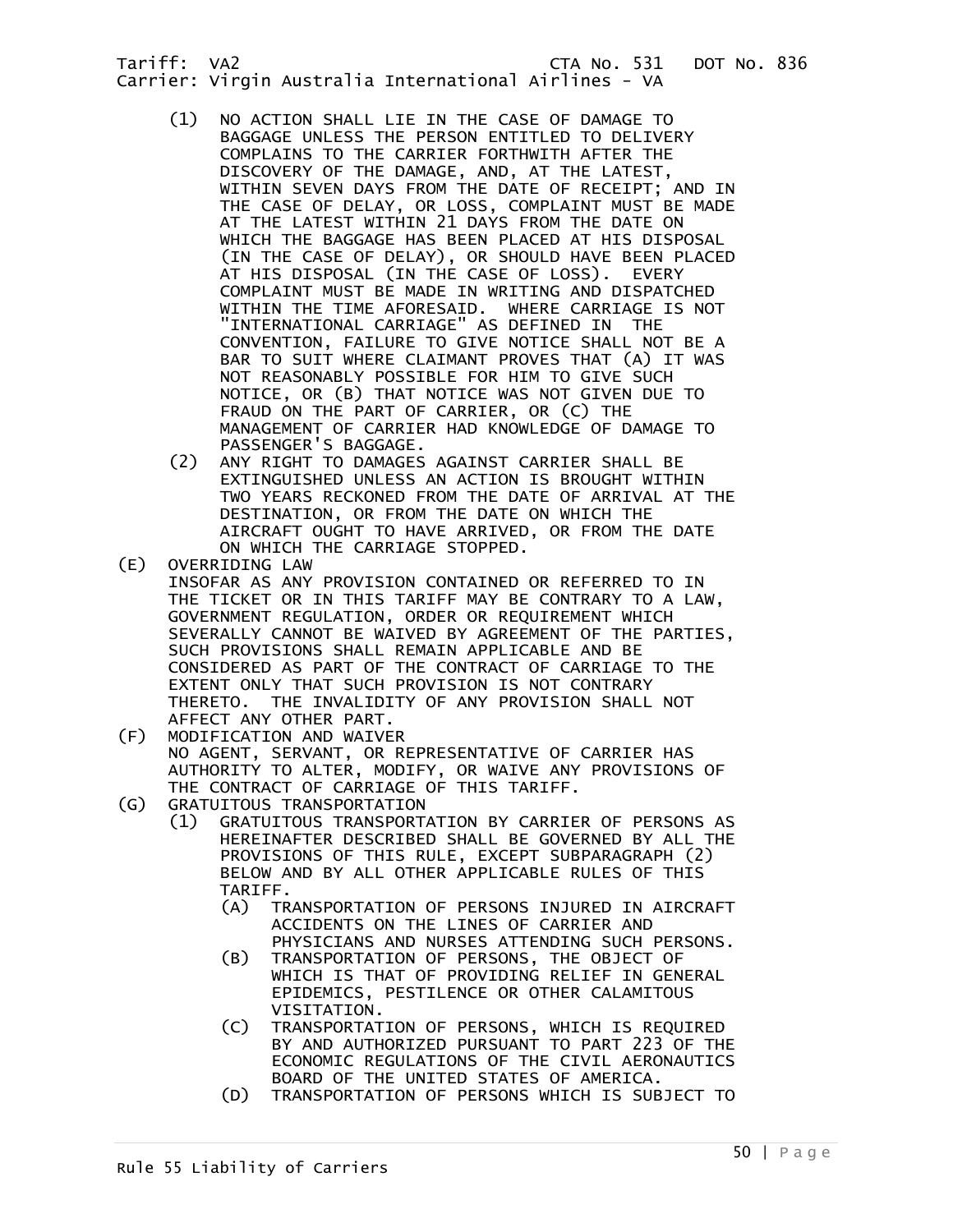(1) NO ACTION SHALL LIE IN THE CASE OF DAMAGE TO BAGGAGE UNLESS THE PERSON ENTITLED TO DELIVERY COMPLAINS TO THE CARRIER FORTHWITH AFTER THE DISCOVERY OF THE DAMAGE, AND, AT THE LATEST, WITHIN SEVEN DAYS FROM THE DATE OF RECEIPT; AND IN THE CASE OF DELAY, OR LOSS, COMPLAINT MUST BE MADE AT THE LATEST WITHIN 21 DAYS FROM THE DATE ON WHICH THE BAGGAGE HAS BEEN PLACED AT HIS DISPOSAL (IN THE CASE OF DELAY), OR SHOULD HAVE BEEN PLACED AT HIS DISPOSAL (IN THE CASE OF LOSS). EVERY COMPLAINT MUST BE MADE IN WRITING AND DISPATCHED WITHIN THE TIME AFORESAID. WHERE CARRIAGE IS NOT "INTERNATIONAL CARRIAGE" AS DEFINED IN THE CONVENTION, FAILURE TO GIVE NOTICE SHALL NOT BE A BAR TO SUIT WHERE CLAIMANT PROVES THAT (A) IT WAS NOT REASONABLY POSSIBLE FOR HIM TO GIVE SUCH NOTICE, OR (B) THAT NOTICE WAS NOT GIVEN DUE TO FRAUD ON THE PART OF CARRIER, OR (C) THE MANAGEMENT OF CARRIER HAD KNOWLEDGE OF DAMAGE TO PASSENGER'S BAGGAGE.

(2) ANY RIGHT TO DAMAGES AGAINST CARRIER SHALL BE EXTINGUISHED UNLESS AN ACTION IS BROUGHT WITHIN TWO YEARS RECKONED FROM THE DATE OF ARRIVAL AT THE DESTINATION, OR FROM THE DATE ON WHICH THE AIRCRAFT OUGHT TO HAVE ARRIVED, OR FROM THE DATE ON WHICH THE CARRIAGE STOPPED.

(E) OVERRIDING LAW

INSOFAR AS ANY PROVISION CONTAINED OR REFERRED TO IN THE TICKET OR IN THIS TARIFF MAY BE CONTRARY TO A LAW, GOVERNMENT REGULATION, ORDER OR REQUIREMENT WHICH SEVERALLY CANNOT BE WAIVED BY AGREEMENT OF THE PARTIES, SUCH PROVISIONS SHALL REMAIN APPLICABLE AND BE CONSIDERED AS PART OF THE CONTRACT OF CARRIAGE TO THE EXTENT ONLY THAT SUCH PROVISION IS NOT CONTRARY THERETO. THE INVALIDITY OF ANY PROVISION SHALL NOT AFFECT ANY OTHER PART.

(F) MODIFICATION AND WAIVER

NO AGENT, SERVANT, OR REPRESENTATIVE OF CARRIER HAS AUTHORITY TO ALTER, MODIFY, OR WAIVE ANY PROVISIONS OF THE CONTRACT OF CARRIAGE OF THIS TARIFF.

(G) GRATUITOUS TRANSPORTATION

(1) GRATUITOUS TRANSPORTATION BY CARRIER OF PERSONS AS HEREINAFTER DESCRIBED SHALL BE GOVERNED BY ALL THE PROVISIONS OF THIS RULE, EXCEPT SUBPARAGRAPH (2) BELOW AND BY ALL OTHER APPLICABLE RULES OF THIS TARIFF.

- (A) TRANSPORTATION OF PERSONS INJURED IN AIRCRAFT ACCIDENTS ON THE LINES OF CARRIER AND PHYSICIANS AND NURSES ATTENDING SUCH PERSONS.
- (B) TRANSPORTATION OF PERSONS, THE OBJECT OF WHICH IS THAT OF PROVIDING RELIEF IN GENERAL EPIDEMICS, PESTILENCE OR OTHER CALAMITOUS VISITATION.
- (C) TRANSPORTATION OF PERSONS, WHICH IS REQUIRED BY AND AUTHORIZED PURSUANT TO PART 223 OF THE ECONOMIC REGULATIONS OF THE CIVIL AERONAUTICS BOARD OF THE UNITED STATES OF AMERICA.
- (D) TRANSPORTATION OF PERSONS WHICH IS SUBJECT TO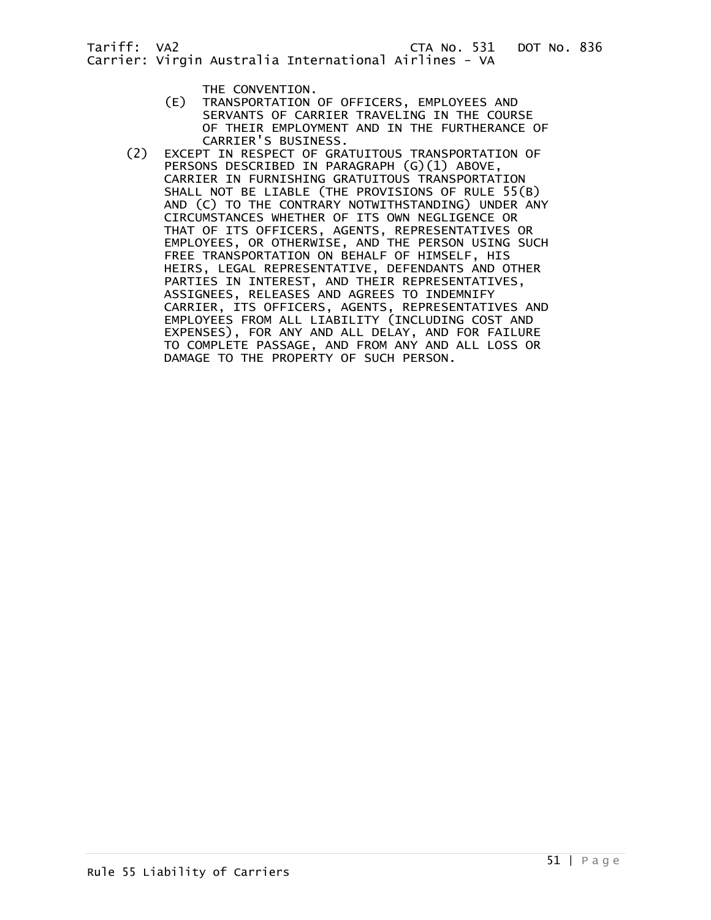THE CONVENTION.

(E) TRANSPORTATION OF OFFICERS, EMPLOYEES AND SERVANTS OF CARRIER TRAVELING IN THE COURSE OF THEIR EMPLOYMENT AND IN THE FURTHERANCE OF CARRIER'S BUSINESS.

(2) EXCEPT IN RESPECT OF GRATUITOUS TRANSPORTATION OF PERSONS DESCRIBED IN PARAGRAPH (G)(1) ABOVE, CARRIER IN FURNISHING GRATUITOUS TRANSPORTATION SHALL NOT BE LIABLE (THE PROVISIONS OF RULE 55(B) AND (C) TO THE CONTRARY NOTWITHSTANDING) UNDER ANY CIRCUMSTANCES WHETHER OF ITS OWN NEGLIGENCE OR THAT OF ITS OFFICERS, AGENTS, REPRESENTATIVES OR EMPLOYEES, OR OTHERWISE, AND THE PERSON USING SUCH FREE TRANSPORTATION ON BEHALF OF HIMSELF, HIS HEIRS, LEGAL REPRESENTATIVE, DEFENDANTS AND OTHER PARTIES IN INTEREST, AND THEIR REPRESENTATIVES, ASSIGNEES, RELEASES AND AGREES TO INDEMNIFY CARRIER, ITS OFFICERS, AGENTS, REPRESENTATIVES AND EMPLOYEES FROM ALL LIABILITY (INCLUDING COST AND EXPENSES), FOR ANY AND ALL DELAY, AND FOR FAILURE TO COMPLETE PASSAGE, AND FROM ANY AND ALL LOSS OR DAMAGE TO THE PROPERTY OF SUCH PERSON.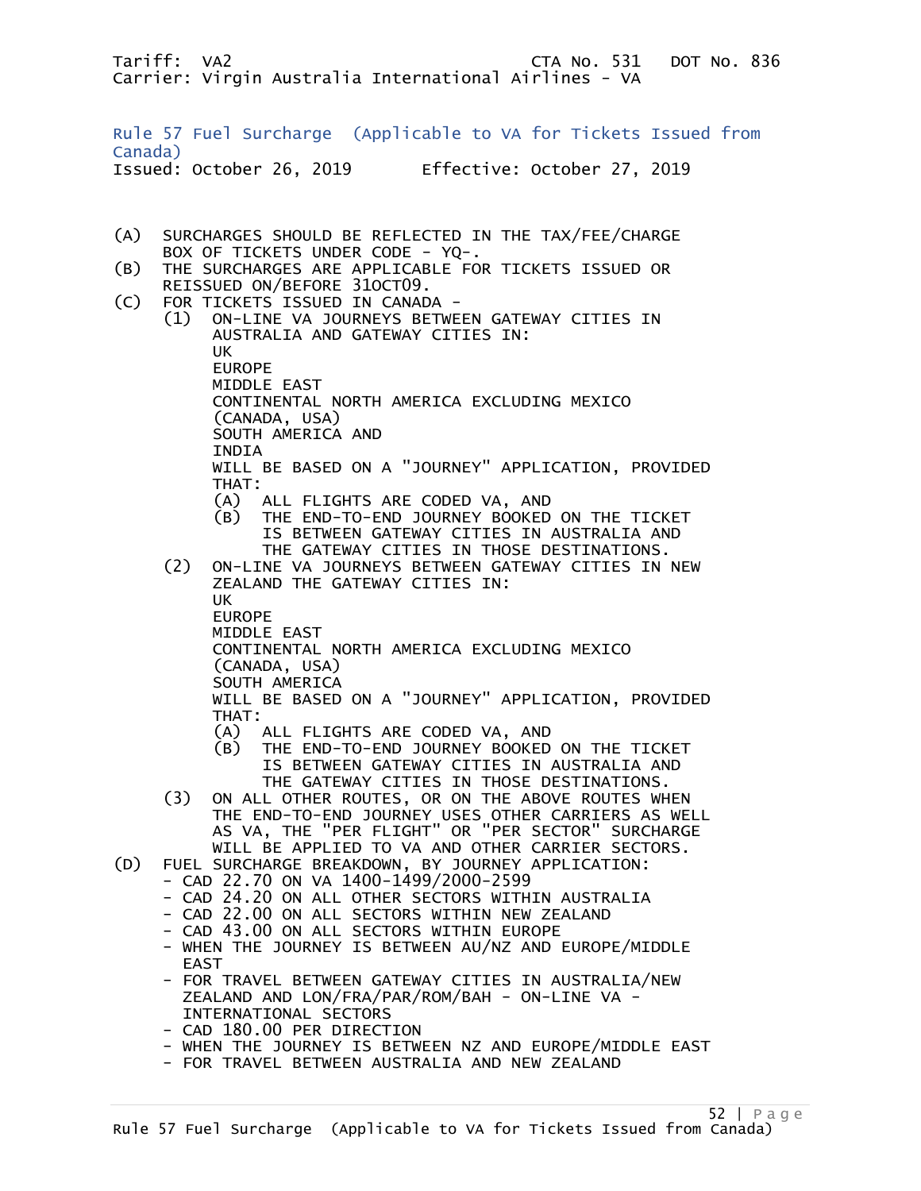Tariff: VA2 CTA No. 531 DOT No. 836
Carrier: Virgin Australia International Airlines - VA

## Rule 57 Fuel Surcharge (Applicable to VA for Tickets Issued from Canada)

Issued: October 26, 2019 Effective: October 27, 2019

(A) SURCHARGES SHOULD BE REFLECTED IN THE TAX/FEE/CHARGE BOX OF TICKETS UNDER CODE - YQ-.

(B) THE SURCHARGES ARE APPLICABLE FOR TICKETS ISSUED OR REISSUED ON/BEFORE 31OCT09.

(C) FOR TICKETS ISSUED IN CANADA -

(1) ON-LINE VA JOURNEYS BETWEEN GATEWAY CITIES IN AUSTRALIA AND GATEWAY CITIES IN:
UK
EUROPE
MIDDLE EAST
CONTINENTAL NORTH AMERICA EXCLUDING MEXICO (CANADA, USA)
SOUTH AMERICA AND
INDIA
WILL BE BASED ON A "JOURNEY" APPLICATION, PROVIDED THAT:
(A) ALL FLIGHTS ARE CODED VA, AND
(B) THE END-TO-END JOURNEY BOOKED ON THE TICKET IS BETWEEN GATEWAY CITIES IN AUSTRALIA AND THE GATEWAY CITIES IN THOSE DESTINATIONS.

(2) ON-LINE VA JOURNEYS BETWEEN GATEWAY CITIES IN NEW ZEALAND THE GATEWAY CITIES IN:
UK
EUROPE
MIDDLE EAST
CONTINENTAL NORTH AMERICA EXCLUDING MEXICO (CANADA, USA)
SOUTH AMERICA
WILL BE BASED ON A "JOURNEY" APPLICATION, PROVIDED THAT:
(A) ALL FLIGHTS ARE CODED VA, AND
(B) THE END-TO-END JOURNEY BOOKED ON THE TICKET IS BETWEEN GATEWAY CITIES IN AUSTRALIA AND THE GATEWAY CITIES IN THOSE DESTINATIONS.

(3) ON ALL OTHER ROUTES, OR ON THE ABOVE ROUTES WHEN THE END-TO-END JOURNEY USES OTHER CARRIERS AS WELL AS VA, THE "PER FLIGHT" OR "PER SECTOR" SURCHARGE WILL BE APPLIED TO VA AND OTHER CARRIER SECTORS.

(D) FUEL SURCHARGE BREAKDOWN, BY JOURNEY APPLICATION:
- CAD 22.70 ON VA 1400-1499/2000-2599
- CAD 24.20 ON ALL OTHER SECTORS WITHIN AUSTRALIA
- CAD 22.00 ON ALL SECTORS WITHIN NEW ZEALAND
- CAD 43.00 ON ALL SECTORS WITHIN EUROPE
- WHEN THE JOURNEY IS BETWEEN AU/NZ AND EUROPE/MIDDLE EAST
- FOR TRAVEL BETWEEN GATEWAY CITIES IN AUSTRALIA/NEW ZEALAND AND LON/FRA/PAR/ROM/BAH - ON-LINE VA - INTERNATIONAL SECTORS
- CAD 180.00 PER DIRECTION
- WHEN THE JOURNEY IS BETWEEN NZ AND EUROPE/MIDDLE EAST
- FOR TRAVEL BETWEEN AUSTRALIA AND NEW ZEALAND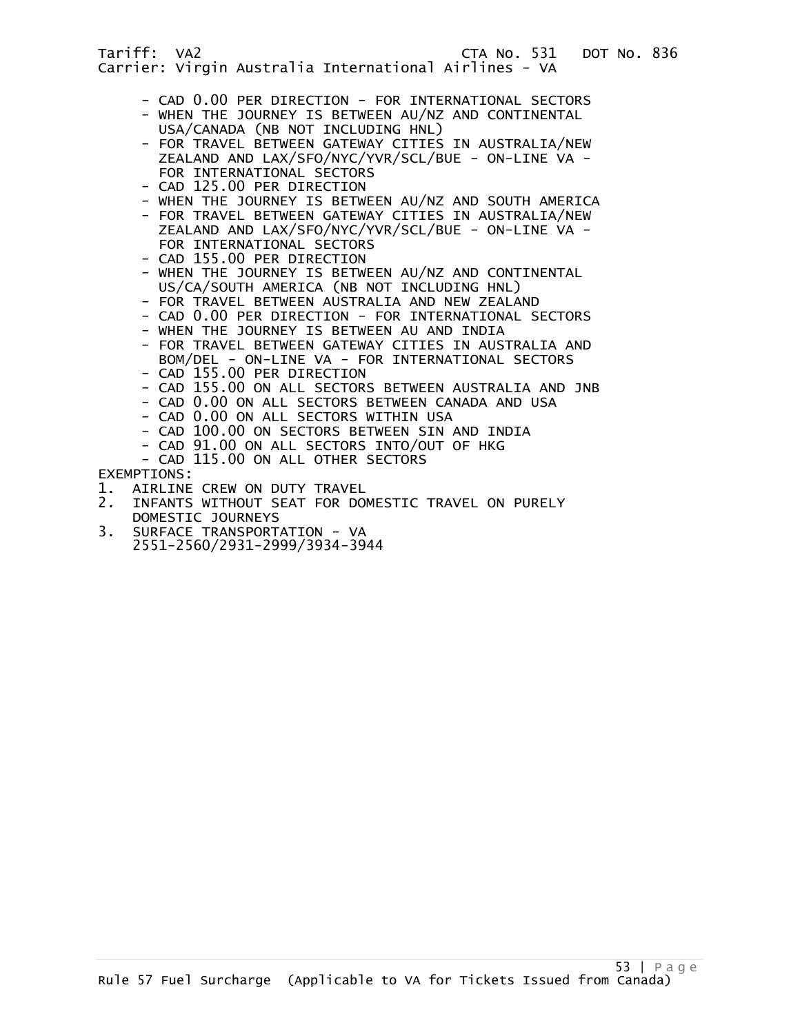- CAD 0.00 PER DIRECTION - FOR INTERNATIONAL SECTORS
- WHEN THE JOURNEY IS BETWEEN AU/NZ AND CONTINENTAL USA/CANADA (NB NOT INCLUDING HNL)
- FOR TRAVEL BETWEEN GATEWAY CITIES IN AUSTRALIA/NEW ZEALAND AND LAX/SFO/NYC/YVR/SCL/BUE - ON-LINE VA - FOR INTERNATIONAL SECTORS
- CAD 125.00 PER DIRECTION
- WHEN THE JOURNEY IS BETWEEN AU/NZ AND SOUTH AMERICA
- FOR TRAVEL BETWEEN GATEWAY CITIES IN AUSTRALIA/NEW ZEALAND AND LAX/SFO/NYC/YVR/SCL/BUE - ON-LINE VA - FOR INTERNATIONAL SECTORS
- CAD 155.00 PER DIRECTION
- WHEN THE JOURNEY IS BETWEEN AU/NZ AND CONTINENTAL US/CA/SOUTH AMERICA (NB NOT INCLUDING HNL)
- FOR TRAVEL BETWEEN AUSTRALIA AND NEW ZEALAND
- CAD 0.00 PER DIRECTION - FOR INTERNATIONAL SECTORS
- WHEN THE JOURNEY IS BETWEEN AU AND INDIA
- FOR TRAVEL BETWEEN GATEWAY CITIES IN AUSTRALIA AND BOM/DEL - ON-LINE VA - FOR INTERNATIONAL SECTORS
- CAD 155.00 PER DIRECTION
- CAD 155.00 ON ALL SECTORS BETWEEN AUSTRALIA AND JNB
- CAD 0.00 ON ALL SECTORS BETWEEN CANADA AND USA
- CAD 0.00 ON ALL SECTORS WITHIN USA
- CAD 100.00 ON SECTORS BETWEEN SIN AND INDIA
- CAD 91.00 ON ALL SECTORS INTO/OUT OF HKG
- CAD 115.00 ON ALL OTHER SECTORS

EXEMPTIONS:

1. AIRLINE CREW ON DUTY TRAVEL
2. INFANTS WITHOUT SEAT FOR DOMESTIC TRAVEL ON PURELY DOMESTIC JOURNEYS
3. SURFACE TRANSPORTATION - VA 2551-2560/2931-2999/3934-3944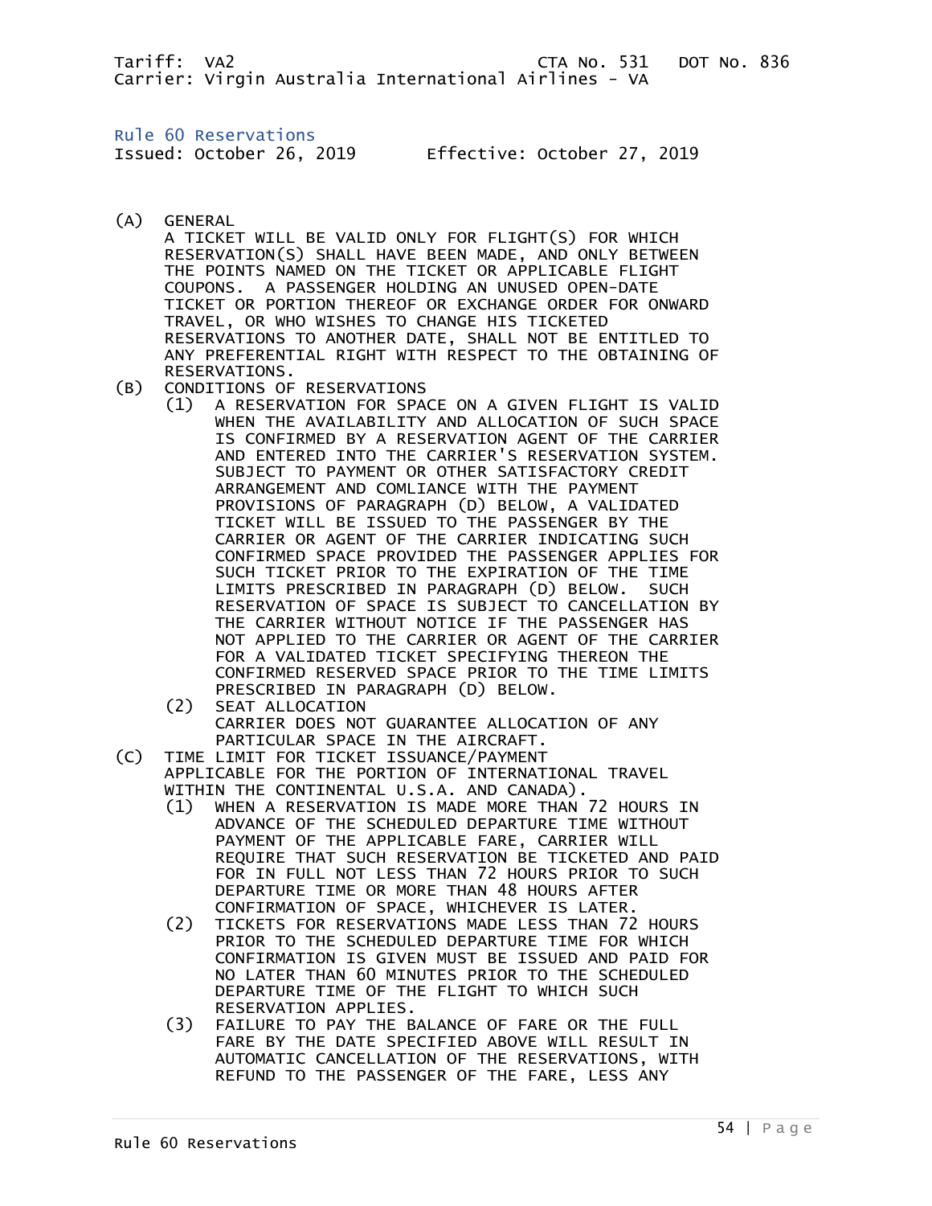Tariff: VA2 CTA No. 531 DOT No. 836
Carrier: Virgin Australia International Airlines - VA

## Rule 60 Reservations

Issued: October 26, 2019 Effective: October 27, 2019

(A) GENERAL
A TICKET WILL BE VALID ONLY FOR FLIGHT(S) FOR WHICH RESERVATION(S) SHALL HAVE BEEN MADE, AND ONLY BETWEEN THE POINTS NAMED ON THE TICKET OR APPLICABLE FLIGHT COUPONS. A PASSENGER HOLDING AN UNUSED OPEN-DATE TICKET OR PORTION THEREOF OR EXCHANGE ORDER FOR ONWARD TRAVEL, OR WHO WISHES TO CHANGE HIS TICKETED RESERVATIONS TO ANOTHER DATE, SHALL NOT BE ENTITLED TO ANY PREFERENTIAL RIGHT WITH RESPECT TO THE OBTAINING OF RESERVATIONS.

(B) CONDITIONS OF RESERVATIONS

(1) A RESERVATION FOR SPACE ON A GIVEN FLIGHT IS VALID WHEN THE AVAILABILITY AND ALLOCATION OF SUCH SPACE IS CONFIRMED BY A RESERVATION AGENT OF THE CARRIER AND ENTERED INTO THE CARRIER'S RESERVATION SYSTEM. SUBJECT TO PAYMENT OR OTHER SATISFACTORY CREDIT ARRANGEMENT AND COMLIANCE WITH THE PAYMENT PROVISIONS OF PARAGRAPH (D) BELOW, A VALIDATED TICKET WILL BE ISSUED TO THE PASSENGER BY THE CARRIER OR AGENT OF THE CARRIER INDICATING SUCH CONFIRMED SPACE PROVIDED THE PASSENGER APPLIES FOR SUCH TICKET PRIOR TO THE EXPIRATION OF THE TIME LIMITS PRESCRIBED IN PARAGRAPH (D) BELOW. SUCH RESERVATION OF SPACE IS SUBJECT TO CANCELLATION BY THE CARRIER WITHOUT NOTICE IF THE PASSENGER HAS NOT APPLIED TO THE CARRIER OR AGENT OF THE CARRIER FOR A VALIDATED TICKET SPECIFYING THEREON THE CONFIRMED RESERVED SPACE PRIOR TO THE TIME LIMITS PRESCRIBED IN PARAGRAPH (D) BELOW.

(2) SEAT ALLOCATION
CARRIER DOES NOT GUARANTEE ALLOCATION OF ANY PARTICULAR SPACE IN THE AIRCRAFT.

(C) TIME LIMIT FOR TICKET ISSUANCE/PAYMENT
APPLICABLE FOR THE PORTION OF INTERNATIONAL TRAVEL WITHIN THE CONTINENTAL U.S.A. AND CANADA).

(1) WHEN A RESERVATION IS MADE MORE THAN 72 HOURS IN ADVANCE OF THE SCHEDULED DEPARTURE TIME WITHOUT PAYMENT OF THE APPLICABLE FARE, CARRIER WILL REQUIRE THAT SUCH RESERVATION BE TICKETED AND PAID FOR IN FULL NOT LESS THAN 72 HOURS PRIOR TO SUCH DEPARTURE TIME OR MORE THAN 48 HOURS AFTER CONFIRMATION OF SPACE, WHICHEVER IS LATER.

(2) TICKETS FOR RESERVATIONS MADE LESS THAN 72 HOURS PRIOR TO THE SCHEDULED DEPARTURE TIME FOR WHICH CONFIRMATION IS GIVEN MUST BE ISSUED AND PAID FOR NO LATER THAN 60 MINUTES PRIOR TO THE SCHEDULED DEPARTURE TIME OF THE FLIGHT TO WHICH SUCH RESERVATION APPLIES.

(3) FAILURE TO PAY THE BALANCE OF FARE OR THE FULL FARE BY THE DATE SPECIFIED ABOVE WILL RESULT IN AUTOMATIC CANCELLATION OF THE RESERVATIONS, WITH REFUND TO THE PASSENGER OF THE FARE, LESS ANY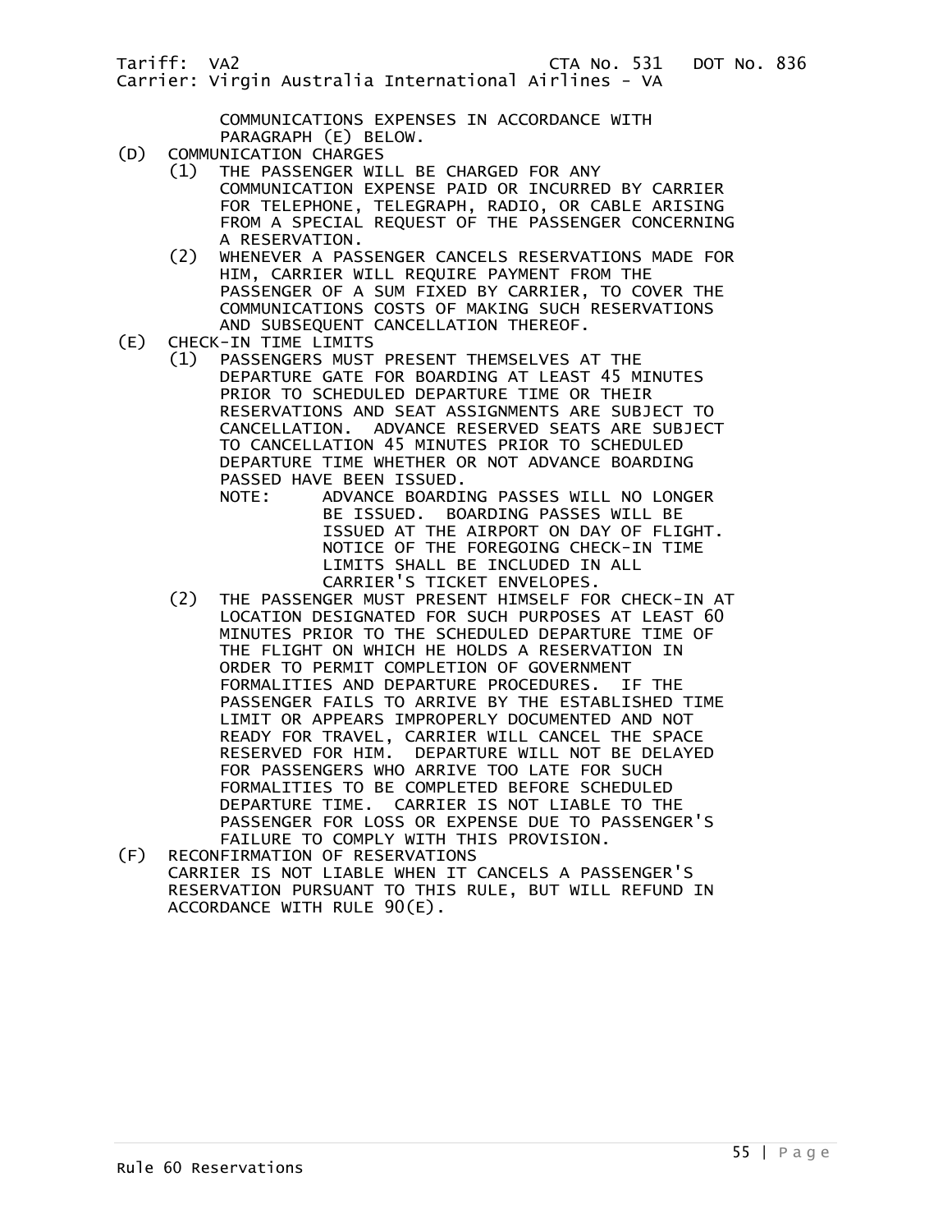COMMUNICATIONS EXPENSES IN ACCORDANCE WITH PARAGRAPH (E) BELOW.

(D) COMMUNICATION CHARGES

(1) THE PASSENGER WILL BE CHARGED FOR ANY COMMUNICATION EXPENSE PAID OR INCURRED BY CARRIER FOR TELEPHONE, TELEGRAPH, RADIO, OR CABLE ARISING FROM A SPECIAL REQUEST OF THE PASSENGER CONCERNING A RESERVATION.

(2) WHENEVER A PASSENGER CANCELS RESERVATIONS MADE FOR HIM, CARRIER WILL REQUIRE PAYMENT FROM THE PASSENGER OF A SUM FIXED BY CARRIER, TO COVER THE COMMUNICATIONS COSTS OF MAKING SUCH RESERVATIONS AND SUBSEQUENT CANCELLATION THEREOF.

(E) CHECK-IN TIME LIMITS

(1) PASSENGERS MUST PRESENT THEMSELVES AT THE DEPARTURE GATE FOR BOARDING AT LEAST 45 MINUTES PRIOR TO SCHEDULED DEPARTURE TIME OR THEIR RESERVATIONS AND SEAT ASSIGNMENTS ARE SUBJECT TO CANCELLATION. ADVANCE RESERVED SEATS ARE SUBJECT TO CANCELLATION 45 MINUTES PRIOR TO SCHEDULED DEPARTURE TIME WHETHER OR NOT ADVANCE BOARDING PASSED HAVE BEEN ISSUED.

NOTE: ADVANCE BOARDING PASSES WILL NO LONGER BE ISSUED. BOARDING PASSES WILL BE ISSUED AT THE AIRPORT ON DAY OF FLIGHT. NOTICE OF THE FOREGOING CHECK-IN TIME LIMITS SHALL BE INCLUDED IN ALL CARRIER'S TICKET ENVELOPES.

(2) THE PASSENGER MUST PRESENT HIMSELF FOR CHECK-IN AT LOCATION DESIGNATED FOR SUCH PURPOSES AT LEAST 60 MINUTES PRIOR TO THE SCHEDULED DEPARTURE TIME OF THE FLIGHT ON WHICH HE HOLDS A RESERVATION IN ORDER TO PERMIT COMPLETION OF GOVERNMENT FORMALITIES AND DEPARTURE PROCEDURES. IF THE PASSENGER FAILS TO ARRIVE BY THE ESTABLISHED TIME LIMIT OR APPEARS IMPROPERLY DOCUMENTED AND NOT READY FOR TRAVEL, CARRIER WILL CANCEL THE SPACE RESERVED FOR HIM. DEPARTURE WILL NOT BE DELAYED FOR PASSENGERS WHO ARRIVE TOO LATE FOR SUCH FORMALITIES TO BE COMPLETED BEFORE SCHEDULED DEPARTURE TIME. CARRIER IS NOT LIABLE TO THE PASSENGER FOR LOSS OR EXPENSE DUE TO PASSENGER'S FAILURE TO COMPLY WITH THIS PROVISION.

(F) RECONFIRMATION OF RESERVATIONS

CARRIER IS NOT LIABLE WHEN IT CANCELS A PASSENGER'S RESERVATION PURSUANT TO THIS RULE, BUT WILL REFUND IN ACCORDANCE WITH RULE 90(E).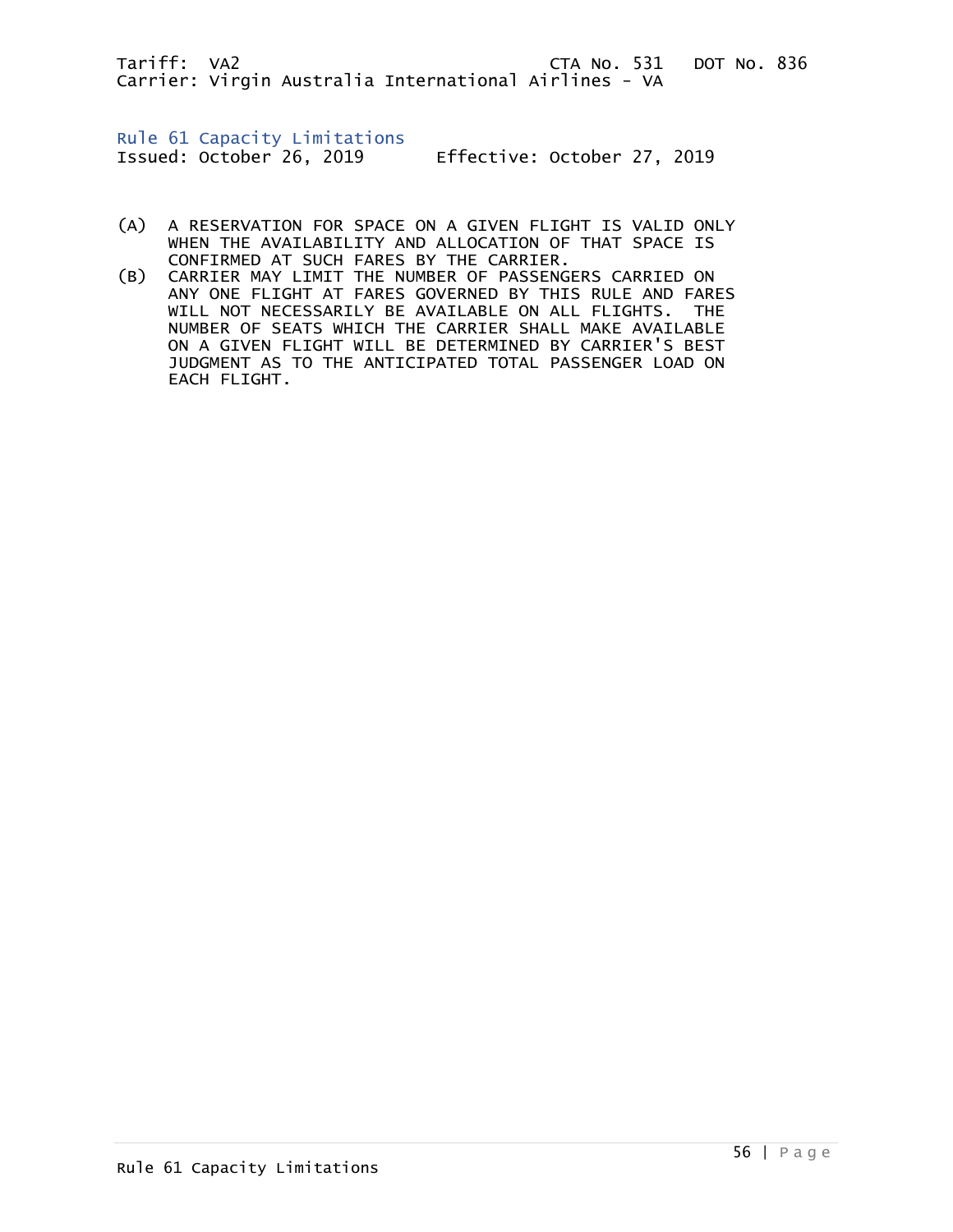Tariff: VA2 CTA No. 531 DOT No. 836
Carrier: Virgin Australia International Airlines - VA

## Rule 61 Capacity Limitations

Issued: October 26, 2019 Effective: October 27, 2019

(A) A RESERVATION FOR SPACE ON A GIVEN FLIGHT IS VALID ONLY WHEN THE AVAILABILITY AND ALLOCATION OF THAT SPACE IS CONFIRMED AT SUCH FARES BY THE CARRIER.

(B) CARRIER MAY LIMIT THE NUMBER OF PASSENGERS CARRIED ON ANY ONE FLIGHT AT FARES GOVERNED BY THIS RULE AND FARES WILL NOT NECESSARILY BE AVAILABLE ON ALL FLIGHTS. THE NUMBER OF SEATS WHICH THE CARRIER SHALL MAKE AVAILABLE ON A GIVEN FLIGHT WILL BE DETERMINED BY CARRIER'S BEST JUDGMENT AS TO THE ANTICIPATED TOTAL PASSENGER LOAD ON EACH FLIGHT.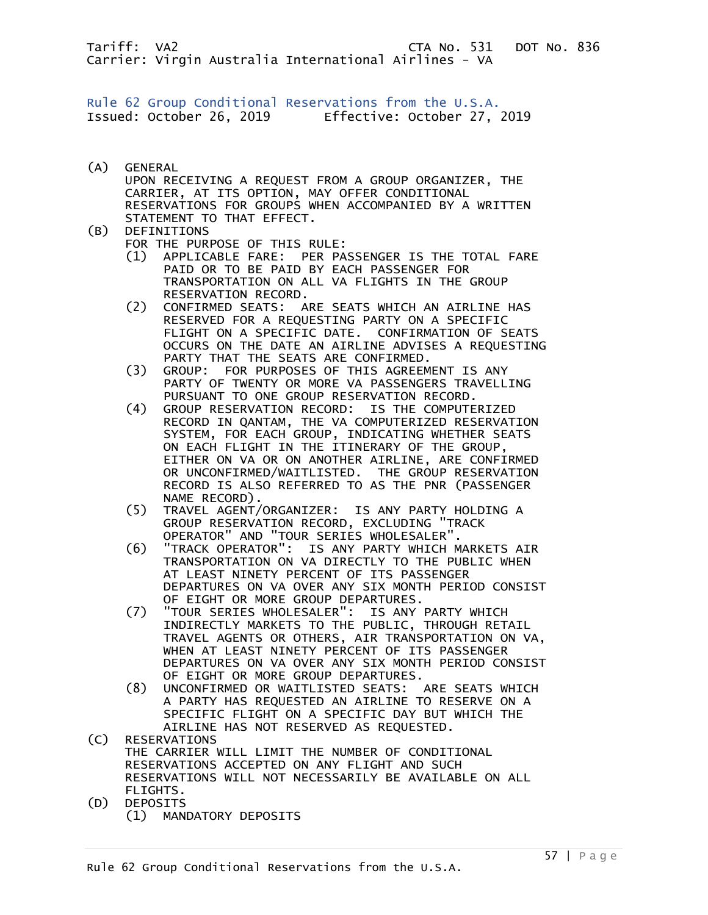Tariff: VA2 CTA No. 531 DOT No. 836
Carrier: Virgin Australia International Airlines - VA

## Rule 62 Group Conditional Reservations from the U.S.A.

Issued: October 26, 2019 Effective: October 27, 2019

(A) GENERAL
UPON RECEIVING A REQUEST FROM A GROUP ORGANIZER, THE CARRIER, AT ITS OPTION, MAY OFFER CONDITIONAL RESERVATIONS FOR GROUPS WHEN ACCOMPANIED BY A WRITTEN STATEMENT TO THAT EFFECT.

(B) DEFINITIONS
FOR THE PURPOSE OF THIS RULE:

(1) APPLICABLE FARE: PER PASSENGER IS THE TOTAL FARE PAID OR TO BE PAID BY EACH PASSENGER FOR TRANSPORTATION ON ALL VA FLIGHTS IN THE GROUP RESERVATION RECORD.

(2) CONFIRMED SEATS: ARE SEATS WHICH AN AIRLINE HAS RESERVED FOR A REQUESTING PARTY ON A SPECIFIC FLIGHT ON A SPECIFIC DATE. CONFIRMATION OF SEATS OCCURS ON THE DATE AN AIRLINE ADVISES A REQUESTING PARTY THAT THE SEATS ARE CONFIRMED.

(3) GROUP: FOR PURPOSES OF THIS AGREEMENT IS ANY PARTY OF TWENTY OR MORE VA PASSENGERS TRAVELLING PURSUANT TO ONE GROUP RESERVATION RECORD.

(4) GROUP RESERVATION RECORD: IS THE COMPUTERIZED RECORD IN QANTAM, THE VA COMPUTERIZED RESERVATION SYSTEM, FOR EACH GROUP, INDICATING WHETHER SEATS ON EACH FLIGHT IN THE ITINERARY OF THE GROUP, EITHER ON VA OR ON ANOTHER AIRLINE, ARE CONFIRMED OR UNCONFIRMED/WAITLISTED. THE GROUP RESERVATION RECORD IS ALSO REFERRED TO AS THE PNR (PASSENGER NAME RECORD).

(5) TRAVEL AGENT/ORGANIZER: IS ANY PARTY HOLDING A GROUP RESERVATION RECORD, EXCLUDING "TRACK OPERATOR" AND "TOUR SERIES WHOLESALER".

(6) "TRACK OPERATOR": IS ANY PARTY WHICH MARKETS AIR TRANSPORTATION ON VA DIRECTLY TO THE PUBLIC WHEN AT LEAST NINETY PERCENT OF ITS PASSENGER DEPARTURES ON VA OVER ANY SIX MONTH PERIOD CONSIST OF EIGHT OR MORE GROUP DEPARTURES.

(7) "TOUR SERIES WHOLESALER": IS ANY PARTY WHICH INDIRECTLY MARKETS TO THE PUBLIC, THROUGH RETAIL TRAVEL AGENTS OR OTHERS, AIR TRANSPORTATION ON VA, WHEN AT LEAST NINETY PERCENT OF ITS PASSENGER DEPARTURES ON VA OVER ANY SIX MONTH PERIOD CONSIST OF EIGHT OR MORE GROUP DEPARTURES.

(8) UNCONFIRMED OR WAITLISTED SEATS: ARE SEATS WHICH A PARTY HAS REQUESTED AN AIRLINE TO RESERVE ON A SPECIFIC FLIGHT ON A SPECIFIC DAY BUT WHICH THE AIRLINE HAS NOT RESERVED AS REQUESTED.

(C) RESERVATIONS
THE CARRIER WILL LIMIT THE NUMBER OF CONDITIONAL RESERVATIONS ACCEPTED ON ANY FLIGHT AND SUCH RESERVATIONS WILL NOT NECESSARILY BE AVAILABLE ON ALL FLIGHTS.

(D) DEPOSITS

(1) MANDATORY DEPOSITS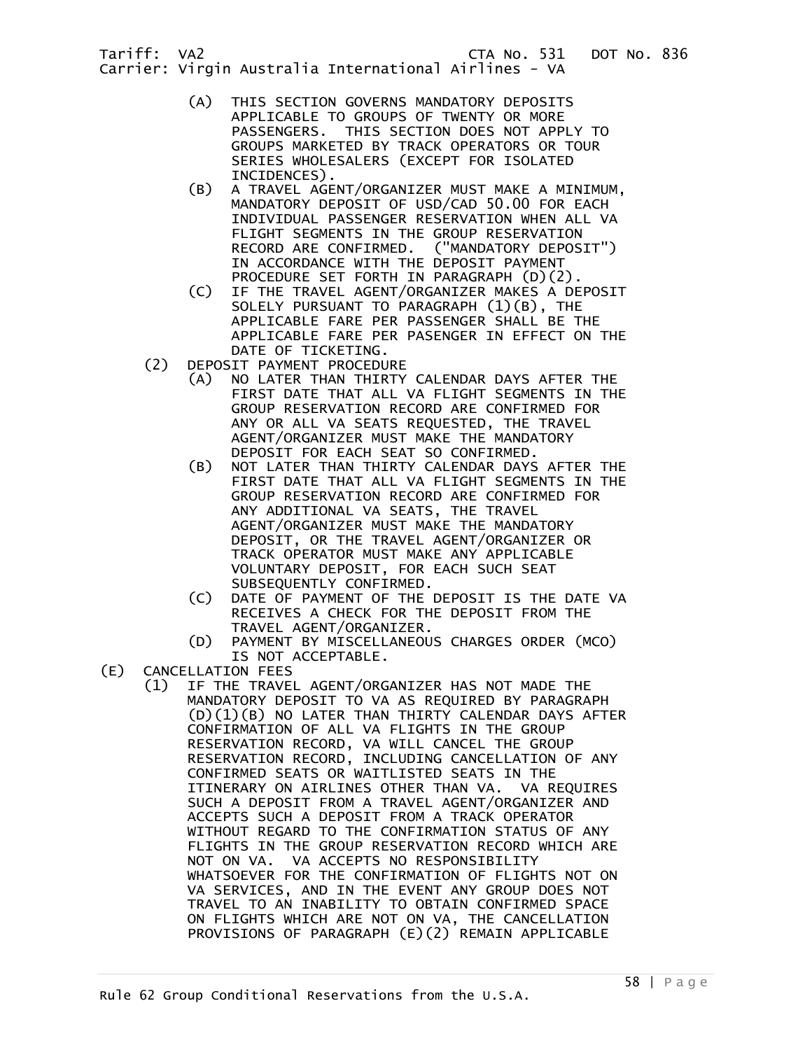(A) THIS SECTION GOVERNS MANDATORY DEPOSITS APPLICABLE TO GROUPS OF TWENTY OR MORE PASSENGERS. THIS SECTION DOES NOT APPLY TO GROUPS MARKETED BY TRACK OPERATORS OR TOUR SERIES WHOLESALERS (EXCEPT FOR ISOLATED INCIDENCES).

(B) A TRAVEL AGENT/ORGANIZER MUST MAKE A MINIMUM, MANDATORY DEPOSIT OF USD/CAD 50.00 FOR EACH INDIVIDUAL PASSENGER RESERVATION WHEN ALL VA FLIGHT SEGMENTS IN THE GROUP RESERVATION RECORD ARE CONFIRMED. ("MANDATORY DEPOSIT") IN ACCORDANCE WITH THE DEPOSIT PAYMENT PROCEDURE SET FORTH IN PARAGRAPH (D)(2).

(C) IF THE TRAVEL AGENT/ORGANIZER MAKES A DEPOSIT SOLELY PURSUANT TO PARAGRAPH (1)(B), THE APPLICABLE FARE PER PASSENGER SHALL BE THE APPLICABLE FARE PER PASENGER IN EFFECT ON THE DATE OF TICKETING.

(2) DEPOSIT PAYMENT PROCEDURE

(A) NO LATER THAN THIRTY CALENDAR DAYS AFTER THE FIRST DATE THAT ALL VA FLIGHT SEGMENTS IN THE GROUP RESERVATION RECORD ARE CONFIRMED FOR ANY OR ALL VA SEATS REQUESTED, THE TRAVEL AGENT/ORGANIZER MUST MAKE THE MANDATORY DEPOSIT FOR EACH SEAT SO CONFIRMED.

(B) NOT LATER THAN THIRTY CALENDAR DAYS AFTER THE FIRST DATE THAT ALL VA FLIGHT SEGMENTS IN THE GROUP RESERVATION RECORD ARE CONFIRMED FOR ANY ADDITIONAL VA SEATS, THE TRAVEL AGENT/ORGANIZER MUST MAKE THE MANDATORY DEPOSIT, OR THE TRAVEL AGENT/ORGANIZER OR TRACK OPERATOR MUST MAKE ANY APPLICABLE VOLUNTARY DEPOSIT, FOR EACH SUCH SEAT SUBSEQUENTLY CONFIRMED.

(C) DATE OF PAYMENT OF THE DEPOSIT IS THE DATE VA RECEIVES A CHECK FOR THE DEPOSIT FROM THE TRAVEL AGENT/ORGANIZER.

(D) PAYMENT BY MISCELLANEOUS CHARGES ORDER (MCO) IS NOT ACCEPTABLE.

(E) CANCELLATION FEES

(1) IF THE TRAVEL AGENT/ORGANIZER HAS NOT MADE THE MANDATORY DEPOSIT TO VA AS REQUIRED BY PARAGRAPH (D)(1)(B) NO LATER THAN THIRTY CALENDAR DAYS AFTER CONFIRMATION OF ALL VA FLIGHTS IN THE GROUP RESERVATION RECORD, VA WILL CANCEL THE GROUP RESERVATION RECORD, INCLUDING CANCELLATION OF ANY CONFIRMED SEATS OR WAITLISTED SEATS IN THE ITINERARY ON AIRLINES OTHER THAN VA. VA REQUIRES SUCH A DEPOSIT FROM A TRAVEL AGENT/ORGANIZER AND ACCEPTS SUCH A DEPOSIT FROM A TRACK OPERATOR WITHOUT REGARD TO THE CONFIRMATION STATUS OF ANY FLIGHTS IN THE GROUP RESERVATION RECORD WHICH ARE NOT ON VA. VA ACCEPTS NO RESPONSIBILITY WHATSOEVER FOR THE CONFIRMATION OF FLIGHTS NOT ON VA SERVICES, AND IN THE EVENT ANY GROUP DOES NOT TRAVEL TO AN INABILITY TO OBTAIN CONFIRMED SPACE ON FLIGHTS WHICH ARE NOT ON VA, THE CANCELLATION PROVISIONS OF PARAGRAPH (E)(2) REMAIN APPLICABLE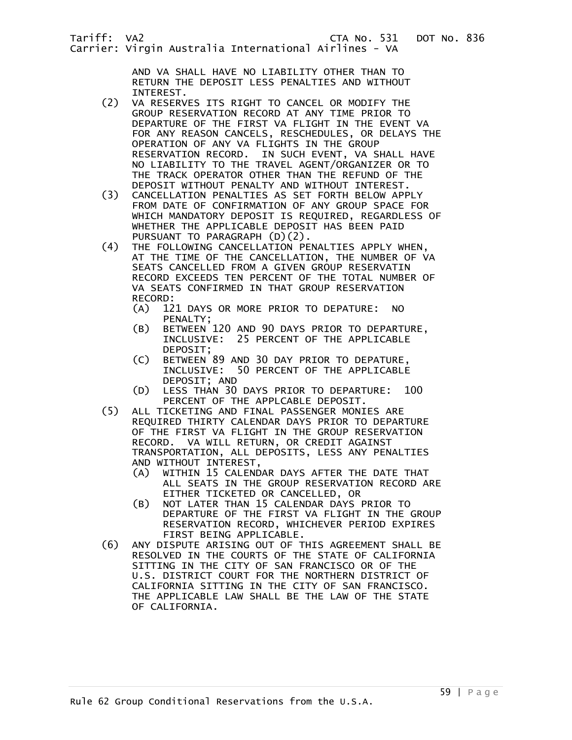AND VA SHALL HAVE NO LIABILITY OTHER THAN TO RETURN THE DEPOSIT LESS PENALTIES AND WITHOUT INTEREST.

(2) VA RESERVES ITS RIGHT TO CANCEL OR MODIFY THE GROUP RESERVATION RECORD AT ANY TIME PRIOR TO DEPARTURE OF THE FIRST VA FLIGHT IN THE EVENT VA FOR ANY REASON CANCELS, RESCHEDULES, OR DELAYS THE OPERATION OF ANY VA FLIGHTS IN THE GROUP RESERVATION RECORD. IN SUCH EVENT, VA SHALL HAVE NO LIABILITY TO THE TRAVEL AGENT/ORGANIZER OR TO THE TRACK OPERATOR OTHER THAN THE REFUND OF THE DEPOSIT WITHOUT PENALTY AND WITHOUT INTEREST.

(3) CANCELLATION PENALTIES AS SET FORTH BELOW APPLY FROM DATE OF CONFIRMATION OF ANY GROUP SPACE FOR WHICH MANDATORY DEPOSIT IS REQUIRED, REGARDLESS OF WHETHER THE APPLICABLE DEPOSIT HAS BEEN PAID PURSUANT TO PARAGRAPH (D)(2).

(4) THE FOLLOWING CANCELLATION PENALTIES APPLY WHEN, AT THE TIME OF THE CANCELLATION, THE NUMBER OF VA SEATS CANCELLED FROM A GIVEN GROUP RESERVATIN RECORD EXCEEDS TEN PERCENT OF THE TOTAL NUMBER OF VA SEATS CONFIRMED IN THAT GROUP RESERVATION RECORD:
   - (A) 121 DAYS OR MORE PRIOR TO DEPATURE: NO PENALTY;
   - (B) BETWEEN 120 AND 90 DAYS PRIOR TO DEPARTURE, INCLUSIVE: 25 PERCENT OF THE APPLICABLE DEPOSIT;
   - (C) BETWEEN 89 AND 30 DAY PRIOR TO DEPATURE, INCLUSIVE: 50 PERCENT OF THE APPLICABLE DEPOSIT; AND
   - (D) LESS THAN 30 DAYS PRIOR TO DEPARTURE: 100 PERCENT OF THE APPLCABLE DEPOSIT.

(5) ALL TICKETING AND FINAL PASSENGER MONIES ARE REQUIRED THIRTY CALENDAR DAYS PRIOR TO DEPARTURE OF THE FIRST VA FLIGHT IN THE GROUP RESERVATION RECORD. VA WILL RETURN, OR CREDIT AGAINST TRANSPORTATION, ALL DEPOSITS, LESS ANY PENALTIES AND WITHOUT INTEREST,
   - (A) WITHIN 15 CALENDAR DAYS AFTER THE DATE THAT ALL SEATS IN THE GROUP RESERVATION RECORD ARE EITHER TICKETED OR CANCELLED, OR
   - (B) NOT LATER THAN 15 CALENDAR DAYS PRIOR TO DEPARTURE OF THE FIRST VA FLIGHT IN THE GROUP RESERVATION RECORD, WHICHEVER PERIOD EXPIRES FIRST BEING APPLICABLE.

(6) ANY DISPUTE ARISING OUT OF THIS AGREEMENT SHALL BE RESOLVED IN THE COURTS OF THE STATE OF CALIFORNIA SITTING IN THE CITY OF SAN FRANCISCO OR OF THE U.S. DISTRICT COURT FOR THE NORTHERN DISTRICT OF CALIFORNIA SITTING IN THE CITY OF SAN FRANCISCO. THE APPLICABLE LAW SHALL BE THE LAW OF THE STATE OF CALIFORNIA.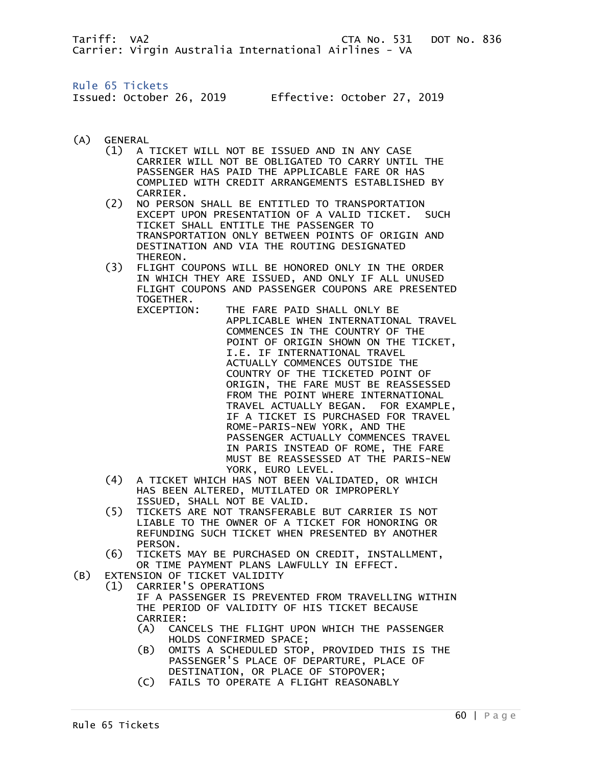Tariff: VA2 CTA No. 531 DOT No. 836
Carrier: Virgin Australia International Airlines - VA

## Rule 65 Tickets

Issued: October 26, 2019 Effective: October 27, 2019

(A) GENERAL

(1) A TICKET WILL NOT BE ISSUED AND IN ANY CASE CARRIER WILL NOT BE OBLIGATED TO CARRY UNTIL THE PASSENGER HAS PAID THE APPLICABLE FARE OR HAS COMPLIED WITH CREDIT ARRANGEMENTS ESTABLISHED BY CARRIER.

(2) NO PERSON SHALL BE ENTITLED TO TRANSPORTATION EXCEPT UPON PRESENTATION OF A VALID TICKET. SUCH TICKET SHALL ENTITLE THE PASSENGER TO TRANSPORTATION ONLY BETWEEN POINTS OF ORIGIN AND DESTINATION AND VIA THE ROUTING DESIGNATED THEREON.

(3) FLIGHT COUPONS WILL BE HONORED ONLY IN THE ORDER IN WHICH THEY ARE ISSUED, AND ONLY IF ALL UNUSED FLIGHT COUPONS AND PASSENGER COUPONS ARE PRESENTED TOGETHER.

EXCEPTION: THE FARE PAID SHALL ONLY BE APPLICABLE WHEN INTERNATIONAL TRAVEL COMMENCES IN THE COUNTRY OF THE POINT OF ORIGIN SHOWN ON THE TICKET, I.E. IF INTERNATIONAL TRAVEL ACTUALLY COMMENCES OUTSIDE THE COUNTRY OF THE TICKETED POINT OF ORIGIN, THE FARE MUST BE REASSESSED FROM THE POINT WHERE INTERNATIONAL TRAVEL ACTUALLY BEGAN. FOR EXAMPLE, IF A TICKET IS PURCHASED FOR TRAVEL ROME-PARIS-NEW YORK, AND THE PASSENGER ACTUALLY COMMENCES TRAVEL IN PARIS INSTEAD OF ROME, THE FARE MUST BE REASSESSED AT THE PARIS-NEW YORK, EURO LEVEL.

(4) A TICKET WHICH HAS NOT BEEN VALIDATED, OR WHICH HAS BEEN ALTERED, MUTILATED OR IMPROPERLY ISSUED, SHALL NOT BE VALID.

(5) TICKETS ARE NOT TRANSFERABLE BUT CARRIER IS NOT LIABLE TO THE OWNER OF A TICKET FOR HONORING OR REFUNDING SUCH TICKET WHEN PRESENTED BY ANOTHER PERSON.

(6) TICKETS MAY BE PURCHASED ON CREDIT, INSTALLMENT, OR TIME PAYMENT PLANS LAWFULLY IN EFFECT.

(B) EXTENSION OF TICKET VALIDITY

(1) CARRIER'S OPERATIONS

IF A PASSENGER IS PREVENTED FROM TRAVELLING WITHIN THE PERIOD OF VALIDITY OF HIS TICKET BECAUSE CARRIER:

(A) CANCELS THE FLIGHT UPON WHICH THE PASSENGER HOLDS CONFIRMED SPACE;

(B) OMITS A SCHEDULED STOP, PROVIDED THIS IS THE PASSENGER'S PLACE OF DEPARTURE, PLACE OF DESTINATION, OR PLACE OF STOPOVER;

(C) FAILS TO OPERATE A FLIGHT REASONABLY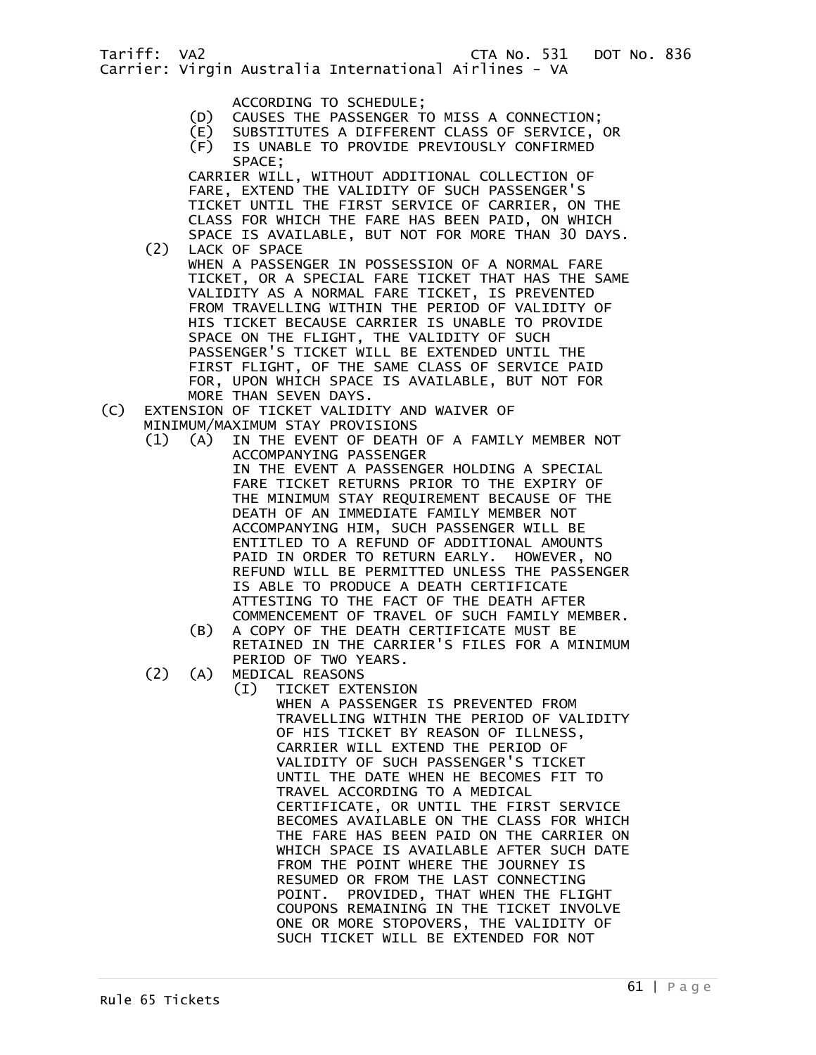ACCORDING TO SCHEDULE;

(D) CAUSES THE PASSENGER TO MISS A CONNECTION;

(E) SUBSTITUTES A DIFFERENT CLASS OF SERVICE, OR

(F) IS UNABLE TO PROVIDE PREVIOUSLY CONFIRMED SPACE;

CARRIER WILL, WITHOUT ADDITIONAL COLLECTION OF FARE, EXTEND THE VALIDITY OF SUCH PASSENGER'S TICKET UNTIL THE FIRST SERVICE OF CARRIER, ON THE CLASS FOR WHICH THE FARE HAS BEEN PAID, ON WHICH SPACE IS AVAILABLE, BUT NOT FOR MORE THAN 30 DAYS.

(2) LACK OF SPACE

WHEN A PASSENGER IN POSSESSION OF A NORMAL FARE TICKET, OR A SPECIAL FARE TICKET THAT HAS THE SAME VALIDITY AS A NORMAL FARE TICKET, IS PREVENTED FROM TRAVELLING WITHIN THE PERIOD OF VALIDITY OF HIS TICKET BECAUSE CARRIER IS UNABLE TO PROVIDE SPACE ON THE FLIGHT, THE VALIDITY OF SUCH PASSENGER'S TICKET WILL BE EXTENDED UNTIL THE FIRST FLIGHT, OF THE SAME CLASS OF SERVICE PAID FOR, UPON WHICH SPACE IS AVAILABLE, BUT NOT FOR MORE THAN SEVEN DAYS.

(C) EXTENSION OF TICKET VALIDITY AND WAIVER OF MINIMUM/MAXIMUM STAY PROVISIONS

(1) (A) IN THE EVENT OF DEATH OF A FAMILY MEMBER NOT ACCOMPANYING PASSENGER

IN THE EVENT A PASSENGER HOLDING A SPECIAL FARE TICKET RETURNS PRIOR TO THE EXPIRY OF THE MINIMUM STAY REQUIREMENT BECAUSE OF THE DEATH OF AN IMMEDIATE FAMILY MEMBER NOT ACCOMPANYING HIM, SUCH PASSENGER WILL BE ENTITLED TO A REFUND OF ADDITIONAL AMOUNTS PAID IN ORDER TO RETURN EARLY. HOWEVER, NO REFUND WILL BE PERMITTED UNLESS THE PASSENGER IS ABLE TO PRODUCE A DEATH CERTIFICATE ATTESTING TO THE FACT OF THE DEATH AFTER COMMENCEMENT OF TRAVEL OF SUCH FAMILY MEMBER.

(B) A COPY OF THE DEATH CERTIFICATE MUST BE RETAINED IN THE CARRIER'S FILES FOR A MINIMUM PERIOD OF TWO YEARS.

(2) (A) MEDICAL REASONS

(I) TICKET EXTENSION

WHEN A PASSENGER IS PREVENTED FROM TRAVELLING WITHIN THE PERIOD OF VALIDITY OF HIS TICKET BY REASON OF ILLNESS, CARRIER WILL EXTEND THE PERIOD OF VALIDITY OF SUCH PASSENGER'S TICKET UNTIL THE DATE WHEN HE BECOMES FIT TO TRAVEL ACCORDING TO A MEDICAL CERTIFICATE, OR UNTIL THE FIRST SERVICE BECOMES AVAILABLE ON THE CLASS FOR WHICH THE FARE HAS BEEN PAID ON THE CARRIER ON WHICH SPACE IS AVAILABLE AFTER SUCH DATE FROM THE POINT WHERE THE JOURNEY IS RESUMED OR FROM THE LAST CONNECTING POINT. PROVIDED, THAT WHEN THE FLIGHT COUPONS REMAINING IN THE TICKET INVOLVE ONE OR MORE STOPOVERS, THE VALIDITY OF SUCH TICKET WILL BE EXTENDED FOR NOT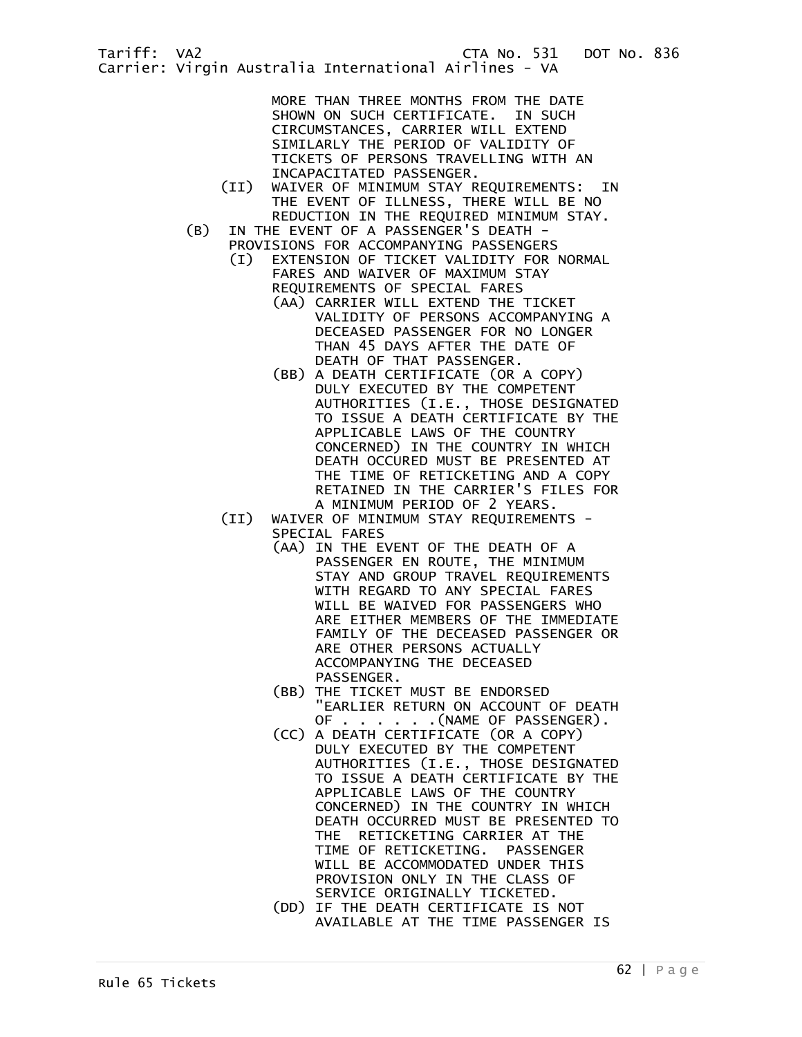MORE THAN THREE MONTHS FROM THE DATE SHOWN ON SUCH CERTIFICATE. IN SUCH CIRCUMSTANCES, CARRIER WILL EXTEND SIMILARLY THE PERIOD OF VALIDITY OF TICKETS OF PERSONS TRAVELLING WITH AN INCAPACITATED PASSENGER.

(II) WAIVER OF MINIMUM STAY REQUIREMENTS: IN THE EVENT OF ILLNESS, THERE WILL BE NO REDUCTION IN THE REQUIRED MINIMUM STAY.

(B) IN THE EVENT OF A PASSENGER'S DEATH - PROVISIONS FOR ACCOMPANYING PASSENGERS

(I) EXTENSION OF TICKET VALIDITY FOR NORMAL FARES AND WAIVER OF MAXIMUM STAY REQUIREMENTS OF SPECIAL FARES

(AA) CARRIER WILL EXTEND THE TICKET VALIDITY OF PERSONS ACCOMPANYING A DECEASED PASSENGER FOR NO LONGER THAN 45 DAYS AFTER THE DATE OF DEATH OF THAT PASSENGER.

(BB) A DEATH CERTIFICATE (OR A COPY) DULY EXECUTED BY THE COMPETENT AUTHORITIES (I.E., THOSE DESIGNATED TO ISSUE A DEATH CERTIFICATE BY THE APPLICABLE LAWS OF THE COUNTRY CONCERNED) IN THE COUNTRY IN WHICH DEATH OCCURED MUST BE PRESENTED AT THE TIME OF RETICKETING AND A COPY RETAINED IN THE CARRIER'S FILES FOR A MINIMUM PERIOD OF 2 YEARS.

(II) WAIVER OF MINIMUM STAY REQUIREMENTS - SPECIAL FARES

(AA) IN THE EVENT OF THE DEATH OF A PASSENGER EN ROUTE, THE MINIMUM STAY AND GROUP TRAVEL REQUIREMENTS WITH REGARD TO ANY SPECIAL FARES WILL BE WAIVED FOR PASSENGERS WHO ARE EITHER MEMBERS OF THE IMMEDIATE FAMILY OF THE DECEASED PASSENGER OR ARE OTHER PERSONS ACTUALLY ACCOMPANYING THE DECEASED PASSENGER.

(BB) THE TICKET MUST BE ENDORSED "EARLIER RETURN ON ACCOUNT OF DEATH OF . . . . . . .(NAME OF PASSENGER).

(CC) A DEATH CERTIFICATE (OR A COPY) DULY EXECUTED BY THE COMPETENT AUTHORITIES (I.E., THOSE DESIGNATED TO ISSUE A DEATH CERTIFICATE BY THE APPLICABLE LAWS OF THE COUNTRY CONCERNED) IN THE COUNTRY IN WHICH DEATH OCCURRED MUST BE PRESENTED TO THE RETICKETING CARRIER AT THE TIME OF RETICKETING. PASSENGER WILL BE ACCOMMODATED UNDER THIS PROVISION ONLY IN THE CLASS OF SERVICE ORIGINALLY TICKETED.

(DD) IF THE DEATH CERTIFICATE IS NOT AVAILABLE AT THE TIME PASSENGER IS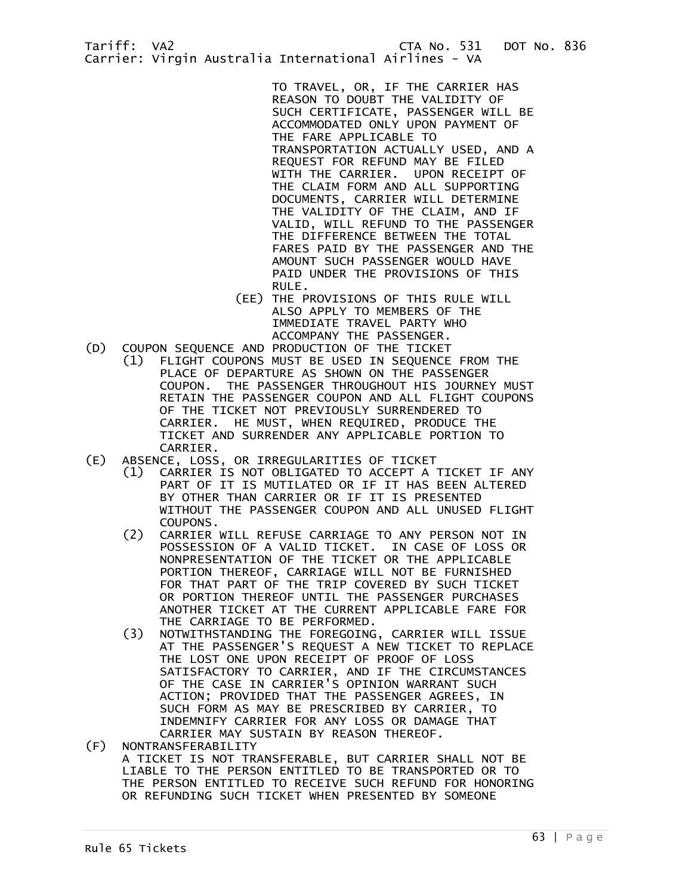TO TRAVEL, OR, IF THE CARRIER HAS REASON TO DOUBT THE VALIDITY OF SUCH CERTIFICATE, PASSENGER WILL BE ACCOMMODATED ONLY UPON PAYMENT OF THE FARE APPLICABLE TO TRANSPORTATION ACTUALLY USED, AND A REQUEST FOR REFUND MAY BE FILED WITH THE CARRIER. UPON RECEIPT OF THE CLAIM FORM AND ALL SUPPORTING DOCUMENTS, CARRIER WILL DETERMINE THE VALIDITY OF THE CLAIM, AND IF VALID, WILL REFUND TO THE PASSENGER THE DIFFERENCE BETWEEN THE TOTAL FARES PAID BY THE PASSENGER AND THE AMOUNT SUCH PASSENGER WOULD HAVE PAID UNDER THE PROVISIONS OF THIS RULE.

(EE) THE PROVISIONS OF THIS RULE WILL ALSO APPLY TO MEMBERS OF THE IMMEDIATE TRAVEL PARTY WHO ACCOMPANY THE PASSENGER.

(D) COUPON SEQUENCE AND PRODUCTION OF THE TICKET

(1) FLIGHT COUPONS MUST BE USED IN SEQUENCE FROM THE PLACE OF DEPARTURE AS SHOWN ON THE PASSENGER COUPON. THE PASSENGER THROUGHOUT HIS JOURNEY MUST RETAIN THE PASSENGER COUPON AND ALL FLIGHT COUPONS OF THE TICKET NOT PREVIOUSLY SURRENDERED TO CARRIER. HE MUST, WHEN REQUIRED, PRODUCE THE TICKET AND SURRENDER ANY APPLICABLE PORTION TO CARRIER.

(E) ABSENCE, LOSS, OR IRREGULARITIES OF TICKET

(1) CARRIER IS NOT OBLIGATED TO ACCEPT A TICKET IF ANY PART OF IT IS MUTILATED OR IF IT HAS BEEN ALTERED BY OTHER THAN CARRIER OR IF IT IS PRESENTED WITHOUT THE PASSENGER COUPON AND ALL UNUSED FLIGHT COUPONS.

(2) CARRIER WILL REFUSE CARRIAGE TO ANY PERSON NOT IN POSSESSION OF A VALID TICKET. IN CASE OF LOSS OR NONPRESENTATION OF THE TICKET OR THE APPLICABLE PORTION THEREOF, CARRIAGE WILL NOT BE FURNISHED FOR THAT PART OF THE TRIP COVERED BY SUCH TICKET OR PORTION THEREOF UNTIL THE PASSENGER PURCHASES ANOTHER TICKET AT THE CURRENT APPLICABLE FARE FOR THE CARRIAGE TO BE PERFORMED.

(3) NOTWITHSTANDING THE FOREGOING, CARRIER WILL ISSUE AT THE PASSENGER'S REQUEST A NEW TICKET TO REPLACE THE LOST ONE UPON RECEIPT OF PROOF OF LOSS SATISFACTORY TO CARRIER, AND IF THE CIRCUMSTANCES OF THE CASE IN CARRIER'S OPINION WARRANT SUCH ACTION; PROVIDED THAT THE PASSENGER AGREES, IN SUCH FORM AS MAY BE PRESCRIBED BY CARRIER, TO INDEMNIFY CARRIER FOR ANY LOSS OR DAMAGE THAT CARRIER MAY SUSTAIN BY REASON THEREOF.

(F) NONTRANSFERABILITY

A TICKET IS NOT TRANSFERABLE, BUT CARRIER SHALL NOT BE LIABLE TO THE PERSON ENTITLED TO BE TRANSPORTED OR TO THE PERSON ENTITLED TO RECEIVE SUCH REFUND FOR HONORING OR REFUNDING SUCH TICKET WHEN PRESENTED BY SOMEONE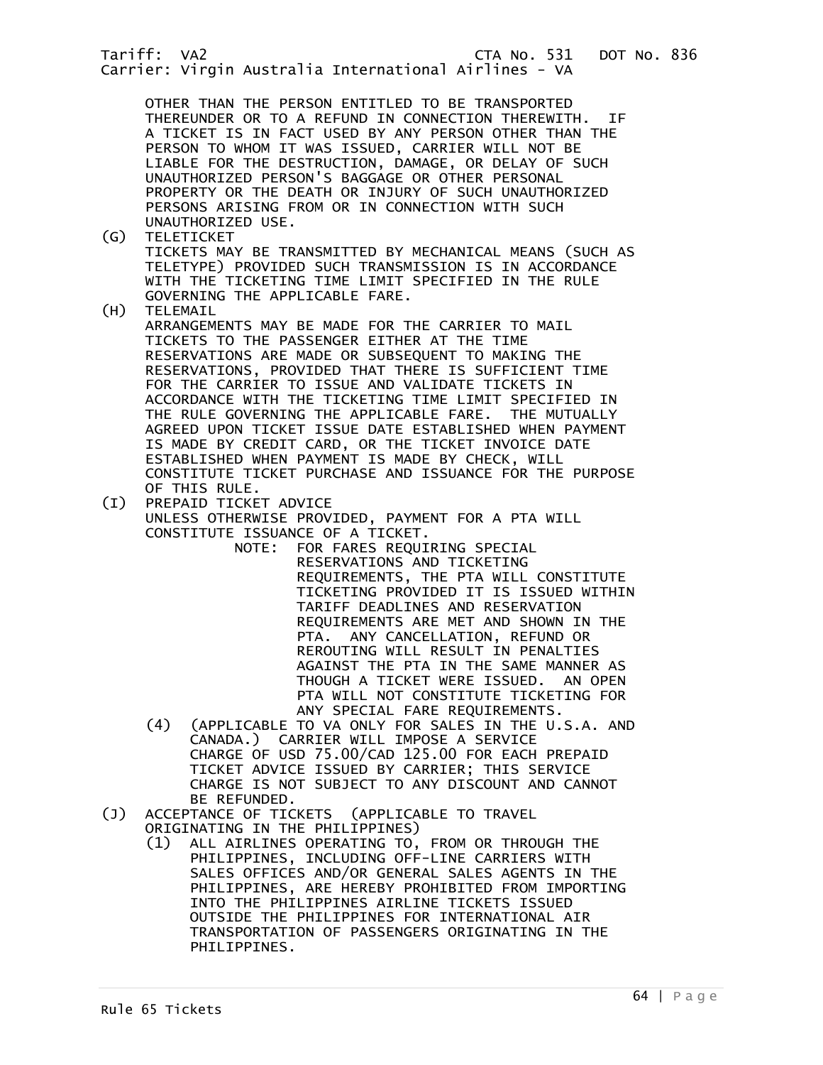OTHER THAN THE PERSON ENTITLED TO BE TRANSPORTED THEREUNDER OR TO A REFUND IN CONNECTION THEREWITH. IF A TICKET IS IN FACT USED BY ANY PERSON OTHER THAN THE PERSON TO WHOM IT WAS ISSUED, CARRIER WILL NOT BE LIABLE FOR THE DESTRUCTION, DAMAGE, OR DELAY OF SUCH UNAUTHORIZED PERSON'S BAGGAGE OR OTHER PERSONAL PROPERTY OR THE DEATH OR INJURY OF SUCH UNAUTHORIZED PERSONS ARISING FROM OR IN CONNECTION WITH SUCH UNAUTHORIZED USE.

(G) TELETICKET

TICKETS MAY BE TRANSMITTED BY MECHANICAL MEANS (SUCH AS TELETYPE) PROVIDED SUCH TRANSMISSION IS IN ACCORDANCE WITH THE TICKETING TIME LIMIT SPECIFIED IN THE RULE GOVERNING THE APPLICABLE FARE.

(H) TELEMAIL

ARRANGEMENTS MAY BE MADE FOR THE CARRIER TO MAIL TICKETS TO THE PASSENGER EITHER AT THE TIME RESERVATIONS ARE MADE OR SUBSEQUENT TO MAKING THE RESERVATIONS, PROVIDED THAT THERE IS SUFFICIENT TIME FOR THE CARRIER TO ISSUE AND VALIDATE TICKETS IN ACCORDANCE WITH THE TICKETING TIME LIMIT SPECIFIED IN THE RULE GOVERNING THE APPLICABLE FARE. THE MUTUALLY AGREED UPON TICKET ISSUE DATE ESTABLISHED WHEN PAYMENT IS MADE BY CREDIT CARD, OR THE TICKET INVOICE DATE ESTABLISHED WHEN PAYMENT IS MADE BY CHECK, WILL CONSTITUTE TICKET PURCHASE AND ISSUANCE FOR THE PURPOSE OF THIS RULE.

(I) PREPAID TICKET ADVICE

UNLESS OTHERWISE PROVIDED, PAYMENT FOR A PTA WILL CONSTITUTE ISSUANCE OF A TICKET.

NOTE: FOR FARES REQUIRING SPECIAL RESERVATIONS AND TICKETING REQUIREMENTS, THE PTA WILL CONSTITUTE TICKETING PROVIDED IT IS ISSUED WITHIN TARIFF DEADLINES AND RESERVATION REQUIREMENTS ARE MET AND SHOWN IN THE PTA. ANY CANCELLATION, REFUND OR REROUTING WILL RESULT IN PENALTIES AGAINST THE PTA IN THE SAME MANNER AS THOUGH A TICKET WERE ISSUED. AN OPEN PTA WILL NOT CONSTITUTE TICKETING FOR ANY SPECIAL FARE REQUIREMENTS.

(4) (APPLICABLE TO VA ONLY FOR SALES IN THE U.S.A. AND CANADA.) CARRIER WILL IMPOSE A SERVICE CHARGE OF USD 75.00/CAD 125.00 FOR EACH PREPAID TICKET ADVICE ISSUED BY CARRIER; THIS SERVICE CHARGE IS NOT SUBJECT TO ANY DISCOUNT AND CANNOT BE REFUNDED.

(J) ACCEPTANCE OF TICKETS (APPLICABLE TO TRAVEL ORIGINATING IN THE PHILIPPINES)

(1) ALL AIRLINES OPERATING TO, FROM OR THROUGH THE PHILIPPINES, INCLUDING OFF-LINE CARRIERS WITH SALES OFFICES AND/OR GENERAL SALES AGENTS IN THE PHILIPPINES, ARE HEREBY PROHIBITED FROM IMPORTING INTO THE PHILIPPINES AIRLINE TICKETS ISSUED OUTSIDE THE PHILIPPINES FOR INTERNATIONAL AIR TRANSPORTATION OF PASSENGERS ORIGINATING IN THE PHILIPPINES.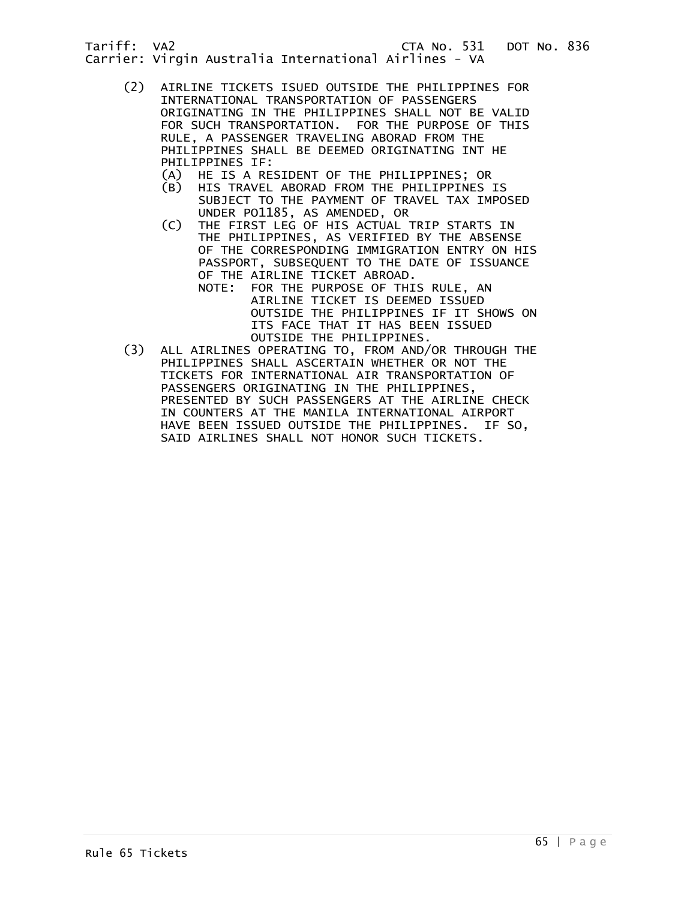(2) AIRLINE TICKETS ISUED OUTSIDE THE PHILIPPINES FOR INTERNATIONAL TRANSPORTATION OF PASSENGERS ORIGINATING IN THE PHILIPPINES SHALL NOT BE VALID FOR SUCH TRANSPORTATION. FOR THE PURPOSE OF THIS RULE, A PASSENGER TRAVELING ABORAD FROM THE PHILIPPINES SHALL BE DEEMED ORIGINATING INT HE PHILIPPINES IF:

   (A) HE IS A RESIDENT OF THE PHILIPPINES; OR

   (B) HIS TRAVEL ABORAD FROM THE PHILIPPINES IS SUBJECT TO THE PAYMENT OF TRAVEL TAX IMPOSED UNDER PO1185, AS AMENDED, OR

   (C) THE FIRST LEG OF HIS ACTUAL TRIP STARTS IN THE PHILIPPINES, AS VERIFIED BY THE ABSENSE OF THE CORRESPONDING IMMIGRATION ENTRY ON HIS PASSPORT, SUBSEQUENT TO THE DATE OF ISSUANCE OF THE AIRLINE TICKET ABROAD.

   NOTE: FOR THE PURPOSE OF THIS RULE, AN AIRLINE TICKET IS DEEMED ISSUED OUTSIDE THE PHILIPPINES IF IT SHOWS ON ITS FACE THAT IT HAS BEEN ISSUED OUTSIDE THE PHILIPPINES.

(3) ALL AIRLINES OPERATING TO, FROM AND/OR THROUGH THE PHILIPPINES SHALL ASCERTAIN WHETHER OR NOT THE TICKETS FOR INTERNATIONAL AIR TRANSPORTATION OF PASSENGERS ORIGINATING IN THE PHILIPPINES, PRESENTED BY SUCH PASSENGERS AT THE AIRLINE CHECK IN COUNTERS AT THE MANILA INTERNATIONAL AIRPORT HAVE BEEN ISSUED OUTSIDE THE PHILIPPINES. IF SO, SAID AIRLINES SHALL NOT HONOR SUCH TICKETS.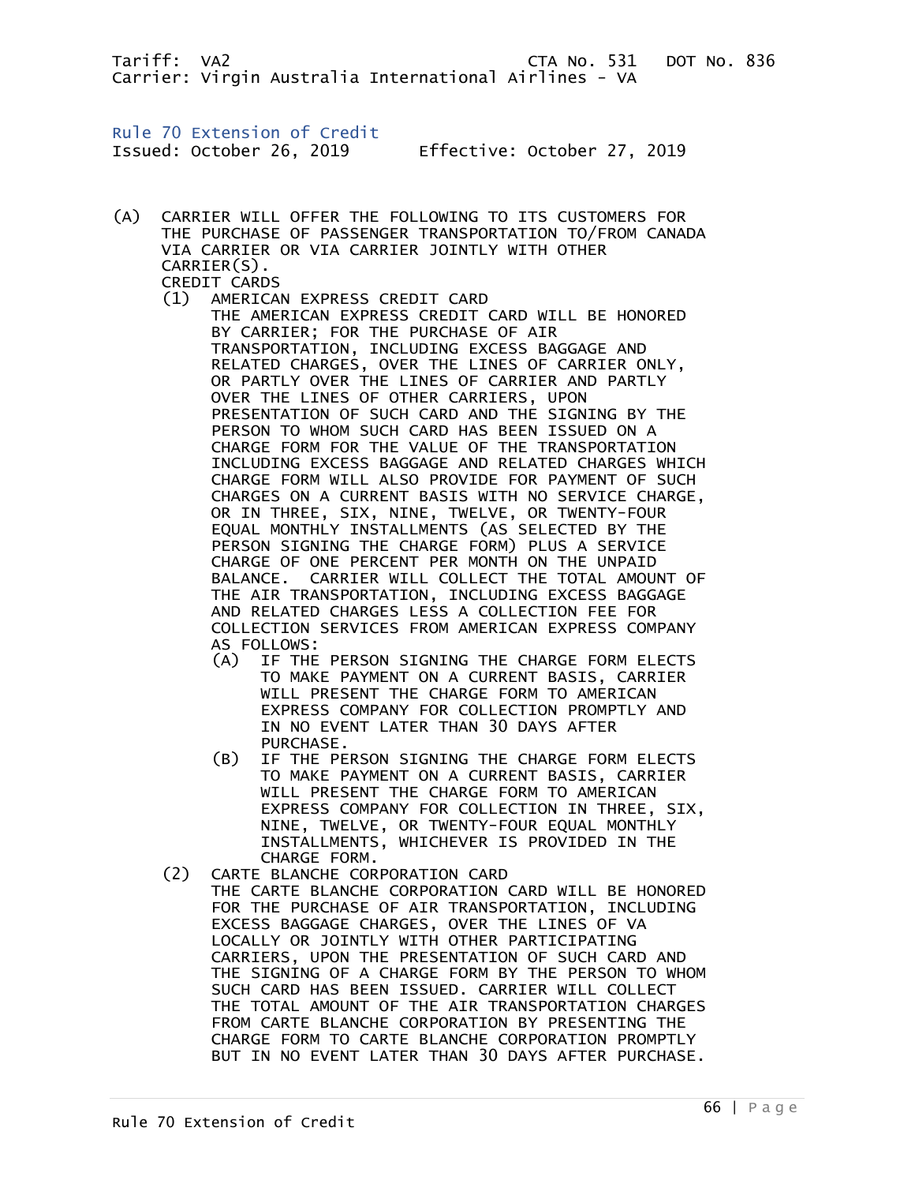Tariff: VA2 CTA No. 531 DOT No. 836
Carrier: Virgin Australia International Airlines - VA

## Rule 70 Extension of Credit

Issued: October 26, 2019 Effective: October 27, 2019

(A) CARRIER WILL OFFER THE FOLLOWING TO ITS CUSTOMERS FOR THE PURCHASE OF PASSENGER TRANSPORTATION TO/FROM CANADA VIA CARRIER OR VIA CARRIER JOINTLY WITH OTHER CARRIER(S).

CREDIT CARDS

(1) AMERICAN EXPRESS CREDIT CARD
THE AMERICAN EXPRESS CREDIT CARD WILL BE HONORED BY CARRIER; FOR THE PURCHASE OF AIR TRANSPORTATION, INCLUDING EXCESS BAGGAGE AND RELATED CHARGES, OVER THE LINES OF CARRIER ONLY, OR PARTLY OVER THE LINES OF CARRIER AND PARTLY OVER THE LINES OF OTHER CARRIERS, UPON PRESENTATION OF SUCH CARD AND THE SIGNING BY THE PERSON TO WHOM SUCH CARD HAS BEEN ISSUED ON A CHARGE FORM FOR THE VALUE OF THE TRANSPORTATION INCLUDING EXCESS BAGGAGE AND RELATED CHARGES WHICH CHARGE FORM WILL ALSO PROVIDE FOR PAYMENT OF SUCH CHARGES ON A CURRENT BASIS WITH NO SERVICE CHARGE, OR IN THREE, SIX, NINE, TWELVE, OR TWENTY-FOUR EQUAL MONTHLY INSTALLMENTS (AS SELECTED BY THE PERSON SIGNING THE CHARGE FORM) PLUS A SERVICE CHARGE OF ONE PERCENT PER MONTH ON THE UNPAID BALANCE. CARRIER WILL COLLECT THE TOTAL AMOUNT OF THE AIR TRANSPORTATION, INCLUDING EXCESS BAGGAGE AND RELATED CHARGES LESS A COLLECTION FEE FOR COLLECTION SERVICES FROM AMERICAN EXPRESS COMPANY AS FOLLOWS:

  (A) IF THE PERSON SIGNING THE CHARGE FORM ELECTS TO MAKE PAYMENT ON A CURRENT BASIS, CARRIER WILL PRESENT THE CHARGE FORM TO AMERICAN EXPRESS COMPANY FOR COLLECTION PROMPTLY AND IN NO EVENT LATER THAN 30 DAYS AFTER PURCHASE.

  (B) IF THE PERSON SIGNING THE CHARGE FORM ELECTS TO MAKE PAYMENT ON A CURRENT BASIS, CARRIER WILL PRESENT THE CHARGE FORM TO AMERICAN EXPRESS COMPANY FOR COLLECTION IN THREE, SIX, NINE, TWELVE, OR TWENTY-FOUR EQUAL MONTHLY INSTALLMENTS, WHICHEVER IS PROVIDED IN THE CHARGE FORM.

(2) CARTE BLANCHE CORPORATION CARD
THE CARTE BLANCHE CORPORATION CARD WILL BE HONORED FOR THE PURCHASE OF AIR TRANSPORTATION, INCLUDING EXCESS BAGGAGE CHARGES, OVER THE LINES OF VA LOCALLY OR JOINTLY WITH OTHER PARTICIPATING CARRIERS, UPON THE PRESENTATION OF SUCH CARD AND THE SIGNING OF A CHARGE FORM BY THE PERSON TO WHOM SUCH CARD HAS BEEN ISSUED. CARRIER WILL COLLECT THE TOTAL AMOUNT OF THE AIR TRANSPORTATION CHARGES FROM CARTE BLANCHE CORPORATION BY PRESENTING THE CHARGE FORM TO CARTE BLANCHE CORPORATION PROMPTLY BUT IN NO EVENT LATER THAN 30 DAYS AFTER PURCHASE.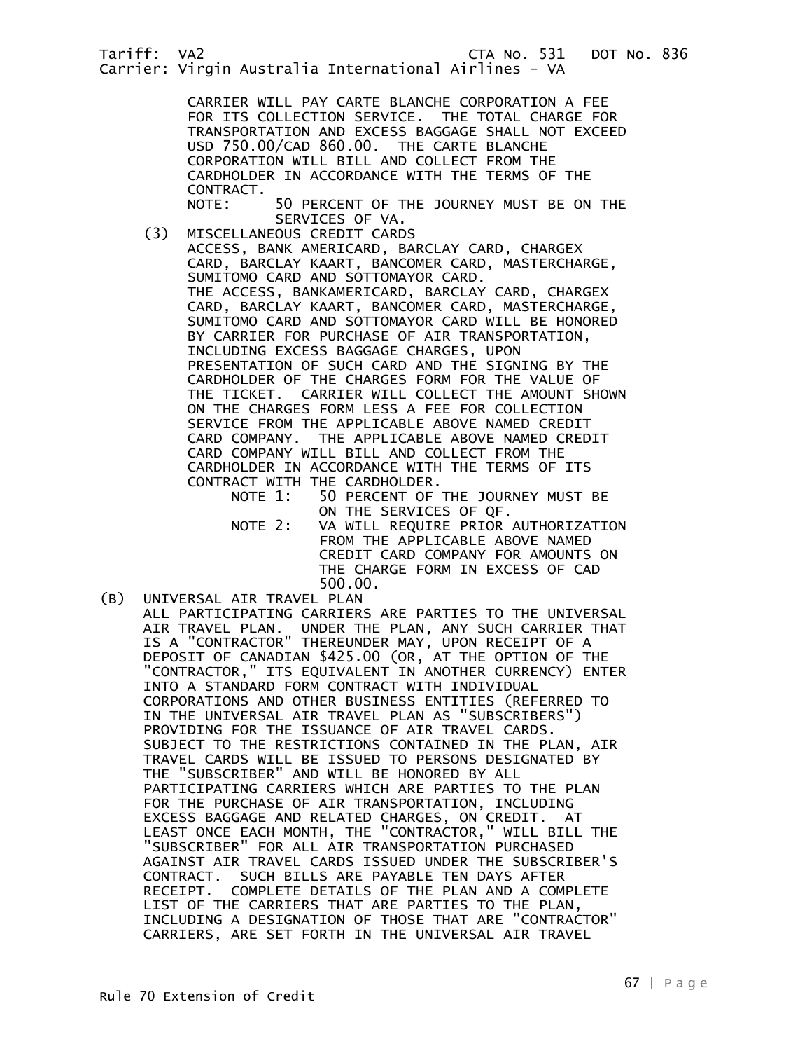CARRIER WILL PAY CARTE BLANCHE CORPORATION A FEE FOR ITS COLLECTION SERVICE. THE TOTAL CHARGE FOR TRANSPORTATION AND EXCESS BAGGAGE SHALL NOT EXCEED USD 750.00/CAD 860.00. THE CARTE BLANCHE CORPORATION WILL BILL AND COLLECT FROM THE CARDHOLDER IN ACCORDANCE WITH THE TERMS OF THE CONTRACT.

NOTE: 50 PERCENT OF THE JOURNEY MUST BE ON THE SERVICES OF VA.

(3) MISCELLANEOUS CREDIT CARDS

ACCESS, BANK AMERICARD, BARCLAY CARD, CHARGEX CARD, BARCLAY KAART, BANCOMER CARD, MASTERCHARGE, SUMITOMO CARD AND SOTTOMAYOR CARD.

THE ACCESS, BANKAMERICARD, BARCLAY CARD, CHARGEX CARD, BARCLAY KAART, BANCOMER CARD, MASTERCHARGE, SUMITOMO CARD AND SOTTOMAYOR CARD WILL BE HONORED BY CARRIER FOR PURCHASE OF AIR TRANSPORTATION, INCLUDING EXCESS BAGGAGE CHARGES, UPON PRESENTATION OF SUCH CARD AND THE SIGNING BY THE CARDHOLDER OF THE CHARGES FORM FOR THE VALUE OF THE TICKET. CARRIER WILL COLLECT THE AMOUNT SHOWN ON THE CHARGES FORM LESS A FEE FOR COLLECTION SERVICE FROM THE APPLICABLE ABOVE NAMED CREDIT CARD COMPANY. THE APPLICABLE ABOVE NAMED CREDIT CARD COMPANY WILL BILL AND COLLECT FROM THE CARDHOLDER IN ACCORDANCE WITH THE TERMS OF ITS CONTRACT WITH THE CARDHOLDER.

NOTE 1: 50 PERCENT OF THE JOURNEY MUST BE ON THE SERVICES OF QF.

NOTE 2: VA WILL REQUIRE PRIOR AUTHORIZATION FROM THE APPLICABLE ABOVE NAMED CREDIT CARD COMPANY FOR AMOUNTS ON THE CHARGE FORM IN EXCESS OF CAD 500.00.

(B) UNIVERSAL AIR TRAVEL PLAN

ALL PARTICIPATING CARRIERS ARE PARTIES TO THE UNIVERSAL AIR TRAVEL PLAN. UNDER THE PLAN, ANY SUCH CARRIER THAT IS A "CONTRACTOR" THEREUNDER MAY, UPON RECEIPT OF A DEPOSIT OF CANADIAN $425.00 (OR, AT THE OPTION OF THE "CONTRACTOR," ITS EQUIVALENT IN ANOTHER CURRENCY) ENTER INTO A STANDARD FORM CONTRACT WITH INDIVIDUAL CORPORATIONS AND OTHER BUSINESS ENTITIES (REFERRED TO IN THE UNIVERSAL AIR TRAVEL PLAN AS "SUBSCRIBERS") PROVIDING FOR THE ISSUANCE OF AIR TRAVEL CARDS. SUBJECT TO THE RESTRICTIONS CONTAINED IN THE PLAN, AIR TRAVEL CARDS WILL BE ISSUED TO PERSONS DESIGNATED BY THE "SUBSCRIBER" AND WILL BE HONORED BY ALL PARTICIPATING CARRIERS WHICH ARE PARTIES TO THE PLAN FOR THE PURCHASE OF AIR TRANSPORTATION, INCLUDING EXCESS BAGGAGE AND RELATED CHARGES, ON CREDIT. AT LEAST ONCE EACH MONTH, THE "CONTRACTOR," WILL BILL THE "SUBSCRIBER" FOR ALL AIR TRANSPORTATION PURCHASED AGAINST AIR TRAVEL CARDS ISSUED UNDER THE SUBSCRIBER'S CONTRACT. SUCH BILLS ARE PAYABLE TEN DAYS AFTER RECEIPT. COMPLETE DETAILS OF THE PLAN AND A COMPLETE LIST OF THE CARRIERS THAT ARE PARTIES TO THE PLAN, INCLUDING A DESIGNATION OF THOSE THAT ARE "CONTRACTOR" CARRIERS, ARE SET FORTH IN THE UNIVERSAL AIR TRAVEL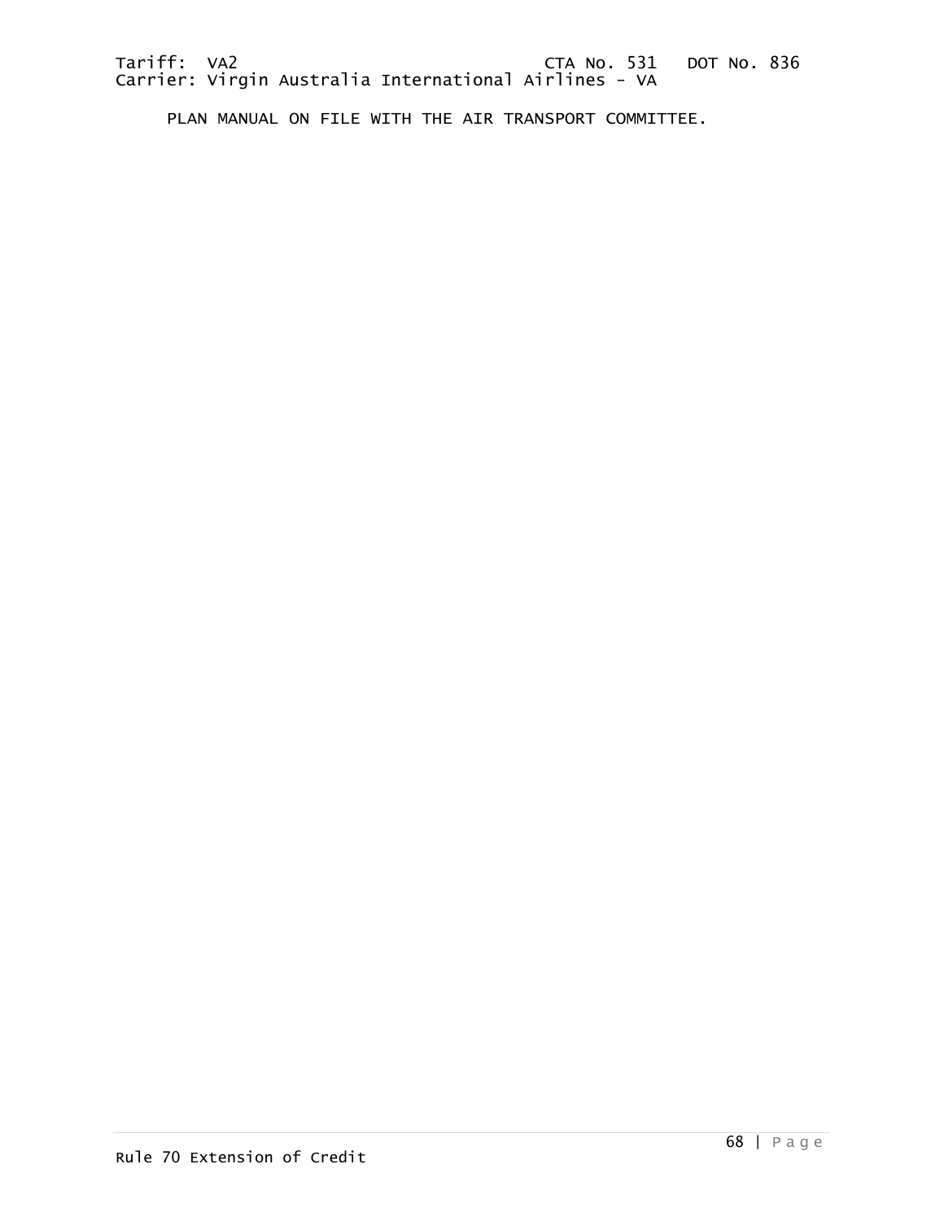PLAN MANUAL ON FILE WITH THE AIR TRANSPORT COMMITTEE.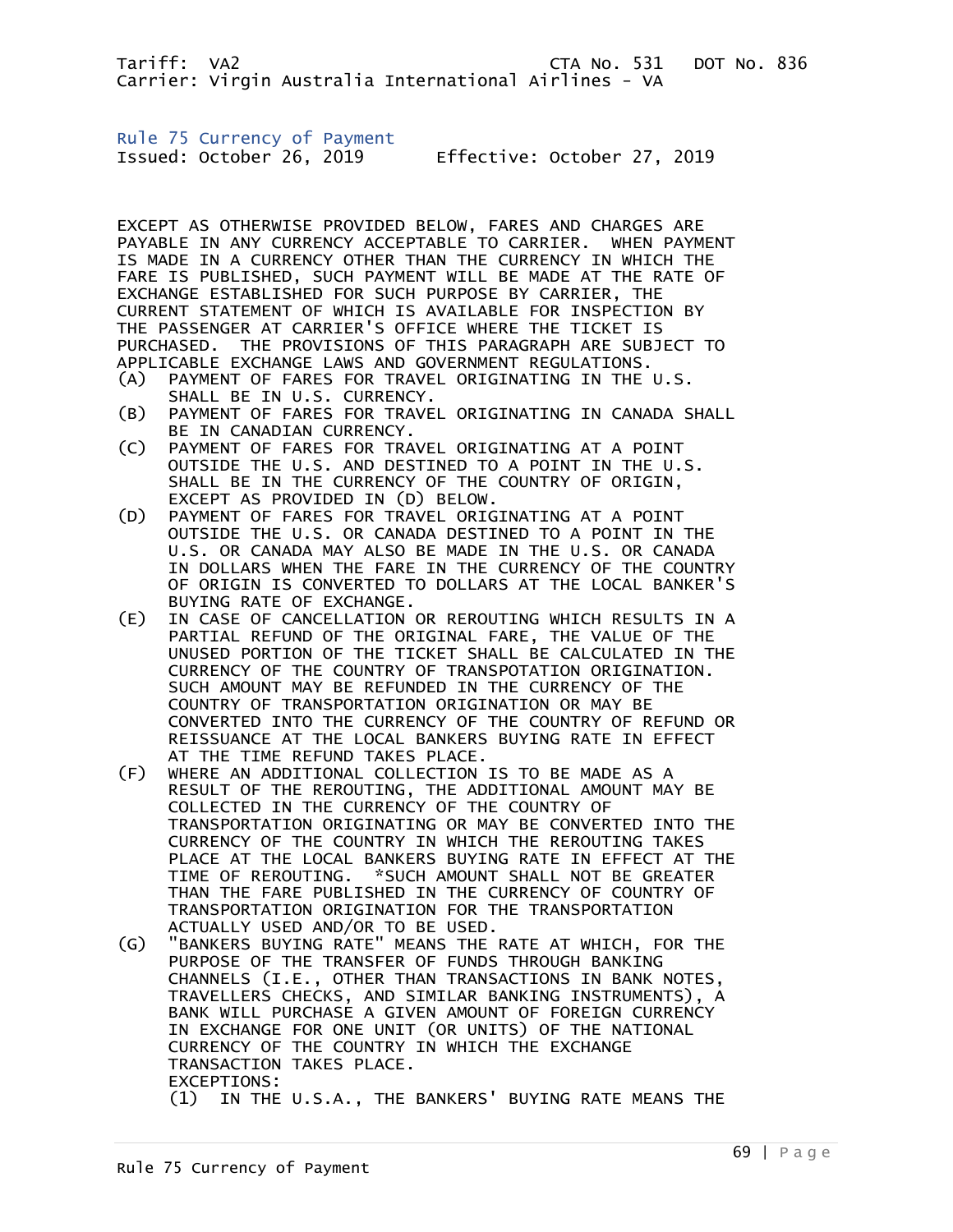Tariff: VA2 CTA No. 531 DOT No. 836
Carrier: Virgin Australia International Airlines - VA

## Rule 75 Currency of Payment

Issued: October 26, 2019 Effective: October 27, 2019

EXCEPT AS OTHERWISE PROVIDED BELOW, FARES AND CHARGES ARE PAYABLE IN ANY CURRENCY ACCEPTABLE TO CARRIER. WHEN PAYMENT IS MADE IN A CURRENCY OTHER THAN THE CURRENCY IN WHICH THE FARE IS PUBLISHED, SUCH PAYMENT WILL BE MADE AT THE RATE OF EXCHANGE ESTABLISHED FOR SUCH PURPOSE BY CARRIER, THE CURRENT STATEMENT OF WHICH IS AVAILABLE FOR INSPECTION BY THE PASSENGER AT CARRIER'S OFFICE WHERE THE TICKET IS PURCHASED. THE PROVISIONS OF THIS PARAGRAPH ARE SUBJECT TO APPLICABLE EXCHANGE LAWS AND GOVERNMENT REGULATIONS.

(A) PAYMENT OF FARES FOR TRAVEL ORIGINATING IN THE U.S. SHALL BE IN U.S. CURRENCY.

(B) PAYMENT OF FARES FOR TRAVEL ORIGINATING IN CANADA SHALL BE IN CANADIAN CURRENCY.

(C) PAYMENT OF FARES FOR TRAVEL ORIGINATING AT A POINT OUTSIDE THE U.S. AND DESTINED TO A POINT IN THE U.S. SHALL BE IN THE CURRENCY OF THE COUNTRY OF ORIGIN, EXCEPT AS PROVIDED IN (D) BELOW.

(D) PAYMENT OF FARES FOR TRAVEL ORIGINATING AT A POINT OUTSIDE THE U.S. OR CANADA DESTINED TO A POINT IN THE U.S. OR CANADA MAY ALSO BE MADE IN THE U.S. OR CANADA IN DOLLARS WHEN THE FARE IN THE CURRENCY OF THE COUNTRY OF ORIGIN IS CONVERTED TO DOLLARS AT THE LOCAL BANKER'S BUYING RATE OF EXCHANGE.

(E) IN CASE OF CANCELLATION OR REROUTING WHICH RESULTS IN A PARTIAL REFUND OF THE ORIGINAL FARE, THE VALUE OF THE UNUSED PORTION OF THE TICKET SHALL BE CALCULATED IN THE CURRENCY OF THE COUNTRY OF TRANSPOTATION ORIGINATION. SUCH AMOUNT MAY BE REFUNDED IN THE CURRENCY OF THE COUNTRY OF TRANSPORTATION ORIGINATION OR MAY BE CONVERTED INTO THE CURRENCY OF THE COUNTRY OF REFUND OR REISSUANCE AT THE LOCAL BANKERS BUYING RATE IN EFFECT AT THE TIME REFUND TAKES PLACE.

(F) WHERE AN ADDITIONAL COLLECTION IS TO BE MADE AS A RESULT OF THE REROUTING, THE ADDITIONAL AMOUNT MAY BE COLLECTED IN THE CURRENCY OF THE COUNTRY OF TRANSPORTATION ORIGINATING OR MAY BE CONVERTED INTO THE CURRENCY OF THE COUNTRY IN WHICH THE REROUTING TAKES PLACE AT THE LOCAL BANKERS BUYING RATE IN EFFECT AT THE TIME OF REROUTING. *SUCH AMOUNT SHALL NOT BE GREATER THAN THE FARE PUBLISHED IN THE CURRENCY OF COUNTRY OF TRANSPORTATION ORIGINATION FOR THE TRANSPORTATION ACTUALLY USED AND/OR TO BE USED.

(G) "BANKERS BUYING RATE" MEANS THE RATE AT WHICH, FOR THE PURPOSE OF THE TRANSFER OF FUNDS THROUGH BANKING CHANNELS (I.E., OTHER THAN TRANSACTIONS IN BANK NOTES, TRAVELLERS CHECKS, AND SIMILAR BANKING INSTRUMENTS), A BANK WILL PURCHASE A GIVEN AMOUNT OF FOREIGN CURRENCY IN EXCHANGE FOR ONE UNIT (OR UNITS) OF THE NATIONAL CURRENCY OF THE COUNTRY IN WHICH THE EXCHANGE TRANSACTION TAKES PLACE.
EXCEPTIONS:
(1) IN THE U.S.A., THE BANKERS' BUYING RATE MEANS THE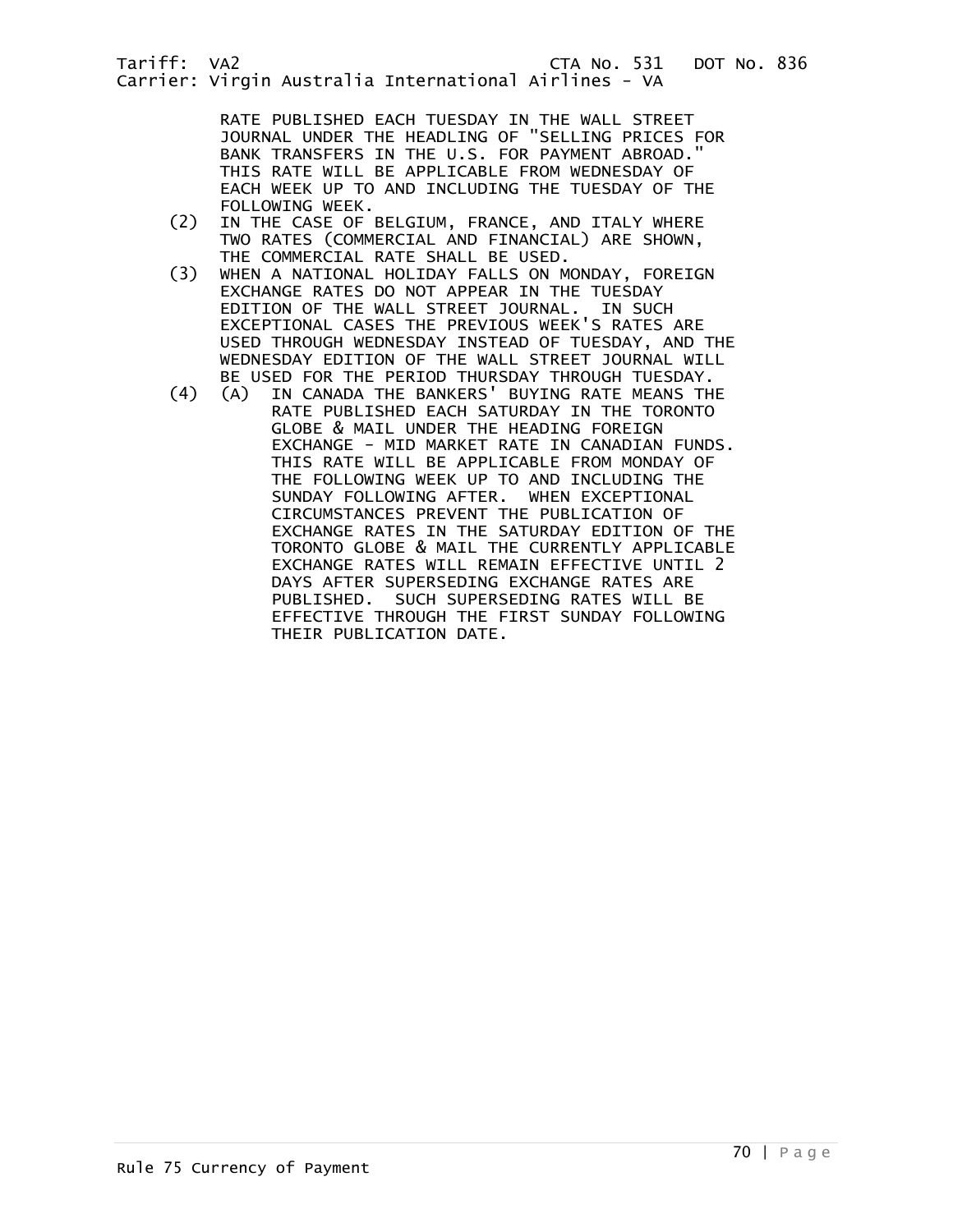RATE PUBLISHED EACH TUESDAY IN THE WALL STREET JOURNAL UNDER THE HEADLING OF "SELLING PRICES FOR BANK TRANSFERS IN THE U.S. FOR PAYMENT ABROAD." THIS RATE WILL BE APPLICABLE FROM WEDNESDAY OF EACH WEEK UP TO AND INCLUDING THE TUESDAY OF THE FOLLOWING WEEK.

(2) IN THE CASE OF BELGIUM, FRANCE, AND ITALY WHERE TWO RATES (COMMERCIAL AND FINANCIAL) ARE SHOWN, THE COMMERCIAL RATE SHALL BE USED.

(3) WHEN A NATIONAL HOLIDAY FALLS ON MONDAY, FOREIGN EXCHANGE RATES DO NOT APPEAR IN THE TUESDAY EDITION OF THE WALL STREET JOURNAL. IN SUCH EXCEPTIONAL CASES THE PREVIOUS WEEK'S RATES ARE USED THROUGH WEDNESDAY INSTEAD OF TUESDAY, AND THE WEDNESDAY EDITION OF THE WALL STREET JOURNAL WILL BE USED FOR THE PERIOD THURSDAY THROUGH TUESDAY.

(4) (A) IN CANADA THE BANKERS' BUYING RATE MEANS THE RATE PUBLISHED EACH SATURDAY IN THE TORONTO GLOBE & MAIL UNDER THE HEADING FOREIGN EXCHANGE - MID MARKET RATE IN CANADIAN FUNDS. THIS RATE WILL BE APPLICABLE FROM MONDAY OF THE FOLLOWING WEEK UP TO AND INCLUDING THE SUNDAY FOLLOWING AFTER. WHEN EXCEPTIONAL CIRCUMSTANCES PREVENT THE PUBLICATION OF EXCHANGE RATES IN THE SATURDAY EDITION OF THE TORONTO GLOBE & MAIL THE CURRENTLY APPLICABLE EXCHANGE RATES WILL REMAIN EFFECTIVE UNTIL 2 DAYS AFTER SUPERSEDING EXCHANGE RATES ARE PUBLISHED. SUCH SUPERSEDING RATES WILL BE EFFECTIVE THROUGH THE FIRST SUNDAY FOLLOWING THEIR PUBLICATION DATE.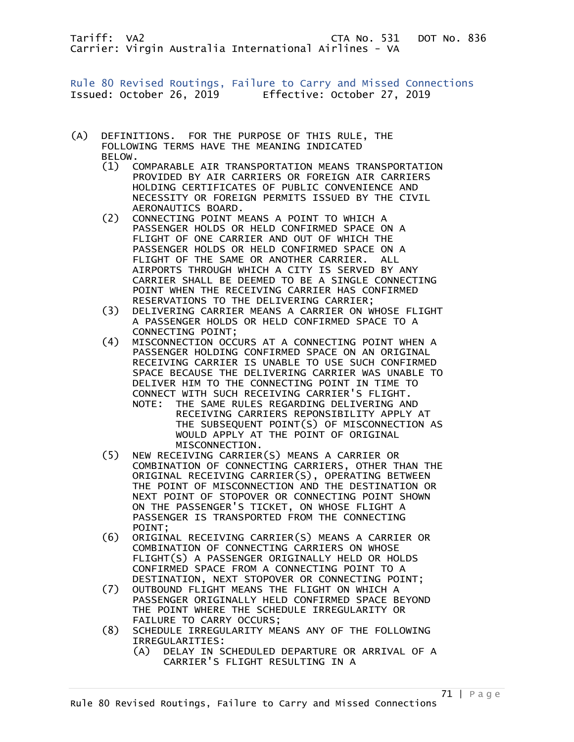Tariff: VA2 CTA No. 531 DOT No. 836
Carrier: Virgin Australia International Airlines - VA

## Rule 80 Revised Routings, Failure to Carry and Missed Connections

Issued: October 26, 2019 Effective: October 27, 2019

(A) DEFINITIONS. FOR THE PURPOSE OF THIS RULE, THE FOLLOWING TERMS HAVE THE MEANING INDICATED BELOW.

(1) COMPARABLE AIR TRANSPORTATION MEANS TRANSPORTATION PROVIDED BY AIR CARRIERS OR FOREIGN AIR CARRIERS HOLDING CERTIFICATES OF PUBLIC CONVENIENCE AND NECESSITY OR FOREIGN PERMITS ISSUED BY THE CIVIL AERONAUTICS BOARD.

(2) CONNECTING POINT MEANS A POINT TO WHICH A PASSENGER HOLDS OR HELD CONFIRMED SPACE ON A FLIGHT OF ONE CARRIER AND OUT OF WHICH THE PASSENGER HOLDS OR HELD CONFIRMED SPACE ON A FLIGHT OF THE SAME OR ANOTHER CARRIER. ALL AIRPORTS THROUGH WHICH A CITY IS SERVED BY ANY CARRIER SHALL BE DEEMED TO BE A SINGLE CONNECTING POINT WHEN THE RECEIVING CARRIER HAS CONFIRMED RESERVATIONS TO THE DELIVERING CARRIER;

(3) DELIVERING CARRIER MEANS A CARRIER ON WHOSE FLIGHT A PASSENGER HOLDS OR HELD CONFIRMED SPACE TO A CONNECTING POINT;

(4) MISCONNECTION OCCURS AT A CONNECTING POINT WHEN A PASSENGER HOLDING CONFIRMED SPACE ON AN ORIGINAL RECEIVING CARRIER IS UNABLE TO USE SUCH CONFIRMED SPACE BECAUSE THE DELIVERING CARRIER WAS UNABLE TO DELIVER HIM TO THE CONNECTING POINT IN TIME TO CONNECT WITH SUCH RECEIVING CARRIER'S FLIGHT.

NOTE: THE SAME RULES REGARDING DELIVERING AND RECEIVING CARRIERS REPONSIBILITY APPLY AT THE SUBSEQUENT POINT(S) OF MISCONNECTION AS WOULD APPLY AT THE POINT OF ORIGINAL MISCONNECTION.

(5) NEW RECEIVING CARRIER(S) MEANS A CARRIER OR COMBINATION OF CONNECTING CARRIERS, OTHER THAN THE ORIGINAL RECEIVING CARRIER(S), OPERATING BETWEEN THE POINT OF MISCONNECTION AND THE DESTINATION OR NEXT POINT OF STOPOVER OR CONNECTING POINT SHOWN ON THE PASSENGER'S TICKET, ON WHOSE FLIGHT A PASSENGER IS TRANSPORTED FROM THE CONNECTING POINT;

(6) ORIGINAL RECEIVING CARRIER(S) MEANS A CARRIER OR COMBINATION OF CONNECTING CARRIERS ON WHOSE FLIGHT(S) A PASSENGER ORIGINALLY HELD OR HOLDS CONFIRMED SPACE FROM A CONNECTING POINT TO A DESTINATION, NEXT STOPOVER OR CONNECTING POINT;

(7) OUTBOUND FLIGHT MEANS THE FLIGHT ON WHICH A PASSENGER ORIGINALLY HELD CONFIRMED SPACE BEYOND THE POINT WHERE THE SCHEDULE IRREGULARITY OR FAILURE TO CARRY OCCURS;

(8) SCHEDULE IRREGULARITY MEANS ANY OF THE FOLLOWING IRREGULARITIES:

(A) DELAY IN SCHEDULED DEPARTURE OR ARRIVAL OF A CARRIER'S FLIGHT RESULTING IN A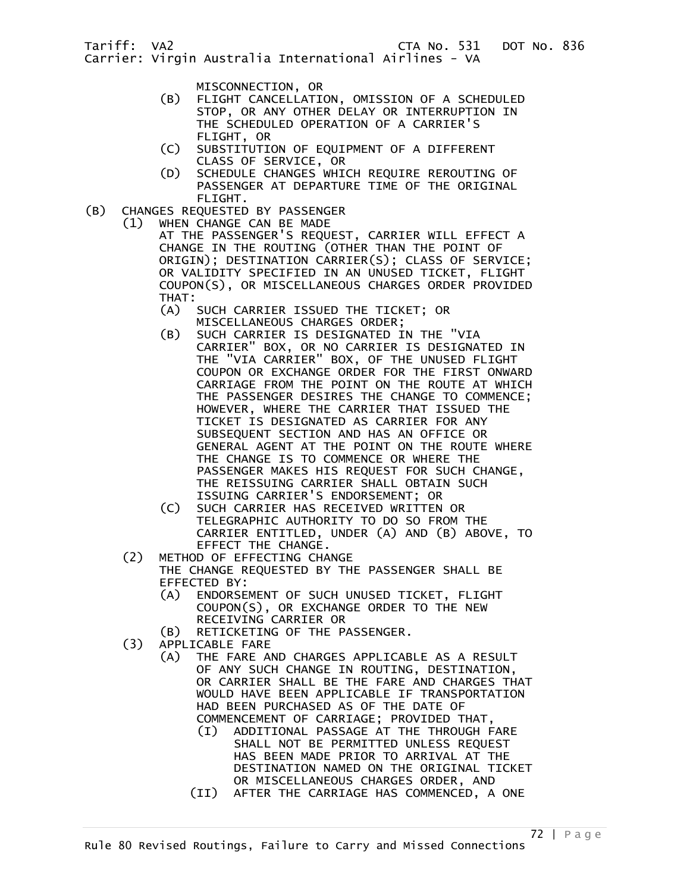MISCONNECTION, OR

- (B) FLIGHT CANCELLATION, OMISSION OF A SCHEDULED STOP, OR ANY OTHER DELAY OR INTERRUPTION IN THE SCHEDULED OPERATION OF A CARRIER'S FLIGHT, OR
- (C) SUBSTITUTION OF EQUIPMENT OF A DIFFERENT CLASS OF SERVICE, OR
- (D) SCHEDULE CHANGES WHICH REQUIRE REROUTING OF PASSENGER AT DEPARTURE TIME OF THE ORIGINAL FLIGHT.

(B) CHANGES REQUESTED BY PASSENGER

- (1) WHEN CHANGE CAN BE MADE

  AT THE PASSENGER'S REQUEST, CARRIER WILL EFFECT A CHANGE IN THE ROUTING (OTHER THAN THE POINT OF ORIGIN); DESTINATION CARRIER(S); CLASS OF SERVICE; OR VALIDITY SPECIFIED IN AN UNUSED TICKET, FLIGHT COUPON(S), OR MISCELLANEOUS CHARGES ORDER PROVIDED THAT:

  - (A) SUCH CARRIER ISSUED THE TICKET; OR MISCELLANEOUS CHARGES ORDER;
  - (B) SUCH CARRIER IS DESIGNATED IN THE "VIA CARRIER" BOX, OR NO CARRIER IS DESIGNATED IN THE "VIA CARRIER" BOX, OF THE UNUSED FLIGHT COUPON OR EXCHANGE ORDER FOR THE FIRST ONWARD CARRIAGE FROM THE POINT ON THE ROUTE AT WHICH THE PASSENGER DESIRES THE CHANGE TO COMMENCE; HOWEVER, WHERE THE CARRIER THAT ISSUED THE TICKET IS DESIGNATED AS CARRIER FOR ANY SUBSEQUENT SECTION AND HAS AN OFFICE OR GENERAL AGENT AT THE POINT ON THE ROUTE WHERE THE CHANGE IS TO COMMENCE OR WHERE THE PASSENGER MAKES HIS REQUEST FOR SUCH CHANGE, THE REISSUING CARRIER SHALL OBTAIN SUCH ISSUING CARRIER'S ENDORSEMENT; OR
  - (C) SUCH CARRIER HAS RECEIVED WRITTEN OR TELEGRAPHIC AUTHORITY TO DO SO FROM THE CARRIER ENTITLED, UNDER (A) AND (B) ABOVE, TO EFFECT THE CHANGE.

- (2) METHOD OF EFFECTING CHANGE

  THE CHANGE REQUESTED BY THE PASSENGER SHALL BE EFFECTED BY:

  - (A) ENDORSEMENT OF SUCH UNUSED TICKET, FLIGHT COUPON(S), OR EXCHANGE ORDER TO THE NEW RECEIVING CARRIER OR
  - (B) RETICKETING OF THE PASSENGER.

- (3) APPLICABLE FARE

  - (A) THE FARE AND CHARGES APPLICABLE AS A RESULT OF ANY SUCH CHANGE IN ROUTING, DESTINATION, OR CARRIER SHALL BE THE FARE AND CHARGES THAT WOULD HAVE BEEN APPLICABLE IF TRANSPORTATION HAD BEEN PURCHASED AS OF THE DATE OF COMMENCEMENT OF CARRIAGE; PROVIDED THAT,
    - (I) ADDITIONAL PASSAGE AT THE THROUGH FARE SHALL NOT BE PERMITTED UNLESS REQUEST HAS BEEN MADE PRIOR TO ARRIVAL AT THE DESTINATION NAMED ON THE ORIGINAL TICKET OR MISCELLANEOUS CHARGES ORDER, AND
    - (II) AFTER THE CARRIAGE HAS COMMENCED, A ONE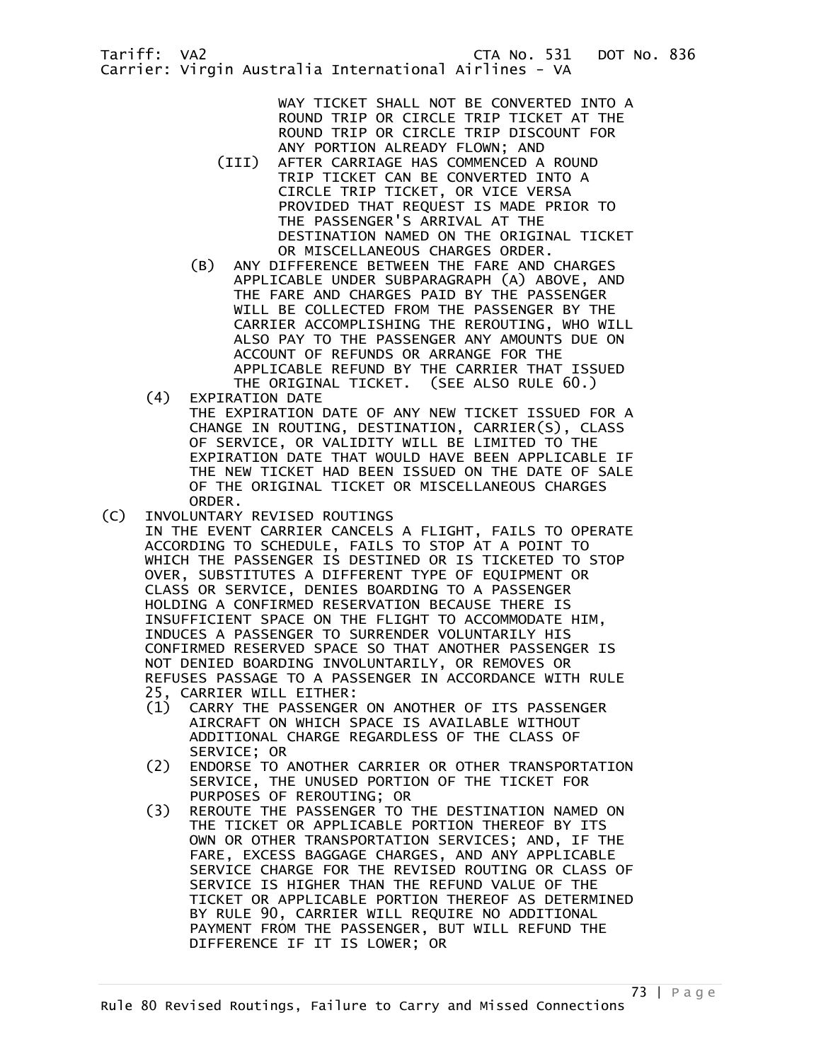WAY TICKET SHALL NOT BE CONVERTED INTO A ROUND TRIP OR CIRCLE TRIP TICKET AT THE ROUND TRIP OR CIRCLE TRIP DISCOUNT FOR ANY PORTION ALREADY FLOWN; AND

(III) AFTER CARRIAGE HAS COMMENCED A ROUND TRIP TICKET CAN BE CONVERTED INTO A CIRCLE TRIP TICKET, OR VICE VERSA PROVIDED THAT REQUEST IS MADE PRIOR TO THE PASSENGER'S ARRIVAL AT THE DESTINATION NAMED ON THE ORIGINAL TICKET OR MISCELLANEOUS CHARGES ORDER.

(B) ANY DIFFERENCE BETWEEN THE FARE AND CHARGES APPLICABLE UNDER SUBPARAGRAPH (A) ABOVE, AND THE FARE AND CHARGES PAID BY THE PASSENGER WILL BE COLLECTED FROM THE PASSENGER BY THE CARRIER ACCOMPLISHING THE REROUTING, WHO WILL ALSO PAY TO THE PASSENGER ANY AMOUNTS DUE ON ACCOUNT OF REFUNDS OR ARRANGE FOR THE APPLICABLE REFUND BY THE CARRIER THAT ISSUED THE ORIGINAL TICKET. (SEE ALSO RULE 60.)

(4) EXPIRATION DATE
THE EXPIRATION DATE OF ANY NEW TICKET ISSUED FOR A CHANGE IN ROUTING, DESTINATION, CARRIER(S), CLASS OF SERVICE, OR VALIDITY WILL BE LIMITED TO THE EXPIRATION DATE THAT WOULD HAVE BEEN APPLICABLE IF THE NEW TICKET HAD BEEN ISSUED ON THE DATE OF SALE OF THE ORIGINAL TICKET OR MISCELLANEOUS CHARGES ORDER.

(C) INVOLUNTARY REVISED ROUTINGS
IN THE EVENT CARRIER CANCELS A FLIGHT, FAILS TO OPERATE ACCORDING TO SCHEDULE, FAILS TO STOP AT A POINT TO WHICH THE PASSENGER IS DESTINED OR IS TICKETED TO STOP OVER, SUBSTITUTES A DIFFERENT TYPE OF EQUIPMENT OR CLASS OR SERVICE, DENIES BOARDING TO A PASSENGER HOLDING A CONFIRMED RESERVATION BECAUSE THERE IS INSUFFICIENT SPACE ON THE FLIGHT TO ACCOMMODATE HIM, INDUCES A PASSENGER TO SURRENDER VOLUNTARILY HIS CONFIRMED RESERVED SPACE SO THAT ANOTHER PASSENGER IS NOT DENIED BOARDING INVOLUNTARILY, OR REMOVES OR REFUSES PASSAGE TO A PASSENGER IN ACCORDANCE WITH RULE 25, CARRIER WILL EITHER:

(1) CARRY THE PASSENGER ON ANOTHER OF ITS PASSENGER AIRCRAFT ON WHICH SPACE IS AVAILABLE WITHOUT ADDITIONAL CHARGE REGARDLESS OF THE CLASS OF SERVICE; OR

(2) ENDORSE TO ANOTHER CARRIER OR OTHER TRANSPORTATION SERVICE, THE UNUSED PORTION OF THE TICKET FOR PURPOSES OF REROUTING; OR

(3) REROUTE THE PASSENGER TO THE DESTINATION NAMED ON THE TICKET OR APPLICABLE PORTION THEREOF BY ITS OWN OR OTHER TRANSPORTATION SERVICES; AND, IF THE FARE, EXCESS BAGGAGE CHARGES, AND ANY APPLICABLE SERVICE CHARGE FOR THE REVISED ROUTING OR CLASS OF SERVICE IS HIGHER THAN THE REFUND VALUE OF THE TICKET OR APPLICABLE PORTION THEREOF AS DETERMINED BY RULE 90, CARRIER WILL REQUIRE NO ADDITIONAL PAYMENT FROM THE PASSENGER, BUT WILL REFUND THE DIFFERENCE IF IT IS LOWER; OR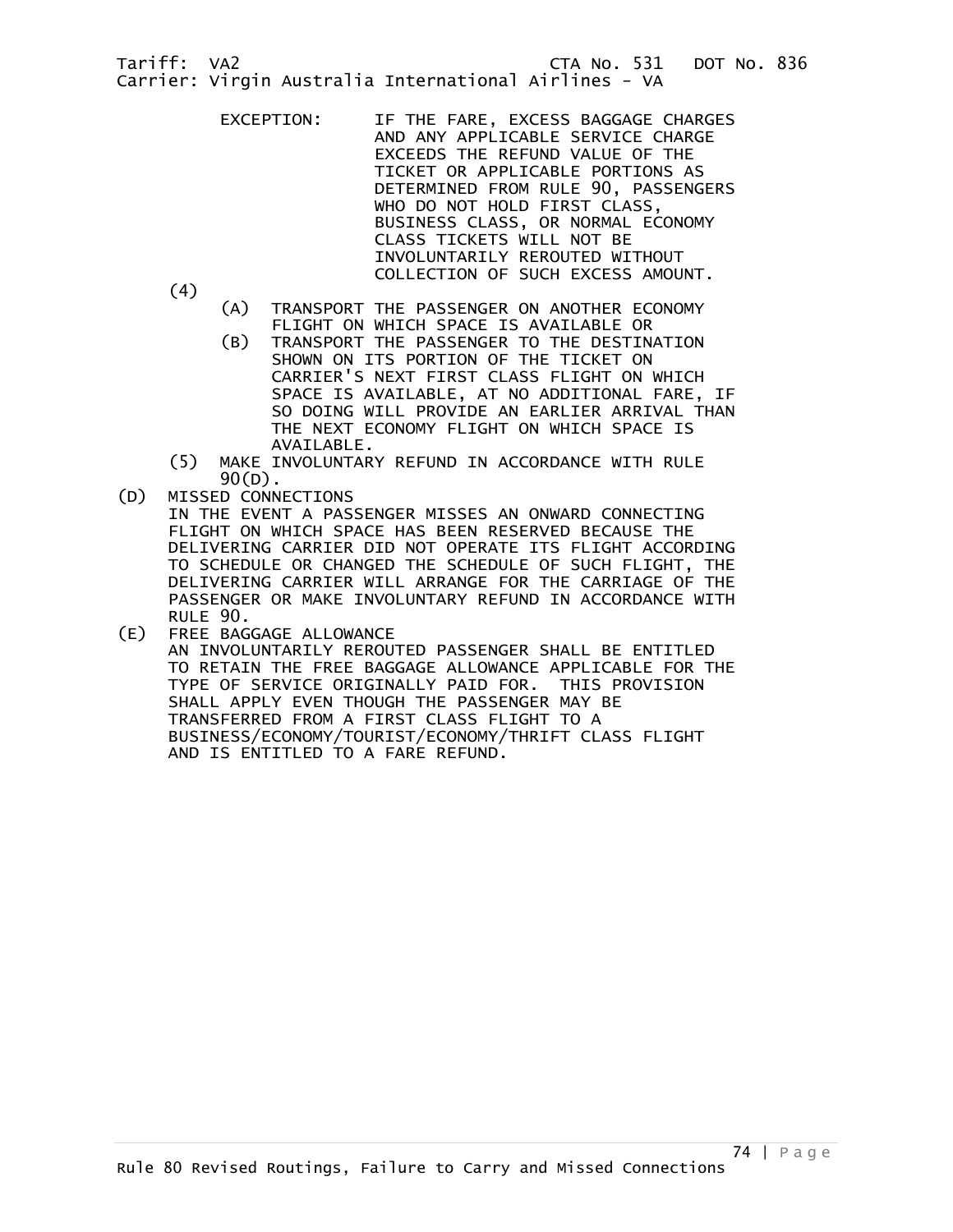EXCEPTION: IF THE FARE, EXCESS BAGGAGE CHARGES AND ANY APPLICABLE SERVICE CHARGE EXCEEDS THE REFUND VALUE OF THE TICKET OR APPLICABLE PORTIONS AS DETERMINED FROM RULE 90, PASSENGERS WHO DO NOT HOLD FIRST CLASS, BUSINESS CLASS, OR NORMAL ECONOMY CLASS TICKETS WILL NOT BE INVOLUNTARILY REROUTED WITHOUT COLLECTION OF SUCH EXCESS AMOUNT.

(4)
- (A) TRANSPORT THE PASSENGER ON ANOTHER ECONOMY FLIGHT ON WHICH SPACE IS AVAILABLE OR
- (B) TRANSPORT THE PASSENGER TO THE DESTINATION SHOWN ON ITS PORTION OF THE TICKET ON CARRIER'S NEXT FIRST CLASS FLIGHT ON WHICH SPACE IS AVAILABLE, AT NO ADDITIONAL FARE, IF SO DOING WILL PROVIDE AN EARLIER ARRIVAL THAN THE NEXT ECONOMY FLIGHT ON WHICH SPACE IS AVAILABLE.

(5) MAKE INVOLUNTARY REFUND IN ACCORDANCE WITH RULE 90(D).

(D) MISSED CONNECTIONS
IN THE EVENT A PASSENGER MISSES AN ONWARD CONNECTING FLIGHT ON WHICH SPACE HAS BEEN RESERVED BECAUSE THE DELIVERING CARRIER DID NOT OPERATE ITS FLIGHT ACCORDING TO SCHEDULE OR CHANGED THE SCHEDULE OF SUCH FLIGHT, THE DELIVERING CARRIER WILL ARRANGE FOR THE CARRIAGE OF THE PASSENGER OR MAKE INVOLUNTARY REFUND IN ACCORDANCE WITH RULE 90.

(E) FREE BAGGAGE ALLOWANCE
AN INVOLUNTARILY REROUTED PASSENGER SHALL BE ENTITLED TO RETAIN THE FREE BAGGAGE ALLOWANCE APPLICABLE FOR THE TYPE OF SERVICE ORIGINALLY PAID FOR. THIS PROVISION SHALL APPLY EVEN THOUGH THE PASSENGER MAY BE TRANSFERRED FROM A FIRST CLASS FLIGHT TO A BUSINESS/ECONOMY/TOURIST/ECONOMY/THRIFT CLASS FLIGHT AND IS ENTITLED TO A FARE REFUND.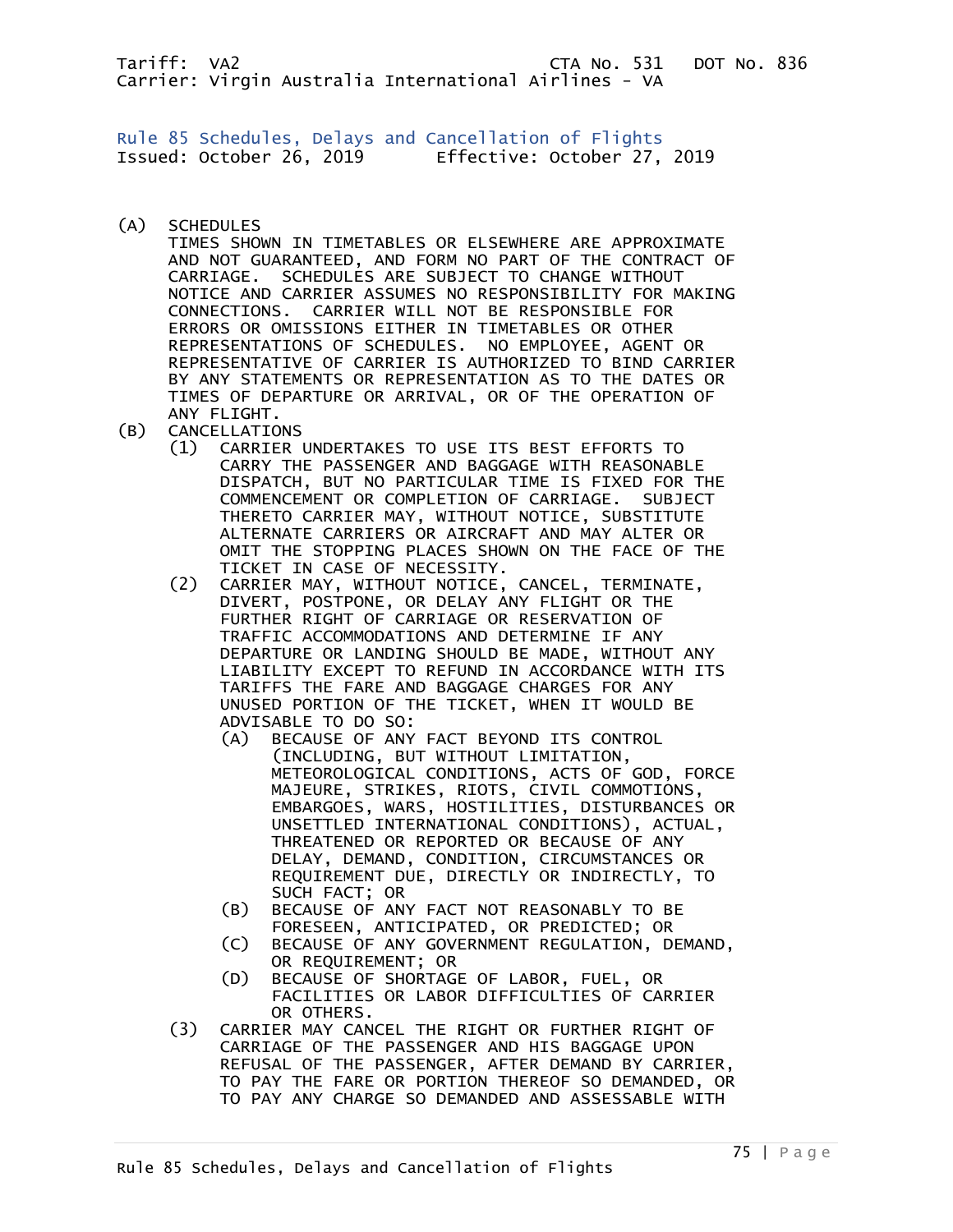Tariff: VA2 CTA No. 531 DOT No. 836
Carrier: Virgin Australia International Airlines - VA

## Rule 85 Schedules, Delays and Cancellation of Flights

Issued: October 26, 2019 Effective: October 27, 2019

(A) SCHEDULES
TIMES SHOWN IN TIMETABLES OR ELSEWHERE ARE APPROXIMATE AND NOT GUARANTEED, AND FORM NO PART OF THE CONTRACT OF CARRIAGE. SCHEDULES ARE SUBJECT TO CHANGE WITHOUT NOTICE AND CARRIER ASSUMES NO RESPONSIBILITY FOR MAKING CONNECTIONS. CARRIER WILL NOT BE RESPONSIBLE FOR ERRORS OR OMISSIONS EITHER IN TIMETABLES OR OTHER REPRESENTATIONS OF SCHEDULES. NO EMPLOYEE, AGENT OR REPRESENTATIVE OF CARRIER IS AUTHORIZED TO BIND CARRIER BY ANY STATEMENTS OR REPRESENTATION AS TO THE DATES OR TIMES OF DEPARTURE OR ARRIVAL, OR OF THE OPERATION OF ANY FLIGHT.

(B) CANCELLATIONS

- (1) CARRIER UNDERTAKES TO USE ITS BEST EFFORTS TO CARRY THE PASSENGER AND BAGGAGE WITH REASONABLE DISPATCH, BUT NO PARTICULAR TIME IS FIXED FOR THE COMMENCEMENT OR COMPLETION OF CARRIAGE. SUBJECT THERETO CARRIER MAY, WITHOUT NOTICE, SUBSTITUTE ALTERNATE CARRIERS OR AIRCRAFT AND MAY ALTER OR OMIT THE STOPPING PLACES SHOWN ON THE FACE OF THE TICKET IN CASE OF NECESSITY.
- (2) CARRIER MAY, WITHOUT NOTICE, CANCEL, TERMINATE, DIVERT, POSTPONE, OR DELAY ANY FLIGHT OR THE FURTHER RIGHT OF CARRIAGE OR RESERVATION OF TRAFFIC ACCOMMODATIONS AND DETERMINE IF ANY DEPARTURE OR LANDING SHOULD BE MADE, WITHOUT ANY LIABILITY EXCEPT TO REFUND IN ACCORDANCE WITH ITS TARIFFS THE FARE AND BAGGAGE CHARGES FOR ANY UNUSED PORTION OF THE TICKET, WHEN IT WOULD BE ADVISABLE TO DO SO:
    - (A) BECAUSE OF ANY FACT BEYOND ITS CONTROL (INCLUDING, BUT WITHOUT LIMITATION, METEOROLOGICAL CONDITIONS, ACTS OF GOD, FORCE MAJEURE, STRIKES, RIOTS, CIVIL COMMOTIONS, EMBARGOES, WARS, HOSTILITIES, DISTURBANCES OR UNSETTLED INTERNATIONAL CONDITIONS), ACTUAL, THREATENED OR REPORTED OR BECAUSE OF ANY DELAY, DEMAND, CONDITION, CIRCUMSTANCES OR REQUIREMENT DUE, DIRECTLY OR INDIRECTLY, TO SUCH FACT; OR
    - (B) BECAUSE OF ANY FACT NOT REASONABLY TO BE FORESEEN, ANTICIPATED, OR PREDICTED; OR
    - (C) BECAUSE OF ANY GOVERNMENT REGULATION, DEMAND, OR REQUIREMENT; OR
    - (D) BECAUSE OF SHORTAGE OF LABOR, FUEL, OR FACILITIES OR LABOR DIFFICULTIES OF CARRIER OR OTHERS.
- (3) CARRIER MAY CANCEL THE RIGHT OR FURTHER RIGHT OF CARRIAGE OF THE PASSENGER AND HIS BAGGAGE UPON REFUSAL OF THE PASSENGER, AFTER DEMAND BY CARRIER, TO PAY THE FARE OR PORTION THEREOF SO DEMANDED, OR TO PAY ANY CHARGE SO DEMANDED AND ASSESSABLE WITH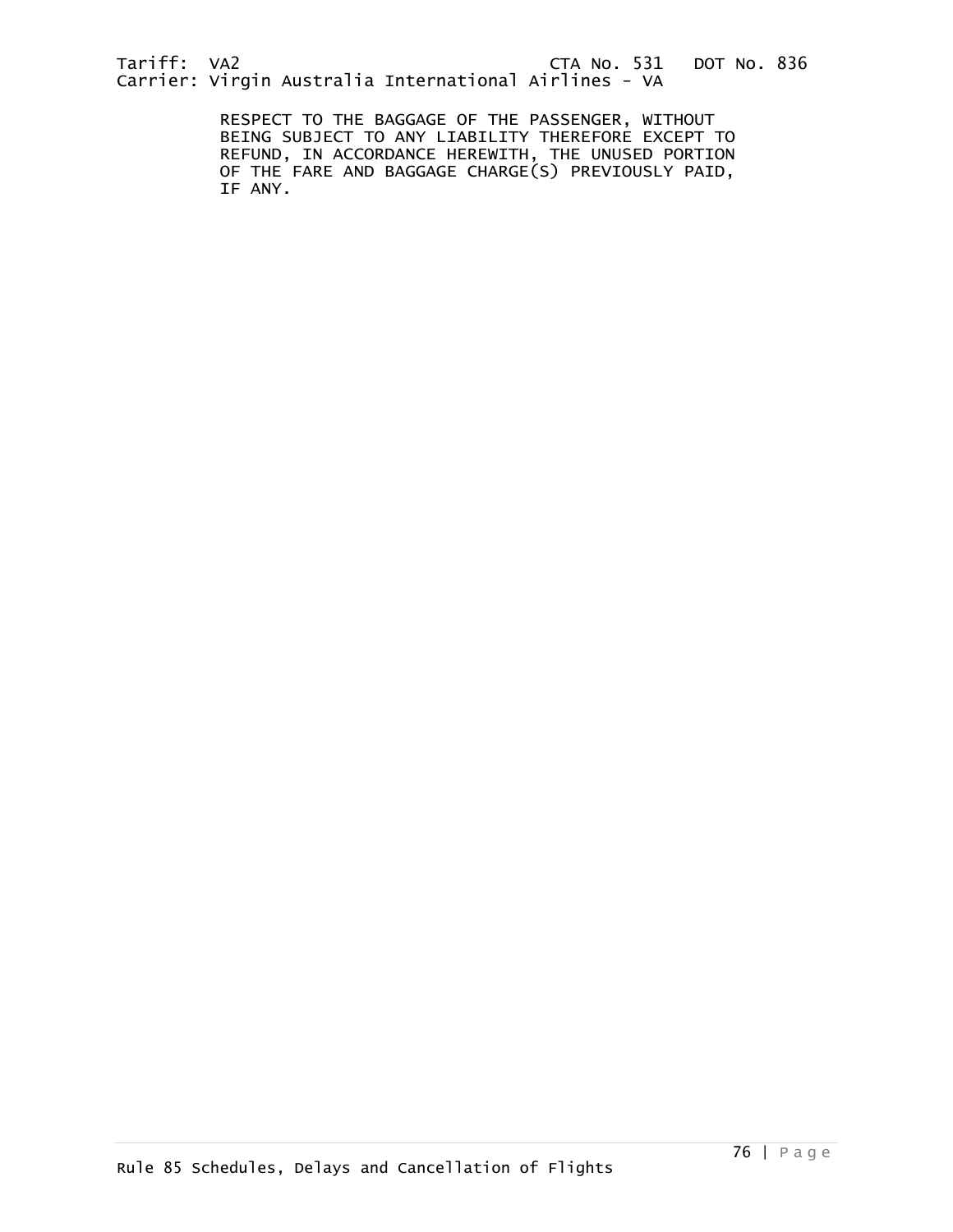RESPECT TO THE BAGGAGE OF THE PASSENGER, WITHOUT BEING SUBJECT TO ANY LIABILITY THEREFORE EXCEPT TO REFUND, IN ACCORDANCE HEREWITH, THE UNUSED PORTION OF THE FARE AND BAGGAGE CHARGE(S) PREVIOUSLY PAID, IF ANY.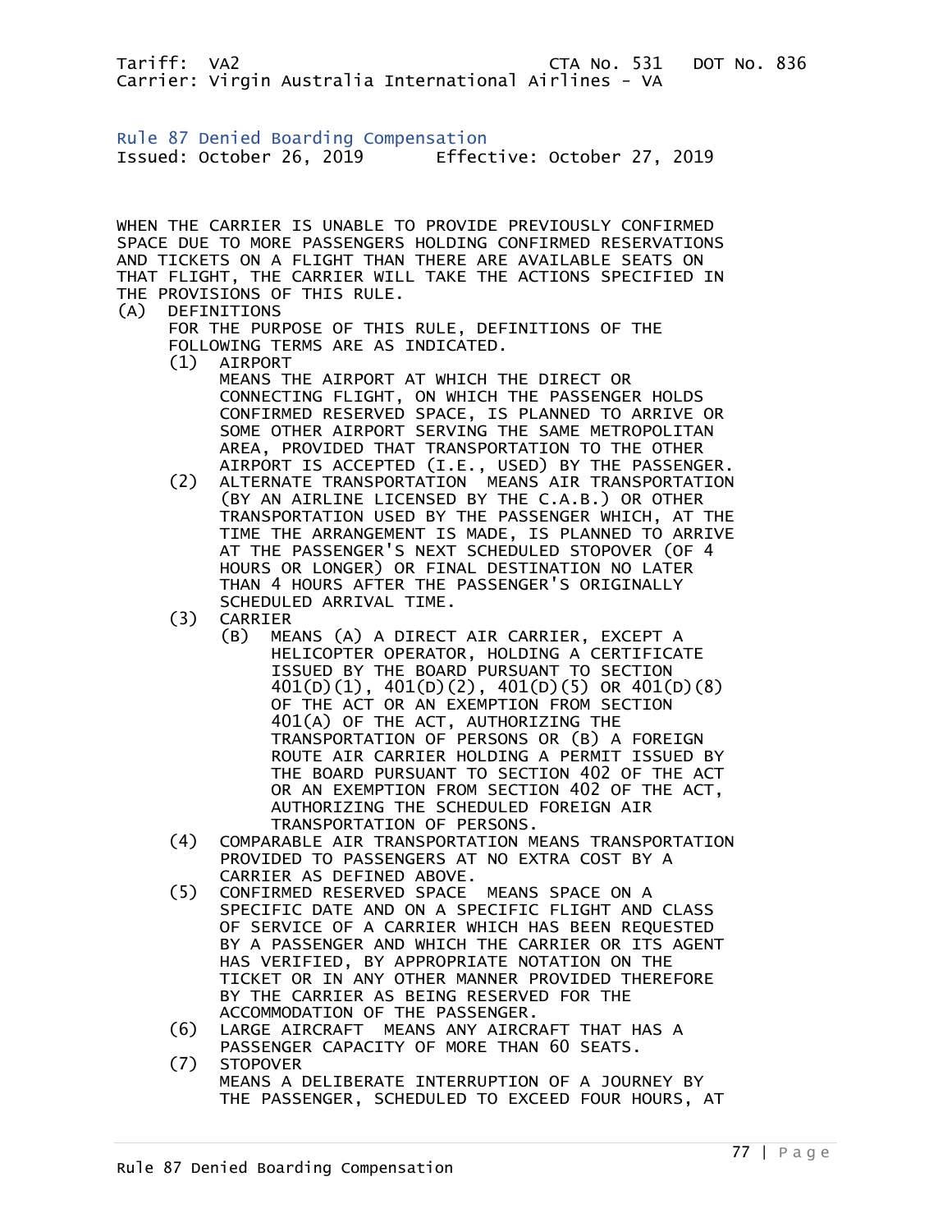Tariff: VA2 CTA No. 531 DOT No. 836
Carrier: Virgin Australia International Airlines - VA

## Rule 87 Denied Boarding Compensation

Issued: October 26, 2019 Effective: October 27, 2019

WHEN THE CARRIER IS UNABLE TO PROVIDE PREVIOUSLY CONFIRMED SPACE DUE TO MORE PASSENGERS HOLDING CONFIRMED RESERVATIONS AND TICKETS ON A FLIGHT THAN THERE ARE AVAILABLE SEATS ON THAT FLIGHT, THE CARRIER WILL TAKE THE ACTIONS SPECIFIED IN THE PROVISIONS OF THIS RULE.

(A) DEFINITIONS

FOR THE PURPOSE OF THIS RULE, DEFINITIONS OF THE FOLLOWING TERMS ARE AS INDICATED.

(1) AIRPORT
MEANS THE AIRPORT AT WHICH THE DIRECT OR CONNECTING FLIGHT, ON WHICH THE PASSENGER HOLDS CONFIRMED RESERVED SPACE, IS PLANNED TO ARRIVE OR SOME OTHER AIRPORT SERVING THE SAME METROPOLITAN AREA, PROVIDED THAT TRANSPORTATION TO THE OTHER AIRPORT IS ACCEPTED (I.E., USED) BY THE PASSENGER.

(2) ALTERNATE TRANSPORTATION MEANS AIR TRANSPORTATION (BY AN AIRLINE LICENSED BY THE C.A.B.) OR OTHER TRANSPORTATION USED BY THE PASSENGER WHICH, AT THE TIME THE ARRANGEMENT IS MADE, IS PLANNED TO ARRIVE AT THE PASSENGER'S NEXT SCHEDULED STOPOVER (OF 4 HOURS OR LONGER) OR FINAL DESTINATION NO LATER THAN 4 HOURS AFTER THE PASSENGER'S ORIGINALLY SCHEDULED ARRIVAL TIME.

(3) CARRIER

(B) MEANS (A) A DIRECT AIR CARRIER, EXCEPT A HELICOPTER OPERATOR, HOLDING A CERTIFICATE ISSUED BY THE BOARD PURSUANT TO SECTION 401(D)(1), 401(D)(2), 401(D)(5) OR 401(D)(8) OF THE ACT OR AN EXEMPTION FROM SECTION 401(A) OF THE ACT, AUTHORIZING THE TRANSPORTATION OF PERSONS OR (B) A FOREIGN ROUTE AIR CARRIER HOLDING A PERMIT ISSUED BY THE BOARD PURSUANT TO SECTION 402 OF THE ACT OR AN EXEMPTION FROM SECTION 402 OF THE ACT, AUTHORIZING THE SCHEDULED FOREIGN AIR TRANSPORTATION OF PERSONS.

(4) COMPARABLE AIR TRANSPORTATION MEANS TRANSPORTATION PROVIDED TO PASSENGERS AT NO EXTRA COST BY A CARRIER AS DEFINED ABOVE.

(5) CONFIRMED RESERVED SPACE MEANS SPACE ON A SPECIFIC DATE AND ON A SPECIFIC FLIGHT AND CLASS OF SERVICE OF A CARRIER WHICH HAS BEEN REQUESTED BY A PASSENGER AND WHICH THE CARRIER OR ITS AGENT HAS VERIFIED, BY APPROPRIATE NOTATION ON THE TICKET OR IN ANY OTHER MANNER PROVIDED THEREFORE BY THE CARRIER AS BEING RESERVED FOR THE ACCOMMODATION OF THE PASSENGER.

(6) LARGE AIRCRAFT MEANS ANY AIRCRAFT THAT HAS A PASSENGER CAPACITY OF MORE THAN 60 SEATS.

(7) STOPOVER
MEANS A DELIBERATE INTERRUPTION OF A JOURNEY BY THE PASSENGER, SCHEDULED TO EXCEED FOUR HOURS, AT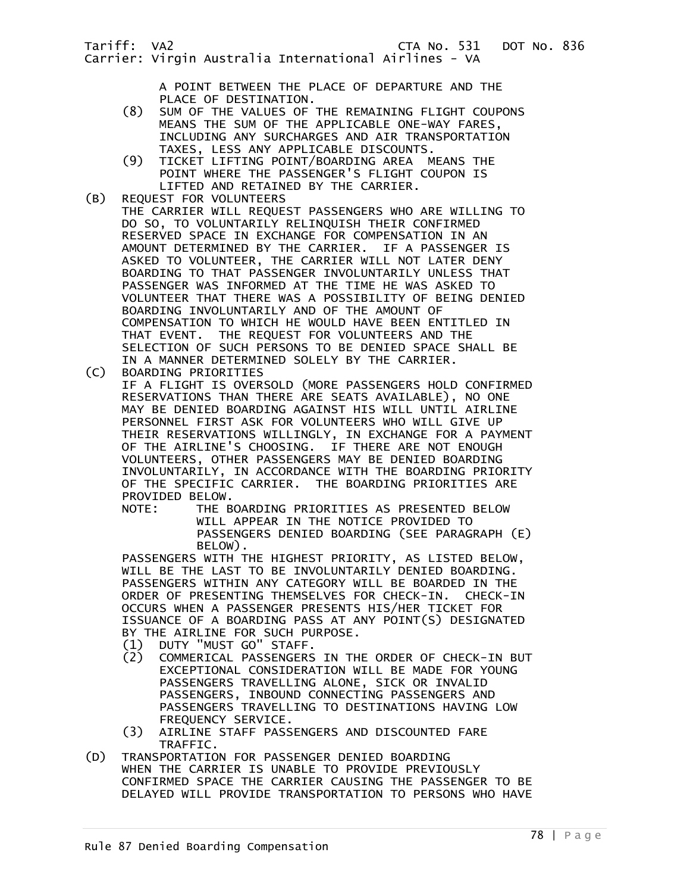A POINT BETWEEN THE PLACE OF DEPARTURE AND THE PLACE OF DESTINATION.

(8) SUM OF THE VALUES OF THE REMAINING FLIGHT COUPONS MEANS THE SUM OF THE APPLICABLE ONE-WAY FARES, INCLUDING ANY SURCHARGES AND AIR TRANSPORTATION TAXES, LESS ANY APPLICABLE DISCOUNTS.

(9) TICKET LIFTING POINT/BOARDING AREA MEANS THE POINT WHERE THE PASSENGER'S FLIGHT COUPON IS LIFTED AND RETAINED BY THE CARRIER.

(B) REQUEST FOR VOLUNTEERS

THE CARRIER WILL REQUEST PASSENGERS WHO ARE WILLING TO DO SO, TO VOLUNTARILY RELINQUISH THEIR CONFIRMED RESERVED SPACE IN EXCHANGE FOR COMPENSATION IN AN AMOUNT DETERMINED BY THE CARRIER. IF A PASSENGER IS ASKED TO VOLUNTEER, THE CARRIER WILL NOT LATER DENY BOARDING TO THAT PASSENGER INVOLUNTARILY UNLESS THAT PASSENGER WAS INFORMED AT THE TIME HE WAS ASKED TO VOLUNTEER THAT THERE WAS A POSSIBILITY OF BEING DENIED BOARDING INVOLUNTARILY AND OF THE AMOUNT OF COMPENSATION TO WHICH HE WOULD HAVE BEEN ENTITLED IN THAT EVENT. THE REQUEST FOR VOLUNTEERS AND THE SELECTION OF SUCH PERSONS TO BE DENIED SPACE SHALL BE IN A MANNER DETERMINED SOLELY BY THE CARRIER.

(C) BOARDING PRIORITIES

IF A FLIGHT IS OVERSOLD (MORE PASSENGERS HOLD CONFIRMED RESERVATIONS THAN THERE ARE SEATS AVAILABLE), NO ONE MAY BE DENIED BOARDING AGAINST HIS WILL UNTIL AIRLINE PERSONNEL FIRST ASK FOR VOLUNTEERS WHO WILL GIVE UP THEIR RESERVATIONS WILLINGLY, IN EXCHANGE FOR A PAYMENT OF THE AIRLINE'S CHOOSING. IF THERE ARE NOT ENOUGH VOLUNTEERS, OTHER PASSENGERS MAY BE DENIED BOARDING INVOLUNTARILY, IN ACCORDANCE WITH THE BOARDING PRIORITY OF THE SPECIFIC CARRIER. THE BOARDING PRIORITIES ARE PROVIDED BELOW.

NOTE: THE BOARDING PRIORITIES AS PRESENTED BELOW WILL APPEAR IN THE NOTICE PROVIDED TO PASSENGERS DENIED BOARDING (SEE PARAGRAPH (E) BELOW).

PASSENGERS WITH THE HIGHEST PRIORITY, AS LISTED BELOW, WILL BE THE LAST TO BE INVOLUNTARILY DENIED BOARDING. PASSENGERS WITHIN ANY CATEGORY WILL BE BOARDED IN THE ORDER OF PRESENTING THEMSELVES FOR CHECK-IN. CHECK-IN OCCURS WHEN A PASSENGER PRESENTS HIS/HER TICKET FOR ISSUANCE OF A BOARDING PASS AT ANY POINT(S) DESIGNATED BY THE AIRLINE FOR SUCH PURPOSE.

(1) DUTY "MUST GO" STAFF.

(2) COMMERICAL PASSENGERS IN THE ORDER OF CHECK-IN BUT EXCEPTIONAL CONSIDERATION WILL BE MADE FOR YOUNG PASSENGERS TRAVELLING ALONE, SICK OR INVALID PASSENGERS, INBOUND CONNECTING PASSENGERS AND PASSENGERS TRAVELLING TO DESTINATIONS HAVING LOW FREQUENCY SERVICE.

(3) AIRLINE STAFF PASSENGERS AND DISCOUNTED FARE TRAFFIC.

(D) TRANSPORTATION FOR PASSENGER DENIED BOARDING

WHEN THE CARRIER IS UNABLE TO PROVIDE PREVIOUSLY CONFIRMED SPACE THE CARRIER CAUSING THE PASSENGER TO BE DELAYED WILL PROVIDE TRANSPORTATION TO PERSONS WHO HAVE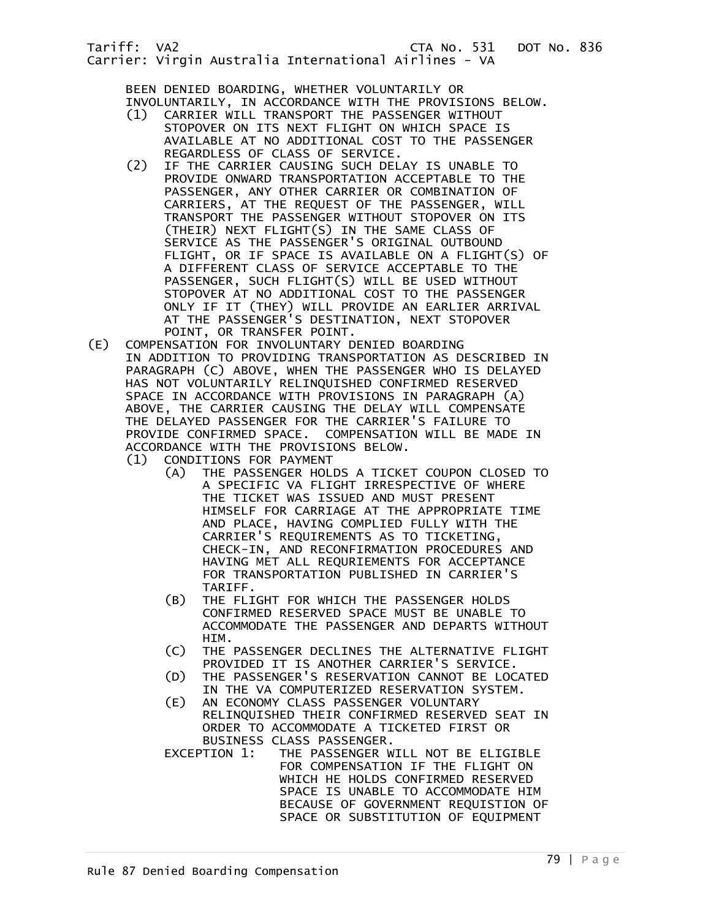BEEN DENIED BOARDING, WHETHER VOLUNTARILY OR INVOLUNTARILY, IN ACCORDANCE WITH THE PROVISIONS BELOW.

(1) CARRIER WILL TRANSPORT THE PASSENGER WITHOUT STOPOVER ON ITS NEXT FLIGHT ON WHICH SPACE IS AVAILABLE AT NO ADDITIONAL COST TO THE PASSENGER REGARDLESS OF CLASS OF SERVICE.

(2) IF THE CARRIER CAUSING SUCH DELAY IS UNABLE TO PROVIDE ONWARD TRANSPORTATION ACCEPTABLE TO THE PASSENGER, ANY OTHER CARRIER OR COMBINATION OF CARRIERS, AT THE REQUEST OF THE PASSENGER, WILL TRANSPORT THE PASSENGER WITHOUT STOPOVER ON ITS (THEIR) NEXT FLIGHT(S) IN THE SAME CLASS OF SERVICE AS THE PASSENGER'S ORIGINAL OUTBOUND FLIGHT, OR IF SPACE IS AVAILABLE ON A FLIGHT(S) OF A DIFFERENT CLASS OF SERVICE ACCEPTABLE TO THE PASSENGER, SUCH FLIGHT(S) WILL BE USED WITHOUT STOPOVER AT NO ADDITIONAL COST TO THE PASSENGER ONLY IF IT (THEY) WILL PROVIDE AN EARLIER ARRIVAL AT THE PASSENGER'S DESTINATION, NEXT STOPOVER POINT, OR TRANSFER POINT.

(E) COMPENSATION FOR INVOLUNTARY DENIED BOARDING

IN ADDITION TO PROVIDING TRANSPORTATION AS DESCRIBED IN PARAGRAPH (C) ABOVE, WHEN THE PASSENGER WHO IS DELAYED HAS NOT VOLUNTARILY RELINQUISHED CONFIRMED RESERVED SPACE IN ACCORDANCE WITH PROVISIONS IN PARAGRAPH (A) ABOVE, THE CARRIER CAUSING THE DELAY WILL COMPENSATE THE DELAYED PASSENGER FOR THE CARRIER'S FAILURE TO PROVIDE CONFIRMED SPACE. COMPENSATION WILL BE MADE IN ACCORDANCE WITH THE PROVISIONS BELOW.

(1) CONDITIONS FOR PAYMENT

(A) THE PASSENGER HOLDS A TICKET COUPON CLOSED TO A SPECIFIC VA FLIGHT IRRESPECTIVE OF WHERE THE TICKET WAS ISSUED AND MUST PRESENT HIMSELF FOR CARRIAGE AT THE APPROPRIATE TIME AND PLACE, HAVING COMPLIED FULLY WITH THE CARRIER'S REQUIREMENTS AS TO TICKETING, CHECK-IN, AND RECONFIRMATION PROCEDURES AND HAVING MET ALL REQURIEMENTS FOR ACCEPTANCE FOR TRANSPORTATION PUBLISHED IN CARRIER'S TARIFF.

(B) THE FLIGHT FOR WHICH THE PASSENGER HOLDS CONFIRMED RESERVED SPACE MUST BE UNABLE TO ACCOMMODATE THE PASSENGER AND DEPARTS WITHOUT HIM.

(C) THE PASSENGER DECLINES THE ALTERNATIVE FLIGHT PROVIDED IT IS ANOTHER CARRIER'S SERVICE.

(D) THE PASSENGER'S RESERVATION CANNOT BE LOCATED IN THE VA COMPUTERIZED RESERVATION SYSTEM.

(E) AN ECONOMY CLASS PASSENGER VOLUNTARY RELINQUISHED THEIR CONFIRMED RESERVED SEAT IN ORDER TO ACCOMMODATE A TICKETED FIRST OR BUSINESS CLASS PASSENGER.

EXCEPTION 1: THE PASSENGER WILL NOT BE ELIGIBLE FOR COMPENSATION IF THE FLIGHT ON WHICH HE HOLDS CONFIRMED RESERVED SPACE IS UNABLE TO ACCOMMODATE HIM BECAUSE OF GOVERNMENT REQUISTION OF SPACE OR SUBSTITUTION OF EQUIPMENT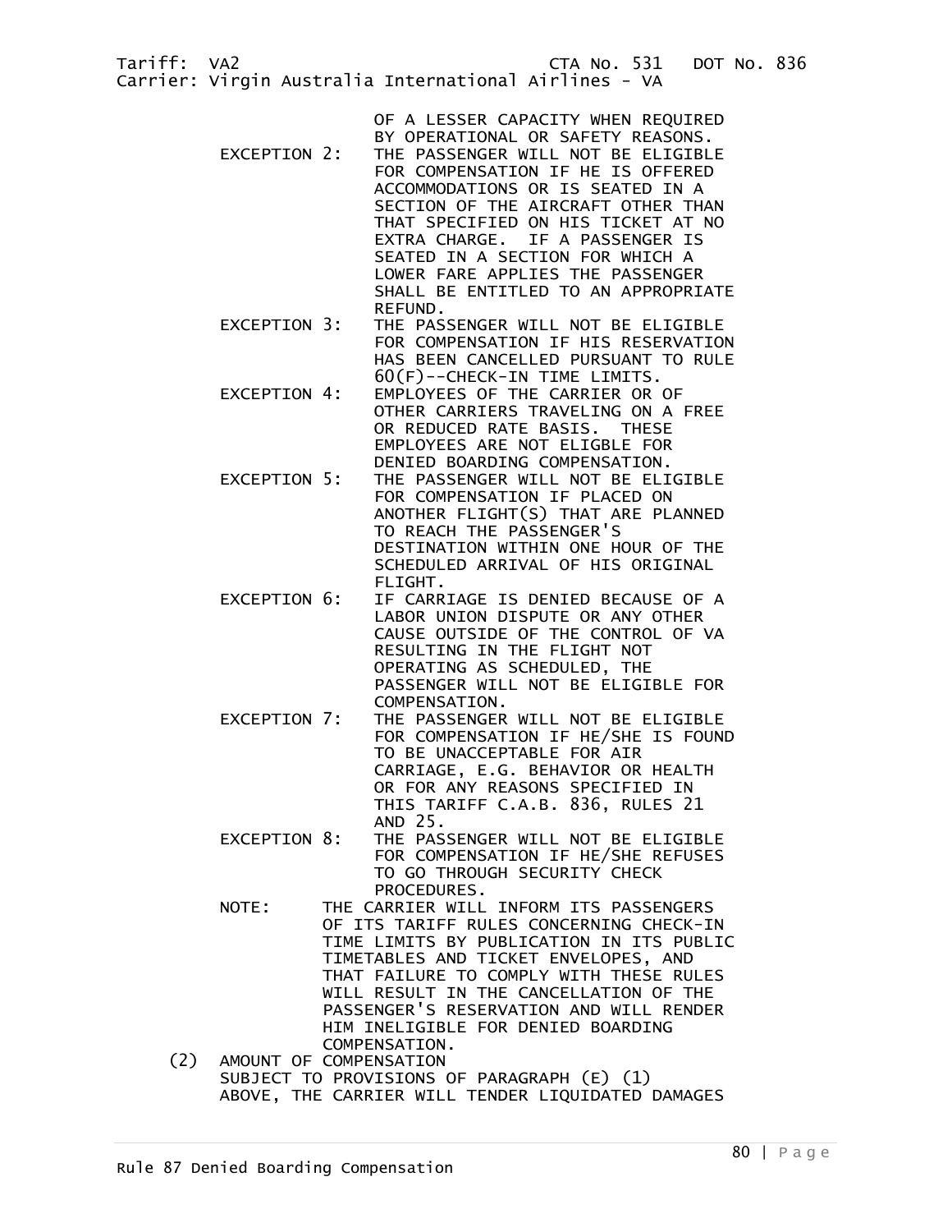OF A LESSER CAPACITY WHEN REQUIRED BY OPERATIONAL OR SAFETY REASONS.

EXCEPTION 2: THE PASSENGER WILL NOT BE ELIGIBLE FOR COMPENSATION IF HE IS OFFERED ACCOMMODATIONS OR IS SEATED IN A SECTION OF THE AIRCRAFT OTHER THAN THAT SPECIFIED ON HIS TICKET AT NO EXTRA CHARGE. IF A PASSENGER IS SEATED IN A SECTION FOR WHICH A LOWER FARE APPLIES THE PASSENGER SHALL BE ENTITLED TO AN APPROPRIATE REFUND.

EXCEPTION 3: THE PASSENGER WILL NOT BE ELIGIBLE FOR COMPENSATION IF HIS RESERVATION HAS BEEN CANCELLED PURSUANT TO RULE 60(F)--CHECK-IN TIME LIMITS.

EXCEPTION 4: EMPLOYEES OF THE CARRIER OR OF OTHER CARRIERS TRAVELING ON A FREE OR REDUCED RATE BASIS. THESE EMPLOYEES ARE NOT ELIGBLE FOR DENIED BOARDING COMPENSATION.

EXCEPTION 5: THE PASSENGER WILL NOT BE ELIGIBLE FOR COMPENSATION IF PLACED ON ANOTHER FLIGHT(S) THAT ARE PLANNED TO REACH THE PASSENGER'S DESTINATION WITHIN ONE HOUR OF THE SCHEDULED ARRIVAL OF HIS ORIGINAL FLIGHT.

EXCEPTION 6: IF CARRIAGE IS DENIED BECAUSE OF A LABOR UNION DISPUTE OR ANY OTHER CAUSE OUTSIDE OF THE CONTROL OF VA RESULTING IN THE FLIGHT NOT OPERATING AS SCHEDULED, THE PASSENGER WILL NOT BE ELIGIBLE FOR COMPENSATION.

EXCEPTION 7: THE PASSENGER WILL NOT BE ELIGIBLE FOR COMPENSATION IF HE/SHE IS FOUND TO BE UNACCEPTABLE FOR AIR CARRIAGE, E.G. BEHAVIOR OR HEALTH OR FOR ANY REASONS SPECIFIED IN THIS TARIFF C.A.B. 836, RULES 21 AND 25.

EXCEPTION 8: THE PASSENGER WILL NOT BE ELIGIBLE FOR COMPENSATION IF HE/SHE REFUSES TO GO THROUGH SECURITY CHECK PROCEDURES.

NOTE: THE CARRIER WILL INFORM ITS PASSENGERS OF ITS TARIFF RULES CONCERNING CHECK-IN TIME LIMITS BY PUBLICATION IN ITS PUBLIC TIMETABLES AND TICKET ENVELOPES, AND THAT FAILURE TO COMPLY WITH THESE RULES WILL RESULT IN THE CANCELLATION OF THE PASSENGER'S RESERVATION AND WILL RENDER HIM INELIGIBLE FOR DENIED BOARDING COMPENSATION.

(2) AMOUNT OF COMPENSATION

SUBJECT TO PROVISIONS OF PARAGRAPH (E) (1) ABOVE, THE CARRIER WILL TENDER LIQUIDATED DAMAGES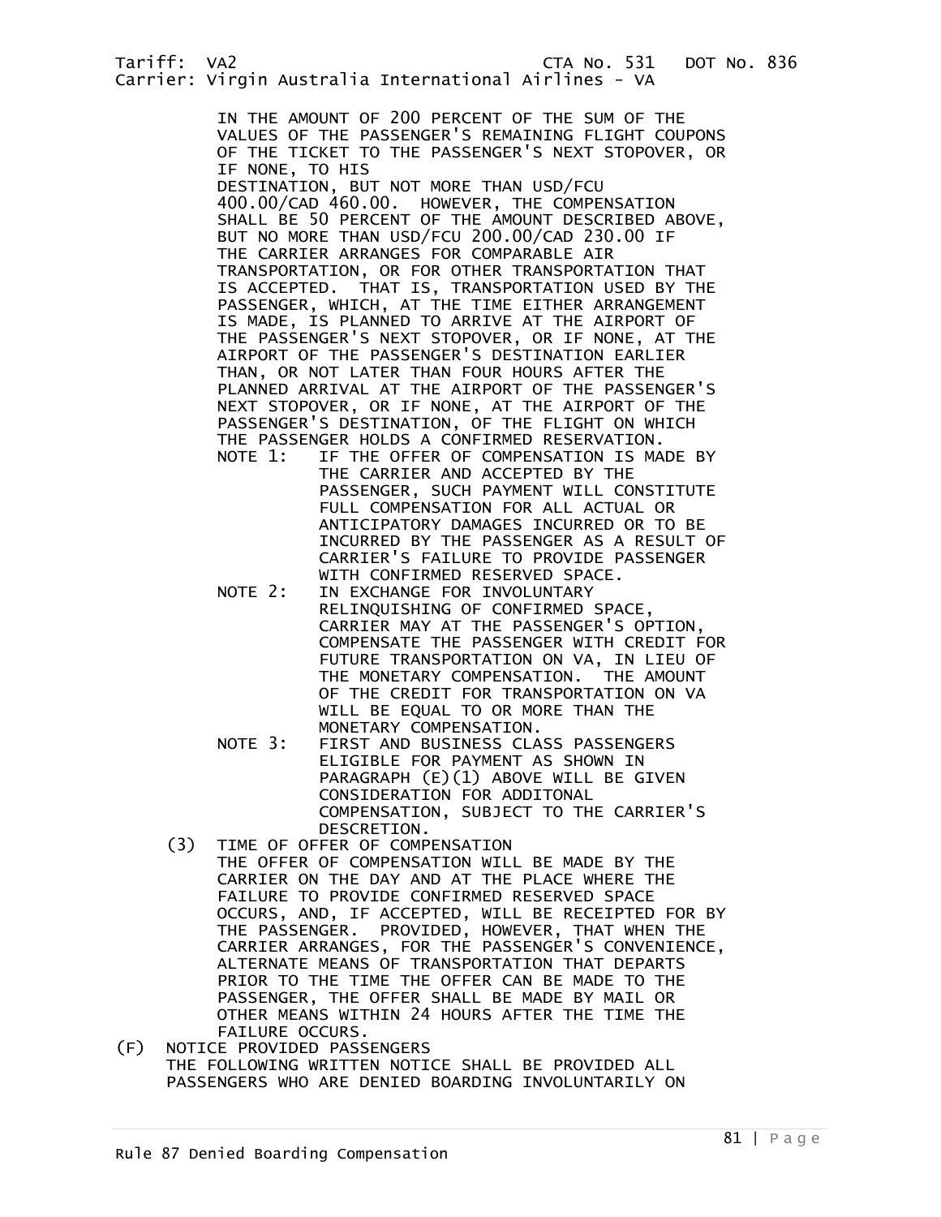IN THE AMOUNT OF 200 PERCENT OF THE SUM OF THE VALUES OF THE PASSENGER'S REMAINING FLIGHT COUPONS OF THE TICKET TO THE PASSENGER'S NEXT STOPOVER, OR IF NONE, TO HIS DESTINATION, BUT NOT MORE THAN USD/FCU 400.00/CAD 460.00. HOWEVER, THE COMPENSATION SHALL BE 50 PERCENT OF THE AMOUNT DESCRIBED ABOVE, BUT NO MORE THAN USD/FCU 200.00/CAD 230.00 IF THE CARRIER ARRANGES FOR COMPARABLE AIR TRANSPORTATION, OR FOR OTHER TRANSPORTATION THAT IS ACCEPTED. THAT IS, TRANSPORTATION USED BY THE PASSENGER, WHICH, AT THE TIME EITHER ARRANGEMENT IS MADE, IS PLANNED TO ARRIVE AT THE AIRPORT OF THE PASSENGER'S NEXT STOPOVER, OR IF NONE, AT THE AIRPORT OF THE PASSENGER'S DESTINATION EARLIER THAN, OR NOT LATER THAN FOUR HOURS AFTER THE PLANNED ARRIVAL AT THE AIRPORT OF THE PASSENGER'S NEXT STOPOVER, OR IF NONE, AT THE AIRPORT OF THE PASSENGER'S DESTINATION, OF THE FLIGHT ON WHICH THE PASSENGER HOLDS A CONFIRMED RESERVATION.

NOTE 1: IF THE OFFER OF COMPENSATION IS MADE BY THE CARRIER AND ACCEPTED BY THE PASSENGER, SUCH PAYMENT WILL CONSTITUTE FULL COMPENSATION FOR ALL ACTUAL OR ANTICIPATORY DAMAGES INCURRED OR TO BE INCURRED BY THE PASSENGER AS A RESULT OF CARRIER'S FAILURE TO PROVIDE PASSENGER WITH CONFIRMED RESERVED SPACE.

NOTE 2: IN EXCHANGE FOR INVOLUNTARY RELINQUISHING OF CONFIRMED SPACE, CARRIER MAY AT THE PASSENGER'S OPTION, COMPENSATE THE PASSENGER WITH CREDIT FOR FUTURE TRANSPORTATION ON VA, IN LIEU OF THE MONETARY COMPENSATION. THE AMOUNT OF THE CREDIT FOR TRANSPORTATION ON VA WILL BE EQUAL TO OR MORE THAN THE MONETARY COMPENSATION.

NOTE 3: FIRST AND BUSINESS CLASS PASSENGERS ELIGIBLE FOR PAYMENT AS SHOWN IN PARAGRAPH (E)(1) ABOVE WILL BE GIVEN CONSIDERATION FOR ADDITONAL COMPENSATION, SUBJECT TO THE CARRIER'S DESCRETION.

(3) TIME OF OFFER OF COMPENSATION
THE OFFER OF COMPENSATION WILL BE MADE BY THE CARRIER ON THE DAY AND AT THE PLACE WHERE THE FAILURE TO PROVIDE CONFIRMED RESERVED SPACE OCCURS, AND, IF ACCEPTED, WILL BE RECEIPTED FOR BY THE PASSENGER. PROVIDED, HOWEVER, THAT WHEN THE CARRIER ARRANGES, FOR THE PASSENGER'S CONVENIENCE, ALTERNATE MEANS OF TRANSPORTATION THAT DEPARTS PRIOR TO THE TIME THE OFFER CAN BE MADE TO THE PASSENGER, THE OFFER SHALL BE MADE BY MAIL OR OTHER MEANS WITHIN 24 HOURS AFTER THE TIME THE FAILURE OCCURS.

(F) NOTICE PROVIDED PASSENGERS
THE FOLLOWING WRITTEN NOTICE SHALL BE PROVIDED ALL PASSENGERS WHO ARE DENIED BOARDING INVOLUNTARILY ON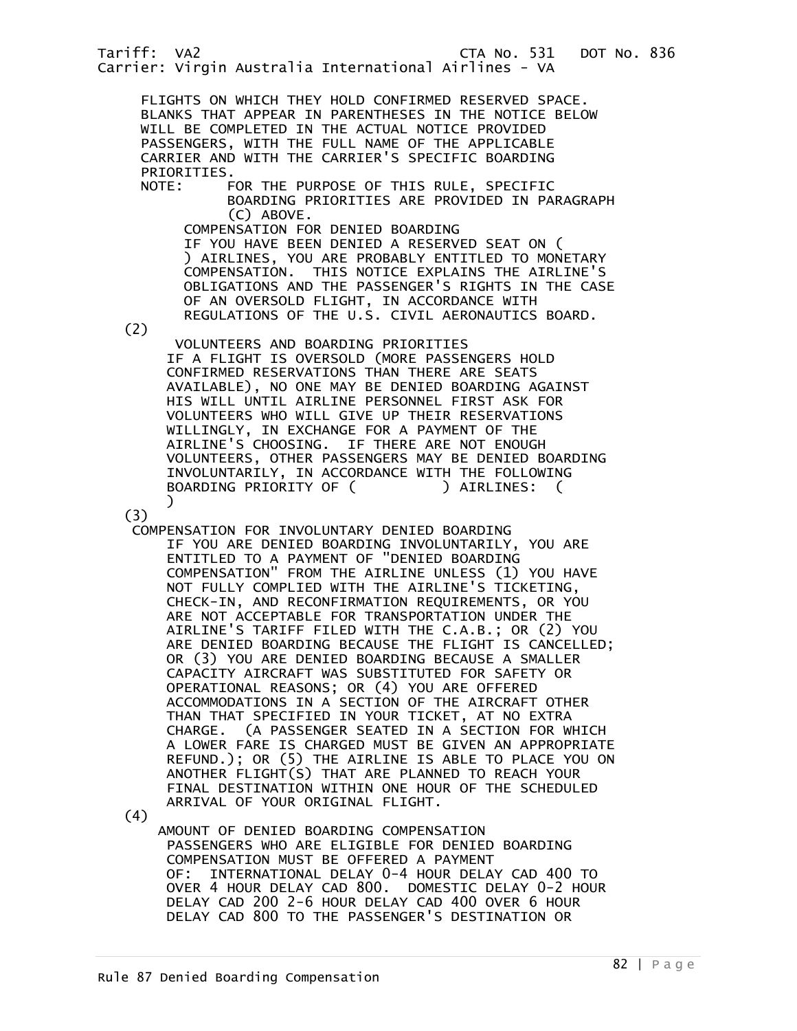FLIGHTS ON WHICH THEY HOLD CONFIRMED RESERVED SPACE. BLANKS THAT APPEAR IN PARENTHESES IN THE NOTICE BELOW WILL BE COMPLETED IN THE ACTUAL NOTICE PROVIDED PASSENGERS, WITH THE FULL NAME OF THE APPLICABLE CARRIER AND WITH THE CARRIER'S SPECIFIC BOARDING PRIORITIES.

NOTE: FOR THE PURPOSE OF THIS RULE, SPECIFIC BOARDING PRIORITIES ARE PROVIDED IN PARAGRAPH (C) ABOVE.

COMPENSATION FOR DENIED BOARDING

IF YOU HAVE BEEN DENIED A RESERVED SEAT ON ( ) AIRLINES, YOU ARE PROBABLY ENTITLED TO MONETARY COMPENSATION. THIS NOTICE EXPLAINS THE AIRLINE'S OBLIGATIONS AND THE PASSENGER'S RIGHTS IN THE CASE OF AN OVERSOLD FLIGHT, IN ACCORDANCE WITH REGULATIONS OF THE U.S. CIVIL AERONAUTICS BOARD.

(2)

VOLUNTEERS AND BOARDING PRIORITIES

IF A FLIGHT IS OVERSOLD (MORE PASSENGERS HOLD CONFIRMED RESERVATIONS THAN THERE ARE SEATS AVAILABLE), NO ONE MAY BE DENIED BOARDING AGAINST HIS WILL UNTIL AIRLINE PERSONNEL FIRST ASK FOR VOLUNTEERS WHO WILL GIVE UP THEIR RESERVATIONS WILLINGLY, IN EXCHANGE FOR A PAYMENT OF THE AIRLINE'S CHOOSING. IF THERE ARE NOT ENOUGH VOLUNTEERS, OTHER PASSENGERS MAY BE DENIED BOARDING INVOLUNTARILY, IN ACCORDANCE WITH THE FOLLOWING BOARDING PRIORITY OF (          ) AIRLINES: ( )

(3)

COMPENSATION FOR INVOLUNTARY DENIED BOARDING

IF YOU ARE DENIED BOARDING INVOLUNTARILY, YOU ARE ENTITLED TO A PAYMENT OF "DENIED BOARDING COMPENSATION" FROM THE AIRLINE UNLESS (1) YOU HAVE NOT FULLY COMPLIED WITH THE AIRLINE'S TICKETING, CHECK-IN, AND RECONFIRMATION REQUIREMENTS, OR YOU ARE NOT ACCEPTABLE FOR TRANSPORTATION UNDER THE AIRLINE'S TARIFF FILED WITH THE C.A.B.; OR (2) YOU ARE DENIED BOARDING BECAUSE THE FLIGHT IS CANCELLED; OR (3) YOU ARE DENIED BOARDING BECAUSE A SMALLER CAPACITY AIRCRAFT WAS SUBSTITUTED FOR SAFETY OR OPERATIONAL REASONS; OR (4) YOU ARE OFFERED ACCOMMODATIONS IN A SECTION OF THE AIRCRAFT OTHER THAN THAT SPECIFIED IN YOUR TICKET, AT NO EXTRA CHARGE. (A PASSENGER SEATED IN A SECTION FOR WHICH A LOWER FARE IS CHARGED MUST BE GIVEN AN APPROPRIATE REFUND.); OR (5) THE AIRLINE IS ABLE TO PLACE YOU ON ANOTHER FLIGHT(S) THAT ARE PLANNED TO REACH YOUR FINAL DESTINATION WITHIN ONE HOUR OF THE SCHEDULED ARRIVAL OF YOUR ORIGINAL FLIGHT.

(4)

AMOUNT OF DENIED BOARDING COMPENSATION

PASSENGERS WHO ARE ELIGIBLE FOR DENIED BOARDING COMPENSATION MUST BE OFFERED A PAYMENT OF: INTERNATIONAL DELAY 0-4 HOUR DELAY CAD 400 TO OVER 4 HOUR DELAY CAD 800. DOMESTIC DELAY 0-2 HOUR DELAY CAD 200 2-6 HOUR DELAY CAD 400 OVER 6 HOUR DELAY CAD 800 TO THE PASSENGER'S DESTINATION OR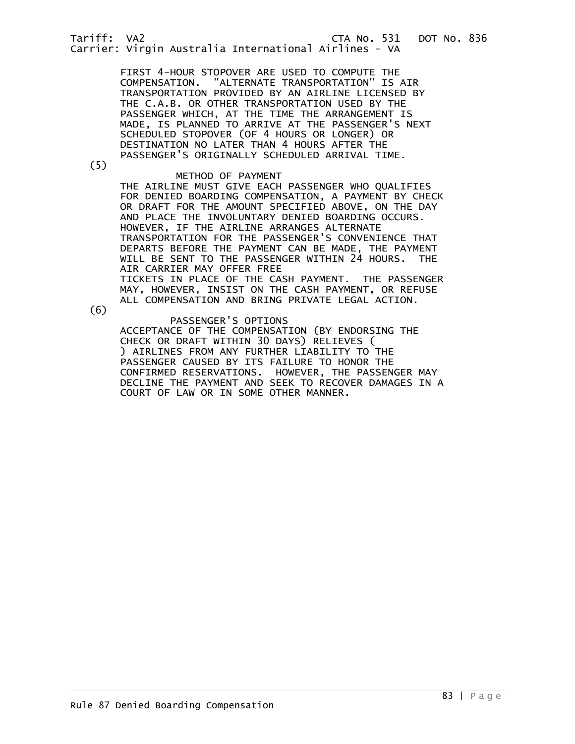FIRST 4-HOUR STOPOVER ARE USED TO COMPUTE THE COMPENSATION. "ALTERNATE TRANSPORTATION" IS AIR TRANSPORTATION PROVIDED BY AN AIRLINE LICENSED BY THE C.A.B. OR OTHER TRANSPORTATION USED BY THE PASSENGER WHICH, AT THE TIME THE ARRANGEMENT IS MADE, IS PLANNED TO ARRIVE AT THE PASSENGER'S NEXT SCHEDULED STOPOVER (OF 4 HOURS OR LONGER) OR DESTINATION NO LATER THAN 4 HOURS AFTER THE PASSENGER'S ORIGINALLY SCHEDULED ARRIVAL TIME.

(5)

METHOD OF PAYMENT

THE AIRLINE MUST GIVE EACH PASSENGER WHO QUALIFIES FOR DENIED BOARDING COMPENSATION, A PAYMENT BY CHECK OR DRAFT FOR THE AMOUNT SPECIFIED ABOVE, ON THE DAY AND PLACE THE INVOLUNTARY DENIED BOARDING OCCURS. HOWEVER, IF THE AIRLINE ARRANGES ALTERNATE TRANSPORTATION FOR THE PASSENGER'S CONVENIENCE THAT DEPARTS BEFORE THE PAYMENT CAN BE MADE, THE PAYMENT WILL BE SENT TO THE PASSENGER WITHIN 24 HOURS. THE AIR CARRIER MAY OFFER FREE TICKETS IN PLACE OF THE CASH PAYMENT. THE PASSENGER MAY, HOWEVER, INSIST ON THE CASH PAYMENT, OR REFUSE ALL COMPENSATION AND BRING PRIVATE LEGAL ACTION.

(6)

PASSENGER'S OPTIONS

ACCEPTANCE OF THE COMPENSATION (BY ENDORSING THE CHECK OR DRAFT WITHIN 30 DAYS) RELIEVES ( ) AIRLINES FROM ANY FURTHER LIABILITY TO THE PASSENGER CAUSED BY ITS FAILURE TO HONOR THE CONFIRMED RESERVATIONS. HOWEVER, THE PASSENGER MAY DECLINE THE PAYMENT AND SEEK TO RECOVER DAMAGES IN A COURT OF LAW OR IN SOME OTHER MANNER.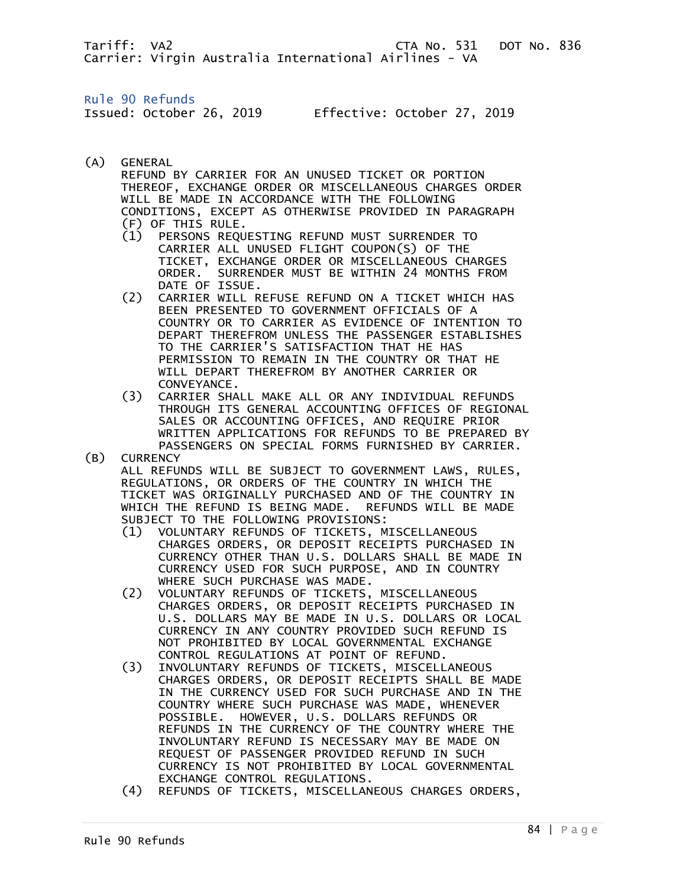Tariff: VA2 CTA No. 531 DOT No. 836
Carrier: Virgin Australia International Airlines - VA

## Rule 90 Refunds

Issued: October 26, 2019 Effective: October 27, 2019

(A) GENERAL
REFUND BY CARRIER FOR AN UNUSED TICKET OR PORTION THEREOF, EXCHANGE ORDER OR MISCELLANEOUS CHARGES ORDER WILL BE MADE IN ACCORDANCE WITH THE FOLLOWING CONDITIONS, EXCEPT AS OTHERWISE PROVIDED IN PARAGRAPH (F) OF THIS RULE.

- (1) PERSONS REQUESTING REFUND MUST SURRENDER TO CARRIER ALL UNUSED FLIGHT COUPON(S) OF THE TICKET, EXCHANGE ORDER OR MISCELLANEOUS CHARGES ORDER. SURRENDER MUST BE WITHIN 24 MONTHS FROM DATE OF ISSUE.
- (2) CARRIER WILL REFUSE REFUND ON A TICKET WHICH HAS BEEN PRESENTED TO GOVERNMENT OFFICIALS OF A COUNTRY OR TO CARRIER AS EVIDENCE OF INTENTION TO DEPART THEREFROM UNLESS THE PASSENGER ESTABLISHES TO THE CARRIER'S SATISFACTION THAT HE HAS PERMISSION TO REMAIN IN THE COUNTRY OR THAT HE WILL DEPART THEREFROM BY ANOTHER CARRIER OR CONVEYANCE.
- (3) CARRIER SHALL MAKE ALL OR ANY INDIVIDUAL REFUNDS THROUGH ITS GENERAL ACCOUNTING OFFICES OF REGIONAL SALES OR ACCOUNTING OFFICES, AND REQUIRE PRIOR WRITTEN APPLICATIONS FOR REFUNDS TO BE PREPARED BY PASSENGERS ON SPECIAL FORMS FURNISHED BY CARRIER.

(B) CURRENCY
ALL REFUNDS WILL BE SUBJECT TO GOVERNMENT LAWS, RULES, REGULATIONS, OR ORDERS OF THE COUNTRY IN WHICH THE TICKET WAS ORIGINALLY PURCHASED AND OF THE COUNTRY IN WHICH THE REFUND IS BEING MADE. REFUNDS WILL BE MADE SUBJECT TO THE FOLLOWING PROVISIONS:

- (1) VOLUNTARY REFUNDS OF TICKETS, MISCELLANEOUS CHARGES ORDERS, OR DEPOSIT RECEIPTS PURCHASED IN CURRENCY OTHER THAN U.S. DOLLARS SHALL BE MADE IN CURRENCY USED FOR SUCH PURPOSE, AND IN COUNTRY WHERE SUCH PURCHASE WAS MADE.
- (2) VOLUNTARY REFUNDS OF TICKETS, MISCELLANEOUS CHARGES ORDERS, OR DEPOSIT RECEIPTS PURCHASED IN U.S. DOLLARS MAY BE MADE IN U.S. DOLLARS OR LOCAL CURRENCY IN ANY COUNTRY PROVIDED SUCH REFUND IS NOT PROHIBITED BY LOCAL GOVERNMENTAL EXCHANGE CONTROL REGULATIONS AT POINT OF REFUND.
- (3) INVOLUNTARY REFUNDS OF TICKETS, MISCELLANEOUS CHARGES ORDERS, OR DEPOSIT RECEIPTS SHALL BE MADE IN THE CURRENCY USED FOR SUCH PURCHASE AND IN THE COUNTRY WHERE SUCH PURCHASE WAS MADE, WHENEVER POSSIBLE. HOWEVER, U.S. DOLLARS REFUNDS OR REFUNDS IN THE CURRENCY OF THE COUNTRY WHERE THE INVOLUNTARY REFUND IS NECESSARY MAY BE MADE ON REQUEST OF PASSENGER PROVIDED REFUND IN SUCH CURRENCY IS NOT PROHIBITED BY LOCAL GOVERNMENTAL EXCHANGE CONTROL REGULATIONS.
- (4) REFUNDS OF TICKETS, MISCELLANEOUS CHARGES ORDERS,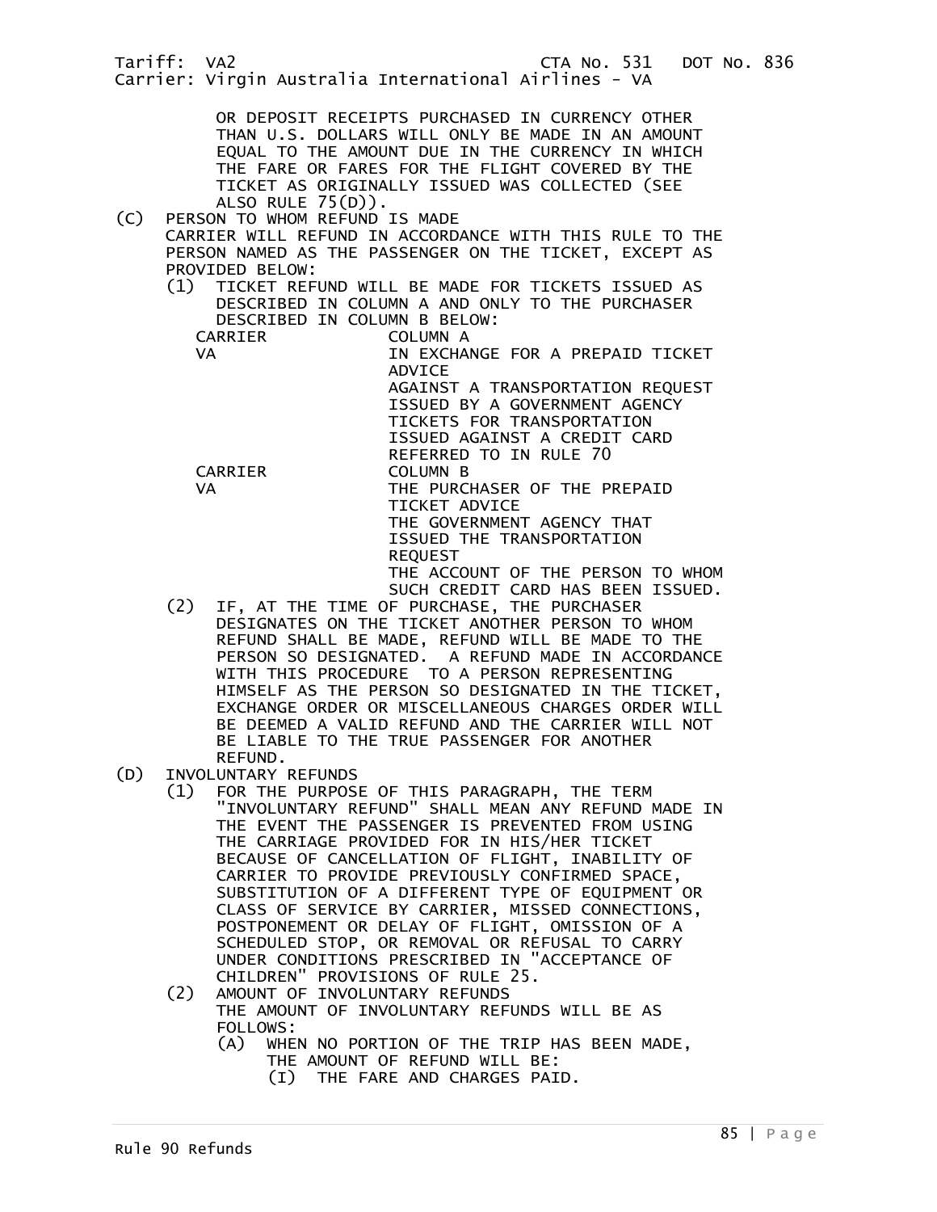OR DEPOSIT RECEIPTS PURCHASED IN CURRENCY OTHER THAN U.S. DOLLARS WILL ONLY BE MADE IN AN AMOUNT EQUAL TO THE AMOUNT DUE IN THE CURRENCY IN WHICH THE FARE OR FARES FOR THE FLIGHT COVERED BY THE TICKET AS ORIGINALLY ISSUED WAS COLLECTED (SEE ALSO RULE 75(D)).

(C) PERSON TO WHOM REFUND IS MADE

CARRIER WILL REFUND IN ACCORDANCE WITH THIS RULE TO THE PERSON NAMED AS THE PASSENGER ON THE TICKET, EXCEPT AS PROVIDED BELOW:

(1) TICKET REFUND WILL BE MADE FOR TICKETS ISSUED AS DESCRIBED IN COLUMN A AND ONLY TO THE PURCHASER DESCRIBED IN COLUMN B BELOW:

| CARRIER | COLUMN A |
|---|---|
| VA | IN EXCHANGE FOR A PREPAID TICKET ADVICE |
| | AGAINST A TRANSPORTATION REQUEST ISSUED BY A GOVERNMENT AGENCY |
| | TICKETS FOR TRANSPORTATION ISSUED AGAINST A CREDIT CARD REFERRED TO IN RULE 70 |

| CARRIER | COLUMN B |
|---|---|
| VA | THE PURCHASER OF THE PREPAID TICKET ADVICE |
| | THE GOVERNMENT AGENCY THAT ISSUED THE TRANSPORTATION REQUEST |
| | THE ACCOUNT OF THE PERSON TO WHOM SUCH CREDIT CARD HAS BEEN ISSUED. |

(2) IF, AT THE TIME OF PURCHASE, THE PURCHASER DESIGNATES ON THE TICKET ANOTHER PERSON TO WHOM REFUND SHALL BE MADE, REFUND WILL BE MADE TO THE PERSON SO DESIGNATED. A REFUND MADE IN ACCORDANCE WITH THIS PROCEDURE TO A PERSON REPRESENTING HIMSELF AS THE PERSON SO DESIGNATED IN THE TICKET, EXCHANGE ORDER OR MISCELLANEOUS CHARGES ORDER WILL BE DEEMED A VALID REFUND AND THE CARRIER WILL NOT BE LIABLE TO THE TRUE PASSENGER FOR ANOTHER REFUND.

(D) INVOLUNTARY REFUNDS

(1) FOR THE PURPOSE OF THIS PARAGRAPH, THE TERM "INVOLUNTARY REFUND" SHALL MEAN ANY REFUND MADE IN THE EVENT THE PASSENGER IS PREVENTED FROM USING THE CARRIAGE PROVIDED FOR IN HIS/HER TICKET BECAUSE OF CANCELLATION OF FLIGHT, INABILITY OF CARRIER TO PROVIDE PREVIOUSLY CONFIRMED SPACE, SUBSTITUTION OF A DIFFERENT TYPE OF EQUIPMENT OR CLASS OF SERVICE BY CARRIER, MISSED CONNECTIONS, POSTPONEMENT OR DELAY OF FLIGHT, OMISSION OF A SCHEDULED STOP, OR REMOVAL OR REFUSAL TO CARRY UNDER CONDITIONS PRESCRIBED IN "ACCEPTANCE OF CHILDREN" PROVISIONS OF RULE 25.

(2) AMOUNT OF INVOLUNTARY REFUNDS

THE AMOUNT OF INVOLUNTARY REFUNDS WILL BE AS FOLLOWS:

(A) WHEN NO PORTION OF THE TRIP HAS BEEN MADE, THE AMOUNT OF REFUND WILL BE:

(I) THE FARE AND CHARGES PAID.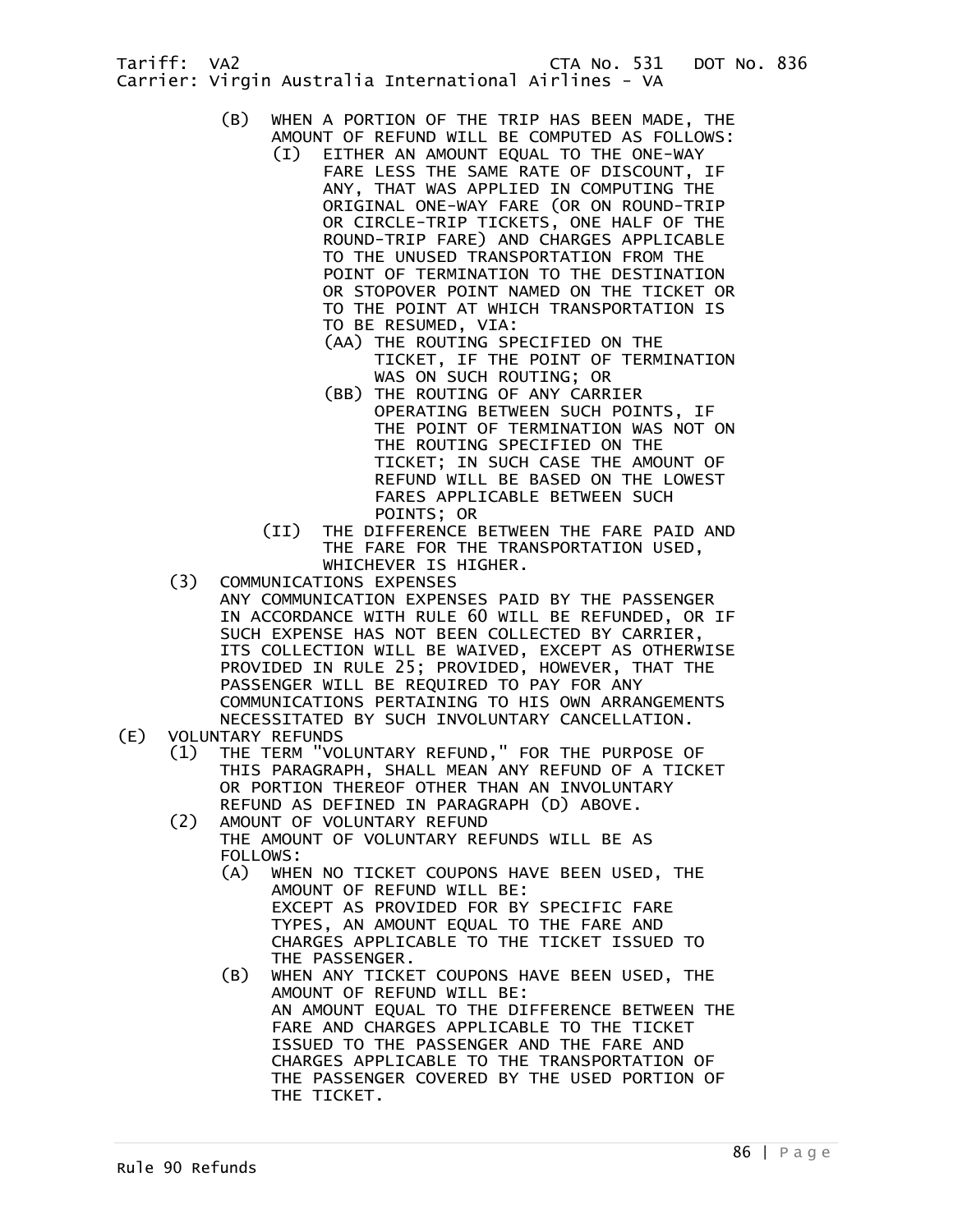(B) WHEN A PORTION OF THE TRIP HAS BEEN MADE, THE AMOUNT OF REFUND WILL BE COMPUTED AS FOLLOWS:

(I) EITHER AN AMOUNT EQUAL TO THE ONE-WAY FARE LESS THE SAME RATE OF DISCOUNT, IF ANY, THAT WAS APPLIED IN COMPUTING THE ORIGINAL ONE-WAY FARE (OR ON ROUND-TRIP OR CIRCLE-TRIP TICKETS, ONE HALF OF THE ROUND-TRIP FARE) AND CHARGES APPLICABLE TO THE UNUSED TRANSPORTATION FROM THE POINT OF TERMINATION TO THE DESTINATION OR STOPOVER POINT NAMED ON THE TICKET OR TO THE POINT AT WHICH TRANSPORTATION IS TO BE RESUMED, VIA:

(AA) THE ROUTING SPECIFIED ON THE TICKET, IF THE POINT OF TERMINATION WAS ON SUCH ROUTING; OR

(BB) THE ROUTING OF ANY CARRIER OPERATING BETWEEN SUCH POINTS, IF THE POINT OF TERMINATION WAS NOT ON THE ROUTING SPECIFIED ON THE TICKET; IN SUCH CASE THE AMOUNT OF REFUND WILL BE BASED ON THE LOWEST FARES APPLICABLE BETWEEN SUCH POINTS; OR

(II) THE DIFFERENCE BETWEEN THE FARE PAID AND THE FARE FOR THE TRANSPORTATION USED, WHICHEVER IS HIGHER.

(3) COMMUNICATIONS EXPENSES
ANY COMMUNICATION EXPENSES PAID BY THE PASSENGER IN ACCORDANCE WITH RULE 60 WILL BE REFUNDED, OR IF SUCH EXPENSE HAS NOT BEEN COLLECTED BY CARRIER, ITS COLLECTION WILL BE WAIVED, EXCEPT AS OTHERWISE PROVIDED IN RULE 25; PROVIDED, HOWEVER, THAT THE PASSENGER WILL BE REQUIRED TO PAY FOR ANY COMMUNICATIONS PERTAINING TO HIS OWN ARRANGEMENTS NECESSITATED BY SUCH INVOLUNTARY CANCELLATION.

(E) VOLUNTARY REFUNDS

(1) THE TERM "VOLUNTARY REFUND," FOR THE PURPOSE OF THIS PARAGRAPH, SHALL MEAN ANY REFUND OF A TICKET OR PORTION THEREOF OTHER THAN AN INVOLUNTARY REFUND AS DEFINED IN PARAGRAPH (D) ABOVE.

(2) AMOUNT OF VOLUNTARY REFUND
THE AMOUNT OF VOLUNTARY REFUNDS WILL BE AS FOLLOWS:

(A) WHEN NO TICKET COUPONS HAVE BEEN USED, THE AMOUNT OF REFUND WILL BE:
EXCEPT AS PROVIDED FOR BY SPECIFIC FARE TYPES, AN AMOUNT EQUAL TO THE FARE AND CHARGES APPLICABLE TO THE TICKET ISSUED TO THE PASSENGER.

(B) WHEN ANY TICKET COUPONS HAVE BEEN USED, THE AMOUNT OF REFUND WILL BE:
AN AMOUNT EQUAL TO THE DIFFERENCE BETWEEN THE FARE AND CHARGES APPLICABLE TO THE TICKET ISSUED TO THE PASSENGER AND THE FARE AND CHARGES APPLICABLE TO THE TRANSPORTATION OF THE PASSENGER COVERED BY THE USED PORTION OF THE TICKET.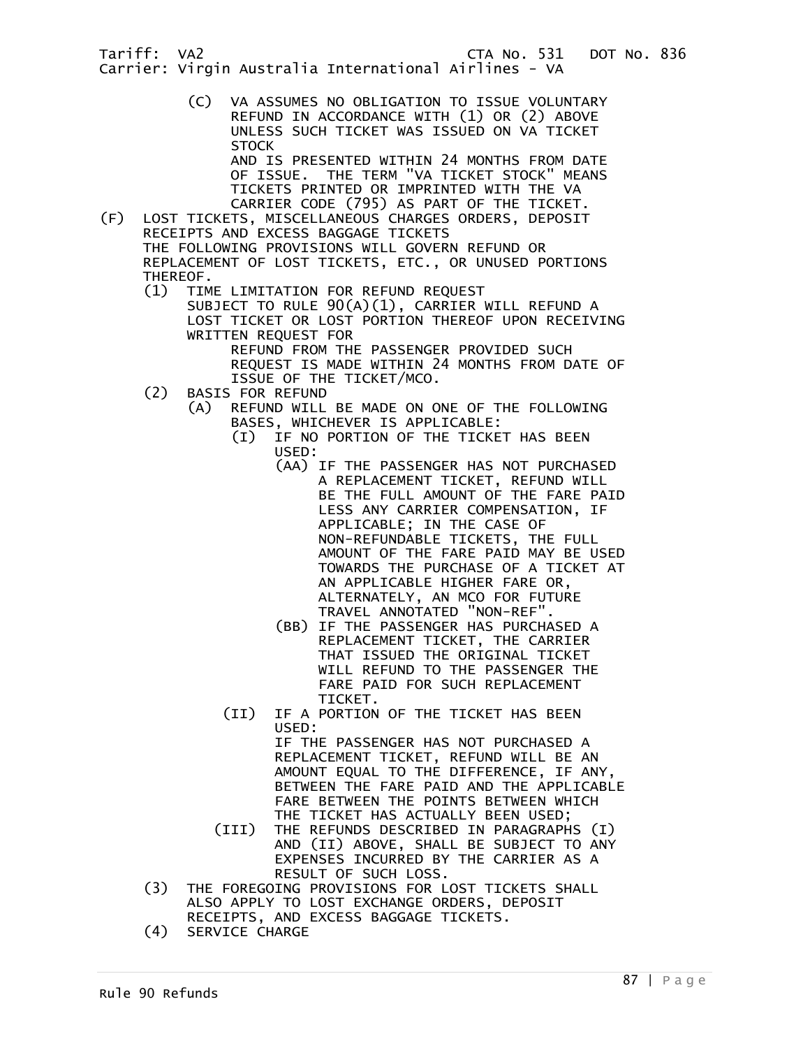(C) VA ASSUMES NO OBLIGATION TO ISSUE VOLUNTARY REFUND IN ACCORDANCE WITH (1) OR (2) ABOVE UNLESS SUCH TICKET WAS ISSUED ON VA TICKET STOCK AND IS PRESENTED WITHIN 24 MONTHS FROM DATE OF ISSUE. THE TERM "VA TICKET STOCK" MEANS TICKETS PRINTED OR IMPRINTED WITH THE VA CARRIER CODE (795) AS PART OF THE TICKET.

(F) LOST TICKETS, MISCELLANEOUS CHARGES ORDERS, DEPOSIT RECEIPTS AND EXCESS BAGGAGE TICKETS

THE FOLLOWING PROVISIONS WILL GOVERN REFUND OR REPLACEMENT OF LOST TICKETS, ETC., OR UNUSED PORTIONS THEREOF.

- (1) TIME LIMITATION FOR REFUND REQUEST

  SUBJECT TO RULE 90(A)(1), CARRIER WILL REFUND A LOST TICKET OR LOST PORTION THEREOF UPON RECEIVING WRITTEN REQUEST FOR REFUND FROM THE PASSENGER PROVIDED SUCH REQUEST IS MADE WITHIN 24 MONTHS FROM DATE OF ISSUE OF THE TICKET/MCO.

- (2) BASIS FOR REFUND
  - (A) REFUND WILL BE MADE ON ONE OF THE FOLLOWING BASES, WHICHEVER IS APPLICABLE:
    - (I) IF NO PORTION OF THE TICKET HAS BEEN USED:
      - (AA) IF THE PASSENGER HAS NOT PURCHASED A REPLACEMENT TICKET, REFUND WILL BE THE FULL AMOUNT OF THE FARE PAID LESS ANY CARRIER COMPENSATION, IF APPLICABLE; IN THE CASE OF NON-REFUNDABLE TICKETS, THE FULL AMOUNT OF THE FARE PAID MAY BE USED TOWARDS THE PURCHASE OF A TICKET AT AN APPLICABLE HIGHER FARE OR, ALTERNATELY, AN MCO FOR FUTURE TRAVEL ANNOTATED "NON-REF".
      - (BB) IF THE PASSENGER HAS PURCHASED A REPLACEMENT TICKET, THE CARRIER THAT ISSUED THE ORIGINAL TICKET WILL REFUND TO THE PASSENGER THE FARE PAID FOR SUCH REPLACEMENT TICKET.
    - (II) IF A PORTION OF THE TICKET HAS BEEN USED:

      IF THE PASSENGER HAS NOT PURCHASED A REPLACEMENT TICKET, REFUND WILL BE AN AMOUNT EQUAL TO THE DIFFERENCE, IF ANY, BETWEEN THE FARE PAID AND THE APPLICABLE FARE BETWEEN THE POINTS BETWEEN WHICH THE TICKET HAS ACTUALLY BEEN USED;
    - (III) THE REFUNDS DESCRIBED IN PARAGRAPHS (I) AND (II) ABOVE, SHALL BE SUBJECT TO ANY EXPENSES INCURRED BY THE CARRIER AS A RESULT OF SUCH LOSS.
- (3) THE FOREGOING PROVISIONS FOR LOST TICKETS SHALL ALSO APPLY TO LOST EXCHANGE ORDERS, DEPOSIT RECEIPTS, AND EXCESS BAGGAGE TICKETS.
- (4) SERVICE CHARGE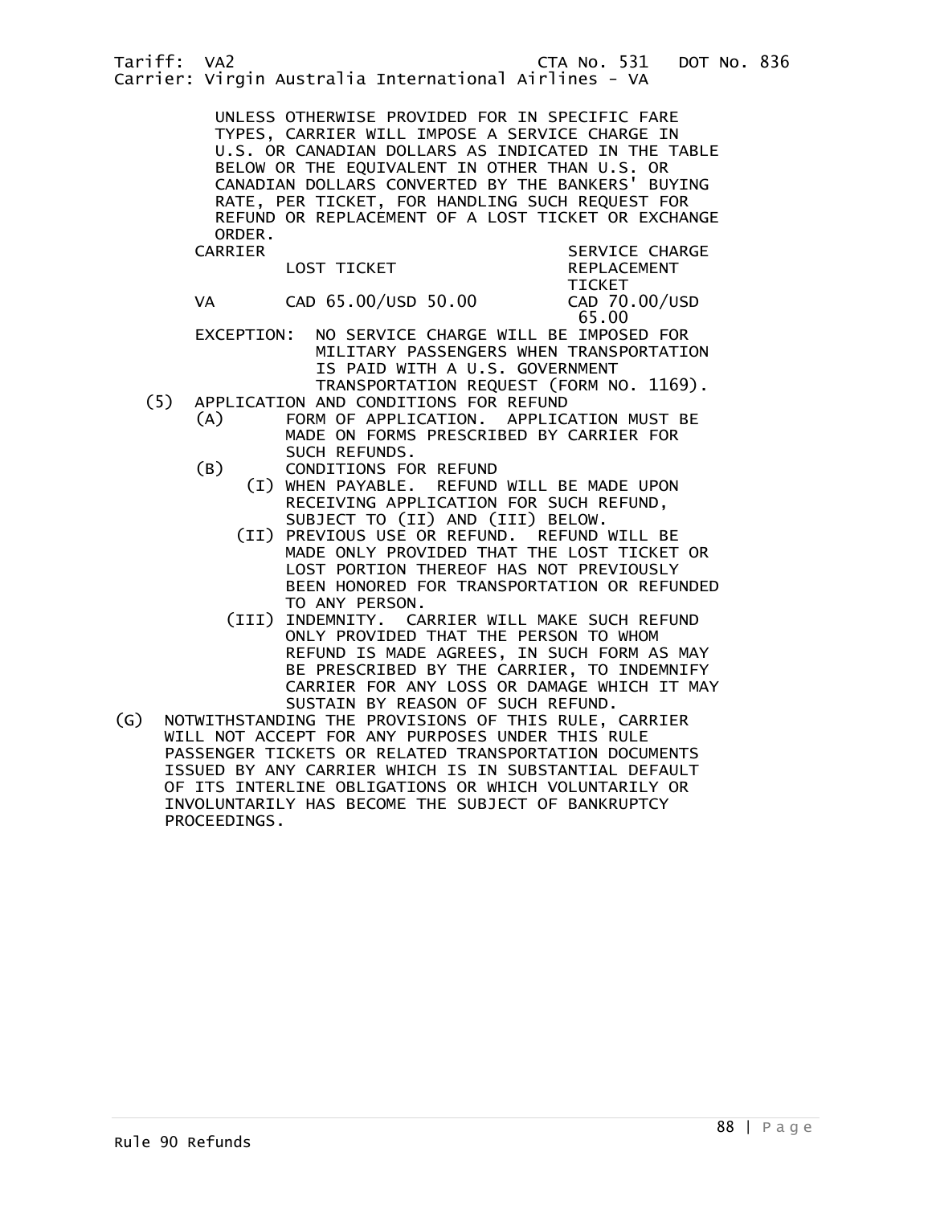UNLESS OTHERWISE PROVIDED FOR IN SPECIFIC FARE TYPES, CARRIER WILL IMPOSE A SERVICE CHARGE IN U.S. OR CANADIAN DOLLARS AS INDICATED IN THE TABLE BELOW OR THE EQUIVALENT IN OTHER THAN U.S. OR CANADIAN DOLLARS CONVERTED BY THE BANKERS' BUYING RATE, PER TICKET, FOR HANDLING SUCH REQUEST FOR REFUND OR REPLACEMENT OF A LOST TICKET OR EXCHANGE ORDER.

| CARRIER | LOST TICKET | SERVICE CHARGE REPLACEMENT TICKET |
| --- | --- | --- |
| VA | CAD 65.00/USD 50.00 | CAD 70.00/USD 65.00 |

EXCEPTION: NO SERVICE CHARGE WILL BE IMPOSED FOR MILITARY PASSENGERS WHEN TRANSPORTATION IS PAID WITH A U.S. GOVERNMENT TRANSPORTATION REQUEST (FORM NO. 1169).

(5) APPLICATION AND CONDITIONS FOR REFUND

(A) FORM OF APPLICATION. APPLICATION MUST BE MADE ON FORMS PRESCRIBED BY CARRIER FOR SUCH REFUNDS.

(B) CONDITIONS FOR REFUND

(I) WHEN PAYABLE. REFUND WILL BE MADE UPON RECEIVING APPLICATION FOR SUCH REFUND, SUBJECT TO (II) AND (III) BELOW.

(II) PREVIOUS USE OR REFUND. REFUND WILL BE MADE ONLY PROVIDED THAT THE LOST TICKET OR LOST PORTION THEREOF HAS NOT PREVIOUSLY BEEN HONORED FOR TRANSPORTATION OR REFUNDED TO ANY PERSON.

(III) INDEMNITY. CARRIER WILL MAKE SUCH REFUND ONLY PROVIDED THAT THE PERSON TO WHOM REFUND IS MADE AGREES, IN SUCH FORM AS MAY BE PRESCRIBED BY THE CARRIER, TO INDEMNIFY CARRIER FOR ANY LOSS OR DAMAGE WHICH IT MAY SUSTAIN BY REASON OF SUCH REFUND.

(G) NOTWITHSTANDING THE PROVISIONS OF THIS RULE, CARRIER WILL NOT ACCEPT FOR ANY PURPOSES UNDER THIS RULE PASSENGER TICKETS OR RELATED TRANSPORTATION DOCUMENTS ISSUED BY ANY CARRIER WHICH IS IN SUBSTANTIAL DEFAULT OF ITS INTERLINE OBLIGATIONS OR WHICH VOLUNTARILY OR INVOLUNTARILY HAS BECOME THE SUBJECT OF BANKRUPTCY PROCEEDINGS.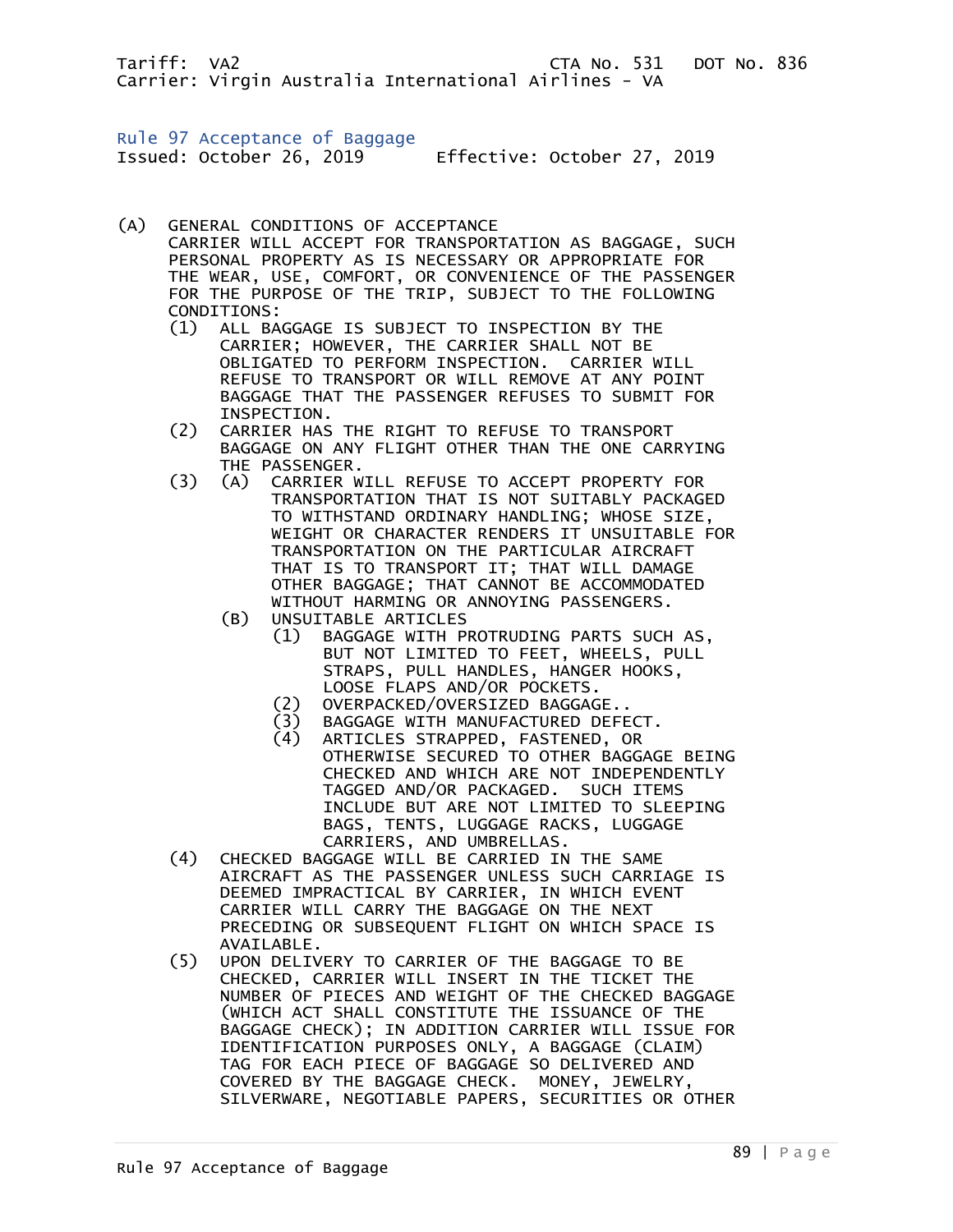Tariff: VA2 CTA No. 531 DOT No. 836
Carrier: Virgin Australia International Airlines - VA

## Rule 97 Acceptance of Baggage

Issued: October 26, 2019 Effective: October 27, 2019

(A) GENERAL CONDITIONS OF ACCEPTANCE
CARRIER WILL ACCEPT FOR TRANSPORTATION AS BAGGAGE, SUCH PERSONAL PROPERTY AS IS NECESSARY OR APPROPRIATE FOR THE WEAR, USE, COMFORT, OR CONVENIENCE OF THE PASSENGER FOR THE PURPOSE OF THE TRIP, SUBJECT TO THE FOLLOWING CONDITIONS:

- (1) ALL BAGGAGE IS SUBJECT TO INSPECTION BY THE CARRIER; HOWEVER, THE CARRIER SHALL NOT BE OBLIGATED TO PERFORM INSPECTION. CARRIER WILL REFUSE TO TRANSPORT OR WILL REMOVE AT ANY POINT BAGGAGE THAT THE PASSENGER REFUSES TO SUBMIT FOR INSPECTION.
- (2) CARRIER HAS THE RIGHT TO REFUSE TO TRANSPORT BAGGAGE ON ANY FLIGHT OTHER THAN THE ONE CARRYING THE PASSENGER.
- (3) (A) CARRIER WILL REFUSE TO ACCEPT PROPERTY FOR TRANSPORTATION THAT IS NOT SUITABLY PACKAGED TO WITHSTAND ORDINARY HANDLING; WHOSE SIZE, WEIGHT OR CHARACTER RENDERS IT UNSUITABLE FOR TRANSPORTATION ON THE PARTICULAR AIRCRAFT THAT IS TO TRANSPORT IT; THAT WILL DAMAGE OTHER BAGGAGE; THAT CANNOT BE ACCOMMODATED WITHOUT HARMING OR ANNOYING PASSENGERS.
  - (B) UNSUITABLE ARTICLES
    - (1) BAGGAGE WITH PROTRUDING PARTS SUCH AS, BUT NOT LIMITED TO FEET, WHEELS, PULL STRAPS, PULL HANDLES, HANGER HOOKS, LOOSE FLAPS AND/OR POCKETS.
    - (2) OVERPACKED/OVERSIZED BAGGAGE..
    - (3) BAGGAGE WITH MANUFACTURED DEFECT.
    - (4) ARTICLES STRAPPED, FASTENED, OR OTHERWISE SECURED TO OTHER BAGGAGE BEING CHECKED AND WHICH ARE NOT INDEPENDENTLY TAGGED AND/OR PACKAGED. SUCH ITEMS INCLUDE BUT ARE NOT LIMITED TO SLEEPING BAGS, TENTS, LUGGAGE RACKS, LUGGAGE CARRIERS, AND UMBRELLAS.
- (4) CHECKED BAGGAGE WILL BE CARRIED IN THE SAME AIRCRAFT AS THE PASSENGER UNLESS SUCH CARRIAGE IS DEEMED IMPRACTICAL BY CARRIER, IN WHICH EVENT CARRIER WILL CARRY THE BAGGAGE ON THE NEXT PRECEDING OR SUBSEQUENT FLIGHT ON WHICH SPACE IS AVAILABLE.
- (5) UPON DELIVERY TO CARRIER OF THE BAGGAGE TO BE CHECKED, CARRIER WILL INSERT IN THE TICKET THE NUMBER OF PIECES AND WEIGHT OF THE CHECKED BAGGAGE (WHICH ACT SHALL CONSTITUTE THE ISSUANCE OF THE BAGGAGE CHECK); IN ADDITION CARRIER WILL ISSUE FOR IDENTIFICATION PURPOSES ONLY, A BAGGAGE (CLAIM) TAG FOR EACH PIECE OF BAGGAGE SO DELIVERED AND COVERED BY THE BAGGAGE CHECK. MONEY, JEWELRY, SILVERWARE, NEGOTIABLE PAPERS, SECURITIES OR OTHER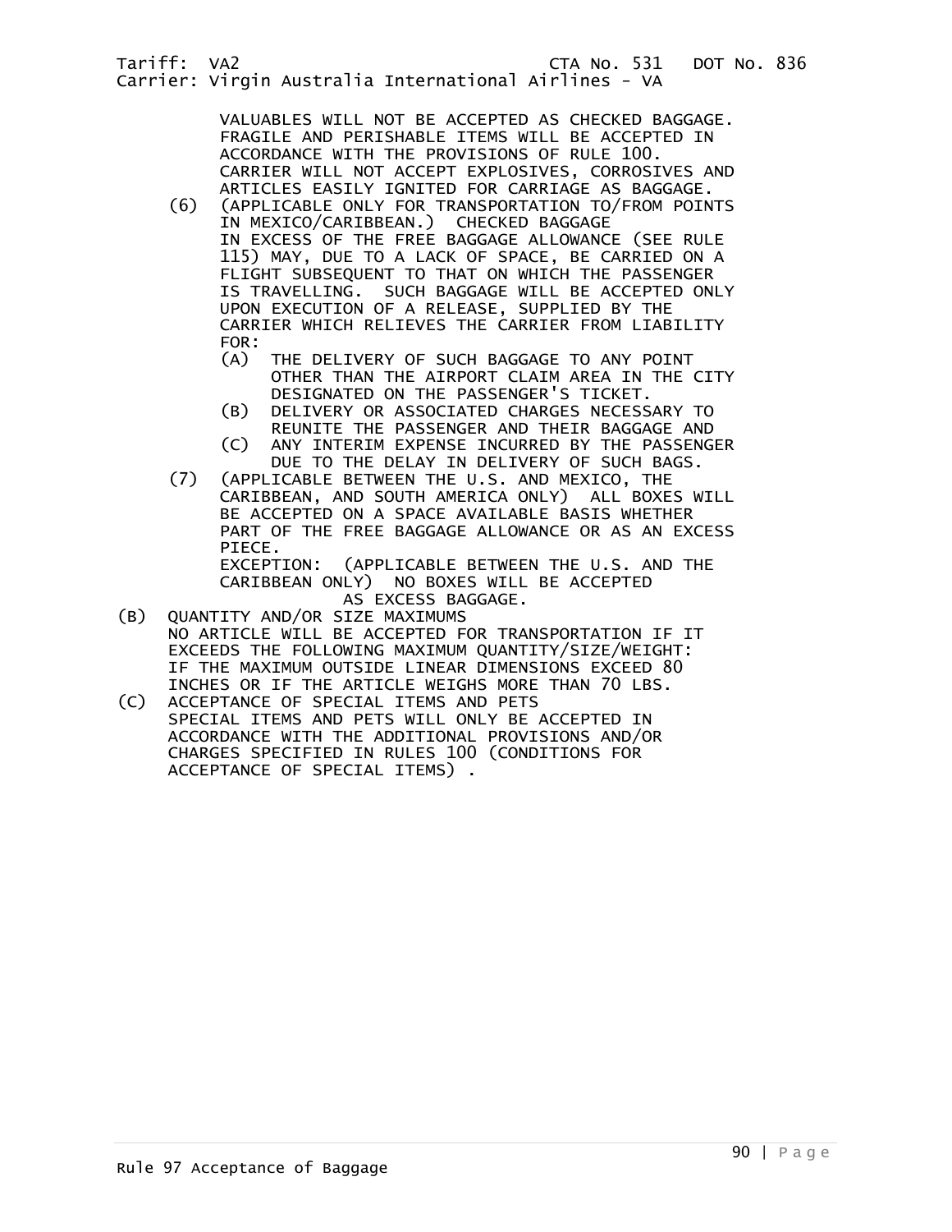VALUABLES WILL NOT BE ACCEPTED AS CHECKED BAGGAGE. FRAGILE AND PERISHABLE ITEMS WILL BE ACCEPTED IN ACCORDANCE WITH THE PROVISIONS OF RULE 100. CARRIER WILL NOT ACCEPT EXPLOSIVES, CORROSIVES AND ARTICLES EASILY IGNITED FOR CARRIAGE AS BAGGAGE.

(6) (APPLICABLE ONLY FOR TRANSPORTATION TO/FROM POINTS IN MEXICO/CARIBBEAN.) CHECKED BAGGAGE IN EXCESS OF THE FREE BAGGAGE ALLOWANCE (SEE RULE 115) MAY, DUE TO A LACK OF SPACE, BE CARRIED ON A FLIGHT SUBSEQUENT TO THAT ON WHICH THE PASSENGER IS TRAVELLING. SUCH BAGGAGE WILL BE ACCEPTED ONLY UPON EXECUTION OF A RELEASE, SUPPLIED BY THE CARRIER WHICH RELIEVES THE CARRIER FROM LIABILITY FOR:

- (A) THE DELIVERY OF SUCH BAGGAGE TO ANY POINT OTHER THAN THE AIRPORT CLAIM AREA IN THE CITY DESIGNATED ON THE PASSENGER'S TICKET.
- (B) DELIVERY OR ASSOCIATED CHARGES NECESSARY TO REUNITE THE PASSENGER AND THEIR BAGGAGE AND
- (C) ANY INTERIM EXPENSE INCURRED BY THE PASSENGER DUE TO THE DELAY IN DELIVERY OF SUCH BAGS.

(7) (APPLICABLE BETWEEN THE U.S. AND MEXICO, THE CARIBBEAN, AND SOUTH AMERICA ONLY) ALL BOXES WILL BE ACCEPTED ON A SPACE AVAILABLE BASIS WHETHER PART OF THE FREE BAGGAGE ALLOWANCE OR AS AN EXCESS PIECE.
EXCEPTION: (APPLICABLE BETWEEN THE U.S. AND THE CARIBBEAN ONLY) NO BOXES WILL BE ACCEPTED AS EXCESS BAGGAGE.

(B) QUANTITY AND/OR SIZE MAXIMUMS
NO ARTICLE WILL BE ACCEPTED FOR TRANSPORTATION IF IT EXCEEDS THE FOLLOWING MAXIMUM QUANTITY/SIZE/WEIGHT: IF THE MAXIMUM OUTSIDE LINEAR DIMENSIONS EXCEED 80 INCHES OR IF THE ARTICLE WEIGHS MORE THAN 70 LBS.

(C) ACCEPTANCE OF SPECIAL ITEMS AND PETS
SPECIAL ITEMS AND PETS WILL ONLY BE ACCEPTED IN ACCORDANCE WITH THE ADDITIONAL PROVISIONS AND/OR CHARGES SPECIFIED IN RULES 100 (CONDITIONS FOR ACCEPTANCE OF SPECIAL ITEMS) .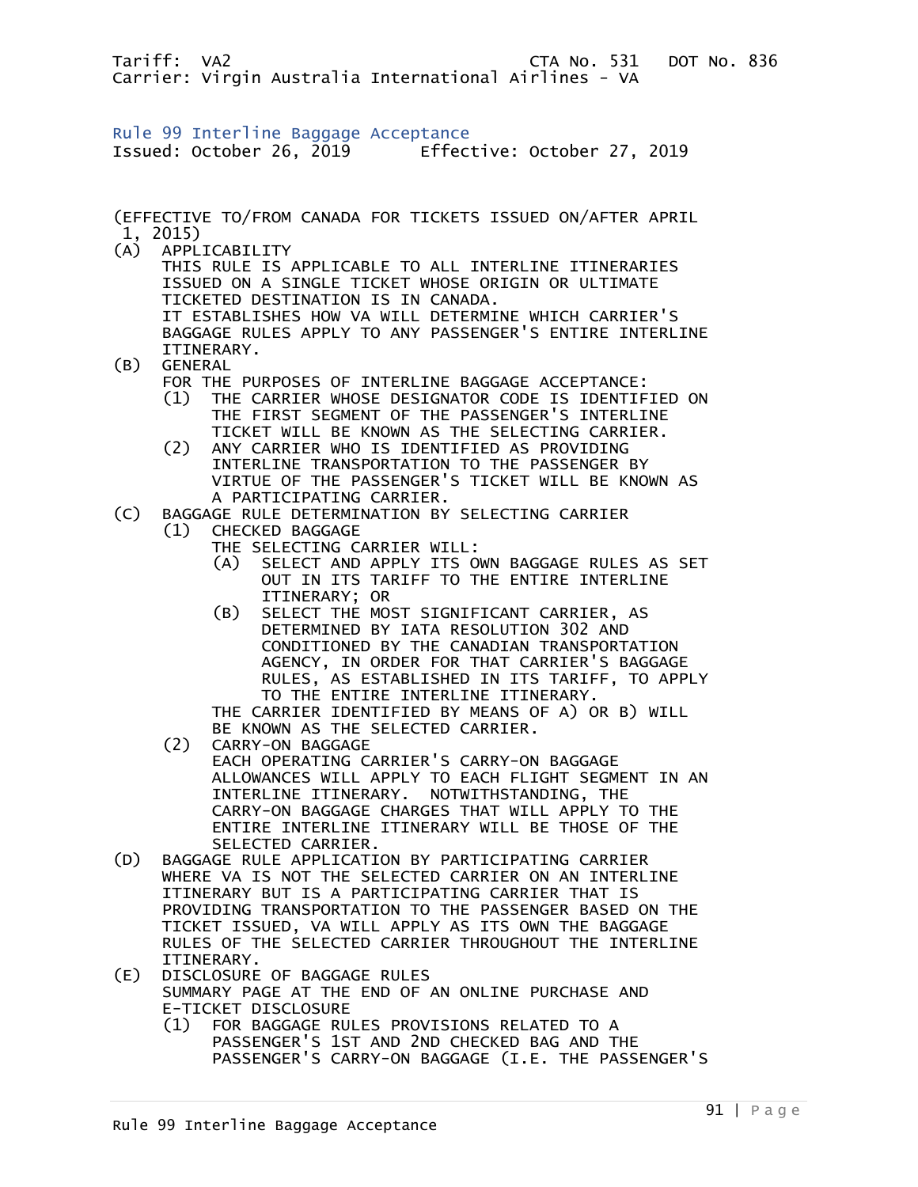Tariff: VA2 CTA No. 531 DOT No. 836
Carrier: Virgin Australia International Airlines - VA

## Rule 99 Interline Baggage Acceptance

Issued: October 26, 2019 Effective: October 27, 2019

(EFFECTIVE TO/FROM CANADA FOR TICKETS ISSUED ON/AFTER APRIL 1, 2015)

(A) APPLICABILITY
THIS RULE IS APPLICABLE TO ALL INTERLINE ITINERARIES ISSUED ON A SINGLE TICKET WHOSE ORIGIN OR ULTIMATE TICKETED DESTINATION IS IN CANADA.
IT ESTABLISHES HOW VA WILL DETERMINE WHICH CARRIER'S BAGGAGE RULES APPLY TO ANY PASSENGER'S ENTIRE INTERLINE ITINERARY.

(B) GENERAL
FOR THE PURPOSES OF INTERLINE BAGGAGE ACCEPTANCE:

- (1) THE CARRIER WHOSE DESIGNATOR CODE IS IDENTIFIED ON THE FIRST SEGMENT OF THE PASSENGER'S INTERLINE TICKET WILL BE KNOWN AS THE SELECTING CARRIER.
- (2) ANY CARRIER WHO IS IDENTIFIED AS PROVIDING INTERLINE TRANSPORTATION TO THE PASSENGER BY VIRTUE OF THE PASSENGER'S TICKET WILL BE KNOWN AS A PARTICIPATING CARRIER.

(C) BAGGAGE RULE DETERMINATION BY SELECTING CARRIER

- (1) CHECKED BAGGAGE
THE SELECTING CARRIER WILL:
  - (A) SELECT AND APPLY ITS OWN BAGGAGE RULES AS SET OUT IN ITS TARIFF TO THE ENTIRE INTERLINE ITINERARY; OR
  - (B) SELECT THE MOST SIGNIFICANT CARRIER, AS DETERMINED BY IATA RESOLUTION 302 AND CONDITIONED BY THE CANADIAN TRANSPORTATION AGENCY, IN ORDER FOR THAT CARRIER'S BAGGAGE RULES, AS ESTABLISHED IN ITS TARIFF, TO APPLY TO THE ENTIRE INTERLINE ITINERARY.

  THE CARRIER IDENTIFIED BY MEANS OF A) OR B) WILL BE KNOWN AS THE SELECTED CARRIER.
- (2) CARRY-ON BAGGAGE
EACH OPERATING CARRIER'S CARRY-ON BAGGAGE ALLOWANCES WILL APPLY TO EACH FLIGHT SEGMENT IN AN INTERLINE ITINERARY. NOTWITHSTANDING, THE CARRY-ON BAGGAGE CHARGES THAT WILL APPLY TO THE ENTIRE INTERLINE ITINERARY WILL BE THOSE OF THE SELECTED CARRIER.

(D) BAGGAGE RULE APPLICATION BY PARTICIPATING CARRIER
WHERE VA IS NOT THE SELECTED CARRIER ON AN INTERLINE ITINERARY BUT IS A PARTICIPATING CARRIER THAT IS PROVIDING TRANSPORTATION TO THE PASSENGER BASED ON THE TICKET ISSUED, VA WILL APPLY AS ITS OWN THE BAGGAGE RULES OF THE SELECTED CARRIER THROUGHOUT THE INTERLINE ITINERARY.

(E) DISCLOSURE OF BAGGAGE RULES
SUMMARY PAGE AT THE END OF AN ONLINE PURCHASE AND E-TICKET DISCLOSURE

- (1) FOR BAGGAGE RULES PROVISIONS RELATED TO A PASSENGER'S 1ST AND 2ND CHECKED BAG AND THE PASSENGER'S CARRY-ON BAGGAGE (I.E. THE PASSENGER'S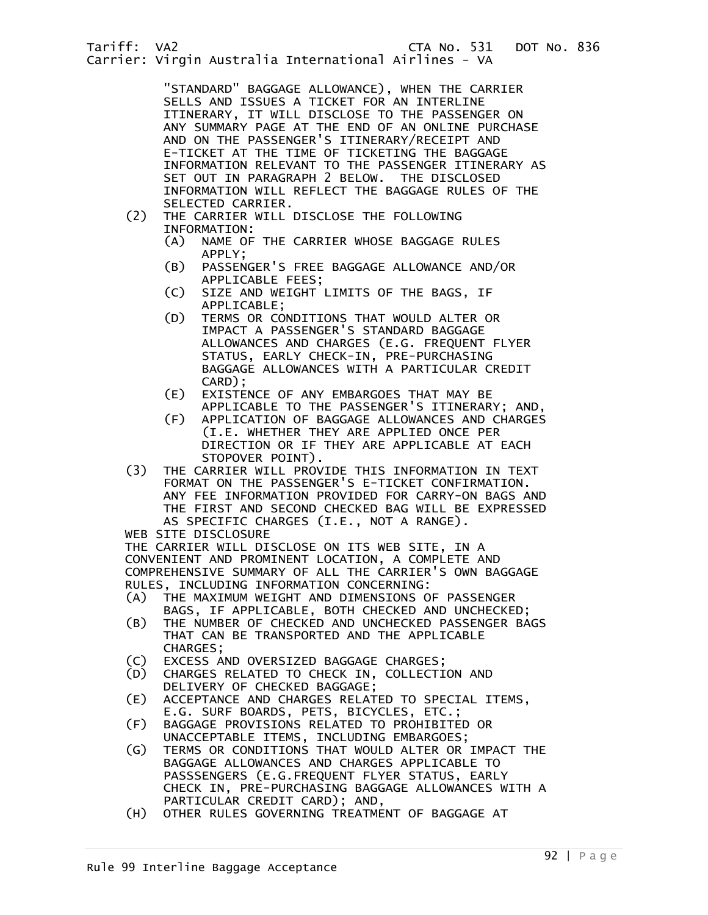"STANDARD" BAGGAGE ALLOWANCE), WHEN THE CARRIER SELLS AND ISSUES A TICKET FOR AN INTERLINE ITINERARY, IT WILL DISCLOSE TO THE PASSENGER ON ANY SUMMARY PAGE AT THE END OF AN ONLINE PURCHASE AND ON THE PASSENGER'S ITINERARY/RECEIPT AND E-TICKET AT THE TIME OF TICKETING THE BAGGAGE INFORMATION RELEVANT TO THE PASSENGER ITINERARY AS SET OUT IN PARAGRAPH 2 BELOW. THE DISCLOSED INFORMATION WILL REFLECT THE BAGGAGE RULES OF THE SELECTED CARRIER.

(2) THE CARRIER WILL DISCLOSE THE FOLLOWING INFORMATION:
   - (A) NAME OF THE CARRIER WHOSE BAGGAGE RULES APPLY;
   - (B) PASSENGER'S FREE BAGGAGE ALLOWANCE AND/OR APPLICABLE FEES;
   - (C) SIZE AND WEIGHT LIMITS OF THE BAGS, IF APPLICABLE;
   - (D) TERMS OR CONDITIONS THAT WOULD ALTER OR IMPACT A PASSENGER'S STANDARD BAGGAGE ALLOWANCES AND CHARGES (E.G. FREQUENT FLYER STATUS, EARLY CHECK-IN, PRE-PURCHASING BAGGAGE ALLOWANCES WITH A PARTICULAR CREDIT CARD);
   - (E) EXISTENCE OF ANY EMBARGOES THAT MAY BE APPLICABLE TO THE PASSENGER'S ITINERARY; AND,
   - (F) APPLICATION OF BAGGAGE ALLOWANCES AND CHARGES (I.E. WHETHER THEY ARE APPLIED ONCE PER DIRECTION OR IF THEY ARE APPLICABLE AT EACH STOPOVER POINT).

(3) THE CARRIER WILL PROVIDE THIS INFORMATION IN TEXT FORMAT ON THE PASSENGER'S E-TICKET CONFIRMATION. ANY FEE INFORMATION PROVIDED FOR CARRY-ON BAGS AND THE FIRST AND SECOND CHECKED BAG WILL BE EXPRESSED AS SPECIFIC CHARGES (I.E., NOT A RANGE).

WEB SITE DISCLOSURE

THE CARRIER WILL DISCLOSE ON ITS WEB SITE, IN A CONVENIENT AND PROMINENT LOCATION, A COMPLETE AND COMPREHENSIVE SUMMARY OF ALL THE CARRIER'S OWN BAGGAGE RULES, INCLUDING INFORMATION CONCERNING:

- (A) THE MAXIMUM WEIGHT AND DIMENSIONS OF PASSENGER BAGS, IF APPLICABLE, BOTH CHECKED AND UNCHECKED;
- (B) THE NUMBER OF CHECKED AND UNCHECKED PASSENGER BAGS THAT CAN BE TRANSPORTED AND THE APPLICABLE CHARGES;
- (C) EXCESS AND OVERSIZED BAGGAGE CHARGES;
- (D) CHARGES RELATED TO CHECK IN, COLLECTION AND DELIVERY OF CHECKED BAGGAGE;
- (E) ACCEPTANCE AND CHARGES RELATED TO SPECIAL ITEMS, E.G. SURF BOARDS, PETS, BICYCLES, ETC.;
- (F) BAGGAGE PROVISIONS RELATED TO PROHIBITED OR UNACCEPTABLE ITEMS, INCLUDING EMBARGOES;
- (G) TERMS OR CONDITIONS THAT WOULD ALTER OR IMPACT THE BAGGAGE ALLOWANCES AND CHARGES APPLICABLE TO PASSSENGERS (E.G.FREQUENT FLYER STATUS, EARLY CHECK IN, PRE-PURCHASING BAGGAGE ALLOWANCES WITH A PARTICULAR CREDIT CARD); AND,
- (H) OTHER RULES GOVERNING TREATMENT OF BAGGAGE AT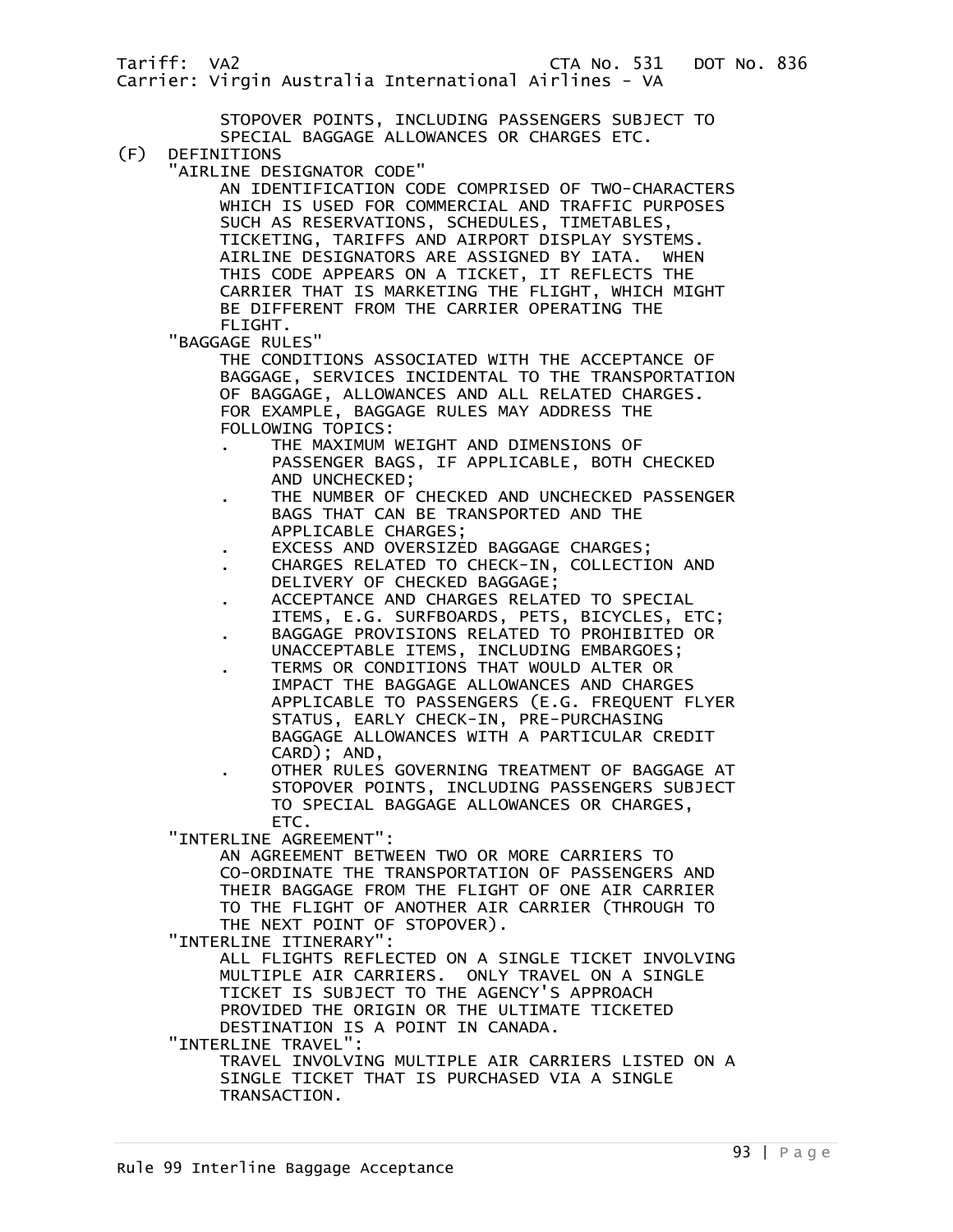STOPOVER POINTS, INCLUDING PASSENGERS SUBJECT TO SPECIAL BAGGAGE ALLOWANCES OR CHARGES ETC.

(F) DEFINITIONS

"AIRLINE DESIGNATOR CODE"

AN IDENTIFICATION CODE COMPRISED OF TWO-CHARACTERS WHICH IS USED FOR COMMERCIAL AND TRAFFIC PURPOSES SUCH AS RESERVATIONS, SCHEDULES, TIMETABLES, TICKETING, TARIFFS AND AIRPORT DISPLAY SYSTEMS. AIRLINE DESIGNATORS ARE ASSIGNED BY IATA. WHEN THIS CODE APPEARS ON A TICKET, IT REFLECTS THE CARRIER THAT IS MARKETING THE FLIGHT, WHICH MIGHT BE DIFFERENT FROM THE CARRIER OPERATING THE FLIGHT.

"BAGGAGE RULES"

THE CONDITIONS ASSOCIATED WITH THE ACCEPTANCE OF BAGGAGE, SERVICES INCIDENTAL TO THE TRANSPORTATION OF BAGGAGE, ALLOWANCES AND ALL RELATED CHARGES. FOR EXAMPLE, BAGGAGE RULES MAY ADDRESS THE FOLLOWING TOPICS:

- THE MAXIMUM WEIGHT AND DIMENSIONS OF PASSENGER BAGS, IF APPLICABLE, BOTH CHECKED AND UNCHECKED;
- THE NUMBER OF CHECKED AND UNCHECKED PASSENGER BAGS THAT CAN BE TRANSPORTED AND THE APPLICABLE CHARGES;
- EXCESS AND OVERSIZED BAGGAGE CHARGES;
- CHARGES RELATED TO CHECK-IN, COLLECTION AND DELIVERY OF CHECKED BAGGAGE;
- ACCEPTANCE AND CHARGES RELATED TO SPECIAL ITEMS, E.G. SURFBOARDS, PETS, BICYCLES, ETC;
- BAGGAGE PROVISIONS RELATED TO PROHIBITED OR UNACCEPTABLE ITEMS, INCLUDING EMBARGOES;
- TERMS OR CONDITIONS THAT WOULD ALTER OR IMPACT THE BAGGAGE ALLOWANCES AND CHARGES APPLICABLE TO PASSENGERS (E.G. FREQUENT FLYER STATUS, EARLY CHECK-IN, PRE-PURCHASING BAGGAGE ALLOWANCES WITH A PARTICULAR CREDIT CARD); AND,
- OTHER RULES GOVERNING TREATMENT OF BAGGAGE AT STOPOVER POINTS, INCLUDING PASSENGERS SUBJECT TO SPECIAL BAGGAGE ALLOWANCES OR CHARGES, ETC.

"INTERLINE AGREEMENT":

AN AGREEMENT BETWEEN TWO OR MORE CARRIERS TO CO-ORDINATE THE TRANSPORTATION OF PASSENGERS AND THEIR BAGGAGE FROM THE FLIGHT OF ONE AIR CARRIER TO THE FLIGHT OF ANOTHER AIR CARRIER (THROUGH TO THE NEXT POINT OF STOPOVER).

"INTERLINE ITINERARY":

ALL FLIGHTS REFLECTED ON A SINGLE TICKET INVOLVING MULTIPLE AIR CARRIERS. ONLY TRAVEL ON A SINGLE TICKET IS SUBJECT TO THE AGENCY'S APPROACH PROVIDED THE ORIGIN OR THE ULTIMATE TICKETED DESTINATION IS A POINT IN CANADA.

"INTERLINE TRAVEL":

TRAVEL INVOLVING MULTIPLE AIR CARRIERS LISTED ON A SINGLE TICKET THAT IS PURCHASED VIA A SINGLE TRANSACTION.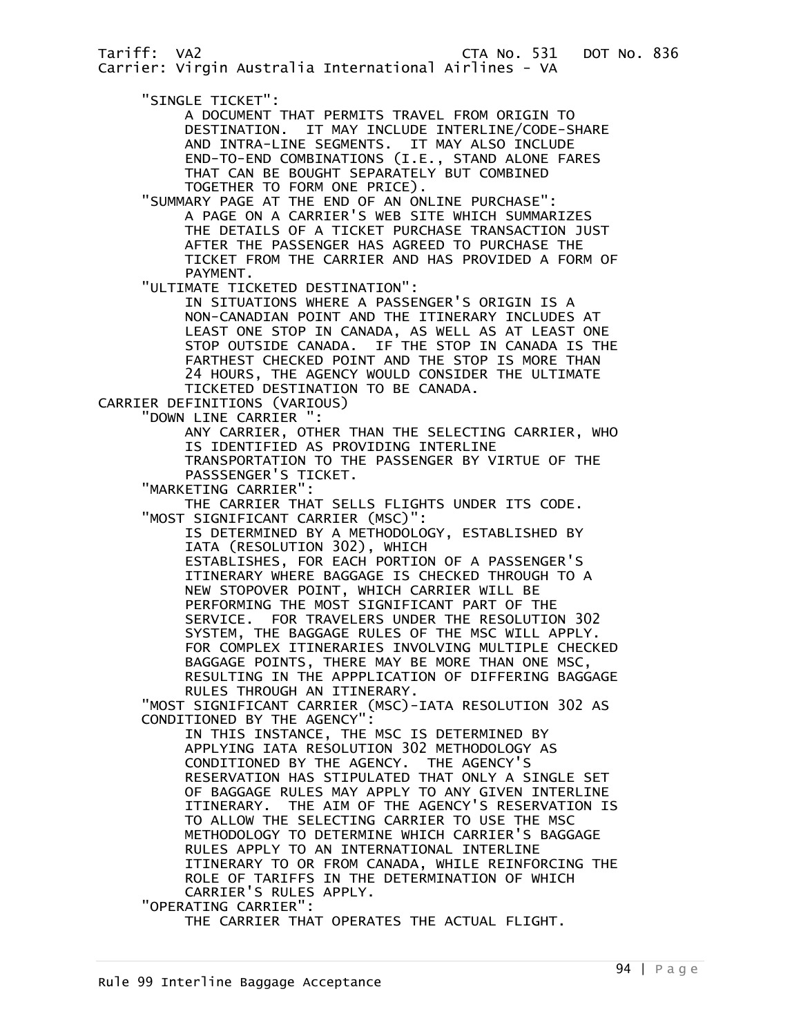"SINGLE TICKET":

A DOCUMENT THAT PERMITS TRAVEL FROM ORIGIN TO DESTINATION. IT MAY INCLUDE INTERLINE/CODE-SHARE AND INTRA-LINE SEGMENTS. IT MAY ALSO INCLUDE END-TO-END COMBINATIONS (I.E., STAND ALONE FARES THAT CAN BE BOUGHT SEPARATELY BUT COMBINED TOGETHER TO FORM ONE PRICE).

"SUMMARY PAGE AT THE END OF AN ONLINE PURCHASE":

A PAGE ON A CARRIER'S WEB SITE WHICH SUMMARIZES THE DETAILS OF A TICKET PURCHASE TRANSACTION JUST AFTER THE PASSENGER HAS AGREED TO PURCHASE THE TICKET FROM THE CARRIER AND HAS PROVIDED A FORM OF PAYMENT.

"ULTIMATE TICKETED DESTINATION":

IN SITUATIONS WHERE A PASSENGER'S ORIGIN IS A NON-CANADIAN POINT AND THE ITINERARY INCLUDES AT LEAST ONE STOP IN CANADA, AS WELL AS AT LEAST ONE STOP OUTSIDE CANADA. IF THE STOP IN CANADA IS THE FARTHEST CHECKED POINT AND THE STOP IS MORE THAN 24 HOURS, THE AGENCY WOULD CONSIDER THE ULTIMATE TICKETED DESTINATION TO BE CANADA.

CARRIER DEFINITIONS (VARIOUS)

"DOWN LINE CARRIER ":

ANY CARRIER, OTHER THAN THE SELECTING CARRIER, WHO IS IDENTIFIED AS PROVIDING INTERLINE TRANSPORTATION TO THE PASSENGER BY VIRTUE OF THE PASSSENGER'S TICKET.

"MARKETING CARRIER":

THE CARRIER THAT SELLS FLIGHTS UNDER ITS CODE.

"MOST SIGNIFICANT CARRIER (MSC)":

IS DETERMINED BY A METHODOLOGY, ESTABLISHED BY IATA (RESOLUTION 302), WHICH ESTABLISHES, FOR EACH PORTION OF A PASSENGER'S ITINERARY WHERE BAGGAGE IS CHECKED THROUGH TO A NEW STOPOVER POINT, WHICH CARRIER WILL BE PERFORMING THE MOST SIGNIFICANT PART OF THE SERVICE. FOR TRAVELERS UNDER THE RESOLUTION 302 SYSTEM, THE BAGGAGE RULES OF THE MSC WILL APPLY. FOR COMPLEX ITINERARIES INVOLVING MULTIPLE CHECKED BAGGAGE POINTS, THERE MAY BE MORE THAN ONE MSC, RESULTING IN THE APPPLICATION OF DIFFERING BAGGAGE RULES THROUGH AN ITINERARY.

"MOST SIGNIFICANT CARRIER (MSC)-IATA RESOLUTION 302 AS CONDITIONED BY THE AGENCY":

IN THIS INSTANCE, THE MSC IS DETERMINED BY APPLYING IATA RESOLUTION 302 METHODOLOGY AS CONDITIONED BY THE AGENCY. THE AGENCY'S RESERVATION HAS STIPULATED THAT ONLY A SINGLE SET OF BAGGAGE RULES MAY APPLY TO ANY GIVEN INTERLINE ITINERARY. THE AIM OF THE AGENCY'S RESERVATION IS TO ALLOW THE SELECTING CARRIER TO USE THE MSC METHODOLOGY TO DETERMINE WHICH CARRIER'S BAGGAGE RULES APPLY TO AN INTERNATIONAL INTERLINE ITINERARY TO OR FROM CANADA, WHILE REINFORCING THE ROLE OF TARIFFS IN THE DETERMINATION OF WHICH CARRIER'S RULES APPLY.

"OPERATING CARRIER":

THE CARRIER THAT OPERATES THE ACTUAL FLIGHT.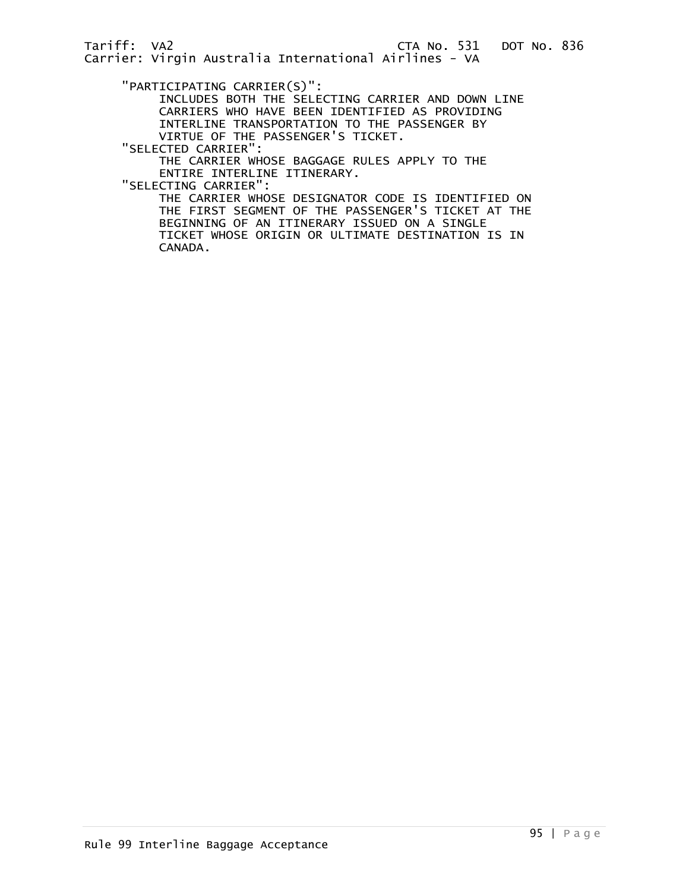"PARTICIPATING CARRIER(S)":

INCLUDES BOTH THE SELECTING CARRIER AND DOWN LINE CARRIERS WHO HAVE BEEN IDENTIFIED AS PROVIDING INTERLINE TRANSPORTATION TO THE PASSENGER BY VIRTUE OF THE PASSENGER'S TICKET.

"SELECTED CARRIER":

THE CARRIER WHOSE BAGGAGE RULES APPLY TO THE ENTIRE INTERLINE ITINERARY.

"SELECTING CARRIER":

THE CARRIER WHOSE DESIGNATOR CODE IS IDENTIFIED ON THE FIRST SEGMENT OF THE PASSENGER'S TICKET AT THE BEGINNING OF AN ITINERARY ISSUED ON A SINGLE TICKET WHOSE ORIGIN OR ULTIMATE DESTINATION IS IN CANADA.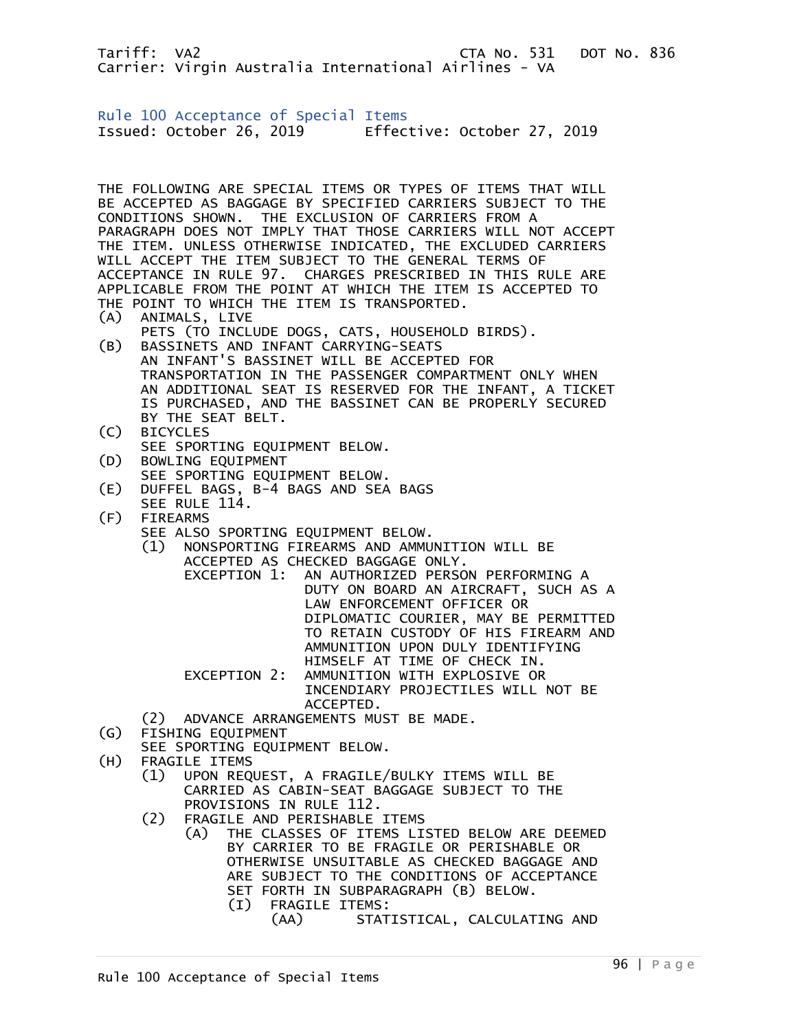Tariff: VA2 CTA No. 531 DOT No. 836
Carrier: Virgin Australia International Airlines - VA

## Rule 100 Acceptance of Special Items

Issued: October 26, 2019 Effective: October 27, 2019

THE FOLLOWING ARE SPECIAL ITEMS OR TYPES OF ITEMS THAT WILL BE ACCEPTED AS BAGGAGE BY SPECIFIED CARRIERS SUBJECT TO THE CONDITIONS SHOWN. THE EXCLUSION OF CARRIERS FROM A PARAGRAPH DOES NOT IMPLY THAT THOSE CARRIERS WILL NOT ACCEPT THE ITEM. UNLESS OTHERWISE INDICATED, THE EXCLUDED CARRIERS WILL ACCEPT THE ITEM SUBJECT TO THE GENERAL TERMS OF ACCEPTANCE IN RULE 97. CHARGES PRESCRIBED IN THIS RULE ARE APPLICABLE FROM THE POINT AT WHICH THE ITEM IS ACCEPTED TO THE POINT TO WHICH THE ITEM IS TRANSPORTED.

(A) ANIMALS, LIVE
PETS (TO INCLUDE DOGS, CATS, HOUSEHOLD BIRDS).

(B) BASSINETS AND INFANT CARRYING-SEATS
AN INFANT'S BASSINET WILL BE ACCEPTED FOR TRANSPORTATION IN THE PASSENGER COMPARTMENT ONLY WHEN AN ADDITIONAL SEAT IS RESERVED FOR THE INFANT, A TICKET IS PURCHASED, AND THE BASSINET CAN BE PROPERLY SECURED BY THE SEAT BELT.

(C) BICYCLES
SEE SPORTING EQUIPMENT BELOW.

(D) BOWLING EQUIPMENT
SEE SPORTING EQUIPMENT BELOW.

(E) DUFFEL BAGS, B-4 BAGS AND SEA BAGS
SEE RULE 114.

(F) FIREARMS
SEE ALSO SPORTING EQUIPMENT BELOW.

(1) NONSPORTING FIREARMS AND AMMUNITION WILL BE ACCEPTED AS CHECKED BAGGAGE ONLY.
EXCEPTION 1: AN AUTHORIZED PERSON PERFORMING A DUTY ON BOARD AN AIRCRAFT, SUCH AS A LAW ENFORCEMENT OFFICER OR DIPLOMATIC COURIER, MAY BE PERMITTED TO RETAIN CUSTODY OF HIS FIREARM AND AMMUNITION UPON DULY IDENTIFYING HIMSELF AT TIME OF CHECK IN.
EXCEPTION 2: AMMUNITION WITH EXPLOSIVE OR INCENDIARY PROJECTILES WILL NOT BE ACCEPTED.

(2) ADVANCE ARRANGEMENTS MUST BE MADE.

(G) FISHING EQUIPMENT
SEE SPORTING EQUIPMENT BELOW.

(H) FRAGILE ITEMS

(1) UPON REQUEST, A FRAGILE/BULKY ITEMS WILL BE CARRIED AS CABIN-SEAT BAGGAGE SUBJECT TO THE PROVISIONS IN RULE 112.

(2) FRAGILE AND PERISHABLE ITEMS

(A) THE CLASSES OF ITEMS LISTED BELOW ARE DEEMED BY CARRIER TO BE FRAGILE OR PERISHABLE OR OTHERWISE UNSUITABLE AS CHECKED BAGGAGE AND ARE SUBJECT TO THE CONDITIONS OF ACCEPTANCE SET FORTH IN SUBPARAGRAPH (B) BELOW.

(I) FRAGILE ITEMS:

(AA) STATISTICAL, CALCULATING AND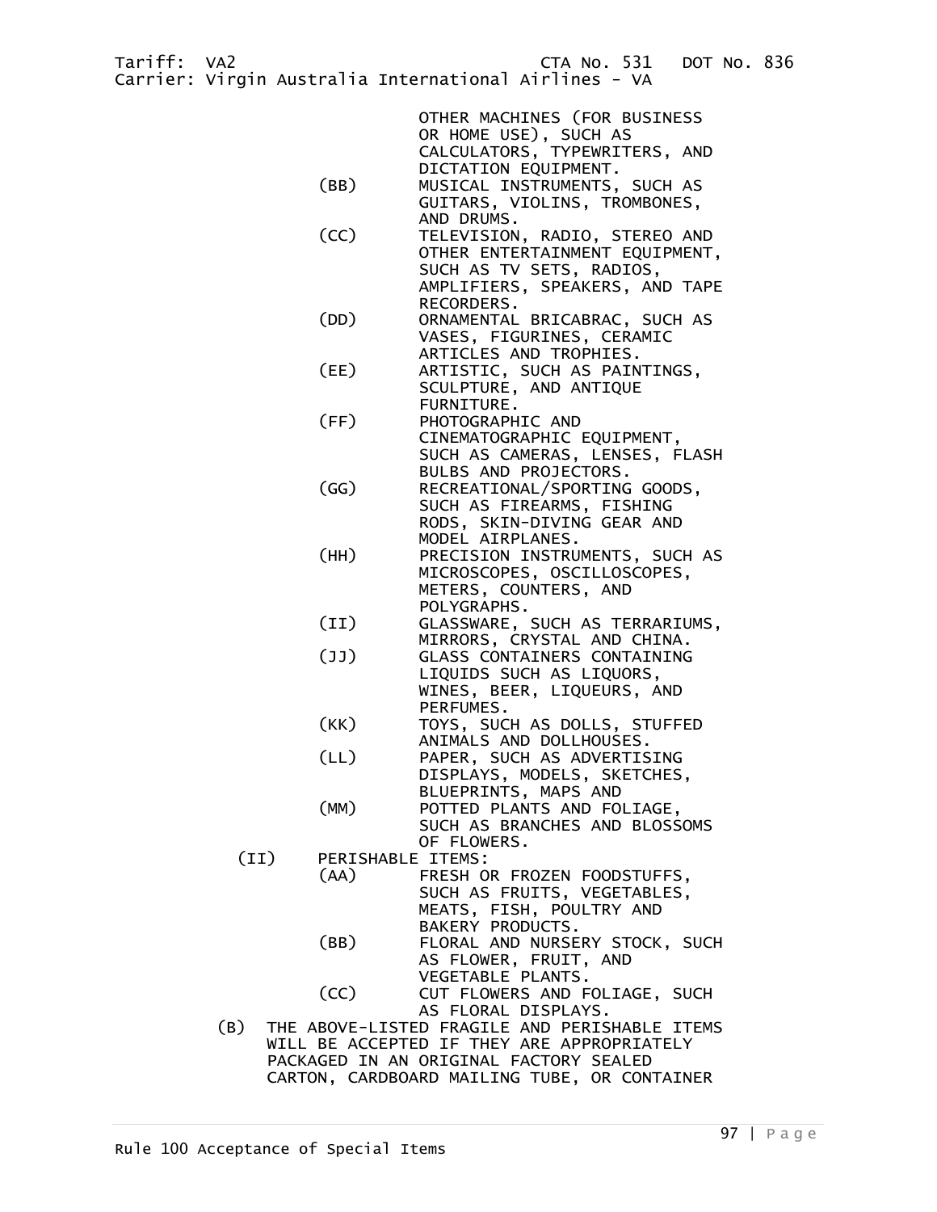OTHER MACHINES (FOR BUSINESS OR HOME USE), SUCH AS CALCULATORS, TYPEWRITERS, AND DICTATION EQUIPMENT.

- (BB) MUSICAL INSTRUMENTS, SUCH AS GUITARS, VIOLINS, TROMBONES, AND DRUMS.
- (CC) TELEVISION, RADIO, STEREO AND OTHER ENTERTAINMENT EQUIPMENT, SUCH AS TV SETS, RADIOS, AMPLIFIERS, SPEAKERS, AND TAPE RECORDERS.
- (DD) ORNAMENTAL BRICABRAC, SUCH AS VASES, FIGURINES, CERAMIC ARTICLES AND TROPHIES.
- (EE) ARTISTIC, SUCH AS PAINTINGS, SCULPTURE, AND ANTIQUE FURNITURE.
- (FF) PHOTOGRAPHIC AND CINEMATOGRAPHIC EQUIPMENT, SUCH AS CAMERAS, LENSES, FLASH BULBS AND PROJECTORS.
- (GG) RECREATIONAL/SPORTING GOODS, SUCH AS FIREARMS, FISHING RODS, SKIN-DIVING GEAR AND MODEL AIRPLANES.
- (HH) PRECISION INSTRUMENTS, SUCH AS MICROSCOPES, OSCILLOSCOPES, METERS, COUNTERS, AND POLYGRAPHS.
- (II) GLASSWARE, SUCH AS TERRARIUMS, MIRRORS, CRYSTAL AND CHINA.
- (JJ) GLASS CONTAINERS CONTAINING LIQUIDS SUCH AS LIQUORS, WINES, BEER, LIQUEURS, AND PERFUMES.
- (KK) TOYS, SUCH AS DOLLS, STUFFED ANIMALS AND DOLLHOUSES.
- (LL) PAPER, SUCH AS ADVERTISING DISPLAYS, MODELS, SKETCHES, BLUEPRINTS, MAPS AND
- (MM) POTTED PLANTS AND FOLIAGE, SUCH AS BRANCHES AND BLOSSOMS OF FLOWERS.

(II) PERISHABLE ITEMS:

- (AA) FRESH OR FROZEN FOODSTUFFS, SUCH AS FRUITS, VEGETABLES, MEATS, FISH, POULTRY AND BAKERY PRODUCTS.
- (BB) FLORAL AND NURSERY STOCK, SUCH AS FLOWER, FRUIT, AND VEGETABLE PLANTS.
- (CC) CUT FLOWERS AND FOLIAGE, SUCH AS FLORAL DISPLAYS.

(B) THE ABOVE-LISTED FRAGILE AND PERISHABLE ITEMS WILL BE ACCEPTED IF THEY ARE APPROPRIATELY PACKAGED IN AN ORIGINAL FACTORY SEALED CARTON, CARDBOARD MAILING TUBE, OR CONTAINER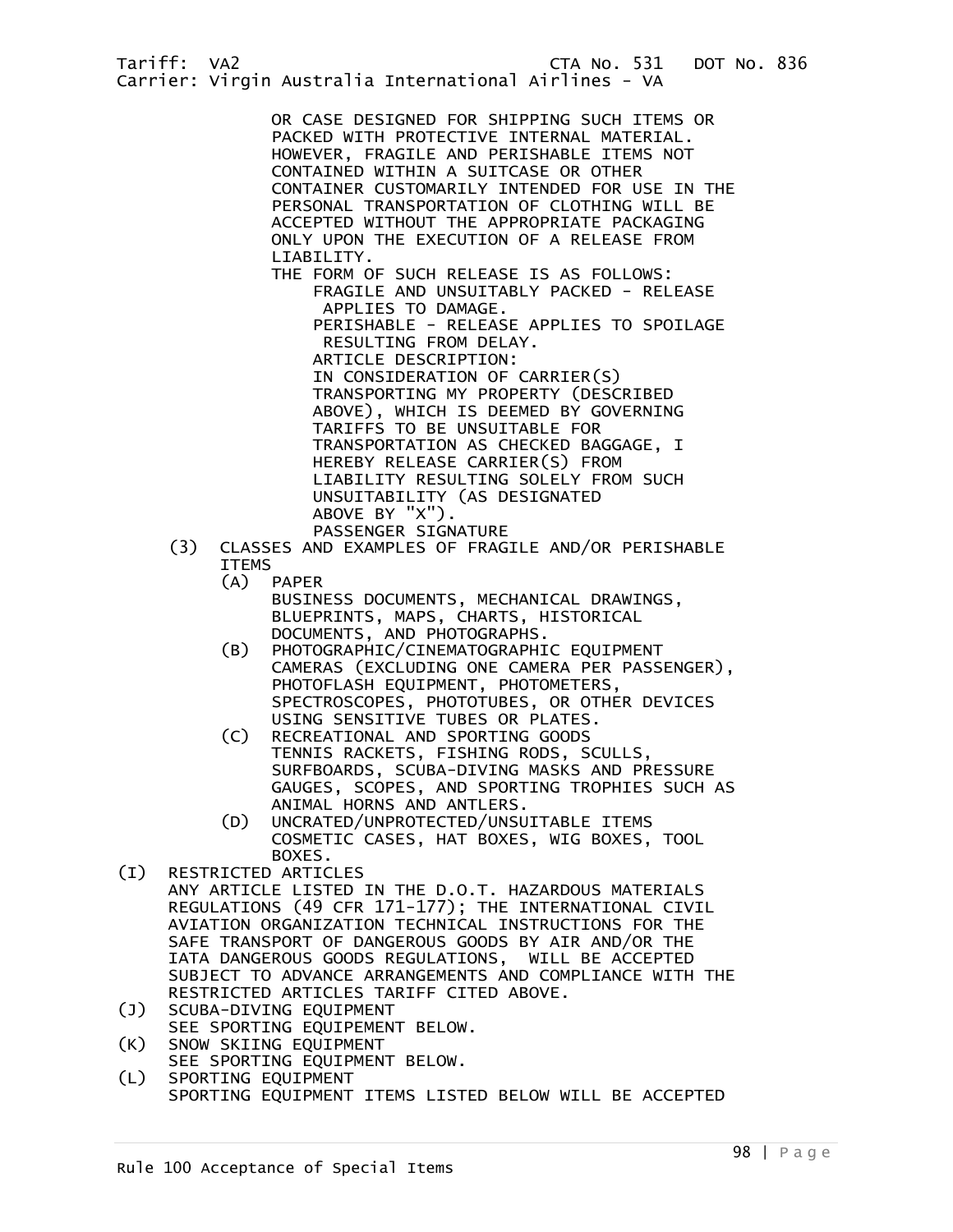OR CASE DESIGNED FOR SHIPPING SUCH ITEMS OR PACKED WITH PROTECTIVE INTERNAL MATERIAL. HOWEVER, FRAGILE AND PERISHABLE ITEMS NOT CONTAINED WITHIN A SUITCASE OR OTHER CONTAINER CUSTOMARILY INTENDED FOR USE IN THE PERSONAL TRANSPORTATION OF CLOTHING WILL BE ACCEPTED WITHOUT THE APPROPRIATE PACKAGING ONLY UPON THE EXECUTION OF A RELEASE FROM LIABILITY.

THE FORM OF SUCH RELEASE IS AS FOLLOWS:

> FRAGILE AND UNSUITABLY PACKED - RELEASE APPLIES TO DAMAGE.
> PERISHABLE - RELEASE APPLIES TO SPOILAGE RESULTING FROM DELAY.
> ARTICLE DESCRIPTION:
> IN CONSIDERATION OF CARRIER(S) TRANSPORTING MY PROPERTY (DESCRIBED ABOVE), WHICH IS DEEMED BY GOVERNING TARIFFS TO BE UNSUITABLE FOR TRANSPORTATION AS CHECKED BAGGAGE, I HEREBY RELEASE CARRIER(S) FROM LIABILITY RESULTING SOLELY FROM SUCH UNSUITABILITY (AS DESIGNATED ABOVE BY "X").
> PASSENGER SIGNATURE

(3) CLASSES AND EXAMPLES OF FRAGILE AND/OR PERISHABLE ITEMS

- (A) PAPER
  BUSINESS DOCUMENTS, MECHANICAL DRAWINGS, BLUEPRINTS, MAPS, CHARTS, HISTORICAL DOCUMENTS, AND PHOTOGRAPHS.
- (B) PHOTOGRAPHIC/CINEMATOGRAPHIC EQUIPMENT
  CAMERAS (EXCLUDING ONE CAMERA PER PASSENGER), PHOTOFLASH EQUIPMENT, PHOTOMETERS, SPECTROSCOPES, PHOTOTUBES, OR OTHER DEVICES USING SENSITIVE TUBES OR PLATES.
- (C) RECREATIONAL AND SPORTING GOODS
  TENNIS RACKETS, FISHING RODS, SCULLS, SURFBOARDS, SCUBA-DIVING MASKS AND PRESSURE GAUGES, SCOPES, AND SPORTING TROPHIES SUCH AS ANIMAL HORNS AND ANTLERS.
- (D) UNCRATED/UNPROTECTED/UNSUITABLE ITEMS
  COSMETIC CASES, HAT BOXES, WIG BOXES, TOOL BOXES.

(I) RESTRICTED ARTICLES
ANY ARTICLE LISTED IN THE D.O.T. HAZARDOUS MATERIALS REGULATIONS (49 CFR 171-177); THE INTERNATIONAL CIVIL AVIATION ORGANIZATION TECHNICAL INSTRUCTIONS FOR THE SAFE TRANSPORT OF DANGEROUS GOODS BY AIR AND/OR THE IATA DANGEROUS GOODS REGULATIONS, WILL BE ACCEPTED SUBJECT TO ADVANCE ARRANGEMENTS AND COMPLIANCE WITH THE RESTRICTED ARTICLES TARIFF CITED ABOVE.

(J) SCUBA-DIVING EQUIPMENT
SEE SPORTING EQUIPEMENT BELOW.

(K) SNOW SKIING EQUIPMENT
SEE SPORTING EQUIPMENT BELOW.

(L) SPORTING EQUIPMENT
SPORTING EQUIPMENT ITEMS LISTED BELOW WILL BE ACCEPTED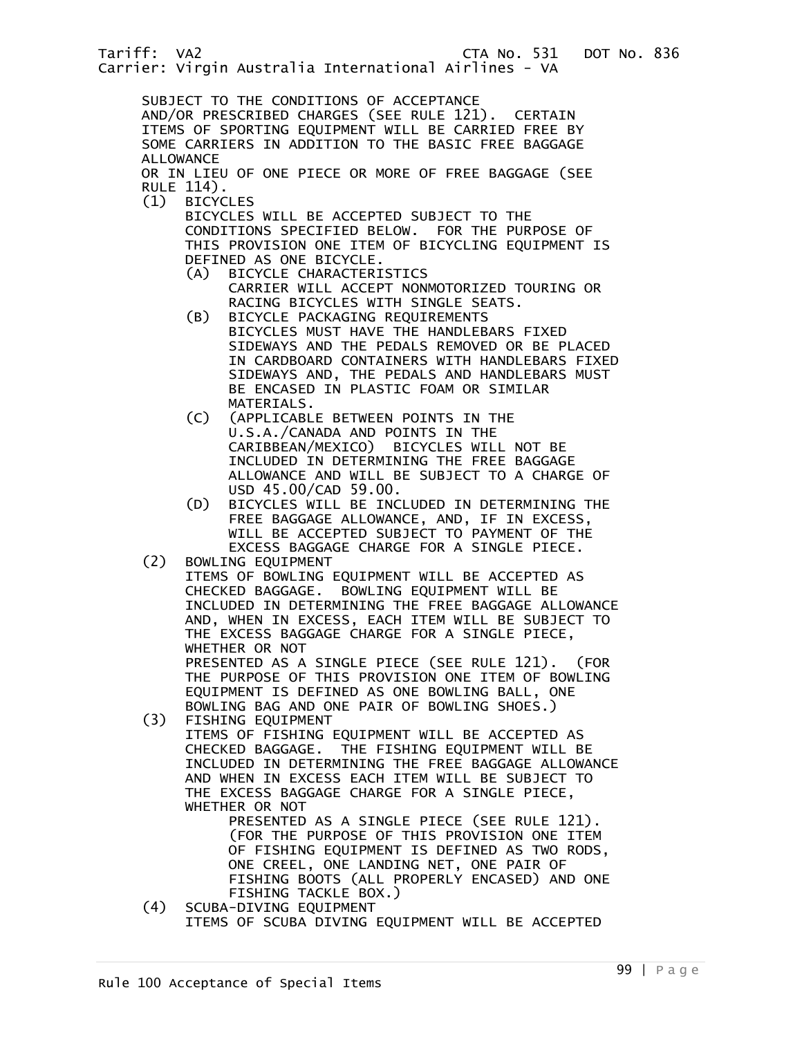SUBJECT TO THE CONDITIONS OF ACCEPTANCE AND/OR PRESCRIBED CHARGES (SEE RULE 121). CERTAIN ITEMS OF SPORTING EQUIPMENT WILL BE CARRIED FREE BY SOME CARRIERS IN ADDITION TO THE BASIC FREE BAGGAGE ALLOWANCE OR IN LIEU OF ONE PIECE OR MORE OF FREE BAGGAGE (SEE RULE 114).

(1) BICYCLES

BICYCLES WILL BE ACCEPTED SUBJECT TO THE CONDITIONS SPECIFIED BELOW. FOR THE PURPOSE OF THIS PROVISION ONE ITEM OF BICYCLING EQUIPMENT IS DEFINED AS ONE BICYCLE.

(A) BICYCLE CHARACTERISTICS

CARRIER WILL ACCEPT NONMOTORIZED TOURING OR RACING BICYCLES WITH SINGLE SEATS.

(B) BICYCLE PACKAGING REQUIREMENTS

BICYCLES MUST HAVE THE HANDLEBARS FIXED SIDEWAYS AND THE PEDALS REMOVED OR BE PLACED IN CARDBOARD CONTAINERS WITH HANDLEBARS FIXED SIDEWAYS AND, THE PEDALS AND HANDLEBARS MUST BE ENCASED IN PLASTIC FOAM OR SIMILAR MATERIALS.

(C) (APPLICABLE BETWEEN POINTS IN THE U.S.A./CANADA AND POINTS IN THE CARIBBEAN/MEXICO) BICYCLES WILL NOT BE INCLUDED IN DETERMINING THE FREE BAGGAGE ALLOWANCE AND WILL BE SUBJECT TO A CHARGE OF USD 45.00/CAD 59.00.

(D) BICYCLES WILL BE INCLUDED IN DETERMINING THE FREE BAGGAGE ALLOWANCE, AND, IF IN EXCESS, WILL BE ACCEPTED SUBJECT TO PAYMENT OF THE EXCESS BAGGAGE CHARGE FOR A SINGLE PIECE.

(2) BOWLING EQUIPMENT

ITEMS OF BOWLING EQUIPMENT WILL BE ACCEPTED AS CHECKED BAGGAGE. BOWLING EQUIPMENT WILL BE INCLUDED IN DETERMINING THE FREE BAGGAGE ALLOWANCE AND, WHEN IN EXCESS, EACH ITEM WILL BE SUBJECT TO THE EXCESS BAGGAGE CHARGE FOR A SINGLE PIECE, WHETHER OR NOT PRESENTED AS A SINGLE PIECE (SEE RULE 121). (FOR THE PURPOSE OF THIS PROVISION ONE ITEM OF BOWLING EQUIPMENT IS DEFINED AS ONE BOWLING BALL, ONE BOWLING BAG AND ONE PAIR OF BOWLING SHOES.)

(3) FISHING EQUIPMENT

ITEMS OF FISHING EQUIPMENT WILL BE ACCEPTED AS CHECKED BAGGAGE. THE FISHING EQUIPMENT WILL BE INCLUDED IN DETERMINING THE FREE BAGGAGE ALLOWANCE AND WHEN IN EXCESS EACH ITEM WILL BE SUBJECT TO THE EXCESS BAGGAGE CHARGE FOR A SINGLE PIECE, WHETHER OR NOT PRESENTED AS A SINGLE PIECE (SEE RULE 121). (FOR THE PURPOSE OF THIS PROVISION ONE ITEM OF FISHING EQUIPMENT IS DEFINED AS TWO RODS, ONE CREEL, ONE LANDING NET, ONE PAIR OF FISHING BOOTS (ALL PROPERLY ENCASED) AND ONE FISHING TACKLE BOX.)

(4) SCUBA-DIVING EQUIPMENT

ITEMS OF SCUBA DIVING EQUIPMENT WILL BE ACCEPTED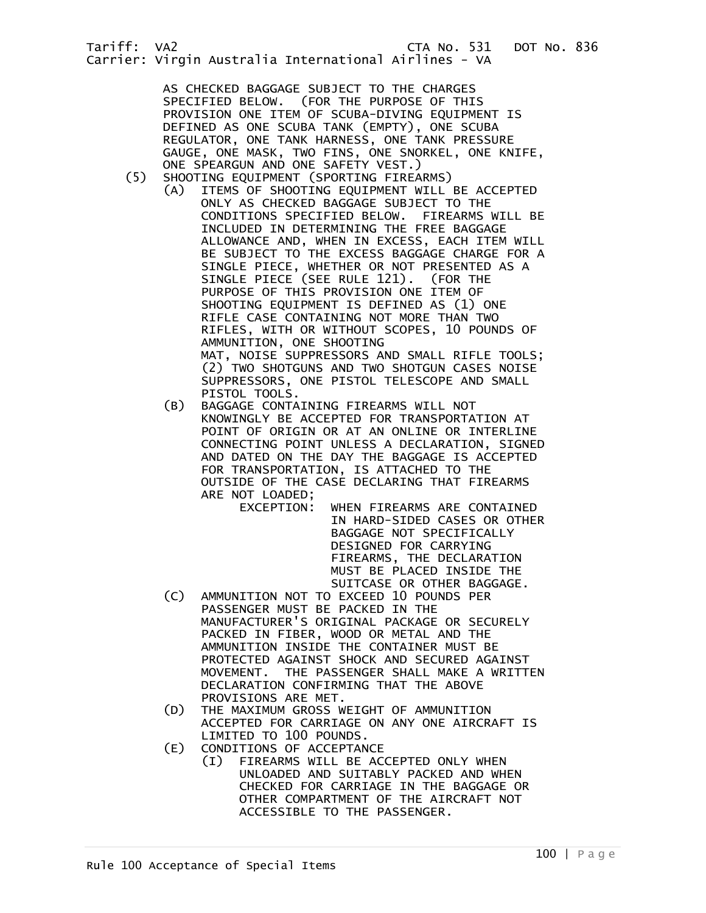AS CHECKED BAGGAGE SUBJECT TO THE CHARGES SPECIFIED BELOW. (FOR THE PURPOSE OF THIS PROVISION ONE ITEM OF SCUBA-DIVING EQUIPMENT IS DEFINED AS ONE SCUBA TANK (EMPTY), ONE SCUBA REGULATOR, ONE TANK HARNESS, ONE TANK PRESSURE GAUGE, ONE MASK, TWO FINS, ONE SNORKEL, ONE KNIFE, ONE SPEARGUN AND ONE SAFETY VEST.)

(5) SHOOTING EQUIPMENT (SPORTING FIREARMS)

- (A) ITEMS OF SHOOTING EQUIPMENT WILL BE ACCEPTED ONLY AS CHECKED BAGGAGE SUBJECT TO THE CONDITIONS SPECIFIED BELOW. FIREARMS WILL BE INCLUDED IN DETERMINING THE FREE BAGGAGE ALLOWANCE AND, WHEN IN EXCESS, EACH ITEM WILL BE SUBJECT TO THE EXCESS BAGGAGE CHARGE FOR A SINGLE PIECE, WHETHER OR NOT PRESENTED AS A SINGLE PIECE (SEE RULE 121). (FOR THE PURPOSE OF THIS PROVISION ONE ITEM OF SHOOTING EQUIPMENT IS DEFINED AS (1) ONE RIFLE CASE CONTAINING NOT MORE THAN TWO RIFLES, WITH OR WITHOUT SCOPES, 10 POUNDS OF AMMUNITION, ONE SHOOTING MAT, NOISE SUPPRESSORS AND SMALL RIFLE TOOLS; (2) TWO SHOTGUNS AND TWO SHOTGUN CASES NOISE SUPPRESSORS, ONE PISTOL TELESCOPE AND SMALL PISTOL TOOLS.
- (B) BAGGAGE CONTAINING FIREARMS WILL NOT KNOWINGLY BE ACCEPTED FOR TRANSPORTATION AT POINT OF ORIGIN OR AT AN ONLINE OR INTERLINE CONNECTING POINT UNLESS A DECLARATION, SIGNED AND DATED ON THE DAY THE BAGGAGE IS ACCEPTED FOR TRANSPORTATION, IS ATTACHED TO THE OUTSIDE OF THE CASE DECLARING THAT FIREARMS ARE NOT LOADED;

  EXCEPTION: WHEN FIREARMS ARE CONTAINED IN HARD-SIDED CASES OR OTHER BAGGAGE NOT SPECIFICALLY DESIGNED FOR CARRYING FIREARMS, THE DECLARATION MUST BE PLACED INSIDE THE SUITCASE OR OTHER BAGGAGE.
- (C) AMMUNITION NOT TO EXCEED 10 POUNDS PER PASSENGER MUST BE PACKED IN THE MANUFACTURER'S ORIGINAL PACKAGE OR SECURELY PACKED IN FIBER, WOOD OR METAL AND THE AMMUNITION INSIDE THE CONTAINER MUST BE PROTECTED AGAINST SHOCK AND SECURED AGAINST MOVEMENT. THE PASSENGER SHALL MAKE A WRITTEN DECLARATION CONFIRMING THAT THE ABOVE PROVISIONS ARE MET.
- (D) THE MAXIMUM GROSS WEIGHT OF AMMUNITION ACCEPTED FOR CARRIAGE ON ANY ONE AIRCRAFT IS LIMITED TO 100 POUNDS.
- (E) CONDITIONS OF ACCEPTANCE
  - (I) FIREARMS WILL BE ACCEPTED ONLY WHEN UNLOADED AND SUITABLY PACKED AND WHEN CHECKED FOR CARRIAGE IN THE BAGGAGE OR OTHER COMPARTMENT OF THE AIRCRAFT NOT ACCESSIBLE TO THE PASSENGER.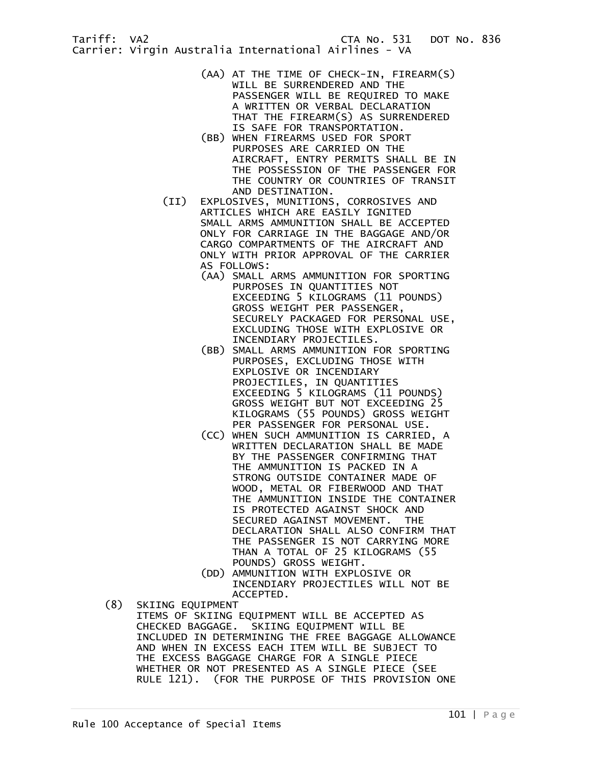(AA) AT THE TIME OF CHECK-IN, FIREARM(S) WILL BE SURRENDERED AND THE PASSENGER WILL BE REQUIRED TO MAKE A WRITTEN OR VERBAL DECLARATION THAT THE FIREARM(S) AS SURRENDERED IS SAFE FOR TRANSPORTATION.

(BB) WHEN FIREARMS USED FOR SPORT PURPOSES ARE CARRIED ON THE AIRCRAFT, ENTRY PERMITS SHALL BE IN THE POSSESSION OF THE PASSENGER FOR THE COUNTRY OR COUNTRIES OF TRANSIT AND DESTINATION.

(II) EXPLOSIVES, MUNITIONS, CORROSIVES AND ARTICLES WHICH ARE EASILY IGNITED SMALL ARMS AMMUNITION SHALL BE ACCEPTED ONLY FOR CARRIAGE IN THE BAGGAGE AND/OR CARGO COMPARTMENTS OF THE AIRCRAFT AND ONLY WITH PRIOR APPROVAL OF THE CARRIER AS FOLLOWS:

(AA) SMALL ARMS AMMUNITION FOR SPORTING PURPOSES IN QUANTITIES NOT EXCEEDING 5 KILOGRAMS (11 POUNDS) GROSS WEIGHT PER PASSENGER, SECURELY PACKAGED FOR PERSONAL USE, EXCLUDING THOSE WITH EXPLOSIVE OR INCENDIARY PROJECTILES.

(BB) SMALL ARMS AMMUNITION FOR SPORTING PURPOSES, EXCLUDING THOSE WITH EXPLOSIVE OR INCENDIARY PROJECTILES, IN QUANTITIES EXCEEDING 5 KILOGRAMS (11 POUNDS) GROSS WEIGHT BUT NOT EXCEEDING 25 KILOGRAMS (55 POUNDS) GROSS WEIGHT PER PASSENGER FOR PERSONAL USE.

(CC) WHEN SUCH AMMUNITION IS CARRIED, A WRITTEN DECLARATION SHALL BE MADE BY THE PASSENGER CONFIRMING THAT THE AMMUNITION IS PACKED IN A STRONG OUTSIDE CONTAINER MADE OF WOOD, METAL OR FIBERWOOD AND THAT THE AMMUNITION INSIDE THE CONTAINER IS PROTECTED AGAINST SHOCK AND SECURED AGAINST MOVEMENT. THE DECLARATION SHALL ALSO CONFIRM THAT THE PASSENGER IS NOT CARRYING MORE THAN A TOTAL OF 25 KILOGRAMS (55 POUNDS) GROSS WEIGHT.

(DD) AMMUNITION WITH EXPLOSIVE OR INCENDIARY PROJECTILES WILL NOT BE ACCEPTED.

(8) SKIING EQUIPMENT

ITEMS OF SKIING EQUIPMENT WILL BE ACCEPTED AS CHECKED BAGGAGE. SKIING EQUIPMENT WILL BE INCLUDED IN DETERMINING THE FREE BAGGAGE ALLOWANCE AND WHEN IN EXCESS EACH ITEM WILL BE SUBJECT TO THE EXCESS BAGGAGE CHARGE FOR A SINGLE PIECE WHETHER OR NOT PRESENTED AS A SINGLE PIECE (SEE RULE 121). (FOR THE PURPOSE OF THIS PROVISION ONE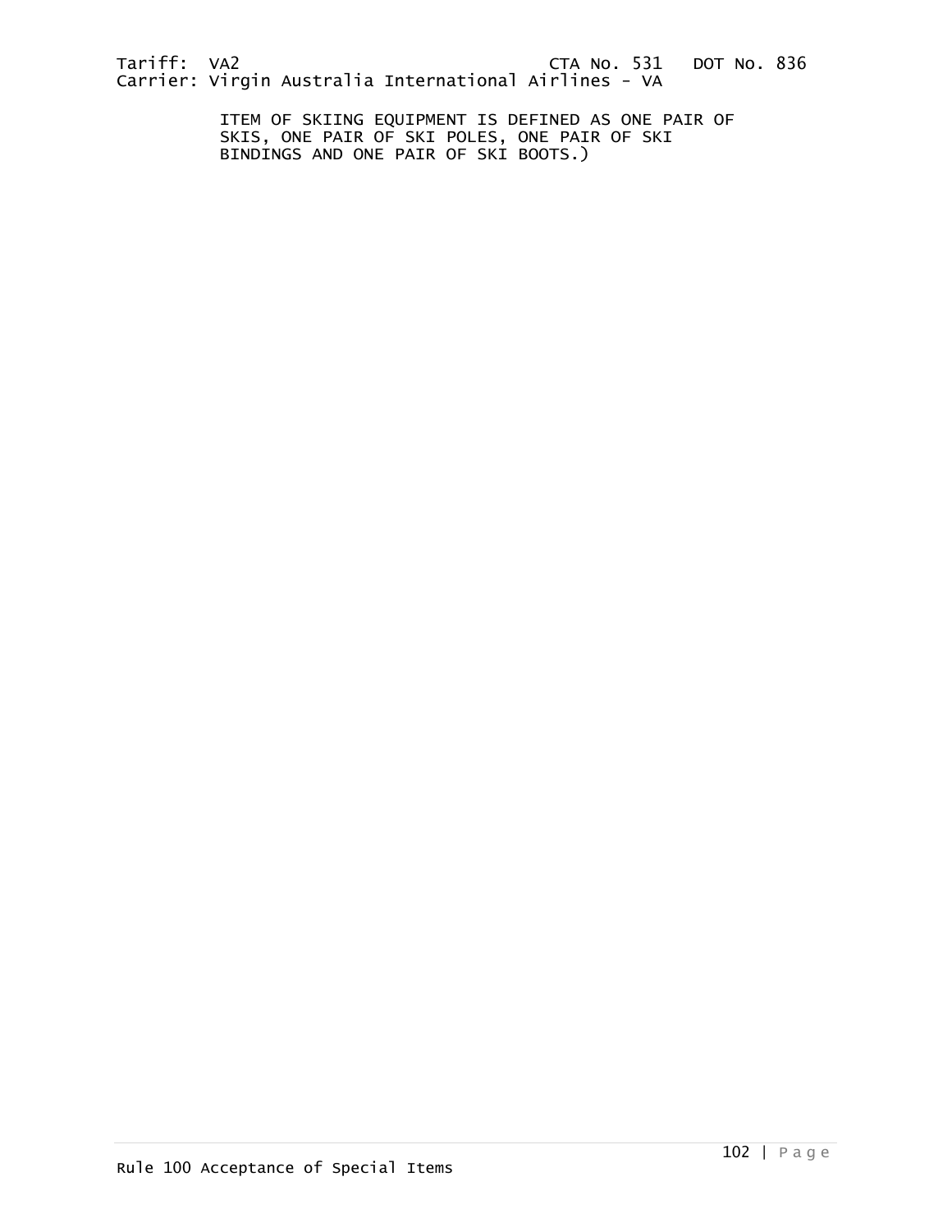ITEM OF SKIING EQUIPMENT IS DEFINED AS ONE PAIR OF SKIS, ONE PAIR OF SKI POLES, ONE PAIR OF SKI BINDINGS AND ONE PAIR OF SKI BOOTS.)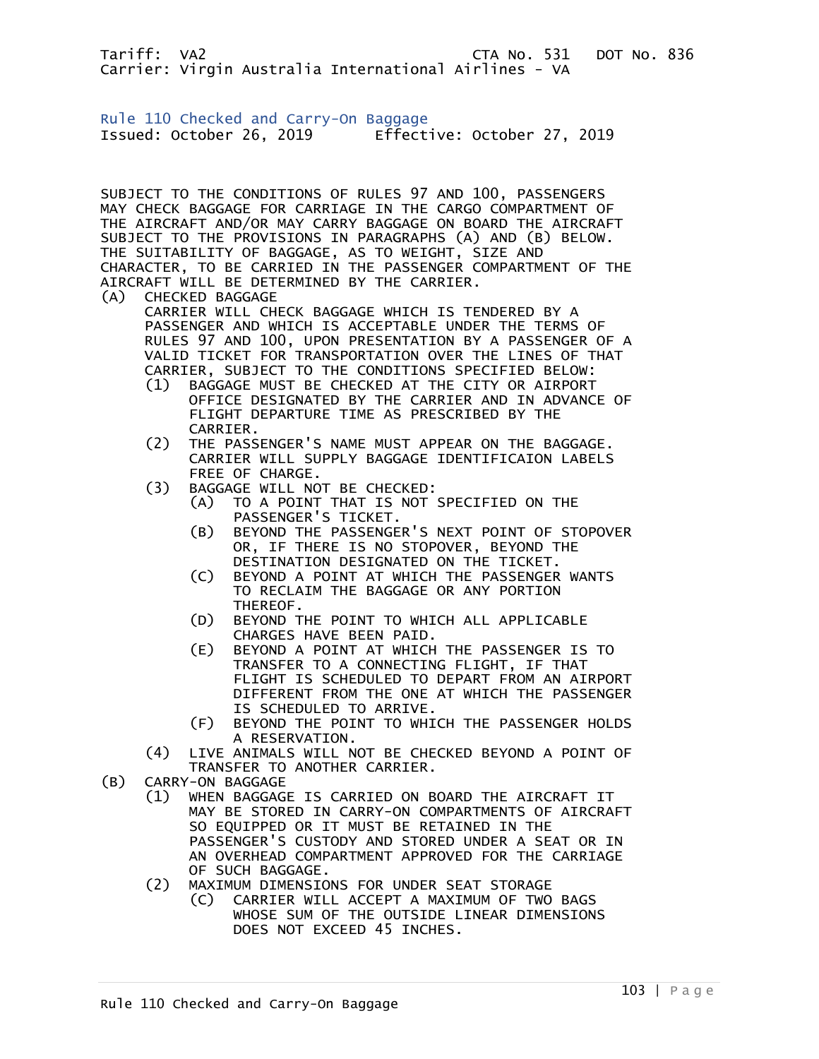Tariff: VA2 CTA No. 531 DOT No. 836
Carrier: Virgin Australia International Airlines - VA

## Rule 110 Checked and Carry-On Baggage

Issued: October 26, 2019 Effective: October 27, 2019

SUBJECT TO THE CONDITIONS OF RULES 97 AND 100, PASSENGERS MAY CHECK BAGGAGE FOR CARRIAGE IN THE CARGO COMPARTMENT OF THE AIRCRAFT AND/OR MAY CARRY BAGGAGE ON BOARD THE AIRCRAFT SUBJECT TO THE PROVISIONS IN PARAGRAPHS (A) AND (B) BELOW. THE SUITABILITY OF BAGGAGE, AS TO WEIGHT, SIZE AND CHARACTER, TO BE CARRIED IN THE PASSENGER COMPARTMENT OF THE AIRCRAFT WILL BE DETERMINED BY THE CARRIER.

(A) CHECKED BAGGAGE
CARRIER WILL CHECK BAGGAGE WHICH IS TENDERED BY A PASSENGER AND WHICH IS ACCEPTABLE UNDER THE TERMS OF RULES 97 AND 100, UPON PRESENTATION BY A PASSENGER OF A VALID TICKET FOR TRANSPORTATION OVER THE LINES OF THAT CARRIER, SUBJECT TO THE CONDITIONS SPECIFIED BELOW:
- (1) BAGGAGE MUST BE CHECKED AT THE CITY OR AIRPORT OFFICE DESIGNATED BY THE CARRIER AND IN ADVANCE OF FLIGHT DEPARTURE TIME AS PRESCRIBED BY THE CARRIER.
- (2) THE PASSENGER'S NAME MUST APPEAR ON THE BAGGAGE. CARRIER WILL SUPPLY BAGGAGE IDENTIFICAION LABELS FREE OF CHARGE.
- (3) BAGGAGE WILL NOT BE CHECKED:
  - (A) TO A POINT THAT IS NOT SPECIFIED ON THE PASSENGER'S TICKET.
  - (B) BEYOND THE PASSENGER'S NEXT POINT OF STOPOVER OR, IF THERE IS NO STOPOVER, BEYOND THE DESTINATION DESIGNATED ON THE TICKET.
  - (C) BEYOND A POINT AT WHICH THE PASSENGER WANTS TO RECLAIM THE BAGGAGE OR ANY PORTION THEREOF.
  - (D) BEYOND THE POINT TO WHICH ALL APPLICABLE CHARGES HAVE BEEN PAID.
  - (E) BEYOND A POINT AT WHICH THE PASSENGER IS TO TRANSFER TO A CONNECTING FLIGHT, IF THAT FLIGHT IS SCHEDULED TO DEPART FROM AN AIRPORT DIFFERENT FROM THE ONE AT WHICH THE PASSENGER IS SCHEDULED TO ARRIVE.
  - (F) BEYOND THE POINT TO WHICH THE PASSENGER HOLDS A RESERVATION.
- (4) LIVE ANIMALS WILL NOT BE CHECKED BEYOND A POINT OF TRANSFER TO ANOTHER CARRIER.

(B) CARRY-ON BAGGAGE
- (1) WHEN BAGGAGE IS CARRIED ON BOARD THE AIRCRAFT IT MAY BE STORED IN CARRY-ON COMPARTMENTS OF AIRCRAFT SO EQUIPPED OR IT MUST BE RETAINED IN THE PASSENGER'S CUSTODY AND STORED UNDER A SEAT OR IN AN OVERHEAD COMPARTMENT APPROVED FOR THE CARRIAGE OF SUCH BAGGAGE.
- (2) MAXIMUM DIMENSIONS FOR UNDER SEAT STORAGE
  - (C) CARRIER WILL ACCEPT A MAXIMUM OF TWO BAGS WHOSE SUM OF THE OUTSIDE LINEAR DIMENSIONS DOES NOT EXCEED 45 INCHES.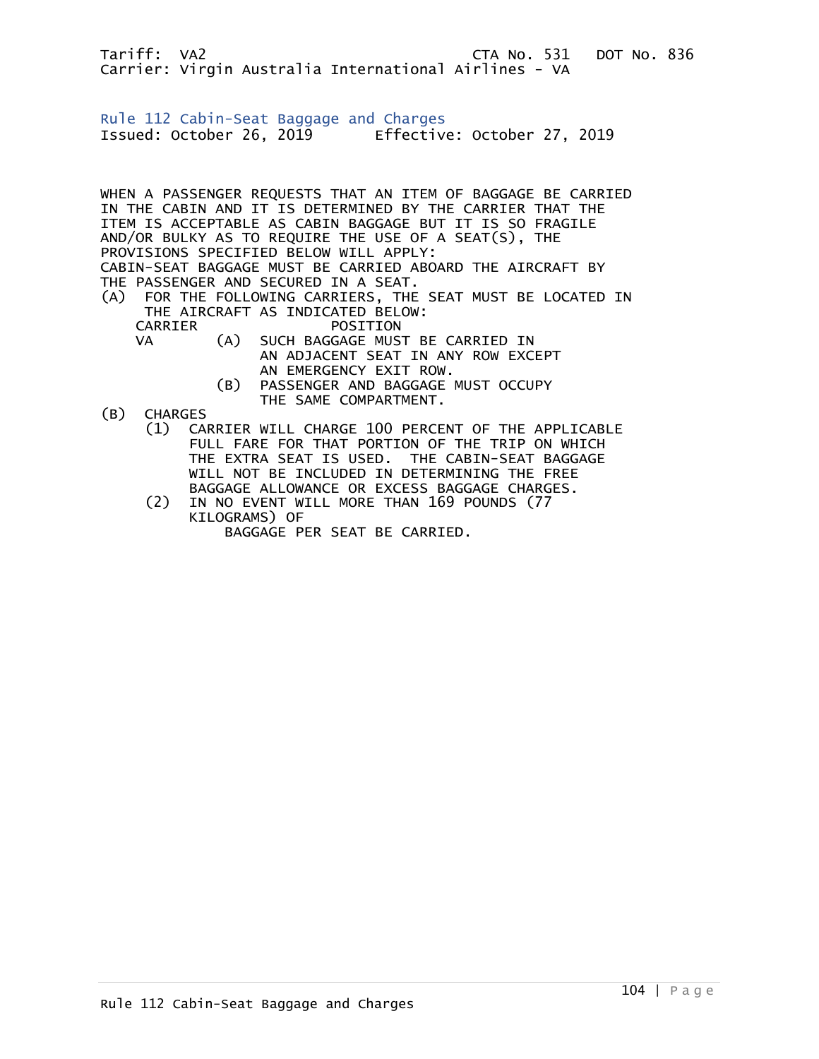Tariff: VA2 CTA No. 531 DOT No. 836
Carrier: Virgin Australia International Airlines - VA

## Rule 112 Cabin-Seat Baggage and Charges

Issued: October 26, 2019 Effective: October 27, 2019

WHEN A PASSENGER REQUESTS THAT AN ITEM OF BAGGAGE BE CARRIED IN THE CABIN AND IT IS DETERMINED BY THE CARRIER THAT THE ITEM IS ACCEPTABLE AS CABIN BAGGAGE BUT IT IS SO FRAGILE AND/OR BULKY AS TO REQUIRE THE USE OF A SEAT(S), THE PROVISIONS SPECIFIED BELOW WILL APPLY:
CABIN-SEAT BAGGAGE MUST BE CARRIED ABOARD THE AIRCRAFT BY THE PASSENGER AND SECURED IN A SEAT.

(A) FOR THE FOLLOWING CARRIERS, THE SEAT MUST BE LOCATED IN THE AIRCRAFT AS INDICATED BELOW:

| CARRIER | POSITION |
|---|---|
| VA | (A) SUCH BAGGAGE MUST BE CARRIED IN AN ADJACENT SEAT IN ANY ROW EXCEPT AN EMERGENCY EXIT ROW. |
| | (B) PASSENGER AND BAGGAGE MUST OCCUPY THE SAME COMPARTMENT. |

(B) CHARGES
- (1) CARRIER WILL CHARGE 100 PERCENT OF THE APPLICABLE FULL FARE FOR THAT PORTION OF THE TRIP ON WHICH THE EXTRA SEAT IS USED. THE CABIN-SEAT BAGGAGE WILL NOT BE INCLUDED IN DETERMINING THE FREE BAGGAGE ALLOWANCE OR EXCESS BAGGAGE CHARGES.
- (2) IN NO EVENT WILL MORE THAN 169 POUNDS (77 KILOGRAMS) OF BAGGAGE PER SEAT BE CARRIED.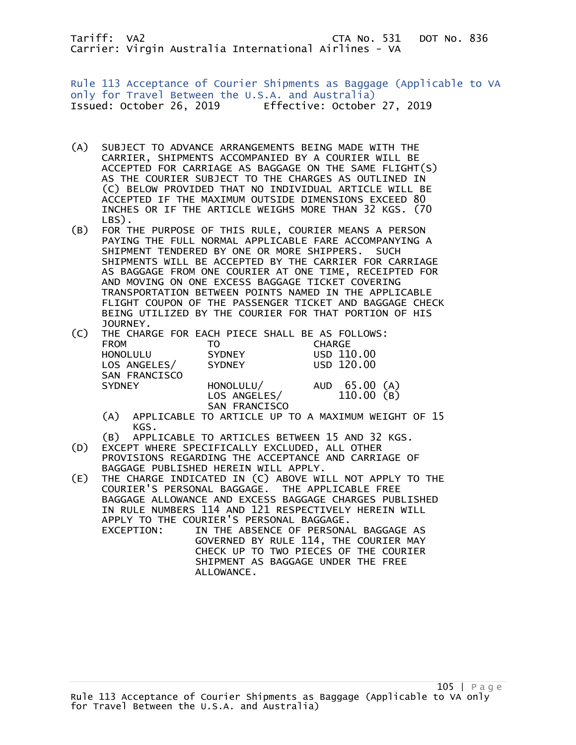Tariff: VA2 CTA No. 531 DOT No. 836
Carrier: Virgin Australia International Airlines - VA

## Rule 113 Acceptance of Courier Shipments as Baggage (Applicable to VA only for Travel Between the U.S.A. and Australia)

Issued: October 26, 2019 Effective: October 27, 2019

(A) SUBJECT TO ADVANCE ARRANGEMENTS BEING MADE WITH THE CARRIER, SHIPMENTS ACCOMPANIED BY A COURIER WILL BE ACCEPTED FOR CARRIAGE AS BAGGAGE ON THE SAME FLIGHT(S) AS THE COURIER SUBJECT TO THE CHARGES AS OUTLINED IN (C) BELOW PROVIDED THAT NO INDIVIDUAL ARTICLE WILL BE ACCEPTED IF THE MAXIMUM OUTSIDE DIMENSIONS EXCEED 80 INCHES OR IF THE ARTICLE WEIGHS MORE THAN 32 KGS. (70 LBS).

(B) FOR THE PURPOSE OF THIS RULE, COURIER MEANS A PERSON PAYING THE FULL NORMAL APPLICABLE FARE ACCOMPANYING A SHIPMENT TENDERED BY ONE OR MORE SHIPPERS. SUCH SHIPMENTS WILL BE ACCEPTED BY THE CARRIER FOR CARRIAGE AS BAGGAGE FROM ONE COURIER AT ONE TIME, RECEIPTED FOR AND MOVING ON ONE EXCESS BAGGAGE TICKET COVERING TRANSPORTATION BETWEEN POINTS NAMED IN THE APPLICABLE FLIGHT COUPON OF THE PASSENGER TICKET AND BAGGAGE CHECK BEING UTILIZED BY THE COURIER FOR THAT PORTION OF HIS JOURNEY.

(C) THE CHARGE FOR EACH PIECE SHALL BE AS FOLLOWS:

| FROM | TO | CHARGE |
|---|---|---|
| HONOLULU | SYDNEY | USD 110.00 |
| LOS ANGELES/ SAN FRANCISCO | SYDNEY | USD 120.00 |
| SYDNEY | HONOLULU/ LOS ANGELES/ SAN FRANCISCO | AUD 65.00 (A) 110.00 (B) |

(A) APPLICABLE TO ARTICLE UP TO A MAXIMUM WEIGHT OF 15 KGS.

(B) APPLICABLE TO ARTICLES BETWEEN 15 AND 32 KGS.

(D) EXCEPT WHERE SPECIFICALLY EXCLUDED, ALL OTHER PROVISIONS REGARDING THE ACCEPTANCE AND CARRIAGE OF BAGGAGE PUBLISHED HEREIN WILL APPLY.

(E) THE CHARGE INDICATED IN (C) ABOVE WILL NOT APPLY TO THE COURIER'S PERSONAL BAGGAGE. THE APPLICABLE FREE BAGGAGE ALLOWANCE AND EXCESS BAGGAGE CHARGES PUBLISHED IN RULE NUMBERS 114 AND 121 RESPECTIVELY HEREIN WILL APPLY TO THE COURIER'S PERSONAL BAGGAGE.

EXCEPTION: IN THE ABSENCE OF PERSONAL BAGGAGE AS GOVERNED BY RULE 114, THE COURIER MAY CHECK UP TO TWO PIECES OF THE COURIER SHIPMENT AS BAGGAGE UNDER THE FREE ALLOWANCE.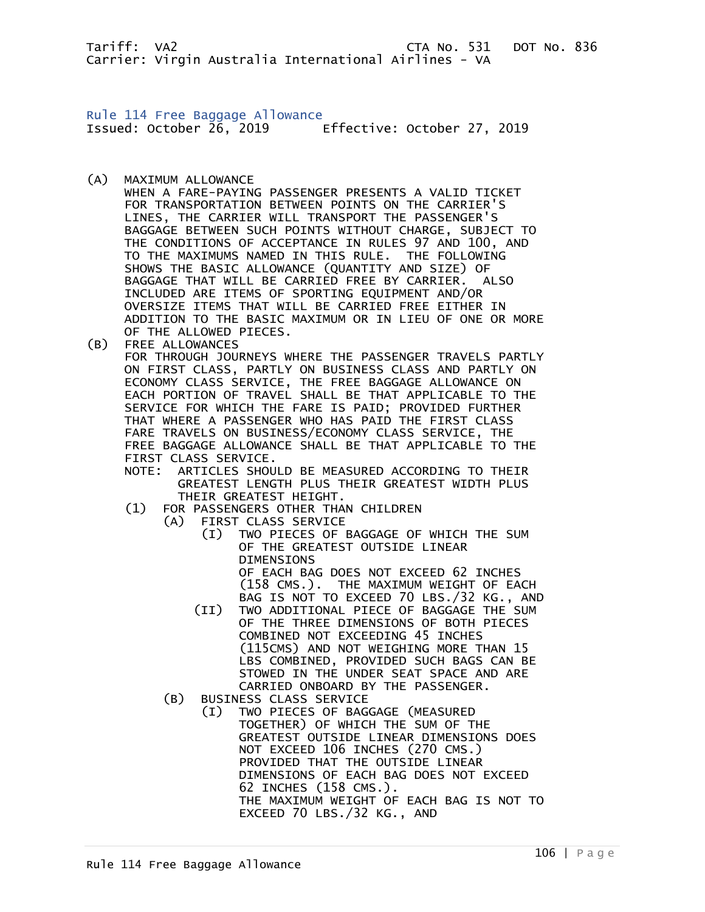Tariff: VA2 CTA No. 531 DOT No. 836
Carrier: Virgin Australia International Airlines - VA

## Rule 114 Free Baggage Allowance

Issued: October 26, 2019 Effective: October 27, 2019

(A) MAXIMUM ALLOWANCE
WHEN A FARE-PAYING PASSENGER PRESENTS A VALID TICKET FOR TRANSPORTATION BETWEEN POINTS ON THE CARRIER'S LINES, THE CARRIER WILL TRANSPORT THE PASSENGER'S BAGGAGE BETWEEN SUCH POINTS WITHOUT CHARGE, SUBJECT TO THE CONDITIONS OF ACCEPTANCE IN RULES 97 AND 100, AND TO THE MAXIMUMS NAMED IN THIS RULE. THE FOLLOWING SHOWS THE BASIC ALLOWANCE (QUANTITY AND SIZE) OF BAGGAGE THAT WILL BE CARRIED FREE BY CARRIER. ALSO INCLUDED ARE ITEMS OF SPORTING EQUIPMENT AND/OR OVERSIZE ITEMS THAT WILL BE CARRIED FREE EITHER IN ADDITION TO THE BASIC MAXIMUM OR IN LIEU OF ONE OR MORE OF THE ALLOWED PIECES.

(B) FREE ALLOWANCES
FOR THROUGH JOURNEYS WHERE THE PASSENGER TRAVELS PARTLY ON FIRST CLASS, PARTLY ON BUSINESS CLASS AND PARTLY ON ECONOMY CLASS SERVICE, THE FREE BAGGAGE ALLOWANCE ON EACH PORTION OF TRAVEL SHALL BE THAT APPLICABLE TO THE SERVICE FOR WHICH THE FARE IS PAID; PROVIDED FURTHER THAT WHERE A PASSENGER WHO HAS PAID THE FIRST CLASS FARE TRAVELS ON BUSINESS/ECONOMY CLASS SERVICE, THE FREE BAGGAGE ALLOWANCE SHALL BE THAT APPLICABLE TO THE FIRST CLASS SERVICE.

NOTE: ARTICLES SHOULD BE MEASURED ACCORDING TO THEIR GREATEST LENGTH PLUS THEIR GREATEST WIDTH PLUS THEIR GREATEST HEIGHT.

- (1) FOR PASSENGERS OTHER THAN CHILDREN
  - (A) FIRST CLASS SERVICE
    - (I) TWO PIECES OF BAGGAGE OF WHICH THE SUM OF THE GREATEST OUTSIDE LINEAR DIMENSIONS OF EACH BAG DOES NOT EXCEED 62 INCHES (158 CMS.). THE MAXIMUM WEIGHT OF EACH BAG IS NOT TO EXCEED 70 LBS./32 KG., AND
    - (II) TWO ADDITIONAL PIECE OF BAGGAGE THE SUM OF THE THREE DIMENSIONS OF BOTH PIECES COMBINED NOT EXCEEDING 45 INCHES (115CMS) AND NOT WEIGHING MORE THAN 15 LBS COMBINED, PROVIDED SUCH BAGS CAN BE STOWED IN THE UNDER SEAT SPACE AND ARE CARRIED ONBOARD BY THE PASSENGER.
  - (B) BUSINESS CLASS SERVICE
    - (I) TWO PIECES OF BAGGAGE (MEASURED TOGETHER) OF WHICH THE SUM OF THE GREATEST OUTSIDE LINEAR DIMENSIONS DOES NOT EXCEED 106 INCHES (270 CMS.) PROVIDED THAT THE OUTSIDE LINEAR DIMENSIONS OF EACH BAG DOES NOT EXCEED 62 INCHES (158 CMS.).
THE MAXIMUM WEIGHT OF EACH BAG IS NOT TO EXCEED 70 LBS./32 KG., AND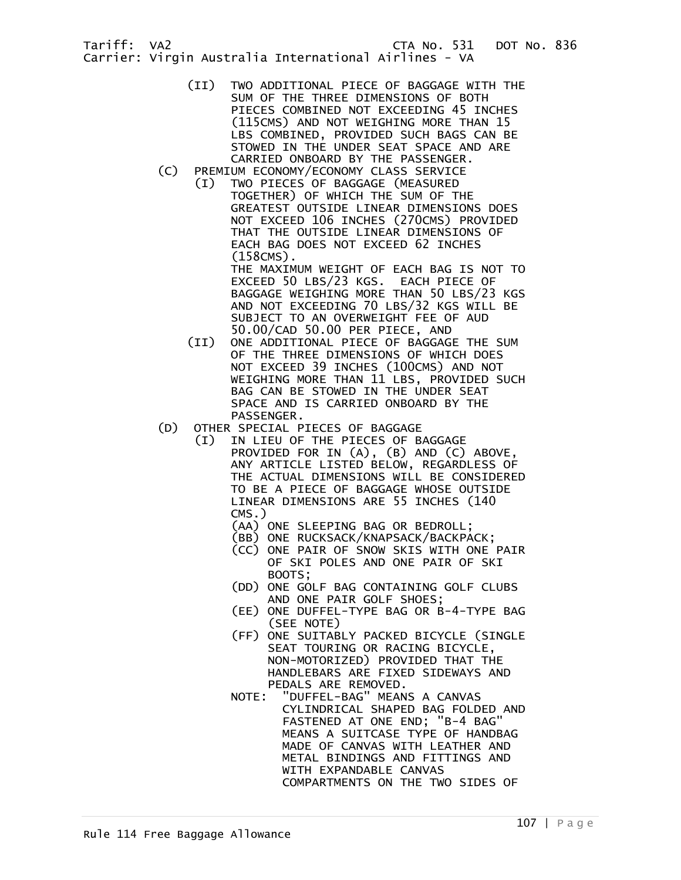(II) TWO ADDITIONAL PIECE OF BAGGAGE WITH THE SUM OF THE THREE DIMENSIONS OF BOTH PIECES COMBINED NOT EXCEEDING 45 INCHES (115CMS) AND NOT WEIGHING MORE THAN 15 LBS COMBINED, PROVIDED SUCH BAGS CAN BE STOWED IN THE UNDER SEAT SPACE AND ARE CARRIED ONBOARD BY THE PASSENGER.

(C) PREMIUM ECONOMY/ECONOMY CLASS SERVICE

(I) TWO PIECES OF BAGGAGE (MEASURED TOGETHER) OF WHICH THE SUM OF THE GREATEST OUTSIDE LINEAR DIMENSIONS DOES NOT EXCEED 106 INCHES (270CMS) PROVIDED THAT THE OUTSIDE LINEAR DIMENSIONS OF EACH BAG DOES NOT EXCEED 62 INCHES (158CMS).
THE MAXIMUM WEIGHT OF EACH BAG IS NOT TO EXCEED 50 LBS/23 KGS. EACH PIECE OF BAGGAGE WEIGHING MORE THAN 50 LBS/23 KGS AND NOT EXCEEDING 70 LBS/32 KGS WILL BE SUBJECT TO AN OVERWEIGHT FEE OF AUD 50.00/CAD 50.00 PER PIECE, AND

(II) ONE ADDITIONAL PIECE OF BAGGAGE THE SUM OF THE THREE DIMENSIONS OF WHICH DOES NOT EXCEED 39 INCHES (100CMS) AND NOT WEIGHING MORE THAN 11 LBS, PROVIDED SUCH BAG CAN BE STOWED IN THE UNDER SEAT SPACE AND IS CARRIED ONBOARD BY THE PASSENGER.

(D) OTHER SPECIAL PIECES OF BAGGAGE

(I) IN LIEU OF THE PIECES OF BAGGAGE PROVIDED FOR IN (A), (B) AND (C) ABOVE, ANY ARTICLE LISTED BELOW, REGARDLESS OF THE ACTUAL DIMENSIONS WILL BE CONSIDERED TO BE A PIECE OF BAGGAGE WHOSE OUTSIDE LINEAR DIMENSIONS ARE 55 INCHES (140 CMS.)

(AA) ONE SLEEPING BAG OR BEDROLL;
(BB) ONE RUCKSACK/KNAPSACK/BACKPACK;
(CC) ONE PAIR OF SNOW SKIS WITH ONE PAIR OF SKI POLES AND ONE PAIR OF SKI BOOTS;
(DD) ONE GOLF BAG CONTAINING GOLF CLUBS AND ONE PAIR GOLF SHOES;
(EE) ONE DUFFEL-TYPE BAG OR B-4-TYPE BAG (SEE NOTE)
(FF) ONE SUITABLY PACKED BICYCLE (SINGLE SEAT TOURING OR RACING BICYCLE, NON-MOTORIZED) PROVIDED THAT THE HANDLEBARS ARE FIXED SIDEWAYS AND PEDALS ARE REMOVED.

NOTE: "DUFFEL-BAG" MEANS A CANVAS CYLINDRICAL SHAPED BAG FOLDED AND FASTENED AT ONE END; "B-4 BAG" MEANS A SUITCASE TYPE OF HANDBAG MADE OF CANVAS WITH LEATHER AND METAL BINDINGS AND FITTINGS AND WITH EXPANDABLE CANVAS COMPARTMENTS ON THE TWO SIDES OF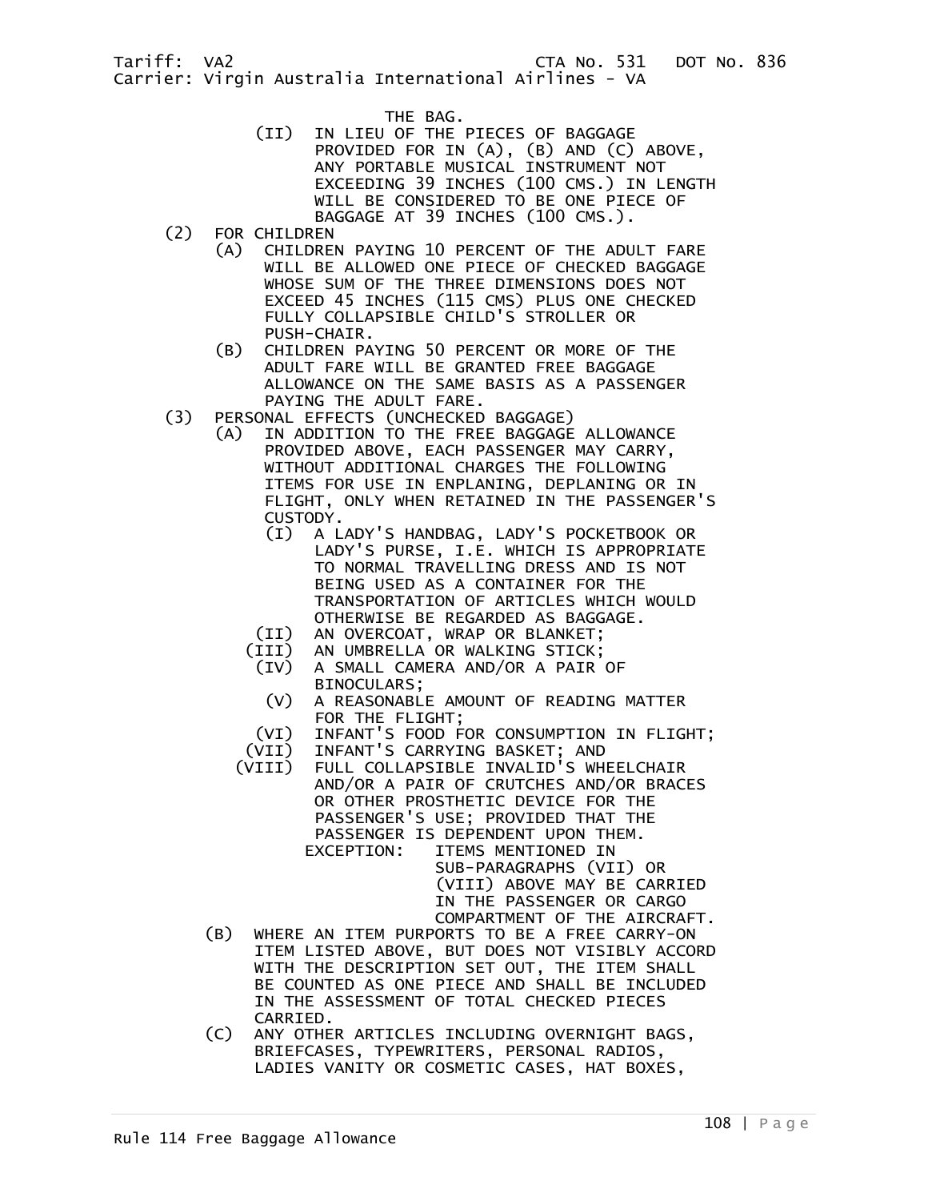THE BAG.

(II) IN LIEU OF THE PIECES OF BAGGAGE PROVIDED FOR IN (A), (B) AND (C) ABOVE, ANY PORTABLE MUSICAL INSTRUMENT NOT EXCEEDING 39 INCHES (100 CMS.) IN LENGTH WILL BE CONSIDERED TO BE ONE PIECE OF BAGGAGE AT 39 INCHES (100 CMS.).

(2) FOR CHILDREN

- (A) CHILDREN PAYING 10 PERCENT OF THE ADULT FARE WILL BE ALLOWED ONE PIECE OF CHECKED BAGGAGE WHOSE SUM OF THE THREE DIMENSIONS DOES NOT EXCEED 45 INCHES (115 CMS) PLUS ONE CHECKED FULLY COLLAPSIBLE CHILD'S STROLLER OR PUSH-CHAIR.
- (B) CHILDREN PAYING 50 PERCENT OR MORE OF THE ADULT FARE WILL BE GRANTED FREE BAGGAGE ALLOWANCE ON THE SAME BASIS AS A PASSENGER PAYING THE ADULT FARE.

(3) PERSONAL EFFECTS (UNCHECKED BAGGAGE)

- (A) IN ADDITION TO THE FREE BAGGAGE ALLOWANCE PROVIDED ABOVE, EACH PASSENGER MAY CARRY, WITHOUT ADDITIONAL CHARGES THE FOLLOWING ITEMS FOR USE IN ENPLANING, DEPLANING OR IN FLIGHT, ONLY WHEN RETAINED IN THE PASSENGER'S CUSTODY.
  - (I) A LADY'S HANDBAG, LADY'S POCKETBOOK OR LADY'S PURSE, I.E. WHICH IS APPROPRIATE TO NORMAL TRAVELLING DRESS AND IS NOT BEING USED AS A CONTAINER FOR THE TRANSPORTATION OF ARTICLES WHICH WOULD OTHERWISE BE REGARDED AS BAGGAGE.
  - (II) AN OVERCOAT, WRAP OR BLANKET;
  - (III) AN UMBRELLA OR WALKING STICK;
  - (IV) A SMALL CAMERA AND/OR A PAIR OF BINOCULARS;
  - (V) A REASONABLE AMOUNT OF READING MATTER FOR THE FLIGHT;
  - (VI) INFANT'S FOOD FOR CONSUMPTION IN FLIGHT;
  - (VII) INFANT'S CARRYING BASKET; AND
  - (VIII) FULL COLLAPSIBLE INVALID'S WHEELCHAIR AND/OR A PAIR OF CRUTCHES AND/OR BRACES OR OTHER PROSTHETIC DEVICE FOR THE PASSENGER'S USE; PROVIDED THAT THE PASSENGER IS DEPENDENT UPON THEM.

    EXCEPTION: ITEMS MENTIONED IN SUB-PARAGRAPHS (VII) OR (VIII) ABOVE MAY BE CARRIED IN THE PASSENGER OR CARGO COMPARTMENT OF THE AIRCRAFT.
- (B) WHERE AN ITEM PURPORTS TO BE A FREE CARRY-ON ITEM LISTED ABOVE, BUT DOES NOT VISIBLY ACCORD WITH THE DESCRIPTION SET OUT, THE ITEM SHALL BE COUNTED AS ONE PIECE AND SHALL BE INCLUDED IN THE ASSESSMENT OF TOTAL CHECKED PIECES CARRIED.
- (C) ANY OTHER ARTICLES INCLUDING OVERNIGHT BAGS, BRIEFCASES, TYPEWRITERS, PERSONAL RADIOS, LADIES VANITY OR COSMETIC CASES, HAT BOXES,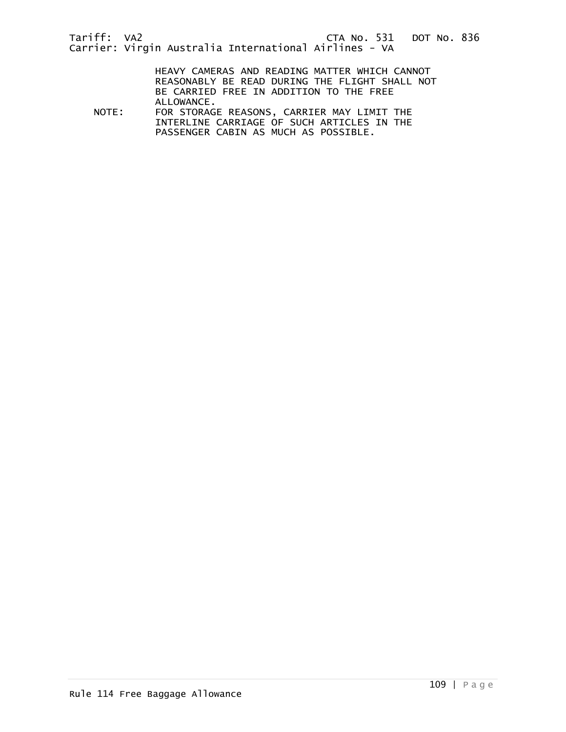HEAVY CAMERAS AND READING MATTER WHICH CANNOT REASONABLY BE READ DURING THE FLIGHT SHALL NOT BE CARRIED FREE IN ADDITION TO THE FREE ALLOWANCE.

NOTE: FOR STORAGE REASONS, CARRIER MAY LIMIT THE INTERLINE CARRIAGE OF SUCH ARTICLES IN THE PASSENGER CABIN AS MUCH AS POSSIBLE.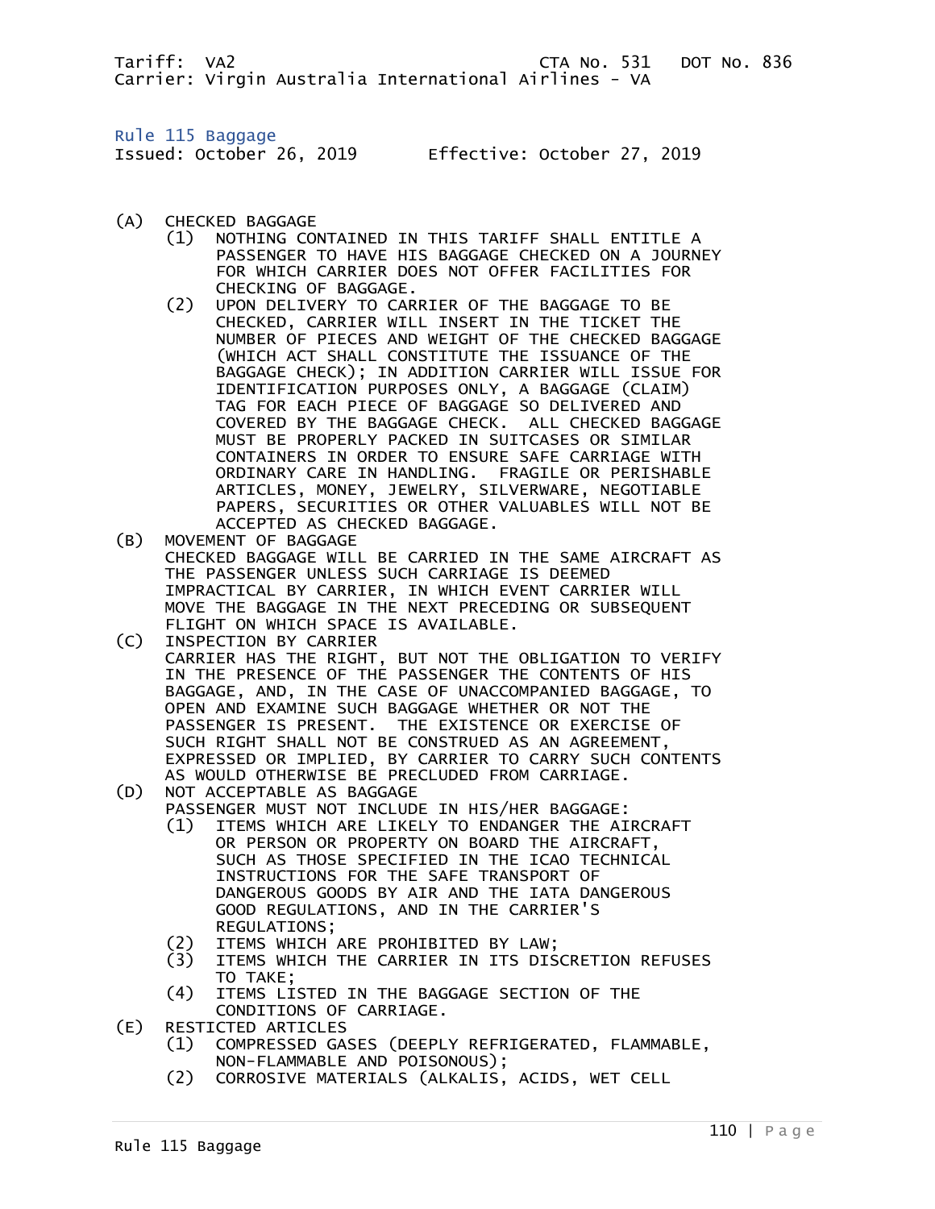Tariff: VA2 CTA No. 531 DOT No. 836
Carrier: Virgin Australia International Airlines - VA

## Rule 115 Baggage

Issued: October 26, 2019 Effective: October 27, 2019

(A) CHECKED BAGGAGE

- (1) NOTHING CONTAINED IN THIS TARIFF SHALL ENTITLE A PASSENGER TO HAVE HIS BAGGAGE CHECKED ON A JOURNEY FOR WHICH CARRIER DOES NOT OFFER FACILITIES FOR CHECKING OF BAGGAGE.
- (2) UPON DELIVERY TO CARRIER OF THE BAGGAGE TO BE CHECKED, CARRIER WILL INSERT IN THE TICKET THE NUMBER OF PIECES AND WEIGHT OF THE CHECKED BAGGAGE (WHICH ACT SHALL CONSTITUTE THE ISSUANCE OF THE BAGGAGE CHECK); IN ADDITION CARRIER WILL ISSUE FOR IDENTIFICATION PURPOSES ONLY, A BAGGAGE (CLAIM) TAG FOR EACH PIECE OF BAGGAGE SO DELIVERED AND COVERED BY THE BAGGAGE CHECK. ALL CHECKED BAGGAGE MUST BE PROPERLY PACKED IN SUITCASES OR SIMILAR CONTAINERS IN ORDER TO ENSURE SAFE CARRIAGE WITH ORDINARY CARE IN HANDLING. FRAGILE OR PERISHABLE ARTICLES, MONEY, JEWELRY, SILVERWARE, NEGOTIABLE PAPERS, SECURITIES OR OTHER VALUABLES WILL NOT BE ACCEPTED AS CHECKED BAGGAGE.

(B) MOVEMENT OF BAGGAGE

CHECKED BAGGAGE WILL BE CARRIED IN THE SAME AIRCRAFT AS THE PASSENGER UNLESS SUCH CARRIAGE IS DEEMED IMPRACTICAL BY CARRIER, IN WHICH EVENT CARRIER WILL MOVE THE BAGGAGE IN THE NEXT PRECEDING OR SUBSEQUENT FLIGHT ON WHICH SPACE IS AVAILABLE.

(C) INSPECTION BY CARRIER

CARRIER HAS THE RIGHT, BUT NOT THE OBLIGATION TO VERIFY IN THE PRESENCE OF THE PASSENGER THE CONTENTS OF HIS BAGGAGE, AND, IN THE CASE OF UNACCOMPANIED BAGGAGE, TO OPEN AND EXAMINE SUCH BAGGAGE WHETHER OR NOT THE PASSENGER IS PRESENT. THE EXISTENCE OR EXERCISE OF SUCH RIGHT SHALL NOT BE CONSTRUED AS AN AGREEMENT, EXPRESSED OR IMPLIED, BY CARRIER TO CARRY SUCH CONTENTS AS WOULD OTHERWISE BE PRECLUDED FROM CARRIAGE.

(D) NOT ACCEPTABLE AS BAGGAGE

PASSENGER MUST NOT INCLUDE IN HIS/HER BAGGAGE:

- (1) ITEMS WHICH ARE LIKELY TO ENDANGER THE AIRCRAFT OR PERSON OR PROPERTY ON BOARD THE AIRCRAFT, SUCH AS THOSE SPECIFIED IN THE ICAO TECHNICAL INSTRUCTIONS FOR THE SAFE TRANSPORT OF DANGEROUS GOODS BY AIR AND THE IATA DANGEROUS GOOD REGULATIONS, AND IN THE CARRIER'S REGULATIONS;
- (2) ITEMS WHICH ARE PROHIBITED BY LAW;
- (3) ITEMS WHICH THE CARRIER IN ITS DISCRETION REFUSES TO TAKE;
- (4) ITEMS LISTED IN THE BAGGAGE SECTION OF THE CONDITIONS OF CARRIAGE.

(E) RESTICTED ARTICLES

- (1) COMPRESSED GASES (DEEPLY REFRIGERATED, FLAMMABLE, NON-FLAMMABLE AND POISONOUS);
- (2) CORROSIVE MATERIALS (ALKALIS, ACIDS, WET CELL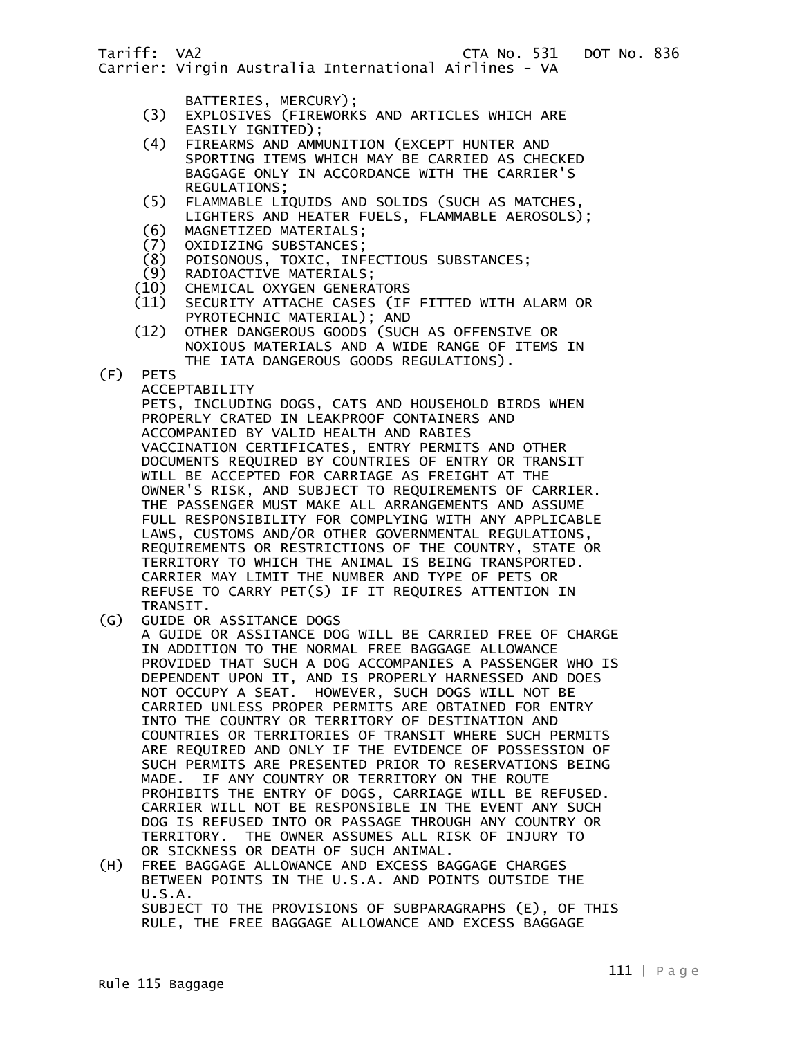BATTERIES, MERCURY);

(3) EXPLOSIVES (FIREWORKS AND ARTICLES WHICH ARE EASILY IGNITED);

(4) FIREARMS AND AMMUNITION (EXCEPT HUNTER AND SPORTING ITEMS WHICH MAY BE CARRIED AS CHECKED BAGGAGE ONLY IN ACCORDANCE WITH THE CARRIER'S REGULATIONS;

(5) FLAMMABLE LIQUIDS AND SOLIDS (SUCH AS MATCHES, LIGHTERS AND HEATER FUELS, FLAMMABLE AEROSOLS);

(6) MAGNETIZED MATERIALS;

(7) OXIDIZING SUBSTANCES;

(8) POISONOUS, TOXIC, INFECTIOUS SUBSTANCES;

(9) RADIOACTIVE MATERIALS;

(10) CHEMICAL OXYGEN GENERATORS

(11) SECURITY ATTACHE CASES (IF FITTED WITH ALARM OR PYROTECHNIC MATERIAL); AND

(12) OTHER DANGEROUS GOODS (SUCH AS OFFENSIVE OR NOXIOUS MATERIALS AND A WIDE RANGE OF ITEMS IN THE IATA DANGEROUS GOODS REGULATIONS).

(F) PETS

ACCEPTABILITY

PETS, INCLUDING DOGS, CATS AND HOUSEHOLD BIRDS WHEN PROPERLY CRATED IN LEAKPROOF CONTAINERS AND ACCOMPANIED BY VALID HEALTH AND RABIES VACCINATION CERTIFICATES, ENTRY PERMITS AND OTHER DOCUMENTS REQUIRED BY COUNTRIES OF ENTRY OR TRANSIT WILL BE ACCEPTED FOR CARRIAGE AS FREIGHT AT THE OWNER'S RISK, AND SUBJECT TO REQUIREMENTS OF CARRIER. THE PASSENGER MUST MAKE ALL ARRANGEMENTS AND ASSUME FULL RESPONSIBILITY FOR COMPLYING WITH ANY APPLICABLE LAWS, CUSTOMS AND/OR OTHER GOVERNMENTAL REGULATIONS, REQUIREMENTS OR RESTRICTIONS OF THE COUNTRY, STATE OR TERRITORY TO WHICH THE ANIMAL IS BEING TRANSPORTED. CARRIER MAY LIMIT THE NUMBER AND TYPE OF PETS OR REFUSE TO CARRY PET(S) IF IT REQUIRES ATTENTION IN TRANSIT.

(G) GUIDE OR ASSITANCE DOGS

A GUIDE OR ASSITANCE DOG WILL BE CARRIED FREE OF CHARGE IN ADDITION TO THE NORMAL FREE BAGGAGE ALLOWANCE PROVIDED THAT SUCH A DOG ACCOMPANIES A PASSENGER WHO IS DEPENDENT UPON IT, AND IS PROPERLY HARNESSED AND DOES NOT OCCUPY A SEAT. HOWEVER, SUCH DOGS WILL NOT BE CARRIED UNLESS PROPER PERMITS ARE OBTAINED FOR ENTRY INTO THE COUNTRY OR TERRITORY OF DESTINATION AND COUNTRIES OR TERRITORIES OF TRANSIT WHERE SUCH PERMITS ARE REQUIRED AND ONLY IF THE EVIDENCE OF POSSESSION OF SUCH PERMITS ARE PRESENTED PRIOR TO RESERVATIONS BEING MADE. IF ANY COUNTRY OR TERRITORY ON THE ROUTE PROHIBITS THE ENTRY OF DOGS, CARRIAGE WILL BE REFUSED. CARRIER WILL NOT BE RESPONSIBLE IN THE EVENT ANY SUCH DOG IS REFUSED INTO OR PASSAGE THROUGH ANY COUNTRY OR TERRITORY. THE OWNER ASSUMES ALL RISK OF INJURY TO OR SICKNESS OR DEATH OF SUCH ANIMAL.

(H) FREE BAGGAGE ALLOWANCE AND EXCESS BAGGAGE CHARGES BETWEEN POINTS IN THE U.S.A. AND POINTS OUTSIDE THE U.S.A.

SUBJECT TO THE PROVISIONS OF SUBPARAGRAPHS (E), OF THIS RULE, THE FREE BAGGAGE ALLOWANCE AND EXCESS BAGGAGE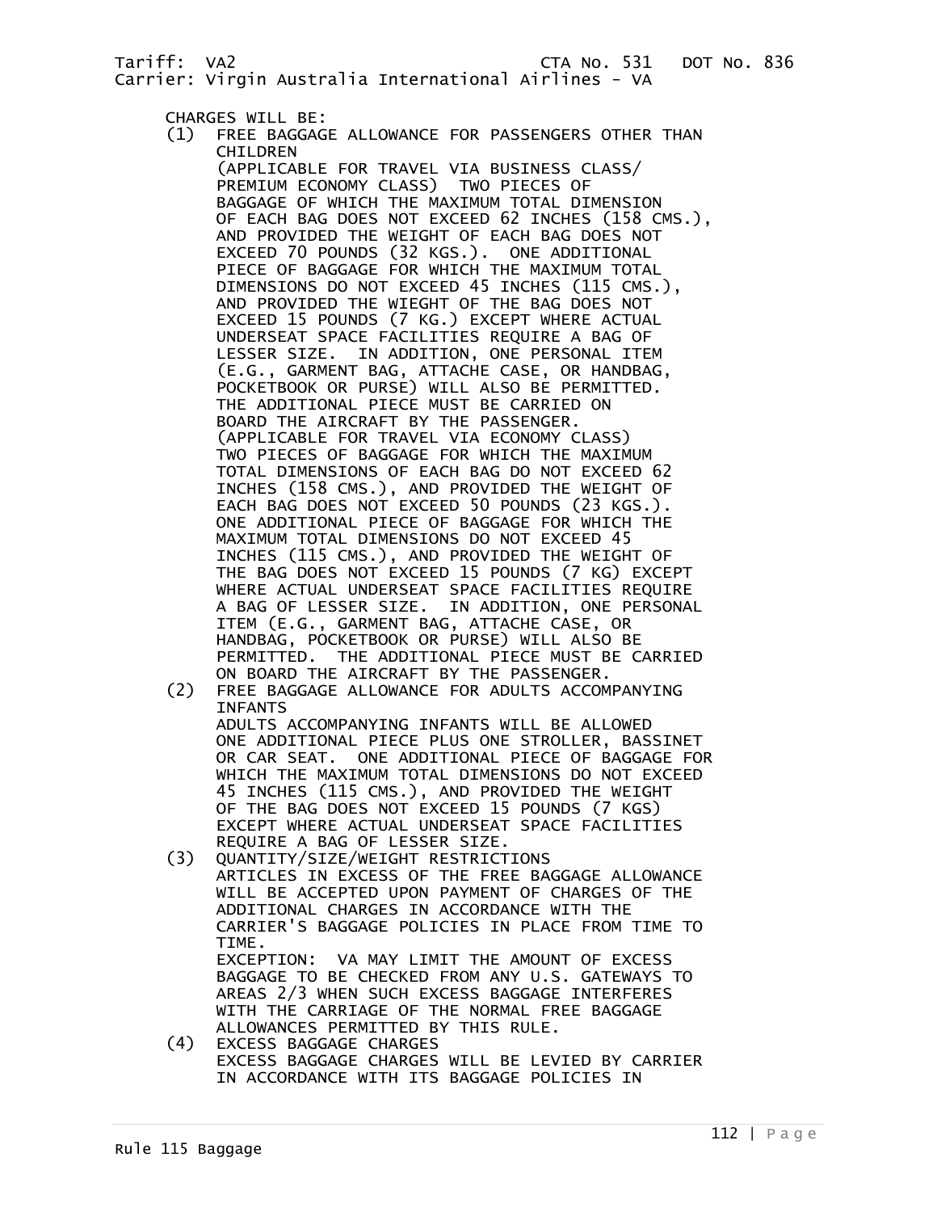CHARGES WILL BE:

(1) FREE BAGGAGE ALLOWANCE FOR PASSENGERS OTHER THAN CHILDREN
(APPLICABLE FOR TRAVEL VIA BUSINESS CLASS/ PREMIUM ECONOMY CLASS) TWO PIECES OF BAGGAGE OF WHICH THE MAXIMUM TOTAL DIMENSION OF EACH BAG DOES NOT EXCEED 62 INCHES (158 CMS.), AND PROVIDED THE WEIGHT OF EACH BAG DOES NOT EXCEED 70 POUNDS (32 KGS.). ONE ADDITIONAL PIECE OF BAGGAGE FOR WHICH THE MAXIMUM TOTAL DIMENSIONS DO NOT EXCEED 45 INCHES (115 CMS.), AND PROVIDED THE WIEGHT OF THE BAG DOES NOT EXCEED 15 POUNDS (7 KG.) EXCEPT WHERE ACTUAL UNDERSEAT SPACE FACILITIES REQUIRE A BAG OF LESSER SIZE. IN ADDITION, ONE PERSONAL ITEM (E.G., GARMENT BAG, ATTACHE CASE, OR HANDBAG, POCKETBOOK OR PURSE) WILL ALSO BE PERMITTED. THE ADDITIONAL PIECE MUST BE CARRIED ON BOARD THE AIRCRAFT BY THE PASSENGER.
(APPLICABLE FOR TRAVEL VIA ECONOMY CLASS) TWO PIECES OF BAGGAGE FOR WHICH THE MAXIMUM TOTAL DIMENSIONS OF EACH BAG DO NOT EXCEED 62 INCHES (158 CMS.), AND PROVIDED THE WEIGHT OF EACH BAG DOES NOT EXCEED 50 POUNDS (23 KGS.). ONE ADDITIONAL PIECE OF BAGGAGE FOR WHICH THE MAXIMUM TOTAL DIMENSIONS DO NOT EXCEED 45 INCHES (115 CMS.), AND PROVIDED THE WEIGHT OF THE BAG DOES NOT EXCEED 15 POUNDS (7 KG) EXCEPT WHERE ACTUAL UNDERSEAT SPACE FACILITIES REQUIRE A BAG OF LESSER SIZE. IN ADDITION, ONE PERSONAL ITEM (E.G., GARMENT BAG, ATTACHE CASE, OR HANDBAG, POCKETBOOK OR PURSE) WILL ALSO BE PERMITTED. THE ADDITIONAL PIECE MUST BE CARRIED ON BOARD THE AIRCRAFT BY THE PASSENGER.

(2) FREE BAGGAGE ALLOWANCE FOR ADULTS ACCOMPANYING INFANTS
ADULTS ACCOMPANYING INFANTS WILL BE ALLOWED ONE ADDITIONAL PIECE PLUS ONE STROLLER, BASSINET OR CAR SEAT. ONE ADDITIONAL PIECE OF BAGGAGE FOR WHICH THE MAXIMUM TOTAL DIMENSIONS DO NOT EXCEED 45 INCHES (115 CMS.), AND PROVIDED THE WEIGHT OF THE BAG DOES NOT EXCEED 15 POUNDS (7 KGS) EXCEPT WHERE ACTUAL UNDERSEAT SPACE FACILITIES REQUIRE A BAG OF LESSER SIZE.

(3) QUANTITY/SIZE/WEIGHT RESTRICTIONS
ARTICLES IN EXCESS OF THE FREE BAGGAGE ALLOWANCE WILL BE ACCEPTED UPON PAYMENT OF CHARGES OF THE ADDITIONAL CHARGES IN ACCORDANCE WITH THE CARRIER'S BAGGAGE POLICIES IN PLACE FROM TIME TO TIME.
EXCEPTION: VA MAY LIMIT THE AMOUNT OF EXCESS BAGGAGE TO BE CHECKED FROM ANY U.S. GATEWAYS TO AREAS 2/3 WHEN SUCH EXCESS BAGGAGE INTERFERES WITH THE CARRIAGE OF THE NORMAL FREE BAGGAGE ALLOWANCES PERMITTED BY THIS RULE.

(4) EXCESS BAGGAGE CHARGES
EXCESS BAGGAGE CHARGES WILL BE LEVIED BY CARRIER IN ACCORDANCE WITH ITS BAGGAGE POLICIES IN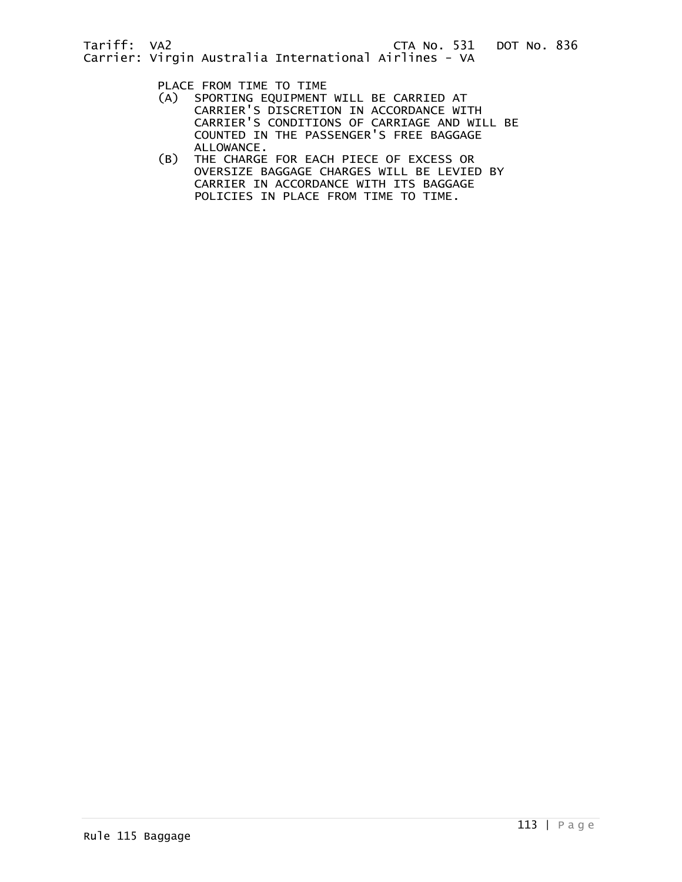PLACE FROM TIME TO TIME

(A) SPORTING EQUIPMENT WILL BE CARRIED AT CARRIER'S DISCRETION IN ACCORDANCE WITH CARRIER'S CONDITIONS OF CARRIAGE AND WILL BE COUNTED IN THE PASSENGER'S FREE BAGGAGE ALLOWANCE.

(B) THE CHARGE FOR EACH PIECE OF EXCESS OR OVERSIZE BAGGAGE CHARGES WILL BE LEVIED BY CARRIER IN ACCORDANCE WITH ITS BAGGAGE POLICIES IN PLACE FROM TIME TO TIME.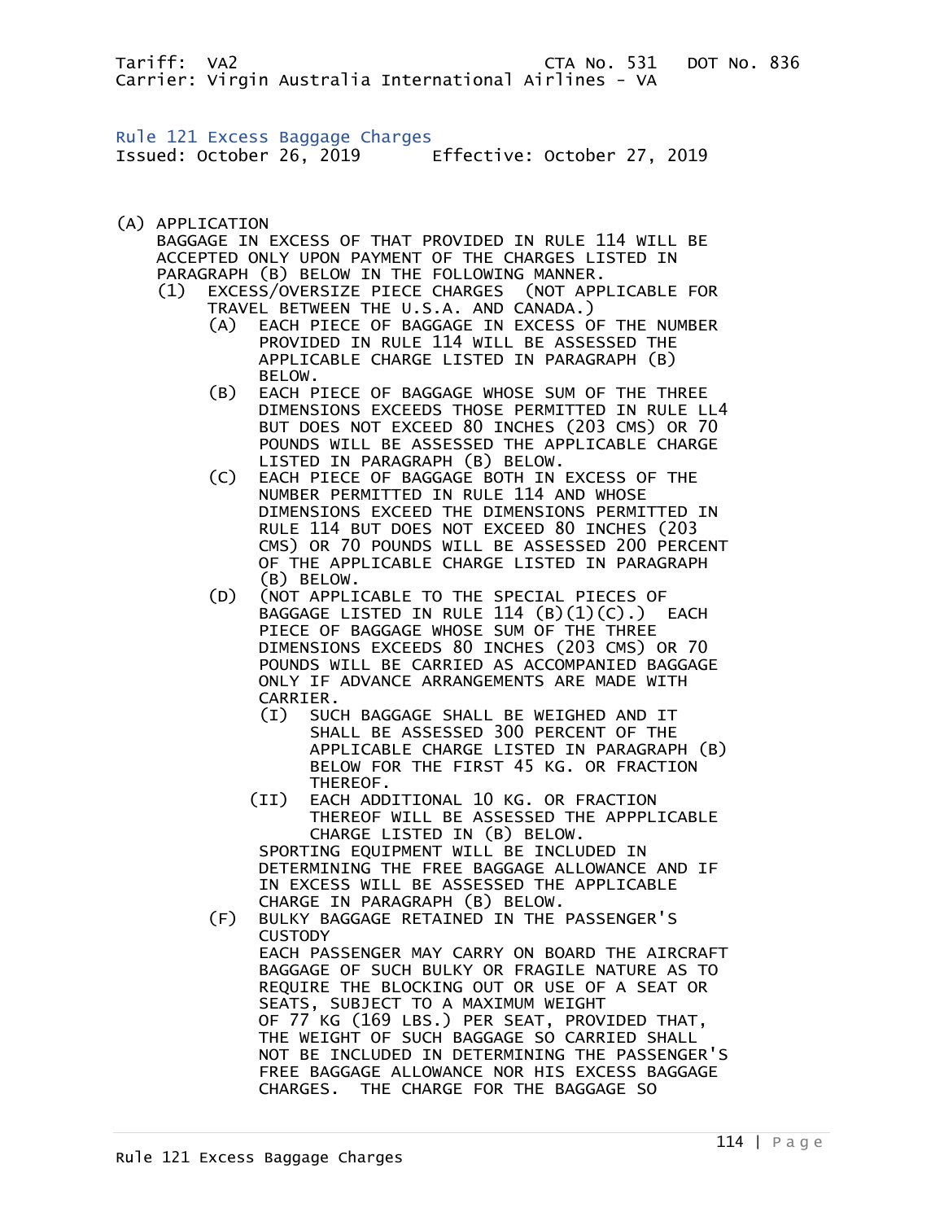Tariff: VA2 CTA No. 531 DOT No. 836
Carrier: Virgin Australia International Airlines - VA

## Rule 121 Excess Baggage Charges

Issued: October 26, 2019 Effective: October 27, 2019

(A) APPLICATION

BAGGAGE IN EXCESS OF THAT PROVIDED IN RULE 114 WILL BE ACCEPTED ONLY UPON PAYMENT OF THE CHARGES LISTED IN PARAGRAPH (B) BELOW IN THE FOLLOWING MANNER.

(1) EXCESS/OVERSIZE PIECE CHARGES (NOT APPLICABLE FOR TRAVEL BETWEEN THE U.S.A. AND CANADA.)

(A) EACH PIECE OF BAGGAGE IN EXCESS OF THE NUMBER PROVIDED IN RULE 114 WILL BE ASSESSED THE APPLICABLE CHARGE LISTED IN PARAGRAPH (B) BELOW.

(B) EACH PIECE OF BAGGAGE WHOSE SUM OF THE THREE DIMENSIONS EXCEEDS THOSE PERMITTED IN RULE LL4 BUT DOES NOT EXCEED 80 INCHES (203 CMS) OR 70 POUNDS WILL BE ASSESSED THE APPLICABLE CHARGE LISTED IN PARAGRAPH (B) BELOW.

(C) EACH PIECE OF BAGGAGE BOTH IN EXCESS OF THE NUMBER PERMITTED IN RULE 114 AND WHOSE DIMENSIONS EXCEED THE DIMENSIONS PERMITTED IN RULE 114 BUT DOES NOT EXCEED 80 INCHES (203 CMS) OR 70 POUNDS WILL BE ASSESSED 200 PERCENT OF THE APPLICABLE CHARGE LISTED IN PARAGRAPH (B) BELOW.

(D) (NOT APPLICABLE TO THE SPECIAL PIECES OF BAGGAGE LISTED IN RULE 114 (B)(1)(C).) EACH PIECE OF BAGGAGE WHOSE SUM OF THE THREE DIMENSIONS EXCEEDS 80 INCHES (203 CMS) OR 70 POUNDS WILL BE CARRIED AS ACCOMPANIED BAGGAGE ONLY IF ADVANCE ARRANGEMENTS ARE MADE WITH CARRIER.

(I) SUCH BAGGAGE SHALL BE WEIGHED AND IT SHALL BE ASSESSED 300 PERCENT OF THE APPLICABLE CHARGE LISTED IN PARAGRAPH (B) BELOW FOR THE FIRST 45 KG. OR FRACTION THEREOF.

(II) EACH ADDITIONAL 10 KG. OR FRACTION THEREOF WILL BE ASSESSED THE APPPLICABLE CHARGE LISTED IN (B) BELOW.

SPORTING EQUIPMENT WILL BE INCLUDED IN DETERMINING THE FREE BAGGAGE ALLOWANCE AND IF IN EXCESS WILL BE ASSESSED THE APPLICABLE CHARGE IN PARAGRAPH (B) BELOW.

(F) BULKY BAGGAGE RETAINED IN THE PASSENGER'S CUSTODY

EACH PASSENGER MAY CARRY ON BOARD THE AIRCRAFT BAGGAGE OF SUCH BULKY OR FRAGILE NATURE AS TO REQUIRE THE BLOCKING OUT OR USE OF A SEAT OR SEATS, SUBJECT TO A MAXIMUM WEIGHT OF 77 KG (169 LBS.) PER SEAT, PROVIDED THAT, THE WEIGHT OF SUCH BAGGAGE SO CARRIED SHALL NOT BE INCLUDED IN DETERMINING THE PASSENGER'S FREE BAGGAGE ALLOWANCE NOR HIS EXCESS BAGGAGE CHARGES. THE CHARGE FOR THE BAGGAGE SO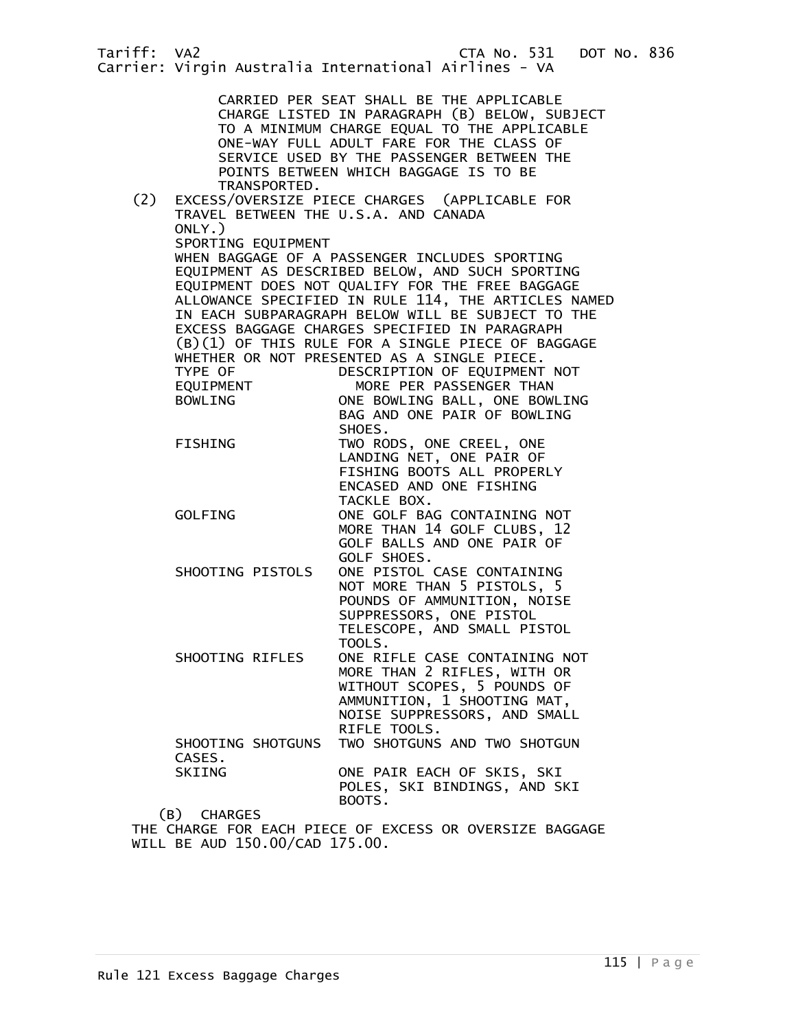CARRIED PER SEAT SHALL BE THE APPLICABLE CHARGE LISTED IN PARAGRAPH (B) BELOW, SUBJECT TO A MINIMUM CHARGE EQUAL TO THE APPLICABLE ONE-WAY FULL ADULT FARE FOR THE CLASS OF SERVICE USED BY THE PASSENGER BETWEEN THE POINTS BETWEEN WHICH BAGGAGE IS TO BE TRANSPORTED.

(2) EXCESS/OVERSIZE PIECE CHARGES (APPLICABLE FOR TRAVEL BETWEEN THE U.S.A. AND CANADA ONLY.)

SPORTING EQUIPMENT

WHEN BAGGAGE OF A PASSENGER INCLUDES SPORTING EQUIPMENT AS DESCRIBED BELOW, AND SUCH SPORTING EQUIPMENT DOES NOT QUALIFY FOR THE FREE BAGGAGE ALLOWANCE SPECIFIED IN RULE 114, THE ARTICLES NAMED IN EACH SUBPARAGRAPH BELOW WILL BE SUBJECT TO THE EXCESS BAGGAGE CHARGES SPECIFIED IN PARAGRAPH (B)(1) OF THIS RULE FOR A SINGLE PIECE OF BAGGAGE WHETHER OR NOT PRESENTED AS A SINGLE PIECE.

| TYPE OF EQUIPMENT | DESCRIPTION OF EQUIPMENT NOT MORE PER PASSENGER THAN |
|---|---|
| BOWLING | ONE BOWLING BALL, ONE BOWLING BAG AND ONE PAIR OF BOWLING SHOES. |
| FISHING | TWO RODS, ONE CREEL, ONE LANDING NET, ONE PAIR OF FISHING BOOTS ALL PROPERLY ENCASED AND ONE FISHING TACKLE BOX. |
| GOLFING | ONE GOLF BAG CONTAINING NOT MORE THAN 14 GOLF CLUBS, 12 GOLF BALLS AND ONE PAIR OF GOLF SHOES. |
| SHOOTING PISTOLS | ONE PISTOL CASE CONTAINING NOT MORE THAN 5 PISTOLS, 5 POUNDS OF AMMUNITION, NOISE SUPPRESSORS, ONE PISTOL TELESCOPE, AND SMALL PISTOL TOOLS. |
| SHOOTING RIFLES | ONE RIFLE CASE CONTAINING NOT MORE THAN 2 RIFLES, WITH OR WITHOUT SCOPES, 5 POUNDS OF AMMUNITION, 1 SHOOTING MAT, NOISE SUPPRESSORS, AND SMALL RIFLE TOOLS. |
| SHOOTING SHOTGUNS | TWO SHOTGUNS AND TWO SHOTGUN CASES. |
| SKIING | ONE PAIR EACH OF SKIS, SKI POLES, SKI BINDINGS, AND SKI BOOTS. |

(B) CHARGES

THE CHARGE FOR EACH PIECE OF EXCESS OR OVERSIZE BAGGAGE WILL BE AUD 150.00/CAD 175.00.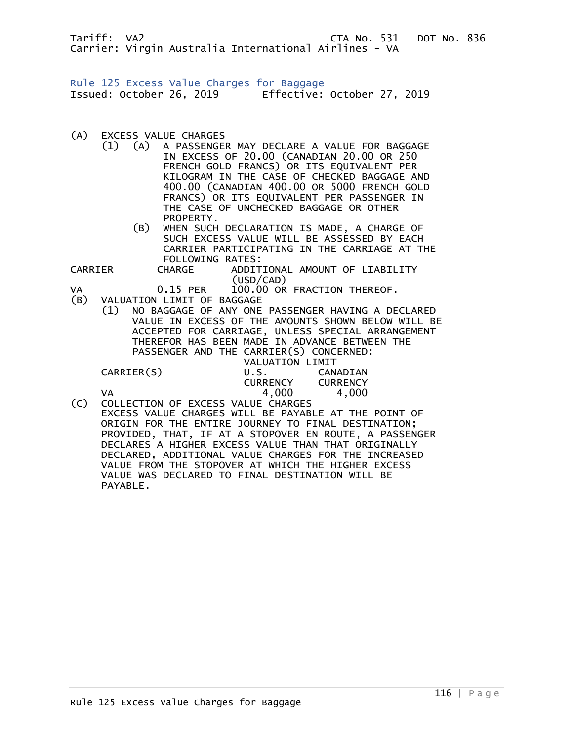Tariff: VA2 CTA No. 531 DOT No. 836
Carrier: Virgin Australia International Airlines - VA

## Rule 125 Excess Value Charges for Baggage

Issued: October 26, 2019 Effective: October 27, 2019

(A) EXCESS VALUE CHARGES

(1) (A) A PASSENGER MAY DECLARE A VALUE FOR BAGGAGE IN EXCESS OF 20.00 (CANADIAN 20.00 OR 250 FRENCH GOLD FRANCS) OR ITS EQUIVALENT PER KILOGRAM IN THE CASE OF CHECKED BAGGAGE AND 400.00 (CANADIAN 400.00 OR 5000 FRENCH GOLD FRANCS) OR ITS EQUIVALENT PER PASSENGER IN THE CASE OF UNCHECKED BAGGAGE OR OTHER PROPERTY.

(B) WHEN SUCH DECLARATION IS MADE, A CHARGE OF SUCH EXCESS VALUE WILL BE ASSESSED BY EACH CARRIER PARTICIPATING IN THE CARRIAGE AT THE FOLLOWING RATES:

| CARRIER | CHARGE | ADDITIONAL AMOUNT OF LIABILITY (USD/CAD) |
|---|---|---|
| VA | 0.15 PER | 100.00 OR FRACTION THEREOF. |

(B) VALUATION LIMIT OF BAGGAGE

(1) NO BAGGAGE OF ANY ONE PASSENGER HAVING A DECLARED VALUE IN EXCESS OF THE AMOUNTS SHOWN BELOW WILL BE ACCEPTED FOR CARRIAGE, UNLESS SPECIAL ARRANGEMENT THEREFOR HAS BEEN MADE IN ADVANCE BETWEEN THE PASSENGER AND THE CARRIER(S) CONCERNED:

| CARRIER(S) | VALUATION LIMIT U.S. CURRENCY | CANADIAN CURRENCY |
|---|---|---|
| VA | 4,000 | 4,000 |

(C) COLLECTION OF EXCESS VALUE CHARGES

EXCESS VALUE CHARGES WILL BE PAYABLE AT THE POINT OF ORIGIN FOR THE ENTIRE JOURNEY TO FINAL DESTINATION; PROVIDED, THAT, IF AT A STOPOVER EN ROUTE, A PASSENGER DECLARES A HIGHER EXCESS VALUE THAN THAT ORIGINALLY DECLARED, ADDITIONAL VALUE CHARGES FOR THE INCREASED VALUE FROM THE STOPOVER AT WHICH THE HIGHER EXCESS VALUE WAS DECLARED TO FINAL DESTINATION WILL BE PAYABLE.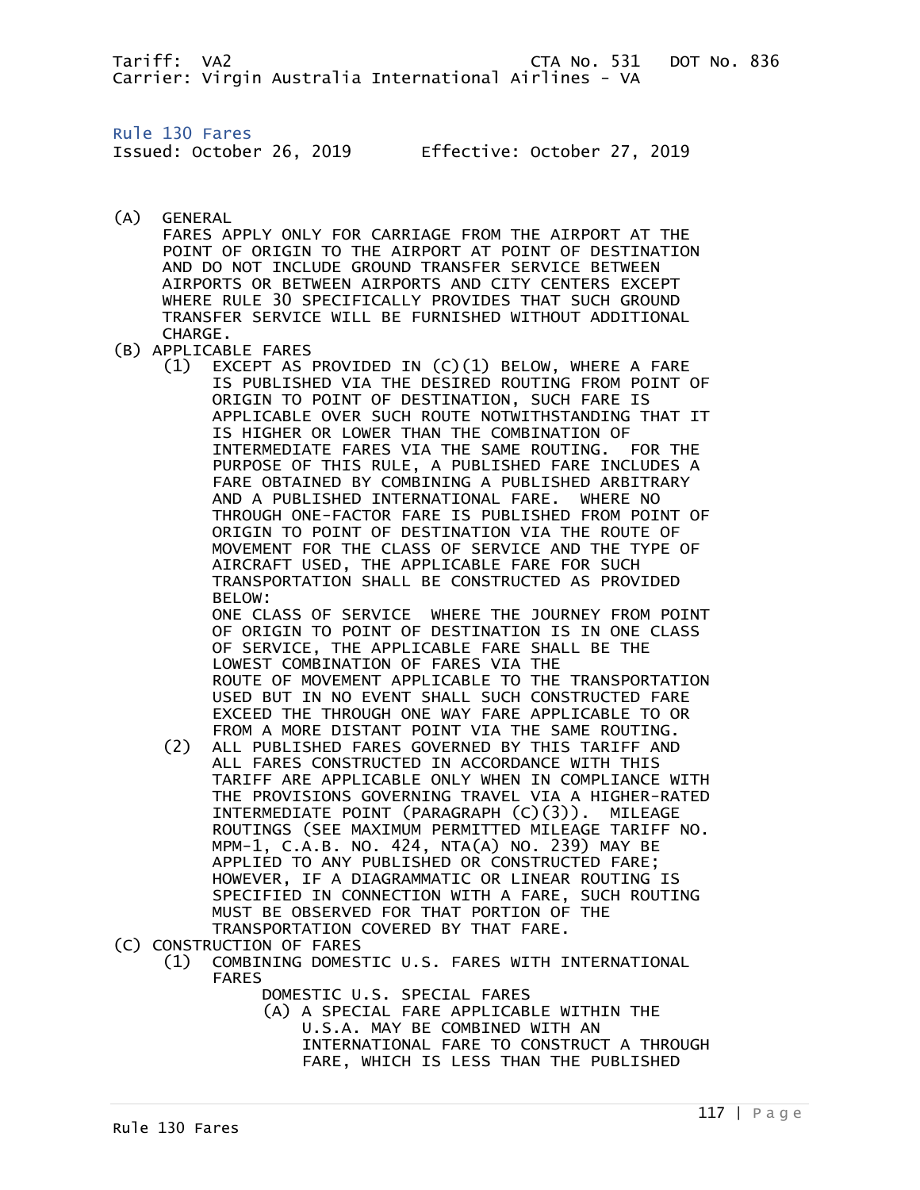Tariff: VA2 CTA No. 531 DOT No. 836
Carrier: Virgin Australia International Airlines - VA

## Rule 130 Fares

Issued: October 26, 2019 Effective: October 27, 2019

(A) GENERAL
FARES APPLY ONLY FOR CARRIAGE FROM THE AIRPORT AT THE POINT OF ORIGIN TO THE AIRPORT AT POINT OF DESTINATION AND DO NOT INCLUDE GROUND TRANSFER SERVICE BETWEEN AIRPORTS OR BETWEEN AIRPORTS AND CITY CENTERS EXCEPT WHERE RULE 30 SPECIFICALLY PROVIDES THAT SUCH GROUND TRANSFER SERVICE WILL BE FURNISHED WITHOUT ADDITIONAL CHARGE.

(B) APPLICABLE FARES

(1) EXCEPT AS PROVIDED IN (C)(1) BELOW, WHERE A FARE IS PUBLISHED VIA THE DESIRED ROUTING FROM POINT OF ORIGIN TO POINT OF DESTINATION, SUCH FARE IS APPLICABLE OVER SUCH ROUTE NOTWITHSTANDING THAT IT IS HIGHER OR LOWER THAN THE COMBINATION OF INTERMEDIATE FARES VIA THE SAME ROUTING. FOR THE PURPOSE OF THIS RULE, A PUBLISHED FARE INCLUDES A FARE OBTAINED BY COMBINING A PUBLISHED ARBITRARY AND A PUBLISHED INTERNATIONAL FARE. WHERE NO THROUGH ONE-FACTOR FARE IS PUBLISHED FROM POINT OF ORIGIN TO POINT OF DESTINATION VIA THE ROUTE OF MOVEMENT FOR THE CLASS OF SERVICE AND THE TYPE OF AIRCRAFT USED, THE APPLICABLE FARE FOR SUCH TRANSPORTATION SHALL BE CONSTRUCTED AS PROVIDED BELOW:
ONE CLASS OF SERVICE WHERE THE JOURNEY FROM POINT OF ORIGIN TO POINT OF DESTINATION IS IN ONE CLASS OF SERVICE, THE APPLICABLE FARE SHALL BE THE LOWEST COMBINATION OF FARES VIA THE ROUTE OF MOVEMENT APPLICABLE TO THE TRANSPORTATION USED BUT IN NO EVENT SHALL SUCH CONSTRUCTED FARE EXCEED THE THROUGH ONE WAY FARE APPLICABLE TO OR FROM A MORE DISTANT POINT VIA THE SAME ROUTING.

(2) ALL PUBLISHED FARES GOVERNED BY THIS TARIFF AND ALL FARES CONSTRUCTED IN ACCORDANCE WITH THIS TARIFF ARE APPLICABLE ONLY WHEN IN COMPLIANCE WITH THE PROVISIONS GOVERNING TRAVEL VIA A HIGHER-RATED INTERMEDIATE POINT (PARAGRAPH (C)(3)). MILEAGE ROUTINGS (SEE MAXIMUM PERMITTED MILEAGE TARIFF NO. MPM-1, C.A.B. NO. 424, NTA(A) NO. 239) MAY BE APPLIED TO ANY PUBLISHED OR CONSTRUCTED FARE; HOWEVER, IF A DIAGRAMMATIC OR LINEAR ROUTING IS SPECIFIED IN CONNECTION WITH A FARE, SUCH ROUTING MUST BE OBSERVED FOR THAT PORTION OF THE TRANSPORTATION COVERED BY THAT FARE.

(C) CONSTRUCTION OF FARES

(1) COMBINING DOMESTIC U.S. FARES WITH INTERNATIONAL FARES

DOMESTIC U.S. SPECIAL FARES

(A) A SPECIAL FARE APPLICABLE WITHIN THE U.S.A. MAY BE COMBINED WITH AN INTERNATIONAL FARE TO CONSTRUCT A THROUGH FARE, WHICH IS LESS THAN THE PUBLISHED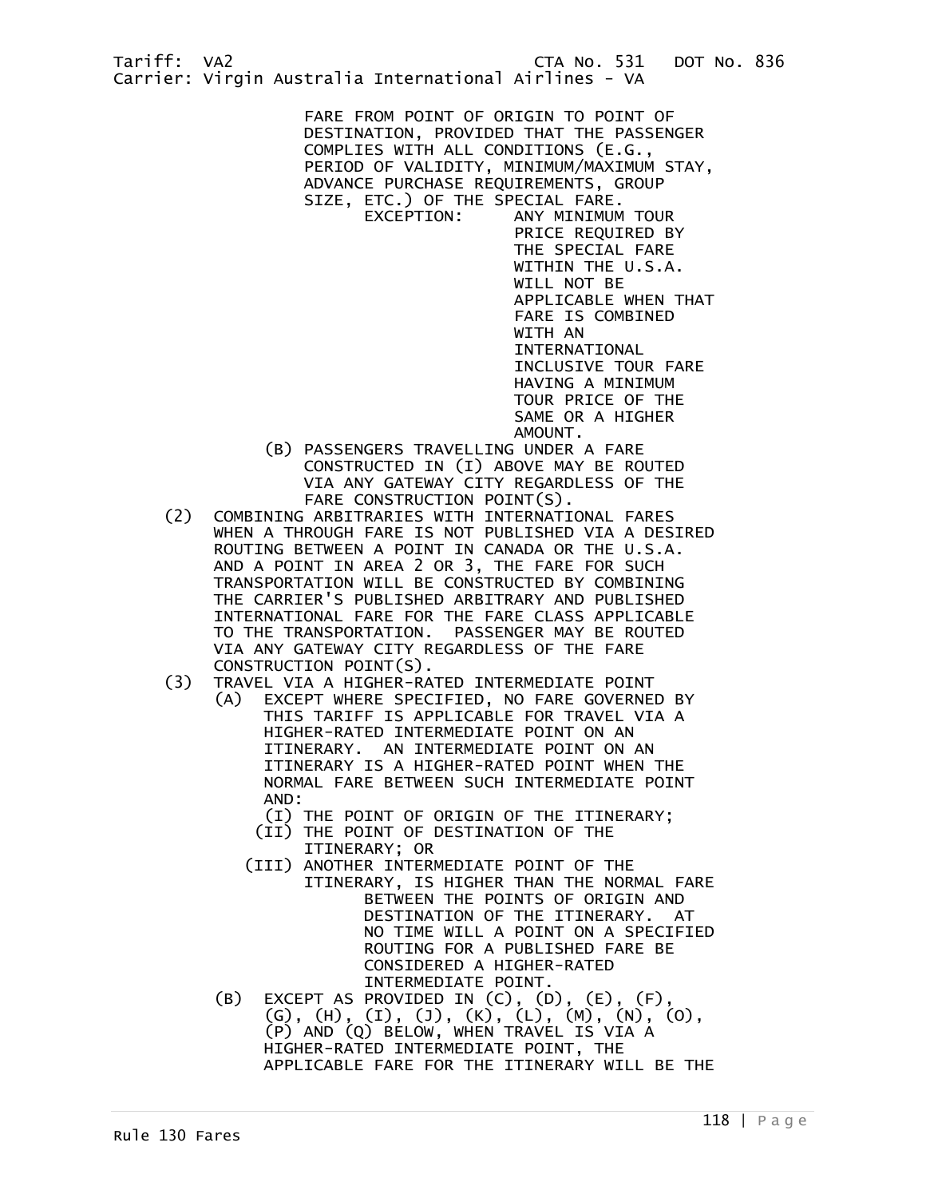FARE FROM POINT OF ORIGIN TO POINT OF DESTINATION, PROVIDED THAT THE PASSENGER COMPLIES WITH ALL CONDITIONS (E.G., PERIOD OF VALIDITY, MINIMUM/MAXIMUM STAY, ADVANCE PURCHASE REQUIREMENTS, GROUP SIZE, ETC.) OF THE SPECIAL FARE.

EXCEPTION: ANY MINIMUM TOUR PRICE REQUIRED BY THE SPECIAL FARE WITHIN THE U.S.A. WILL NOT BE APPLICABLE WHEN THAT FARE IS COMBINED WITH AN INTERNATIONAL INCLUSIVE TOUR FARE HAVING A MINIMUM TOUR PRICE OF THE SAME OR A HIGHER AMOUNT.

(B) PASSENGERS TRAVELLING UNDER A FARE CONSTRUCTED IN (I) ABOVE MAY BE ROUTED VIA ANY GATEWAY CITY REGARDLESS OF THE FARE CONSTRUCTION POINT(S).

(2) COMBINING ARBITRARIES WITH INTERNATIONAL FARES WHEN A THROUGH FARE IS NOT PUBLISHED VIA A DESIRED ROUTING BETWEEN A POINT IN CANADA OR THE U.S.A. AND A POINT IN AREA 2 OR 3, THE FARE FOR SUCH TRANSPORTATION WILL BE CONSTRUCTED BY COMBINING THE CARRIER'S PUBLISHED ARBITRARY AND PUBLISHED INTERNATIONAL FARE FOR THE FARE CLASS APPLICABLE TO THE TRANSPORTATION. PASSENGER MAY BE ROUTED VIA ANY GATEWAY CITY REGARDLESS OF THE FARE CONSTRUCTION POINT(S).

(3) TRAVEL VIA A HIGHER-RATED INTERMEDIATE POINT

(A) EXCEPT WHERE SPECIFIED, NO FARE GOVERNED BY THIS TARIFF IS APPLICABLE FOR TRAVEL VIA A HIGHER-RATED INTERMEDIATE POINT ON AN ITINERARY. AN INTERMEDIATE POINT ON AN ITINERARY IS A HIGHER-RATED POINT WHEN THE NORMAL FARE BETWEEN SUCH INTERMEDIATE POINT AND:

(I) THE POINT OF ORIGIN OF THE ITINERARY;

(II) THE POINT OF DESTINATION OF THE ITINERARY; OR

(III) ANOTHER INTERMEDIATE POINT OF THE ITINERARY, IS HIGHER THAN THE NORMAL FARE BETWEEN THE POINTS OF ORIGIN AND DESTINATION OF THE ITINERARY. AT NO TIME WILL A POINT ON A SPECIFIED ROUTING FOR A PUBLISHED FARE BE CONSIDERED A HIGHER-RATED INTERMEDIATE POINT.

(B) EXCEPT AS PROVIDED IN (C), (D), (E), (F), (G), (H), (I), (J), (K), (L), (M), (N), (O), (P) AND (Q) BELOW, WHEN TRAVEL IS VIA A HIGHER-RATED INTERMEDIATE POINT, THE APPLICABLE FARE FOR THE ITINERARY WILL BE THE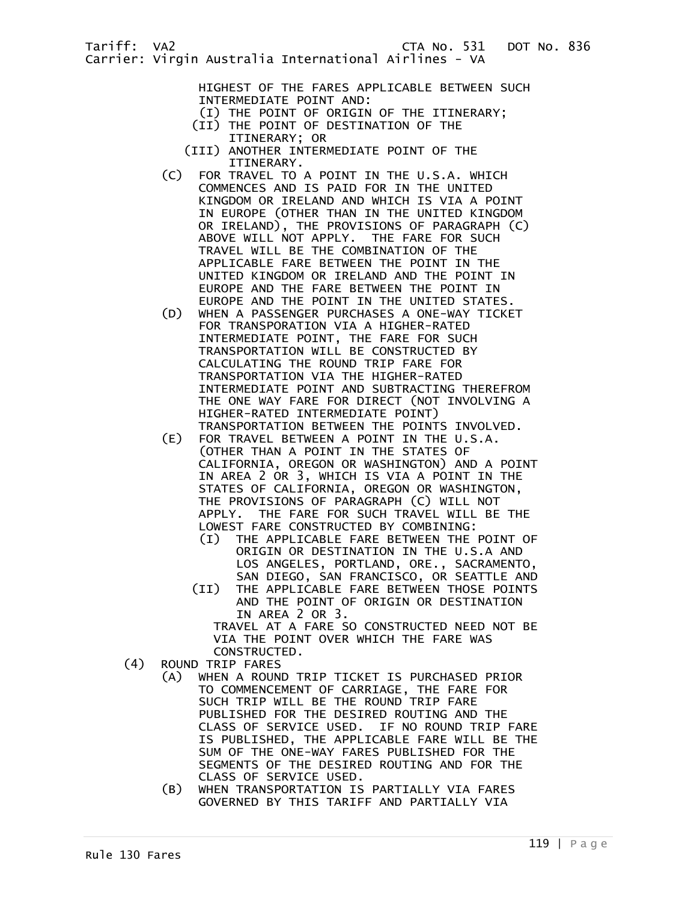HIGHEST OF THE FARES APPLICABLE BETWEEN SUCH INTERMEDIATE POINT AND:

(I) THE POINT OF ORIGIN OF THE ITINERARY;

(II) THE POINT OF DESTINATION OF THE ITINERARY; OR

(III) ANOTHER INTERMEDIATE POINT OF THE ITINERARY.

(C) FOR TRAVEL TO A POINT IN THE U.S.A. WHICH COMMENCES AND IS PAID FOR IN THE UNITED KINGDOM OR IRELAND AND WHICH IS VIA A POINT IN EUROPE (OTHER THAN IN THE UNITED KINGDOM OR IRELAND), THE PROVISIONS OF PARAGRAPH (C) ABOVE WILL NOT APPLY. THE FARE FOR SUCH TRAVEL WILL BE THE COMBINATION OF THE APPLICABLE FARE BETWEEN THE POINT IN THE UNITED KINGDOM OR IRELAND AND THE POINT IN EUROPE AND THE FARE BETWEEN THE POINT IN EUROPE AND THE POINT IN THE UNITED STATES.

(D) WHEN A PASSENGER PURCHASES A ONE-WAY TICKET FOR TRANSPORATION VIA A HIGHER-RATED INTERMEDIATE POINT, THE FARE FOR SUCH TRANSPORTATION WILL BE CONSTRUCTED BY CALCULATING THE ROUND TRIP FARE FOR TRANSPORTATION VIA THE HIGHER-RATED INTERMEDIATE POINT AND SUBTRACTING THEREFROM THE ONE WAY FARE FOR DIRECT (NOT INVOLVING A HIGHER-RATED INTERMEDIATE POINT) TRANSPORTATION BETWEEN THE POINTS INVOLVED.

(E) FOR TRAVEL BETWEEN A POINT IN THE U.S.A. (OTHER THAN A POINT IN THE STATES OF CALIFORNIA, OREGON OR WASHINGTON) AND A POINT IN AREA 2 OR 3, WHICH IS VIA A POINT IN THE STATES OF CALIFORNIA, OREGON OR WASHINGTON, THE PROVISIONS OF PARAGRAPH (C) WILL NOT APPLY. THE FARE FOR SUCH TRAVEL WILL BE THE LOWEST FARE CONSTRUCTED BY COMBINING:

(I) THE APPLICABLE FARE BETWEEN THE POINT OF ORIGIN OR DESTINATION IN THE U.S.A AND LOS ANGELES, PORTLAND, ORE., SACRAMENTO, SAN DIEGO, SAN FRANCISCO, OR SEATTLE AND

(II) THE APPLICABLE FARE BETWEEN THOSE POINTS AND THE POINT OF ORIGIN OR DESTINATION IN AREA 2 OR 3.

TRAVEL AT A FARE SO CONSTRUCTED NEED NOT BE VIA THE POINT OVER WHICH THE FARE WAS CONSTRUCTED.

(4) ROUND TRIP FARES

(A) WHEN A ROUND TRIP TICKET IS PURCHASED PRIOR TO COMMENCEMENT OF CARRIAGE, THE FARE FOR SUCH TRIP WILL BE THE ROUND TRIP FARE PUBLISHED FOR THE DESIRED ROUTING AND THE CLASS OF SERVICE USED. IF NO ROUND TRIP FARE IS PUBLISHED, THE APPLICABLE FARE WILL BE THE SUM OF THE ONE-WAY FARES PUBLISHED FOR THE SEGMENTS OF THE DESIRED ROUTING AND FOR THE CLASS OF SERVICE USED.

(B) WHEN TRANSPORTATION IS PARTIALLY VIA FARES GOVERNED BY THIS TARIFF AND PARTIALLY VIA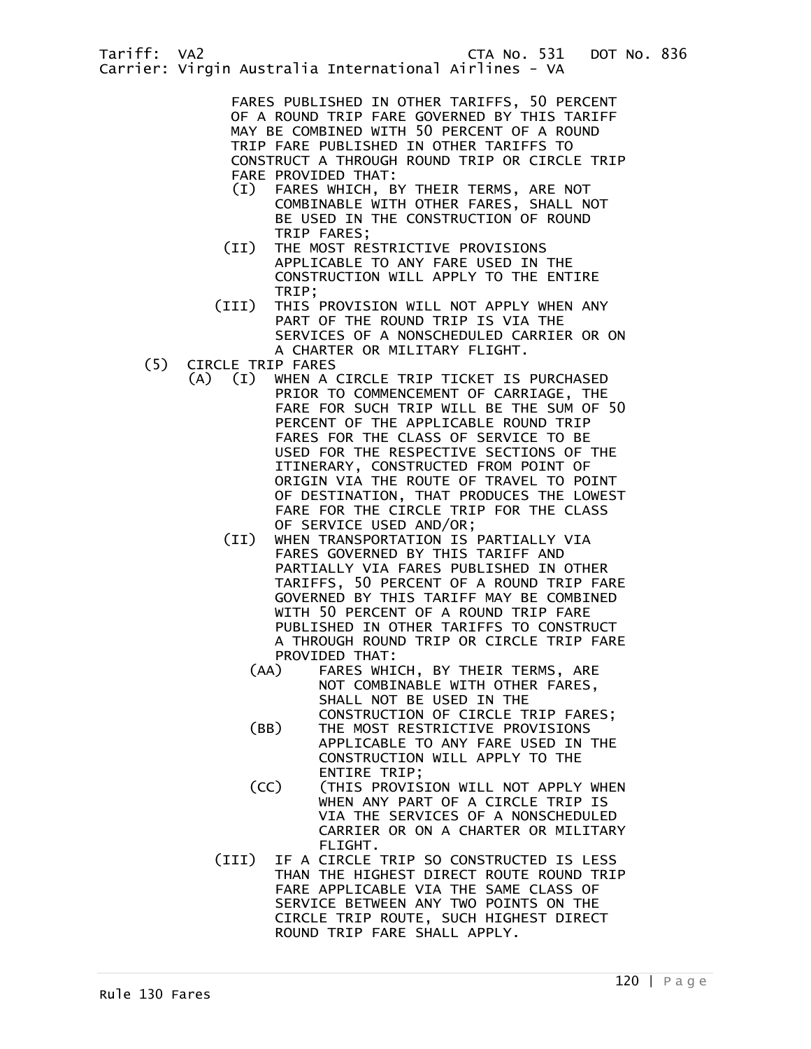FARES PUBLISHED IN OTHER TARIFFS, 50 PERCENT OF A ROUND TRIP FARE GOVERNED BY THIS TARIFF MAY BE COMBINED WITH 50 PERCENT OF A ROUND TRIP FARE PUBLISHED IN OTHER TARIFFS TO CONSTRUCT A THROUGH ROUND TRIP OR CIRCLE TRIP FARE PROVIDED THAT:

- (I) FARES WHICH, BY THEIR TERMS, ARE NOT COMBINABLE WITH OTHER FARES, SHALL NOT BE USED IN THE CONSTRUCTION OF ROUND TRIP FARES;
- (II) THE MOST RESTRICTIVE PROVISIONS APPLICABLE TO ANY FARE USED IN THE CONSTRUCTION WILL APPLY TO THE ENTIRE TRIP;
- (III) THIS PROVISION WILL NOT APPLY WHEN ANY PART OF THE ROUND TRIP IS VIA THE SERVICES OF A NONSCHEDULED CARRIER OR ON A CHARTER OR MILITARY FLIGHT.

(5) CIRCLE TRIP FARES

- (A) (I) WHEN A CIRCLE TRIP TICKET IS PURCHASED PRIOR TO COMMENCEMENT OF CARRIAGE, THE FARE FOR SUCH TRIP WILL BE THE SUM OF 50 PERCENT OF THE APPLICABLE ROUND TRIP FARES FOR THE CLASS OF SERVICE TO BE USED FOR THE RESPECTIVE SECTIONS OF THE ITINERARY, CONSTRUCTED FROM POINT OF ORIGIN VIA THE ROUTE OF TRAVEL TO POINT OF DESTINATION, THAT PRODUCES THE LOWEST FARE FOR THE CIRCLE TRIP FOR THE CLASS OF SERVICE USED AND/OR;
  - (II) WHEN TRANSPORTATION IS PARTIALLY VIA FARES GOVERNED BY THIS TARIFF AND PARTIALLY VIA FARES PUBLISHED IN OTHER TARIFFS, 50 PERCENT OF A ROUND TRIP FARE GOVERNED BY THIS TARIFF MAY BE COMBINED WITH 50 PERCENT OF A ROUND TRIP FARE PUBLISHED IN OTHER TARIFFS TO CONSTRUCT A THROUGH ROUND TRIP OR CIRCLE TRIP FARE PROVIDED THAT:
    - (AA) FARES WHICH, BY THEIR TERMS, ARE NOT COMBINABLE WITH OTHER FARES, SHALL NOT BE USED IN THE CONSTRUCTION OF CIRCLE TRIP FARES;
    - (BB) THE MOST RESTRICTIVE PROVISIONS APPLICABLE TO ANY FARE USED IN THE CONSTRUCTION WILL APPLY TO THE ENTIRE TRIP;
    - (CC) (THIS PROVISION WILL NOT APPLY WHEN WHEN ANY PART OF A CIRCLE TRIP IS VIA THE SERVICES OF A NONSCHEDULED CARRIER OR ON A CHARTER OR MILITARY FLIGHT.
  - (III) IF A CIRCLE TRIP SO CONSTRUCTED IS LESS THAN THE HIGHEST DIRECT ROUTE ROUND TRIP FARE APPLICABLE VIA THE SAME CLASS OF SERVICE BETWEEN ANY TWO POINTS ON THE CIRCLE TRIP ROUTE, SUCH HIGHEST DIRECT ROUND TRIP FARE SHALL APPLY.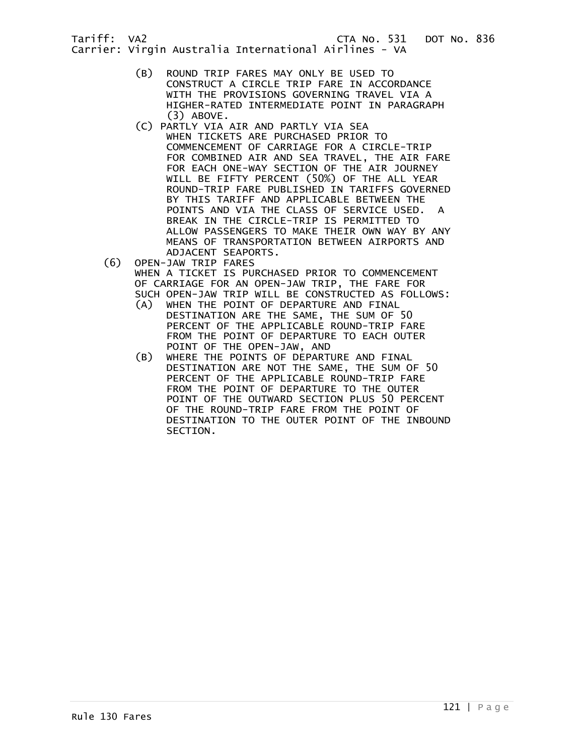(B) ROUND TRIP FARES MAY ONLY BE USED TO CONSTRUCT A CIRCLE TRIP FARE IN ACCORDANCE WITH THE PROVISIONS GOVERNING TRAVEL VIA A HIGHER-RATED INTERMEDIATE POINT IN PARAGRAPH (3) ABOVE.

(C) PARTLY VIA AIR AND PARTLY VIA SEA
WHEN TICKETS ARE PURCHASED PRIOR TO COMMENCEMENT OF CARRIAGE FOR A CIRCLE-TRIP FOR COMBINED AIR AND SEA TRAVEL, THE AIR FARE FOR EACH ONE-WAY SECTION OF THE AIR JOURNEY WILL BE FIFTY PERCENT (50%) OF THE ALL YEAR ROUND-TRIP FARE PUBLISHED IN TARIFFS GOVERNED BY THIS TARIFF AND APPLICABLE BETWEEN THE POINTS AND VIA THE CLASS OF SERVICE USED. A BREAK IN THE CIRCLE-TRIP IS PERMITTED TO ALLOW PASSENGERS TO MAKE THEIR OWN WAY BY ANY MEANS OF TRANSPORTATION BETWEEN AIRPORTS AND ADJACENT SEAPORTS.

(6) OPEN-JAW TRIP FARES
WHEN A TICKET IS PURCHASED PRIOR TO COMMENCEMENT OF CARRIAGE FOR AN OPEN-JAW TRIP, THE FARE FOR SUCH OPEN-JAW TRIP WILL BE CONSTRUCTED AS FOLLOWS:

(A) WHEN THE POINT OF DEPARTURE AND FINAL DESTINATION ARE THE SAME, THE SUM OF 50 PERCENT OF THE APPLICABLE ROUND-TRIP FARE FROM THE POINT OF DEPARTURE TO EACH OUTER POINT OF THE OPEN-JAW, AND

(B) WHERE THE POINTS OF DEPARTURE AND FINAL DESTINATION ARE NOT THE SAME, THE SUM OF 50 PERCENT OF THE APPLICABLE ROUND-TRIP FARE FROM THE POINT OF DEPARTURE TO THE OUTER POINT OF THE OUTWARD SECTION PLUS 50 PERCENT OF THE ROUND-TRIP FARE FROM THE POINT OF DESTINATION TO THE OUTER POINT OF THE INBOUND SECTION.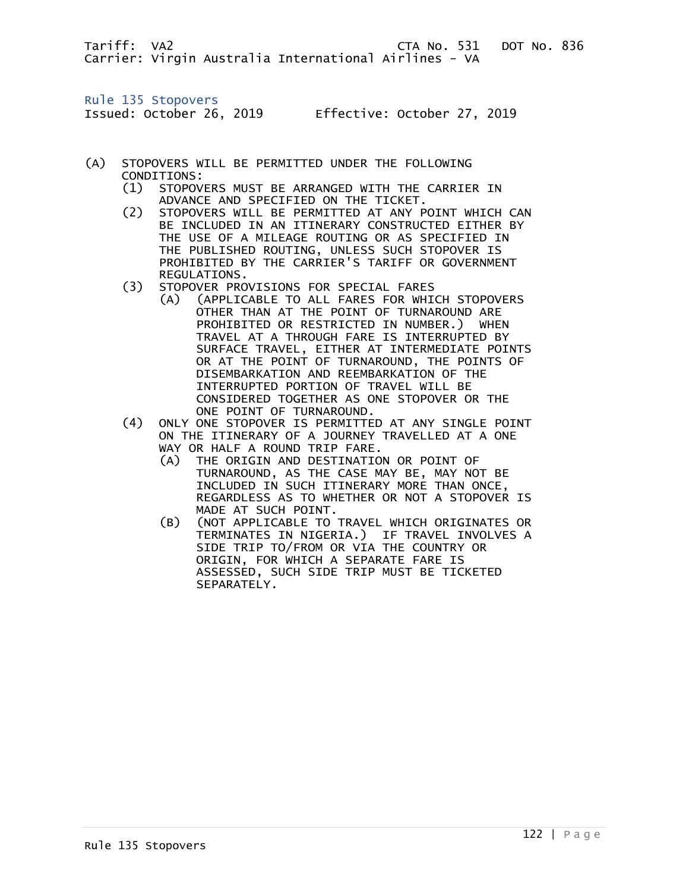Tariff: VA2 CTA No. 531 DOT No. 836
Carrier: Virgin Australia International Airlines - VA

## Rule 135 Stopovers

Issued: October 26, 2019 Effective: October 27, 2019

(A) STOPOVERS WILL BE PERMITTED UNDER THE FOLLOWING CONDITIONS:

- (1) STOPOVERS MUST BE ARRANGED WITH THE CARRIER IN ADVANCE AND SPECIFIED ON THE TICKET.
- (2) STOPOVERS WILL BE PERMITTED AT ANY POINT WHICH CAN BE INCLUDED IN AN ITINERARY CONSTRUCTED EITHER BY THE USE OF A MILEAGE ROUTING OR AS SPECIFIED IN THE PUBLISHED ROUTING, UNLESS SUCH STOPOVER IS PROHIBITED BY THE CARRIER'S TARIFF OR GOVERNMENT REGULATIONS.
- (3) STOPOVER PROVISIONS FOR SPECIAL FARES
  - (A) (APPLICABLE TO ALL FARES FOR WHICH STOPOVERS OTHER THAN AT THE POINT OF TURNAROUND ARE PROHIBITED OR RESTRICTED IN NUMBER.) WHEN TRAVEL AT A THROUGH FARE IS INTERRUPTED BY SURFACE TRAVEL, EITHER AT INTERMEDIATE POINTS OR AT THE POINT OF TURNAROUND, THE POINTS OF DISEMBARKATION AND REEMBARKATION OF THE INTERRUPTED PORTION OF TRAVEL WILL BE CONSIDERED TOGETHER AS ONE STOPOVER OR THE ONE POINT OF TURNAROUND.
- (4) ONLY ONE STOPOVER IS PERMITTED AT ANY SINGLE POINT ON THE ITINERARY OF A JOURNEY TRAVELLED AT A ONE WAY OR HALF A ROUND TRIP FARE.
  - (A) THE ORIGIN AND DESTINATION OR POINT OF TURNAROUND, AS THE CASE MAY BE, MAY NOT BE INCLUDED IN SUCH ITINERARY MORE THAN ONCE, REGARDLESS AS TO WHETHER OR NOT A STOPOVER IS MADE AT SUCH POINT.
  - (B) (NOT APPLICABLE TO TRAVEL WHICH ORIGINATES OR TERMINATES IN NIGERIA.) IF TRAVEL INVOLVES A SIDE TRIP TO/FROM OR VIA THE COUNTRY OR ORIGIN, FOR WHICH A SEPARATE FARE IS ASSESSED, SUCH SIDE TRIP MUST BE TICKETED SEPARATELY.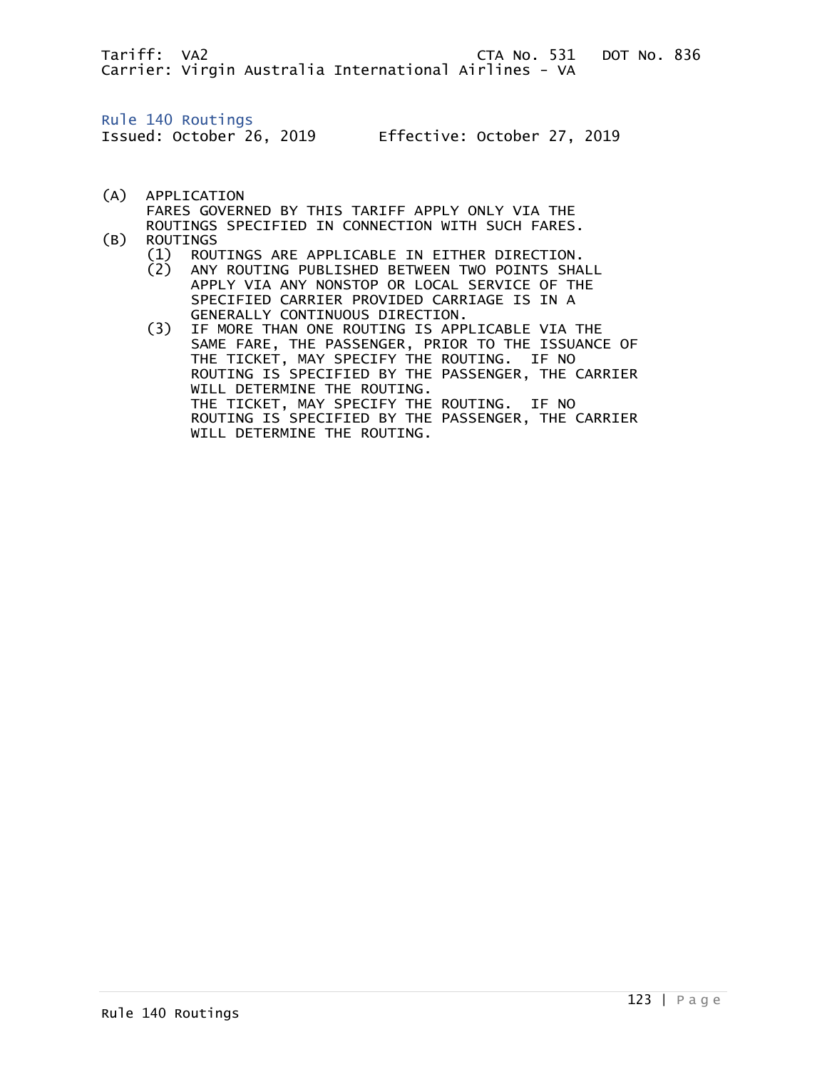Tariff: VA2 CTA No. 531 DOT No. 836
Carrier: Virgin Australia International Airlines - VA

## Rule 140 Routings

Issued: October 26, 2019 Effective: October 27, 2019

(A) APPLICATION
FARES GOVERNED BY THIS TARIFF APPLY ONLY VIA THE ROUTINGS SPECIFIED IN CONNECTION WITH SUCH FARES.

(B) ROUTINGS

(1) ROUTINGS ARE APPLICABLE IN EITHER DIRECTION.

(2) ANY ROUTING PUBLISHED BETWEEN TWO POINTS SHALL APPLY VIA ANY NONSTOP OR LOCAL SERVICE OF THE SPECIFIED CARRIER PROVIDED CARRIAGE IS IN A GENERALLY CONTINUOUS DIRECTION.

(3) IF MORE THAN ONE ROUTING IS APPLICABLE VIA THE SAME FARE, THE PASSENGER, PRIOR TO THE ISSUANCE OF THE TICKET, MAY SPECIFY THE ROUTING. IF NO ROUTING IS SPECIFIED BY THE PASSENGER, THE CARRIER WILL DETERMINE THE ROUTING.
THE TICKET, MAY SPECIFY THE ROUTING. IF NO ROUTING IS SPECIFIED BY THE PASSENGER, THE CARRIER WILL DETERMINE THE ROUTING.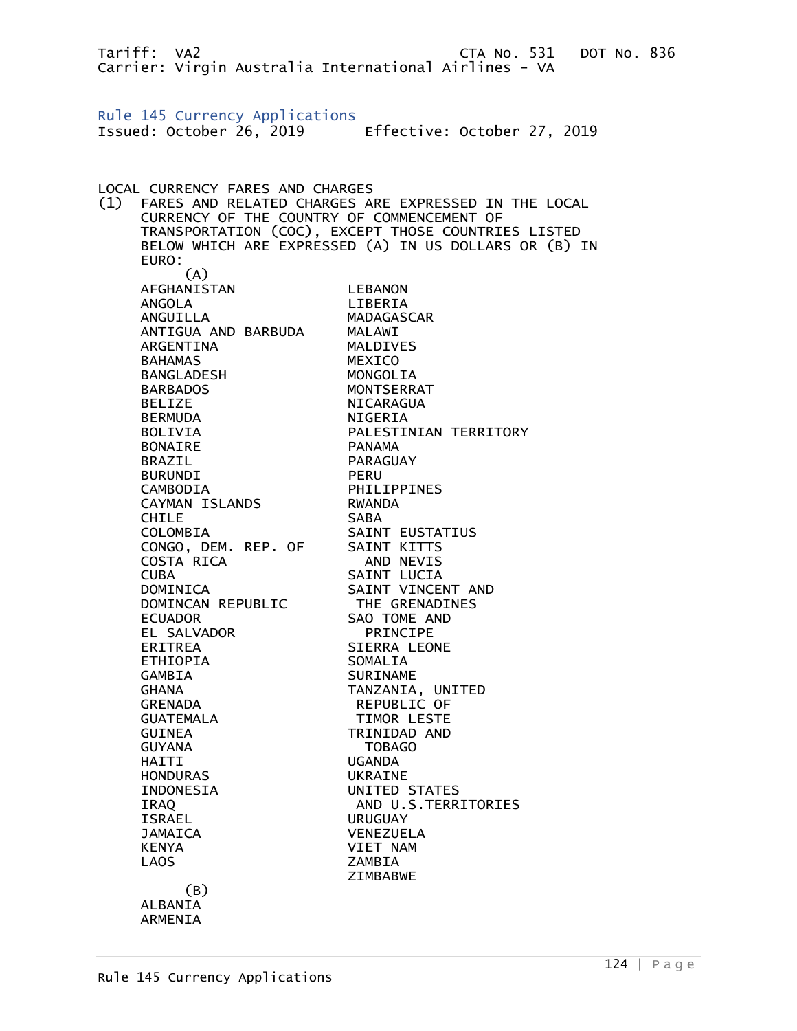Tariff: VA2 CTA No. 531 DOT No. 836
Carrier: Virgin Australia International Airlines - VA

## Rule 145 Currency Applications

Issued: October 26, 2019 Effective: October 27, 2019

LOCAL CURRENCY FARES AND CHARGES

(1) FARES AND RELATED CHARGES ARE EXPRESSED IN THE LOCAL CURRENCY OF THE COUNTRY OF COMMENCEMENT OF TRANSPORTATION (COC), EXCEPT THOSE COUNTRIES LISTED BELOW WHICH ARE EXPRESSED (A) IN US DOLLARS OR (B) IN EURO:

(A)

AFGHANISTAN
ANGOLA
ANGUILLA
ANTIGUA AND BARBUDA
ARGENTINA
BAHAMAS
BANGLADESH
BARBADOS
BELIZE
BERMUDA
BOLIVIA
BONAIRE
BRAZIL
BURUNDI
CAMBODIA
CAYMAN ISLANDS
CHILE
COLOMBIA
CONGO, DEM. REP. OF
COSTA RICA
CUBA
DOMINICA
DOMINCAN REPUBLIC
ECUADOR
EL SALVADOR
ERITREA
ETHIOPIA
GAMBIA
GHANA
GRENADA
GUATEMALA
GUINEA
GUYANA
HAITI
HONDURAS
INDONESIA
IRAQ
ISRAEL
JAMAICA
KENYA
LAOS
LEBANON
LIBERIA
MADAGASCAR
MALAWI
MALDIVES
MEXICO
MONGOLIA
MONTSERRAT
NICARAGUA
NIGERIA
PALESTINIAN TERRITORY
PANAMA
PARAGUAY
PERU
PHILIPPINES
RWANDA
SABA
SAINT EUSTATIUS
SAINT KITTS AND NEVIS
SAINT LUCIA
SAINT VINCENT AND THE GRENADINES
SAO TOME AND PRINCIPE
SIERRA LEONE
SOMALIA
SURINAME
TANZANIA, UNITED REPUBLIC OF
TIMOR LESTE
TRINIDAD AND TOBAGO
UGANDA
UKRAINE
UNITED STATES AND U.S.TERRITORIES
URUGUAY
VENEZUELA
VIET NAM
ZAMBIA
ZIMBABWE

(B)

ALBANIA
ARMENIA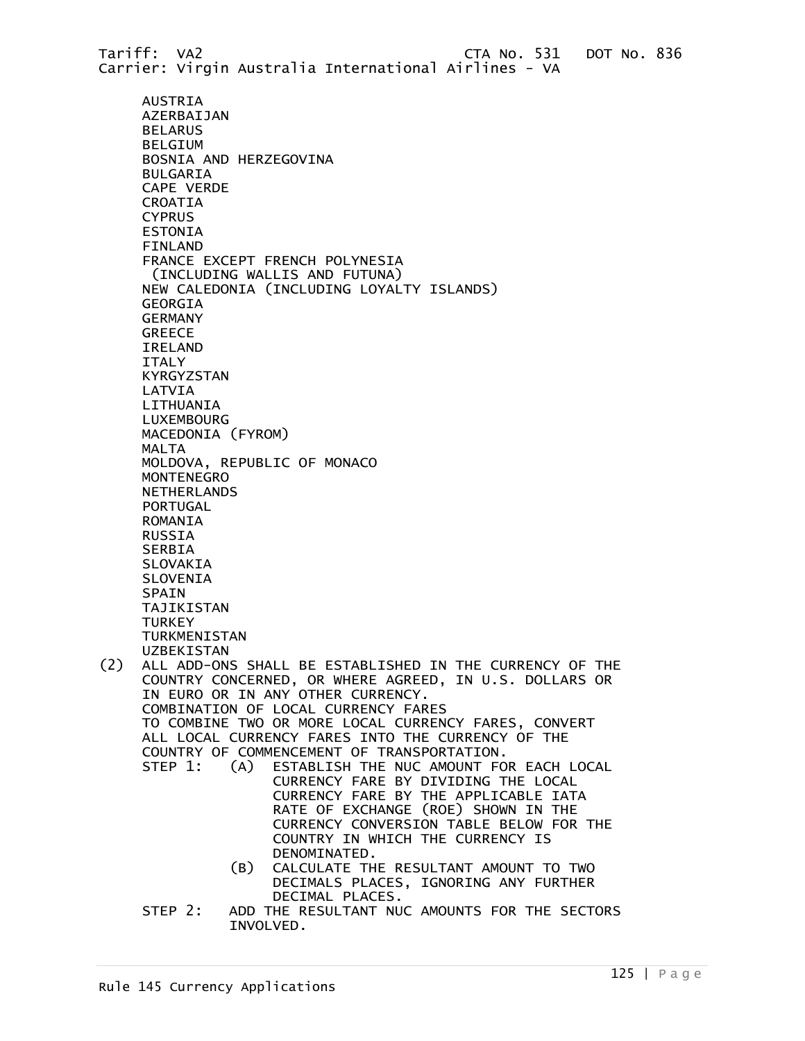AUSTRIA
AZERBAIJAN
BELARUS
BELGIUM
BOSNIA AND HERZEGOVINA
BULGARIA
CAPE VERDE
CROATIA
CYPRUS
ESTONIA
FINLAND
FRANCE EXCEPT FRENCH POLYNESIA
 (INCLUDING WALLIS AND FUTUNA)
NEW CALEDONIA (INCLUDING LOYALTY ISLANDS)
GEORGIA
GERMANY
GREECE
IRELAND
ITALY
KYRGYZSTAN
LATVIA
LITHUANIA
LUXEMBOURG
MACEDONIA (FYROM)
MALTA
MOLDOVA, REPUBLIC OF MONACO
MONTENEGRO
NETHERLANDS
PORTUGAL
ROMANIA
RUSSIA
SERBIA
SLOVAKIA
SLOVENIA
SPAIN
TAJIKISTAN
TURKEY
TURKMENISTAN
UZBEKISTAN

(2) ALL ADD-ONS SHALL BE ESTABLISHED IN THE CURRENCY OF THE COUNTRY CONCERNED, OR WHERE AGREED, IN U.S. DOLLARS OR IN EURO OR IN ANY OTHER CURRENCY.

COMBINATION OF LOCAL CURRENCY FARES

TO COMBINE TWO OR MORE LOCAL CURRENCY FARES, CONVERT ALL LOCAL CURRENCY FARES INTO THE CURRENCY OF THE COUNTRY OF COMMENCEMENT OF TRANSPORTATION.

STEP 1: (A) ESTABLISH THE NUC AMOUNT FOR EACH LOCAL CURRENCY FARE BY DIVIDING THE LOCAL CURRENCY FARE BY THE APPLICABLE IATA RATE OF EXCHANGE (ROE) SHOWN IN THE CURRENCY CONVERSION TABLE BELOW FOR THE COUNTRY IN WHICH THE CURRENCY IS DENOMINATED.

(B) CALCULATE THE RESULTANT AMOUNT TO TWO DECIMALS PLACES, IGNORING ANY FURTHER DECIMAL PLACES.

STEP 2: ADD THE RESULTANT NUC AMOUNTS FOR THE SECTORS INVOLVED.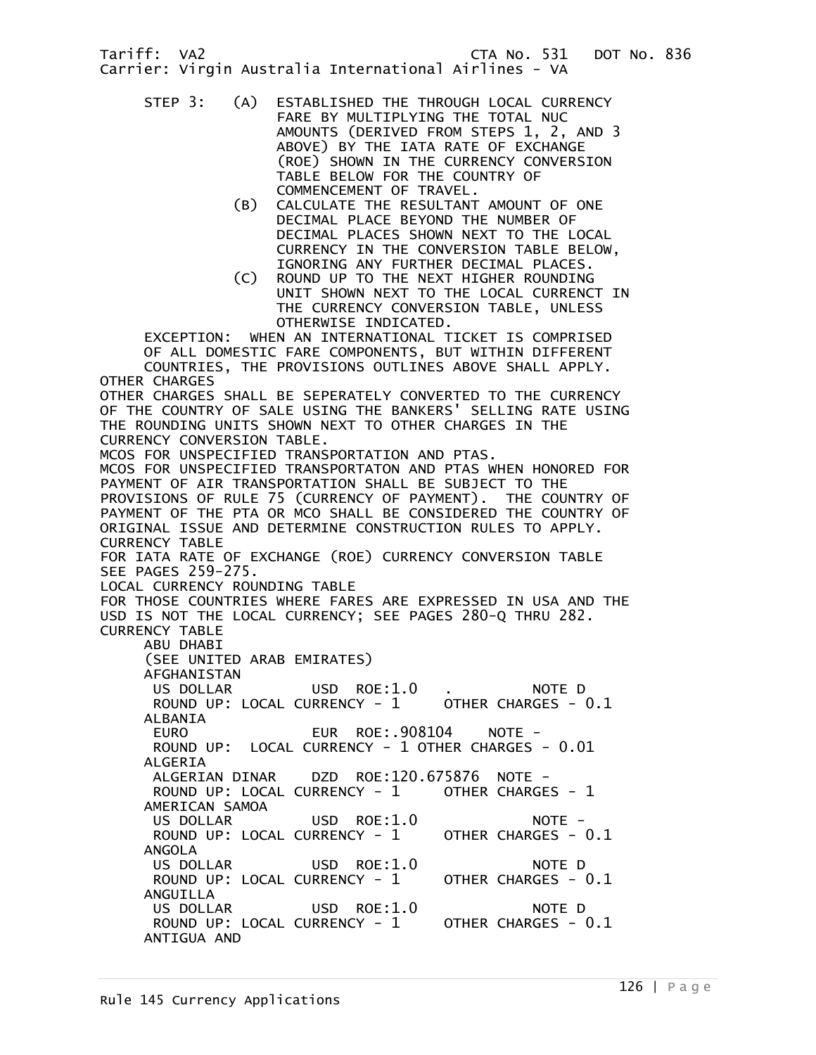STEP 3: (A) ESTABLISHED THE THROUGH LOCAL CURRENCY FARE BY MULTIPLYING THE TOTAL NUC AMOUNTS (DERIVED FROM STEPS 1, 2, AND 3 ABOVE) BY THE IATA RATE OF EXCHANGE (ROE) SHOWN IN THE CURRENCY CONVERSION TABLE BELOW FOR THE COUNTRY OF COMMENCEMENT OF TRAVEL.

(B) CALCULATE THE RESULTANT AMOUNT OF ONE DECIMAL PLACE BEYOND THE NUMBER OF DECIMAL PLACES SHOWN NEXT TO THE LOCAL CURRENCY IN THE CONVERSION TABLE BELOW, IGNORING ANY FURTHER DECIMAL PLACES.

(C) ROUND UP TO THE NEXT HIGHER ROUNDING UNIT SHOWN NEXT TO THE LOCAL CURRENCT IN THE CURRENCY CONVERSION TABLE, UNLESS OTHERWISE INDICATED.

EXCEPTION: WHEN AN INTERNATIONAL TICKET IS COMPRISED OF ALL DOMESTIC FARE COMPONENTS, BUT WITHIN DIFFERENT COUNTRIES, THE PROVISIONS OUTLINES ABOVE SHALL APPLY.

OTHER CHARGES

OTHER CHARGES SHALL BE SEPERATELY CONVERTED TO THE CURRENCY OF THE COUNTRY OF SALE USING THE BANKERS' SELLING RATE USING THE ROUNDING UNITS SHOWN NEXT TO OTHER CHARGES IN THE CURRENCY CONVERSION TABLE.

MCOS FOR UNSPECIFIED TRANSPORTATION AND PTAS.

MCOS FOR UNSPECIFIED TRANSPORTATON AND PTAS WHEN HONORED FOR PAYMENT OF AIR TRANSPORTATION SHALL BE SUBJECT TO THE PROVISIONS OF RULE 75 (CURRENCY OF PAYMENT). THE COUNTRY OF PAYMENT OF THE PTA OR MCO SHALL BE CONSIDERED THE COUNTRY OF ORIGINAL ISSUE AND DETERMINE CONSTRUCTION RULES TO APPLY.

CURRENCY TABLE

FOR IATA RATE OF EXCHANGE (ROE) CURRENCY CONVERSION TABLE SEE PAGES 259-275.

LOCAL CURRENCY ROUNDING TABLE

FOR THOSE COUNTRIES WHERE FARES ARE EXPRESSED IN USA AND THE USD IS NOT THE LOCAL CURRENCY; SEE PAGES 280-Q THRU 282.

CURRENCY TABLE

ABU DHABI
(SEE UNITED ARAB EMIRATES)

AFGHANISTAN
US DOLLAR USD ROE:1.0 . NOTE D
ROUND UP: LOCAL CURRENCY - 1 OTHER CHARGES - 0.1

ALBANIA
EURO EUR ROE:.908104 NOTE -
ROUND UP: LOCAL CURRENCY - 1 OTHER CHARGES - 0.01

ALGERIA
ALGERIAN DINAR DZD ROE:120.675876 NOTE -
ROUND UP: LOCAL CURRENCY - 1 OTHER CHARGES - 1

AMERICAN SAMOA
US DOLLAR USD ROE:1.0 NOTE -
ROUND UP: LOCAL CURRENCY - 1 OTHER CHARGES - 0.1

ANGOLA
US DOLLAR USD ROE:1.0 NOTE D
ROUND UP: LOCAL CURRENCY - 1 OTHER CHARGES - 0.1

ANGUILLA
US DOLLAR USD ROE:1.0 NOTE D
ROUND UP: LOCAL CURRENCY - 1 OTHER CHARGES - 0.1

ANTIGUA AND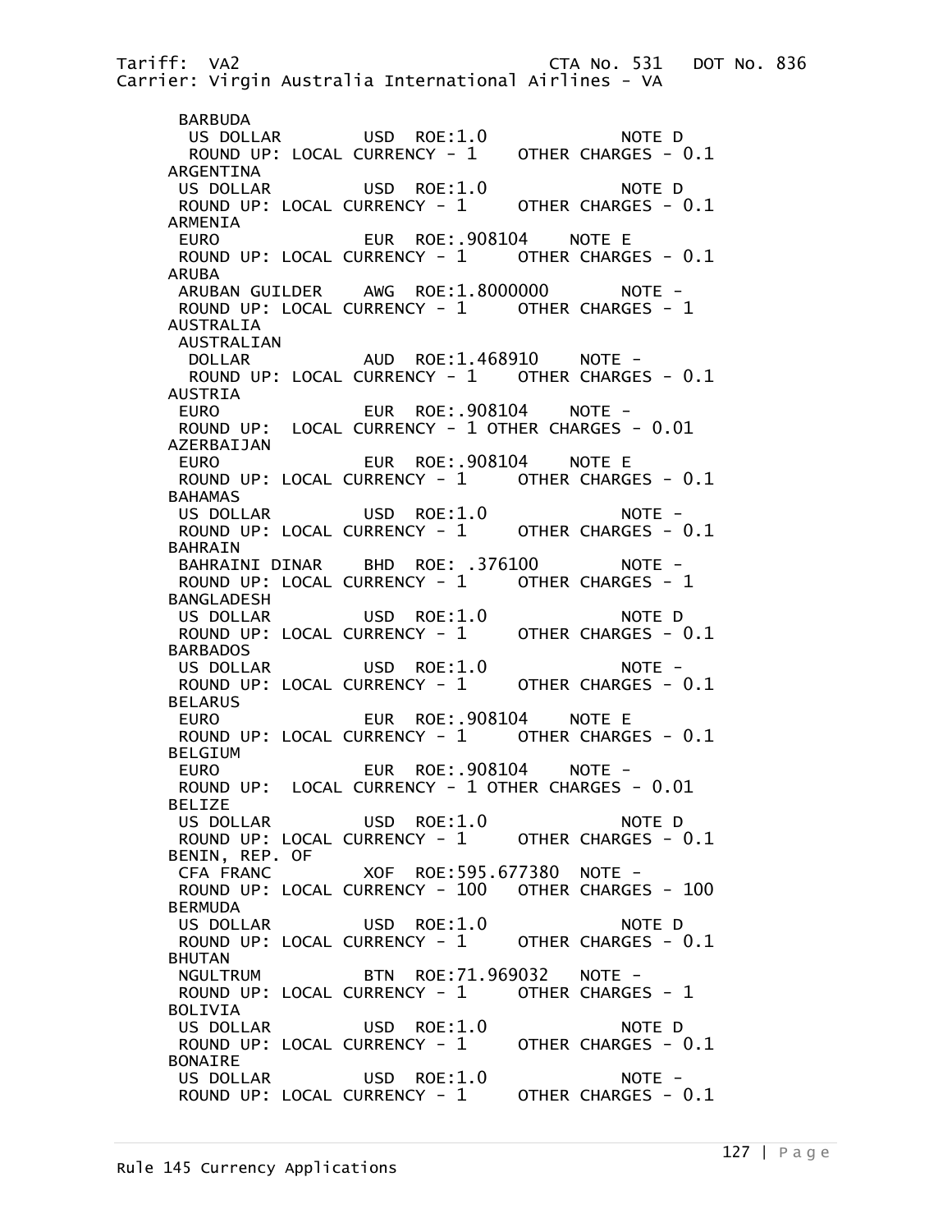```
 BARBUDA
  US DOLLAR        USD  ROE:1.0            NOTE D
  ROUND UP: LOCAL CURRENCY - 1    OTHER CHARGES - 0.1
ARGENTINA
 US DOLLAR         USD  ROE:1.0            NOTE D
 ROUND UP: LOCAL CURRENCY - 1     OTHER CHARGES - 0.1
ARMENIA
 EURO              EUR  ROE:.908104    NOTE E
 ROUND UP: LOCAL CURRENCY - 1     OTHER CHARGES - 0.1
ARUBA
 ARUBAN GUILDER    AWG  ROE:1.8000000       NOTE -
 ROUND UP: LOCAL CURRENCY - 1     OTHER CHARGES - 1
AUSTRALIA
 AUSTRALIAN
  DOLLAR           AUD  ROE:1.468910    NOTE -
  ROUND UP: LOCAL CURRENCY - 1    OTHER CHARGES - 0.1
AUSTRIA
 EURO              EUR  ROE:.908104    NOTE -
 ROUND UP:  LOCAL CURRENCY - 1 OTHER CHARGES - 0.01
AZERBAIJAN
 EURO              EUR  ROE:.908104    NOTE E
 ROUND UP: LOCAL CURRENCY - 1     OTHER CHARGES - 0.1
BAHAMAS
 US DOLLAR         USD  ROE:1.0            NOTE -
 ROUND UP: LOCAL CURRENCY - 1     OTHER CHARGES - 0.1
BAHRAIN
 BAHRAINI DINAR    BHD  ROE: .376100       NOTE -
 ROUND UP: LOCAL CURRENCY - 1     OTHER CHARGES - 1
BANGLADESH
 US DOLLAR         USD  ROE:1.0            NOTE D
 ROUND UP: LOCAL CURRENCY - 1     OTHER CHARGES - 0.1
BARBADOS
 US DOLLAR         USD  ROE:1.0            NOTE -
 ROUND UP: LOCAL CURRENCY - 1     OTHER CHARGES - 0.1
BELARUS
 EURO              EUR  ROE:.908104    NOTE E
 ROUND UP: LOCAL CURRENCY - 1     OTHER CHARGES - 0.1
BELGIUM
 EURO              EUR  ROE:.908104    NOTE -
 ROUND UP:  LOCAL CURRENCY - 1 OTHER CHARGES - 0.01
BELIZE
 US DOLLAR         USD  ROE:1.0            NOTE D
 ROUND UP: LOCAL CURRENCY - 1     OTHER CHARGES - 0.1
BENIN, REP. OF
 CFA FRANC         XOF  ROE:595.677380  NOTE -
 ROUND UP: LOCAL CURRENCY - 100   OTHER CHARGES - 100
BERMUDA
 US DOLLAR         USD  ROE:1.0            NOTE D
 ROUND UP: LOCAL CURRENCY - 1     OTHER CHARGES - 0.1
BHUTAN
 NGULTRUM          BTN  ROE:71.969032   NOTE -
 ROUND UP: LOCAL CURRENCY - 1     OTHER CHARGES - 1
BOLIVIA
 US DOLLAR         USD  ROE:1.0            NOTE D
 ROUND UP: LOCAL CURRENCY - 1     OTHER CHARGES - 0.1
BONAIRE
 US DOLLAR         USD  ROE:1.0            NOTE -
 ROUND UP: LOCAL CURRENCY - 1     OTHER CHARGES - 0.1
```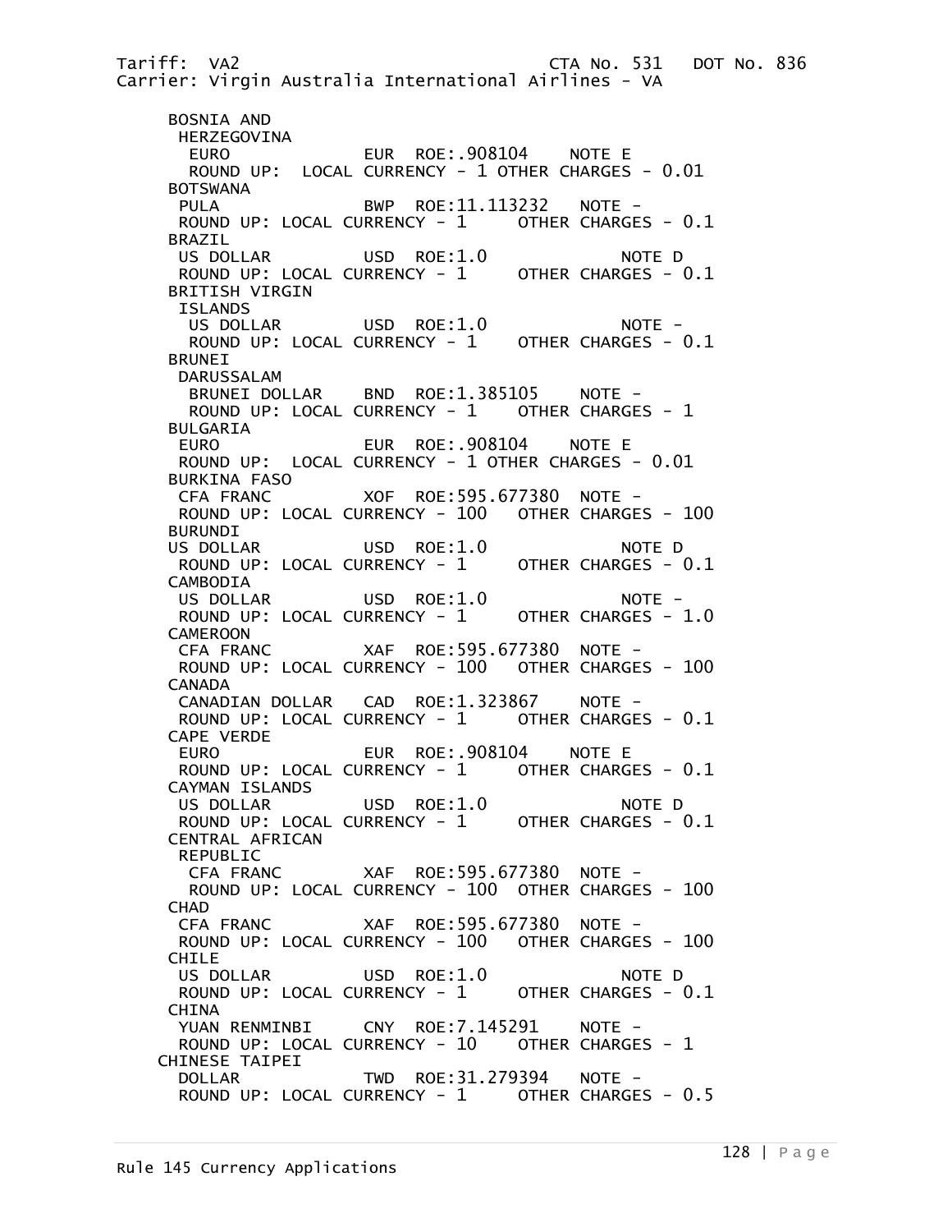BOSNIA AND HERZEGOVINA
EURO EUR ROE:.908104 NOTE E
ROUND UP: LOCAL CURRENCY - 1 OTHER CHARGES - 0.01

BOTSWANA
PULA BWP ROE:11.113232 NOTE -
ROUND UP: LOCAL CURRENCY - 1 OTHER CHARGES - 0.1

BRAZIL
US DOLLAR USD ROE:1.0 NOTE D
ROUND UP: LOCAL CURRENCY - 1 OTHER CHARGES - 0.1

BRITISH VIRGIN ISLANDS
US DOLLAR USD ROE:1.0 NOTE -
ROUND UP: LOCAL CURRENCY - 1 OTHER CHARGES - 0.1

BRUNEI DARUSSALAM
BRUNEI DOLLAR BND ROE:1.385105 NOTE -
ROUND UP: LOCAL CURRENCY - 1 OTHER CHARGES - 1

BULGARIA
EURO EUR ROE:.908104 NOTE E
ROUND UP: LOCAL CURRENCY - 1 OTHER CHARGES - 0.01

BURKINA FASO
CFA FRANC XOF ROE:595.677380 NOTE -
ROUND UP: LOCAL CURRENCY - 100 OTHER CHARGES - 100

BURUNDI
US DOLLAR USD ROE:1.0 NOTE D
ROUND UP: LOCAL CURRENCY - 1 OTHER CHARGES - 0.1

CAMBODIA
US DOLLAR USD ROE:1.0 NOTE -
ROUND UP: LOCAL CURRENCY - 1 OTHER CHARGES - 1.0

CAMEROON
CFA FRANC XAF ROE:595.677380 NOTE -
ROUND UP: LOCAL CURRENCY - 100 OTHER CHARGES - 100

CANADA
CANADIAN DOLLAR CAD ROE:1.323867 NOTE -
ROUND UP: LOCAL CURRENCY - 1 OTHER CHARGES - 0.1

CAPE VERDE
EURO EUR ROE:.908104 NOTE E
ROUND UP: LOCAL CURRENCY - 1 OTHER CHARGES - 0.1

CAYMAN ISLANDS
US DOLLAR USD ROE:1.0 NOTE D
ROUND UP: LOCAL CURRENCY - 1 OTHER CHARGES - 0.1

CENTRAL AFRICAN REPUBLIC
CFA FRANC XAF ROE:595.677380 NOTE -
ROUND UP: LOCAL CURRENCY - 100 OTHER CHARGES - 100

CHAD
CFA FRANC XAF ROE:595.677380 NOTE -
ROUND UP: LOCAL CURRENCY - 100 OTHER CHARGES - 100

CHILE
US DOLLAR USD ROE:1.0 NOTE D
ROUND UP: LOCAL CURRENCY - 1 OTHER CHARGES - 0.1

CHINA
YUAN RENMINBI CNY ROE:7.145291 NOTE -
ROUND UP: LOCAL CURRENCY - 10 OTHER CHARGES - 1

CHINESE TAIPEI
DOLLAR TWD ROE:31.279394 NOTE -
ROUND UP: LOCAL CURRENCY - 1 OTHER CHARGES - 0.5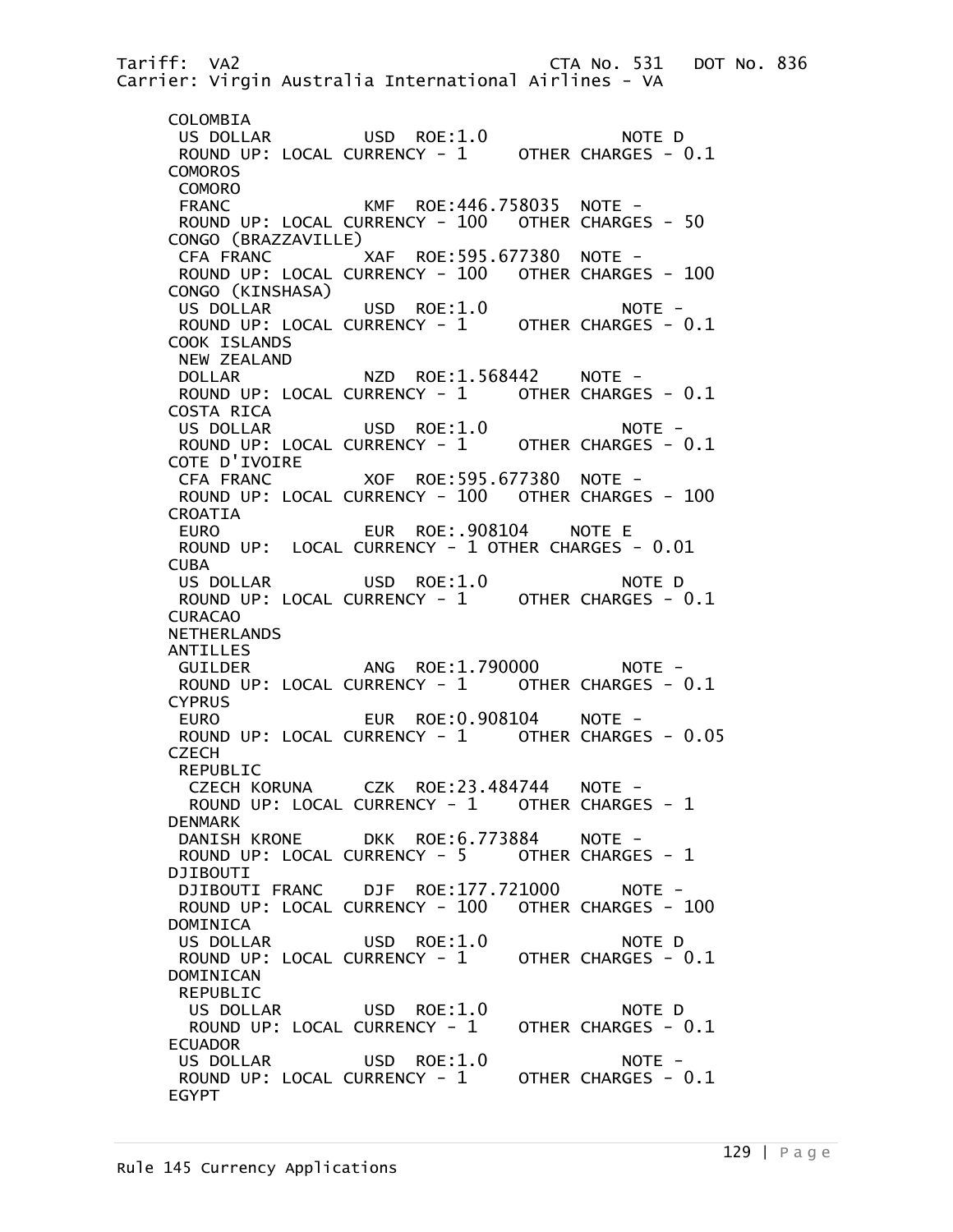COLOMBIA
 US DOLLAR USD ROE:1.0 NOTE D
 ROUND UP: LOCAL CURRENCY - 1 OTHER CHARGES - 0.1

COMOROS
 COMORO
 FRANC KMF ROE:446.758035 NOTE -
 ROUND UP: LOCAL CURRENCY - 100 OTHER CHARGES - 50

CONGO (BRAZZAVILLE)
 CFA FRANC XAF ROE:595.677380 NOTE -
 ROUND UP: LOCAL CURRENCY - 100 OTHER CHARGES - 100

CONGO (KINSHASA)
 US DOLLAR USD ROE:1.0 NOTE -
 ROUND UP: LOCAL CURRENCY - 1 OTHER CHARGES - 0.1

COOK ISLANDS
 NEW ZEALAND
 DOLLAR NZD ROE:1.568442 NOTE -
 ROUND UP: LOCAL CURRENCY - 1 OTHER CHARGES - 0.1

COSTA RICA
 US DOLLAR USD ROE:1.0 NOTE -
 ROUND UP: LOCAL CURRENCY - 1 OTHER CHARGES - 0.1

COTE D'IVOIRE
 CFA FRANC XOF ROE:595.677380 NOTE -
 ROUND UP: LOCAL CURRENCY - 100 OTHER CHARGES - 100

CROATIA
 EURO EUR ROE:.908104 NOTE E
 ROUND UP: LOCAL CURRENCY - 1 OTHER CHARGES - 0.01

CUBA
 US DOLLAR USD ROE:1.0 NOTE D
 ROUND UP: LOCAL CURRENCY - 1 OTHER CHARGES - 0.1

CURACAO
NETHERLANDS
ANTILLES
 GUILDER ANG ROE:1.790000 NOTE -
 ROUND UP: LOCAL CURRENCY - 1 OTHER CHARGES - 0.1

CYPRUS
 EURO EUR ROE:0.908104 NOTE -
 ROUND UP: LOCAL CURRENCY - 1 OTHER CHARGES - 0.05

CZECH
 REPUBLIC
 CZECH KORUNA CZK ROE:23.484744 NOTE -
 ROUND UP: LOCAL CURRENCY - 1 OTHER CHARGES - 1

DENMARK
 DANISH KRONE DKK ROE:6.773884 NOTE -
 ROUND UP: LOCAL CURRENCY - 5 OTHER CHARGES - 1

DJIBOUTI
 DJIBOUTI FRANC DJF ROE:177.721000 NOTE -
 ROUND UP: LOCAL CURRENCY - 100 OTHER CHARGES - 100

DOMINICA
 US DOLLAR USD ROE:1.0 NOTE D
 ROUND UP: LOCAL CURRENCY - 1 OTHER CHARGES - 0.1

DOMINICAN
 REPUBLIC
 US DOLLAR USD ROE:1.0 NOTE D
 ROUND UP: LOCAL CURRENCY - 1 OTHER CHARGES - 0.1

ECUADOR
 US DOLLAR USD ROE:1.0 NOTE -
 ROUND UP: LOCAL CURRENCY - 1 OTHER CHARGES - 0.1

EGYPT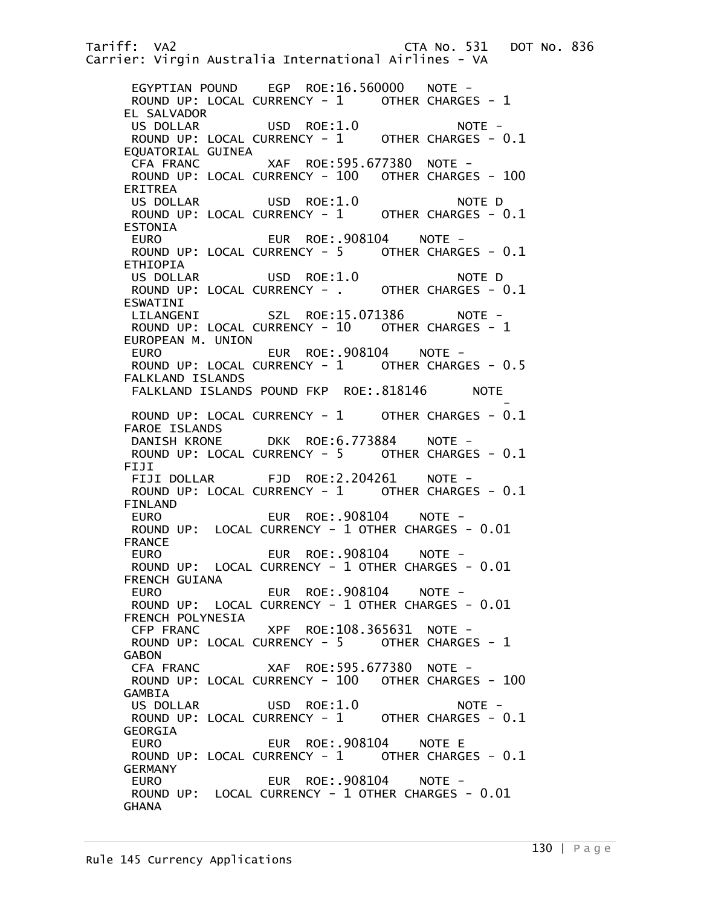```
 EGYPTIAN POUND    EGP  ROE:16.560000   NOTE -
 ROUND UP: LOCAL CURRENCY - 1     OTHER CHARGES - 1
EL SALVADOR
 US DOLLAR         USD  ROE:1.0            NOTE -
 ROUND UP: LOCAL CURRENCY - 1     OTHER CHARGES - 0.1
EQUATORIAL GUINEA
 CFA FRANC         XAF  ROE:595.677380  NOTE -
 ROUND UP: LOCAL CURRENCY - 100   OTHER CHARGES - 100
ERITREA
 US DOLLAR         USD  ROE:1.0            NOTE D
 ROUND UP: LOCAL CURRENCY - 1     OTHER CHARGES - 0.1
ESTONIA
 EURO              EUR  ROE:.908104    NOTE -
 ROUND UP: LOCAL CURRENCY - 5     OTHER CHARGES - 0.1
ETHIOPIA
 US DOLLAR         USD  ROE:1.0            NOTE D
 ROUND UP: LOCAL CURRENCY - .     OTHER CHARGES - 0.1
ESWATINI
 LILANGENI         SZL  ROE:15.071386      NOTE -
 ROUND UP: LOCAL CURRENCY - 10    OTHER CHARGES - 1
EUROPEAN M. UNION
 EURO              EUR  ROE:.908104    NOTE -
 ROUND UP: LOCAL CURRENCY - 1     OTHER CHARGES - 0.5
FALKLAND ISLANDS
 FALKLAND ISLANDS POUND FKP  ROE:.818146      NOTE -
 ROUND UP: LOCAL CURRENCY - 1     OTHER CHARGES - 0.1
FAROE ISLANDS
 DANISH KRONE      DKK  ROE:6.773884    NOTE -
 ROUND UP: LOCAL CURRENCY - 5     OTHER CHARGES - 0.1
FIJI
 FIJI DOLLAR       FJD  ROE:2.204261    NOTE -
 ROUND UP: LOCAL CURRENCY - 1     OTHER CHARGES - 0.1
FINLAND
 EURO              EUR  ROE:.908104    NOTE -
 ROUND UP:  LOCAL CURRENCY - 1 OTHER CHARGES - 0.01
FRANCE
 EURO              EUR  ROE:.908104    NOTE -
 ROUND UP:  LOCAL CURRENCY - 1 OTHER CHARGES - 0.01
FRENCH GUIANA
 EURO              EUR  ROE:.908104    NOTE -
 ROUND UP:  LOCAL CURRENCY - 1 OTHER CHARGES - 0.01
FRENCH POLYNESIA
 CFP FRANC         XPF  ROE:108.365631  NOTE -
 ROUND UP: LOCAL CURRENCY - 5     OTHER CHARGES - 1
GABON
 CFA FRANC         XAF  ROE:595.677380  NOTE -
 ROUND UP: LOCAL CURRENCY - 100   OTHER CHARGES - 100
GAMBIA
 US DOLLAR         USD  ROE:1.0            NOTE -
 ROUND UP: LOCAL CURRENCY - 1     OTHER CHARGES - 0.1
GEORGIA
 EURO              EUR  ROE:.908104    NOTE E
 ROUND UP: LOCAL CURRENCY - 1     OTHER CHARGES - 0.1
GERMANY
 EURO              EUR  ROE:.908104    NOTE -
 ROUND UP:  LOCAL CURRENCY - 1 OTHER CHARGES - 0.01
GHANA
```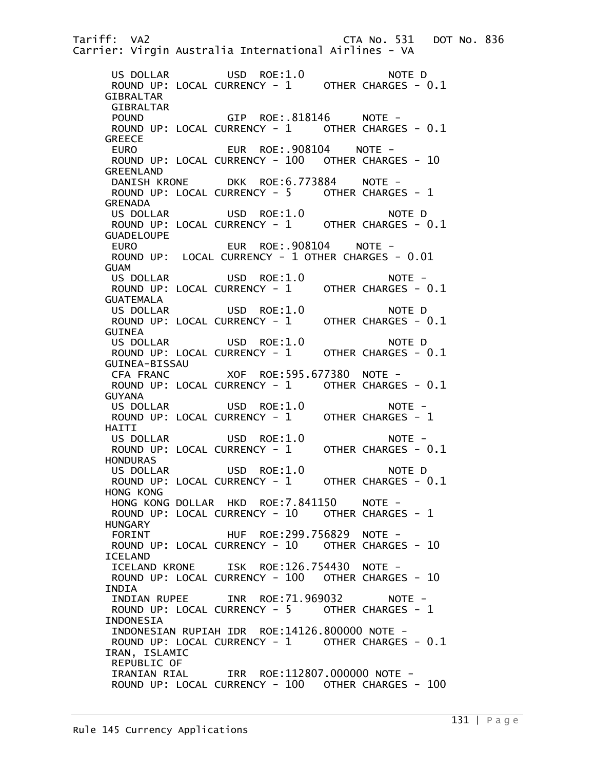US DOLLAR USD ROE:1.0 NOTE D
ROUND UP: LOCAL CURRENCY - 1 OTHER CHARGES - 0.1

GIBRALTAR
GIBRALTAR
POUND GIP ROE:.818146 NOTE -
ROUND UP: LOCAL CURRENCY - 1 OTHER CHARGES - 0.1

GREECE
EURO EUR ROE:.908104 NOTE -
ROUND UP: LOCAL CURRENCY - 100 OTHER CHARGES - 10

GREENLAND
DANISH KRONE DKK ROE:6.773884 NOTE -
ROUND UP: LOCAL CURRENCY - 5 OTHER CHARGES - 1

GRENADA
US DOLLAR USD ROE:1.0 NOTE D
ROUND UP: LOCAL CURRENCY - 1 OTHER CHARGES - 0.1

GUADELOUPE
EURO EUR ROE:.908104 NOTE -
ROUND UP: LOCAL CURRENCY - 1 OTHER CHARGES - 0.01

GUAM
US DOLLAR USD ROE:1.0 NOTE -
ROUND UP: LOCAL CURRENCY - 1 OTHER CHARGES - 0.1

GUATEMALA
US DOLLAR USD ROE:1.0 NOTE D
ROUND UP: LOCAL CURRENCY - 1 OTHER CHARGES - 0.1

GUINEA
US DOLLAR USD ROE:1.0 NOTE D
ROUND UP: LOCAL CURRENCY - 1 OTHER CHARGES - 0.1

GUINEA-BISSAU
CFA FRANC XOF ROE:595.677380 NOTE -
ROUND UP: LOCAL CURRENCY - 1 OTHER CHARGES - 0.1

GUYANA
US DOLLAR USD ROE:1.0 NOTE -
ROUND UP: LOCAL CURRENCY - 1 OTHER CHARGES - 1

HAITI
US DOLLAR USD ROE:1.0 NOTE -
ROUND UP: LOCAL CURRENCY - 1 OTHER CHARGES - 0.1

HONDURAS
US DOLLAR USD ROE:1.0 NOTE D
ROUND UP: LOCAL CURRENCY - 1 OTHER CHARGES - 0.1

HONG KONG
HONG KONG DOLLAR HKD ROE:7.841150 NOTE -
ROUND UP: LOCAL CURRENCY - 10 OTHER CHARGES - 1

HUNGARY
FORINT HUF ROE:299.756829 NOTE -
ROUND UP: LOCAL CURRENCY - 10 OTHER CHARGES - 10

ICELAND
ICELAND KRONE ISK ROE:126.754430 NOTE -
ROUND UP: LOCAL CURRENCY - 100 OTHER CHARGES - 10

INDIA
INDIAN RUPEE INR ROE:71.969032 NOTE -
ROUND UP: LOCAL CURRENCY - 5 OTHER CHARGES - 1

INDONESIA
INDONESIAN RUPIAH IDR ROE:14126.800000 NOTE -
ROUND UP: LOCAL CURRENCY - 1 OTHER CHARGES - 0.1

IRAN, ISLAMIC
REPUBLIC OF
IRANIAN RIAL IRR ROE:112807.000000 NOTE -
ROUND UP: LOCAL CURRENCY - 100 OTHER CHARGES - 100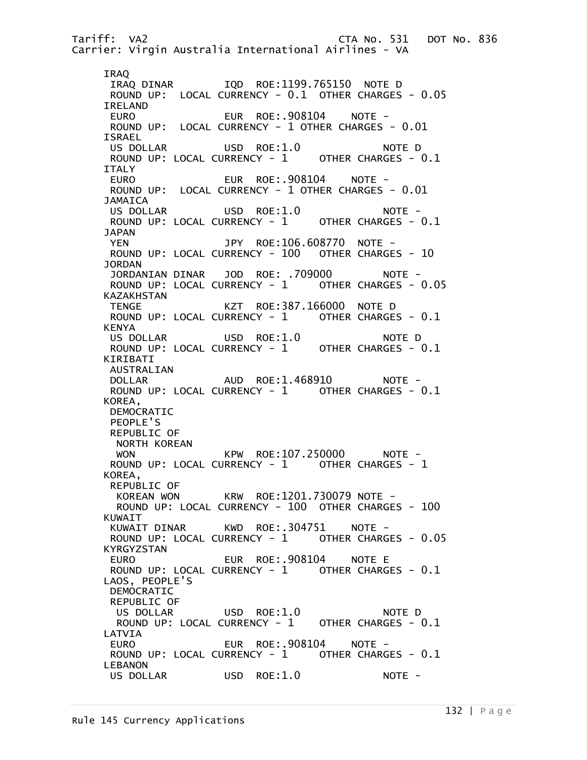IRAQ
 IRAQ DINAR IQD ROE:1199.765150 NOTE D
 ROUND UP: LOCAL CURRENCY - 0.1 OTHER CHARGES - 0.05

IRELAND
 EURO EUR ROE:.908104 NOTE -
 ROUND UP: LOCAL CURRENCY - 1 OTHER CHARGES - 0.01

ISRAEL
 US DOLLAR USD ROE:1.0 NOTE D
 ROUND UP: LOCAL CURRENCY - 1 OTHER CHARGES - 0.1

ITALY
 EURO EUR ROE:.908104 NOTE -
 ROUND UP: LOCAL CURRENCY - 1 OTHER CHARGES - 0.01

JAMAICA
 US DOLLAR USD ROE:1.0 NOTE -
 ROUND UP: LOCAL CURRENCY - 1 OTHER CHARGES - 0.1

JAPAN
 YEN JPY ROE:106.608770 NOTE -
 ROUND UP: LOCAL CURRENCY - 100 OTHER CHARGES - 10

JORDAN
 JORDANIAN DINAR JOD ROE: .709000 NOTE -
 ROUND UP: LOCAL CURRENCY - 1 OTHER CHARGES - 0.05

KAZAKHSTAN
 TENGE KZT ROE:387.166000 NOTE D
 ROUND UP: LOCAL CURRENCY - 1 OTHER CHARGES - 0.1

KENYA
 US DOLLAR USD ROE:1.0 NOTE D
 ROUND UP: LOCAL CURRENCY - 1 OTHER CHARGES - 0.1

KIRIBATI
 AUSTRALIAN
 DOLLAR AUD ROE:1.468910 NOTE -
 ROUND UP: LOCAL CURRENCY - 1 OTHER CHARGES - 0.1

KOREA,
 DEMOCRATIC
 PEOPLE'S
 REPUBLIC OF
 NORTH KOREAN
 WON KPW ROE:107.250000 NOTE -
 ROUND UP: LOCAL CURRENCY - 1 OTHER CHARGES - 1

KOREA,
 REPUBLIC OF
 KOREAN WON KRW ROE:1201.730079 NOTE -
 ROUND UP: LOCAL CURRENCY - 100 OTHER CHARGES - 100

KUWAIT
 KUWAIT DINAR KWD ROE:.304751 NOTE -
 ROUND UP: LOCAL CURRENCY - 1 OTHER CHARGES - 0.05

KYRGYZSTAN
 EURO EUR ROE:.908104 NOTE E
 ROUND UP: LOCAL CURRENCY - 1 OTHER CHARGES - 0.1

LAOS, PEOPLE'S
 DEMOCRATIC
 REPUBLIC OF
 US DOLLAR USD ROE:1.0 NOTE D
 ROUND UP: LOCAL CURRENCY - 1 OTHER CHARGES - 0.1

LATVIA
 EURO EUR ROE:.908104 NOTE -
 ROUND UP: LOCAL CURRENCY - 1 OTHER CHARGES - 0.1

LEBANON
 US DOLLAR USD ROE:1.0 NOTE -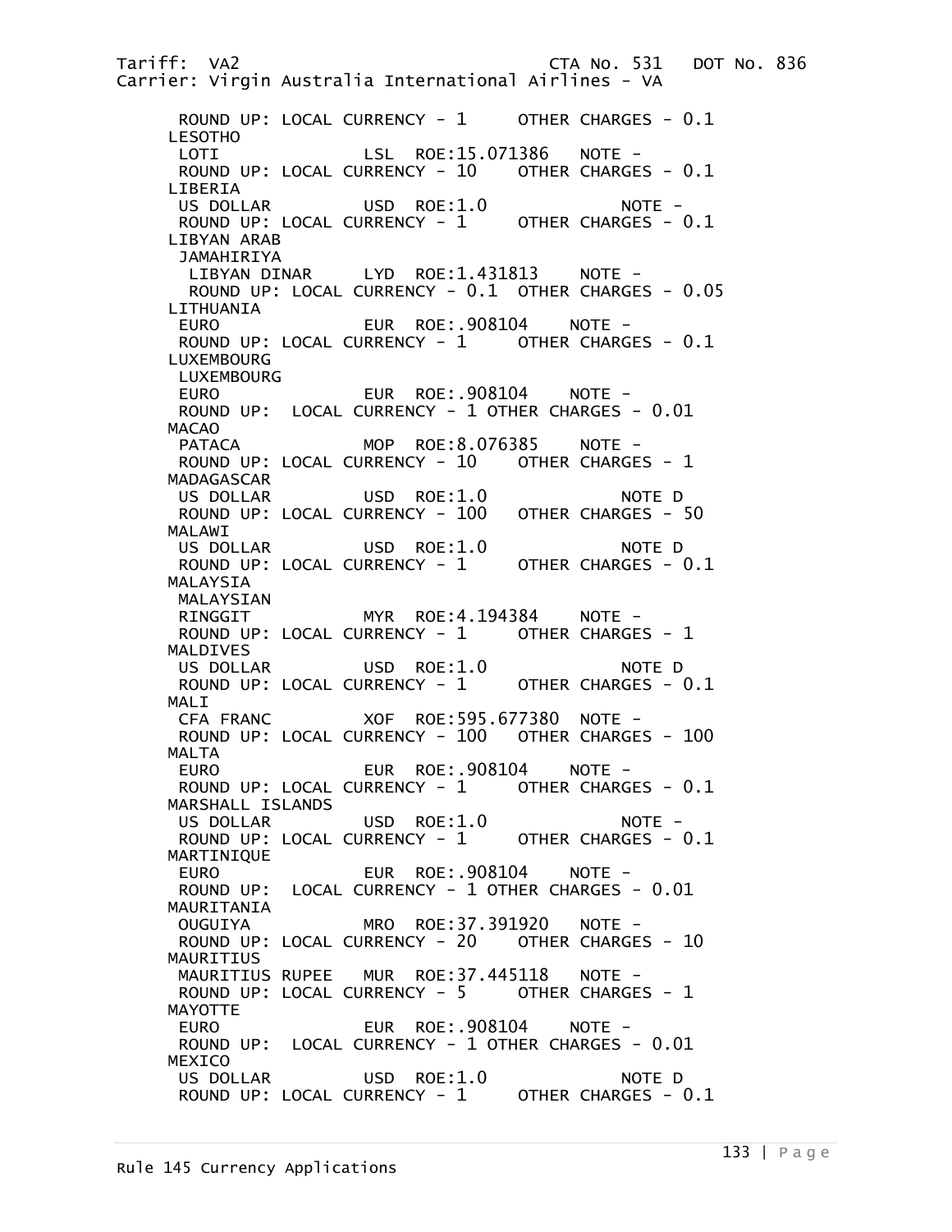ROUND UP: LOCAL CURRENCY - 1     OTHER CHARGES - 0.1

LESOTHO
 LOTI              LSL  ROE:15.071386   NOTE -
 ROUND UP: LOCAL CURRENCY - 10    OTHER CHARGES - 0.1

LIBERIA
 US DOLLAR         USD  ROE:1.0            NOTE -
 ROUND UP: LOCAL CURRENCY - 1     OTHER CHARGES - 0.1

LIBYAN ARAB
 JAMAHIRIYA
  LIBYAN DINAR     LYD  ROE:1.431813    NOTE -
  ROUND UP: LOCAL CURRENCY - 0.1  OTHER CHARGES - 0.05

LITHUANIA
 EURO              EUR  ROE:.908104    NOTE -
 ROUND UP: LOCAL CURRENCY - 1     OTHER CHARGES - 0.1

LUXEMBOURG
 LUXEMBOURG
 EURO              EUR  ROE:.908104    NOTE -
 ROUND UP:  LOCAL CURRENCY - 1 OTHER CHARGES - 0.01

MACAO
 PATACA            MOP  ROE:8.076385    NOTE -
 ROUND UP: LOCAL CURRENCY - 10    OTHER CHARGES - 1

MADAGASCAR
 US DOLLAR         USD  ROE:1.0            NOTE D
 ROUND UP: LOCAL CURRENCY - 100   OTHER CHARGES - 50

MALAWI
 US DOLLAR         USD  ROE:1.0            NOTE D
 ROUND UP: LOCAL CURRENCY - 1     OTHER CHARGES - 0.1

MALAYSIA
 MALAYSIAN
 RINGGIT           MYR  ROE:4.194384    NOTE -
 ROUND UP: LOCAL CURRENCY - 1     OTHER CHARGES - 1

MALDIVES
 US DOLLAR         USD  ROE:1.0            NOTE D
 ROUND UP: LOCAL CURRENCY - 1     OTHER CHARGES - 0.1

MALI
 CFA FRANC         XOF  ROE:595.677380  NOTE -
 ROUND UP: LOCAL CURRENCY - 100   OTHER CHARGES - 100

MALTA
 EURO              EUR  ROE:.908104    NOTE -
 ROUND UP: LOCAL CURRENCY - 1     OTHER CHARGES - 0.1

MARSHALL ISLANDS
 US DOLLAR         USD  ROE:1.0            NOTE -
 ROUND UP: LOCAL CURRENCY - 1     OTHER CHARGES - 0.1

MARTINIQUE
 EURO              EUR  ROE:.908104    NOTE -
 ROUND UP:  LOCAL CURRENCY - 1 OTHER CHARGES - 0.01

MAURITANIA
 OUGUIYA           MRO  ROE:37.391920   NOTE -
 ROUND UP: LOCAL CURRENCY - 20    OTHER CHARGES - 10

MAURITIUS
 MAURITIUS RUPEE   MUR  ROE:37.445118   NOTE -
 ROUND UP: LOCAL CURRENCY - 5     OTHER CHARGES - 1

MAYOTTE
 EURO              EUR  ROE:.908104    NOTE -
 ROUND UP:  LOCAL CURRENCY - 1 OTHER CHARGES - 0.01

MEXICO
 US DOLLAR         USD  ROE:1.0            NOTE D
 ROUND UP: LOCAL CURRENCY - 1     OTHER CHARGES - 0.1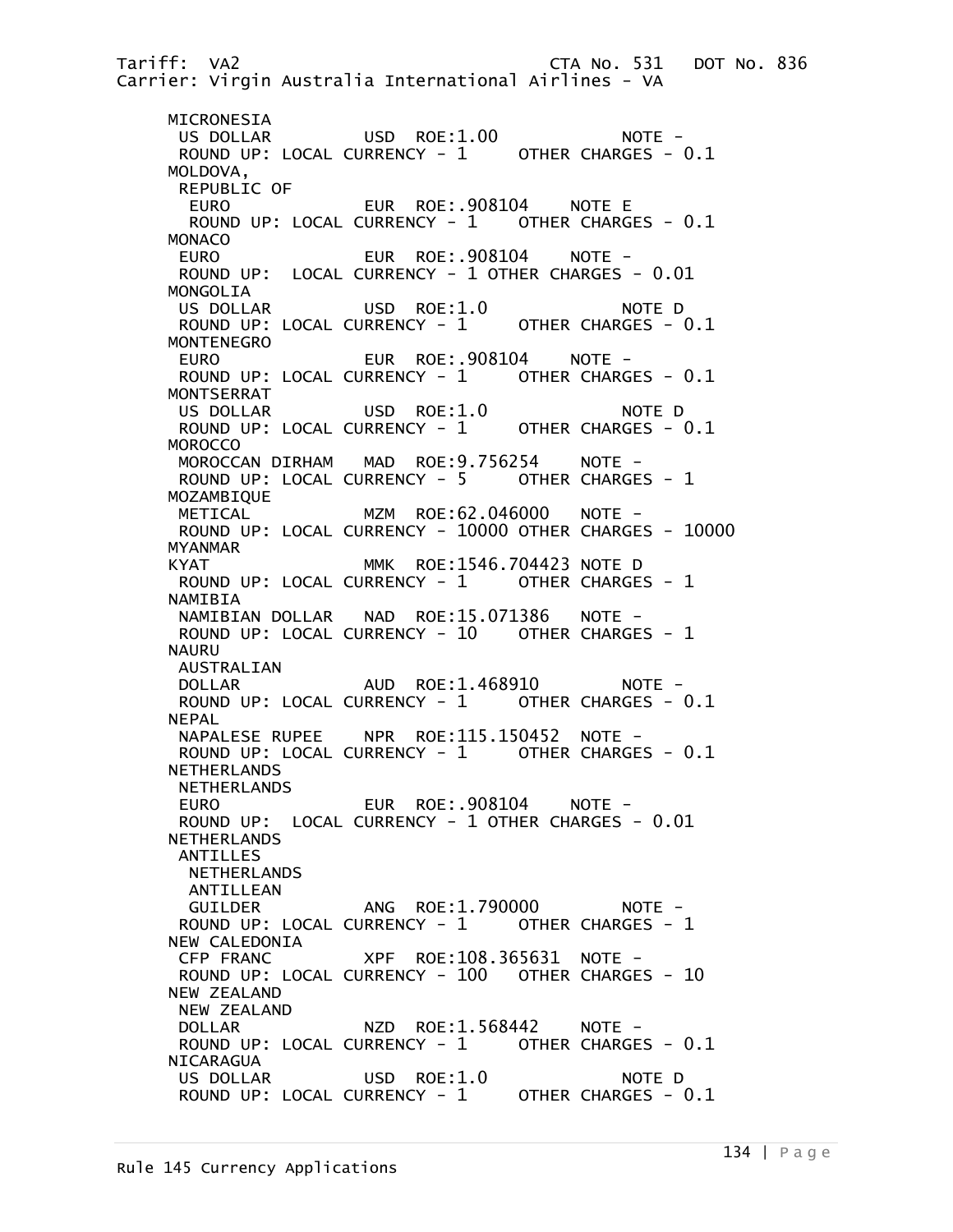MICRONESIA
 US DOLLAR USD ROE:1.00 NOTE -
 ROUND UP: LOCAL CURRENCY - 1 OTHER CHARGES - 0.1

MOLDOVA,
 REPUBLIC OF
 EURO EUR ROE:.908104 NOTE E
 ROUND UP: LOCAL CURRENCY - 1 OTHER CHARGES - 0.1

MONACO
 EURO EUR ROE:.908104 NOTE -
 ROUND UP: LOCAL CURRENCY - 1 OTHER CHARGES - 0.01

MONGOLIA
 US DOLLAR USD ROE:1.0 NOTE D
 ROUND UP: LOCAL CURRENCY - 1 OTHER CHARGES - 0.1

MONTENEGRO
 EURO EUR ROE:.908104 NOTE -
 ROUND UP: LOCAL CURRENCY - 1 OTHER CHARGES - 0.1

MONTSERRAT
 US DOLLAR USD ROE:1.0 NOTE D
 ROUND UP: LOCAL CURRENCY - 1 OTHER CHARGES - 0.1

MOROCCO
 MOROCCAN DIRHAM MAD ROE:9.756254 NOTE -
 ROUND UP: LOCAL CURRENCY - 5 OTHER CHARGES - 1

MOZAMBIQUE
 METICAL MZM ROE:62.046000 NOTE -
 ROUND UP: LOCAL CURRENCY - 10000 OTHER CHARGES - 10000

MYANMAR
 KYAT MMK ROE:1546.704423 NOTE D
 ROUND UP: LOCAL CURRENCY - 1 OTHER CHARGES - 1

NAMIBIA
 NAMIBIAN DOLLAR NAD ROE:15.071386 NOTE -
 ROUND UP: LOCAL CURRENCY - 10 OTHER CHARGES - 1

NAURU
 AUSTRALIAN
 DOLLAR AUD ROE:1.468910 NOTE -
 ROUND UP: LOCAL CURRENCY - 1 OTHER CHARGES - 0.1

NEPAL
 NAPALESE RUPEE NPR ROE:115.150452 NOTE -
 ROUND UP: LOCAL CURRENCY - 1 OTHER CHARGES - 0.1

NETHERLANDS
 NETHERLANDS
 EURO EUR ROE:.908104 NOTE -
 ROUND UP: LOCAL CURRENCY - 1 OTHER CHARGES - 0.01

NETHERLANDS
 ANTILLES
 NETHERLANDS
 ANTILLEAN
 GUILDER ANG ROE:1.790000 NOTE -
 ROUND UP: LOCAL CURRENCY - 1 OTHER CHARGES - 1

NEW CALEDONIA
 CFP FRANC XPF ROE:108.365631 NOTE -
 ROUND UP: LOCAL CURRENCY - 100 OTHER CHARGES - 10

NEW ZEALAND
 NEW ZEALAND
 DOLLAR NZD ROE:1.568442 NOTE -
 ROUND UP: LOCAL CURRENCY - 1 OTHER CHARGES - 0.1

NICARAGUA
 US DOLLAR USD ROE:1.0 NOTE D
 ROUND UP: LOCAL CURRENCY - 1 OTHER CHARGES - 0.1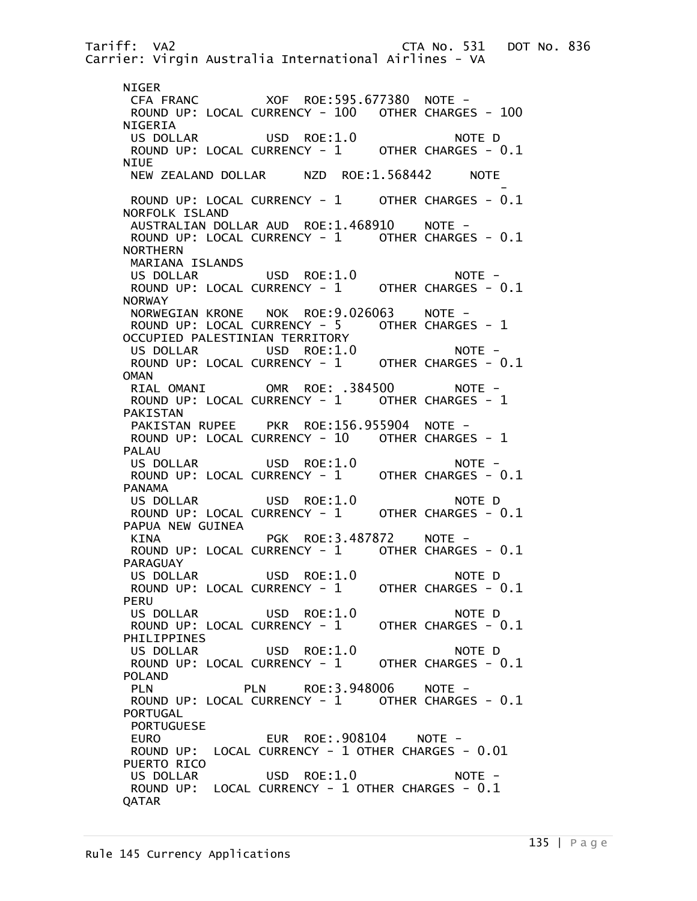NIGER
 CFA FRANC XOF ROE:595.677380 NOTE -
 ROUND UP: LOCAL CURRENCY - 100 OTHER CHARGES - 100

NIGERIA
 US DOLLAR USD ROE:1.0 NOTE D
 ROUND UP: LOCAL CURRENCY - 1 OTHER CHARGES - 0.1

NIUE
 NEW ZEALAND DOLLAR NZD ROE:1.568442 NOTE -
 ROUND UP: LOCAL CURRENCY - 1 OTHER CHARGES - 0.1

NORFOLK ISLAND
 AUSTRALIAN DOLLAR AUD ROE:1.468910 NOTE -
 ROUND UP: LOCAL CURRENCY - 1 OTHER CHARGES - 0.1

NORTHERN
 MARIANA ISLANDS
 US DOLLAR USD ROE:1.0 NOTE -
 ROUND UP: LOCAL CURRENCY - 1 OTHER CHARGES - 0.1

NORWAY
 NORWEGIAN KRONE NOK ROE:9.026063 NOTE -
 ROUND UP: LOCAL CURRENCY - 5 OTHER CHARGES - 1

OCCUPIED PALESTINIAN TERRITORY
 US DOLLAR USD ROE:1.0 NOTE -
 ROUND UP: LOCAL CURRENCY - 1 OTHER CHARGES - 0.1

OMAN
 RIAL OMANI OMR ROE: .384500 NOTE -
 ROUND UP: LOCAL CURRENCY - 1 OTHER CHARGES - 1

PAKISTAN
 PAKISTAN RUPEE PKR ROE:156.955904 NOTE -
 ROUND UP: LOCAL CURRENCY - 10 OTHER CHARGES - 1

PALAU
 US DOLLAR USD ROE:1.0 NOTE -
 ROUND UP: LOCAL CURRENCY - 1 OTHER CHARGES - 0.1

PANAMA
 US DOLLAR USD ROE:1.0 NOTE D
 ROUND UP: LOCAL CURRENCY - 1 OTHER CHARGES - 0.1

PAPUA NEW GUINEA
 KINA PGK ROE:3.487872 NOTE -
 ROUND UP: LOCAL CURRENCY - 1 OTHER CHARGES - 0.1

PARAGUAY
 US DOLLAR USD ROE:1.0 NOTE D
 ROUND UP: LOCAL CURRENCY - 1 OTHER CHARGES - 0.1

PERU
 US DOLLAR USD ROE:1.0 NOTE D
 ROUND UP: LOCAL CURRENCY - 1 OTHER CHARGES - 0.1

PHILIPPINES
 US DOLLAR USD ROE:1.0 NOTE D
 ROUND UP: LOCAL CURRENCY - 1 OTHER CHARGES - 0.1

POLAND
 PLN PLN ROE:3.948006 NOTE -
 ROUND UP: LOCAL CURRENCY - 1 OTHER CHARGES - 0.1

PORTUGAL
 PORTUGUESE
 EURO EUR ROE:.908104 NOTE -
 ROUND UP: LOCAL CURRENCY - 1 OTHER CHARGES - 0.01

PUERTO RICO
 US DOLLAR USD ROE:1.0 NOTE -
 ROUND UP: LOCAL CURRENCY - 1 OTHER CHARGES - 0.1

QATAR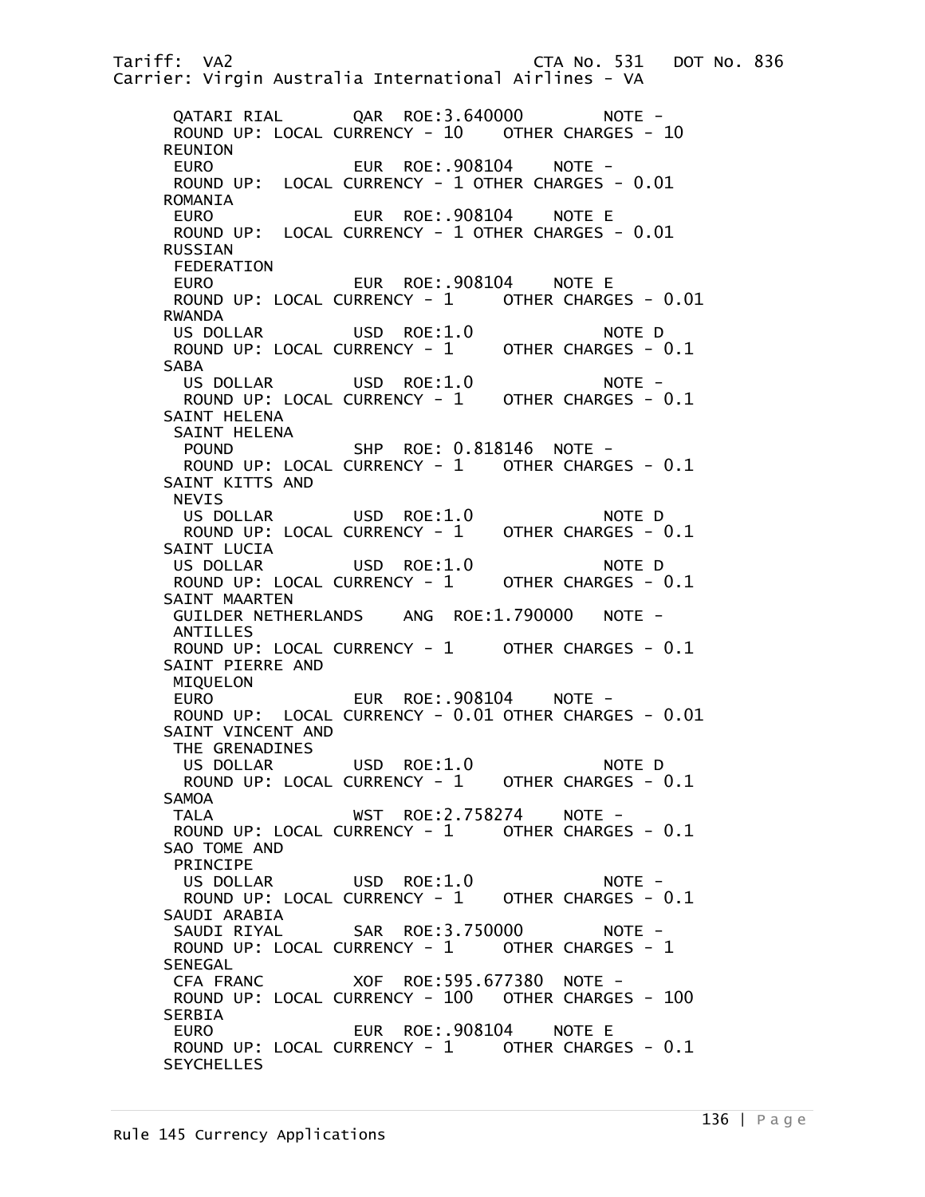QATARI RIAL QAR ROE:3.640000 NOTE -
ROUND UP: LOCAL CURRENCY - 10 OTHER CHARGES - 10

REUNION
EURO EUR ROE:.908104 NOTE -
ROUND UP: LOCAL CURRENCY - 1 OTHER CHARGES - 0.01

ROMANIA
EURO EUR ROE:.908104 NOTE E
ROUND UP: LOCAL CURRENCY - 1 OTHER CHARGES - 0.01

RUSSIAN FEDERATION
EURO EUR ROE:.908104 NOTE E
ROUND UP: LOCAL CURRENCY - 1 OTHER CHARGES - 0.01

RWANDA
US DOLLAR USD ROE:1.0 NOTE D
ROUND UP: LOCAL CURRENCY - 1 OTHER CHARGES - 0.1

SABA
US DOLLAR USD ROE:1.0 NOTE -
ROUND UP: LOCAL CURRENCY - 1 OTHER CHARGES - 0.1

SAINT HELENA
SAINT HELENA POUND SHP ROE: 0.818146 NOTE -
ROUND UP: LOCAL CURRENCY - 1 OTHER CHARGES - 0.1

SAINT KITTS AND NEVIS
US DOLLAR USD ROE:1.0 NOTE D
ROUND UP: LOCAL CURRENCY - 1 OTHER CHARGES - 0.1

SAINT LUCIA
US DOLLAR USD ROE:1.0 NOTE D
ROUND UP: LOCAL CURRENCY - 1 OTHER CHARGES - 0.1

SAINT MAARTEN
GUILDER NETHERLANDS ANTILLES ANG ROE:1.790000 NOTE -
ROUND UP: LOCAL CURRENCY - 1 OTHER CHARGES - 0.1

SAINT PIERRE AND MIQUELON
EURO EUR ROE:.908104 NOTE -
ROUND UP: LOCAL CURRENCY - 0.01 OTHER CHARGES - 0.01

SAINT VINCENT AND THE GRENADINES
US DOLLAR USD ROE:1.0 NOTE D
ROUND UP: LOCAL CURRENCY - 1 OTHER CHARGES - 0.1

SAMOA
TALA WST ROE:2.758274 NOTE -
ROUND UP: LOCAL CURRENCY - 1 OTHER CHARGES - 0.1

SAO TOME AND PRINCIPE
US DOLLAR USD ROE:1.0 NOTE -
ROUND UP: LOCAL CURRENCY - 1 OTHER CHARGES - 0.1

SAUDI ARABIA
SAUDI RIYAL SAR ROE:3.750000 NOTE -
ROUND UP: LOCAL CURRENCY - 1 OTHER CHARGES - 1

SENEGAL
CFA FRANC XOF ROE:595.677380 NOTE -
ROUND UP: LOCAL CURRENCY - 100 OTHER CHARGES - 100

SERBIA
EURO EUR ROE:.908104 NOTE E
ROUND UP: LOCAL CURRENCY - 1 OTHER CHARGES - 0.1

SEYCHELLES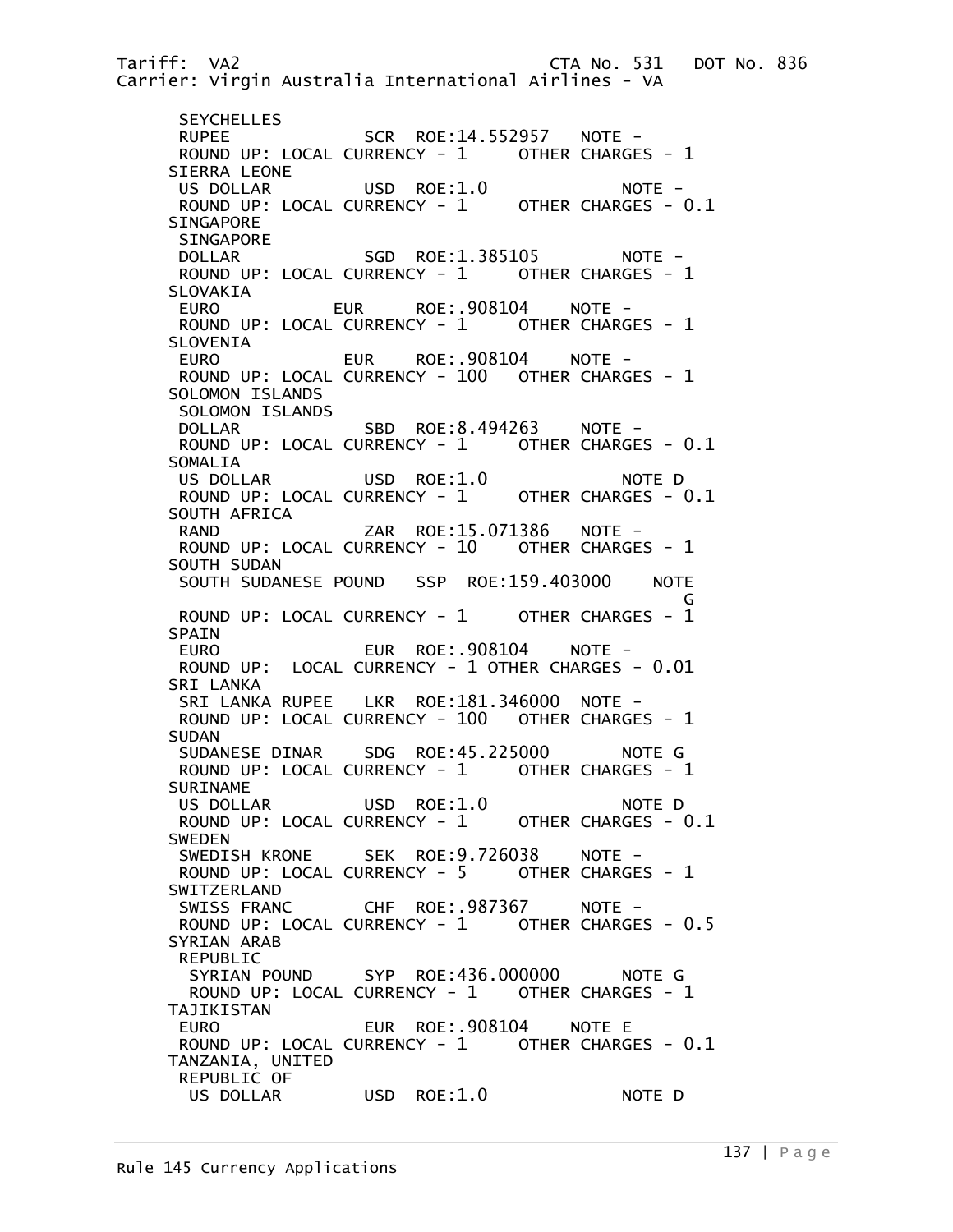SEYCHELLES
RUPEE SCR ROE:14.552957 NOTE -
ROUND UP: LOCAL CURRENCY - 1 OTHER CHARGES - 1

SIERRA LEONE
US DOLLAR USD ROE:1.0 NOTE -
ROUND UP: LOCAL CURRENCY - 1 OTHER CHARGES - 0.1

SINGAPORE
SINGAPORE
DOLLAR SGD ROE:1.385105 NOTE -
ROUND UP: LOCAL CURRENCY - 1 OTHER CHARGES - 1

SLOVAKIA
EURO EUR ROE:.908104 NOTE -
ROUND UP: LOCAL CURRENCY - 1 OTHER CHARGES - 1

SLOVENIA
EURO EUR ROE:.908104 NOTE -
ROUND UP: LOCAL CURRENCY - 100 OTHER CHARGES - 1

SOLOMON ISLANDS
SOLOMON ISLANDS
DOLLAR SBD ROE:8.494263 NOTE -
ROUND UP: LOCAL CURRENCY - 1 OTHER CHARGES - 0.1

SOMALIA
US DOLLAR USD ROE:1.0 NOTE D
ROUND UP: LOCAL CURRENCY - 1 OTHER CHARGES - 0.1

SOUTH AFRICA
RAND ZAR ROE:15.071386 NOTE -
ROUND UP: LOCAL CURRENCY - 10 OTHER CHARGES - 1

SOUTH SUDAN
SOUTH SUDANESE POUND SSP ROE:159.403000 NOTE G
ROUND UP: LOCAL CURRENCY - 1 OTHER CHARGES - 1

SPAIN
EURO EUR ROE:.908104 NOTE -
ROUND UP: LOCAL CURRENCY - 1 OTHER CHARGES - 0.01

SRI LANKA
SRI LANKA RUPEE LKR ROE:181.346000 NOTE -
ROUND UP: LOCAL CURRENCY - 100 OTHER CHARGES - 1

SUDAN
SUDANESE DINAR SDG ROE:45.225000 NOTE G
ROUND UP: LOCAL CURRENCY - 1 OTHER CHARGES - 1

SURINAME
US DOLLAR USD ROE:1.0 NOTE D
ROUND UP: LOCAL CURRENCY - 1 OTHER CHARGES - 0.1

SWEDEN
SWEDISH KRONE SEK ROE:9.726038 NOTE -
ROUND UP: LOCAL CURRENCY - 5 OTHER CHARGES - 1

SWITZERLAND
SWISS FRANC CHF ROE:.987367 NOTE -
ROUND UP: LOCAL CURRENCY - 1 OTHER CHARGES - 0.5

SYRIAN ARAB
REPUBLIC
SYRIAN POUND SYP ROE:436.000000 NOTE G
ROUND UP: LOCAL CURRENCY - 1 OTHER CHARGES - 1

TAJIKISTAN
EURO EUR ROE:.908104 NOTE E
ROUND UP: LOCAL CURRENCY - 1 OTHER CHARGES - 0.1

TANZANIA, UNITED
REPUBLIC OF
US DOLLAR USD ROE:1.0 NOTE D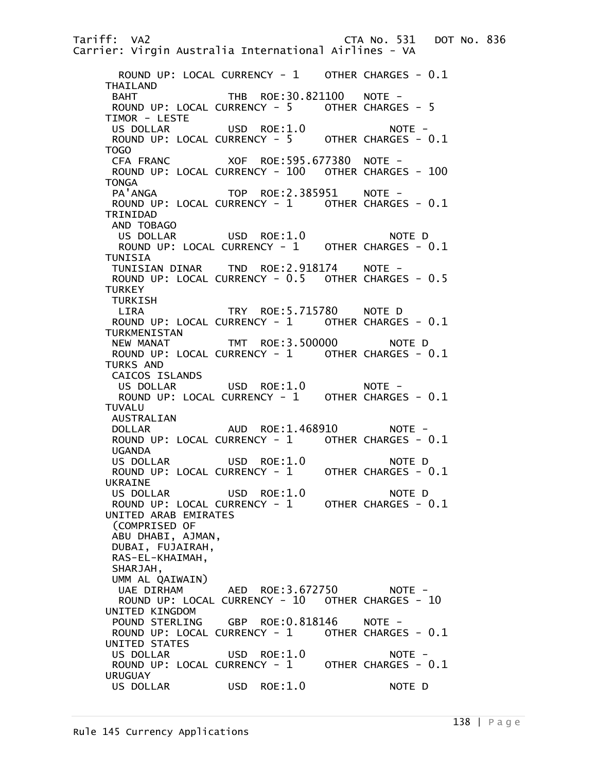```
  ROUND UP: LOCAL CURRENCY - 1    OTHER CHARGES - 0.1
THAILAND
 BAHT             THB  ROE:30.821100   NOTE -
 ROUND UP: LOCAL CURRENCY - 5     OTHER CHARGES - 5
TIMOR - LESTE
 US DOLLAR        USD  ROE:1.0            NOTE -
 ROUND UP: LOCAL CURRENCY - 5     OTHER CHARGES - 0.1
TOGO
 CFA FRANC        XOF  ROE:595.677380  NOTE -
 ROUND UP: LOCAL CURRENCY - 100   OTHER CHARGES - 100
TONGA
 PA'ANGA          TOP  ROE:2.385951    NOTE -
 ROUND UP: LOCAL CURRENCY - 1     OTHER CHARGES - 0.1
TRINIDAD
 AND TOBAGO
  US DOLLAR       USD  ROE:1.0            NOTE D
  ROUND UP: LOCAL CURRENCY - 1    OTHER CHARGES - 0.1
TUNISIA
 TUNISIAN DINAR   TND  ROE:2.918174    NOTE -
 ROUND UP: LOCAL CURRENCY - 0.5   OTHER CHARGES - 0.5
TURKEY
 TURKISH
  LIRA            TRY  ROE:5.715780    NOTE D
 ROUND UP: LOCAL CURRENCY - 1     OTHER CHARGES - 0.1
TURKMENISTAN
 NEW MANAT        TMT  ROE:3.500000       NOTE D
 ROUND UP: LOCAL CURRENCY - 1     OTHER CHARGES - 0.1
TURKS AND
 CAICOS ISLANDS
  US DOLLAR       USD  ROE:1.0            NOTE -
  ROUND UP: LOCAL CURRENCY - 1    OTHER CHARGES - 0.1
TUVALU
 AUSTRALIAN
 DOLLAR           AUD  ROE:1.468910       NOTE -
 ROUND UP: LOCAL CURRENCY - 1     OTHER CHARGES - 0.1
 UGANDA
 US DOLLAR        USD  ROE:1.0            NOTE D
 ROUND UP: LOCAL CURRENCY - 1     OTHER CHARGES - 0.1
UKRAINE
 US DOLLAR        USD  ROE:1.0            NOTE D
 ROUND UP: LOCAL CURRENCY - 1     OTHER CHARGES - 0.1
UNITED ARAB EMIRATES
 (COMPRISED OF
 ABU DHABI, AJMAN,
 DUBAI, FUJAIRAH,
 RAS-EL-KHAIMAH,
 SHARJAH,
 UMM AL QAIWAIN)
  UAE DIRHAM      AED  ROE:3.672750       NOTE -
  ROUND UP: LOCAL CURRENCY - 10   OTHER CHARGES - 10
UNITED KINGDOM
 POUND STERLING   GBP  ROE:0.818146    NOTE -
 ROUND UP: LOCAL CURRENCY - 1     OTHER CHARGES - 0.1
UNITED STATES
 US DOLLAR        USD  ROE:1.0            NOTE -
 ROUND UP: LOCAL CURRENCY - 1     OTHER CHARGES - 0.1
URUGUAY
 US DOLLAR        USD  ROE:1.0            NOTE D
```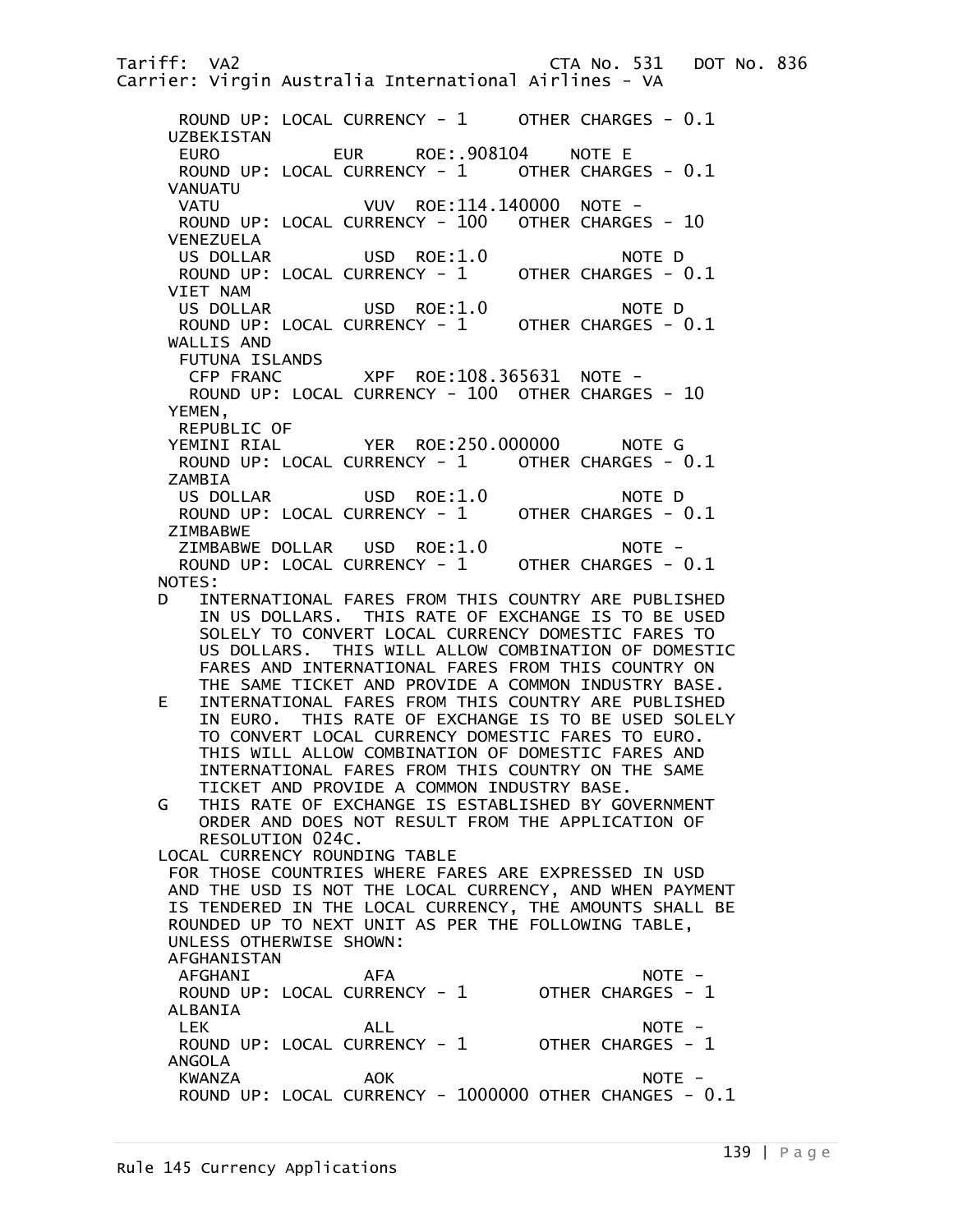```
Tariff:  VA2                                CTA No. 531   DOT No. 836
Carrier: Virgin Australia International Airlines - VA

      ROUND UP: LOCAL CURRENCY - 1     OTHER CHARGES - 0.1
     UZBEKISTAN
      EURO            EUR     ROE:.908104    NOTE E
      ROUND UP: LOCAL CURRENCY - 1     OTHER CHARGES - 0.1
     VANUATU
      VATU               VUV  ROE:114.140000  NOTE -
      ROUND UP: LOCAL CURRENCY - 100   OTHER CHARGES - 10
     VENEZUELA
      US DOLLAR          USD  ROE:1.0            NOTE D
      ROUND UP: LOCAL CURRENCY - 1     OTHER CHARGES - 0.1
     VIET NAM
      US DOLLAR          USD  ROE:1.0            NOTE D
      ROUND UP: LOCAL CURRENCY - 1     OTHER CHARGES - 0.1
     WALLIS AND
      FUTUNA ISLANDS
       CFP FRANC         XPF  ROE:108.365631  NOTE -
       ROUND UP: LOCAL CURRENCY - 100  OTHER CHARGES - 10
     YEMEN,
      REPUBLIC OF
     YEMINI RIAL         YER  ROE:250.000000      NOTE G
      ROUND UP: LOCAL CURRENCY - 1     OTHER CHARGES - 0.1
     ZAMBIA
      US DOLLAR          USD  ROE:1.0            NOTE D
      ROUND UP: LOCAL CURRENCY - 1     OTHER CHARGES - 0.1
     ZIMBABWE
      ZIMBABWE DOLLAR    USD  ROE:1.0            NOTE -
      ROUND UP: LOCAL CURRENCY - 1     OTHER CHARGES - 0.1
    NOTES:
    D   INTERNATIONAL FARES FROM THIS COUNTRY ARE PUBLISHED
        IN US DOLLARS.  THIS RATE OF EXCHANGE IS TO BE USED
        SOLELY TO CONVERT LOCAL CURRENCY DOMESTIC FARES TO
        US DOLLARS.  THIS WILL ALLOW COMBINATION OF DOMESTIC
        FARES AND INTERNATIONAL FARES FROM THIS COUNTRY ON
        THE SAME TICKET AND PROVIDE A COMMON INDUSTRY BASE.
    E   INTERNATIONAL FARES FROM THIS COUNTRY ARE PUBLISHED
        IN EURO.  THIS RATE OF EXCHANGE IS TO BE USED SOLELY
        TO CONVERT LOCAL CURRENCY DOMESTIC FARES TO EURO.
        THIS WILL ALLOW COMBINATION OF DOMESTIC FARES AND
        INTERNATIONAL FARES FROM THIS COUNTRY ON THE SAME
        TICKET AND PROVIDE A COMMON INDUSTRY BASE.
    G   THIS RATE OF EXCHANGE IS ESTABLISHED BY GOVERNMENT
        ORDER AND DOES NOT RESULT FROM THE APPLICATION OF
        RESOLUTION 024C.
    LOCAL CURRENCY ROUNDING TABLE
     FOR THOSE COUNTRIES WHERE FARES ARE EXPRESSED IN USD
     AND THE USD IS NOT THE LOCAL CURRENCY, AND WHEN PAYMENT
     IS TENDERED IN THE LOCAL CURRENCY, THE AMOUNTS SHALL BE
     ROUNDED UP TO NEXT UNIT AS PER THE FOLLOWING TABLE,
     UNLESS OTHERWISE SHOWN:
     AFGHANISTAN
      AFGHANI           AFA                          NOTE -
      ROUND UP: LOCAL CURRENCY - 1       OTHER CHARGES - 1
     ALBANIA
      LEK               ALL                          NOTE -
      ROUND UP: LOCAL CURRENCY - 1       OTHER CHARGES - 1
     ANGOLA
      KWANZA            AOK                          NOTE -
      ROUND UP: LOCAL CURRENCY - 1000000 OTHER CHANGES - 0.1
```

Rule 145 Currency Applications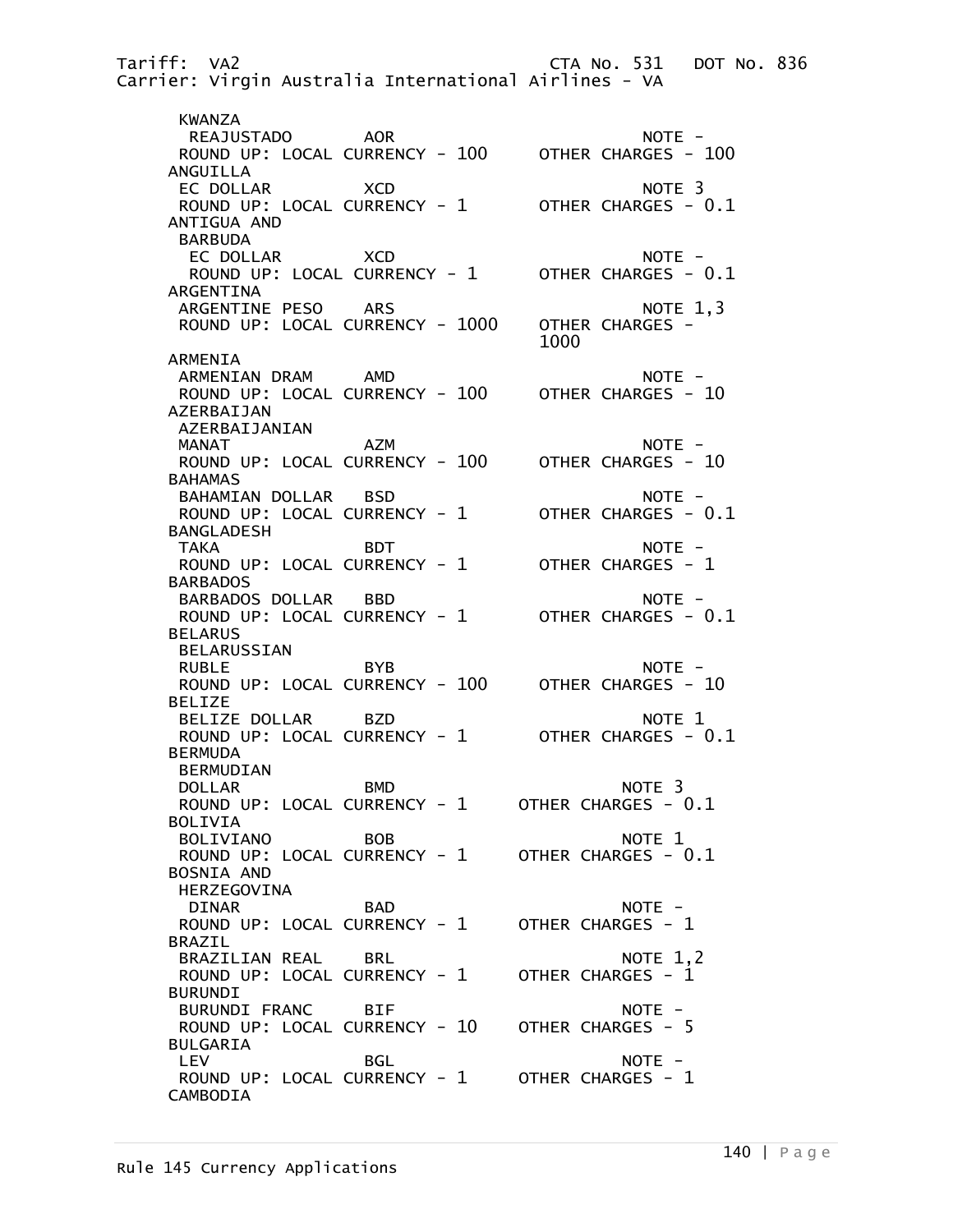KWANZA
 REAJUSTADO AOR NOTE -
ROUND UP: LOCAL CURRENCY - 100 OTHER CHARGES - 100

ANGUILLA
 EC DOLLAR XCD NOTE 3
ROUND UP: LOCAL CURRENCY - 1 OTHER CHARGES - 0.1

ANTIGUA AND
 BARBUDA
 EC DOLLAR XCD NOTE -
ROUND UP: LOCAL CURRENCY - 1 OTHER CHARGES - 0.1

ARGENTINA
 ARGENTINE PESO ARS NOTE 1,3
ROUND UP: LOCAL CURRENCY - 1000 OTHER CHARGES - 1000

ARMENIA
 ARMENIAN DRAM AMD NOTE -
ROUND UP: LOCAL CURRENCY - 100 OTHER CHARGES - 10

AZERBAIJAN
 AZERBAIJANIAN
 MANAT AZM NOTE -
ROUND UP: LOCAL CURRENCY - 100 OTHER CHARGES - 10

BAHAMAS
 BAHAMIAN DOLLAR BSD NOTE -
ROUND UP: LOCAL CURRENCY - 1 OTHER CHARGES - 0.1

BANGLADESH
 TAKA BDT NOTE -
ROUND UP: LOCAL CURRENCY - 1 OTHER CHARGES - 1

BARBADOS
 BARBADOS DOLLAR BBD NOTE -
ROUND UP: LOCAL CURRENCY - 1 OTHER CHARGES - 0.1

BELARUS
 BELARUSSIAN
 RUBLE BYB NOTE -
ROUND UP: LOCAL CURRENCY - 100 OTHER CHARGES - 10

BELIZE
 BELIZE DOLLAR BZD NOTE 1
ROUND UP: LOCAL CURRENCY - 1 OTHER CHARGES - 0.1

BERMUDA
 BERMUDIAN
 DOLLAR BMD NOTE 3
ROUND UP: LOCAL CURRENCY - 1 OTHER CHARGES - 0.1

BOLIVIA
 BOLIVIANO BOB NOTE 1
ROUND UP: LOCAL CURRENCY - 1 OTHER CHARGES - 0.1

BOSNIA AND
 HERZEGOVINA
 DINAR BAD NOTE -
ROUND UP: LOCAL CURRENCY - 1 OTHER CHARGES - 1

BRAZIL
 BRAZILIAN REAL BRL NOTE 1,2
ROUND UP: LOCAL CURRENCY - 1 OTHER CHARGES - 1

BURUNDI
 BURUNDI FRANC BIF NOTE -
ROUND UP: LOCAL CURRENCY - 10 OTHER CHARGES - 5

BULGARIA
 LEV BGL NOTE -
ROUND UP: LOCAL CURRENCY - 1 OTHER CHARGES - 1

CAMBODIA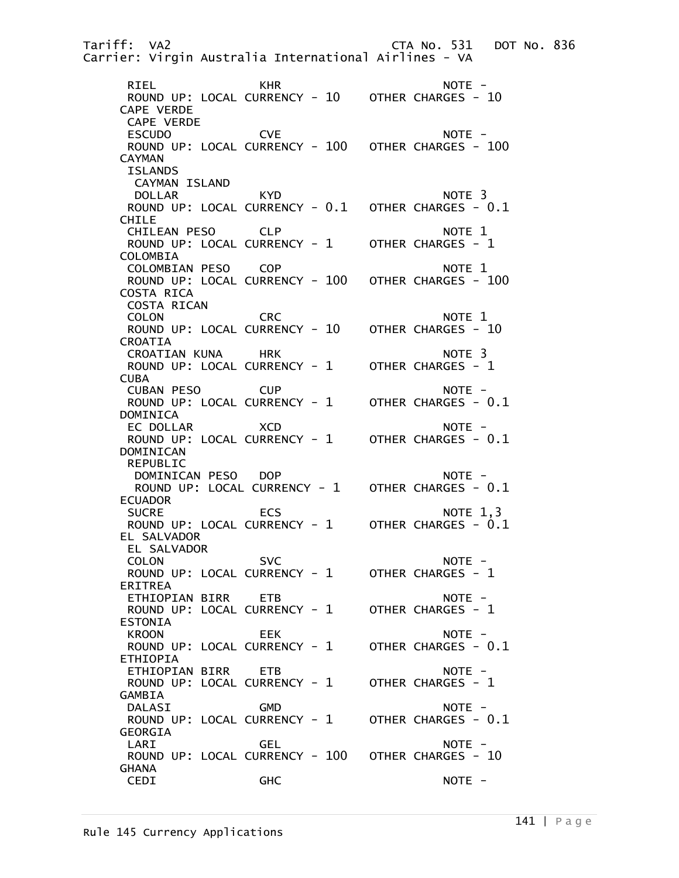```
 RIEL              KHR                        NOTE -
 ROUND UP: LOCAL CURRENCY - 10    OTHER CHARGES - 10
CAPE VERDE
 CAPE VERDE
 ESCUDO            CVE                        NOTE -
 ROUND UP: LOCAL CURRENCY - 100   OTHER CHARGES - 100
CAYMAN
 ISLANDS
  CAYMAN ISLAND
  DOLLAR           KYD                        NOTE 3
 ROUND UP: LOCAL CURRENCY - 0.1   OTHER CHARGES - 0.1
CHILE
 CHILEAN PESO      CLP                        NOTE 1
 ROUND UP: LOCAL CURRENCY - 1     OTHER CHARGES - 1
COLOMBIA
 COLOMBIAN PESO    COP                        NOTE 1
 ROUND UP: LOCAL CURRENCY - 100   OTHER CHARGES - 100
COSTA RICA
 COSTA RICAN
 COLON             CRC                        NOTE 1
 ROUND UP: LOCAL CURRENCY - 10    OTHER CHARGES - 10
CROATIA
 CROATIAN KUNA     HRK                        NOTE 3
 ROUND UP: LOCAL CURRENCY - 1     OTHER CHARGES - 1
CUBA
 CUBAN PESO        CUP                        NOTE -
 ROUND UP: LOCAL CURRENCY - 1     OTHER CHARGES - 0.1
DOMINICA
 EC DOLLAR         XCD                        NOTE -
 ROUND UP: LOCAL CURRENCY - 1     OTHER CHARGES - 0.1
DOMINICAN
 REPUBLIC
  DOMINICAN PESO   DOP                        NOTE -
  ROUND UP: LOCAL CURRENCY - 1    OTHER CHARGES - 0.1
ECUADOR
 SUCRE             ECS                        NOTE 1,3
 ROUND UP: LOCAL CURRENCY - 1     OTHER CHARGES - 0.1
EL SALVADOR
 EL SALVADOR
 COLON             SVC                        NOTE -
 ROUND UP: LOCAL CURRENCY - 1     OTHER CHARGES - 1
ERITREA
 ETHIOPIAN BIRR    ETB                        NOTE -
 ROUND UP: LOCAL CURRENCY - 1     OTHER CHARGES - 1
ESTONIA
 KROON             EEK                        NOTE -
 ROUND UP: LOCAL CURRENCY - 1     OTHER CHARGES - 0.1
ETHIOPIA
 ETHIOPIAN BIRR    ETB                        NOTE -
 ROUND UP: LOCAL CURRENCY - 1     OTHER CHARGES - 1
GAMBIA
 DALASI            GMD                        NOTE -
 ROUND UP: LOCAL CURRENCY - 1     OTHER CHARGES - 0.1
GEORGIA
 LARI              GEL                        NOTE -
 ROUND UP: LOCAL CURRENCY - 100   OTHER CHARGES - 10
GHANA
 CEDI              GHC                        NOTE -
```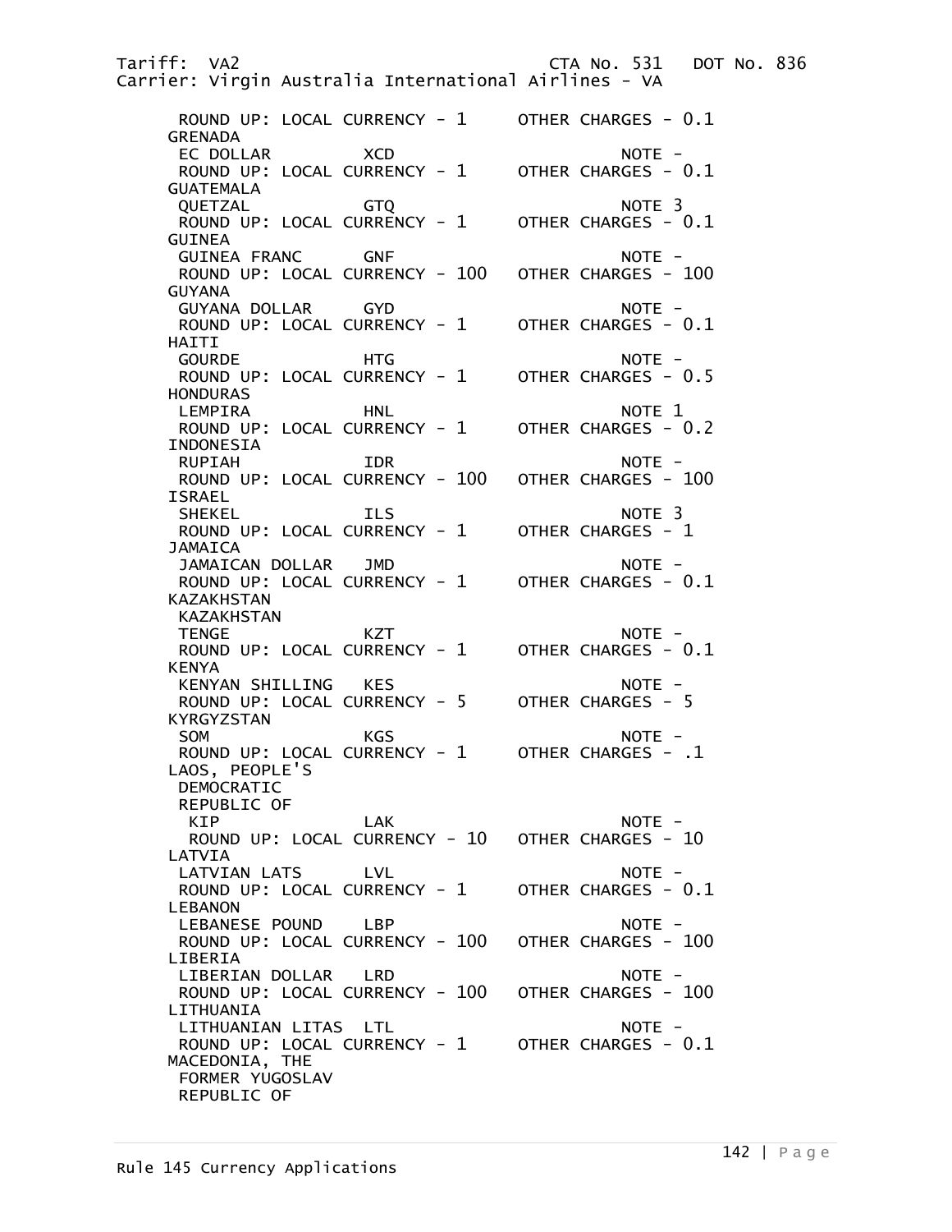ROUND UP: LOCAL CURRENCY - 1     OTHER CHARGES - 0.1

```
GRENADA
 EC DOLLAR         XCD                        NOTE -
 ROUND UP: LOCAL CURRENCY - 1     OTHER CHARGES - 0.1
GUATEMALA
 QUETZAL           GTQ                        NOTE 3
 ROUND UP: LOCAL CURRENCY - 1     OTHER CHARGES - 0.1
GUINEA
 GUINEA FRANC      GNF                        NOTE -
 ROUND UP: LOCAL CURRENCY - 100   OTHER CHARGES - 100
GUYANA
 GUYANA DOLLAR     GYD                        NOTE -
 ROUND UP: LOCAL CURRENCY - 1     OTHER CHARGES - 0.1
HAITI
 GOURDE            HTG                        NOTE -
 ROUND UP: LOCAL CURRENCY - 1     OTHER CHARGES - 0.5
HONDURAS
 LEMPIRA           HNL                        NOTE 1
 ROUND UP: LOCAL CURRENCY - 1     OTHER CHARGES - 0.2
INDONESIA
 RUPIAH            IDR                        NOTE -
 ROUND UP: LOCAL CURRENCY - 100   OTHER CHARGES - 100
ISRAEL
 SHEKEL            ILS                        NOTE 3
 ROUND UP: LOCAL CURRENCY - 1     OTHER CHARGES - 1
JAMAICA
 JAMAICAN DOLLAR   JMD                        NOTE -
 ROUND UP: LOCAL CURRENCY - 1     OTHER CHARGES - 0.1
KAZAKHSTAN
 KAZAKHSTAN
 TENGE             KZT                        NOTE -
 ROUND UP: LOCAL CURRENCY - 1     OTHER CHARGES - 0.1
KENYA
 KENYAN SHILLING   KES                        NOTE -
 ROUND UP: LOCAL CURRENCY - 5     OTHER CHARGES - 5
KYRGYZSTAN
 SOM               KGS                        NOTE -
 ROUND UP: LOCAL CURRENCY - 1     OTHER CHARGES - .1
LAOS, PEOPLE'S
 DEMOCRATIC
 REPUBLIC OF
  KIP              LAK                        NOTE -
  ROUND UP: LOCAL CURRENCY - 10   OTHER CHARGES - 10
LATVIA
 LATVIAN LATS      LVL                        NOTE -
 ROUND UP: LOCAL CURRENCY - 1     OTHER CHARGES - 0.1
LEBANON
 LEBANESE POUND    LBP                        NOTE -
 ROUND UP: LOCAL CURRENCY - 100   OTHER CHARGES - 100
LIBERIA
 LIBERIAN DOLLAR   LRD                        NOTE -
 ROUND UP: LOCAL CURRENCY - 100   OTHER CHARGES - 100
LITHUANIA
 LITHUANIAN LITAS  LTL                        NOTE -
 ROUND UP: LOCAL CURRENCY - 1     OTHER CHARGES - 0.1
MACEDONIA, THE
 FORMER YUGOSLAV
 REPUBLIC OF
```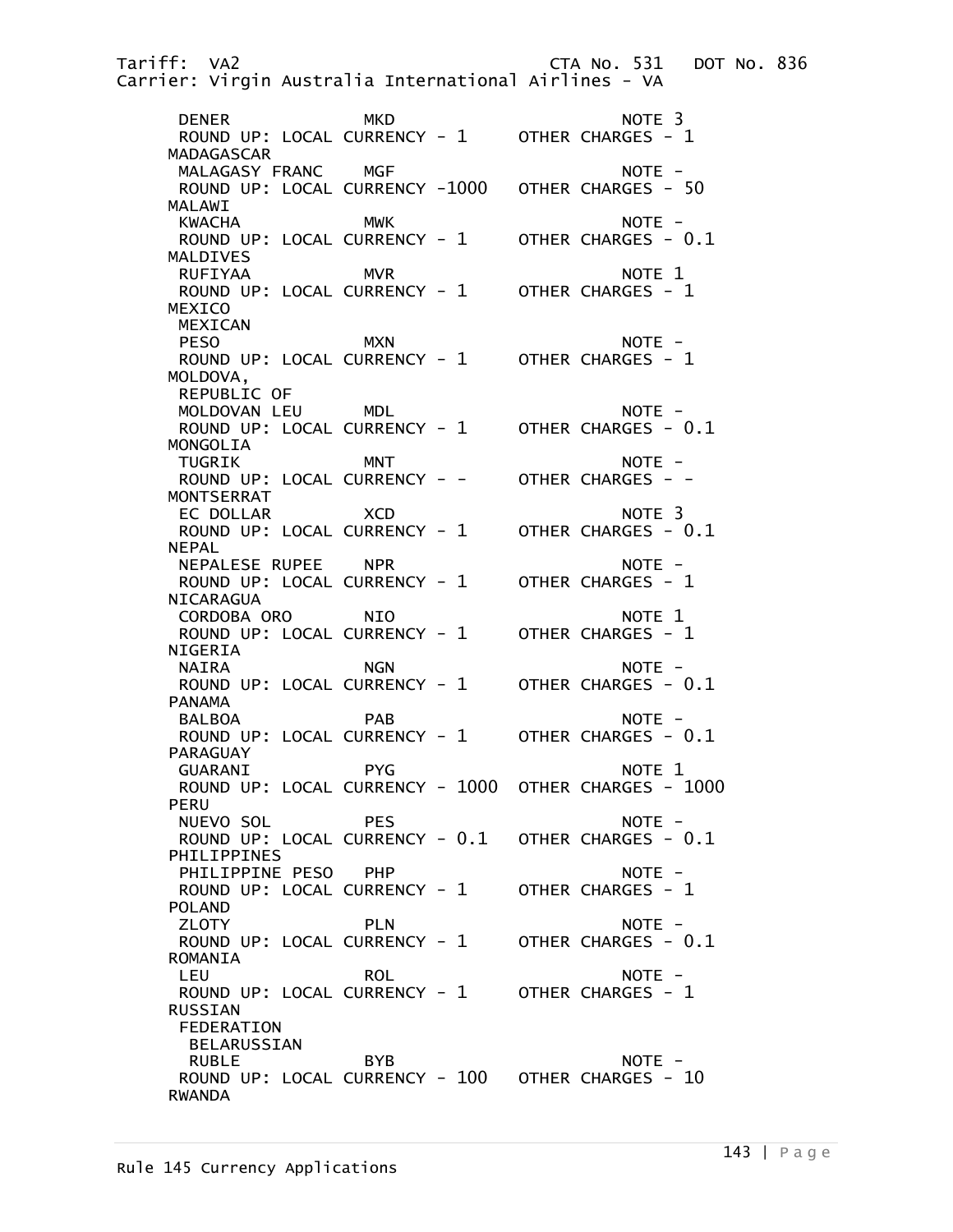```
DENER             MKD                         NOTE 3
 ROUND UP: LOCAL CURRENCY - 1     OTHER CHARGES - 1
MADAGASCAR
 MALAGASY FRANC    MGF                         NOTE -
 ROUND UP: LOCAL CURRENCY -1000   OTHER CHARGES - 50
MALAWI
 KWACHA            MWK                         NOTE -
 ROUND UP: LOCAL CURRENCY - 1     OTHER CHARGES - 0.1
MALDIVES
 RUFIYAA           MVR                         NOTE 1
 ROUND UP: LOCAL CURRENCY - 1     OTHER CHARGES - 1
MEXICO
 MEXICAN
 PESO              MXN                         NOTE -
 ROUND UP: LOCAL CURRENCY - 1     OTHER CHARGES - 1
MOLDOVA,
 REPUBLIC OF
 MOLDOVAN LEU      MDL                         NOTE -
 ROUND UP: LOCAL CURRENCY - 1     OTHER CHARGES - 0.1
MONGOLIA
 TUGRIK            MNT                         NOTE -
 ROUND UP: LOCAL CURRENCY - -     OTHER CHARGES - -
MONTSERRAT
 EC DOLLAR         XCD                         NOTE 3
 ROUND UP: LOCAL CURRENCY - 1     OTHER CHARGES - 0.1
NEPAL
 NEPALESE RUPEE    NPR                         NOTE -
 ROUND UP: LOCAL CURRENCY - 1     OTHER CHARGES - 1
NICARAGUA
 CORDOBA ORO       NIO                         NOTE 1
 ROUND UP: LOCAL CURRENCY - 1     OTHER CHARGES - 1
NIGERIA
 NAIRA             NGN                         NOTE -
 ROUND UP: LOCAL CURRENCY - 1     OTHER CHARGES - 0.1
PANAMA
 BALBOA            PAB                         NOTE -
 ROUND UP: LOCAL CURRENCY - 1     OTHER CHARGES - 0.1
PARAGUAY
 GUARANI           PYG                         NOTE 1
 ROUND UP: LOCAL CURRENCY - 1000  OTHER CHARGES - 1000
PERU
 NUEVO SOL         PES                         NOTE -
 ROUND UP: LOCAL CURRENCY - 0.1   OTHER CHARGES - 0.1
PHILIPPINES
 PHILIPPINE PESO   PHP                         NOTE -
 ROUND UP: LOCAL CURRENCY - 1     OTHER CHARGES - 1
POLAND
 ZLOTY             PLN                         NOTE -
 ROUND UP: LOCAL CURRENCY - 1     OTHER CHARGES - 0.1
ROMANIA
 LEU               ROL                         NOTE -
 ROUND UP: LOCAL CURRENCY - 1     OTHER CHARGES - 1
RUSSIAN
 FEDERATION
  BELARUSSIAN
  RUBLE            BYB                         NOTE -
 ROUND UP: LOCAL CURRENCY - 100   OTHER CHARGES - 10
RWANDA
```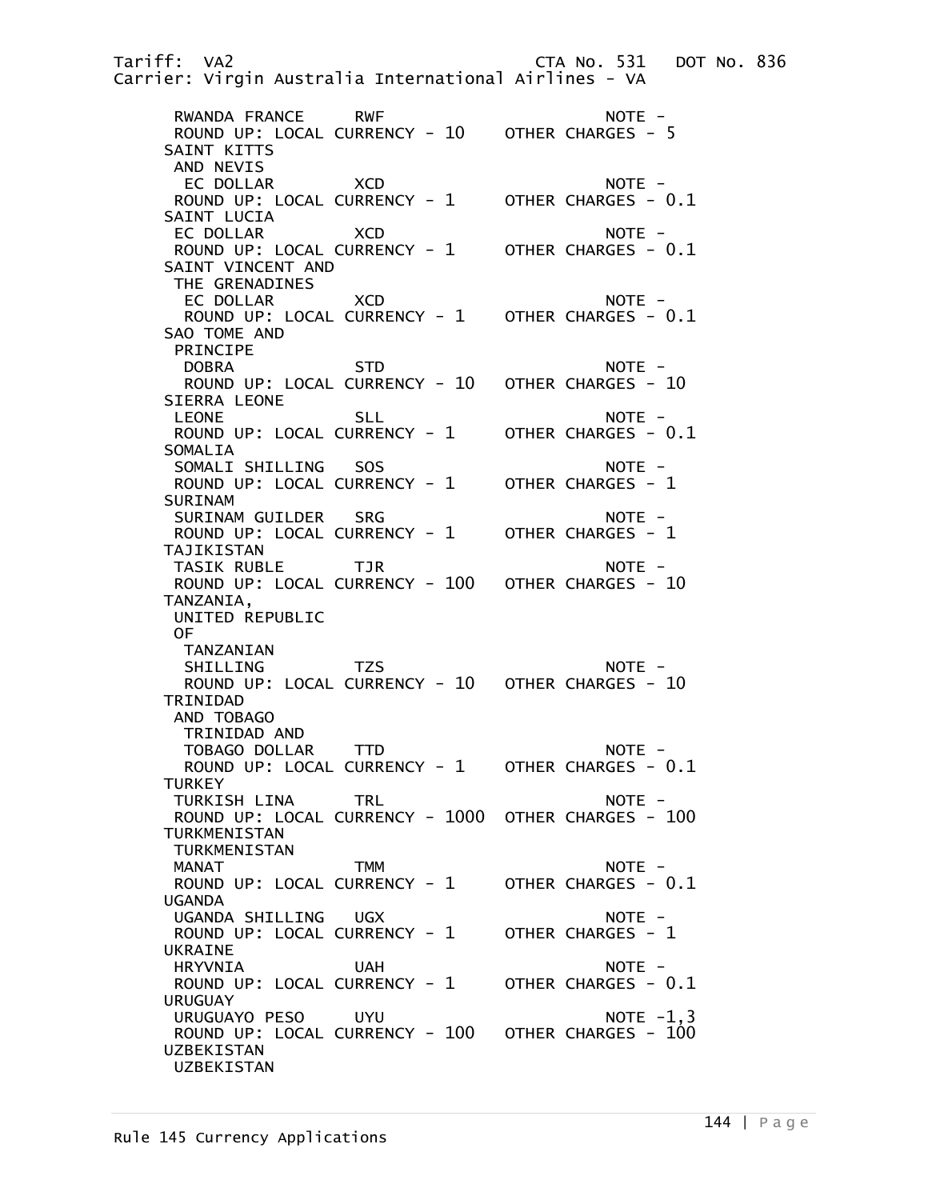```
  RWANDA FRANCE     RWF                      NOTE -
  ROUND UP: LOCAL CURRENCY - 10    OTHER CHARGES - 5
 SAINT KITTS
  AND NEVIS
   EC DOLLAR        XCD                      NOTE -
  ROUND UP: LOCAL CURRENCY - 1     OTHER CHARGES - 0.1
 SAINT LUCIA
  EC DOLLAR         XCD                      NOTE -
  ROUND UP: LOCAL CURRENCY - 1     OTHER CHARGES - 0.1
 SAINT VINCENT AND
  THE GRENADINES
   EC DOLLAR        XCD                      NOTE -
   ROUND UP: LOCAL CURRENCY - 1    OTHER CHARGES - 0.1
 SAO TOME AND
  PRINCIPE
   DOBRA            STD                      NOTE -
   ROUND UP: LOCAL CURRENCY - 10   OTHER CHARGES - 10
 SIERRA LEONE
  LEONE             SLL                      NOTE -
  ROUND UP: LOCAL CURRENCY - 1     OTHER CHARGES - 0.1
 SOMALIA
  SOMALI SHILLING   SOS                      NOTE -
  ROUND UP: LOCAL CURRENCY - 1     OTHER CHARGES - 1
 SURINAM
  SURINAM GUILDER   SRG                      NOTE -
  ROUND UP: LOCAL CURRENCY - 1     OTHER CHARGES - 1
 TAJIKISTAN
  TASIK RUBLE       TJR                      NOTE -
  ROUND UP: LOCAL CURRENCY - 100   OTHER CHARGES - 10
 TANZANIA,
  UNITED REPUBLIC
  OF
   TANZANIAN
   SHILLING         TZS                      NOTE -
   ROUND UP: LOCAL CURRENCY - 10   OTHER CHARGES - 10
 TRINIDAD
  AND TOBAGO
   TRINIDAD AND
   TOBAGO DOLLAR    TTD                      NOTE -
   ROUND UP: LOCAL CURRENCY - 1    OTHER CHARGES - 0.1
 TURKEY
  TURKISH LINA      TRL                      NOTE -
  ROUND UP: LOCAL CURRENCY - 1000  OTHER CHARGES - 100
 TURKMENISTAN
  TURKMENISTAN
  MANAT             TMM                      NOTE -
  ROUND UP: LOCAL CURRENCY - 1     OTHER CHARGES - 0.1
 UGANDA
  UGANDA SHILLING   UGX                      NOTE -
  ROUND UP: LOCAL CURRENCY - 1     OTHER CHARGES - 1
 UKRAINE
  HRYVNIA           UAH                      NOTE -
  ROUND UP: LOCAL CURRENCY - 1     OTHER CHARGES - 0.1
 URUGUAY
  URUGUAYO PESO     UYU                      NOTE -1,3
  ROUND UP: LOCAL CURRENCY - 100   OTHER CHARGES - 100
 UZBEKISTAN
  UZBEKISTAN
```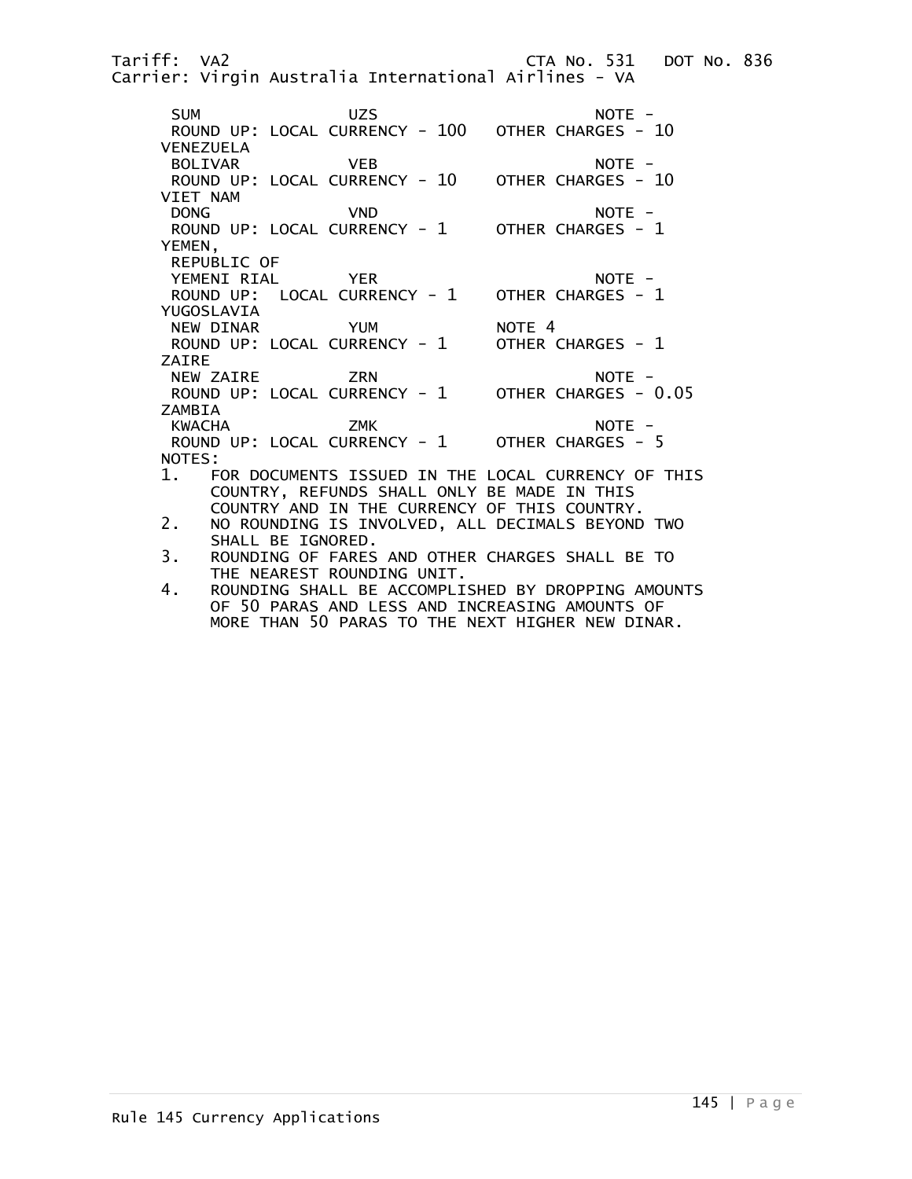SUM UZS NOTE -
ROUND UP: LOCAL CURRENCY - 100 OTHER CHARGES - 10

VENEZUELA
BOLIVAR VEB NOTE -
ROUND UP: LOCAL CURRENCY - 10 OTHER CHARGES - 10

VIET NAM
DONG VND NOTE -
ROUND UP: LOCAL CURRENCY - 1 OTHER CHARGES - 1

YEMEN,
REPUBLIC OF
YEMENI RIAL YER NOTE -
ROUND UP: LOCAL CURRENCY - 1 OTHER CHARGES - 1

YUGOSLAVIA
NEW DINAR YUM NOTE 4
ROUND UP: LOCAL CURRENCY - 1 OTHER CHARGES - 1

ZAIRE
NEW ZAIRE ZRN NOTE -
ROUND UP: LOCAL CURRENCY - 1 OTHER CHARGES - 0.05

ZAMBIA
KWACHA ZMK NOTE -
ROUND UP: LOCAL CURRENCY - 1 OTHER CHARGES - 5

NOTES:

1. FOR DOCUMENTS ISSUED IN THE LOCAL CURRENCY OF THIS COUNTRY, REFUNDS SHALL ONLY BE MADE IN THIS COUNTRY AND IN THE CURRENCY OF THIS COUNTRY.
2. NO ROUNDING IS INVOLVED, ALL DECIMALS BEYOND TWO SHALL BE IGNORED.
3. ROUNDING OF FARES AND OTHER CHARGES SHALL BE TO THE NEAREST ROUNDING UNIT.
4. ROUNDING SHALL BE ACCOMPLISHED BY DROPPING AMOUNTS OF 50 PARAS AND LESS AND INCREASING AMOUNTS OF MORE THAN 50 PARAS TO THE NEXT HIGHER NEW DINAR.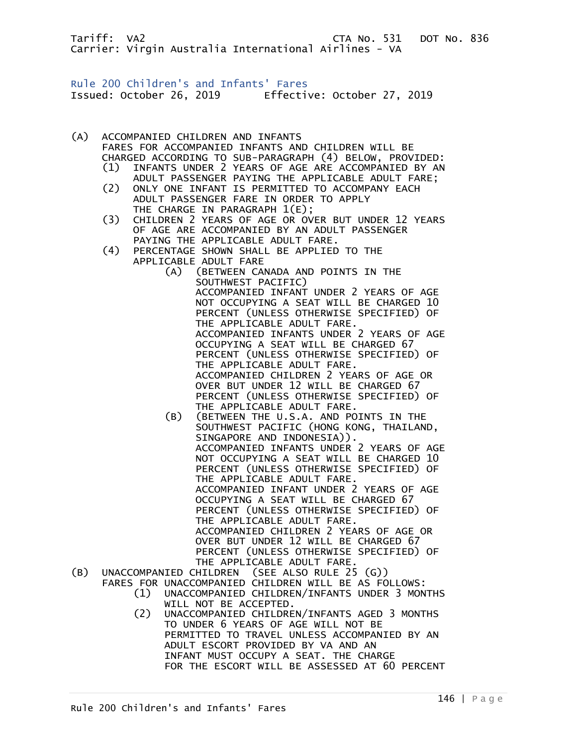Tariff: VA2 CTA No. 531 DOT No. 836
Carrier: Virgin Australia International Airlines - VA

## Rule 200 Children's and Infants' Fares

Issued: October 26, 2019 Effective: October 27, 2019

(A) ACCOMPANIED CHILDREN AND INFANTS
FARES FOR ACCOMPANIED INFANTS AND CHILDREN WILL BE CHARGED ACCORDING TO SUB-PARAGRAPH (4) BELOW, PROVIDED:

- (1) INFANTS UNDER 2 YEARS OF AGE ARE ACCOMPANIED BY AN ADULT PASSENGER PAYING THE APPLICABLE ADULT FARE;
- (2) ONLY ONE INFANT IS PERMITTED TO ACCOMPANY EACH ADULT PASSENGER FARE IN ORDER TO APPLY THE CHARGE IN PARAGRAPH 1(E);
- (3) CHILDREN 2 YEARS OF AGE OR OVER BUT UNDER 12 YEARS OF AGE ARE ACCOMPANIED BY AN ADULT PASSENGER PAYING THE APPLICABLE ADULT FARE.
- (4) PERCENTAGE SHOWN SHALL BE APPLIED TO THE APPLICABLE ADULT FARE
  - (A) (BETWEEN CANADA AND POINTS IN THE SOUTHWEST PACIFIC)
    ACCOMPANIED INFANT UNDER 2 YEARS OF AGE NOT OCCUPYING A SEAT WILL BE CHARGED 10 PERCENT (UNLESS OTHERWISE SPECIFIED) OF THE APPLICABLE ADULT FARE.
    ACCOMPANIED INFANTS UNDER 2 YEARS OF AGE OCCUPYING A SEAT WILL BE CHARGED 67 PERCENT (UNLESS OTHERWISE SPECIFIED) OF THE APPLICABLE ADULT FARE.
    ACCOMPANIED CHILDREN 2 YEARS OF AGE OR OVER BUT UNDER 12 WILL BE CHARGED 67 PERCENT (UNLESS OTHERWISE SPECIFIED) OF THE APPLICABLE ADULT FARE.
  - (B) (BETWEEN THE U.S.A. AND POINTS IN THE SOUTHWEST PACIFIC (HONG KONG, THAILAND, SINGAPORE AND INDONESIA)).
    ACCOMPANIED INFANTS UNDER 2 YEARS OF AGE NOT OCCUPYING A SEAT WILL BE CHARGED 10 PERCENT (UNLESS OTHERWISE SPECIFIED) OF THE APPLICABLE ADULT FARE.
    ACCOMPANIED INFANT UNDER 2 YEARS OF AGE OCCUPYING A SEAT WILL BE CHARGED 67 PERCENT (UNLESS OTHERWISE SPECIFIED) OF THE APPLICABLE ADULT FARE.
    ACCOMPANIED CHILDREN 2 YEARS OF AGE OR OVER BUT UNDER 12 WILL BE CHARGED 67 PERCENT (UNLESS OTHERWISE SPECIFIED) OF THE APPLICABLE ADULT FARE.

(B) UNACCOMPANIED CHILDREN (SEE ALSO RULE 25 (G))
FARES FOR UNACCOMPANIED CHILDREN WILL BE AS FOLLOWS:

- (1) UNACCOMPANIED CHILDREN/INFANTS UNDER 3 MONTHS WILL NOT BE ACCEPTED.
- (2) UNACCOMPANIED CHILDREN/INFANTS AGED 3 MONTHS TO UNDER 6 YEARS OF AGE WILL NOT BE PERMITTED TO TRAVEL UNLESS ACCOMPANIED BY AN ADULT ESCORT PROVIDED BY VA AND AN INFANT MUST OCCUPY A SEAT. THE CHARGE FOR THE ESCORT WILL BE ASSESSED AT 60 PERCENT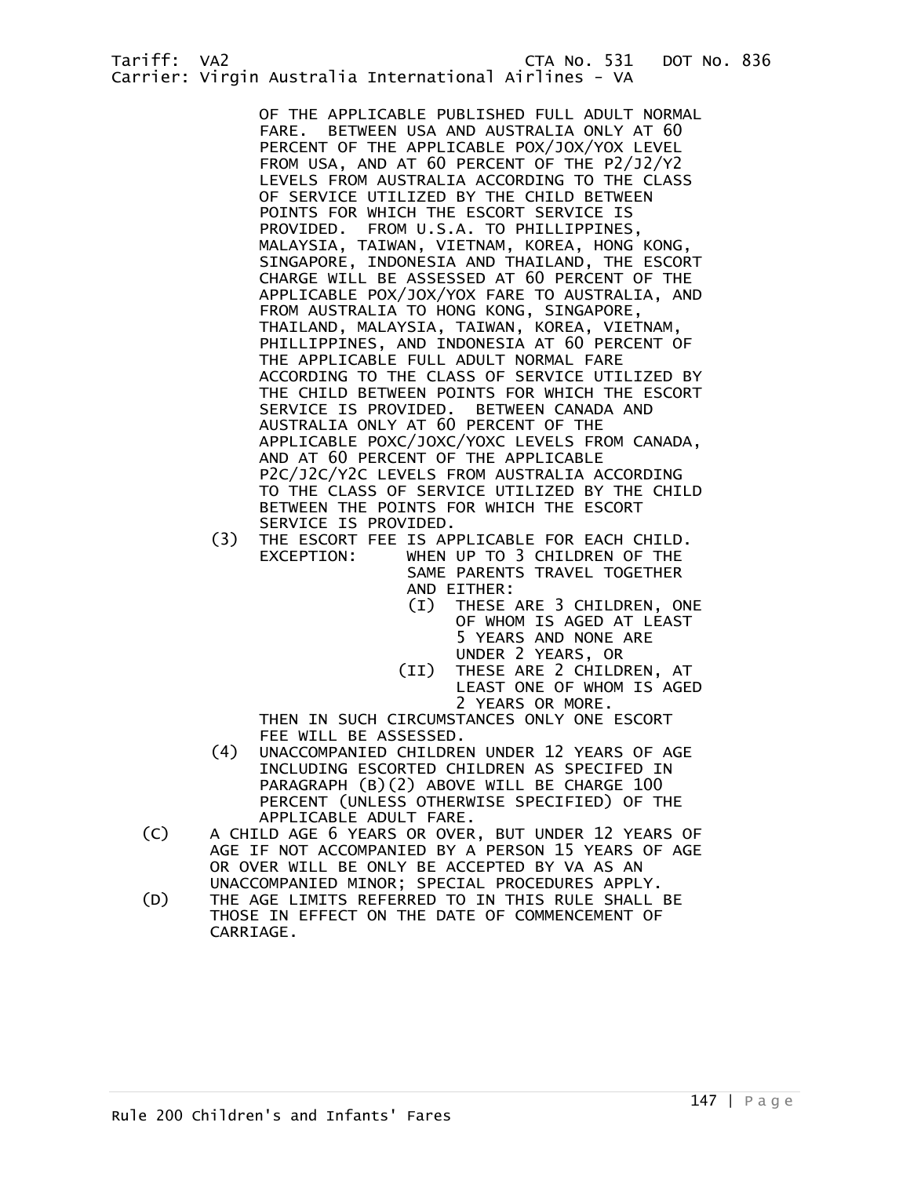OF THE APPLICABLE PUBLISHED FULL ADULT NORMAL FARE. BETWEEN USA AND AUSTRALIA ONLY AT 60 PERCENT OF THE APPLICABLE POX/JOX/YOX LEVEL FROM USA, AND AT 60 PERCENT OF THE P2/J2/Y2 LEVELS FROM AUSTRALIA ACCORDING TO THE CLASS OF SERVICE UTILIZED BY THE CHILD BETWEEN POINTS FOR WHICH THE ESCORT SERVICE IS PROVIDED. FROM U.S.A. TO PHILLIPPINES, MALAYSIA, TAIWAN, VIETNAM, KOREA, HONG KONG, SINGAPORE, INDONESIA AND THAILAND, THE ESCORT CHARGE WILL BE ASSESSED AT 60 PERCENT OF THE APPLICABLE POX/JOX/YOX FARE TO AUSTRALIA, AND FROM AUSTRALIA TO HONG KONG, SINGAPORE, THAILAND, MALAYSIA, TAIWAN, KOREA, VIETNAM, PHILLIPPINES, AND INDONESIA AT 60 PERCENT OF THE APPLICABLE FULL ADULT NORMAL FARE ACCORDING TO THE CLASS OF SERVICE UTILIZED BY THE CHILD BETWEEN POINTS FOR WHICH THE ESCORT SERVICE IS PROVIDED. BETWEEN CANADA AND AUSTRALIA ONLY AT 60 PERCENT OF THE APPLICABLE POXC/JOXC/YOXC LEVELS FROM CANADA, AND AT 60 PERCENT OF THE APPLICABLE P2C/J2C/Y2C LEVELS FROM AUSTRALIA ACCORDING TO THE CLASS OF SERVICE UTILIZED BY THE CHILD BETWEEN THE POINTS FOR WHICH THE ESCORT SERVICE IS PROVIDED.

(3) THE ESCORT FEE IS APPLICABLE FOR EACH CHILD.
EXCEPTION: WHEN UP TO 3 CHILDREN OF THE SAME PARENTS TRAVEL TOGETHER AND EITHER:
- (I) THESE ARE 3 CHILDREN, ONE OF WHOM IS AGED AT LEAST 5 YEARS AND NONE ARE UNDER 2 YEARS, OR
- (II) THESE ARE 2 CHILDREN, AT LEAST ONE OF WHOM IS AGED 2 YEARS OR MORE.

THEN IN SUCH CIRCUMSTANCES ONLY ONE ESCORT FEE WILL BE ASSESSED.

(4) UNACCOMPANIED CHILDREN UNDER 12 YEARS OF AGE INCLUDING ESCORTED CHILDREN AS SPECIFED IN PARAGRAPH (B)(2) ABOVE WILL BE CHARGE 100 PERCENT (UNLESS OTHERWISE SPECIFIED) OF THE APPLICABLE ADULT FARE.

(C) A CHILD AGE 6 YEARS OR OVER, BUT UNDER 12 YEARS OF AGE IF NOT ACCOMPANIED BY A PERSON 15 YEARS OF AGE OR OVER WILL BE ONLY BE ACCEPTED BY VA AS AN UNACCOMPANIED MINOR; SPECIAL PROCEDURES APPLY.

(D) THE AGE LIMITS REFERRED TO IN THIS RULE SHALL BE THOSE IN EFFECT ON THE DATE OF COMMENCEMENT OF CARRIAGE.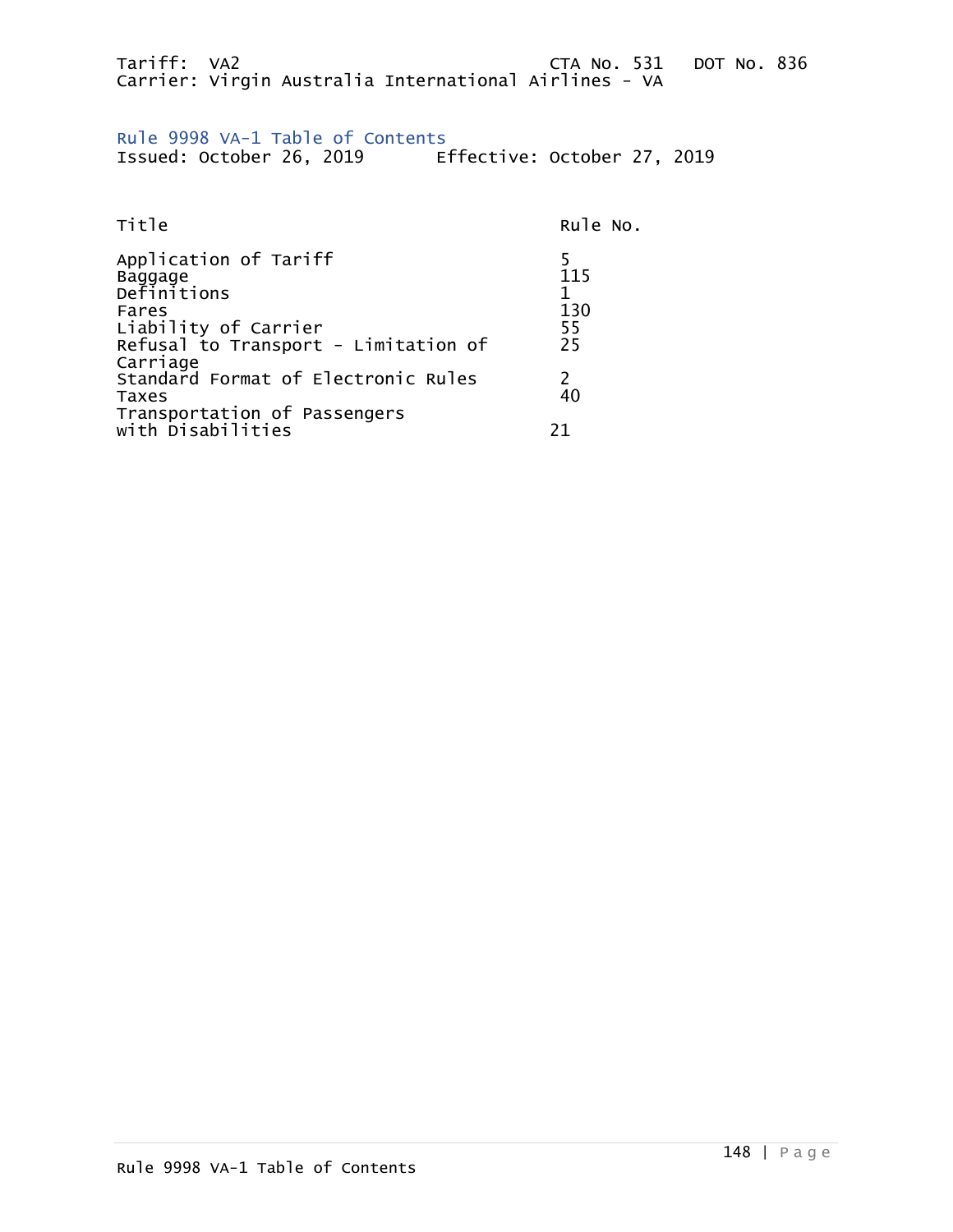Tariff: VA2 CTA No. 531 DOT No. 836
Carrier: Virgin Australia International Airlines - VA

## Rule 9998 VA-1 Table of Contents

Issued: October 26, 2019 Effective: October 27, 2019

| Title | Rule No. |
|---|---|
| Application of Tariff | 5 |
| Baggage | 115 |
| Definitions | 1 |
| Fares | 130 |
| Liability of Carrier | 55 |
| Refusal to Transport - Limitation of Carriage | 25 |
| Standard Format of Electronic Rules | 2 |
| Taxes | 40 |
| Transportation of Passengers with Disabilities | 21 |